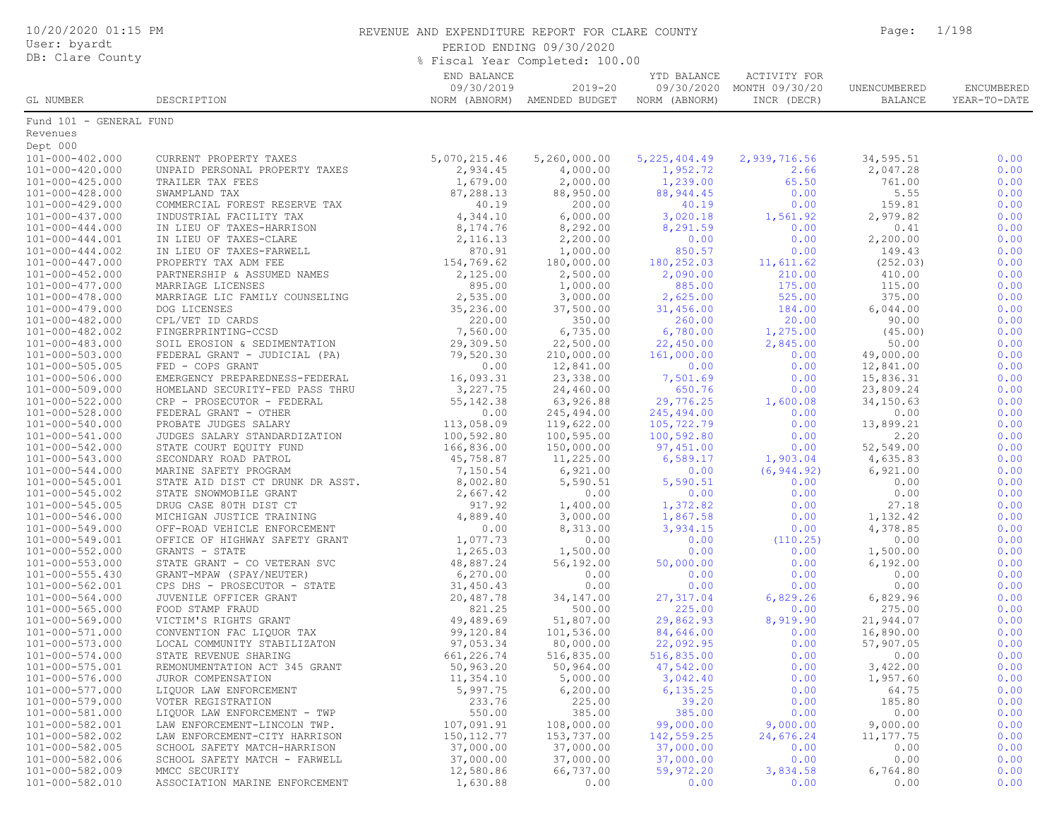# REVENUE AND EXPENDITURE REPORT FOR CLARE COUNTY

10/20/2020 01:15 PM
User: byardt
DB: Clare County

PERIOD ENDING 09/30/2020
% Fiscal Year Completed: 100.00

| GL NUMBER | DESCRIPTION | END BALANCE 09/30/2019 NORM (ABNORM) | 2019-20 AMENDED BUDGET | YTD BALANCE 09/30/2020 NORM (ABNORM) | ACTIVITY FOR MONTH 09/30/20 INCR (DECR) | UNENCUMBERED BALANCE | ENCUMBERED YEAR-TO-DATE |
|---|---|---|---|---|---|---|---|
| Fund 101 - GENERAL FUND | | | | | | | |
| Revenues | | | | | | | |
| Dept 000 | | | | | | | |
| 101-000-402.000 | CURRENT PROPERTY TAXES | 5,070,215.46 | 5,260,000.00 | 5,225,404.49 | 2,939,716.56 | 34,595.51 | 0.00 |
| 101-000-420.000 | UNPAID PERSONAL PROPERTY TAXES | 2,934.45 | 4,000.00 | 1,952.72 | 2.66 | 2,047.28 | 0.00 |
| 101-000-425.000 | TRAILER TAX FEES | 1,679.00 | 2,000.00 | 1,239.00 | 65.50 | 761.00 | 0.00 |
| 101-000-428.000 | SWAMPLAND TAX | 87,288.13 | 88,950.00 | 88,944.45 | 0.00 | 5.55 | 0.00 |
| 101-000-429.000 | COMMERCIAL FOREST RESERVE TAX | 40.19 | 200.00 | 40.19 | 0.00 | 159.81 | 0.00 |
| 101-000-437.000 | INDUSTRIAL FACILITY TAX | 4,344.10 | 6,000.00 | 3,020.18 | 1,561.92 | 2,979.82 | 0.00 |
| 101-000-444.000 | IN LIEU OF TAXES-HARRISON | 8,174.76 | 8,292.00 | 8,291.59 | 0.00 | 0.41 | 0.00 |
| 101-000-444.001 | IN LIEU OF TAXES-CLARE | 2,116.13 | 2,200.00 | 0.00 | 0.00 | 2,200.00 | 0.00 |
| 101-000-444.002 | IN LIEU OF TAXES-FARWELL | 870.91 | 1,000.00 | 850.57 | 0.00 | 149.43 | 0.00 |
| 101-000-447.000 | PROPERTY TAX ADM FEE | 154,769.62 | 180,000.00 | 180,252.03 | 11,611.62 | (252.03) | 0.00 |
| 101-000-452.000 | PARTNERSHIP & ASSUMED NAMES | 2,125.00 | 2,500.00 | 2,090.00 | 210.00 | 410.00 | 0.00 |
| 101-000-477.000 | MARRIAGE LICENSES | 895.00 | 1,000.00 | 885.00 | 175.00 | 115.00 | 0.00 |
| 101-000-478.000 | MARRIAGE LIC FAMILY COUNSELING | 2,535.00 | 3,000.00 | 2,625.00 | 525.00 | 375.00 | 0.00 |
| 101-000-479.000 | DOG LICENSES | 35,236.00 | 37,500.00 | 31,456.00 | 184.00 | 6,044.00 | 0.00 |
| 101-000-482.000 | CPL/VET ID CARDS | 220.00 | 350.00 | 260.00 | 20.00 | 90.00 | 0.00 |
| 101-000-482.002 | FINGERPRINTING-CCSD | 7,560.00 | 6,735.00 | 6,780.00 | 1,275.00 | (45.00) | 0.00 |
| 101-000-483.000 | SOIL EROSION & SEDIMENTATION | 29,309.50 | 22,500.00 | 22,450.00 | 2,845.00 | 50.00 | 0.00 |
| 101-000-503.000 | FEDERAL GRANT - JUDICIAL (PA) | 79,520.30 | 210,000.00 | 161,000.00 | 0.00 | 49,000.00 | 0.00 |
| 101-000-505.005 | FED - COPS GRANT | 0.00 | 12,841.00 | 0.00 | 0.00 | 12,841.00 | 0.00 |
| 101-000-506.000 | EMERGENCY PREPAREDNESS-FEDERAL | 16,093.31 | 23,338.00 | 7,501.69 | 0.00 | 15,836.31 | 0.00 |
| 101-000-509.000 | HOMELAND SECURITY-FED PASS THRU | 3,227.75 | 24,460.00 | 650.76 | 0.00 | 23,809.24 | 0.00 |
| 101-000-522.000 | CRP - PROSECUTOR - FEDERAL | 55,142.38 | 63,926.88 | 29,776.25 | 1,600.08 | 34,150.63 | 0.00 |
| 101-000-528.000 | FEDERAL GRANT - OTHER | 0.00 | 245,494.00 | 245,494.00 | 0.00 | 0.00 | 0.00 |
| 101-000-540.000 | PROBATE JUDGES SALARY | 113,058.09 | 119,622.00 | 105,722.79 | 0.00 | 13,899.21 | 0.00 |
| 101-000-541.000 | JUDGES SALARY STANDARDIZATION | 100,592.80 | 100,595.00 | 100,592.80 | 0.00 | 2.20 | 0.00 |
| 101-000-542.000 | STATE COURT EQUITY FUND | 166,836.00 | 150,000.00 | 97,451.00 | 0.00 | 52,549.00 | 0.00 |
| 101-000-543.000 | SECONDARY ROAD PATROL | 45,758.87 | 11,225.00 | 6,589.17 | 1,903.04 | 4,635.83 | 0.00 |
| 101-000-544.000 | MARINE SAFETY PROGRAM | 7,150.54 | 6,921.00 | 0.00 | (6,944.92) | 6,921.00 | 0.00 |
| 101-000-545.001 | STATE AID DIST CT DRUNK DR ASST. | 8,002.80 | 5,590.51 | 5,590.51 | 0.00 | 0.00 | 0.00 |
| 101-000-545.002 | STATE SNOWMOBILE GRANT | 2,667.42 | 0.00 | 0.00 | 0.00 | 0.00 | 0.00 |
| 101-000-545.005 | DRUG CASE 80TH DIST CT | 917.92 | 1,400.00 | 1,372.82 | 0.00 | 27.18 | 0.00 |
| 101-000-546.000 | MICHIGAN JUSTICE TRAINING | 4,889.40 | 3,000.00 | 1,867.58 | 0.00 | 1,132.42 | 0.00 |
| 101-000-549.000 | OFF-ROAD VEHICLE ENFORCEMENT | 0.00 | 8,313.00 | 3,934.15 | 0.00 | 4,378.85 | 0.00 |
| 101-000-549.001 | OFFICE OF HIGHWAY SAFETY GRANT | 1,077.73 | 0.00 | 0.00 | (110.25) | 0.00 | 0.00 |
| 101-000-552.000 | GRANTS - STATE | 1,265.03 | 1,500.00 | 0.00 | 0.00 | 1,500.00 | 0.00 |
| 101-000-553.000 | STATE GRANT - CO VETERAN SVC | 48,887.24 | 56,192.00 | 50,000.00 | 0.00 | 6,192.00 | 0.00 |
| 101-000-555.430 | GRANT-MPAW (SPAY/NEUTER) | 6,270.00 | 0.00 | 0.00 | 0.00 | 0.00 | 0.00 |
| 101-000-562.001 | CPS DHS - PROSECUTOR - STATE | 31,450.43 | 0.00 | 0.00 | 0.00 | 0.00 | 0.00 |
| 101-000-564.000 | JUVENILE OFFICER GRANT | 20,487.78 | 34,147.00 | 27,317.04 | 6,829.26 | 6,829.96 | 0.00 |
| 101-000-565.000 | FOOD STAMP FRAUD | 821.25 | 500.00 | 225.00 | 0.00 | 275.00 | 0.00 |
| 101-000-569.000 | VICTIM'S RIGHTS GRANT | 49,489.69 | 51,807.00 | 29,862.93 | 8,919.90 | 21,944.07 | 0.00 |
| 101-000-571.000 | CONVENTION FAC LIQUOR TAX | 99,120.84 | 101,536.00 | 84,646.00 | 0.00 | 16,890.00 | 0.00 |
| 101-000-573.000 | LOCAL COMMUNITY STABILIZATON | 97,053.34 | 80,000.00 | 22,092.95 | 0.00 | 57,907.05 | 0.00 |
| 101-000-574.000 | STATE REVENUE SHARING | 661,226.74 | 516,835.00 | 516,835.00 | 0.00 | 0.00 | 0.00 |
| 101-000-575.001 | REMONUMENTATION ACT 345 GRANT | 50,963.20 | 50,964.00 | 47,542.00 | 0.00 | 3,422.00 | 0.00 |
| 101-000-576.000 | JUROR COMPENSATION | 11,354.10 | 5,000.00 | 3,042.40 | 0.00 | 1,957.60 | 0.00 |
| 101-000-577.000 | LIQUOR LAW ENFORCEMENT | 5,997.75 | 6,200.00 | 6,135.25 | 0.00 | 64.75 | 0.00 |
| 101-000-579.000 | VOTER REGISTRATION | 233.76 | 225.00 | 39.20 | 0.00 | 185.80 | 0.00 |
| 101-000-581.000 | LIQUOR LAW ENFORCEMENT - TWP | 550.00 | 385.00 | 385.00 | 0.00 | 0.00 | 0.00 |
| 101-000-582.001 | LAW ENFORCEMENT-LINCOLN TWP. | 107,091.91 | 108,000.00 | 99,000.00 | 9,000.00 | 9,000.00 | 0.00 |
| 101-000-582.002 | LAW ENFORCEMENT-CITY HARRISON | 150,112.77 | 153,737.00 | 142,559.25 | 24,676.24 | 11,177.75 | 0.00 |
| 101-000-582.005 | SCHOOL SAFETY MATCH-HARRISON | 37,000.00 | 37,000.00 | 37,000.00 | 0.00 | 0.00 | 0.00 |
| 101-000-582.006 | SCHOOL SAFETY MATCH - FARWELL | 37,000.00 | 37,000.00 | 37,000.00 | 0.00 | 0.00 | 0.00 |
| 101-000-582.009 | MMCC SECURITY | 12,580.86 | 66,737.00 | 59,972.20 | 3,834.58 | 6,764.80 | 0.00 |
| 101-000-582.010 | ASSOCIATION MARINE ENFORCEMENT | 1,630.88 | 0.00 | 0.00 | 0.00 | 0.00 | 0.00 |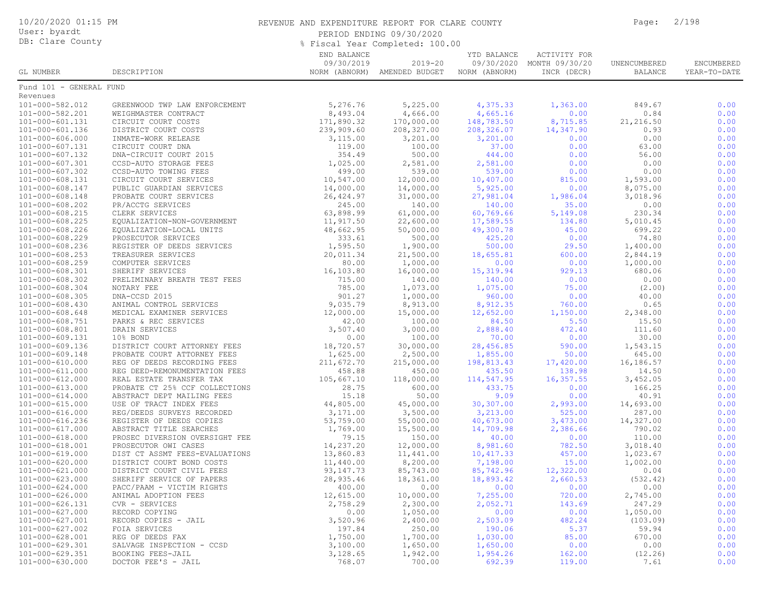REVENUE AND EXPENDITURE REPORT FOR CLARE COUNTY

PERIOD ENDING 09/30/2020

% Fiscal Year Completed: 100.00

10/20/2020 01:15 PM
User: byardt
DB: Clare County

| GL NUMBER | DESCRIPTION | END BALANCE 09/30/2019 NORM (ABNORM) | 2019-20 AMENDED BUDGET | YTD BALANCE 09/30/2020 NORM (ABNORM) | ACTIVITY FOR MONTH 09/30/20 INCR (DECR) | UNENCUMBERED BALANCE | ENCUMBERED YEAR-TO-DATE |
|---|---|---|---|---|---|---|---|
| Fund 101 - GENERAL FUND | | | | | | | |
| Revenues | | | | | | | |
| 101-000-582.012 | GREENWOOD TWP LAW ENFORCEMENT | 5,276.76 | 5,225.00 | 4,375.33 | 1,363.00 | 849.67 | 0.00 |
| 101-000-582.201 | WEIGHMASTER CONTRACT | 8,493.04 | 4,666.00 | 4,665.16 | 0.00 | 0.84 | 0.00 |
| 101-000-601.131 | CIRCUIT COURT COSTS | 171,890.32 | 170,000.00 | 148,783.50 | 8,715.85 | 21,216.50 | 0.00 |
| 101-000-601.136 | DISTRICT COURT COSTS | 239,909.60 | 208,327.00 | 208,326.07 | 14,347.90 | 0.93 | 0.00 |
| 101-000-606.000 | INMATE-WORK RELEASE | 3,115.00 | 3,201.00 | 3,201.00 | 0.00 | 0.00 | 0.00 |
| 101-000-607.131 | CIRCUIT COURT DNA | 119.00 | 100.00 | 37.00 | 0.00 | 63.00 | 0.00 |
| 101-000-607.132 | DNA-CIRCUIT COURT 2015 | 354.49 | 500.00 | 444.00 | 0.00 | 56.00 | 0.00 |
| 101-000-607.301 | CCSD-AUTO STORAGE FEES | 1,025.00 | 2,581.00 | 2,581.00 | 0.00 | 0.00 | 0.00 |
| 101-000-607.302 | CCSD-AUTO TOWING FEES | 499.00 | 539.00 | 539.00 | 0.00 | 0.00 | 0.00 |
| 101-000-608.131 | CIRCUIT COURT SERVICES | 10,547.00 | 12,000.00 | 10,407.00 | 815.00 | 1,593.00 | 0.00 |
| 101-000-608.147 | PUBLIC GUARDIAN SERVICES | 14,000.00 | 14,000.00 | 5,925.00 | 0.00 | 8,075.00 | 0.00 |
| 101-000-608.148 | PROBATE COURT SERVICES | 26,424.97 | 31,000.00 | 27,981.04 | 1,986.04 | 3,018.96 | 0.00 |
| 101-000-608.202 | PR/ACCTG SERVICES | 245.00 | 140.00 | 140.00 | 35.00 | 0.00 | 0.00 |
| 101-000-608.215 | CLERK SERVICES | 63,898.99 | 61,000.00 | 60,769.66 | 5,149.08 | 230.34 | 0.00 |
| 101-000-608.225 | EQUALIZATION-NON-GOVERNMENT | 11,917.50 | 22,600.00 | 17,589.55 | 134.80 | 5,010.45 | 0.00 |
| 101-000-608.226 | EQUALIZATION-LOCAL UNITS | 48,662.95 | 50,000.00 | 49,300.78 | 45.00 | 699.22 | 0.00 |
| 101-000-608.229 | PROSECUTOR SERVICES | 333.61 | 500.00 | 425.20 | 0.00 | 74.80 | 0.00 |
| 101-000-608.236 | REGISTER OF DEEDS SERVICES | 1,595.50 | 1,900.00 | 500.00 | 29.50 | 1,400.00 | 0.00 |
| 101-000-608.253 | TREASURER SERVICES | 20,011.34 | 21,500.00 | 18,655.81 | 600.00 | 2,844.19 | 0.00 |
| 101-000-608.259 | COMPUTER SERVICES | 80.00 | 1,000.00 | 0.00 | 0.00 | 1,000.00 | 0.00 |
| 101-000-608.301 | SHERIFF SERVICES | 16,103.80 | 16,000.00 | 15,319.94 | 929.13 | 680.06 | 0.00 |
| 101-000-608.302 | PRELIMINARY BREATH TEST FEES | 715.00 | 140.00 | 140.00 | 0.00 | 0.00 | 0.00 |
| 101-000-608.304 | NOTARY FEE | 785.00 | 1,073.00 | 1,075.00 | 75.00 | (2.00) | 0.00 |
| 101-000-608.305 | DNA-CCSD 2015 | 901.27 | 1,000.00 | 960.00 | 0.00 | 40.00 | 0.00 |
| 101-000-608.430 | ANIMAL CONTROL SERVICES | 9,035.79 | 8,913.00 | 8,912.35 | 760.00 | 0.65 | 0.00 |
| 101-000-608.648 | MEDICAL EXAMINER SERVICES | 12,000.00 | 15,000.00 | 12,652.00 | 1,150.00 | 2,348.00 | 0.00 |
| 101-000-608.751 | PARKS & REC SERVICES | 42.00 | 100.00 | 84.50 | 5.50 | 15.50 | 0.00 |
| 101-000-608.801 | DRAIN SERVICES | 3,507.40 | 3,000.00 | 2,888.40 | 472.40 | 111.60 | 0.00 |
| 101-000-609.131 | 10% BOND | 0.00 | 100.00 | 70.00 | 0.00 | 30.00 | 0.00 |
| 101-000-609.136 | DISTRICT COURT ATTORNEY FEES | 18,720.57 | 30,000.00 | 28,456.85 | 590.00 | 1,543.15 | 0.00 |
| 101-000-609.148 | PROBATE COURT ATTORNEY FEES | 1,625.00 | 2,500.00 | 1,855.00 | 50.00 | 645.00 | 0.00 |
| 101-000-610.000 | REG OF DEEDS RECORDING FEES | 211,672.70 | 215,000.00 | 198,813.43 | 17,420.00 | 16,186.57 | 0.00 |
| 101-000-611.000 | REG DEED-REMONUMENTATION FEES | 458.88 | 450.00 | 435.50 | 138.98 | 14.50 | 0.00 |
| 101-000-612.000 | REAL ESTATE TRANSFER TAX | 105,667.10 | 118,000.00 | 114,547.95 | 16,357.55 | 3,452.05 | 0.00 |
| 101-000-613.000 | PROBATE CT 25% CCF COLLECTIONS | 28.75 | 600.00 | 433.75 | 0.00 | 166.25 | 0.00 |
| 101-000-614.000 | ABSTRACT DEPT MAILING FEES | 15.18 | 50.00 | 9.09 | 0.00 | 40.91 | 0.00 |
| 101-000-615.000 | USE OF TRACT INDEX FEES | 44,805.00 | 45,000.00 | 30,307.00 | 2,993.00 | 14,693.00 | 0.00 |
| 101-000-616.000 | REG/DEEDS SURVEYS RECORDED | 3,171.00 | 3,500.00 | 3,213.00 | 525.00 | 287.00 | 0.00 |
| 101-000-616.236 | REGISTER OF DEEDS COPIES | 53,759.00 | 55,000.00 | 40,673.00 | 3,473.00 | 14,327.00 | 0.00 |
| 101-000-617.000 | ABSTRACT TITLE SEARCHES | 1,769.00 | 15,500.00 | 14,709.98 | 2,386.66 | 790.02 | 0.00 |
| 101-000-618.000 | PROSEC DIVERSION OVERSIGHT FEE | 79.15 | 150.00 | 40.00 | 0.00 | 110.00 | 0.00 |
| 101-000-618.001 | PROSECUTOR OWI CASES | 14,237.20 | 12,000.00 | 8,981.60 | 782.50 | 3,018.40 | 0.00 |
| 101-000-619.000 | DIST CT ASMT FEES-EVALUATIONS | 13,860.83 | 11,441.00 | 10,417.33 | 457.00 | 1,023.67 | 0.00 |
| 101-000-620.000 | DISTRICT COURT BOND COSTS | 11,440.00 | 8,200.00 | 7,198.00 | 15.00 | 1,002.00 | 0.00 |
| 101-000-621.000 | DISTRICT COURT CIVIL FEES | 93,147.73 | 85,743.00 | 85,742.96 | 12,322.00 | 0.04 | 0.00 |
| 101-000-623.000 | SHERIFF SERVICE OF PAPERS | 28,935.46 | 18,361.00 | 18,893.42 | 2,660.53 | (532.42) | 0.00 |
| 101-000-624.000 | PACC/PAAM - VICTIM RIGHTS | 400.00 | 0.00 | 0.00 | 0.00 | 0.00 | 0.00 |
| 101-000-626.000 | ANIMAL ADOPTION FEES | 12,615.00 | 10,000.00 | 7,255.00 | 720.00 | 2,745.00 | 0.00 |
| 101-000-626.131 | CVR - SERVICES | 2,758.29 | 2,300.00 | 2,052.71 | 143.69 | 247.29 | 0.00 |
| 101-000-627.000 | RECORD COPYING | 0.00 | 1,050.00 | 0.00 | 0.00 | 1,050.00 | 0.00 |
| 101-000-627.001 | RECORD COPIES - JAIL | 3,520.96 | 2,400.00 | 2,503.09 | 482.24 | (103.09) | 0.00 |
| 101-000-627.002 | FOIA SERVICES | 197.84 | 250.00 | 190.06 | 5.37 | 59.94 | 0.00 |
| 101-000-628.001 | REG OF DEEDS FAX | 1,750.00 | 1,700.00 | 1,030.00 | 85.00 | 670.00 | 0.00 |
| 101-000-629.301 | SALVAGE INSPECTION - CCSD | 3,100.00 | 1,650.00 | 1,650.00 | 0.00 | 0.00 | 0.00 |
| 101-000-629.351 | BOOKING FEES-JAIL | 3,128.65 | 1,942.00 | 1,954.26 | 162.00 | (12.26) | 0.00 |
| 101-000-630.000 | DOCTOR FEE'S - JAIL | 768.07 | 700.00 | 692.39 | 119.00 | 7.61 | 0.00 |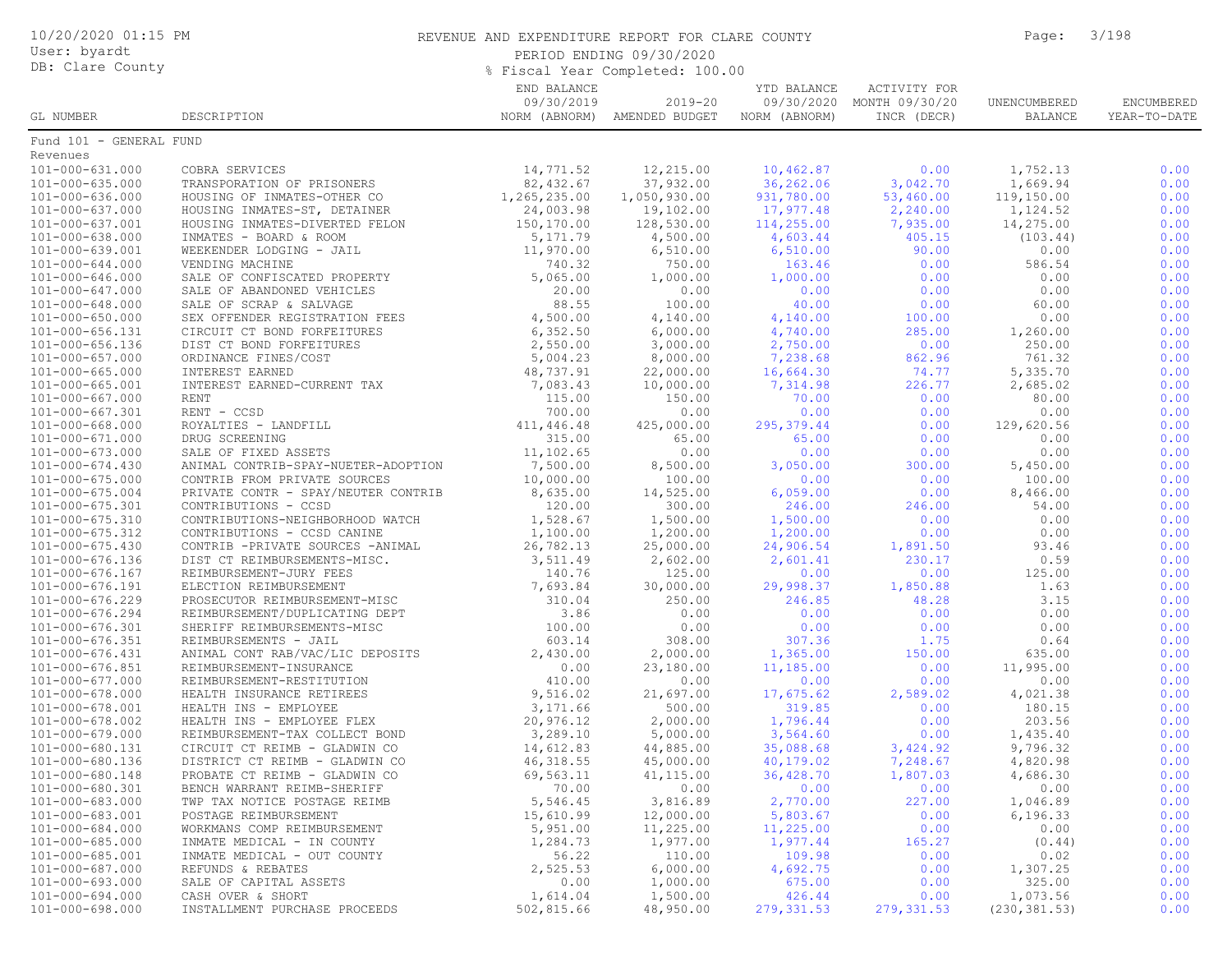# REVENUE AND EXPENDITURE REPORT FOR CLARE COUNTY

PERIOD ENDING 09/30/2020

% Fiscal Year Completed: 100.00

10/20/2020 01:15 PM
User: byardt
DB: Clare County

| GL NUMBER | DESCRIPTION | END BALANCE 09/30/2019 NORM (ABNORM) | 2019-20 AMENDED BUDGET | YTD BALANCE 09/30/2020 NORM (ABNORM) | ACTIVITY FOR MONTH 09/30/20 INCR (DECR) | UNENCUMBERED BALANCE | ENCUMBERED YEAR-TO-DATE |
|---|---|---|---|---|---|---|---|
| Fund 101 - GENERAL FUND | | | | | | | |
| Revenues | | | | | | | |
| 101-000-631.000 | COBRA SERVICES | 14,771.52 | 12,215.00 | 10,462.87 | 0.00 | 1,752.13 | 0.00 |
| 101-000-635.000 | TRANSPORATION OF PRISONERS | 82,432.67 | 37,932.00 | 36,262.06 | 3,042.70 | 1,669.94 | 0.00 |
| 101-000-636.000 | HOUSING OF INMATES-OTHER CO | 1,265,235.00 | 1,050,930.00 | 931,780.00 | 53,460.00 | 119,150.00 | 0.00 |
| 101-000-637.000 | HOUSING INMATES-ST, DETAINER | 24,003.98 | 19,102.00 | 17,977.48 | 2,240.00 | 1,124.52 | 0.00 |
| 101-000-637.001 | HOUSING INMATES-DIVERTED FELON | 150,170.00 | 128,530.00 | 114,255.00 | 7,935.00 | 14,275.00 | 0.00 |
| 101-000-638.000 | INMATES - BOARD & ROOM | 5,171.79 | 4,500.00 | 4,603.44 | 405.15 | (103.44) | 0.00 |
| 101-000-639.001 | WEEKENDER LODGING - JAIL | 11,970.00 | 6,510.00 | 6,510.00 | 90.00 | 0.00 | 0.00 |
| 101-000-644.000 | VENDING MACHINE | 740.32 | 750.00 | 163.46 | 0.00 | 586.54 | 0.00 |
| 101-000-646.000 | SALE OF CONFISCATED PROPERTY | 5,065.00 | 1,000.00 | 1,000.00 | 0.00 | 0.00 | 0.00 |
| 101-000-647.000 | SALE OF ABANDONED VEHICLES | 20.00 | 0.00 | 0.00 | 0.00 | 0.00 | 0.00 |
| 101-000-648.000 | SALE OF SCRAP & SALVAGE | 88.55 | 100.00 | 40.00 | 0.00 | 60.00 | 0.00 |
| 101-000-650.000 | SEX OFFENDER REGISTRATION FEES | 4,500.00 | 4,140.00 | 4,140.00 | 100.00 | 0.00 | 0.00 |
| 101-000-656.131 | CIRCUIT CT BOND FORFEITURES | 6,352.50 | 6,000.00 | 4,740.00 | 285.00 | 1,260.00 | 0.00 |
| 101-000-656.136 | DIST CT BOND FORFEITURES | 2,550.00 | 3,000.00 | 2,750.00 | 0.00 | 250.00 | 0.00 |
| 101-000-657.000 | ORDINANCE FINES/COST | 5,004.23 | 8,000.00 | 7,238.68 | 862.96 | 761.32 | 0.00 |
| 101-000-665.000 | INTEREST EARNED | 48,737.91 | 22,000.00 | 16,664.30 | 74.77 | 5,335.70 | 0.00 |
| 101-000-665.001 | INTEREST EARNED-CURRENT TAX | 7,083.43 | 10,000.00 | 7,314.98 | 226.77 | 2,685.02 | 0.00 |
| 101-000-667.000 | RENT | 115.00 | 150.00 | 70.00 | 0.00 | 80.00 | 0.00 |
| 101-000-667.301 | RENT - CCSD | 700.00 | 0.00 | 0.00 | 0.00 | 0.00 | 0.00 |
| 101-000-668.000 | ROYALTIES - LANDFILL | 411,446.48 | 425,000.00 | 295,379.44 | 0.00 | 129,620.56 | 0.00 |
| 101-000-671.000 | DRUG SCREENING | 315.00 | 65.00 | 65.00 | 0.00 | 0.00 | 0.00 |
| 101-000-673.000 | SALE OF FIXED ASSETS | 11,102.65 | 0.00 | 0.00 | 0.00 | 0.00 | 0.00 |
| 101-000-674.430 | ANIMAL CONTRIB-SPAY-NUETER-ADOPTION | 7,500.00 | 8,500.00 | 3,050.00 | 300.00 | 5,450.00 | 0.00 |
| 101-000-675.000 | CONTRIB FROM PRIVATE SOURCES | 10,000.00 | 100.00 | 0.00 | 0.00 | 100.00 | 0.00 |
| 101-000-675.004 | PRIVATE CONTR - SPAY/NEUTER CONTRIB | 8,635.00 | 14,525.00 | 6,059.00 | 0.00 | 8,466.00 | 0.00 |
| 101-000-675.301 | CONTRIBUTIONS - CCSD | 120.00 | 300.00 | 246.00 | 246.00 | 54.00 | 0.00 |
| 101-000-675.310 | CONTRIBUTIONS-NEIGHBORHOOD WATCH | 1,528.67 | 1,500.00 | 1,500.00 | 0.00 | 0.00 | 0.00 |
| 101-000-675.312 | CONTRIBUTIONS - CCSD CANINE | 1,100.00 | 1,200.00 | 1,200.00 | 0.00 | 0.00 | 0.00 |
| 101-000-675.430 | CONTRIB -PRIVATE SOURCES -ANIMAL | 26,782.13 | 25,000.00 | 24,906.54 | 1,891.50 | 93.46 | 0.00 |
| 101-000-676.136 | DIST CT REIMBURSEMENTS-MISC. | 3,511.49 | 2,602.00 | 2,601.41 | 230.17 | 0.59 | 0.00 |
| 101-000-676.167 | REIMBURSEMENT-JURY FEES | 140.76 | 125.00 | 0.00 | 0.00 | 125.00 | 0.00 |
| 101-000-676.191 | ELECTION REIMBURSEMENT | 7,693.84 | 30,000.00 | 29,998.37 | 1,850.88 | 1.63 | 0.00 |
| 101-000-676.229 | PROSECUTOR REIMBURSEMENT-MISC | 310.04 | 250.00 | 246.85 | 48.28 | 3.15 | 0.00 |
| 101-000-676.294 | REIMBURSEMENT/DUPLICATING DEPT | 3.86 | 0.00 | 0.00 | 0.00 | 0.00 | 0.00 |
| 101-000-676.301 | SHERIFF REIMBURSEMENTS-MISC | 100.00 | 0.00 | 0.00 | 0.00 | 0.00 | 0.00 |
| 101-000-676.351 | REIMBURSEMENTS - JAIL | 603.14 | 308.00 | 307.36 | 1.75 | 0.64 | 0.00 |
| 101-000-676.431 | ANIMAL CONT RAB/VAC/LIC DEPOSITS | 2,430.00 | 2,000.00 | 1,365.00 | 150.00 | 635.00 | 0.00 |
| 101-000-676.851 | REIMBURSEMENT-INSURANCE | 0.00 | 23,180.00 | 11,185.00 | 0.00 | 11,995.00 | 0.00 |
| 101-000-677.000 | REIMBURSEMENT-RESTITUTION | 410.00 | 0.00 | 0.00 | 0.00 | 0.00 | 0.00 |
| 101-000-678.000 | HEALTH INSURANCE RETIREES | 9,516.02 | 21,697.00 | 17,675.62 | 2,589.02 | 4,021.38 | 0.00 |
| 101-000-678.001 | HEALTH INS - EMPLOYEE | 3,171.66 | 500.00 | 319.85 | 0.00 | 180.15 | 0.00 |
| 101-000-678.002 | HEALTH INS - EMPLOYEE FLEX | 20,976.12 | 2,000.00 | 1,796.44 | 0.00 | 203.56 | 0.00 |
| 101-000-679.000 | REIMBURSEMENT-TAX COLLECT BOND | 3,289.10 | 5,000.00 | 3,564.60 | 0.00 | 1,435.40 | 0.00 |
| 101-000-680.131 | CIRCUIT CT REIMB - GLADWIN CO | 14,612.83 | 44,885.00 | 35,088.68 | 3,424.92 | 9,796.32 | 0.00 |
| 101-000-680.136 | DISTRICT CT REIMB - GLADWIN CO | 46,318.55 | 45,000.00 | 40,179.02 | 7,248.67 | 4,820.98 | 0.00 |
| 101-000-680.148 | PROBATE CT REIMB - GLADWIN CO | 69,563.11 | 41,115.00 | 36,428.70 | 1,807.03 | 4,686.30 | 0.00 |
| 101-000-680.301 | BENCH WARRANT REIMB-SHERIFF | 70.00 | 0.00 | 0.00 | 0.00 | 0.00 | 0.00 |
| 101-000-683.000 | TWP TAX NOTICE POSTAGE REIMB | 5,546.45 | 3,816.89 | 2,770.00 | 227.00 | 1,046.89 | 0.00 |
| 101-000-683.001 | POSTAGE REIMBURSEMENT | 15,610.99 | 12,000.00 | 5,803.67 | 0.00 | 6,196.33 | 0.00 |
| 101-000-684.000 | WORKMANS COMP REIMBURSEMENT | 5,951.00 | 11,225.00 | 11,225.00 | 0.00 | 0.00 | 0.00 |
| 101-000-685.000 | INMATE MEDICAL - IN COUNTY | 1,284.73 | 1,977.00 | 1,977.44 | 165.27 | (0.44) | 0.00 |
| 101-000-685.001 | INMATE MEDICAL - OUT COUNTY | 56.22 | 110.00 | 109.98 | 0.00 | 0.02 | 0.00 |
| 101-000-687.000 | REFUNDS & REBATES | 2,525.53 | 6,000.00 | 4,692.75 | 0.00 | 1,307.25 | 0.00 |
| 101-000-693.000 | SALE OF CAPITAL ASSETS | 0.00 | 1,000.00 | 675.00 | 0.00 | 325.00 | 0.00 |
| 101-000-694.000 | CASH OVER & SHORT | 1,614.04 | 1,500.00 | 426.44 | 0.00 | 1,073.56 | 0.00 |
| 101-000-698.000 | INSTALLMENT PURCHASE PROCEEDS | 502,815.66 | 48,950.00 | 279,331.53 | 279,331.53 | (230,381.53) | 0.00 |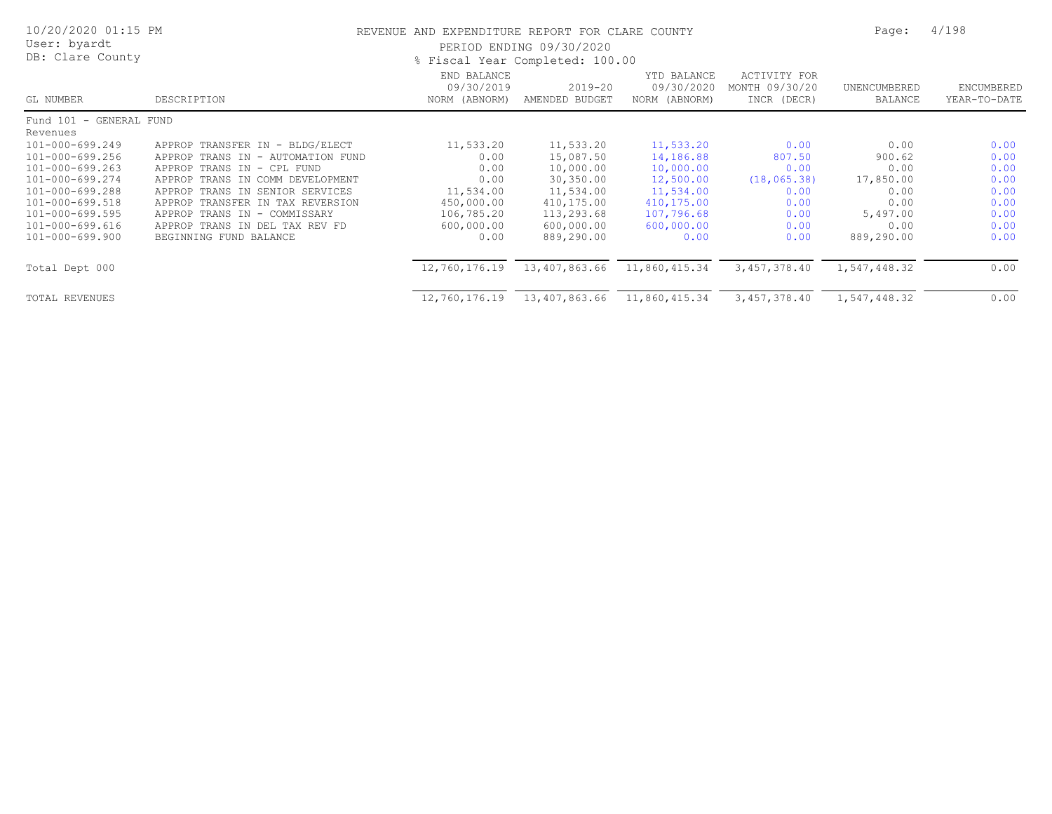# REVENUE AND EXPENDITURE REPORT FOR CLARE COUNTY

PERIOD ENDING 09/30/2020

% Fiscal Year Completed: 100.00

| GL NUMBER | DESCRIPTION | END BALANCE 09/30/2019 NORM (ABNORM) | 2019-20 AMENDED BUDGET | YTD BALANCE 09/30/2020 NORM (ABNORM) | ACTIVITY FOR MONTH 09/30/20 INCR (DECR) | UNENCUMBERED BALANCE | ENCUMBERED YEAR-TO-DATE |
|---|---|---|---|---|---|---|---|
| Fund 101 - GENERAL FUND | | | | | | | |
| Revenues | | | | | | | |
| 101-000-699.249 | APPROP TRANSFER IN - BLDG/ELECT | 11,533.20 | 11,533.20 | 11,533.20 | 0.00 | 0.00 | 0.00 |
| 101-000-699.256 | APPROP TRANS IN - AUTOMATION FUND | 0.00 | 15,087.50 | 14,186.88 | 807.50 | 900.62 | 0.00 |
| 101-000-699.263 | APPROP TRANS IN - CPL FUND | 0.00 | 10,000.00 | 10,000.00 | 0.00 | 0.00 | 0.00 |
| 101-000-699.274 | APPROP TRANS IN COMM DEVELOPMENT | 0.00 | 30,350.00 | 12,500.00 | (18,065.38) | 17,850.00 | 0.00 |
| 101-000-699.288 | APPROP TRANS IN SENIOR SERVICES | 11,534.00 | 11,534.00 | 11,534.00 | 0.00 | 0.00 | 0.00 |
| 101-000-699.518 | APPROP TRANSFER IN TAX REVERSION | 450,000.00 | 410,175.00 | 410,175.00 | 0.00 | 0.00 | 0.00 |
| 101-000-699.595 | APPROP TRANS IN - COMMISSARY | 106,785.20 | 113,293.68 | 107,796.68 | 0.00 | 5,497.00 | 0.00 |
| 101-000-699.616 | APPROP TRANS IN DEL TAX REV FD | 600,000.00 | 600,000.00 | 600,000.00 | 0.00 | 0.00 | 0.00 |
| 101-000-699.900 | BEGINNING FUND BALANCE | 0.00 | 889,290.00 | 0.00 | 0.00 | 889,290.00 | 0.00 |
| Total Dept 000 | | 12,760,176.19 | 13,407,863.66 | 11,860,415.34 | 3,457,378.40 | 1,547,448.32 | 0.00 |
| TOTAL REVENUES | | 12,760,176.19 | 13,407,863.66 | 11,860,415.34 | 3,457,378.40 | 1,547,448.32 | 0.00 |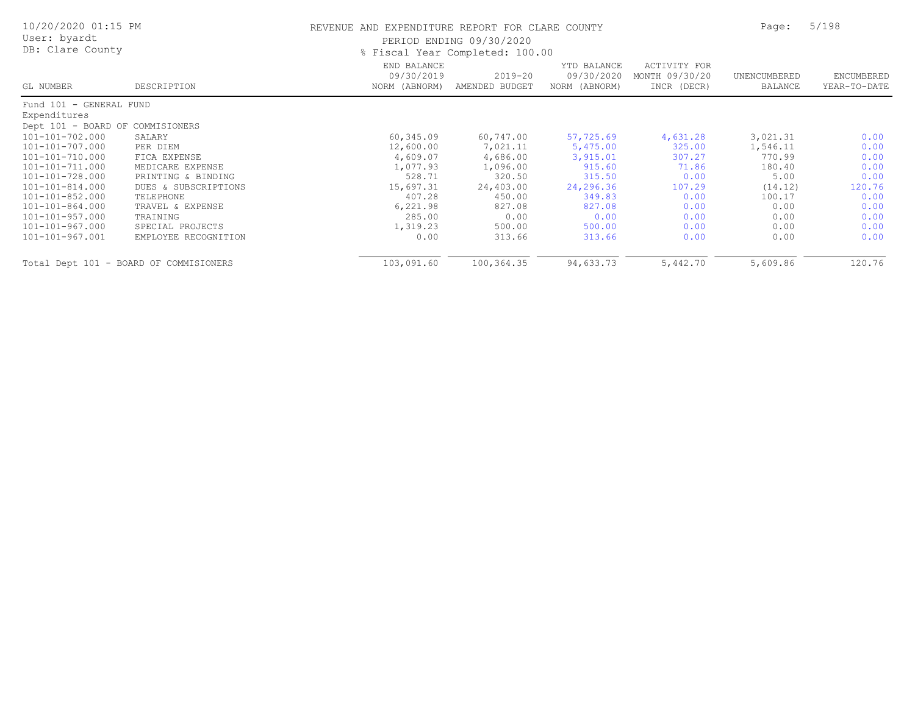# REVENUE AND EXPENDITURE REPORT FOR CLARE COUNTY

PERIOD ENDING 09/30/2020

% Fiscal Year Completed: 100.00

| GL NUMBER | DESCRIPTION | END BALANCE 09/30/2019 NORM (ABNORM) | 2019-20 AMENDED BUDGET | YTD BALANCE 09/30/2020 NORM (ABNORM) | ACTIVITY FOR MONTH 09/30/20 INCR (DECR) | UNENCUMBERED BALANCE | ENCUMBERED YEAR-TO-DATE |
|---|---|---|---|---|---|---|---|
| Fund 101 - GENERAL FUND | | | | | | | |
| Expenditures | | | | | | | |
| Dept 101 - BOARD OF COMMISIONERS | | | | | | | |
| 101-101-702.000 | SALARY | 60,345.09 | 60,747.00 | 57,725.69 | 4,631.28 | 3,021.31 | 0.00 |
| 101-101-707.000 | PER DIEM | 12,600.00 | 7,021.11 | 5,475.00 | 325.00 | 1,546.11 | 0.00 |
| 101-101-710.000 | FICA EXPENSE | 4,609.07 | 4,686.00 | 3,915.01 | 307.27 | 770.99 | 0.00 |
| 101-101-711.000 | MEDICARE EXPENSE | 1,077.93 | 1,096.00 | 915.60 | 71.86 | 180.40 | 0.00 |
| 101-101-728.000 | PRINTING & BINDING | 528.71 | 320.50 | 315.50 | 0.00 | 5.00 | 0.00 |
| 101-101-814.000 | DUES & SUBSCRIPTIONS | 15,697.31 | 24,403.00 | 24,296.36 | 107.29 | (14.12) | 120.76 |
| 101-101-852.000 | TELEPHONE | 407.28 | 450.00 | 349.83 | 0.00 | 100.17 | 0.00 |
| 101-101-864.000 | TRAVEL & EXPENSE | 6,221.98 | 827.08 | 827.08 | 0.00 | 0.00 | 0.00 |
| 101-101-957.000 | TRAINING | 285.00 | 0.00 | 0.00 | 0.00 | 0.00 | 0.00 |
| 101-101-967.000 | SPECIAL PROJECTS | 1,319.23 | 500.00 | 500.00 | 0.00 | 0.00 | 0.00 |
| 101-101-967.001 | EMPLOYEE RECOGNITION | 0.00 | 313.66 | 313.66 | 0.00 | 0.00 | 0.00 |
| Total Dept 101 - BOARD OF COMMISIONERS | | 103,091.60 | 100,364.35 | 94,633.73 | 5,442.70 | 5,609.86 | 120.76 |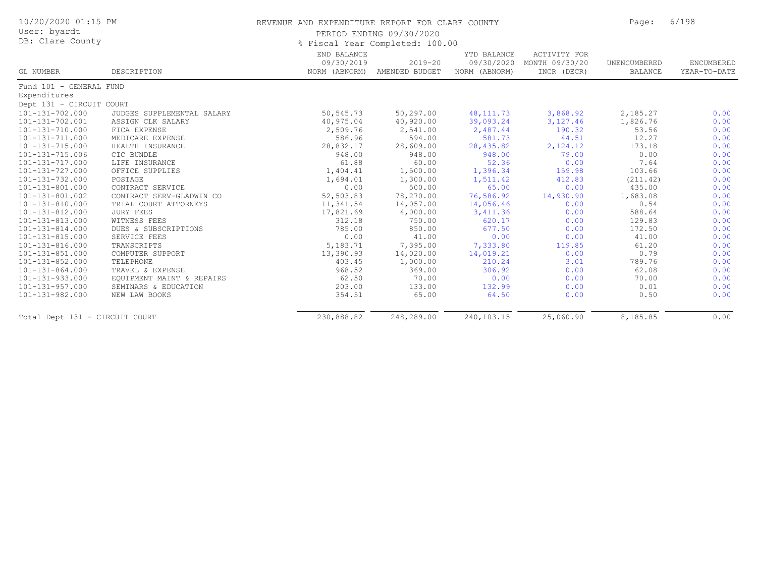# REVENUE AND EXPENDITURE REPORT FOR CLARE COUNTY

PERIOD ENDING 09/30/2020

% Fiscal Year Completed: 100.00

10/20/2020 01:15 PM
User: byardt
DB: Clare County

| GL NUMBER | DESCRIPTION | END BALANCE 09/30/2019 NORM (ABNORM) | 2019-20 AMENDED BUDGET | YTD BALANCE 09/30/2020 NORM (ABNORM) | ACTIVITY FOR MONTH 09/30/20 INCR (DECR) | UNENCUMBERED BALANCE | ENCUMBERED YEAR-TO-DATE |
|---|---|---|---|---|---|---|---|
| Fund 101 - GENERAL FUND | | | | | | | |
| Expenditures | | | | | | | |
| Dept 131 - CIRCUIT COURT | | | | | | | |
| 101-131-702.000 | JUDGES SUPPLEMENTAL SALARY | 50,545.73 | 50,297.00 | 48,111.73 | 3,868.92 | 2,185.27 | 0.00 |
| 101-131-702.001 | ASSIGN CLK SALARY | 40,975.04 | 40,920.00 | 39,093.24 | 3,127.46 | 1,826.76 | 0.00 |
| 101-131-710.000 | FICA EXPENSE | 2,509.76 | 2,541.00 | 2,487.44 | 190.32 | 53.56 | 0.00 |
| 101-131-711.000 | MEDICARE EXPENSE | 586.96 | 594.00 | 581.73 | 44.51 | 12.27 | 0.00 |
| 101-131-715.000 | HEALTH INSURANCE | 28,832.17 | 28,609.00 | 28,435.82 | 2,124.12 | 173.18 | 0.00 |
| 101-131-715.006 | CIC BUNDLE | 948.00 | 948.00 | 948.00 | 79.00 | 0.00 | 0.00 |
| 101-131-717.000 | LIFE INSURANCE | 61.88 | 60.00 | 52.36 | 0.00 | 7.64 | 0.00 |
| 101-131-727.000 | OFFICE SUPPLIES | 1,404.41 | 1,500.00 | 1,396.34 | 159.98 | 103.66 | 0.00 |
| 101-131-732.000 | POSTAGE | 1,694.01 | 1,300.00 | 1,511.42 | 412.83 | (211.42) | 0.00 |
| 101-131-801.000 | CONTRACT SERVICE | 0.00 | 500.00 | 65.00 | 0.00 | 435.00 | 0.00 |
| 101-131-801.002 | CONTRACT SERV-GLADWIN CO | 52,503.83 | 78,270.00 | 76,586.92 | 14,930.90 | 1,683.08 | 0.00 |
| 101-131-810.000 | TRIAL COURT ATTORNEYS | 11,341.54 | 14,057.00 | 14,056.46 | 0.00 | 0.54 | 0.00 |
| 101-131-812.000 | JURY FEES | 17,821.69 | 4,000.00 | 3,411.36 | 0.00 | 588.64 | 0.00 |
| 101-131-813.000 | WITNESS FEES | 312.18 | 750.00 | 620.17 | 0.00 | 129.83 | 0.00 |
| 101-131-814.000 | DUES & SUBSCRIPTIONS | 785.00 | 850.00 | 677.50 | 0.00 | 172.50 | 0.00 |
| 101-131-815.000 | SERVICE FEES | 0.00 | 41.00 | 0.00 | 0.00 | 41.00 | 0.00 |
| 101-131-816.000 | TRANSCRIPTS | 5,183.71 | 7,395.00 | 7,333.80 | 119.85 | 61.20 | 0.00 |
| 101-131-851.000 | COMPUTER SUPPORT | 13,390.93 | 14,020.00 | 14,019.21 | 0.00 | 0.79 | 0.00 |
| 101-131-852.000 | TELEPHONE | 403.45 | 1,000.00 | 210.24 | 3.01 | 789.76 | 0.00 |
| 101-131-864.000 | TRAVEL & EXPENSE | 968.52 | 369.00 | 306.92 | 0.00 | 62.08 | 0.00 |
| 101-131-933.000 | EQUIPMENT MAINT & REPAIRS | 62.50 | 70.00 | 0.00 | 0.00 | 70.00 | 0.00 |
| 101-131-957.000 | SEMINARS & EDUCATION | 203.00 | 133.00 | 132.99 | 0.00 | 0.01 | 0.00 |
| 101-131-982.000 | NEW LAW BOOKS | 354.51 | 65.00 | 64.50 | 0.00 | 0.50 | 0.00 |
| Total Dept 131 - CIRCUIT COURT | | 230,888.82 | 248,289.00 | 240,103.15 | 25,060.90 | 8,185.85 | 0.00 |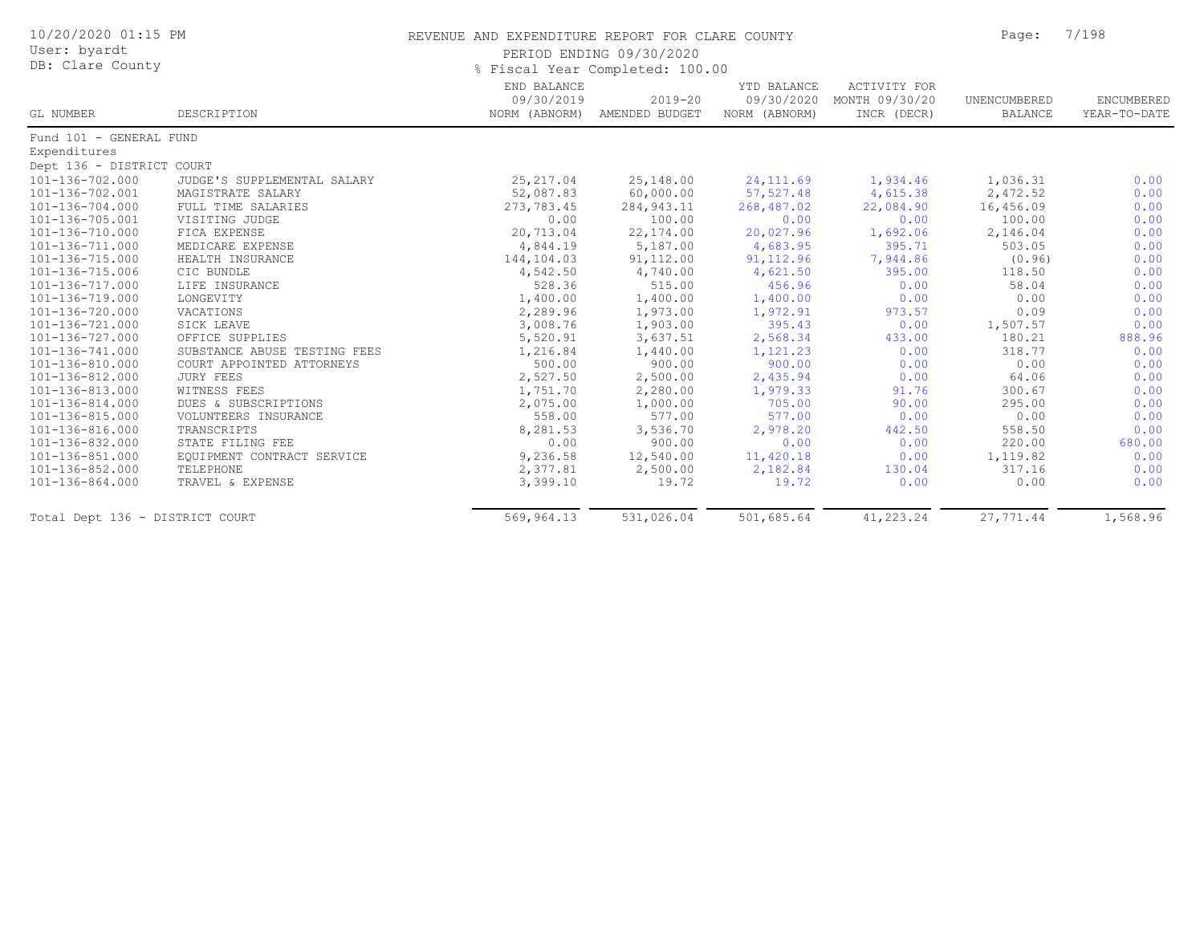# REVENUE AND EXPENDITURE REPORT FOR CLARE COUNTY

10/20/2020 01:15 PM
User: byardt
DB: Clare County

PERIOD ENDING 09/30/2020
% Fiscal Year Completed: 100.00

| GL NUMBER | DESCRIPTION | END BALANCE 09/30/2019 NORM (ABNORM) | 2019-20 AMENDED BUDGET | YTD BALANCE 09/30/2020 NORM (ABNORM) | ACTIVITY FOR MONTH 09/30/20 INCR (DECR) | UNENCUMBERED BALANCE | ENCUMBERED YEAR-TO-DATE |
|---|---|---|---|---|---|---|---|
| Fund 101 - GENERAL FUND | | | | | | | |
| Expenditures | | | | | | | |
| Dept 136 - DISTRICT COURT | | | | | | | |
| 101-136-702.000 | JUDGE'S SUPPLEMENTAL SALARY | 25,217.04 | 25,148.00 | 24,111.69 | 1,934.46 | 1,036.31 | 0.00 |
| 101-136-702.001 | MAGISTRATE SALARY | 52,087.83 | 60,000.00 | 57,527.48 | 4,615.38 | 2,472.52 | 0.00 |
| 101-136-704.000 | FULL TIME SALARIES | 273,783.45 | 284,943.11 | 268,487.02 | 22,084.90 | 16,456.09 | 0.00 |
| 101-136-705.001 | VISITING JUDGE | 0.00 | 100.00 | 0.00 | 0.00 | 100.00 | 0.00 |
| 101-136-710.000 | FICA EXPENSE | 20,713.04 | 22,174.00 | 20,027.96 | 1,692.06 | 2,146.04 | 0.00 |
| 101-136-711.000 | MEDICARE EXPENSE | 4,844.19 | 5,187.00 | 4,683.95 | 395.71 | 503.05 | 0.00 |
| 101-136-715.000 | HEALTH INSURANCE | 144,104.03 | 91,112.00 | 91,112.96 | 7,944.86 | (0.96) | 0.00 |
| 101-136-715.006 | CIC BUNDLE | 4,542.50 | 4,740.00 | 4,621.50 | 395.00 | 118.50 | 0.00 |
| 101-136-717.000 | LIFE INSURANCE | 528.36 | 515.00 | 456.96 | 0.00 | 58.04 | 0.00 |
| 101-136-719.000 | LONGEVITY | 1,400.00 | 1,400.00 | 1,400.00 | 0.00 | 0.00 | 0.00 |
| 101-136-720.000 | VACATIONS | 2,289.96 | 1,973.00 | 1,972.91 | 973.57 | 0.09 | 0.00 |
| 101-136-721.000 | SICK LEAVE | 3,008.76 | 1,903.00 | 395.43 | 0.00 | 1,507.57 | 0.00 |
| 101-136-727.000 | OFFICE SUPPLIES | 5,520.91 | 3,637.51 | 2,568.34 | 433.00 | 180.21 | 888.96 |
| 101-136-741.000 | SUBSTANCE ABUSE TESTING FEES | 1,216.84 | 1,440.00 | 1,121.23 | 0.00 | 318.77 | 0.00 |
| 101-136-810.000 | COURT APPOINTED ATTORNEYS | 500.00 | 900.00 | 900.00 | 0.00 | 0.00 | 0.00 |
| 101-136-812.000 | JURY FEES | 2,527.50 | 2,500.00 | 2,435.94 | 0.00 | 64.06 | 0.00 |
| 101-136-813.000 | WITNESS FEES | 1,751.70 | 2,280.00 | 1,979.33 | 91.76 | 300.67 | 0.00 |
| 101-136-814.000 | DUES & SUBSCRIPTIONS | 2,075.00 | 1,000.00 | 705.00 | 90.00 | 295.00 | 0.00 |
| 101-136-815.000 | VOLUNTEERS INSURANCE | 558.00 | 577.00 | 577.00 | 0.00 | 0.00 | 0.00 |
| 101-136-816.000 | TRANSCRIPTS | 8,281.53 | 3,536.70 | 2,978.20 | 442.50 | 558.50 | 0.00 |
| 101-136-832.000 | STATE FILING FEE | 0.00 | 900.00 | 0.00 | 0.00 | 220.00 | 680.00 |
| 101-136-851.000 | EQUIPMENT CONTRACT SERVICE | 9,236.58 | 12,540.00 | 11,420.18 | 0.00 | 1,119.82 | 0.00 |
| 101-136-852.000 | TELEPHONE | 2,377.81 | 2,500.00 | 2,182.84 | 130.04 | 317.16 | 0.00 |
| 101-136-864.000 | TRAVEL & EXPENSE | 3,399.10 | 19.72 | 19.72 | 0.00 | 0.00 | 0.00 |
| Total Dept 136 - DISTRICT COURT | | 569,964.13 | 531,026.04 | 501,685.64 | 41,223.24 | 27,771.44 | 1,568.96 |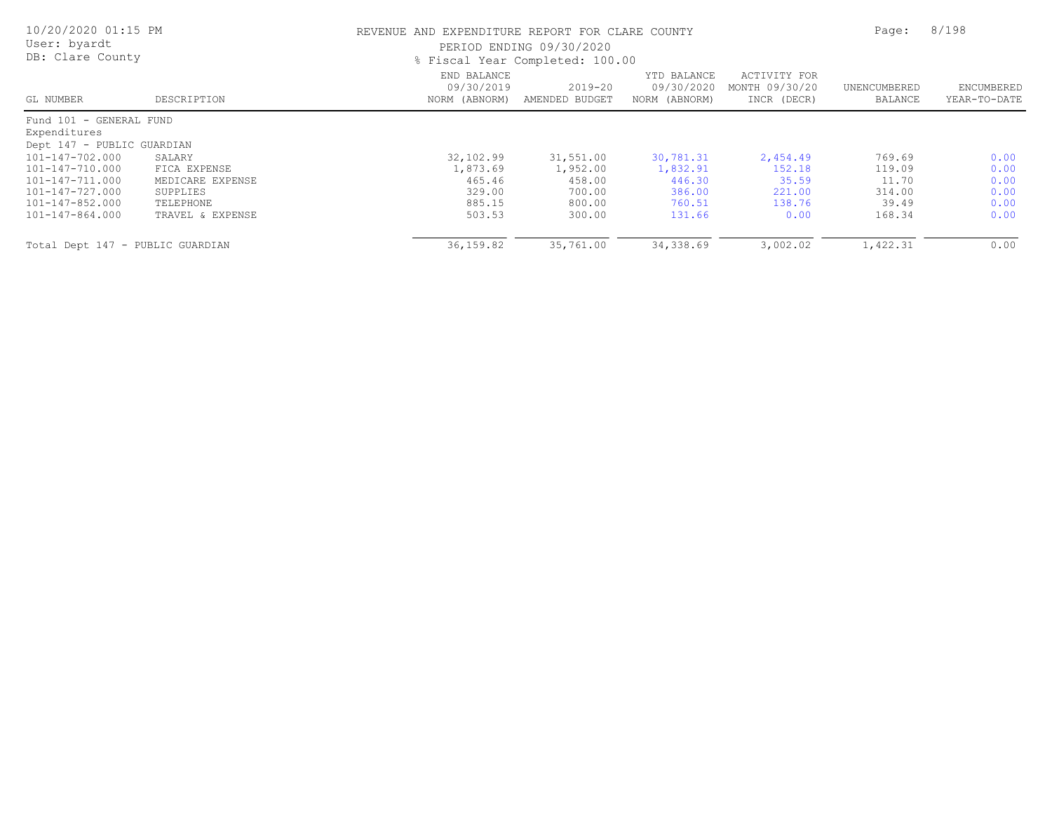# REVENUE AND EXPENDITURE REPORT FOR CLARE COUNTY

PERIOD ENDING 09/30/2020

% Fiscal Year Completed: 100.00

User: byardt
DB: Clare County
10/20/2020 01:15 PM

| GL NUMBER | DESCRIPTION | END BALANCE 09/30/2019 NORM (ABNORM) | 2019-20 AMENDED BUDGET | YTD BALANCE 09/30/2020 NORM (ABNORM) | ACTIVITY FOR MONTH 09/30/20 INCR (DECR) | UNENCUMBERED BALANCE | ENCUMBERED YEAR-TO-DATE |
|---|---|---|---|---|---|---|---|
| Fund 101 - GENERAL FUND | | | | | | | |
| Expenditures | | | | | | | |
| Dept 147 - PUBLIC GUARDIAN | | | | | | | |
| 101-147-702.000 | SALARY | 32,102.99 | 31,551.00 | 30,781.31 | 2,454.49 | 769.69 | 0.00 |
| 101-147-710.000 | FICA EXPENSE | 1,873.69 | 1,952.00 | 1,832.91 | 152.18 | 119.09 | 0.00 |
| 101-147-711.000 | MEDICARE EXPENSE | 465.46 | 458.00 | 446.30 | 35.59 | 11.70 | 0.00 |
| 101-147-727.000 | SUPPLIES | 329.00 | 700.00 | 386.00 | 221.00 | 314.00 | 0.00 |
| 101-147-852.000 | TELEPHONE | 885.15 | 800.00 | 760.51 | 138.76 | 39.49 | 0.00 |
| 101-147-864.000 | TRAVEL & EXPENSE | 503.53 | 300.00 | 131.66 | 0.00 | 168.34 | 0.00 |
| Total Dept 147 - PUBLIC GUARDIAN | | 36,159.82 | 35,761.00 | 34,338.69 | 3,002.02 | 1,422.31 | 0.00 |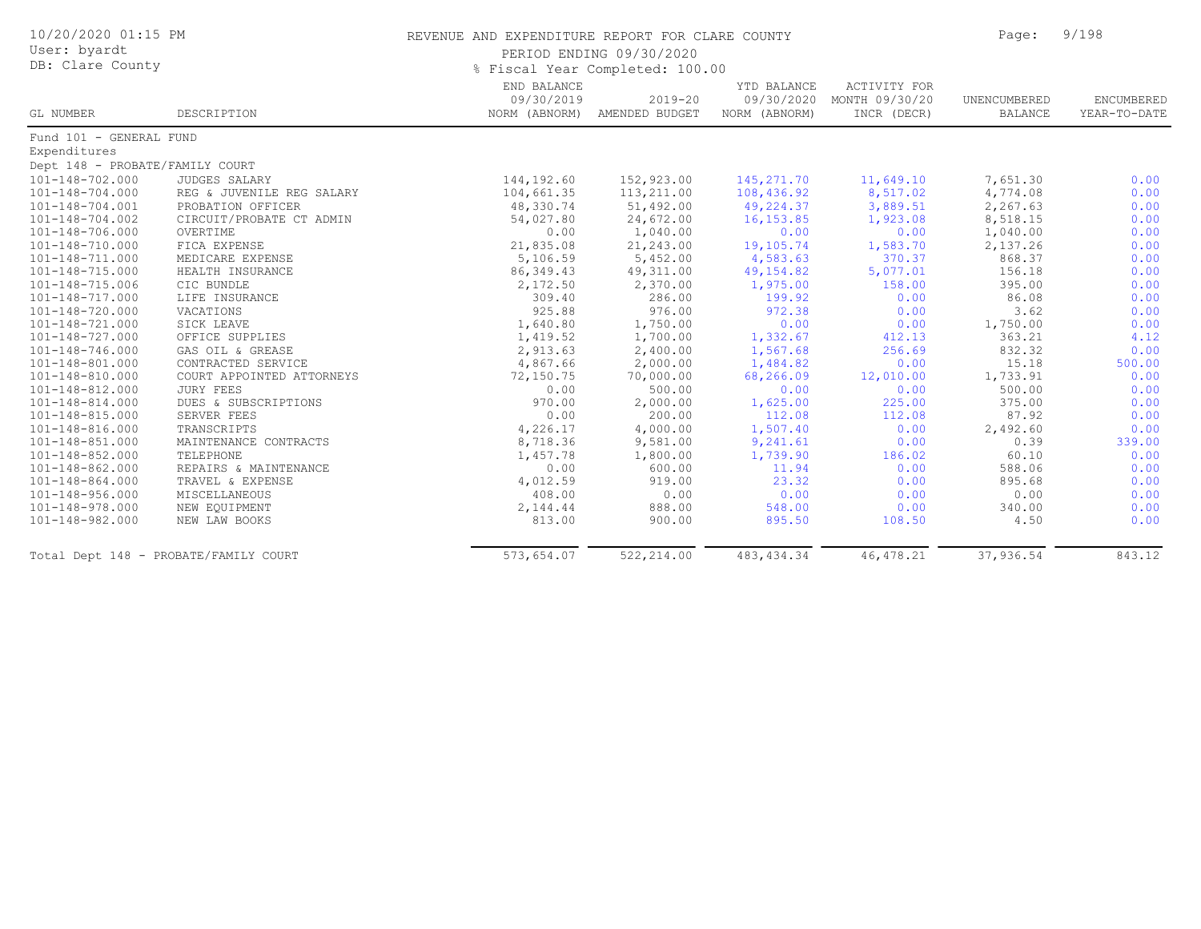# REVENUE AND EXPENDITURE REPORT FOR CLARE COUNTY

10/20/2020 01:15 PM
User: byardt
DB: Clare County

PERIOD ENDING 09/30/2020
% Fiscal Year Completed: 100.00

| GL NUMBER | DESCRIPTION | END BALANCE 09/30/2019 NORM (ABNORM) | 2019-20 AMENDED BUDGET | YTD BALANCE 09/30/2020 NORM (ABNORM) | ACTIVITY FOR MONTH 09/30/20 INCR (DECR) | UNENCUMBERED BALANCE | ENCUMBERED YEAR-TO-DATE |
|---|---|---|---|---|---|---|---|
| Fund 101 - GENERAL FUND | | | | | | | |
| Expenditures | | | | | | | |
| Dept 148 - PROBATE/FAMILY COURT | | | | | | | |
| 101-148-702.000 | JUDGES SALARY | 144,192.60 | 152,923.00 | 145,271.70 | 11,649.10 | 7,651.30 | 0.00 |
| 101-148-704.000 | REG & JUVENILE REG SALARY | 104,661.35 | 113,211.00 | 108,436.92 | 8,517.02 | 4,774.08 | 0.00 |
| 101-148-704.001 | PROBATION OFFICER | 48,330.74 | 51,492.00 | 49,224.37 | 3,889.51 | 2,267.63 | 0.00 |
| 101-148-704.002 | CIRCUIT/PROBATE CT ADMIN | 54,027.80 | 24,672.00 | 16,153.85 | 1,923.08 | 8,518.15 | 0.00 |
| 101-148-706.000 | OVERTIME | 0.00 | 1,040.00 | 0.00 | 0.00 | 1,040.00 | 0.00 |
| 101-148-710.000 | FICA EXPENSE | 21,835.08 | 21,243.00 | 19,105.74 | 1,583.70 | 2,137.26 | 0.00 |
| 101-148-711.000 | MEDICARE EXPENSE | 5,106.59 | 5,452.00 | 4,583.63 | 370.37 | 868.37 | 0.00 |
| 101-148-715.000 | HEALTH INSURANCE | 86,349.43 | 49,311.00 | 49,154.82 | 5,077.01 | 156.18 | 0.00 |
| 101-148-715.006 | CIC BUNDLE | 2,172.50 | 2,370.00 | 1,975.00 | 158.00 | 395.00 | 0.00 |
| 101-148-717.000 | LIFE INSURANCE | 309.40 | 286.00 | 199.92 | 0.00 | 86.08 | 0.00 |
| 101-148-720.000 | VACATIONS | 925.88 | 976.00 | 972.38 | 0.00 | 3.62 | 0.00 |
| 101-148-721.000 | SICK LEAVE | 1,640.80 | 1,750.00 | 0.00 | 0.00 | 1,750.00 | 0.00 |
| 101-148-727.000 | OFFICE SUPPLIES | 1,419.52 | 1,700.00 | 1,332.67 | 412.13 | 363.21 | 4.12 |
| 101-148-746.000 | GAS OIL & GREASE | 2,913.63 | 2,400.00 | 1,567.68 | 256.69 | 832.32 | 0.00 |
| 101-148-801.000 | CONTRACTED SERVICE | 4,867.66 | 2,000.00 | 1,484.82 | 0.00 | 15.18 | 500.00 |
| 101-148-810.000 | COURT APPOINTED ATTORNEYS | 72,150.75 | 70,000.00 | 68,266.09 | 12,010.00 | 1,733.91 | 0.00 |
| 101-148-812.000 | JURY FEES | 0.00 | 500.00 | 0.00 | 0.00 | 500.00 | 0.00 |
| 101-148-814.000 | DUES & SUBSCRIPTIONS | 970.00 | 2,000.00 | 1,625.00 | 225.00 | 375.00 | 0.00 |
| 101-148-815.000 | SERVER FEES | 0.00 | 200.00 | 112.08 | 112.08 | 87.92 | 0.00 |
| 101-148-816.000 | TRANSCRIPTS | 4,226.17 | 4,000.00 | 1,507.40 | 0.00 | 2,492.60 | 0.00 |
| 101-148-851.000 | MAINTENANCE CONTRACTS | 8,718.36 | 9,581.00 | 9,241.61 | 0.00 | 0.39 | 339.00 |
| 101-148-852.000 | TELEPHONE | 1,457.78 | 1,800.00 | 1,739.90 | 186.02 | 60.10 | 0.00 |
| 101-148-862.000 | REPAIRS & MAINTENANCE | 0.00 | 600.00 | 11.94 | 0.00 | 588.06 | 0.00 |
| 101-148-864.000 | TRAVEL & EXPENSE | 4,012.59 | 919.00 | 23.32 | 0.00 | 895.68 | 0.00 |
| 101-148-956.000 | MISCELLANEOUS | 408.00 | 0.00 | 0.00 | 0.00 | 0.00 | 0.00 |
| 101-148-978.000 | NEW EQUIPMENT | 2,144.44 | 888.00 | 548.00 | 0.00 | 340.00 | 0.00 |
| 101-148-982.000 | NEW LAW BOOKS | 813.00 | 900.00 | 895.50 | 108.50 | 4.50 | 0.00 |
| Total Dept 148 - PROBATE/FAMILY COURT | | 573,654.07 | 522,214.00 | 483,434.34 | 46,478.21 | 37,936.54 | 843.12 |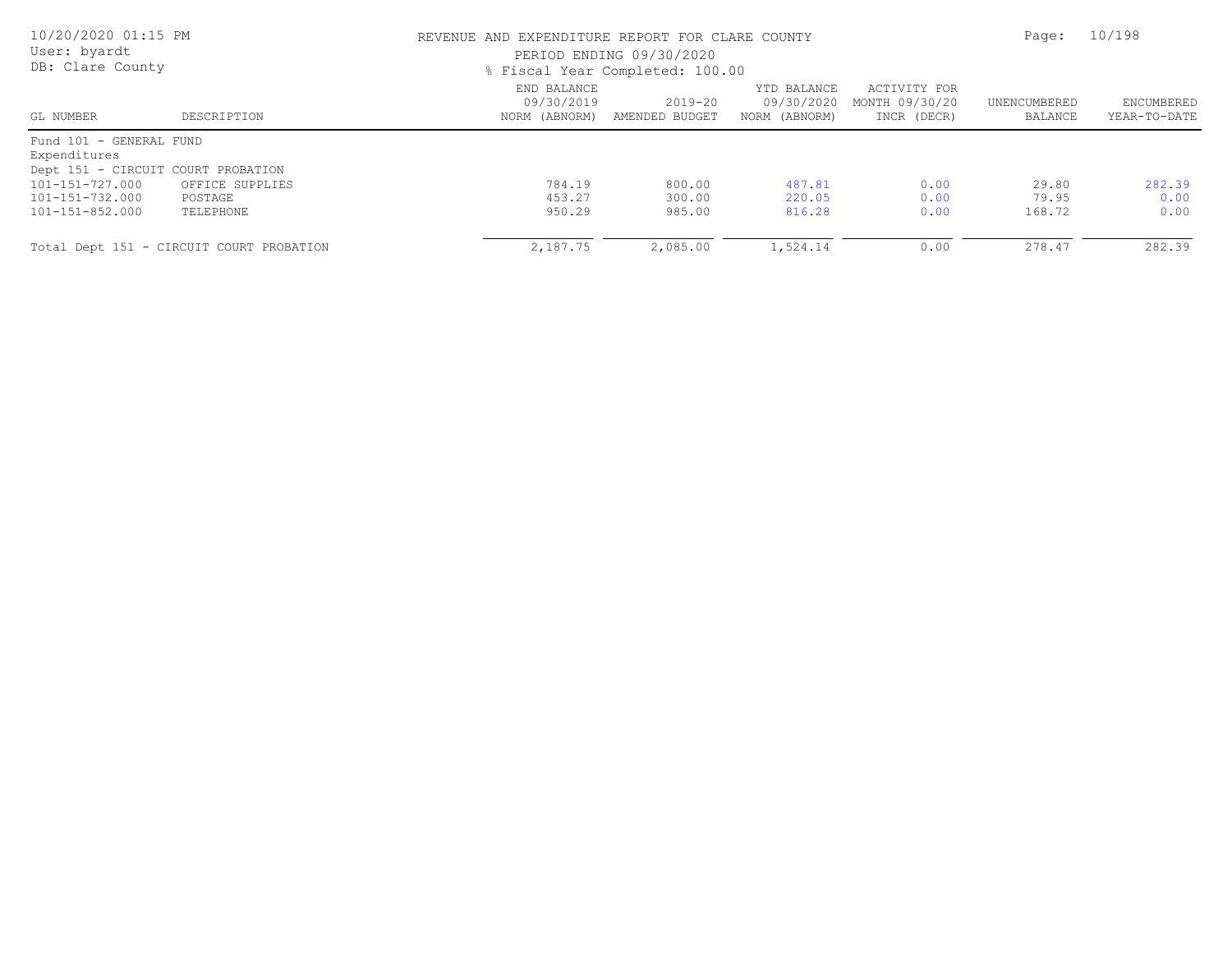REVENUE AND EXPENDITURE REPORT FOR CLARE COUNTY

PERIOD ENDING 09/30/2020

% Fiscal Year Completed: 100.00

User: byardt
DB: Clare County

| GL NUMBER | DESCRIPTION | END BALANCE 09/30/2019 NORM (ABNORM) | 2019-20 AMENDED BUDGET | YTD BALANCE 09/30/2020 NORM (ABNORM) | ACTIVITY FOR MONTH 09/30/20 INCR (DECR) | UNENCUMBERED BALANCE | ENCUMBERED YEAR-TO-DATE |
|---|---|---|---|---|---|---|---|
| Fund 101 - GENERAL FUND | | | | | | | |
| Expenditures | | | | | | | |
| Dept 151 - CIRCUIT COURT PROBATION | | | | | | | |
| 101-151-727.000 | OFFICE SUPPLIES | 784.19 | 800.00 | 487.81 | 0.00 | 29.80 | 282.39 |
| 101-151-732.000 | POSTAGE | 453.27 | 300.00 | 220.05 | 0.00 | 79.95 | 0.00 |
| 101-151-852.000 | TELEPHONE | 950.29 | 985.00 | 816.28 | 0.00 | 168.72 | 0.00 |
| Total Dept 151 - CIRCUIT COURT PROBATION | | 2,187.75 | 2,085.00 | 1,524.14 | 0.00 | 278.47 | 282.39 |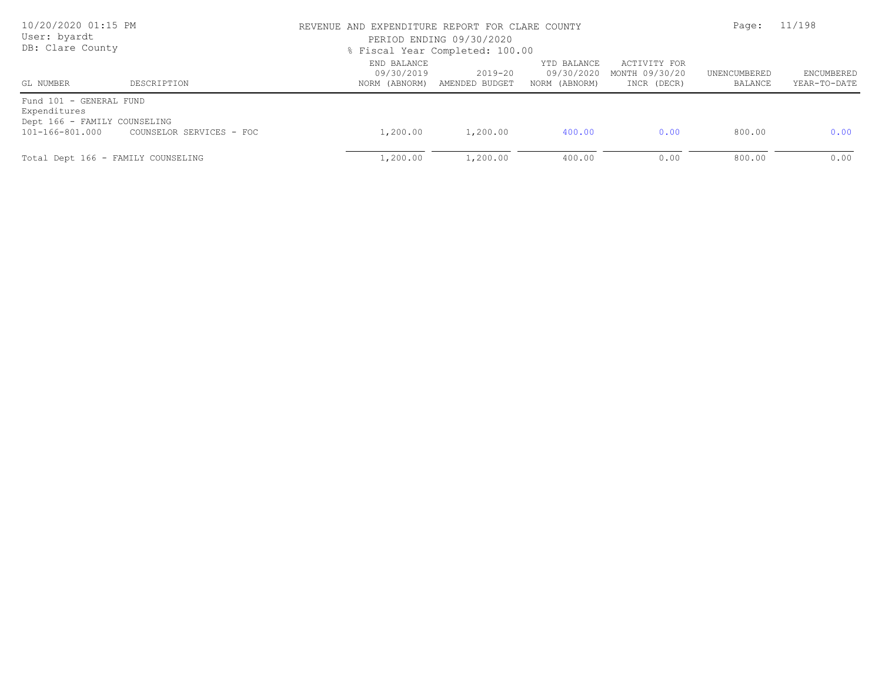REVENUE AND EXPENDITURE REPORT FOR CLARE COUNTY

PERIOD ENDING 09/30/2020

% Fiscal Year Completed: 100.00

| GL NUMBER | DESCRIPTION | END BALANCE 09/30/2019 NORM (ABNORM) | 2019-20 AMENDED BUDGET | YTD BALANCE 09/30/2020 NORM (ABNORM) | ACTIVITY FOR MONTH 09/30/20 INCR (DECR) | UNENCUMBERED BALANCE | ENCUMBERED YEAR-TO-DATE |
|---|---|---|---|---|---|---|---|
| Fund 101 - GENERAL FUND | | | | | | | |
| Expenditures | | | | | | | |
| Dept 166 - FAMILY COUNSELING | | | | | | | |
| 101-166-801.000 | COUNSELOR SERVICES - FOC | 1,200.00 | 1,200.00 | 400.00 | 0.00 | 800.00 | 0.00 |
| Total Dept 166 - FAMILY COUNSELING | | 1,200.00 | 1,200.00 | 400.00 | 0.00 | 800.00 | 0.00 |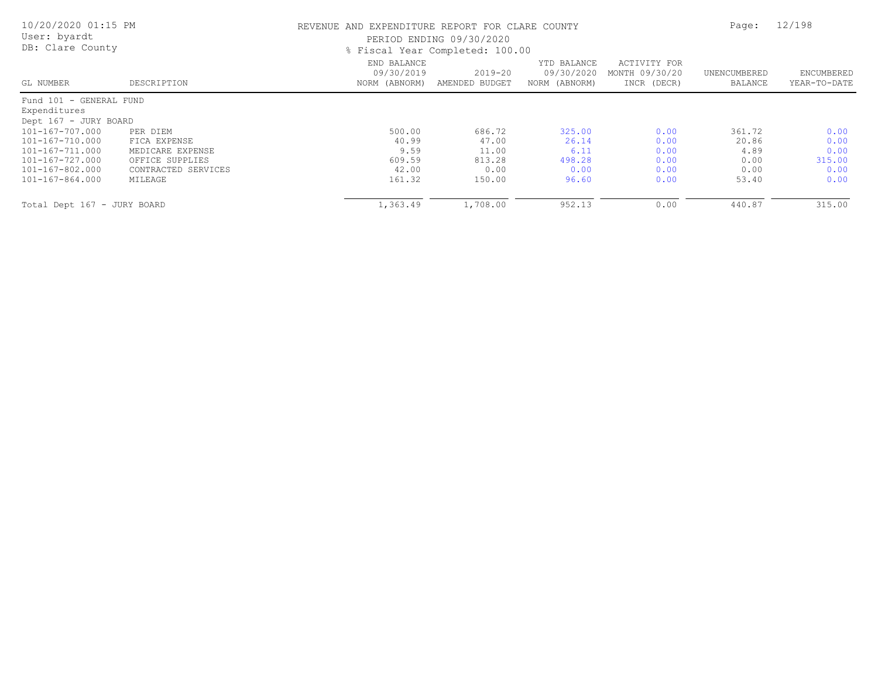REVENUE AND EXPENDITURE REPORT FOR CLARE COUNTY

PERIOD ENDING 09/30/2020

% Fiscal Year Completed: 100.00

10/20/2020 01:15 PM
User: byardt
DB: Clare County

| GL NUMBER | DESCRIPTION | END BALANCE 09/30/2019 NORM (ABNORM) | 2019-20 AMENDED BUDGET | YTD BALANCE 09/30/2020 NORM (ABNORM) | ACTIVITY FOR MONTH 09/30/20 INCR (DECR) | UNENCUMBERED BALANCE | ENCUMBERED YEAR-TO-DATE |
|---|---|---|---|---|---|---|---|
| Fund 101 - GENERAL FUND | | | | | | | |
| Expenditures | | | | | | | |
| Dept 167 - JURY BOARD | | | | | | | |
| 101-167-707.000 | PER DIEM | 500.00 | 686.72 | 325.00 | 0.00 | 361.72 | 0.00 |
| 101-167-710.000 | FICA EXPENSE | 40.99 | 47.00 | 26.14 | 0.00 | 20.86 | 0.00 |
| 101-167-711.000 | MEDICARE EXPENSE | 9.59 | 11.00 | 6.11 | 0.00 | 4.89 | 0.00 |
| 101-167-727.000 | OFFICE SUPPLIES | 609.59 | 813.28 | 498.28 | 0.00 | 0.00 | 315.00 |
| 101-167-802.000 | CONTRACTED SERVICES | 42.00 | 0.00 | 0.00 | 0.00 | 0.00 | 0.00 |
| 101-167-864.000 | MILEAGE | 161.32 | 150.00 | 96.60 | 0.00 | 53.40 | 0.00 |
| Total Dept 167 - JURY BOARD | | 1,363.49 | 1,708.00 | 952.13 | 0.00 | 440.87 | 315.00 |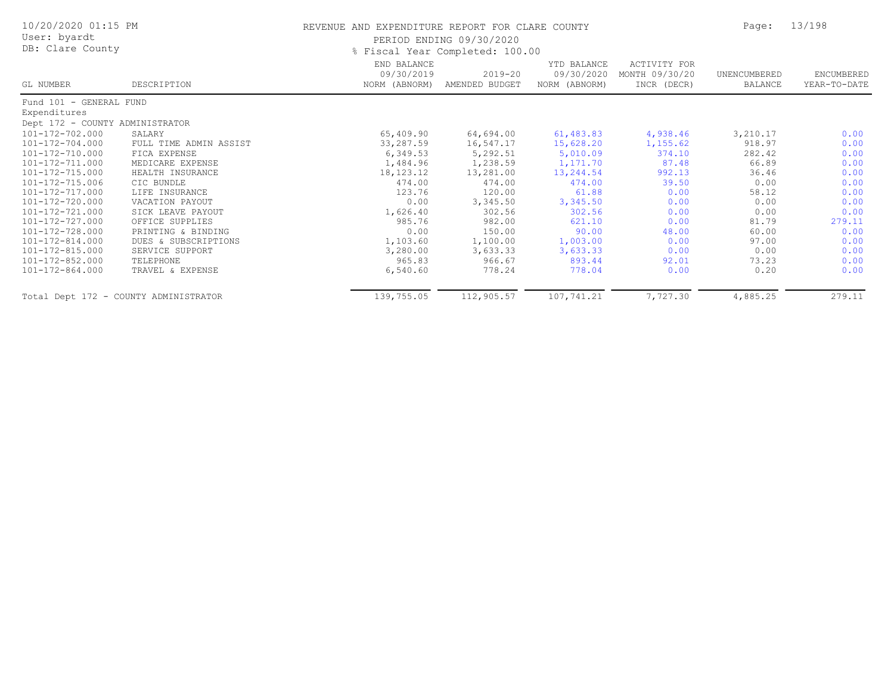# REVENUE AND EXPENDITURE REPORT FOR CLARE COUNTY

PERIOD ENDING 09/30/2020

% Fiscal Year Completed: 100.00

10/20/2020 01:15 PM
User: byardt
DB: Clare County

| GL NUMBER | DESCRIPTION | END BALANCE 09/30/2019 NORM (ABNORM) | 2019-20 AMENDED BUDGET | YTD BALANCE 09/30/2020 NORM (ABNORM) | ACTIVITY FOR MONTH 09/30/20 INCR (DECR) | UNENCUMBERED BALANCE | ENCUMBERED YEAR-TO-DATE |
|---|---|---|---|---|---|---|---|
| Fund 101 - GENERAL FUND | | | | | | | |
| Expenditures | | | | | | | |
| Dept 172 - COUNTY ADMINISTRATOR | | | | | | | |
| 101-172-702.000 | SALARY | 65,409.90 | 64,694.00 | 61,483.83 | 4,938.46 | 3,210.17 | 0.00 |
| 101-172-704.000 | FULL TIME ADMIN ASSIST | 33,287.59 | 16,547.17 | 15,628.20 | 1,155.62 | 918.97 | 0.00 |
| 101-172-710.000 | FICA EXPENSE | 6,349.53 | 5,292.51 | 5,010.09 | 374.10 | 282.42 | 0.00 |
| 101-172-711.000 | MEDICARE EXPENSE | 1,484.96 | 1,238.59 | 1,171.70 | 87.48 | 66.89 | 0.00 |
| 101-172-715.000 | HEALTH INSURANCE | 18,123.12 | 13,281.00 | 13,244.54 | 992.13 | 36.46 | 0.00 |
| 101-172-715.006 | CIC BUNDLE | 474.00 | 474.00 | 474.00 | 39.50 | 0.00 | 0.00 |
| 101-172-717.000 | LIFE INSURANCE | 123.76 | 120.00 | 61.88 | 0.00 | 58.12 | 0.00 |
| 101-172-720.000 | VACATION PAYOUT | 0.00 | 3,345.50 | 3,345.50 | 0.00 | 0.00 | 0.00 |
| 101-172-721.000 | SICK LEAVE PAYOUT | 1,626.40 | 302.56 | 302.56 | 0.00 | 0.00 | 0.00 |
| 101-172-727.000 | OFFICE SUPPLIES | 985.76 | 982.00 | 621.10 | 0.00 | 81.79 | 279.11 |
| 101-172-728.000 | PRINTING & BINDING | 0.00 | 150.00 | 90.00 | 48.00 | 60.00 | 0.00 |
| 101-172-814.000 | DUES & SUBSCRIPTIONS | 1,103.60 | 1,100.00 | 1,003.00 | 0.00 | 97.00 | 0.00 |
| 101-172-815.000 | SERVICE SUPPORT | 3,280.00 | 3,633.33 | 3,633.33 | 0.00 | 0.00 | 0.00 |
| 101-172-852.000 | TELEPHONE | 965.83 | 966.67 | 893.44 | 92.01 | 73.23 | 0.00 |
| 101-172-864.000 | TRAVEL & EXPENSE | 6,540.60 | 778.24 | 778.04 | 0.00 | 0.20 | 0.00 |
| Total Dept 172 - COUNTY ADMINISTRATOR | | 139,755.05 | 112,905.57 | 107,741.21 | 7,727.30 | 4,885.25 | 279.11 |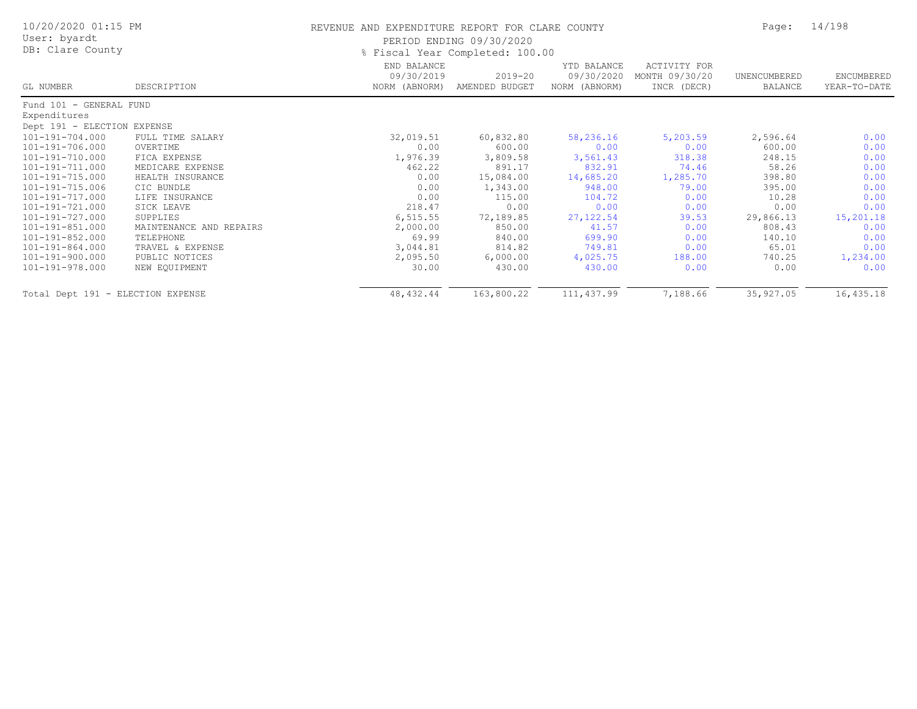REVENUE AND EXPENDITURE REPORT FOR CLARE COUNTY

PERIOD ENDING 09/30/2020

% Fiscal Year Completed: 100.00

| GL NUMBER | DESCRIPTION | END BALANCE 09/30/2019 NORM (ABNORM) | 2019-20 AMENDED BUDGET | YTD BALANCE 09/30/2020 NORM (ABNORM) | ACTIVITY FOR MONTH 09/30/20 INCR (DECR) | UNENCUMBERED BALANCE | ENCUMBERED YEAR-TO-DATE |
|---|---|---|---|---|---|---|---|
| Fund 101 - GENERAL FUND | | | | | | | |
| Expenditures | | | | | | | |
| Dept 191 - ELECTION EXPENSE | | | | | | | |
| 101-191-704.000 | FULL TIME SALARY | 32,019.51 | 60,832.80 | 58,236.16 | 5,203.59 | 2,596.64 | 0.00 |
| 101-191-706.000 | OVERTIME | 0.00 | 600.00 | 0.00 | 0.00 | 600.00 | 0.00 |
| 101-191-710.000 | FICA EXPENSE | 1,976.39 | 3,809.58 | 3,561.43 | 318.38 | 248.15 | 0.00 |
| 101-191-711.000 | MEDICARE EXPENSE | 462.22 | 891.17 | 832.91 | 74.46 | 58.26 | 0.00 |
| 101-191-715.000 | HEALTH INSURANCE | 0.00 | 15,084.00 | 14,685.20 | 1,285.70 | 398.80 | 0.00 |
| 101-191-715.006 | CIC BUNDLE | 0.00 | 1,343.00 | 948.00 | 79.00 | 395.00 | 0.00 |
| 101-191-717.000 | LIFE INSURANCE | 0.00 | 115.00 | 104.72 | 0.00 | 10.28 | 0.00 |
| 101-191-721.000 | SICK LEAVE | 218.47 | 0.00 | 0.00 | 0.00 | 0.00 | 0.00 |
| 101-191-727.000 | SUPPLIES | 6,515.55 | 72,189.85 | 27,122.54 | 39.53 | 29,866.13 | 15,201.18 |
| 101-191-851.000 | MAINTENANCE AND REPAIRS | 2,000.00 | 850.00 | 41.57 | 0.00 | 808.43 | 0.00 |
| 101-191-852.000 | TELEPHONE | 69.99 | 840.00 | 699.90 | 0.00 | 140.10 | 0.00 |
| 101-191-864.000 | TRAVEL & EXPENSE | 3,044.81 | 814.82 | 749.81 | 0.00 | 65.01 | 0.00 |
| 101-191-900.000 | PUBLIC NOTICES | 2,095.50 | 6,000.00 | 4,025.75 | 188.00 | 740.25 | 1,234.00 |
| 101-191-978.000 | NEW EQUIPMENT | 30.00 | 430.00 | 430.00 | 0.00 | 0.00 | 0.00 |
| Total Dept 191 - ELECTION EXPENSE | | 48,432.44 | 163,800.22 | 111,437.99 | 7,188.66 | 35,927.05 | 16,435.18 |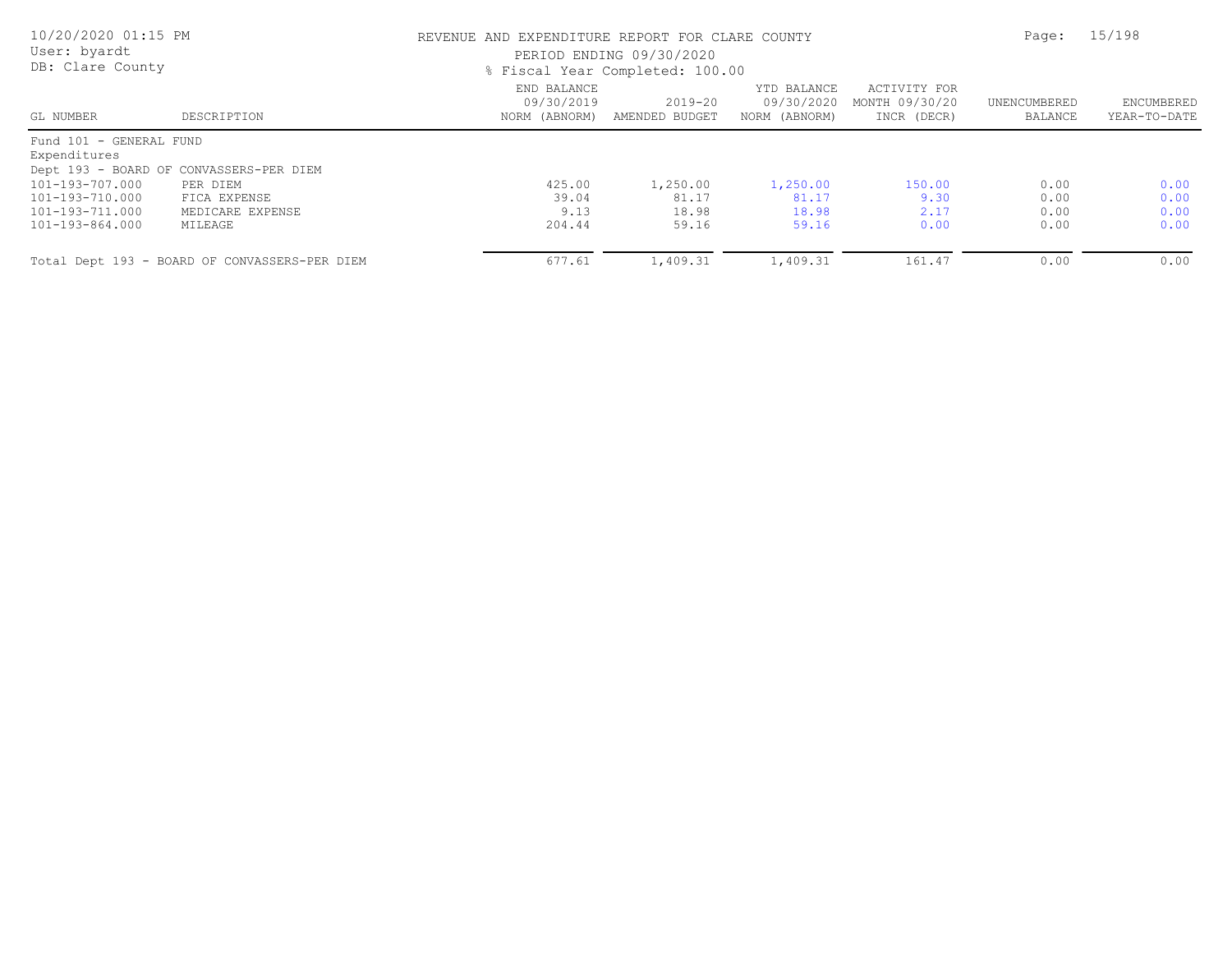REVENUE AND EXPENDITURE REPORT FOR CLARE COUNTY

PERIOD ENDING 09/30/2020

% Fiscal Year Completed: 100.00

User: byardt
DB: Clare County

| GL NUMBER | DESCRIPTION | END BALANCE 09/30/2019 NORM (ABNORM) | 2019-20 AMENDED BUDGET | YTD BALANCE 09/30/2020 NORM (ABNORM) | ACTIVITY FOR MONTH 09/30/20 INCR (DECR) | UNENCUMBERED BALANCE | ENCUMBERED YEAR-TO-DATE |
|---|---|---|---|---|---|---|---|
| Fund 101 - GENERAL FUND | | | | | | | |
| Expenditures | | | | | | | |
| Dept 193 - BOARD OF CONVASSERS-PER DIEM | | | | | | | |
| 101-193-707.000 | PER DIEM | 425.00 | 1,250.00 | 1,250.00 | 150.00 | 0.00 | 0.00 |
| 101-193-710.000 | FICA EXPENSE | 39.04 | 81.17 | 81.17 | 9.30 | 0.00 | 0.00 |
| 101-193-711.000 | MEDICARE EXPENSE | 9.13 | 18.98 | 18.98 | 2.17 | 0.00 | 0.00 |
| 101-193-864.000 | MILEAGE | 204.44 | 59.16 | 59.16 | 0.00 | 0.00 | 0.00 |
| Total Dept 193 - BOARD OF CONVASSERS-PER DIEM | | 677.61 | 1,409.31 | 1,409.31 | 161.47 | 0.00 | 0.00 |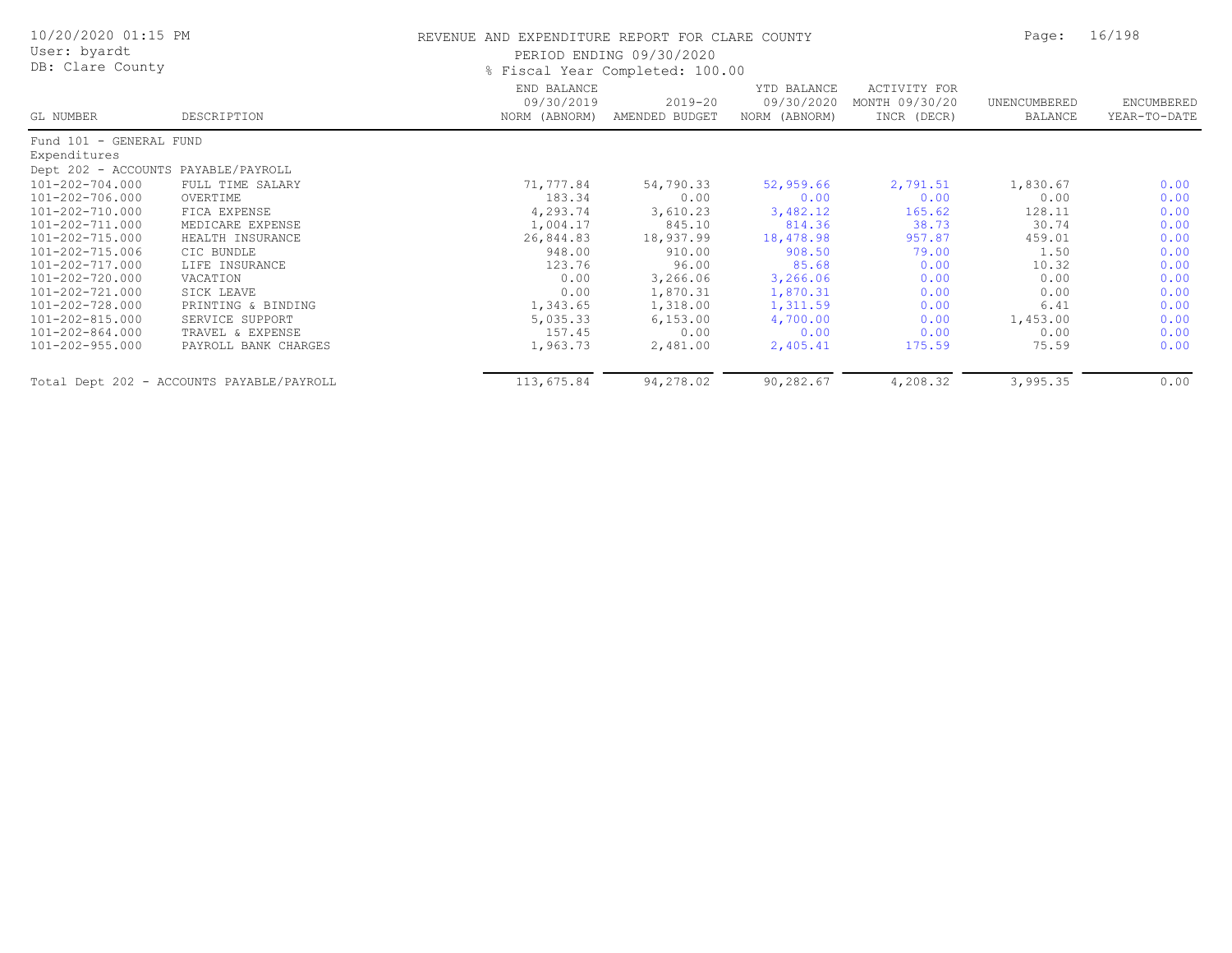10/20/2020 01:15 PM
User: byardt
DB: Clare County

# REVENUE AND EXPENDITURE REPORT FOR CLARE COUNTY

PERIOD ENDING 09/30/2020

% Fiscal Year Completed: 100.00

| GL NUMBER | DESCRIPTION | END BALANCE 09/30/2019 NORM (ABNORM) | 2019-20 AMENDED BUDGET | YTD BALANCE 09/30/2020 NORM (ABNORM) | ACTIVITY FOR MONTH 09/30/20 INCR (DECR) | UNENCUMBERED BALANCE | ENCUMBERED YEAR-TO-DATE |
|---|---|---|---|---|---|---|---|
| Fund 101 - GENERAL FUND | | | | | | | |
| Expenditures | | | | | | | |
| Dept 202 - ACCOUNTS PAYABLE/PAYROLL | | | | | | | |
| 101-202-704.000 | FULL TIME SALARY | 71,777.84 | 54,790.33 | 52,959.66 | 2,791.51 | 1,830.67 | 0.00 |
| 101-202-706.000 | OVERTIME | 183.34 | 0.00 | 0.00 | 0.00 | 0.00 | 0.00 |
| 101-202-710.000 | FICA EXPENSE | 4,293.74 | 3,610.23 | 3,482.12 | 165.62 | 128.11 | 0.00 |
| 101-202-711.000 | MEDICARE EXPENSE | 1,004.17 | 845.10 | 814.36 | 38.73 | 30.74 | 0.00 |
| 101-202-715.000 | HEALTH INSURANCE | 26,844.83 | 18,937.99 | 18,478.98 | 957.87 | 459.01 | 0.00 |
| 101-202-715.006 | CIC BUNDLE | 948.00 | 910.00 | 908.50 | 79.00 | 1.50 | 0.00 |
| 101-202-717.000 | LIFE INSURANCE | 123.76 | 96.00 | 85.68 | 0.00 | 10.32 | 0.00 |
| 101-202-720.000 | VACATION | 0.00 | 3,266.06 | 3,266.06 | 0.00 | 0.00 | 0.00 |
| 101-202-721.000 | SICK LEAVE | 0.00 | 1,870.31 | 1,870.31 | 0.00 | 0.00 | 0.00 |
| 101-202-728.000 | PRINTING & BINDING | 1,343.65 | 1,318.00 | 1,311.59 | 0.00 | 6.41 | 0.00 |
| 101-202-815.000 | SERVICE SUPPORT | 5,035.33 | 6,153.00 | 4,700.00 | 0.00 | 1,453.00 | 0.00 |
| 101-202-864.000 | TRAVEL & EXPENSE | 157.45 | 0.00 | 0.00 | 0.00 | 0.00 | 0.00 |
| 101-202-955.000 | PAYROLL BANK CHARGES | 1,963.73 | 2,481.00 | 2,405.41 | 175.59 | 75.59 | 0.00 |
| Total Dept 202 - ACCOUNTS PAYABLE/PAYROLL | | 113,675.84 | 94,278.02 | 90,282.67 | 4,208.32 | 3,995.35 | 0.00 |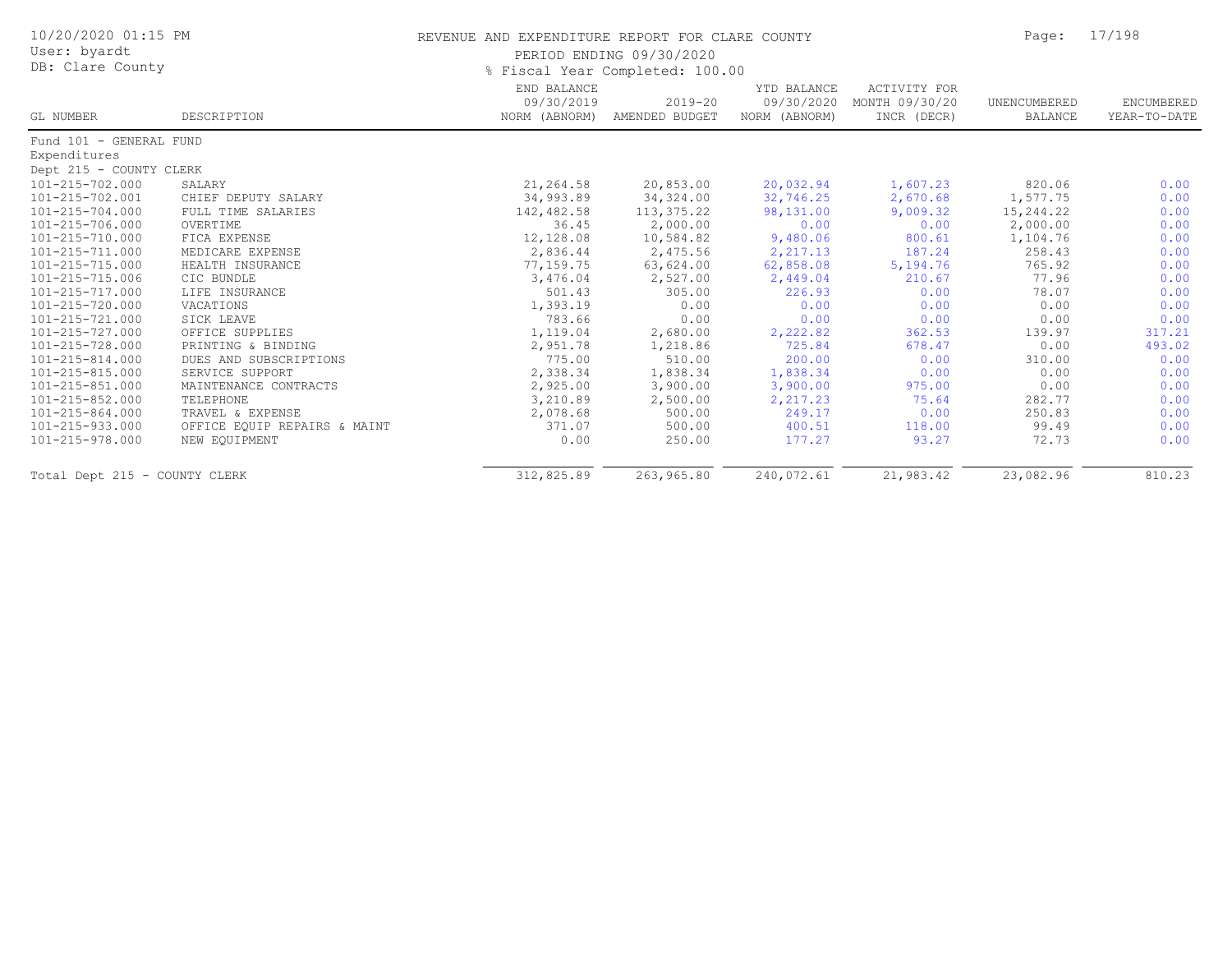REVENUE AND EXPENDITURE REPORT FOR CLARE COUNTY

PERIOD ENDING 09/30/2020

% Fiscal Year Completed: 100.00

10/20/2020 01:15 PM
User: byardt
DB: Clare County

| GL NUMBER | DESCRIPTION | END BALANCE 09/30/2019 NORM (ABNORM) | 2019-20 AMENDED BUDGET | YTD BALANCE 09/30/2020 NORM (ABNORM) | ACTIVITY FOR MONTH 09/30/20 INCR (DECR) | UNENCUMBERED BALANCE | ENCUMBERED YEAR-TO-DATE |
|---|---|---|---|---|---|---|---|
| Fund 101 - GENERAL FUND | | | | | | | |
| Expenditures | | | | | | | |
| Dept 215 - COUNTY CLERK | | | | | | | |
| 101-215-702.000 | SALARY | 21,264.58 | 20,853.00 | 20,032.94 | 1,607.23 | 820.06 | 0.00 |
| 101-215-702.001 | CHIEF DEPUTY SALARY | 34,993.89 | 34,324.00 | 32,746.25 | 2,670.68 | 1,577.75 | 0.00 |
| 101-215-704.000 | FULL TIME SALARIES | 142,482.58 | 113,375.22 | 98,131.00 | 9,009.32 | 15,244.22 | 0.00 |
| 101-215-706.000 | OVERTIME | 36.45 | 2,000.00 | 0.00 | 0.00 | 2,000.00 | 0.00 |
| 101-215-710.000 | FICA EXPENSE | 12,128.08 | 10,584.82 | 9,480.06 | 800.61 | 1,104.76 | 0.00 |
| 101-215-711.000 | MEDICARE EXPENSE | 2,836.44 | 2,475.56 | 2,217.13 | 187.24 | 258.43 | 0.00 |
| 101-215-715.000 | HEALTH INSURANCE | 77,159.75 | 63,624.00 | 62,858.08 | 5,194.76 | 765.92 | 0.00 |
| 101-215-715.006 | CIC BUNDLE | 3,476.04 | 2,527.00 | 2,449.04 | 210.67 | 77.96 | 0.00 |
| 101-215-717.000 | LIFE INSURANCE | 501.43 | 305.00 | 226.93 | 0.00 | 78.07 | 0.00 |
| 101-215-720.000 | VACATIONS | 1,393.19 | 0.00 | 0.00 | 0.00 | 0.00 | 0.00 |
| 101-215-721.000 | SICK LEAVE | 783.66 | 0.00 | 0.00 | 0.00 | 0.00 | 0.00 |
| 101-215-727.000 | OFFICE SUPPLIES | 1,119.04 | 2,680.00 | 2,222.82 | 362.53 | 139.97 | 317.21 |
| 101-215-728.000 | PRINTING & BINDING | 2,951.78 | 1,218.86 | 725.84 | 678.47 | 0.00 | 493.02 |
| 101-215-814.000 | DUES AND SUBSCRIPTIONS | 775.00 | 510.00 | 200.00 | 0.00 | 310.00 | 0.00 |
| 101-215-815.000 | SERVICE SUPPORT | 2,338.34 | 1,838.34 | 1,838.34 | 0.00 | 0.00 | 0.00 |
| 101-215-851.000 | MAINTENANCE CONTRACTS | 2,925.00 | 3,900.00 | 3,900.00 | 975.00 | 0.00 | 0.00 |
| 101-215-852.000 | TELEPHONE | 3,210.89 | 2,500.00 | 2,217.23 | 75.64 | 282.77 | 0.00 |
| 101-215-864.000 | TRAVEL & EXPENSE | 2,078.68 | 500.00 | 249.17 | 0.00 | 250.83 | 0.00 |
| 101-215-933.000 | OFFICE EQUIP REPAIRS & MAINT | 371.07 | 500.00 | 400.51 | 118.00 | 99.49 | 0.00 |
| 101-215-978.000 | NEW EQUIPMENT | 0.00 | 250.00 | 177.27 | 93.27 | 72.73 | 0.00 |
| Total Dept 215 - COUNTY CLERK | | 312,825.89 | 263,965.80 | 240,072.61 | 21,983.42 | 23,082.96 | 810.23 |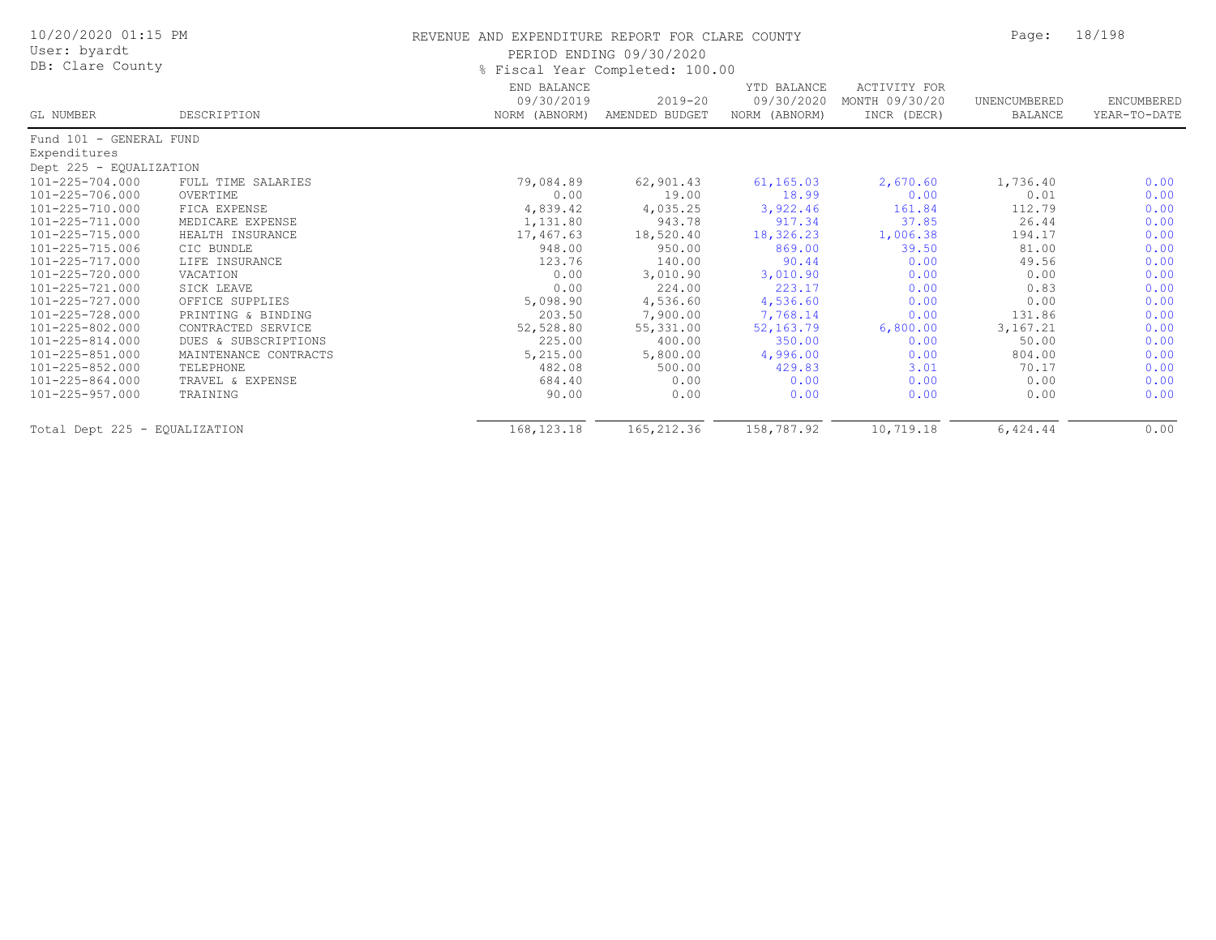REVENUE AND EXPENDITURE REPORT FOR CLARE COUNTY

PERIOD ENDING 09/30/2020

% Fiscal Year Completed: 100.00

10/20/2020 01:15 PM
User: byardt
DB: Clare County

| GL NUMBER | DESCRIPTION | END BALANCE 09/30/2019 NORM (ABNORM) | 2019-20 AMENDED BUDGET | YTD BALANCE 09/30/2020 NORM (ABNORM) | ACTIVITY FOR MONTH 09/30/20 INCR (DECR) | UNENCUMBERED BALANCE | ENCUMBERED YEAR-TO-DATE |
|---|---|---|---|---|---|---|---|
| Fund 101 - GENERAL FUND | | | | | | | |
| Expenditures | | | | | | | |
| Dept 225 - EQUALIZATION | | | | | | | |
| 101-225-704.000 | FULL TIME SALARIES | 79,084.89 | 62,901.43 | 61,165.03 | 2,670.60 | 1,736.40 | 0.00 |
| 101-225-706.000 | OVERTIME | 0.00 | 19.00 | 18.99 | 0.00 | 0.01 | 0.00 |
| 101-225-710.000 | FICA EXPENSE | 4,839.42 | 4,035.25 | 3,922.46 | 161.84 | 112.79 | 0.00 |
| 101-225-711.000 | MEDICARE EXPENSE | 1,131.80 | 943.78 | 917.34 | 37.85 | 26.44 | 0.00 |
| 101-225-715.000 | HEALTH INSURANCE | 17,467.63 | 18,520.40 | 18,326.23 | 1,006.38 | 194.17 | 0.00 |
| 101-225-715.006 | CIC BUNDLE | 948.00 | 950.00 | 869.00 | 39.50 | 81.00 | 0.00 |
| 101-225-717.000 | LIFE INSURANCE | 123.76 | 140.00 | 90.44 | 0.00 | 49.56 | 0.00 |
| 101-225-720.000 | VACATION | 0.00 | 3,010.90 | 3,010.90 | 0.00 | 0.00 | 0.00 |
| 101-225-721.000 | SICK LEAVE | 0.00 | 224.00 | 223.17 | 0.00 | 0.83 | 0.00 |
| 101-225-727.000 | OFFICE SUPPLIES | 5,098.90 | 4,536.60 | 4,536.60 | 0.00 | 0.00 | 0.00 |
| 101-225-728.000 | PRINTING & BINDING | 203.50 | 7,900.00 | 7,768.14 | 0.00 | 131.86 | 0.00 |
| 101-225-802.000 | CONTRACTED SERVICE | 52,528.80 | 55,331.00 | 52,163.79 | 6,800.00 | 3,167.21 | 0.00 |
| 101-225-814.000 | DUES & SUBSCRIPTIONS | 225.00 | 400.00 | 350.00 | 0.00 | 50.00 | 0.00 |
| 101-225-851.000 | MAINTENANCE CONTRACTS | 5,215.00 | 5,800.00 | 4,996.00 | 0.00 | 804.00 | 0.00 |
| 101-225-852.000 | TELEPHONE | 482.08 | 500.00 | 429.83 | 3.01 | 70.17 | 0.00 |
| 101-225-864.000 | TRAVEL & EXPENSE | 684.40 | 0.00 | 0.00 | 0.00 | 0.00 | 0.00 |
| 101-225-957.000 | TRAINING | 90.00 | 0.00 | 0.00 | 0.00 | 0.00 | 0.00 |
| Total Dept 225 - EQUALIZATION | | 168,123.18 | 165,212.36 | 158,787.92 | 10,719.18 | 6,424.44 | 0.00 |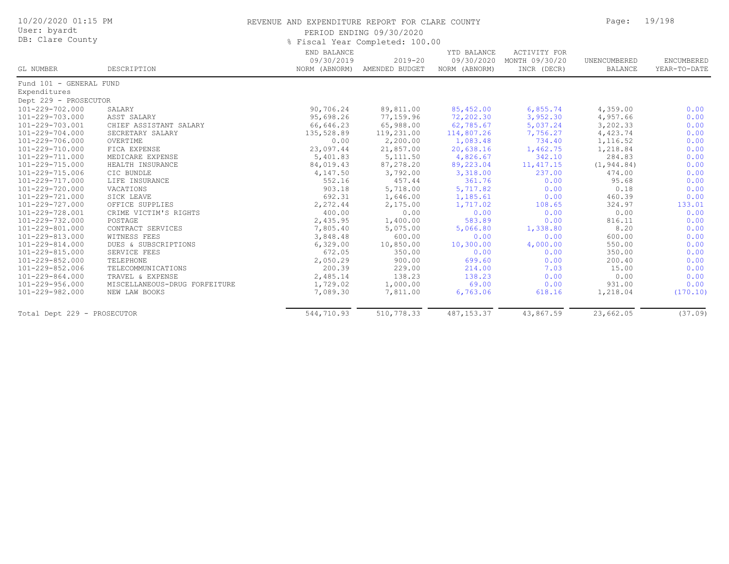# REVENUE AND EXPENDITURE REPORT FOR CLARE COUNTY

PERIOD ENDING 09/30/2020

% Fiscal Year Completed: 100.00

10/20/2020 01:15 PM
User: byardt
DB: Clare County

| GL NUMBER | DESCRIPTION | END BALANCE 09/30/2019 NORM (ABNORM) | 2019-20 AMENDED BUDGET | YTD BALANCE 09/30/2020 NORM (ABNORM) | ACTIVITY FOR MONTH 09/30/20 INCR (DECR) | UNENCUMBERED BALANCE | ENCUMBERED YEAR-TO-DATE |
|---|---|---|---|---|---|---|---|
| Fund 101 - GENERAL FUND | | | | | | | |
| Expenditures | | | | | | | |
| Dept 229 - PROSECUTOR | | | | | | | |
| 101-229-702.000 | SALARY | 90,706.24 | 89,811.00 | 85,452.00 | 6,855.74 | 4,359.00 | 0.00 |
| 101-229-703.000 | ASST SALARY | 95,698.26 | 77,159.96 | 72,202.30 | 3,952.30 | 4,957.66 | 0.00 |
| 101-229-703.001 | CHIEF ASSISTANT SALARY | 66,646.23 | 65,988.00 | 62,785.67 | 5,037.24 | 3,202.33 | 0.00 |
| 101-229-704.000 | SECRETARY SALARY | 135,528.89 | 119,231.00 | 114,807.26 | 7,756.27 | 4,423.74 | 0.00 |
| 101-229-706.000 | OVERTIME | 0.00 | 2,200.00 | 1,083.48 | 734.40 | 1,116.52 | 0.00 |
| 101-229-710.000 | FICA EXPENSE | 23,097.44 | 21,857.00 | 20,638.16 | 1,462.75 | 1,218.84 | 0.00 |
| 101-229-711.000 | MEDICARE EXPENSE | 5,401.83 | 5,111.50 | 4,826.67 | 342.10 | 284.83 | 0.00 |
| 101-229-715.000 | HEALTH INSURANCE | 84,019.43 | 87,278.20 | 89,223.04 | 11,417.15 | (1,944.84) | 0.00 |
| 101-229-715.006 | CIC BUNDLE | 4,147.50 | 3,792.00 | 3,318.00 | 237.00 | 474.00 | 0.00 |
| 101-229-717.000 | LIFE INSURANCE | 552.16 | 457.44 | 361.76 | 0.00 | 95.68 | 0.00 |
| 101-229-720.000 | VACATIONS | 903.18 | 5,718.00 | 5,717.82 | 0.00 | 0.18 | 0.00 |
| 101-229-721.000 | SICK LEAVE | 692.31 | 1,646.00 | 1,185.61 | 0.00 | 460.39 | 0.00 |
| 101-229-727.000 | OFFICE SUPPLIES | 2,272.44 | 2,175.00 | 1,717.02 | 108.65 | 324.97 | 133.01 |
| 101-229-728.001 | CRIME VICTIM'S RIGHTS | 400.00 | 0.00 | 0.00 | 0.00 | 0.00 | 0.00 |
| 101-229-732.000 | POSTAGE | 2,435.95 | 1,400.00 | 583.89 | 0.00 | 816.11 | 0.00 |
| 101-229-801.000 | CONTRACT SERVICES | 7,805.40 | 5,075.00 | 5,066.80 | 1,338.80 | 8.20 | 0.00 |
| 101-229-813.000 | WITNESS FEES | 3,848.48 | 600.00 | 0.00 | 0.00 | 600.00 | 0.00 |
| 101-229-814.000 | DUES & SUBSCRIPTIONS | 6,329.00 | 10,850.00 | 10,300.00 | 4,000.00 | 550.00 | 0.00 |
| 101-229-815.000 | SERVICE FEES | 672.05 | 350.00 | 0.00 | 0.00 | 350.00 | 0.00 |
| 101-229-852.000 | TELEPHONE | 2,050.29 | 900.00 | 699.60 | 0.00 | 200.40 | 0.00 |
| 101-229-852.006 | TELECOMMUNICATIONS | 200.39 | 229.00 | 214.00 | 7.03 | 15.00 | 0.00 |
| 101-229-864.000 | TRAVEL & EXPENSE | 2,485.14 | 138.23 | 138.23 | 0.00 | 0.00 | 0.00 |
| 101-229-956.000 | MISCELLANEOUS-DRUG FORFEITURE | 1,729.02 | 1,000.00 | 69.00 | 0.00 | 931.00 | 0.00 |
| 101-229-982.000 | NEW LAW BOOKS | 7,089.30 | 7,811.00 | 6,763.06 | 618.16 | 1,218.04 | (170.10) |
| Total Dept 229 - PROSECUTOR | | 544,710.93 | 510,778.33 | 487,153.37 | 43,867.59 | 23,662.05 | (37.09) |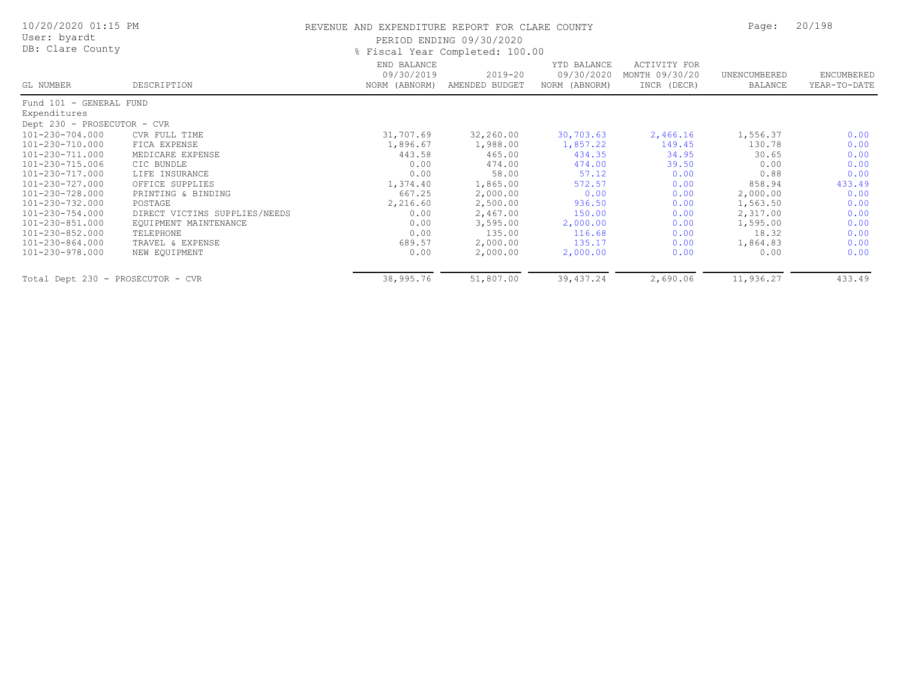# REVENUE AND EXPENDITURE REPORT FOR CLARE COUNTY

PERIOD ENDING 09/30/2020

% Fiscal Year Completed: 100.00

10/20/2020 01:15 PM
User: byardt
DB: Clare County

| GL NUMBER | DESCRIPTION | END BALANCE 09/30/2019 NORM (ABNORM) | 2019-20 AMENDED BUDGET | YTD BALANCE 09/30/2020 NORM (ABNORM) | ACTIVITY FOR MONTH 09/30/20 INCR (DECR) | UNENCUMBERED BALANCE | ENCUMBERED YEAR-TO-DATE |
|---|---|---|---|---|---|---|---|
| Fund 101 - GENERAL FUND | | | | | | | |
| Expenditures | | | | | | | |
| Dept 230 - PROSECUTOR - CVR | | | | | | | |
| 101-230-704.000 | CVR FULL TIME | 31,707.69 | 32,260.00 | 30,703.63 | 2,466.16 | 1,556.37 | 0.00 |
| 101-230-710.000 | FICA EXPENSE | 1,896.67 | 1,988.00 | 1,857.22 | 149.45 | 130.78 | 0.00 |
| 101-230-711.000 | MEDICARE EXPENSE | 443.58 | 465.00 | 434.35 | 34.95 | 30.65 | 0.00 |
| 101-230-715.006 | CIC BUNDLE | 0.00 | 474.00 | 474.00 | 39.50 | 0.00 | 0.00 |
| 101-230-717.000 | LIFE INSURANCE | 0.00 | 58.00 | 57.12 | 0.00 | 0.88 | 0.00 |
| 101-230-727.000 | OFFICE SUPPLIES | 1,374.40 | 1,865.00 | 572.57 | 0.00 | 858.94 | 433.49 |
| 101-230-728.000 | PRINTING & BINDING | 667.25 | 2,000.00 | 0.00 | 0.00 | 2,000.00 | 0.00 |
| 101-230-732.000 | POSTAGE | 2,216.60 | 2,500.00 | 936.50 | 0.00 | 1,563.50 | 0.00 |
| 101-230-754.000 | DIRECT VICTIMS SUPPLIES/NEEDS | 0.00 | 2,467.00 | 150.00 | 0.00 | 2,317.00 | 0.00 |
| 101-230-851.000 | EQUIPMENT MAINTENANCE | 0.00 | 3,595.00 | 2,000.00 | 0.00 | 1,595.00 | 0.00 |
| 101-230-852.000 | TELEPHONE | 0.00 | 135.00 | 116.68 | 0.00 | 18.32 | 0.00 |
| 101-230-864.000 | TRAVEL & EXPENSE | 689.57 | 2,000.00 | 135.17 | 0.00 | 1,864.83 | 0.00 |
| 101-230-978.000 | NEW EQUIPMENT | 0.00 | 2,000.00 | 2,000.00 | 0.00 | 0.00 | 0.00 |
| Total Dept 230 - PROSECUTOR - CVR | | 38,995.76 | 51,807.00 | 39,437.24 | 2,690.06 | 11,936.27 | 433.49 |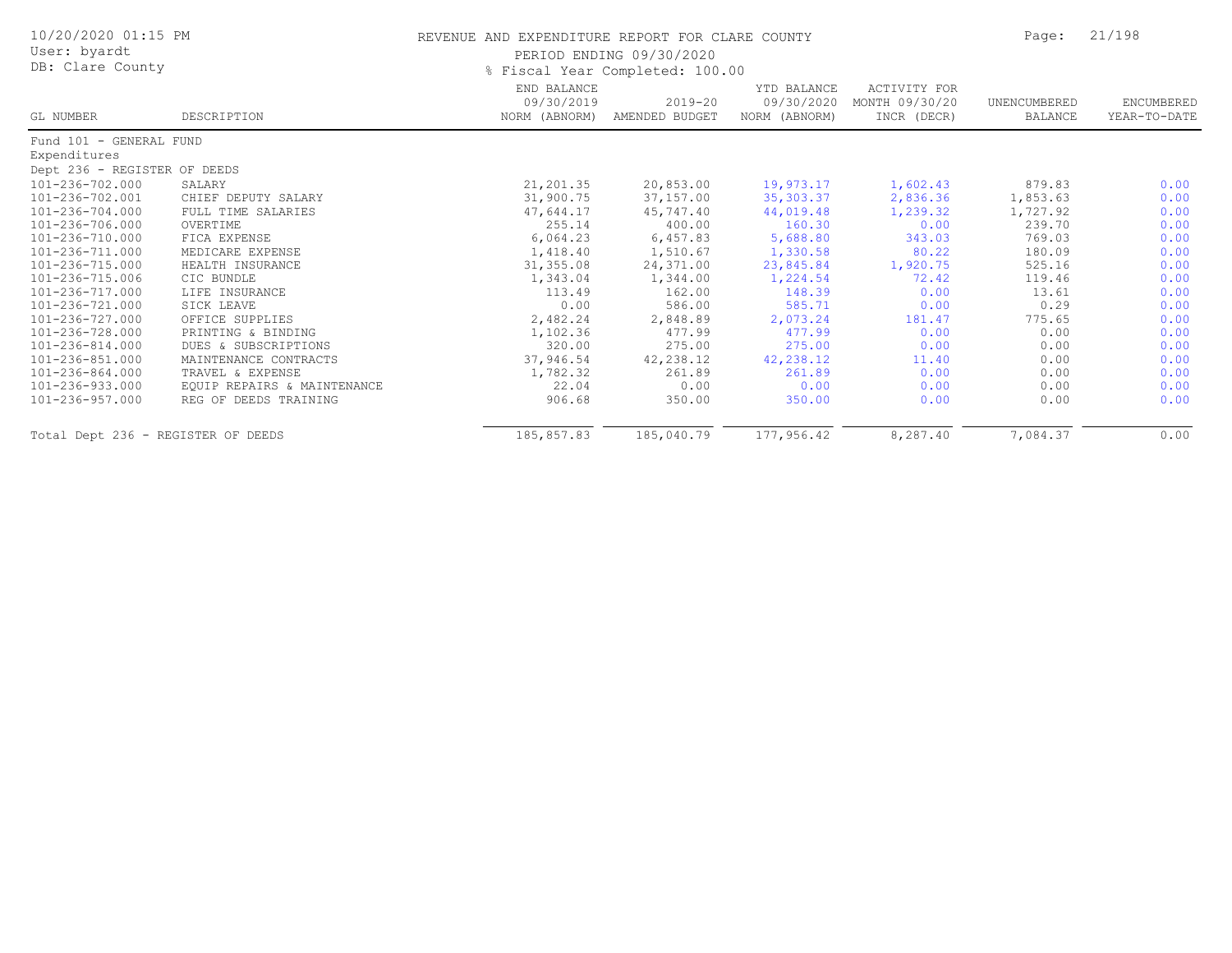# REVENUE AND EXPENDITURE REPORT FOR CLARE COUNTY

10/20/2020 01:15 PM
User: byardt
DB: Clare County

PERIOD ENDING 09/30/2020
% Fiscal Year Completed: 100.00

| GL NUMBER | DESCRIPTION | END BALANCE 09/30/2019 NORM (ABNORM) | 2019-20 AMENDED BUDGET | YTD BALANCE 09/30/2020 NORM (ABNORM) | ACTIVITY FOR MONTH 09/30/20 INCR (DECR) | UNENCUMBERED BALANCE | ENCUMBERED YEAR-TO-DATE |
|---|---|---|---|---|---|---|---|
| Fund 101 - GENERAL FUND | | | | | | | |
| Expenditures | | | | | | | |
| Dept 236 - REGISTER OF DEEDS | | | | | | | |
| 101-236-702.000 | SALARY | 21,201.35 | 20,853.00 | 19,973.17 | 1,602.43 | 879.83 | 0.00 |
| 101-236-702.001 | CHIEF DEPUTY SALARY | 31,900.75 | 37,157.00 | 35,303.37 | 2,836.36 | 1,853.63 | 0.00 |
| 101-236-704.000 | FULL TIME SALARIES | 47,644.17 | 45,747.40 | 44,019.48 | 1,239.32 | 1,727.92 | 0.00 |
| 101-236-706.000 | OVERTIME | 255.14 | 400.00 | 160.30 | 0.00 | 239.70 | 0.00 |
| 101-236-710.000 | FICA EXPENSE | 6,064.23 | 6,457.83 | 5,688.80 | 343.03 | 769.03 | 0.00 |
| 101-236-711.000 | MEDICARE EXPENSE | 1,418.40 | 1,510.67 | 1,330.58 | 80.22 | 180.09 | 0.00 |
| 101-236-715.000 | HEALTH INSURANCE | 31,355.08 | 24,371.00 | 23,845.84 | 1,920.75 | 525.16 | 0.00 |
| 101-236-715.006 | CIC BUNDLE | 1,343.04 | 1,344.00 | 1,224.54 | 72.42 | 119.46 | 0.00 |
| 101-236-717.000 | LIFE INSURANCE | 113.49 | 162.00 | 148.39 | 0.00 | 13.61 | 0.00 |
| 101-236-721.000 | SICK LEAVE | 0.00 | 586.00 | 585.71 | 0.00 | 0.29 | 0.00 |
| 101-236-727.000 | OFFICE SUPPLIES | 2,482.24 | 2,848.89 | 2,073.24 | 181.47 | 775.65 | 0.00 |
| 101-236-728.000 | PRINTING & BINDING | 1,102.36 | 477.99 | 477.99 | 0.00 | 0.00 | 0.00 |
| 101-236-814.000 | DUES & SUBSCRIPTIONS | 320.00 | 275.00 | 275.00 | 0.00 | 0.00 | 0.00 |
| 101-236-851.000 | MAINTENANCE CONTRACTS | 37,946.54 | 42,238.12 | 42,238.12 | 11.40 | 0.00 | 0.00 |
| 101-236-864.000 | TRAVEL & EXPENSE | 1,782.32 | 261.89 | 261.89 | 0.00 | 0.00 | 0.00 |
| 101-236-933.000 | EQUIP REPAIRS & MAINTENANCE | 22.04 | 0.00 | 0.00 | 0.00 | 0.00 | 0.00 |
| 101-236-957.000 | REG OF DEEDS TRAINING | 906.68 | 350.00 | 350.00 | 0.00 | 0.00 | 0.00 |
| Total Dept 236 - REGISTER OF DEEDS | | 185,857.83 | 185,040.79 | 177,956.42 | 8,287.40 | 7,084.37 | 0.00 |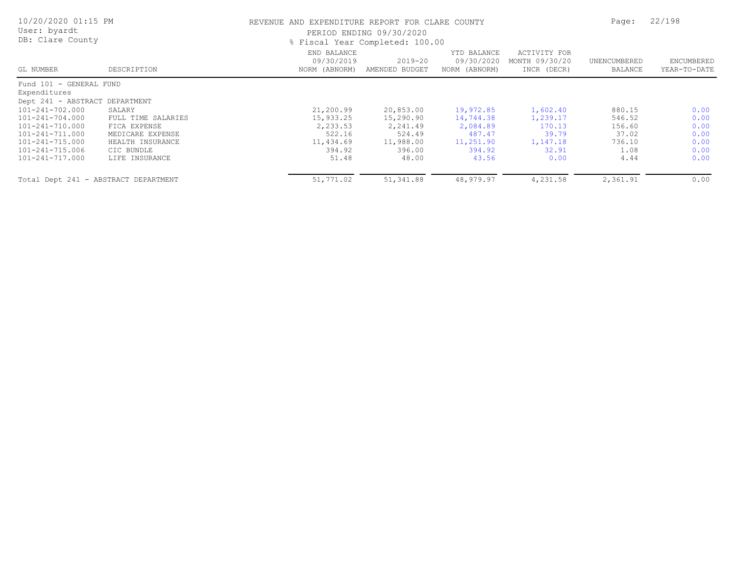REVENUE AND EXPENDITURE REPORT FOR CLARE COUNTY

PERIOD ENDING 09/30/2020

% Fiscal Year Completed: 100.00

| GL NUMBER | DESCRIPTION | END BALANCE 09/30/2019 NORM (ABNORM) | 2019-20 AMENDED BUDGET | YTD BALANCE 09/30/2020 NORM (ABNORM) | ACTIVITY FOR MONTH 09/30/20 INCR (DECR) | UNENCUMBERED BALANCE | ENCUMBERED YEAR-TO-DATE |
|---|---|---|---|---|---|---|---|
| Fund 101 - GENERAL FUND | | | | | | | |
| Expenditures | | | | | | | |
| Dept 241 - ABSTRACT DEPARTMENT | | | | | | | |
| 101-241-702.000 | SALARY | 21,200.99 | 20,853.00 | 19,972.85 | 1,602.40 | 880.15 | 0.00 |
| 101-241-704.000 | FULL TIME SALARIES | 15,933.25 | 15,290.90 | 14,744.38 | 1,239.17 | 546.52 | 0.00 |
| 101-241-710.000 | FICA EXPENSE | 2,233.53 | 2,241.49 | 2,084.89 | 170.13 | 156.60 | 0.00 |
| 101-241-711.000 | MEDICARE EXPENSE | 522.16 | 524.49 | 487.47 | 39.79 | 37.02 | 0.00 |
| 101-241-715.000 | HEALTH INSURANCE | 11,434.69 | 11,988.00 | 11,251.90 | 1,147.18 | 736.10 | 0.00 |
| 101-241-715.006 | CIC BUNDLE | 394.92 | 396.00 | 394.92 | 32.91 | 1.08 | 0.00 |
| 101-241-717.000 | LIFE INSURANCE | 51.48 | 48.00 | 43.56 | 0.00 | 4.44 | 0.00 |
| Total Dept 241 - ABSTRACT DEPARTMENT | | 51,771.02 | 51,341.88 | 48,979.97 | 4,231.58 | 2,361.91 | 0.00 |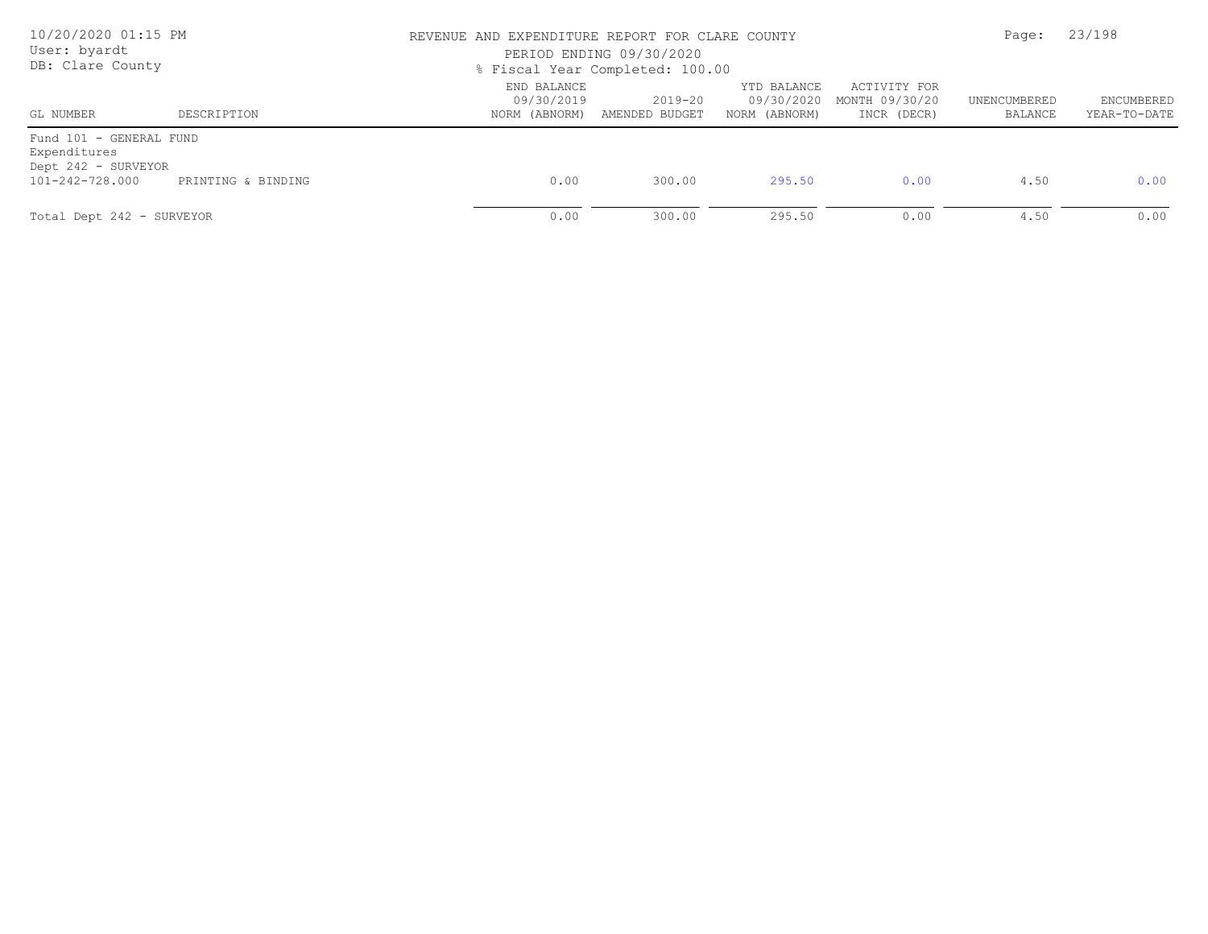REVENUE AND EXPENDITURE REPORT FOR CLARE COUNTY

PERIOD ENDING 09/30/2020

% Fiscal Year Completed: 100.00

| GL NUMBER | DESCRIPTION | END BALANCE 09/30/2019 NORM (ABNORM) | 2019-20 AMENDED BUDGET | YTD BALANCE 09/30/2020 NORM (ABNORM) | ACTIVITY FOR MONTH 09/30/20 INCR (DECR) | UNENCUMBERED BALANCE | ENCUMBERED YEAR-TO-DATE |
|---|---|---|---|---|---|---|---|
| Fund 101 - GENERAL FUND | | | | | | | |
| Expenditures | | | | | | | |
| Dept 242 - SURVEYOR | | | | | | | |
| 101-242-728.000 | PRINTING & BINDING | 0.00 | 300.00 | 295.50 | 0.00 | 4.50 | 0.00 |
| Total Dept 242 - SURVEYOR | | 0.00 | 300.00 | 295.50 | 0.00 | 4.50 | 0.00 |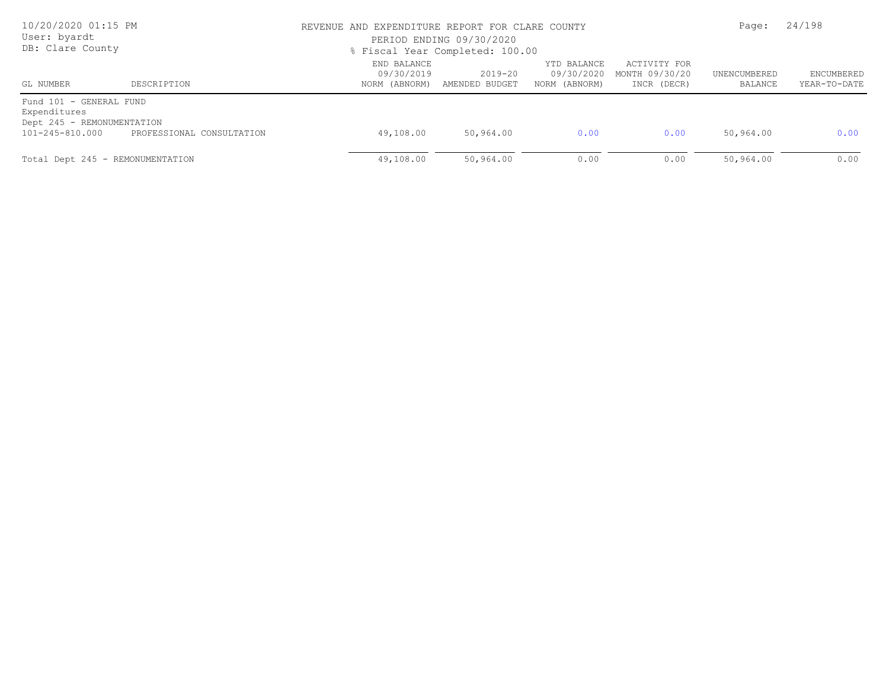REVENUE AND EXPENDITURE REPORT FOR CLARE COUNTY

PERIOD ENDING 09/30/2020

% Fiscal Year Completed: 100.00

User: byardt
DB: Clare County

| GL NUMBER | DESCRIPTION | END BALANCE 09/30/2019 NORM (ABNORM) | 2019-20 AMENDED BUDGET | YTD BALANCE 09/30/2020 NORM (ABNORM) | ACTIVITY FOR MONTH 09/30/20 INCR (DECR) | UNENCUMBERED BALANCE | ENCUMBERED YEAR-TO-DATE |
|---|---|---|---|---|---|---|---|
| Fund 101 - GENERAL FUND | | | | | | | |
| Expenditures | | | | | | | |
| Dept 245 - REMONUMENTATION | | | | | | | |
| 101-245-810.000 | PROFESSIONAL CONSULTATION | 49,108.00 | 50,964.00 | 0.00 | 0.00 | 50,964.00 | 0.00 |
| Total Dept 245 - REMONUMENTATION | | 49,108.00 | 50,964.00 | 0.00 | 0.00 | 50,964.00 | 0.00 |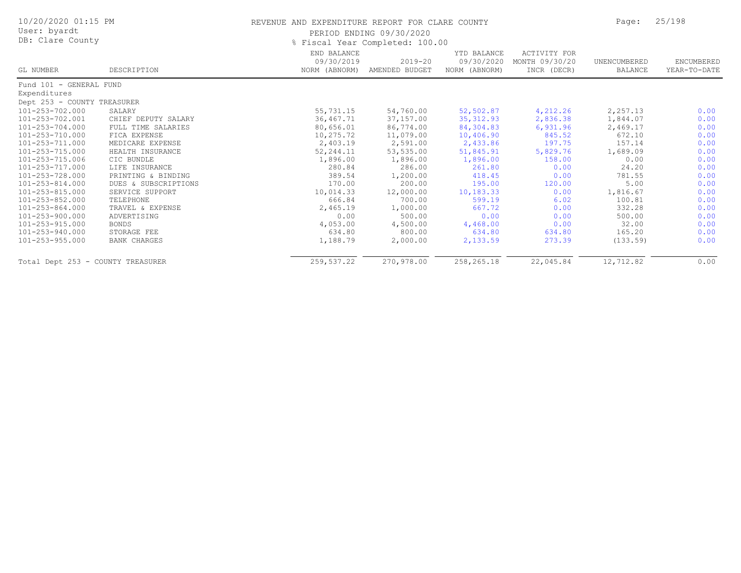# REVENUE AND EXPENDITURE REPORT FOR CLARE COUNTY

PERIOD ENDING 09/30/2020

% Fiscal Year Completed: 100.00

| GL NUMBER | DESCRIPTION | END BALANCE 09/30/2019 NORM (ABNORM) | 2019-20 AMENDED BUDGET | YTD BALANCE 09/30/2020 NORM (ABNORM) | ACTIVITY FOR MONTH 09/30/20 INCR (DECR) | UNENCUMBERED BALANCE | ENCUMBERED YEAR-TO-DATE |
|---|---|---|---|---|---|---|---|
| Fund 101 - GENERAL FUND | | | | | | | |
| Expenditures | | | | | | | |
| Dept 253 - COUNTY TREASURER | | | | | | | |
| 101-253-702.000 | SALARY | 55,731.15 | 54,760.00 | 52,502.87 | 4,212.26 | 2,257.13 | 0.00 |
| 101-253-702.001 | CHIEF DEPUTY SALARY | 36,467.71 | 37,157.00 | 35,312.93 | 2,836.38 | 1,844.07 | 0.00 |
| 101-253-704.000 | FULL TIME SALARIES | 80,656.01 | 86,774.00 | 84,304.83 | 6,931.96 | 2,469.17 | 0.00 |
| 101-253-710.000 | FICA EXPENSE | 10,275.72 | 11,079.00 | 10,406.90 | 845.52 | 672.10 | 0.00 |
| 101-253-711.000 | MEDICARE EXPENSE | 2,403.19 | 2,591.00 | 2,433.86 | 197.75 | 157.14 | 0.00 |
| 101-253-715.000 | HEALTH INSURANCE | 52,244.11 | 53,535.00 | 51,845.91 | 5,829.76 | 1,689.09 | 0.00 |
| 101-253-715.006 | CIC BUNDLE | 1,896.00 | 1,896.00 | 1,896.00 | 158.00 | 0.00 | 0.00 |
| 101-253-717.000 | LIFE INSURANCE | 280.84 | 286.00 | 261.80 | 0.00 | 24.20 | 0.00 |
| 101-253-728.000 | PRINTING & BINDING | 389.54 | 1,200.00 | 418.45 | 0.00 | 781.55 | 0.00 |
| 101-253-814.000 | DUES & SUBSCRIPTIONS | 170.00 | 200.00 | 195.00 | 120.00 | 5.00 | 0.00 |
| 101-253-815.000 | SERVICE SUPPORT | 10,014.33 | 12,000.00 | 10,183.33 | 0.00 | 1,816.67 | 0.00 |
| 101-253-852.000 | TELEPHONE | 666.84 | 700.00 | 599.19 | 6.02 | 100.81 | 0.00 |
| 101-253-864.000 | TRAVEL & EXPENSE | 2,465.19 | 1,000.00 | 667.72 | 0.00 | 332.28 | 0.00 |
| 101-253-900.000 | ADVERTISING | 0.00 | 500.00 | 0.00 | 0.00 | 500.00 | 0.00 |
| 101-253-915.000 | BONDS | 4,053.00 | 4,500.00 | 4,468.00 | 0.00 | 32.00 | 0.00 |
| 101-253-940.000 | STORAGE FEE | 634.80 | 800.00 | 634.80 | 634.80 | 165.20 | 0.00 |
| 101-253-955.000 | BANK CHARGES | 1,188.79 | 2,000.00 | 2,133.59 | 273.39 | (133.59) | 0.00 |
| Total Dept 253 - COUNTY TREASURER | | 259,537.22 | 270,978.00 | 258,265.18 | 22,045.84 | 12,712.82 | 0.00 |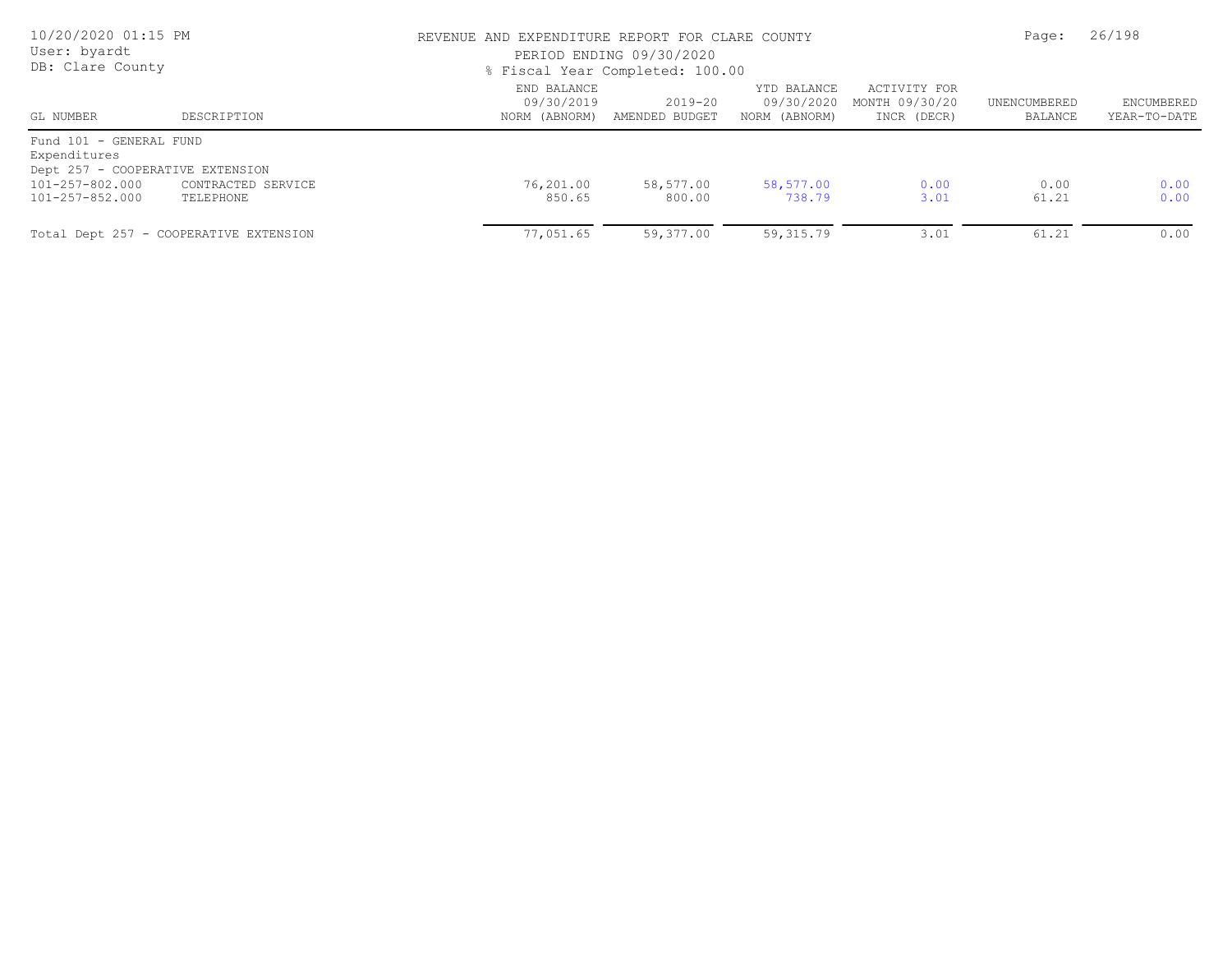REVENUE AND EXPENDITURE REPORT FOR CLARE COUNTY
PERIOD ENDING 09/30/2020
% Fiscal Year Completed: 100.00

| GL NUMBER | DESCRIPTION | END BALANCE 09/30/2019 NORM (ABNORM) | 2019-20 AMENDED BUDGET | YTD BALANCE 09/30/2020 NORM (ABNORM) | ACTIVITY FOR MONTH 09/30/20 INCR (DECR) | UNENCUMBERED BALANCE | ENCUMBERED YEAR-TO-DATE |
|---|---|---|---|---|---|---|---|
| Fund 101 - GENERAL FUND | | | | | | | |
| Expenditures | | | | | | | |
| Dept 257 - COOPERATIVE EXTENSION | | | | | | | |
| 101-257-802.000 | CONTRACTED SERVICE | 76,201.00 | 58,577.00 | 58,577.00 | 0.00 | 0.00 | 0.00 |
| 101-257-852.000 | TELEPHONE | 850.65 | 800.00 | 738.79 | 3.01 | 61.21 | 0.00 |
| Total Dept 257 - COOPERATIVE EXTENSION | | 77,051.65 | 59,377.00 | 59,315.79 | 3.01 | 61.21 | 0.00 |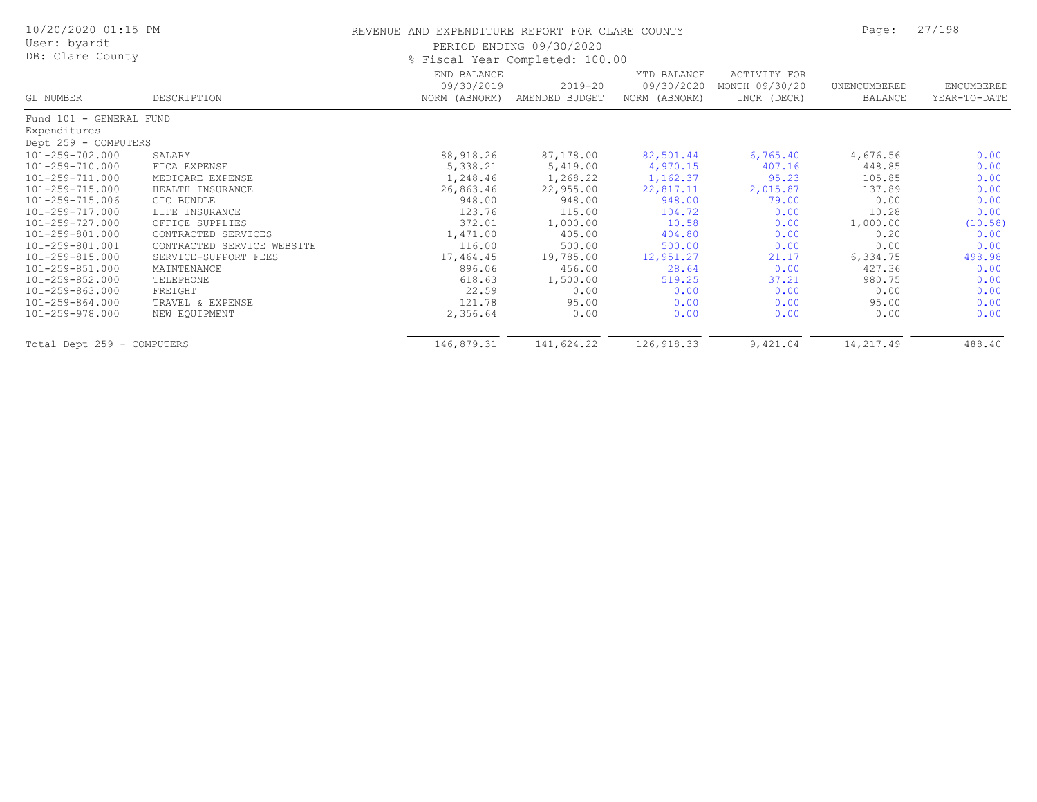REVENUE AND EXPENDITURE REPORT FOR CLARE COUNTY

PERIOD ENDING 09/30/2020

% Fiscal Year Completed: 100.00

10/20/2020 01:15 PM
User: byardt
DB: Clare County

| GL NUMBER | DESCRIPTION | END BALANCE 09/30/2019 NORM (ABNORM) | 2019-20 AMENDED BUDGET | YTD BALANCE 09/30/2020 NORM (ABNORM) | ACTIVITY FOR MONTH 09/30/20 INCR (DECR) | UNENCUMBERED BALANCE | ENCUMBERED YEAR-TO-DATE |
|---|---|---|---|---|---|---|---|
| Fund 101 - GENERAL FUND | | | | | | | |
| Expenditures | | | | | | | |
| Dept 259 - COMPUTERS | | | | | | | |
| 101-259-702.000 | SALARY | 88,918.26 | 87,178.00 | 82,501.44 | 6,765.40 | 4,676.56 | 0.00 |
| 101-259-710.000 | FICA EXPENSE | 5,338.21 | 5,419.00 | 4,970.15 | 407.16 | 448.85 | 0.00 |
| 101-259-711.000 | MEDICARE EXPENSE | 1,248.46 | 1,268.22 | 1,162.37 | 95.23 | 105.85 | 0.00 |
| 101-259-715.000 | HEALTH INSURANCE | 26,863.46 | 22,955.00 | 22,817.11 | 2,015.87 | 137.89 | 0.00 |
| 101-259-715.006 | CIC BUNDLE | 948.00 | 948.00 | 948.00 | 79.00 | 0.00 | 0.00 |
| 101-259-717.000 | LIFE INSURANCE | 123.76 | 115.00 | 104.72 | 0.00 | 10.28 | 0.00 |
| 101-259-727.000 | OFFICE SUPPLIES | 372.01 | 1,000.00 | 10.58 | 0.00 | 1,000.00 | (10.58) |
| 101-259-801.000 | CONTRACTED SERVICES | 1,471.00 | 405.00 | 404.80 | 0.00 | 0.20 | 0.00 |
| 101-259-801.001 | CONTRACTED SERVICE WEBSITE | 116.00 | 500.00 | 500.00 | 0.00 | 0.00 | 0.00 |
| 101-259-815.000 | SERVICE-SUPPORT FEES | 17,464.45 | 19,785.00 | 12,951.27 | 21.17 | 6,334.75 | 498.98 |
| 101-259-851.000 | MAINTENANCE | 896.06 | 456.00 | 28.64 | 0.00 | 427.36 | 0.00 |
| 101-259-852.000 | TELEPHONE | 618.63 | 1,500.00 | 519.25 | 37.21 | 980.75 | 0.00 |
| 101-259-863.000 | FREIGHT | 22.59 | 0.00 | 0.00 | 0.00 | 0.00 | 0.00 |
| 101-259-864.000 | TRAVEL & EXPENSE | 121.78 | 95.00 | 0.00 | 0.00 | 95.00 | 0.00 |
| 101-259-978.000 | NEW EQUIPMENT | 2,356.64 | 0.00 | 0.00 | 0.00 | 0.00 | 0.00 |
| Total Dept 259 - COMPUTERS | | 146,879.31 | 141,624.22 | 126,918.33 | 9,421.04 | 14,217.49 | 488.40 |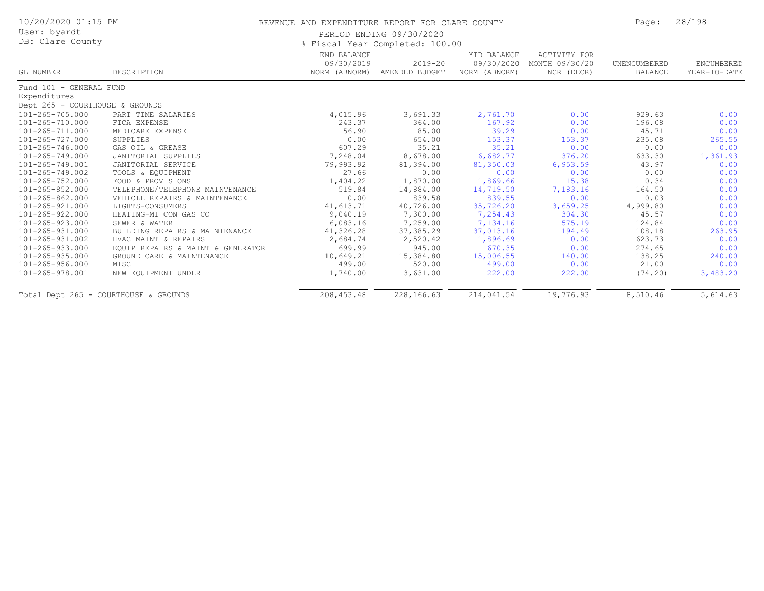10/20/2020 01:15 PM
User: byardt
DB: Clare County

# REVENUE AND EXPENDITURE REPORT FOR CLARE COUNTY

PERIOD ENDING 09/30/2020

% Fiscal Year Completed: 100.00

| GL NUMBER | DESCRIPTION | END BALANCE 09/30/2019 NORM (ABNORM) | 2019-20 AMENDED BUDGET | YTD BALANCE 09/30/2020 NORM (ABNORM) | ACTIVITY FOR MONTH 09/30/20 INCR (DECR) | UNENCUMBERED BALANCE | ENCUMBERED YEAR-TO-DATE |
|---|---|---|---|---|---|---|---|
| Fund 101 - GENERAL FUND | | | | | | | |
| Expenditures | | | | | | | |
| Dept 265 - COURTHOUSE & GROUNDS | | | | | | | |
| 101-265-705.000 | PART TIME SALARIES | 4,015.96 | 3,691.33 | 2,761.70 | 0.00 | 929.63 | 0.00 |
| 101-265-710.000 | FICA EXPENSE | 243.37 | 364.00 | 167.92 | 0.00 | 196.08 | 0.00 |
| 101-265-711.000 | MEDICARE EXPENSE | 56.90 | 85.00 | 39.29 | 0.00 | 45.71 | 0.00 |
| 101-265-727.000 | SUPPLIES | 0.00 | 654.00 | 153.37 | 153.37 | 235.08 | 265.55 |
| 101-265-746.000 | GAS OIL & GREASE | 607.29 | 35.21 | 35.21 | 0.00 | 0.00 | 0.00 |
| 101-265-749.000 | JANITORIAL SUPPLIES | 7,248.04 | 8,678.00 | 6,682.77 | 376.20 | 633.30 | 1,361.93 |
| 101-265-749.001 | JANITORIAL SERVICE | 79,993.92 | 81,394.00 | 81,350.03 | 6,953.59 | 43.97 | 0.00 |
| 101-265-749.002 | TOOLS & EQUIPMENT | 27.66 | 0.00 | 0.00 | 0.00 | 0.00 | 0.00 |
| 101-265-752.000 | FOOD & PROVISIONS | 1,404.22 | 1,870.00 | 1,869.66 | 15.38 | 0.34 | 0.00 |
| 101-265-852.000 | TELEPHONE/TELEPHONE MAINTENANCE | 519.84 | 14,884.00 | 14,719.50 | 7,183.16 | 164.50 | 0.00 |
| 101-265-862.000 | VEHICLE REPAIRS & MAINTENANCE | 0.00 | 839.58 | 839.55 | 0.00 | 0.03 | 0.00 |
| 101-265-921.000 | LIGHTS-CONSUMERS | 41,613.71 | 40,726.00 | 35,726.20 | 3,659.25 | 4,999.80 | 0.00 |
| 101-265-922.000 | HEATING-MI CON GAS CO | 9,040.19 | 7,300.00 | 7,254.43 | 304.30 | 45.57 | 0.00 |
| 101-265-923.000 | SEWER & WATER | 6,083.16 | 7,259.00 | 7,134.16 | 575.19 | 124.84 | 0.00 |
| 101-265-931.000 | BUILDING REPAIRS & MAINTENANCE | 41,326.28 | 37,385.29 | 37,013.16 | 194.49 | 108.18 | 263.95 |
| 101-265-931.002 | HVAC MAINT & REPAIRS | 2,684.74 | 2,520.42 | 1,896.69 | 0.00 | 623.73 | 0.00 |
| 101-265-933.000 | EQUIP REPAIRS & MAINT & GENERATOR | 699.99 | 945.00 | 670.35 | 0.00 | 274.65 | 0.00 |
| 101-265-935.000 | GROUND CARE & MAINTENANCE | 10,649.21 | 15,384.80 | 15,006.55 | 140.00 | 138.25 | 240.00 |
| 101-265-956.000 | MISC | 499.00 | 520.00 | 499.00 | 0.00 | 21.00 | 0.00 |
| 101-265-978.001 | NEW EQUIPMENT UNDER | 1,740.00 | 3,631.00 | 222.00 | 222.00 | (74.20) | 3,483.20 |
| Total Dept 265 - COURTHOUSE & GROUNDS | | 208,453.48 | 228,166.63 | 214,041.54 | 19,776.93 | 8,510.46 | 5,614.63 |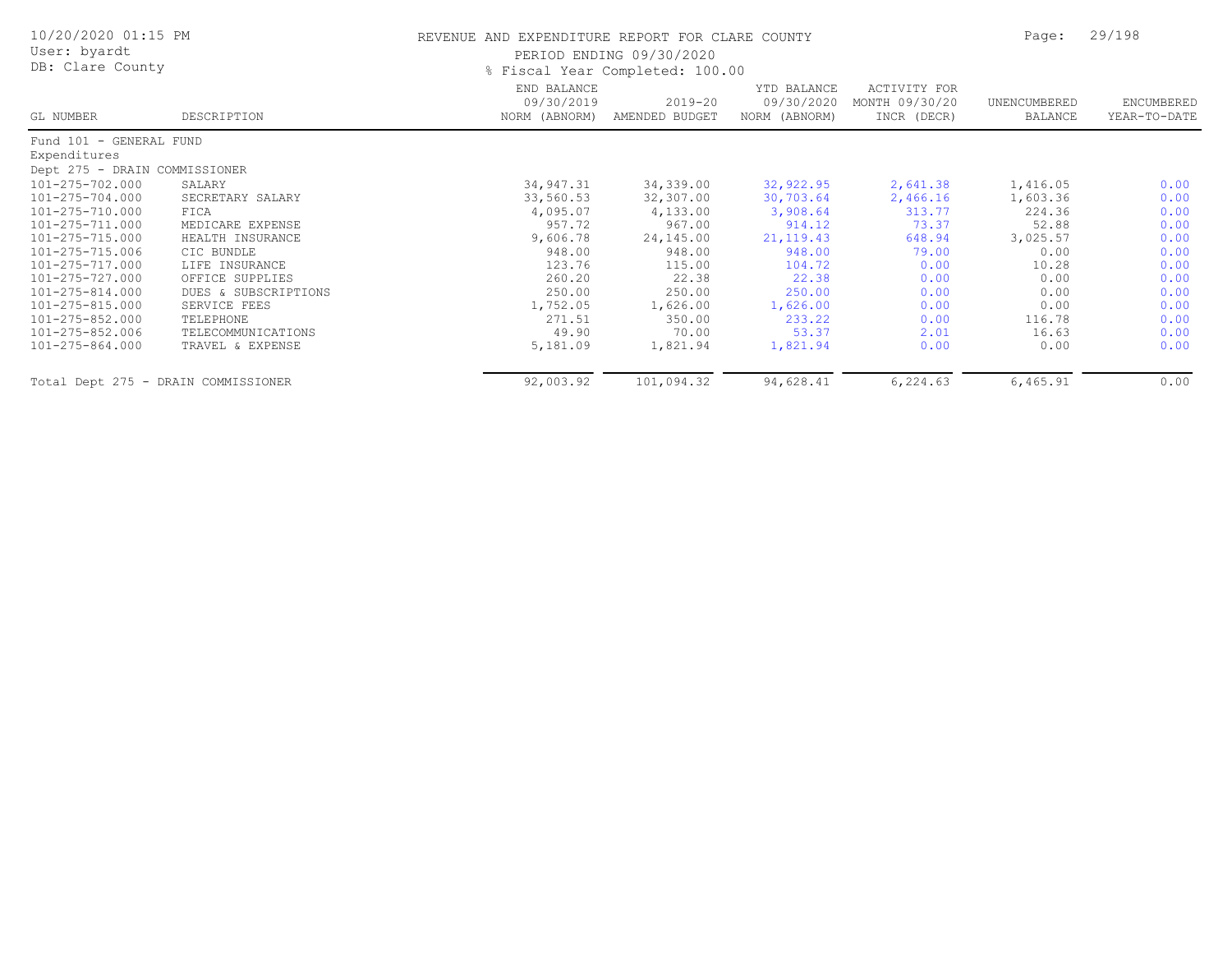REVENUE AND EXPENDITURE REPORT FOR CLARE COUNTY

PERIOD ENDING 09/30/2020

% Fiscal Year Completed: 100.00

10/20/2020 01:15 PM
User: byardt
DB: Clare County

| GL NUMBER | DESCRIPTION | END BALANCE 09/30/2019 NORM (ABNORM) | 2019-20 AMENDED BUDGET | YTD BALANCE 09/30/2020 NORM (ABNORM) | ACTIVITY FOR MONTH 09/30/20 INCR (DECR) | UNENCUMBERED BALANCE | ENCUMBERED YEAR-TO-DATE |
|---|---|---|---|---|---|---|---|
| Fund 101 - GENERAL FUND | | | | | | | |
| Expenditures | | | | | | | |
| Dept 275 - DRAIN COMMISSIONER | | | | | | | |
| 101-275-702.000 | SALARY | 34,947.31 | 34,339.00 | 32,922.95 | 2,641.38 | 1,416.05 | 0.00 |
| 101-275-704.000 | SECRETARY SALARY | 33,560.53 | 32,307.00 | 30,703.64 | 2,466.16 | 1,603.36 | 0.00 |
| 101-275-710.000 | FICA | 4,095.07 | 4,133.00 | 3,908.64 | 313.77 | 224.36 | 0.00 |
| 101-275-711.000 | MEDICARE EXPENSE | 957.72 | 967.00 | 914.12 | 73.37 | 52.88 | 0.00 |
| 101-275-715.000 | HEALTH INSURANCE | 9,606.78 | 24,145.00 | 21,119.43 | 648.94 | 3,025.57 | 0.00 |
| 101-275-715.006 | CIC BUNDLE | 948.00 | 948.00 | 948.00 | 79.00 | 0.00 | 0.00 |
| 101-275-717.000 | LIFE INSURANCE | 123.76 | 115.00 | 104.72 | 0.00 | 10.28 | 0.00 |
| 101-275-727.000 | OFFICE SUPPLIES | 260.20 | 22.38 | 22.38 | 0.00 | 0.00 | 0.00 |
| 101-275-814.000 | DUES & SUBSCRIPTIONS | 250.00 | 250.00 | 250.00 | 0.00 | 0.00 | 0.00 |
| 101-275-815.000 | SERVICE FEES | 1,752.05 | 1,626.00 | 1,626.00 | 0.00 | 0.00 | 0.00 |
| 101-275-852.000 | TELEPHONE | 271.51 | 350.00 | 233.22 | 0.00 | 116.78 | 0.00 |
| 101-275-852.006 | TELECOMMUNICATIONS | 49.90 | 70.00 | 53.37 | 2.01 | 16.63 | 0.00 |
| 101-275-864.000 | TRAVEL & EXPENSE | 5,181.09 | 1,821.94 | 1,821.94 | 0.00 | 0.00 | 0.00 |
| Total Dept 275 - DRAIN COMMISSIONER | | 92,003.92 | 101,094.32 | 94,628.41 | 6,224.63 | 6,465.91 | 0.00 |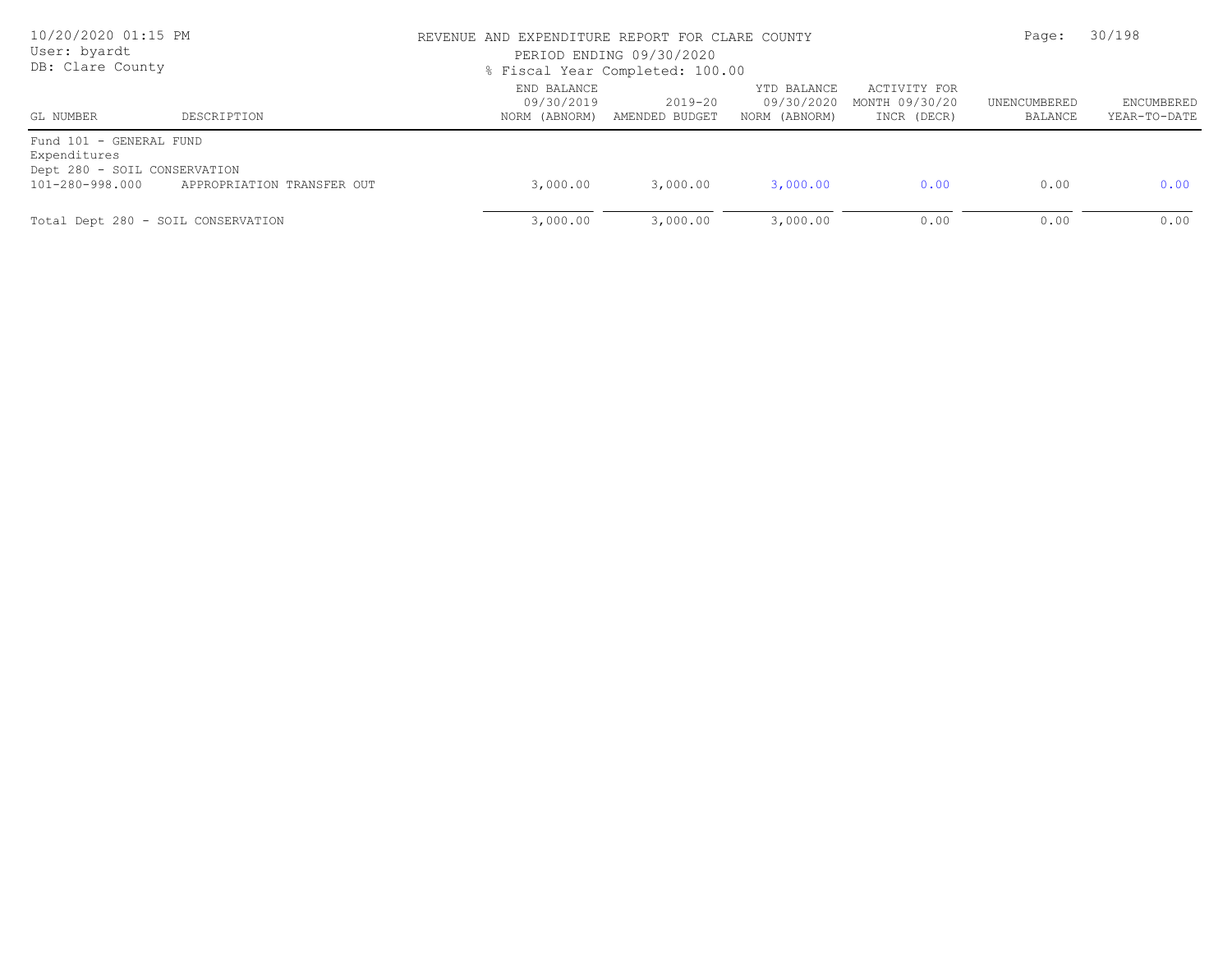REVENUE AND EXPENDITURE REPORT FOR CLARE COUNTY

PERIOD ENDING 09/30/2020

% Fiscal Year Completed: 100.00

| GL NUMBER | DESCRIPTION | END BALANCE 09/30/2019 NORM (ABNORM) | 2019-20 AMENDED BUDGET | YTD BALANCE 09/30/2020 NORM (ABNORM) | ACTIVITY FOR MONTH 09/30/20 INCR (DECR) | UNENCUMBERED BALANCE | ENCUMBERED YEAR-TO-DATE |
|---|---|---|---|---|---|---|---|
| Fund 101 - GENERAL FUND | | | | | | | |
| Expenditures | | | | | | | |
| Dept 280 - SOIL CONSERVATION | | | | | | | |
| 101-280-998.000 | APPROPRIATION TRANSFER OUT | 3,000.00 | 3,000.00 | 3,000.00 | 0.00 | 0.00 | 0.00 |
| Total Dept 280 - SOIL CONSERVATION | | 3,000.00 | 3,000.00 | 3,000.00 | 0.00 | 0.00 | 0.00 |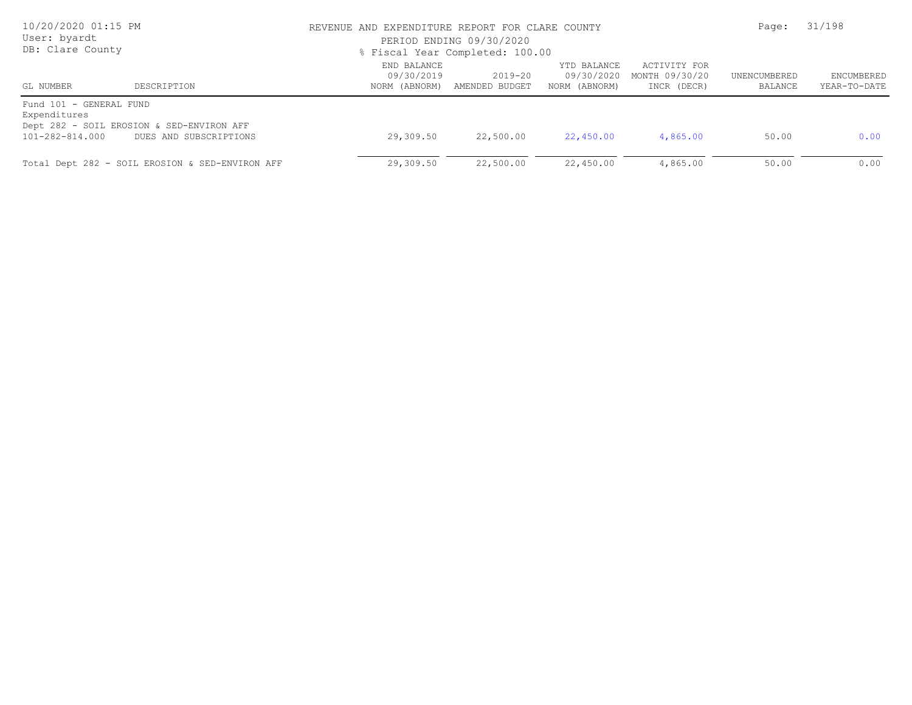# REVENUE AND EXPENDITURE REPORT FOR CLARE COUNTY

PERIOD ENDING 09/30/2020

% Fiscal Year Completed: 100.00

User: byardt
DB: Clare County

| GL NUMBER | DESCRIPTION | END BALANCE 09/30/2019 NORM (ABNORM) | 2019-20 AMENDED BUDGET | YTD BALANCE 09/30/2020 NORM (ABNORM) | ACTIVITY FOR MONTH 09/30/20 INCR (DECR) | UNENCUMBERED BALANCE | ENCUMBERED YEAR-TO-DATE |
|---|---|---|---|---|---|---|---|
| Fund 101 - GENERAL FUND | | | | | | | |
| Expenditures | | | | | | | |
| Dept 282 - SOIL EROSION & SED-ENVIRON AFF | | | | | | | |
| 101-282-814.000 | DUES AND SUBSCRIPTIONS | 29,309.50 | 22,500.00 | 22,450.00 | 4,865.00 | 50.00 | 0.00 |
| Total Dept 282 - SOIL EROSION & SED-ENVIRON AFF | | 29,309.50 | 22,500.00 | 22,450.00 | 4,865.00 | 50.00 | 0.00 |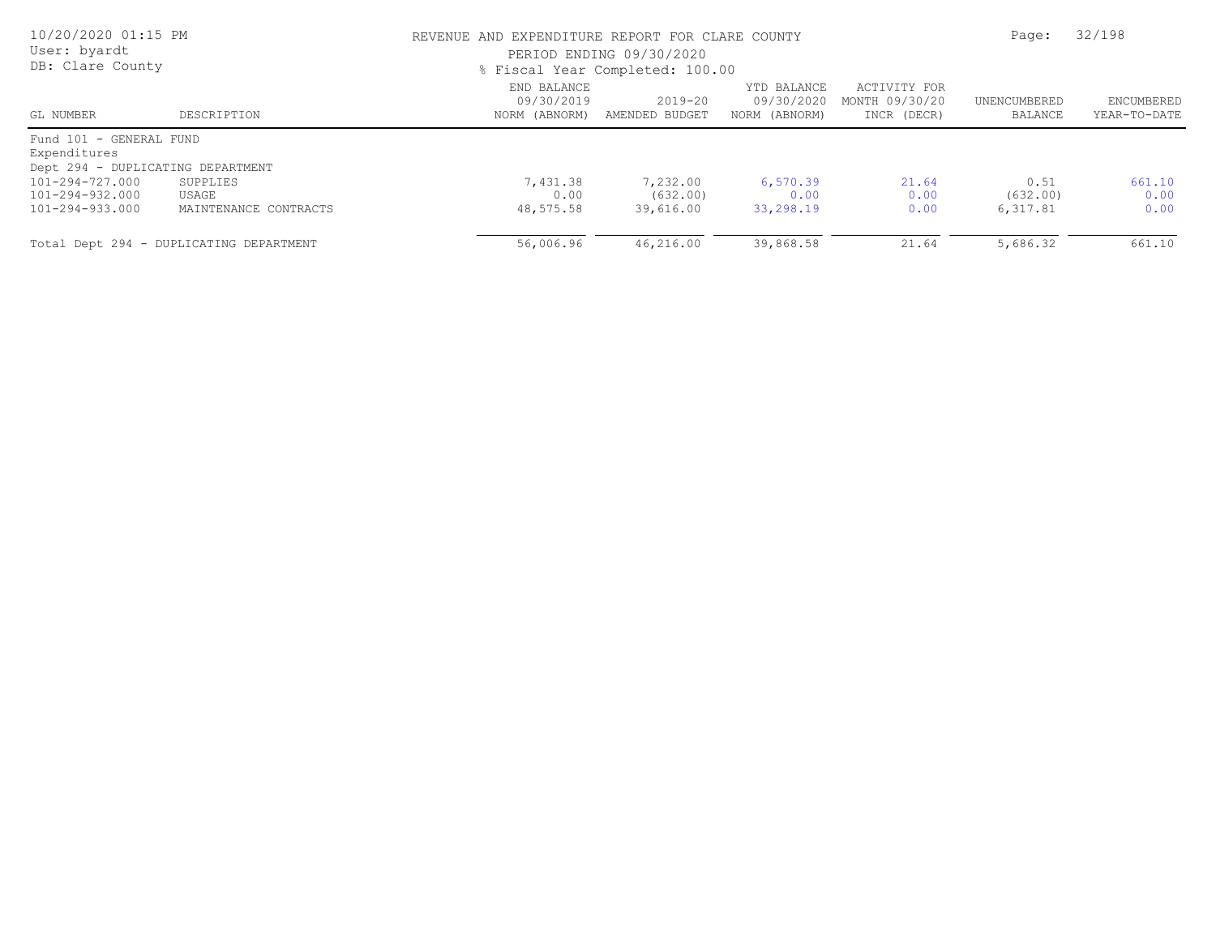REVENUE AND EXPENDITURE REPORT FOR CLARE COUNTY

PERIOD ENDING 09/30/2020

% Fiscal Year Completed: 100.00

| GL NUMBER | DESCRIPTION | END BALANCE 09/30/2019 NORM (ABNORM) | 2019-20 AMENDED BUDGET | YTD BALANCE 09/30/2020 NORM (ABNORM) | ACTIVITY FOR MONTH 09/30/20 INCR (DECR) | UNENCUMBERED BALANCE | ENCUMBERED YEAR-TO-DATE |
|---|---|---|---|---|---|---|---|
| Fund 101 - GENERAL FUND | | | | | | | |
| Expenditures | | | | | | | |
| Dept 294 - DUPLICATING DEPARTMENT | | | | | | | |
| 101-294-727.000 | SUPPLIES | 7,431.38 | 7,232.00 | 6,570.39 | 21.64 | 0.51 | 661.10 |
| 101-294-932.000 | USAGE | 0.00 | (632.00) | 0.00 | 0.00 | (632.00) | 0.00 |
| 101-294-933.000 | MAINTENANCE CONTRACTS | 48,575.58 | 39,616.00 | 33,298.19 | 0.00 | 6,317.81 | 0.00 |
| Total Dept 294 - DUPLICATING DEPARTMENT | | 56,006.96 | 46,216.00 | 39,868.58 | 21.64 | 5,686.32 | 661.10 |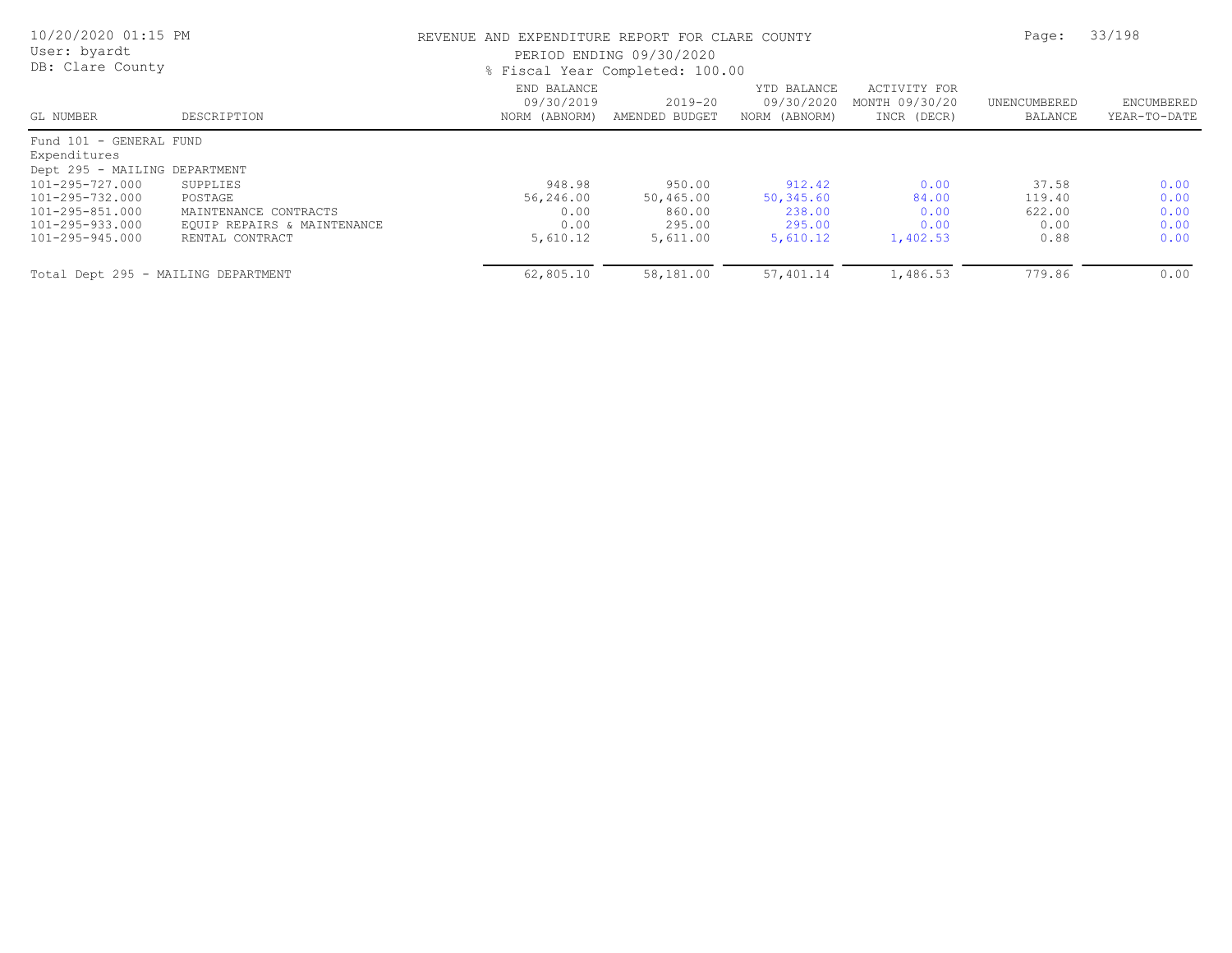# REVENUE AND EXPENDITURE REPORT FOR CLARE COUNTY

PERIOD ENDING 09/30/2020

% Fiscal Year Completed: 100.00

| GL NUMBER | DESCRIPTION | END BALANCE 09/30/2019 NORM (ABNORM) | 2019-20 AMENDED BUDGET | YTD BALANCE 09/30/2020 NORM (ABNORM) | ACTIVITY FOR MONTH 09/30/20 INCR (DECR) | UNENCUMBERED BALANCE | ENCUMBERED YEAR-TO-DATE |
|---|---|---|---|---|---|---|---|
| Fund 101 - GENERAL FUND | | | | | | | |
| Expenditures | | | | | | | |
| Dept 295 - MAILING DEPARTMENT | | | | | | | |
| 101-295-727.000 | SUPPLIES | 948.98 | 950.00 | 912.42 | 0.00 | 37.58 | 0.00 |
| 101-295-732.000 | POSTAGE | 56,246.00 | 50,465.00 | 50,345.60 | 84.00 | 119.40 | 0.00 |
| 101-295-851.000 | MAINTENANCE CONTRACTS | 0.00 | 860.00 | 238.00 | 0.00 | 622.00 | 0.00 |
| 101-295-933.000 | EQUIP REPAIRS & MAINTENANCE | 0.00 | 295.00 | 295.00 | 0.00 | 0.00 | 0.00 |
| 101-295-945.000 | RENTAL CONTRACT | 5,610.12 | 5,611.00 | 5,610.12 | 1,402.53 | 0.88 | 0.00 |
| Total Dept 295 - MAILING DEPARTMENT | | 62,805.10 | 58,181.00 | 57,401.14 | 1,486.53 | 779.86 | 0.00 |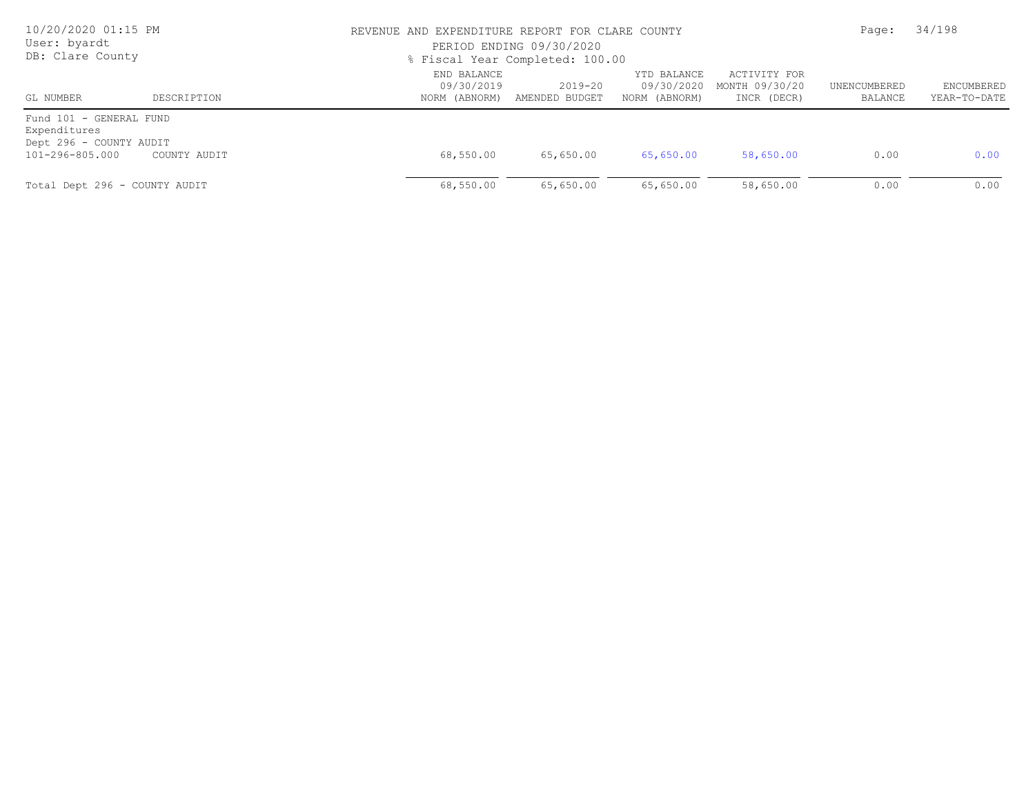REVENUE AND EXPENDITURE REPORT FOR CLARE COUNTY

PERIOD ENDING 09/30/2020

% Fiscal Year Completed: 100.00

| GL NUMBER | DESCRIPTION | END BALANCE 09/30/2019 NORM (ABNORM) | 2019-20 AMENDED BUDGET | YTD BALANCE 09/30/2020 NORM (ABNORM) | ACTIVITY FOR MONTH 09/30/20 INCR (DECR) | UNENCUMBERED BALANCE | ENCUMBERED YEAR-TO-DATE |
|---|---|---|---|---|---|---|---|
| Fund 101 - GENERAL FUND | | | | | | | |
| Expenditures | | | | | | | |
| Dept 296 - COUNTY AUDIT | | | | | | | |
| 101-296-805.000 | COUNTY AUDIT | 68,550.00 | 65,650.00 | 65,650.00 | 58,650.00 | 0.00 | 0.00 |
| Total Dept 296 - COUNTY AUDIT | | 68,550.00 | 65,650.00 | 65,650.00 | 58,650.00 | 0.00 | 0.00 |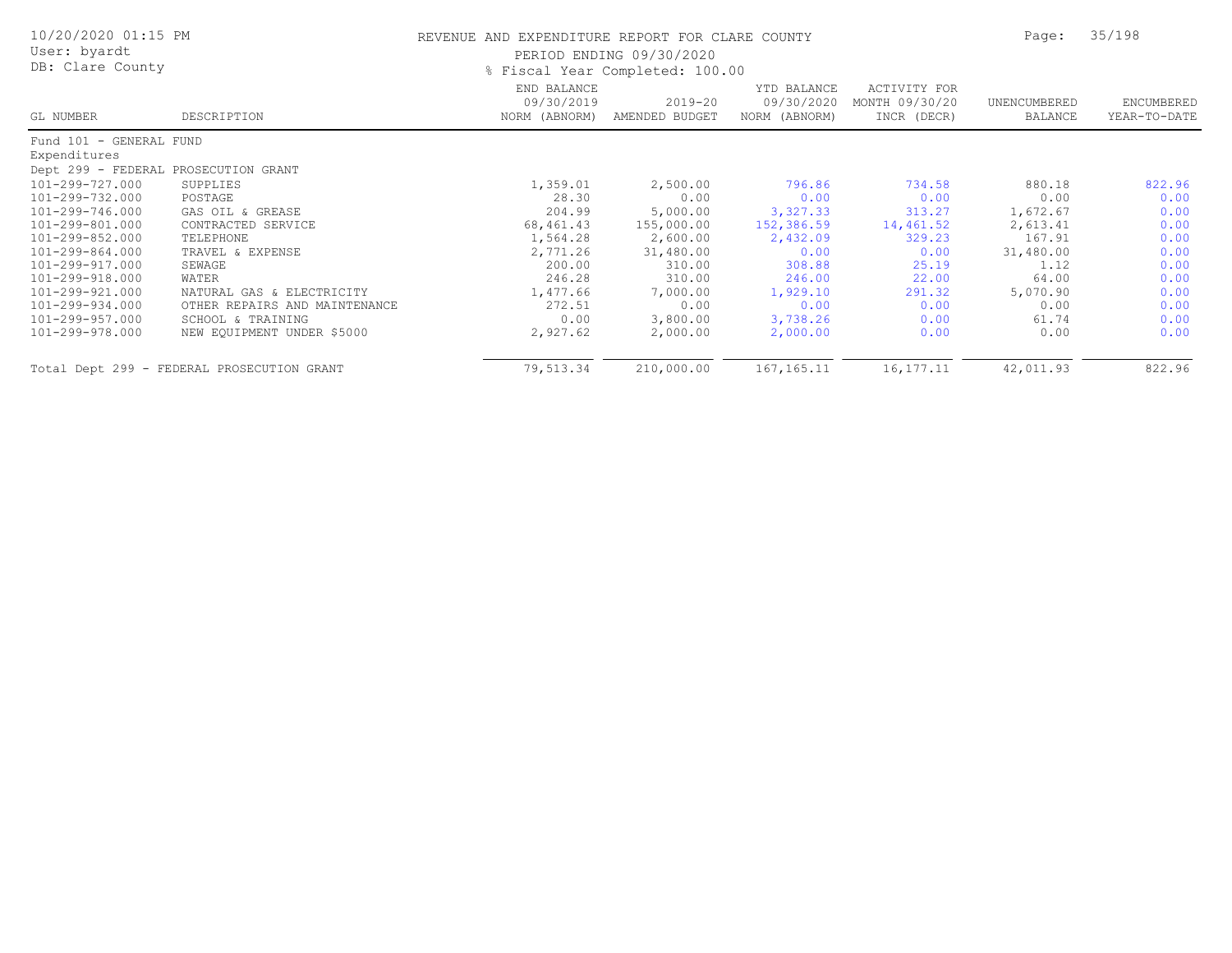# REVENUE AND EXPENDITURE REPORT FOR CLARE COUNTY

PERIOD ENDING 09/30/2020

% Fiscal Year Completed: 100.00

10/20/2020 01:15 PM
User: byardt
DB: Clare County

| GL NUMBER | DESCRIPTION | END BALANCE 09/30/2019 NORM (ABNORM) | 2019-20 AMENDED BUDGET | YTD BALANCE 09/30/2020 NORM (ABNORM) | ACTIVITY FOR MONTH 09/30/20 INCR (DECR) | UNENCUMBERED BALANCE | ENCUMBERED YEAR-TO-DATE |
|---|---|---|---|---|---|---|---|
| Fund 101 - GENERAL FUND | | | | | | | |
| Expenditures | | | | | | | |
| Dept 299 - FEDERAL PROSECUTION GRANT | | | | | | | |
| 101-299-727.000 | SUPPLIES | 1,359.01 | 2,500.00 | 796.86 | 734.58 | 880.18 | 822.96 |
| 101-299-732.000 | POSTAGE | 28.30 | 0.00 | 0.00 | 0.00 | 0.00 | 0.00 |
| 101-299-746.000 | GAS OIL & GREASE | 204.99 | 5,000.00 | 3,327.33 | 313.27 | 1,672.67 | 0.00 |
| 101-299-801.000 | CONTRACTED SERVICE | 68,461.43 | 155,000.00 | 152,386.59 | 14,461.52 | 2,613.41 | 0.00 |
| 101-299-852.000 | TELEPHONE | 1,564.28 | 2,600.00 | 2,432.09 | 329.23 | 167.91 | 0.00 |
| 101-299-864.000 | TRAVEL & EXPENSE | 2,771.26 | 31,480.00 | 0.00 | 0.00 | 31,480.00 | 0.00 |
| 101-299-917.000 | SEWAGE | 200.00 | 310.00 | 308.88 | 25.19 | 1.12 | 0.00 |
| 101-299-918.000 | WATER | 246.28 | 310.00 | 246.00 | 22.00 | 64.00 | 0.00 |
| 101-299-921.000 | NATURAL GAS & ELECTRICITY | 1,477.66 | 7,000.00 | 1,929.10 | 291.32 | 5,070.90 | 0.00 |
| 101-299-934.000 | OTHER REPAIRS AND MAINTENANCE | 272.51 | 0.00 | 0.00 | 0.00 | 0.00 | 0.00 |
| 101-299-957.000 | SCHOOL & TRAINING | 0.00 | 3,800.00 | 3,738.26 | 0.00 | 61.74 | 0.00 |
| 101-299-978.000 | NEW EQUIPMENT UNDER $5000 | 2,927.62 | 2,000.00 | 2,000.00 | 0.00 | 0.00 | 0.00 |
| Total Dept 299 - FEDERAL PROSECUTION GRANT | | 79,513.34 | 210,000.00 | 167,165.11 | 16,177.11 | 42,011.93 | 822.96 |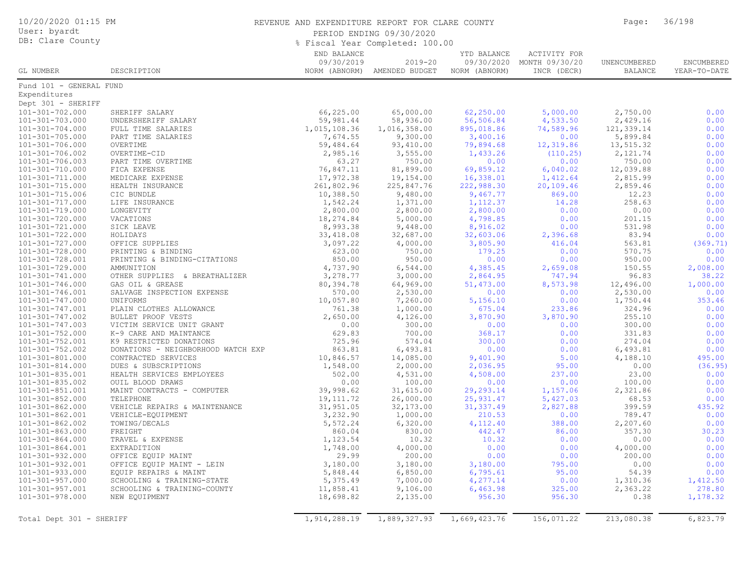REVENUE AND EXPENDITURE REPORT FOR CLARE COUNTY

PERIOD ENDING 09/30/2020

% Fiscal Year Completed: 100.00

10/20/2020 01:15 PM
User: byardt
DB: Clare County

| GL NUMBER | DESCRIPTION | END BALANCE 09/30/2019 NORM (ABNORM) | 2019-20 AMENDED BUDGET | YTD BALANCE 09/30/2020 NORM (ABNORM) | ACTIVITY FOR MONTH 09/30/20 INCR (DECR) | UNENCUMBERED BALANCE | ENCUMBERED YEAR-TO-DATE |
|---|---|---|---|---|---|---|---|
| Fund 101 - GENERAL FUND | | | | | | | |
| Expenditures | | | | | | | |
| Dept 301 - SHERIFF | | | | | | | |
| 101-301-702.000 | SHERIFF SALARY | 66,225.00 | 65,000.00 | 62,250.00 | 5,000.00 | 2,750.00 | 0.00 |
| 101-301-703.000 | UNDERSHERIFF SALARY | 59,981.44 | 58,936.00 | 56,506.84 | 4,533.50 | 2,429.16 | 0.00 |
| 101-301-704.000 | FULL TIME SALARIES | 1,015,108.36 | 1,016,358.00 | 895,018.86 | 74,589.96 | 121,339.14 | 0.00 |
| 101-301-705.000 | PART TIME SALARIES | 7,674.55 | 9,300.00 | 3,400.16 | 0.00 | 5,899.84 | 0.00 |
| 101-301-706.000 | OVERTIME | 59,484.64 | 93,410.00 | 79,894.68 | 12,319.86 | 13,515.32 | 0.00 |
| 101-301-706.002 | OVERTIME-CID | 2,985.16 | 3,555.00 | 1,433.26 | (110.25) | 2,121.74 | 0.00 |
| 101-301-706.003 | PART TIME OVERTIME | 63.27 | 750.00 | 0.00 | 0.00 | 750.00 | 0.00 |
| 101-301-710.000 | FICA EXPENSE | 76,847.11 | 81,899.00 | 69,859.12 | 6,040.02 | 12,039.88 | 0.00 |
| 101-301-711.000 | MEDICARE EXPENSE | 17,972.38 | 19,154.00 | 16,338.01 | 1,412.64 | 2,815.99 | 0.00 |
| 101-301-715.000 | HEALTH INSURANCE | 261,802.96 | 225,847.76 | 222,988.30 | 20,109.46 | 2,859.46 | 0.00 |
| 101-301-715.006 | CIC BUNDLE | 10,388.50 | 9,480.00 | 9,467.77 | 869.00 | 12.23 | 0.00 |
| 101-301-717.000 | LIFE INSURANCE | 1,542.24 | 1,371.00 | 1,112.37 | 14.28 | 258.63 | 0.00 |
| 101-301-719.000 | LONGEVITY | 2,800.00 | 2,800.00 | 2,800.00 | 0.00 | 0.00 | 0.00 |
| 101-301-720.000 | VACATIONS | 18,274.84 | 5,000.00 | 4,798.85 | 0.00 | 201.15 | 0.00 |
| 101-301-721.000 | SICK LEAVE | 8,993.38 | 9,448.00 | 8,916.02 | 0.00 | 531.98 | 0.00 |
| 101-301-722.000 | HOLIDAYS | 33,418.08 | 32,687.00 | 32,603.06 | 2,396.68 | 83.94 | 0.00 |
| 101-301-727.000 | OFFICE SUPPLIES | 3,097.22 | 4,000.00 | 3,805.90 | 416.04 | 563.81 | (369.71) |
| 101-301-728.000 | PRINTING & BINDING | 623.00 | 750.00 | 179.25 | 0.00 | 570.75 | 0.00 |
| 101-301-728.001 | PRINTING & BINDING-CITATIONS | 850.00 | 950.00 | 0.00 | 0.00 | 950.00 | 0.00 |
| 101-301-729.000 | AMMUNITION | 4,737.90 | 6,544.00 | 4,385.45 | 2,659.08 | 150.55 | 2,008.00 |
| 101-301-741.000 | OTHER SUPPLIES & BREATHALIZER | 3,278.77 | 3,000.00 | 2,864.95 | 747.94 | 96.83 | 38.22 |
| 101-301-746.000 | GAS OIL & GREASE | 80,394.78 | 64,969.00 | 51,473.00 | 8,573.98 | 12,496.00 | 1,000.00 |
| 101-301-746.001 | SALVAGE INSPECTION EXPENSE | 570.00 | 2,530.00 | 0.00 | 0.00 | 2,530.00 | 0.00 |
| 101-301-747.000 | UNIFORMS | 10,057.80 | 7,260.00 | 5,156.10 | 0.00 | 1,750.44 | 353.46 |
| 101-301-747.001 | PLAIN CLOTHES ALLOWANCE | 761.38 | 1,000.00 | 675.04 | 233.86 | 324.96 | 0.00 |
| 101-301-747.002 | BULLET PROOF VESTS | 2,650.00 | 4,126.00 | 3,870.90 | 3,870.90 | 255.10 | 0.00 |
| 101-301-747.003 | VICTIM SERVICE UNIT GRANT | 0.00 | 300.00 | 0.00 | 0.00 | 300.00 | 0.00 |
| 101-301-752.000 | K-9 CARE AND MAINTANCE | 629.83 | 700.00 | 368.17 | 0.00 | 331.83 | 0.00 |
| 101-301-752.001 | K9 RESTRICTED DONATIONS | 725.96 | 574.04 | 300.00 | 0.00 | 274.04 | 0.00 |
| 101-301-752.002 | DONATIONS - NEIGHBORHOOD WATCH EXP | 863.81 | 6,493.81 | 0.00 | 0.00 | 6,493.81 | 0.00 |
| 101-301-801.000 | CONTRACTED SERVICES | 10,846.57 | 14,085.00 | 9,401.90 | 5.00 | 4,188.10 | 495.00 |
| 101-301-814.000 | DUES & SUBSCRIPTIONS | 1,548.00 | 2,000.00 | 2,036.95 | 95.00 | 0.00 | (36.95) |
| 101-301-835.001 | HEALTH SERVICES EMPLOYEES | 502.00 | 4,531.00 | 4,508.00 | 237.00 | 23.00 | 0.00 |
| 101-301-835.002 | OUIL BLOOD DRAWS | 0.00 | 100.00 | 0.00 | 0.00 | 100.00 | 0.00 |
| 101-301-851.000 | MAINT CONTRACTS - COMPUTER | 39,998.62 | 31,615.00 | 29,293.14 | 1,157.06 | 2,321.86 | 0.00 |
| 101-301-852.000 | TELEPHONE | 19,111.72 | 26,000.00 | 25,931.47 | 5,427.03 | 68.53 | 0.00 |
| 101-301-862.000 | VEHICLE REPAIRS & MAINTENANCE | 31,951.05 | 32,173.00 | 31,337.49 | 2,827.88 | 399.59 | 435.92 |
| 101-301-862.001 | VEHICLE-EQUIPMENT | 3,232.90 | 1,000.00 | 210.53 | 0.00 | 789.47 | 0.00 |
| 101-301-862.002 | TOWING/DECALS | 5,572.24 | 6,320.00 | 4,112.40 | 388.00 | 2,207.60 | 0.00 |
| 101-301-863.000 | FREIGHT | 860.04 | 830.00 | 442.47 | 86.00 | 357.30 | 30.23 |
| 101-301-864.000 | TRAVEL & EXPENSE | 1,123.54 | 10.32 | 10.32 | 0.00 | 0.00 | 0.00 |
| 101-301-864.001 | EXTRADITION | 1,748.00 | 4,000.00 | 0.00 | 0.00 | 4,000.00 | 0.00 |
| 101-301-932.000 | OFFICE EQUIP MAINT | 29.99 | 200.00 | 0.00 | 0.00 | 200.00 | 0.00 |
| 101-301-932.001 | OFFICE EQUIP MAINT - LEIN | 3,180.00 | 3,180.00 | 3,180.00 | 795.00 | 0.00 | 0.00 |
| 101-301-933.000 | EQUIP REPAIRS & MAINT | 5,848.44 | 6,850.00 | 6,795.61 | 95.00 | 54.39 | 0.00 |
| 101-301-957.000 | SCHOOLING & TRAINING-STATE | 5,375.49 | 7,000.00 | 4,277.14 | 0.00 | 1,310.36 | 1,412.50 |
| 101-301-957.001 | SCHOOLING & TRAINING-COUNTY | 11,858.41 | 9,106.00 | 6,463.98 | 325.00 | 2,363.22 | 278.80 |
| 101-301-978.000 | NEW EQUIPMENT | 18,698.82 | 2,135.00 | 956.30 | 956.30 | 0.38 | 1,178.32 |
| Total Dept 301 - SHERIFF | | 1,914,288.19 | 1,889,327.93 | 1,669,423.76 | 156,071.22 | 213,080.38 | 6,823.79 |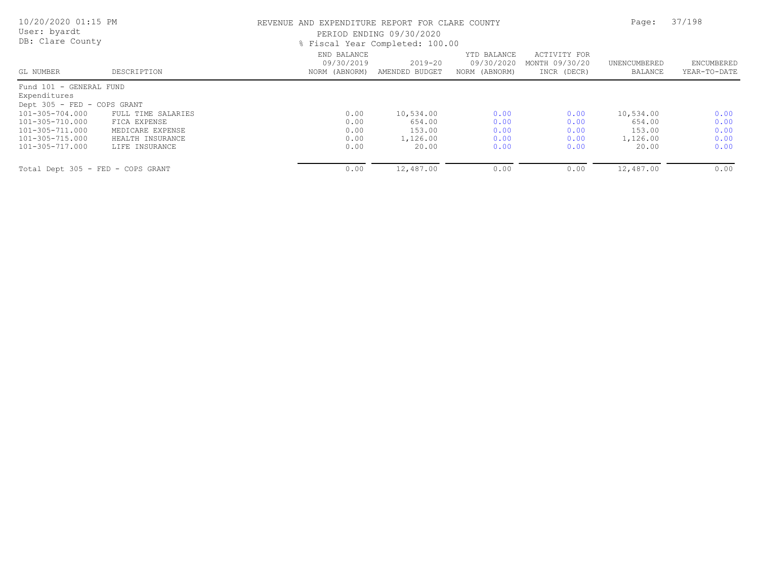REVENUE AND EXPENDITURE REPORT FOR CLARE COUNTY

PERIOD ENDING 09/30/2020

% Fiscal Year Completed: 100.00

| GL NUMBER | DESCRIPTION | END BALANCE 09/30/2019 NORM (ABNORM) | 2019-20 AMENDED BUDGET | YTD BALANCE 09/30/2020 NORM (ABNORM) | ACTIVITY FOR MONTH 09/30/20 INCR (DECR) | UNENCUMBERED BALANCE | ENCUMBERED YEAR-TO-DATE |
|---|---|---|---|---|---|---|---|
| Fund 101 - GENERAL FUND | | | | | | | |
| Expenditures | | | | | | | |
| Dept 305 - FED - COPS GRANT | | | | | | | |
| 101-305-704.000 | FULL TIME SALARIES | 0.00 | 10,534.00 | 0.00 | 0.00 | 10,534.00 | 0.00 |
| 101-305-710.000 | FICA EXPENSE | 0.00 | 654.00 | 0.00 | 0.00 | 654.00 | 0.00 |
| 101-305-711.000 | MEDICARE EXPENSE | 0.00 | 153.00 | 0.00 | 0.00 | 153.00 | 0.00 |
| 101-305-715.000 | HEALTH INSURANCE | 0.00 | 1,126.00 | 0.00 | 0.00 | 1,126.00 | 0.00 |
| 101-305-717.000 | LIFE INSURANCE | 0.00 | 20.00 | 0.00 | 0.00 | 20.00 | 0.00 |
| Total Dept 305 - FED - COPS GRANT | | 0.00 | 12,487.00 | 0.00 | 0.00 | 12,487.00 | 0.00 |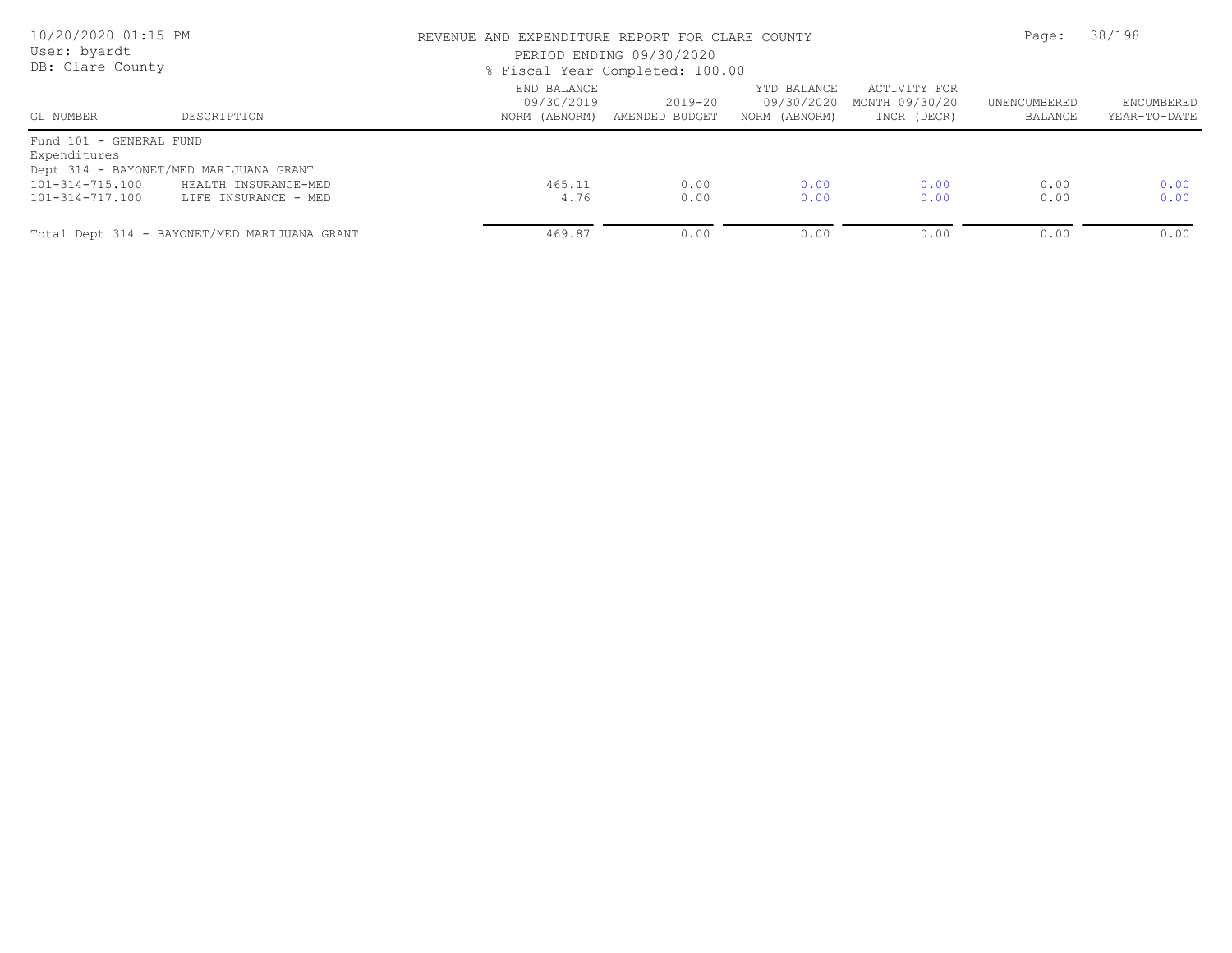REVENUE AND EXPENDITURE REPORT FOR CLARE COUNTY

PERIOD ENDING 09/30/2020

% Fiscal Year Completed: 100.00

| GL NUMBER | DESCRIPTION | END BALANCE 09/30/2019 NORM (ABNORM) | 2019-20 AMENDED BUDGET | YTD BALANCE 09/30/2020 NORM (ABNORM) | ACTIVITY FOR MONTH 09/30/20 INCR (DECR) | UNENCUMBERED BALANCE | ENCUMBERED YEAR-TO-DATE |
|---|---|---|---|---|---|---|---|
| Fund 101 - GENERAL FUND | | | | | | | |
| Expenditures | | | | | | | |
| Dept 314 - BAYONET/MED MARIJUANA GRANT | | | | | | | |
| 101-314-715.100 | HEALTH INSURANCE-MED | 465.11 | 0.00 | 0.00 | 0.00 | 0.00 | 0.00 |
| 101-314-717.100 | LIFE INSURANCE - MED | 4.76 | 0.00 | 0.00 | 0.00 | 0.00 | 0.00 |
| Total Dept 314 - BAYONET/MED MARIJUANA GRANT | | 469.87 | 0.00 | 0.00 | 0.00 | 0.00 | 0.00 |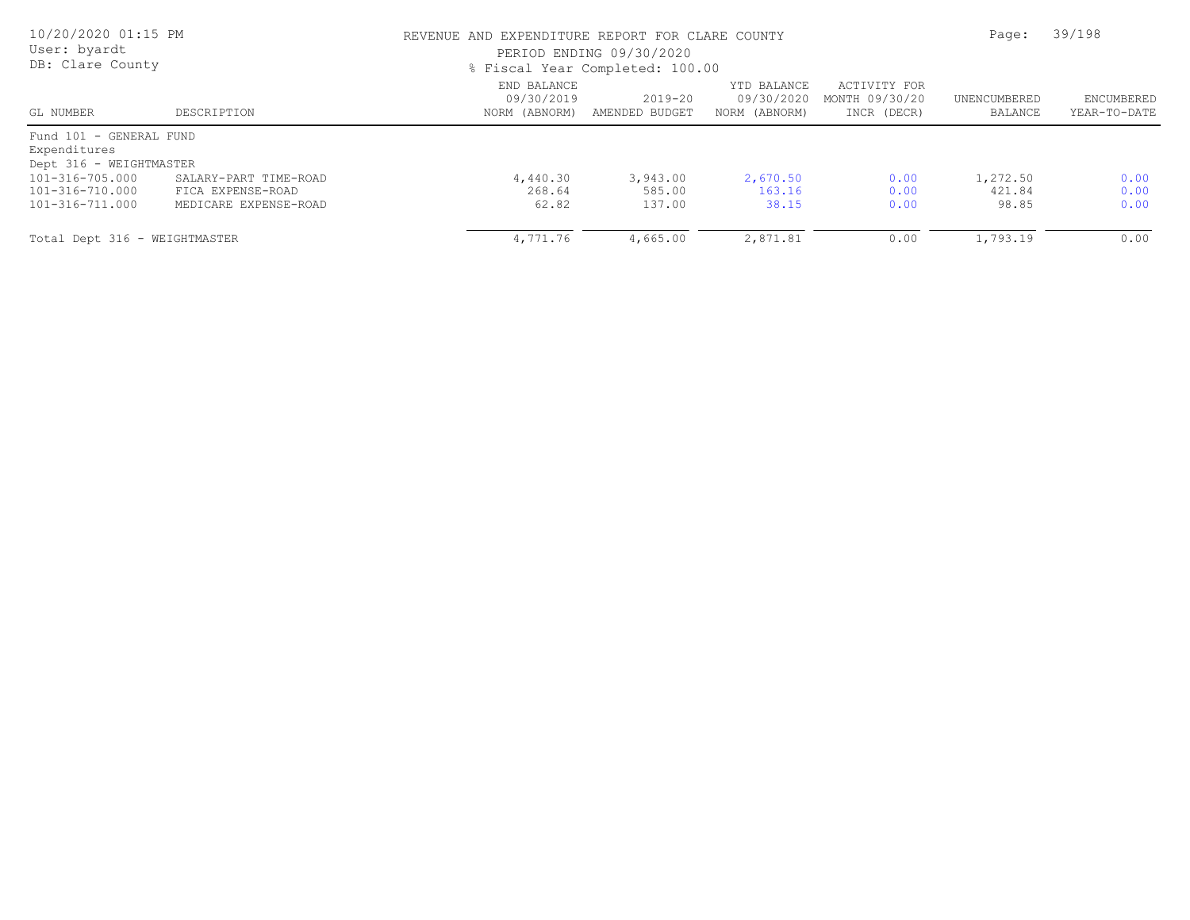REVENUE AND EXPENDITURE REPORT FOR CLARE COUNTY

PERIOD ENDING 09/30/2020

% Fiscal Year Completed: 100.00

10/20/2020 01:15 PM
User: byardt
DB: Clare County

| GL NUMBER | DESCRIPTION | END BALANCE 09/30/2019 NORM (ABNORM) | 2019-20 AMENDED BUDGET | YTD BALANCE 09/30/2020 NORM (ABNORM) | ACTIVITY FOR MONTH 09/30/20 INCR (DECR) | UNENCUMBERED BALANCE | ENCUMBERED YEAR-TO-DATE |
|---|---|---|---|---|---|---|---|
| Fund 101 - GENERAL FUND | | | | | | | |
| Expenditures | | | | | | | |
| Dept 316 - WEIGHTMASTER | | | | | | | |
| 101-316-705.000 | SALARY-PART TIME-ROAD | 4,440.30 | 3,943.00 | 2,670.50 | 0.00 | 1,272.50 | 0.00 |
| 101-316-710.000 | FICA EXPENSE-ROAD | 268.64 | 585.00 | 163.16 | 0.00 | 421.84 | 0.00 |
| 101-316-711.000 | MEDICARE EXPENSE-ROAD | 62.82 | 137.00 | 38.15 | 0.00 | 98.85 | 0.00 |
| Total Dept 316 - WEIGHTMASTER | | 4,771.76 | 4,665.00 | 2,871.81 | 0.00 | 1,793.19 | 0.00 |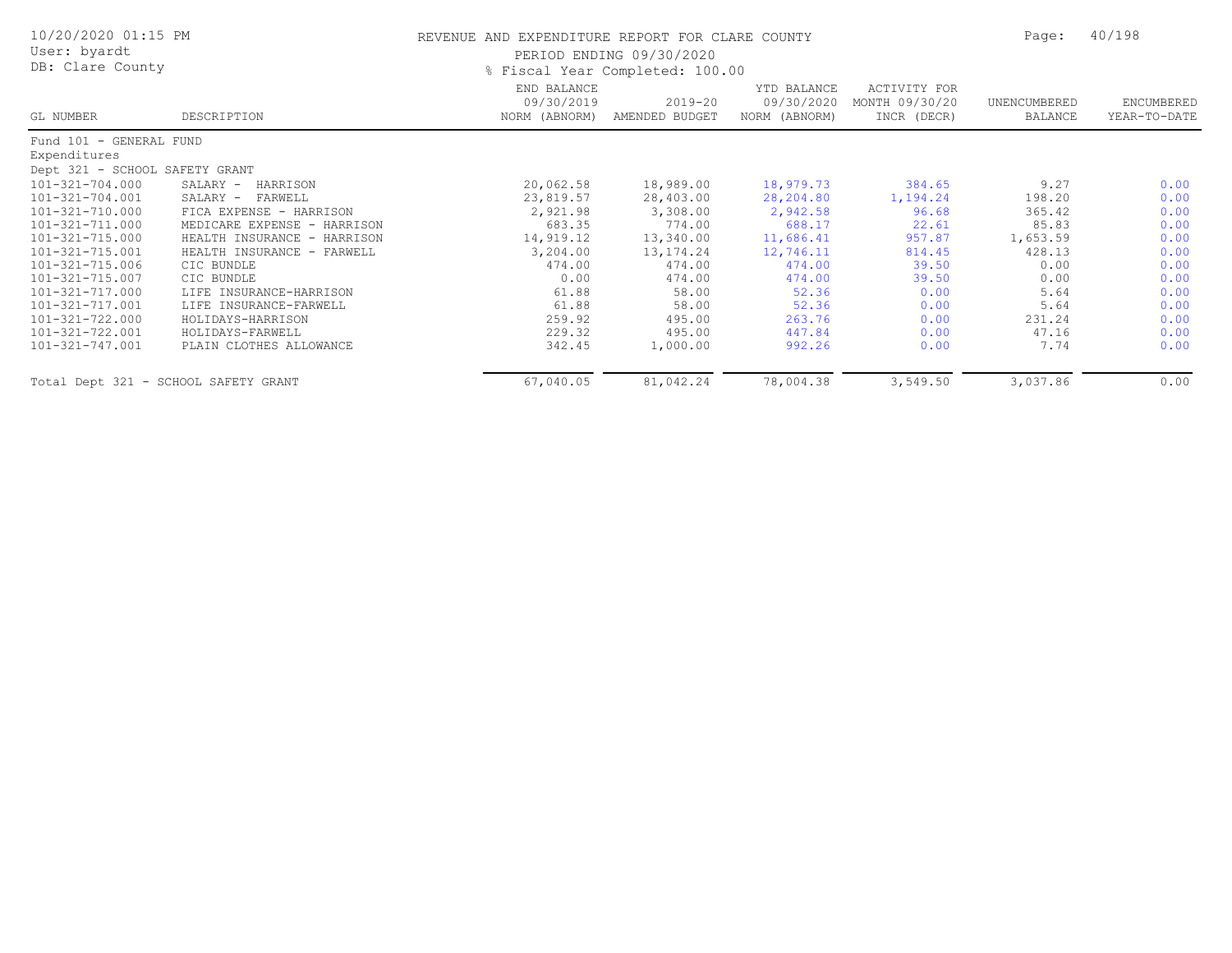# REVENUE AND EXPENDITURE REPORT FOR CLARE COUNTY

PERIOD ENDING 09/30/2020

% Fiscal Year Completed: 100.00

10/20/2020 01:15 PM
User: byardt
DB: Clare County

| GL NUMBER | DESCRIPTION | END BALANCE 09/30/2019 NORM (ABNORM) | 2019-20 AMENDED BUDGET | YTD BALANCE 09/30/2020 NORM (ABNORM) | ACTIVITY FOR MONTH 09/30/20 INCR (DECR) | UNENCUMBERED BALANCE | ENCUMBERED YEAR-TO-DATE |
|---|---|---|---|---|---|---|---|
| Fund 101 - GENERAL FUND | | | | | | | |
| Expenditures | | | | | | | |
| Dept 321 - SCHOOL SAFETY GRANT | | | | | | | |
| 101-321-704.000 | SALARY - HARRISON | 20,062.58 | 18,989.00 | 18,979.73 | 384.65 | 9.27 | 0.00 |
| 101-321-704.001 | SALARY - FARWELL | 23,819.57 | 28,403.00 | 28,204.80 | 1,194.24 | 198.20 | 0.00 |
| 101-321-710.000 | FICA EXPENSE - HARRISON | 2,921.98 | 3,308.00 | 2,942.58 | 96.68 | 365.42 | 0.00 |
| 101-321-711.000 | MEDICARE EXPENSE - HARRISON | 683.35 | 774.00 | 688.17 | 22.61 | 85.83 | 0.00 |
| 101-321-715.000 | HEALTH INSURANCE - HARRISON | 14,919.12 | 13,340.00 | 11,686.41 | 957.87 | 1,653.59 | 0.00 |
| 101-321-715.001 | HEALTH INSURANCE - FARWELL | 3,204.00 | 13,174.24 | 12,746.11 | 814.45 | 428.13 | 0.00 |
| 101-321-715.006 | CIC BUNDLE | 474.00 | 474.00 | 474.00 | 39.50 | 0.00 | 0.00 |
| 101-321-715.007 | CIC BUNDLE | 0.00 | 474.00 | 474.00 | 39.50 | 0.00 | 0.00 |
| 101-321-717.000 | LIFE INSURANCE-HARRISON | 61.88 | 58.00 | 52.36 | 0.00 | 5.64 | 0.00 |
| 101-321-717.001 | LIFE INSURANCE-FARWELL | 61.88 | 58.00 | 52.36 | 0.00 | 5.64 | 0.00 |
| 101-321-722.000 | HOLIDAYS-HARRISON | 259.92 | 495.00 | 263.76 | 0.00 | 231.24 | 0.00 |
| 101-321-722.001 | HOLIDAYS-FARWELL | 229.32 | 495.00 | 447.84 | 0.00 | 47.16 | 0.00 |
| 101-321-747.001 | PLAIN CLOTHES ALLOWANCE | 342.45 | 1,000.00 | 992.26 | 0.00 | 7.74 | 0.00 |
| Total Dept 321 - SCHOOL SAFETY GRANT | | 67,040.05 | 81,042.24 | 78,004.38 | 3,549.50 | 3,037.86 | 0.00 |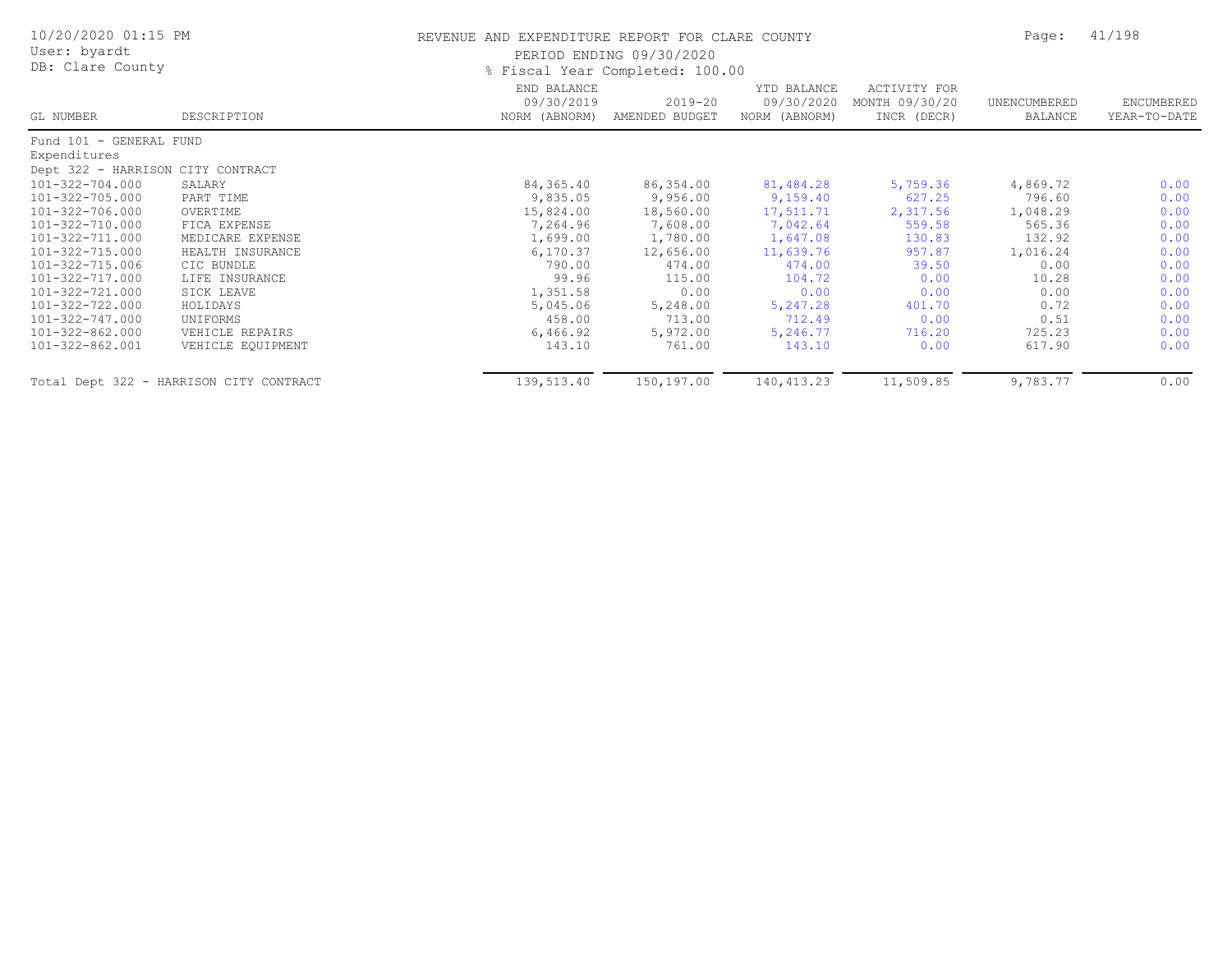REVENUE AND EXPENDITURE REPORT FOR CLARE COUNTY

PERIOD ENDING 09/30/2020

% Fiscal Year Completed: 100.00

10/20/2020 01:15 PM
User: byardt
DB: Clare County

| GL NUMBER | DESCRIPTION | END BALANCE 09/30/2019 NORM (ABNORM) | 2019-20 AMENDED BUDGET | YTD BALANCE 09/30/2020 NORM (ABNORM) | ACTIVITY FOR MONTH 09/30/20 INCR (DECR) | UNENCUMBERED BALANCE | ENCUMBERED YEAR-TO-DATE |
|---|---|---|---|---|---|---|---|
| Fund 101 - GENERAL FUND | | | | | | | |
| Expenditures | | | | | | | |
| Dept 322 - HARRISON CITY CONTRACT | | | | | | | |
| 101-322-704.000 | SALARY | 84,365.40 | 86,354.00 | 81,484.28 | 5,759.36 | 4,869.72 | 0.00 |
| 101-322-705.000 | PART TIME | 9,835.05 | 9,956.00 | 9,159.40 | 627.25 | 796.60 | 0.00 |
| 101-322-706.000 | OVERTIME | 15,824.00 | 18,560.00 | 17,511.71 | 2,317.56 | 1,048.29 | 0.00 |
| 101-322-710.000 | FICA EXPENSE | 7,264.96 | 7,608.00 | 7,042.64 | 559.58 | 565.36 | 0.00 |
| 101-322-711.000 | MEDICARE EXPENSE | 1,699.00 | 1,780.00 | 1,647.08 | 130.83 | 132.92 | 0.00 |
| 101-322-715.000 | HEALTH INSURANCE | 6,170.37 | 12,656.00 | 11,639.76 | 957.87 | 1,016.24 | 0.00 |
| 101-322-715.006 | CIC BUNDLE | 790.00 | 474.00 | 474.00 | 39.50 | 0.00 | 0.00 |
| 101-322-717.000 | LIFE INSURANCE | 99.96 | 115.00 | 104.72 | 0.00 | 10.28 | 0.00 |
| 101-322-721.000 | SICK LEAVE | 1,351.58 | 0.00 | 0.00 | 0.00 | 0.00 | 0.00 |
| 101-322-722.000 | HOLIDAYS | 5,045.06 | 5,248.00 | 5,247.28 | 401.70 | 0.72 | 0.00 |
| 101-322-747.000 | UNIFORMS | 458.00 | 713.00 | 712.49 | 0.00 | 0.51 | 0.00 |
| 101-322-862.000 | VEHICLE REPAIRS | 6,466.92 | 5,972.00 | 5,246.77 | 716.20 | 725.23 | 0.00 |
| 101-322-862.001 | VEHICLE EQUIPMENT | 143.10 | 761.00 | 143.10 | 0.00 | 617.90 | 0.00 |
| Total Dept 322 - HARRISON CITY CONTRACT | | 139,513.40 | 150,197.00 | 140,413.23 | 11,509.85 | 9,783.77 | 0.00 |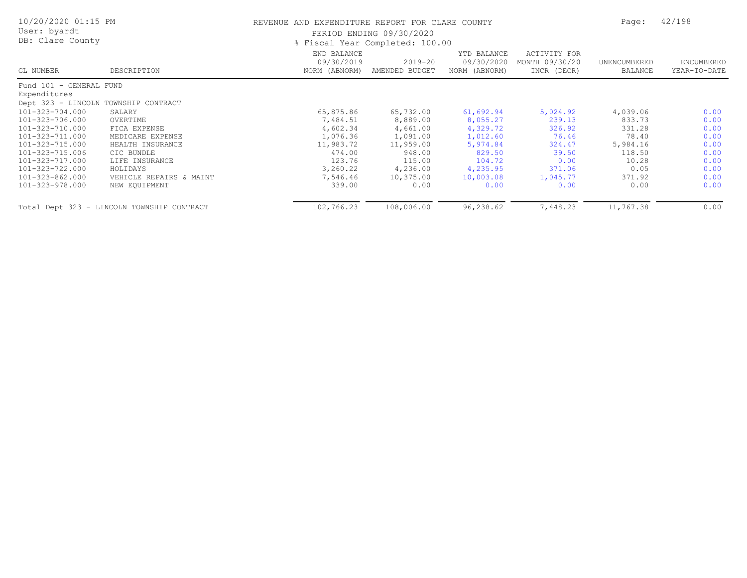REVENUE AND EXPENDITURE REPORT FOR CLARE COUNTY

PERIOD ENDING 09/30/2020

% Fiscal Year Completed: 100.00

User: byardt
DB: Clare County

| GL NUMBER | DESCRIPTION | END BALANCE 09/30/2019 NORM (ABNORM) | 2019-20 AMENDED BUDGET | YTD BALANCE 09/30/2020 NORM (ABNORM) | ACTIVITY FOR MONTH 09/30/20 INCR (DECR) | UNENCUMBERED BALANCE | ENCUMBERED YEAR-TO-DATE |
|---|---|---|---|---|---|---|---|
| Fund 101 - GENERAL FUND | | | | | | | |
| Expenditures | | | | | | | |
| Dept 323 - LINCOLN TOWNSHIP CONTRACT | | | | | | | |
| 101-323-704.000 | SALARY | 65,875.86 | 65,732.00 | 61,692.94 | 5,024.92 | 4,039.06 | 0.00 |
| 101-323-706.000 | OVERTIME | 7,484.51 | 8,889.00 | 8,055.27 | 239.13 | 833.73 | 0.00 |
| 101-323-710.000 | FICA EXPENSE | 4,602.34 | 4,661.00 | 4,329.72 | 326.92 | 331.28 | 0.00 |
| 101-323-711.000 | MEDICARE EXPENSE | 1,076.36 | 1,091.00 | 1,012.60 | 76.46 | 78.40 | 0.00 |
| 101-323-715.000 | HEALTH INSURANCE | 11,983.72 | 11,959.00 | 5,974.84 | 324.47 | 5,984.16 | 0.00 |
| 101-323-715.006 | CIC BUNDLE | 474.00 | 948.00 | 829.50 | 39.50 | 118.50 | 0.00 |
| 101-323-717.000 | LIFE INSURANCE | 123.76 | 115.00 | 104.72 | 0.00 | 10.28 | 0.00 |
| 101-323-722.000 | HOLIDAYS | 3,260.22 | 4,236.00 | 4,235.95 | 371.06 | 0.05 | 0.00 |
| 101-323-862.000 | VEHICLE REPAIRS & MAINT | 7,546.46 | 10,375.00 | 10,003.08 | 1,045.77 | 371.92 | 0.00 |
| 101-323-978.000 | NEW EQUIPMENT | 339.00 | 0.00 | 0.00 | 0.00 | 0.00 | 0.00 |
| Total Dept 323 - LINCOLN TOWNSHIP CONTRACT | | 102,766.23 | 108,006.00 | 96,238.62 | 7,448.23 | 11,767.38 | 0.00 |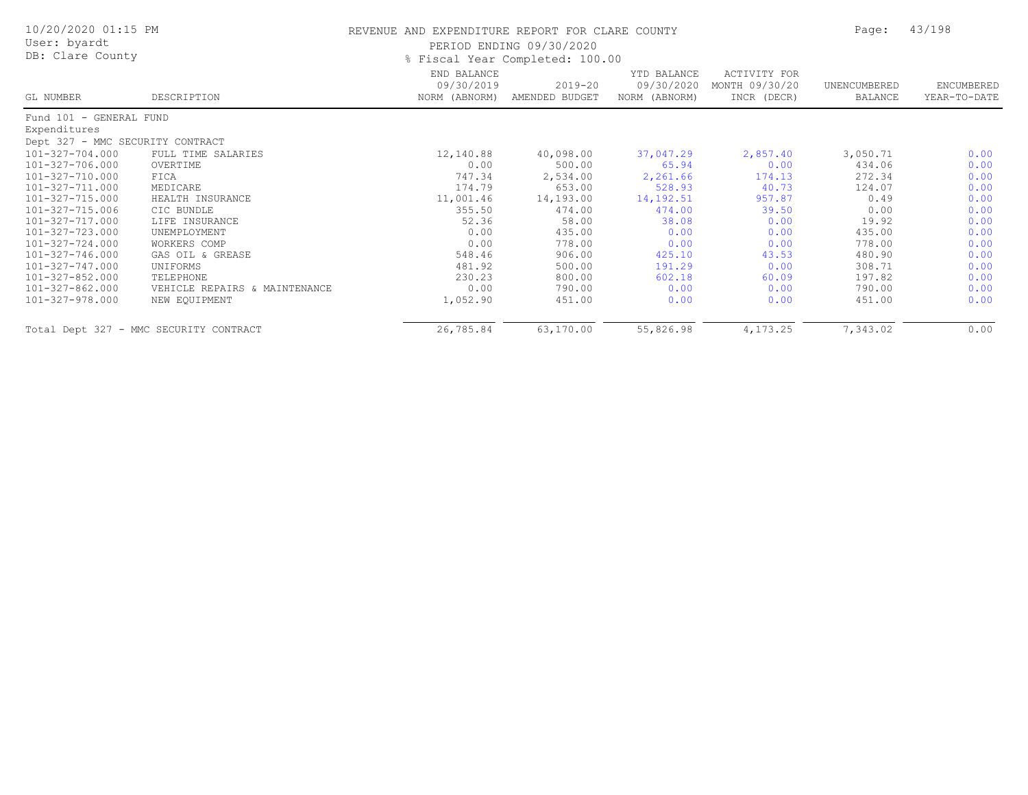REVENUE AND EXPENDITURE REPORT FOR CLARE COUNTY

PERIOD ENDING 09/30/2020

% Fiscal Year Completed: 100.00

10/20/2020 01:15 PM
User: byardt
DB: Clare County

| GL NUMBER | DESCRIPTION | END BALANCE 09/30/2019 NORM (ABNORM) | 2019-20 AMENDED BUDGET | YTD BALANCE 09/30/2020 NORM (ABNORM) | ACTIVITY FOR MONTH 09/30/20 INCR (DECR) | UNENCUMBERED BALANCE | ENCUMBERED YEAR-TO-DATE |
|---|---|---|---|---|---|---|---|
| Fund 101 - GENERAL FUND | | | | | | | |
| Expenditures | | | | | | | |
| Dept 327 - MMC SECURITY CONTRACT | | | | | | | |
| 101-327-704.000 | FULL TIME SALARIES | 12,140.88 | 40,098.00 | 37,047.29 | 2,857.40 | 3,050.71 | 0.00 |
| 101-327-706.000 | OVERTIME | 0.00 | 500.00 | 65.94 | 0.00 | 434.06 | 0.00 |
| 101-327-710.000 | FICA | 747.34 | 2,534.00 | 2,261.66 | 174.13 | 272.34 | 0.00 |
| 101-327-711.000 | MEDICARE | 174.79 | 653.00 | 528.93 | 40.73 | 124.07 | 0.00 |
| 101-327-715.000 | HEALTH INSURANCE | 11,001.46 | 14,193.00 | 14,192.51 | 957.87 | 0.49 | 0.00 |
| 101-327-715.006 | CIC BUNDLE | 355.50 | 474.00 | 474.00 | 39.50 | 0.00 | 0.00 |
| 101-327-717.000 | LIFE INSURANCE | 52.36 | 58.00 | 38.08 | 0.00 | 19.92 | 0.00 |
| 101-327-723.000 | UNEMPLOYMENT | 0.00 | 435.00 | 0.00 | 0.00 | 435.00 | 0.00 |
| 101-327-724.000 | WORKERS COMP | 0.00 | 778.00 | 0.00 | 0.00 | 778.00 | 0.00 |
| 101-327-746.000 | GAS OIL & GREASE | 548.46 | 906.00 | 425.10 | 43.53 | 480.90 | 0.00 |
| 101-327-747.000 | UNIFORMS | 481.92 | 500.00 | 191.29 | 0.00 | 308.71 | 0.00 |
| 101-327-852.000 | TELEPHONE | 230.23 | 800.00 | 602.18 | 60.09 | 197.82 | 0.00 |
| 101-327-862.000 | VEHICLE REPAIRS & MAINTENANCE | 0.00 | 790.00 | 0.00 | 0.00 | 790.00 | 0.00 |
| 101-327-978.000 | NEW EQUIPMENT | 1,052.90 | 451.00 | 0.00 | 0.00 | 451.00 | 0.00 |
| Total Dept 327 - MMC SECURITY CONTRACT | | 26,785.84 | 63,170.00 | 55,826.98 | 4,173.25 | 7,343.02 | 0.00 |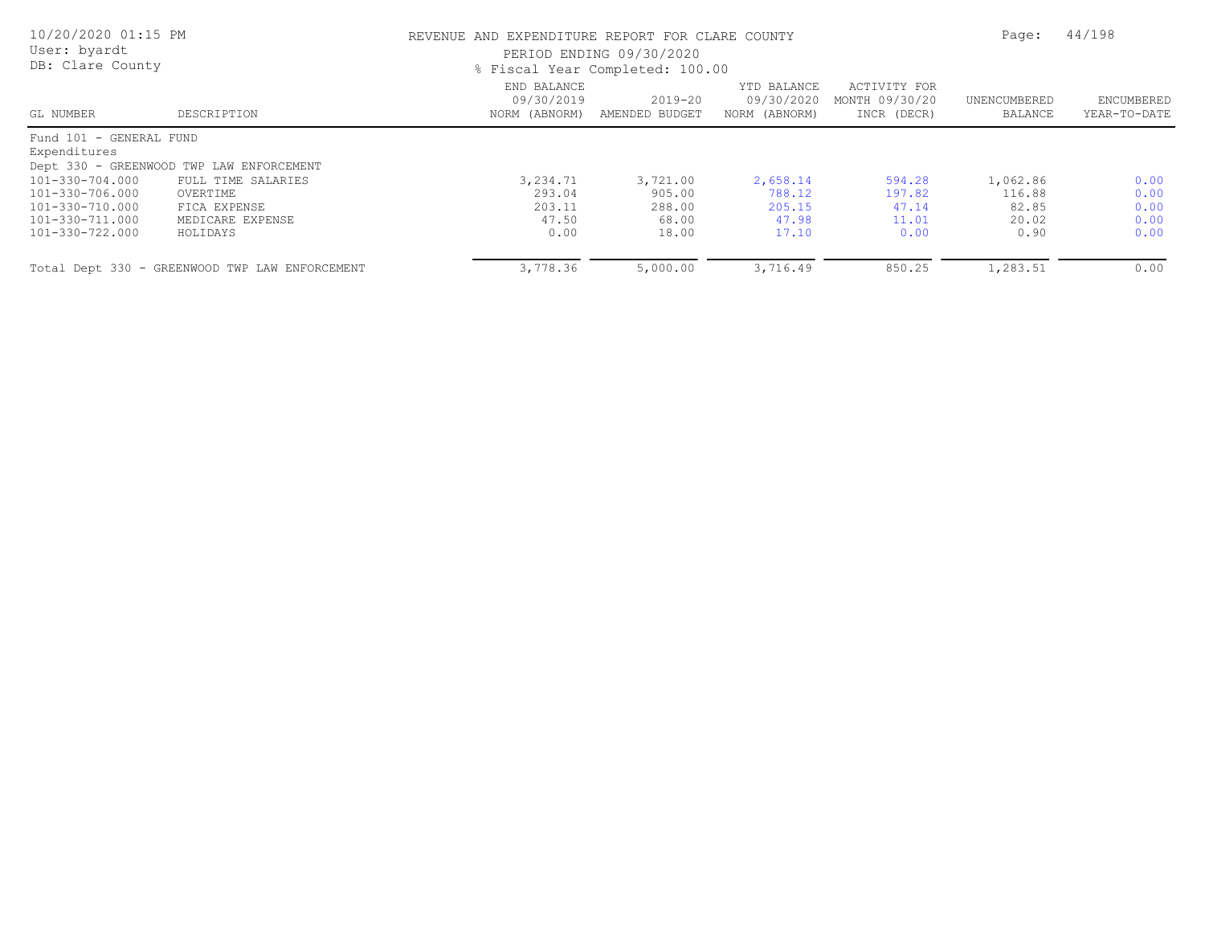# REVENUE AND EXPENDITURE REPORT FOR CLARE COUNTY

PERIOD ENDING 09/30/2020

% Fiscal Year Completed: 100.00

10/20/2020 01:15 PM
User: byardt
DB: Clare County

| GL NUMBER | DESCRIPTION | END BALANCE 09/30/2019 NORM (ABNORM) | 2019-20 AMENDED BUDGET | YTD BALANCE 09/30/2020 NORM (ABNORM) | ACTIVITY FOR MONTH 09/30/20 INCR (DECR) | UNENCUMBERED BALANCE | ENCUMBERED YEAR-TO-DATE |
|---|---|---|---|---|---|---|---|
| Fund 101 - GENERAL FUND | | | | | | | |
| Expenditures | | | | | | | |
| Dept 330 - GREENWOOD TWP LAW ENFORCEMENT | | | | | | | |
| 101-330-704.000 | FULL TIME SALARIES | 3,234.71 | 3,721.00 | 2,658.14 | 594.28 | 1,062.86 | 0.00 |
| 101-330-706.000 | OVERTIME | 293.04 | 905.00 | 788.12 | 197.82 | 116.88 | 0.00 |
| 101-330-710.000 | FICA EXPENSE | 203.11 | 288.00 | 205.15 | 47.14 | 82.85 | 0.00 |
| 101-330-711.000 | MEDICARE EXPENSE | 47.50 | 68.00 | 47.98 | 11.01 | 20.02 | 0.00 |
| 101-330-722.000 | HOLIDAYS | 0.00 | 18.00 | 17.10 | 0.00 | 0.90 | 0.00 |
| Total Dept 330 - GREENWOOD TWP LAW ENFORCEMENT | | 3,778.36 | 5,000.00 | 3,716.49 | 850.25 | 1,283.51 | 0.00 |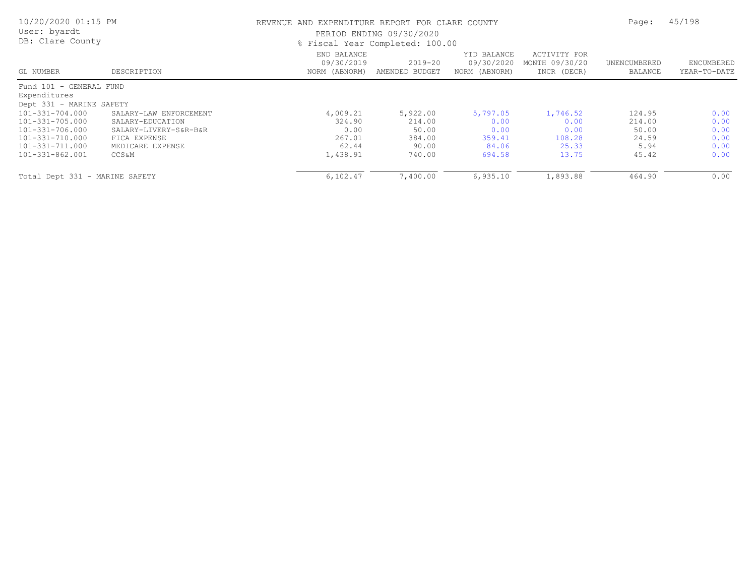# REVENUE AND EXPENDITURE REPORT FOR CLARE COUNTY

PERIOD ENDING 09/30/2020

% Fiscal Year Completed: 100.00

10/20/2020 01:15 PM
User: byardt
DB: Clare County

| GL NUMBER | DESCRIPTION | END BALANCE 09/30/2019 NORM (ABNORM) | 2019-20 AMENDED BUDGET | YTD BALANCE 09/30/2020 NORM (ABNORM) | ACTIVITY FOR MONTH 09/30/20 INCR (DECR) | UNENCUMBERED BALANCE | ENCUMBERED YEAR-TO-DATE |
|---|---|---|---|---|---|---|---|
| Fund 101 - GENERAL FUND | | | | | | | |
| Expenditures | | | | | | | |
| Dept 331 - MARINE SAFETY | | | | | | | |
| 101-331-704.000 | SALARY-LAW ENFORCEMENT | 4,009.21 | 5,922.00 | 5,797.05 | 1,746.52 | 124.95 | 0.00 |
| 101-331-705.000 | SALARY-EDUCATION | 324.90 | 214.00 | 0.00 | 0.00 | 214.00 | 0.00 |
| 101-331-706.000 | SALARY-LIVERY-S&R-B&R | 0.00 | 50.00 | 0.00 | 0.00 | 50.00 | 0.00 |
| 101-331-710.000 | FICA EXPENSE | 267.01 | 384.00 | 359.41 | 108.28 | 24.59 | 0.00 |
| 101-331-711.000 | MEDICARE EXPENSE | 62.44 | 90.00 | 84.06 | 25.33 | 5.94 | 0.00 |
| 101-331-862.001 | CCS&M | 1,438.91 | 740.00 | 694.58 | 13.75 | 45.42 | 0.00 |
| Total Dept 331 - MARINE SAFETY | | 6,102.47 | 7,400.00 | 6,935.10 | 1,893.88 | 464.90 | 0.00 |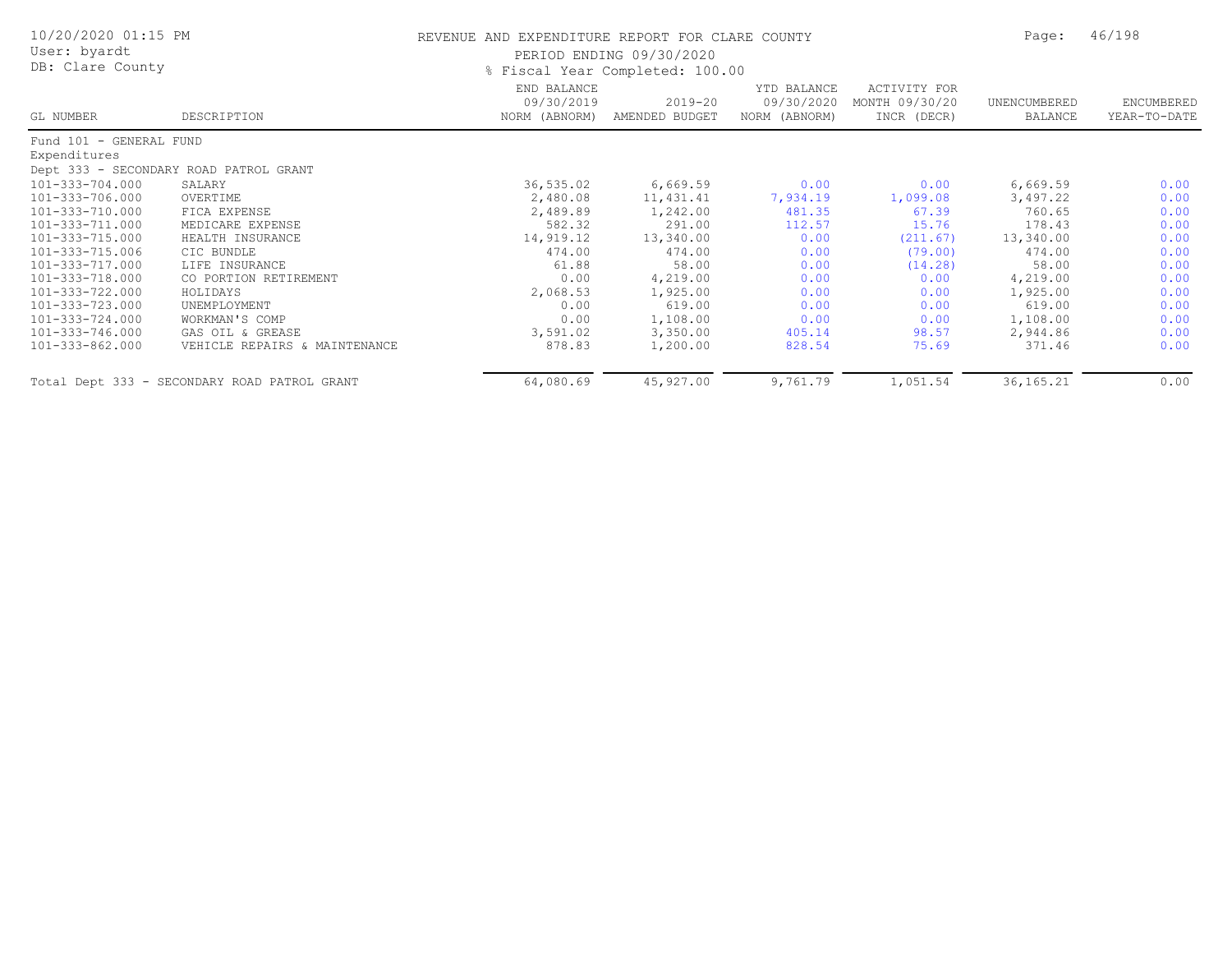# REVENUE AND EXPENDITURE REPORT FOR CLARE COUNTY

10/20/2020 01:15 PM
User: byardt
DB: Clare County

PERIOD ENDING 09/30/2020
% Fiscal Year Completed: 100.00

| GL NUMBER | DESCRIPTION | END BALANCE 09/30/2019 NORM (ABNORM) | 2019-20 AMENDED BUDGET | YTD BALANCE 09/30/2020 NORM (ABNORM) | ACTIVITY FOR MONTH 09/30/20 INCR (DECR) | UNENCUMBERED BALANCE | ENCUMBERED YEAR-TO-DATE |
|---|---|---|---|---|---|---|---|
| Fund 101 - GENERAL FUND | | | | | | | |
| Expenditures | | | | | | | |
| Dept 333 - SECONDARY ROAD PATROL GRANT | | | | | | | |
| 101-333-704.000 | SALARY | 36,535.02 | 6,669.59 | 0.00 | 0.00 | 6,669.59 | 0.00 |
| 101-333-706.000 | OVERTIME | 2,480.08 | 11,431.41 | 7,934.19 | 1,099.08 | 3,497.22 | 0.00 |
| 101-333-710.000 | FICA EXPENSE | 2,489.89 | 1,242.00 | 481.35 | 67.39 | 760.65 | 0.00 |
| 101-333-711.000 | MEDICARE EXPENSE | 582.32 | 291.00 | 112.57 | 15.76 | 178.43 | 0.00 |
| 101-333-715.000 | HEALTH INSURANCE | 14,919.12 | 13,340.00 | 0.00 | (211.67) | 13,340.00 | 0.00 |
| 101-333-715.006 | CIC BUNDLE | 474.00 | 474.00 | 0.00 | (79.00) | 474.00 | 0.00 |
| 101-333-717.000 | LIFE INSURANCE | 61.88 | 58.00 | 0.00 | (14.28) | 58.00 | 0.00 |
| 101-333-718.000 | CO PORTION RETIREMENT | 0.00 | 4,219.00 | 0.00 | 0.00 | 4,219.00 | 0.00 |
| 101-333-722.000 | HOLIDAYS | 2,068.53 | 1,925.00 | 0.00 | 0.00 | 1,925.00 | 0.00 |
| 101-333-723.000 | UNEMPLOYMENT | 0.00 | 619.00 | 0.00 | 0.00 | 619.00 | 0.00 |
| 101-333-724.000 | WORKMAN'S COMP | 0.00 | 1,108.00 | 0.00 | 0.00 | 1,108.00 | 0.00 |
| 101-333-746.000 | GAS OIL & GREASE | 3,591.02 | 3,350.00 | 405.14 | 98.57 | 2,944.86 | 0.00 |
| 101-333-862.000 | VEHICLE REPAIRS & MAINTENANCE | 878.83 | 1,200.00 | 828.54 | 75.69 | 371.46 | 0.00 |
| Total Dept 333 - SECONDARY ROAD PATROL GRANT | | 64,080.69 | 45,927.00 | 9,761.79 | 1,051.54 | 36,165.21 | 0.00 |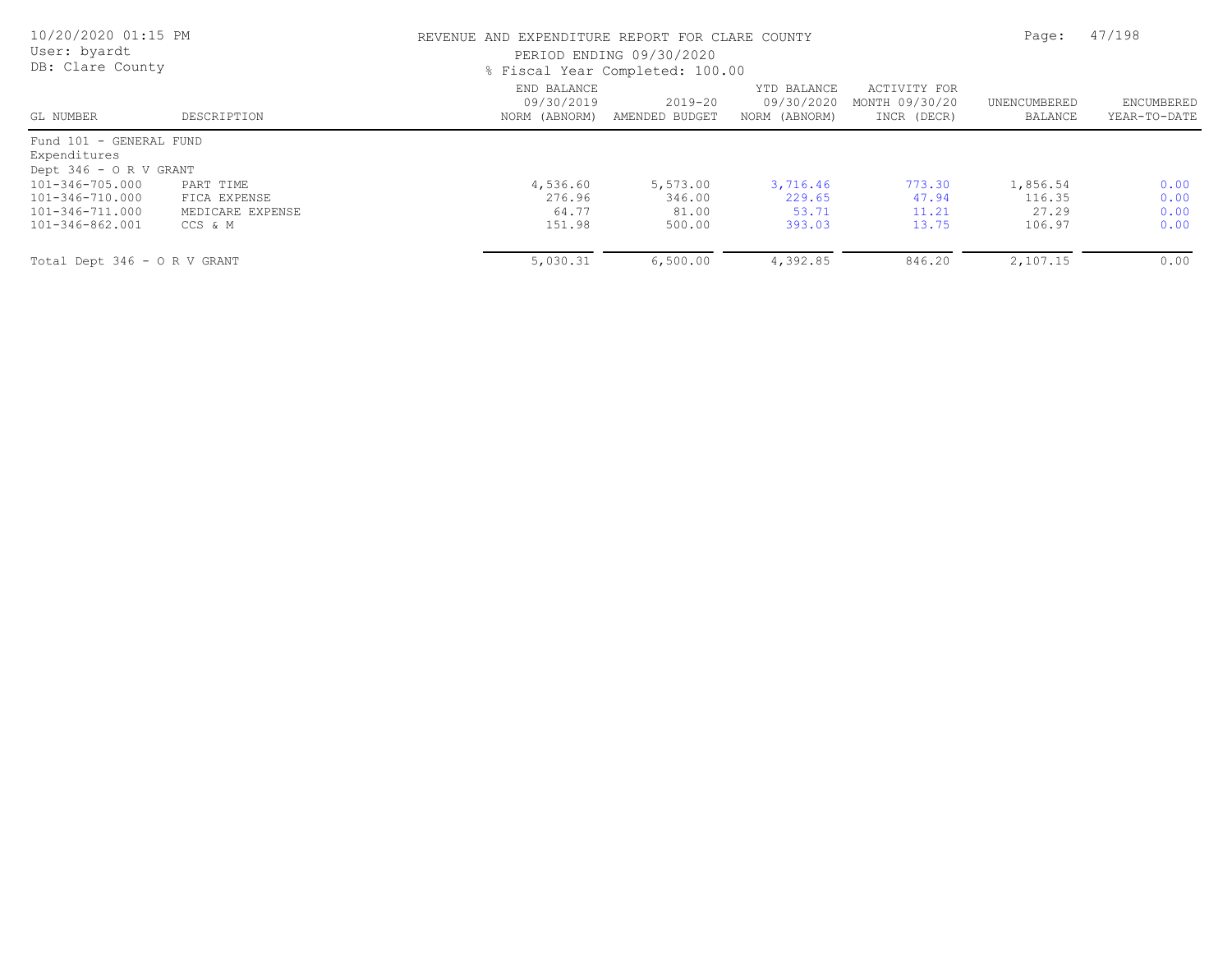REVENUE AND EXPENDITURE REPORT FOR CLARE COUNTY

PERIOD ENDING 09/30/2020

% Fiscal Year Completed: 100.00

10/20/2020 01:15 PM
User: byardt
DB: Clare County

| GL NUMBER | DESCRIPTION | END BALANCE 09/30/2019 NORM (ABNORM) | 2019-20 AMENDED BUDGET | YTD BALANCE 09/30/2020 NORM (ABNORM) | ACTIVITY FOR MONTH 09/30/20 INCR (DECR) | UNENCUMBERED BALANCE | ENCUMBERED YEAR-TO-DATE |
|---|---|---|---|---|---|---|---|
| Fund 101 - GENERAL FUND | | | | | | | |
| Expenditures | | | | | | | |
| Dept 346 - O R V GRANT | | | | | | | |
| 101-346-705.000 | PART TIME | 4,536.60 | 5,573.00 | 3,716.46 | 773.30 | 1,856.54 | 0.00 |
| 101-346-710.000 | FICA EXPENSE | 276.96 | 346.00 | 229.65 | 47.94 | 116.35 | 0.00 |
| 101-346-711.000 | MEDICARE EXPENSE | 64.77 | 81.00 | 53.71 | 11.21 | 27.29 | 0.00 |
| 101-346-862.001 | CCS & M | 151.98 | 500.00 | 393.03 | 13.75 | 106.97 | 0.00 |
| Total Dept 346 - O R V GRANT | | 5,030.31 | 6,500.00 | 4,392.85 | 846.20 | 2,107.15 | 0.00 |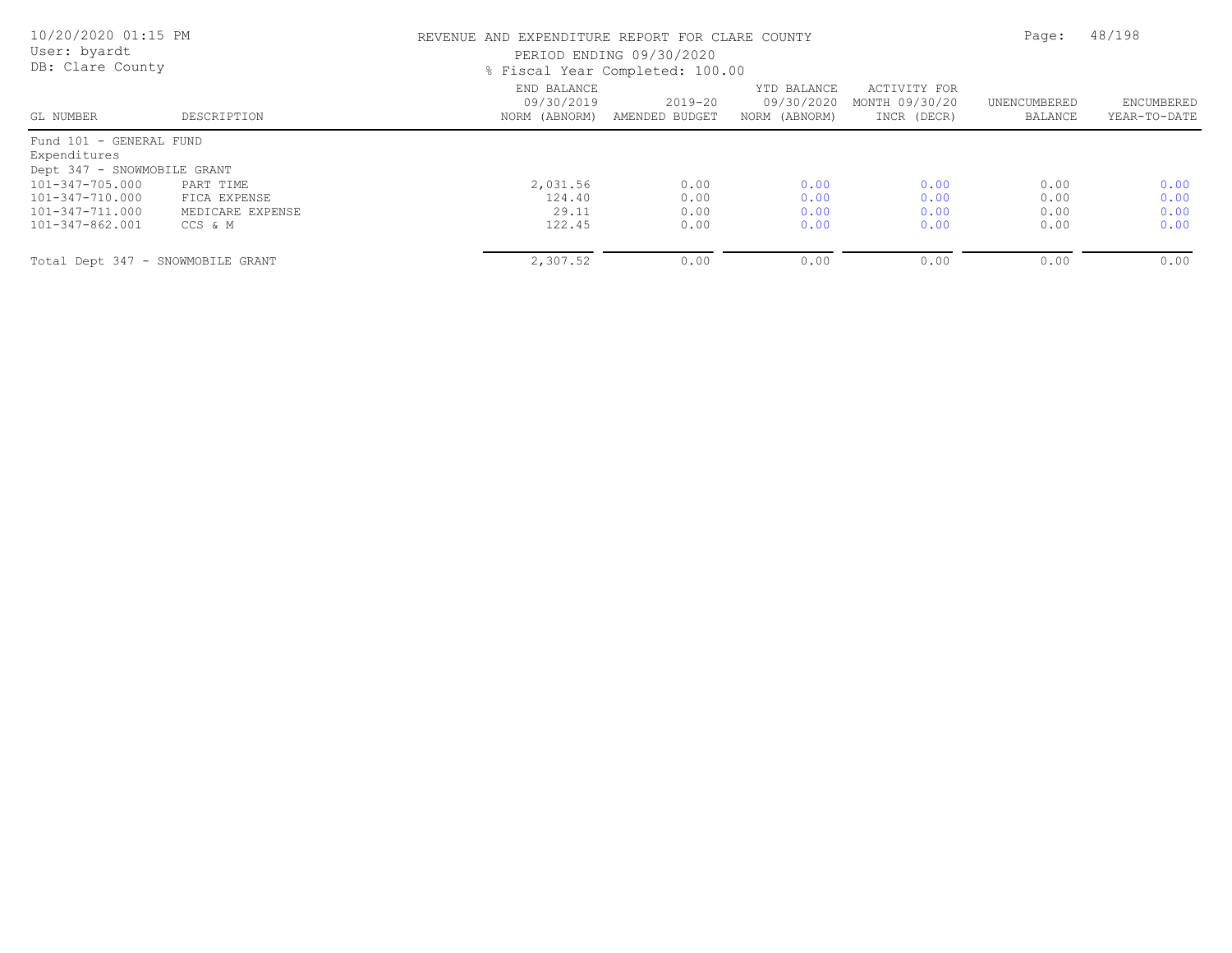REVENUE AND EXPENDITURE REPORT FOR CLARE COUNTY

PERIOD ENDING 09/30/2020

% Fiscal Year Completed: 100.00

| GL NUMBER | DESCRIPTION | END BALANCE 09/30/2019 NORM (ABNORM) | 2019-20 AMENDED BUDGET | YTD BALANCE 09/30/2020 NORM (ABNORM) | ACTIVITY FOR MONTH 09/30/20 INCR (DECR) | UNENCUMBERED BALANCE | ENCUMBERED YEAR-TO-DATE |
|---|---|---|---|---|---|---|---|
| Fund 101 - GENERAL FUND | | | | | | | |
| Expenditures | | | | | | | |
| Dept 347 - SNOWMOBILE GRANT | | | | | | | |
| 101-347-705.000 | PART TIME | 2,031.56 | 0.00 | 0.00 | 0.00 | 0.00 | 0.00 |
| 101-347-710.000 | FICA EXPENSE | 124.40 | 0.00 | 0.00 | 0.00 | 0.00 | 0.00 |
| 101-347-711.000 | MEDICARE EXPENSE | 29.11 | 0.00 | 0.00 | 0.00 | 0.00 | 0.00 |
| 101-347-862.001 | CCS & M | 122.45 | 0.00 | 0.00 | 0.00 | 0.00 | 0.00 |
| Total Dept 347 - SNOWMOBILE GRANT | | 2,307.52 | 0.00 | 0.00 | 0.00 | 0.00 | 0.00 |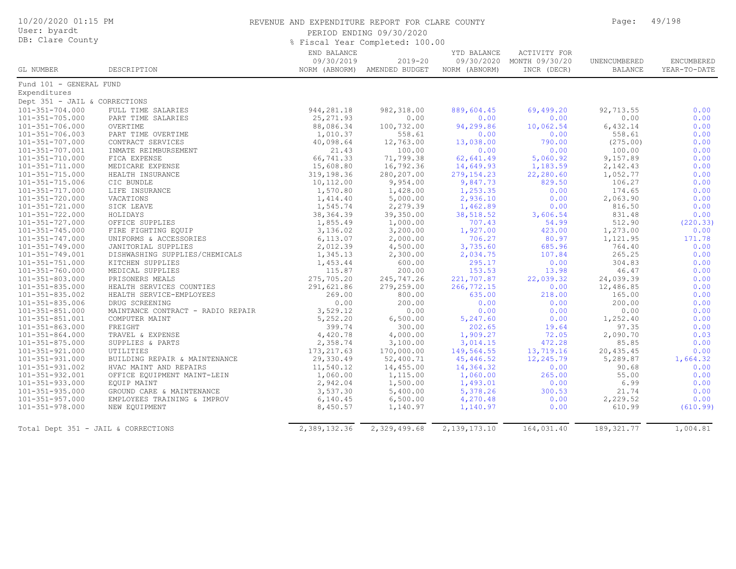# REVENUE AND EXPENDITURE REPORT FOR CLARE COUNTY

10/20/2020 01:15 PM
User: byardt
DB: Clare County

PERIOD ENDING 09/30/2020

% Fiscal Year Completed: 100.00

| GL NUMBER | DESCRIPTION | END BALANCE 09/30/2019 NORM (ABNORM) | 2019-20 AMENDED BUDGET | YTD BALANCE 09/30/2020 NORM (ABNORM) | ACTIVITY FOR MONTH 09/30/20 INCR (DECR) | UNENCUMBERED BALANCE | ENCUMBERED YEAR-TO-DATE |
|---|---|---|---|---|---|---|---|
| Fund 101 - GENERAL FUND | | | | | | | |
| Expenditures | | | | | | | |
| Dept 351 - JAIL & CORRECTIONS | | | | | | | |
| 101-351-704.000 | FULL TIME SALARIES | 944,281.18 | 982,318.00 | 889,604.45 | 69,499.20 | 92,713.55 | 0.00 |
| 101-351-705.000 | PART TIME SALARIES | 25,271.93 | 0.00 | 0.00 | 0.00 | 0.00 | 0.00 |
| 101-351-706.000 | OVERTIME | 88,086.34 | 100,732.00 | 94,299.86 | 10,062.54 | 6,432.14 | 0.00 |
| 101-351-706.003 | PART TIME OVERTIME | 1,010.37 | 558.61 | 0.00 | 0.00 | 558.61 | 0.00 |
| 101-351-707.000 | CONTRACT SERVICES | 40,098.64 | 12,763.00 | 13,038.00 | 790.00 | (275.00) | 0.00 |
| 101-351-707.001 | INMATE REIMBURSEMENT | 21.43 | 100.00 | 0.00 | 0.00 | 100.00 | 0.00 |
| 101-351-710.000 | FICA EXPENSE | 66,741.33 | 71,799.38 | 62,641.49 | 5,060.92 | 9,157.89 | 0.00 |
| 101-351-711.000 | MEDICARE EXPENSE | 15,608.80 | 16,792.36 | 14,649.93 | 1,183.59 | 2,142.43 | 0.00 |
| 101-351-715.000 | HEALTH INSURANCE | 319,198.36 | 280,207.00 | 279,154.23 | 22,280.60 | 1,052.77 | 0.00 |
| 101-351-715.006 | CIC BUNDLE | 10,112.00 | 9,954.00 | 9,847.73 | 829.50 | 106.27 | 0.00 |
| 101-351-717.000 | LIFE INSURANCE | 1,570.80 | 1,428.00 | 1,253.35 | 0.00 | 174.65 | 0.00 |
| 101-351-720.000 | VACATIONS | 1,414.40 | 5,000.00 | 2,936.10 | 0.00 | 2,063.90 | 0.00 |
| 101-351-721.000 | SICK LEAVE | 1,545.74 | 2,279.39 | 1,462.89 | 0.00 | 816.50 | 0.00 |
| 101-351-722.000 | HOLIDAYS | 38,364.39 | 39,350.00 | 38,518.52 | 3,606.54 | 831.48 | 0.00 |
| 101-351-727.000 | OFFICE SUPPLIES | 1,855.49 | 1,000.00 | 707.43 | 54.99 | 512.90 | (220.33) |
| 101-351-745.000 | FIRE FIGHTING EQUIP | 3,136.02 | 3,200.00 | 1,927.00 | 423.00 | 1,273.00 | 0.00 |
| 101-351-747.000 | UNIFORMS & ACCESSORIES | 6,113.07 | 2,000.00 | 706.27 | 80.97 | 1,121.95 | 171.78 |
| 101-351-749.000 | JANITORIAL SUPPLIES | 2,012.39 | 4,500.00 | 3,735.60 | 685.96 | 764.40 | 0.00 |
| 101-351-749.001 | DISHWASHING SUPPLIES/CHEMICALS | 1,345.13 | 2,300.00 | 2,034.75 | 107.84 | 265.25 | 0.00 |
| 101-351-751.000 | KITCHEN SUPPLIES | 1,453.44 | 600.00 | 295.17 | 0.00 | 304.83 | 0.00 |
| 101-351-760.000 | MEDICAL SUPPLIES | 115.87 | 200.00 | 153.53 | 13.98 | 46.47 | 0.00 |
| 101-351-803.000 | PRISONERS MEALS | 275,705.20 | 245,747.26 | 221,707.87 | 22,039.32 | 24,039.39 | 0.00 |
| 101-351-835.000 | HEALTH SERVICES COUNTIES | 291,621.86 | 279,259.00 | 266,772.15 | 0.00 | 12,486.85 | 0.00 |
| 101-351-835.002 | HEALTH SERVICE-EMPLOYEES | 269.00 | 800.00 | 635.00 | 218.00 | 165.00 | 0.00 |
| 101-351-835.006 | DRUG SCREENING | 0.00 | 200.00 | 0.00 | 0.00 | 200.00 | 0.00 |
| 101-351-851.000 | MAINTANCE CONTRACT - RADIO REPAIR | 3,529.12 | 0.00 | 0.00 | 0.00 | 0.00 | 0.00 |
| 101-351-851.001 | COMPUTER MAINT | 5,252.20 | 6,500.00 | 5,247.60 | 0.00 | 1,252.40 | 0.00 |
| 101-351-863.000 | FREIGHT | 399.74 | 300.00 | 202.65 | 19.64 | 97.35 | 0.00 |
| 101-351-864.000 | TRAVEL & EXPENSE | 4,420.78 | 4,000.00 | 1,909.27 | 72.05 | 2,090.70 | 0.03 |
| 101-351-875.000 | SUPPLIES & PARTS | 2,358.74 | 3,100.00 | 3,014.15 | 472.28 | 85.85 | 0.00 |
| 101-351-921.000 | UTILITIES | 173,217.63 | 170,000.00 | 149,564.55 | 13,719.16 | 20,435.45 | 0.00 |
| 101-351-931.000 | BUILDING REPAIR & MAINTENANCE | 29,330.49 | 52,400.71 | 45,446.52 | 12,245.79 | 5,289.87 | 1,664.32 |
| 101-351-931.002 | HVAC MAINT AND REPAIRS | 11,540.12 | 14,455.00 | 14,364.32 | 0.00 | 90.68 | 0.00 |
| 101-351-932.001 | OFFICE EQUIPMENT MAINT-LEIN | 1,060.00 | 1,115.00 | 1,060.00 | 265.00 | 55.00 | 0.00 |
| 101-351-933.000 | EQUIP MAINT | 2,942.04 | 1,500.00 | 1,493.01 | 0.00 | 6.99 | 0.00 |
| 101-351-935.000 | GROUND CARE & MAINTENANCE | 3,537.30 | 5,400.00 | 5,378.26 | 300.53 | 21.74 | 0.00 |
| 101-351-957.000 | EMPLOYEES TRAINING & IMPROV | 6,140.45 | 6,500.00 | 4,270.48 | 0.00 | 2,229.52 | 0.00 |
| 101-351-978.000 | NEW EQUIPMENT | 8,450.57 | 1,140.97 | 1,140.97 | 0.00 | 610.99 | (610.99) |
| Total Dept 351 - JAIL & CORRECTIONS | | 2,389,132.36 | 2,329,499.68 | 2,139,173.10 | 164,031.40 | 189,321.77 | 1,004.81 |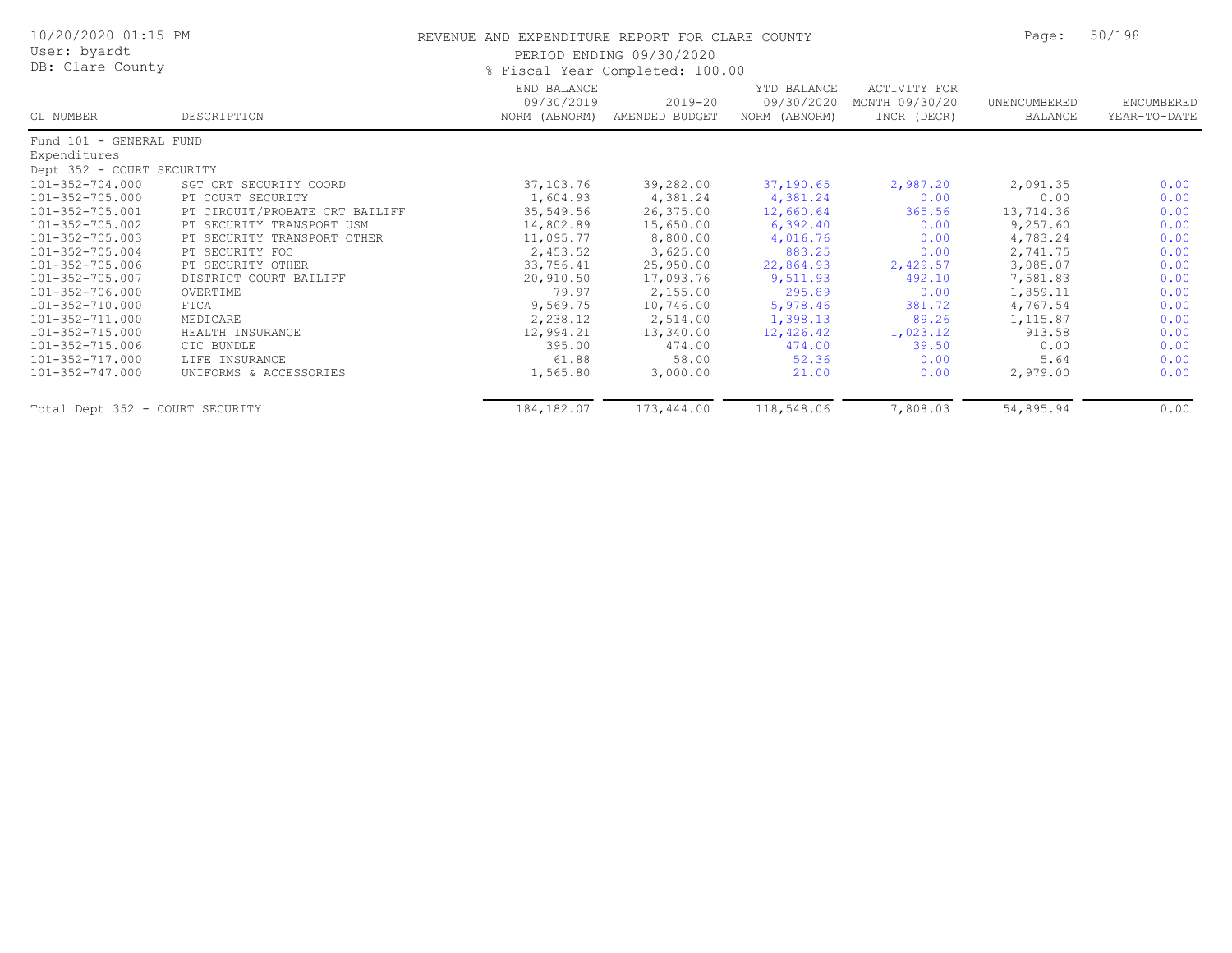REVENUE AND EXPENDITURE REPORT FOR CLARE COUNTY

PERIOD ENDING 09/30/2020

% Fiscal Year Completed: 100.00

| GL NUMBER | DESCRIPTION | END BALANCE 09/30/2019 NORM (ABNORM) | 2019-20 AMENDED BUDGET | YTD BALANCE 09/30/2020 NORM (ABNORM) | ACTIVITY FOR MONTH 09/30/20 INCR (DECR) | UNENCUMBERED BALANCE | ENCUMBERED YEAR-TO-DATE |
|---|---|---|---|---|---|---|---|
| Fund 101 - GENERAL FUND | | | | | | | |
| Expenditures | | | | | | | |
| Dept 352 - COURT SECURITY | | | | | | | |
| 101-352-704.000 | SGT CRT SECURITY COORD | 37,103.76 | 39,282.00 | 37,190.65 | 2,987.20 | 2,091.35 | 0.00 |
| 101-352-705.000 | PT COURT SECURITY | 1,604.93 | 4,381.24 | 4,381.24 | 0.00 | 0.00 | 0.00 |
| 101-352-705.001 | PT CIRCUIT/PROBATE CRT BAILIFF | 35,549.56 | 26,375.00 | 12,660.64 | 365.56 | 13,714.36 | 0.00 |
| 101-352-705.002 | PT SECURITY TRANSPORT USM | 14,802.89 | 15,650.00 | 6,392.40 | 0.00 | 9,257.60 | 0.00 |
| 101-352-705.003 | PT SECURITY TRANSPORT OTHER | 11,095.77 | 8,800.00 | 4,016.76 | 0.00 | 4,783.24 | 0.00 |
| 101-352-705.004 | PT SECURITY FOC | 2,453.52 | 3,625.00 | 883.25 | 0.00 | 2,741.75 | 0.00 |
| 101-352-705.006 | PT SECURITY OTHER | 33,756.41 | 25,950.00 | 22,864.93 | 2,429.57 | 3,085.07 | 0.00 |
| 101-352-705.007 | DISTRICT COURT BAILIFF | 20,910.50 | 17,093.76 | 9,511.93 | 492.10 | 7,581.83 | 0.00 |
| 101-352-706.000 | OVERTIME | 79.97 | 2,155.00 | 295.89 | 0.00 | 1,859.11 | 0.00 |
| 101-352-710.000 | FICA | 9,569.75 | 10,746.00 | 5,978.46 | 381.72 | 4,767.54 | 0.00 |
| 101-352-711.000 | MEDICARE | 2,238.12 | 2,514.00 | 1,398.13 | 89.26 | 1,115.87 | 0.00 |
| 101-352-715.000 | HEALTH INSURANCE | 12,994.21 | 13,340.00 | 12,426.42 | 1,023.12 | 913.58 | 0.00 |
| 101-352-715.006 | CIC BUNDLE | 395.00 | 474.00 | 474.00 | 39.50 | 0.00 | 0.00 |
| 101-352-717.000 | LIFE INSURANCE | 61.88 | 58.00 | 52.36 | 0.00 | 5.64 | 0.00 |
| 101-352-747.000 | UNIFORMS & ACCESSORIES | 1,565.80 | 3,000.00 | 21.00 | 0.00 | 2,979.00 | 0.00 |
| Total Dept 352 - COURT SECURITY | | 184,182.07 | 173,444.00 | 118,548.06 | 7,808.03 | 54,895.94 | 0.00 |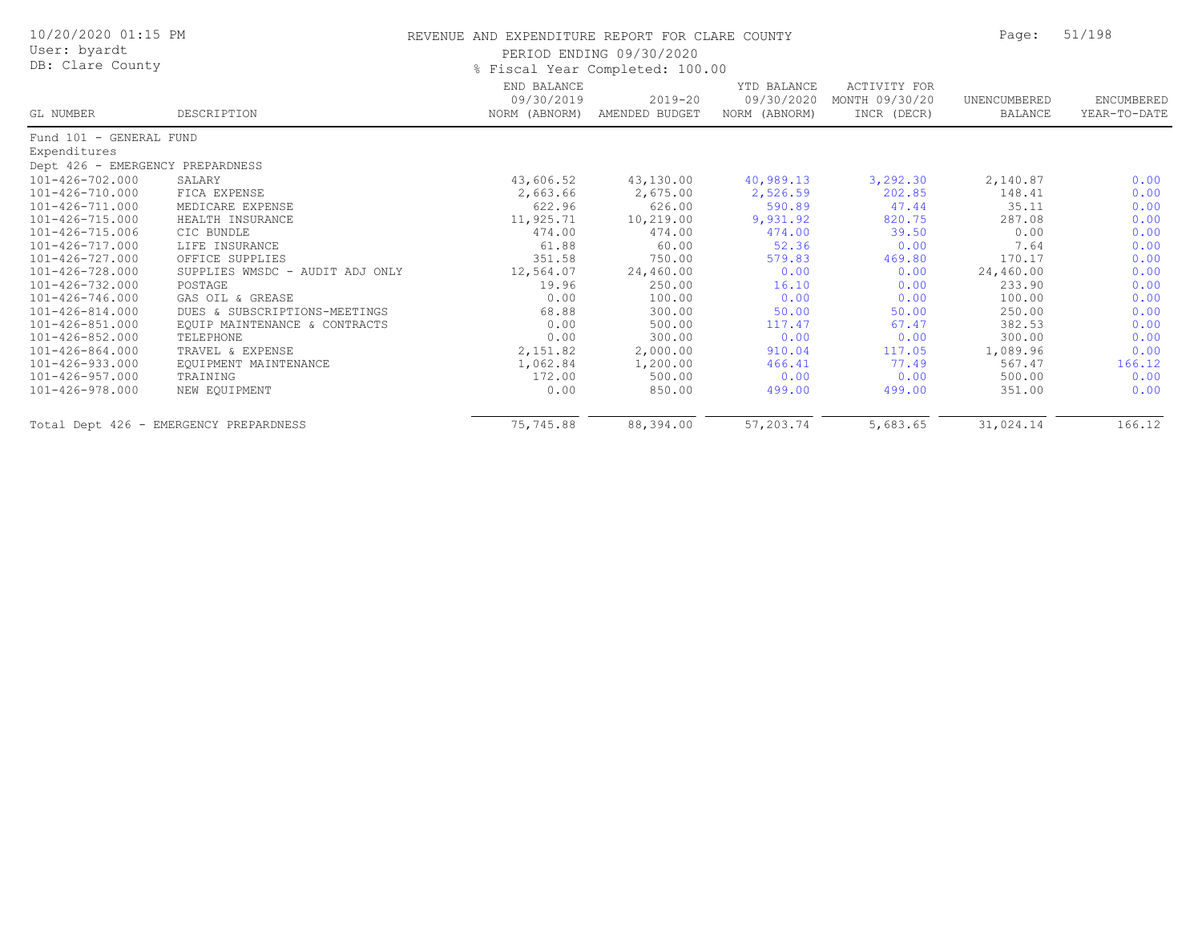REVENUE AND EXPENDITURE REPORT FOR CLARE COUNTY

PERIOD ENDING 09/30/2020

% Fiscal Year Completed: 100.00

| GL NUMBER | DESCRIPTION | END BALANCE 09/30/2019 NORM (ABNORM) | 2019-20 AMENDED BUDGET | YTD BALANCE 09/30/2020 NORM (ABNORM) | ACTIVITY FOR MONTH 09/30/20 INCR (DECR) | UNENCUMBERED BALANCE | ENCUMBERED YEAR-TO-DATE |
|---|---|---|---|---|---|---|---|
| Fund 101 - GENERAL FUND | | | | | | | |
| Expenditures | | | | | | | |
| Dept 426 - EMERGENCY PREPARDNESS | | | | | | | |
| 101-426-702.000 | SALARY | 43,606.52 | 43,130.00 | 40,989.13 | 3,292.30 | 2,140.87 | 0.00 |
| 101-426-710.000 | FICA EXPENSE | 2,663.66 | 2,675.00 | 2,526.59 | 202.85 | 148.41 | 0.00 |
| 101-426-711.000 | MEDICARE EXPENSE | 622.96 | 626.00 | 590.89 | 47.44 | 35.11 | 0.00 |
| 101-426-715.000 | HEALTH INSURANCE | 11,925.71 | 10,219.00 | 9,931.92 | 820.75 | 287.08 | 0.00 |
| 101-426-715.006 | CIC BUNDLE | 474.00 | 474.00 | 474.00 | 39.50 | 0.00 | 0.00 |
| 101-426-717.000 | LIFE INSURANCE | 61.88 | 60.00 | 52.36 | 0.00 | 7.64 | 0.00 |
| 101-426-727.000 | OFFICE SUPPLIES | 351.58 | 750.00 | 579.83 | 469.80 | 170.17 | 0.00 |
| 101-426-728.000 | SUPPLIES WMSDC - AUDIT ADJ ONLY | 12,564.07 | 24,460.00 | 0.00 | 0.00 | 24,460.00 | 0.00 |
| 101-426-732.000 | POSTAGE | 19.96 | 250.00 | 16.10 | 0.00 | 233.90 | 0.00 |
| 101-426-746.000 | GAS OIL & GREASE | 0.00 | 100.00 | 0.00 | 0.00 | 100.00 | 0.00 |
| 101-426-814.000 | DUES & SUBSCRIPTIONS-MEETINGS | 68.88 | 300.00 | 50.00 | 50.00 | 250.00 | 0.00 |
| 101-426-851.000 | EQUIP MAINTENANCE & CONTRACTS | 0.00 | 500.00 | 117.47 | 67.47 | 382.53 | 0.00 |
| 101-426-852.000 | TELEPHONE | 0.00 | 300.00 | 0.00 | 0.00 | 300.00 | 0.00 |
| 101-426-864.000 | TRAVEL & EXPENSE | 2,151.82 | 2,000.00 | 910.04 | 117.05 | 1,089.96 | 0.00 |
| 101-426-933.000 | EQUIPMENT MAINTENANCE | 1,062.84 | 1,200.00 | 466.41 | 77.49 | 567.47 | 166.12 |
| 101-426-957.000 | TRAINING | 172.00 | 500.00 | 0.00 | 0.00 | 500.00 | 0.00 |
| 101-426-978.000 | NEW EQUIPMENT | 0.00 | 850.00 | 499.00 | 499.00 | 351.00 | 0.00 |
| Total Dept 426 - EMERGENCY PREPARDNESS | | 75,745.88 | 88,394.00 | 57,203.74 | 5,683.65 | 31,024.14 | 166.12 |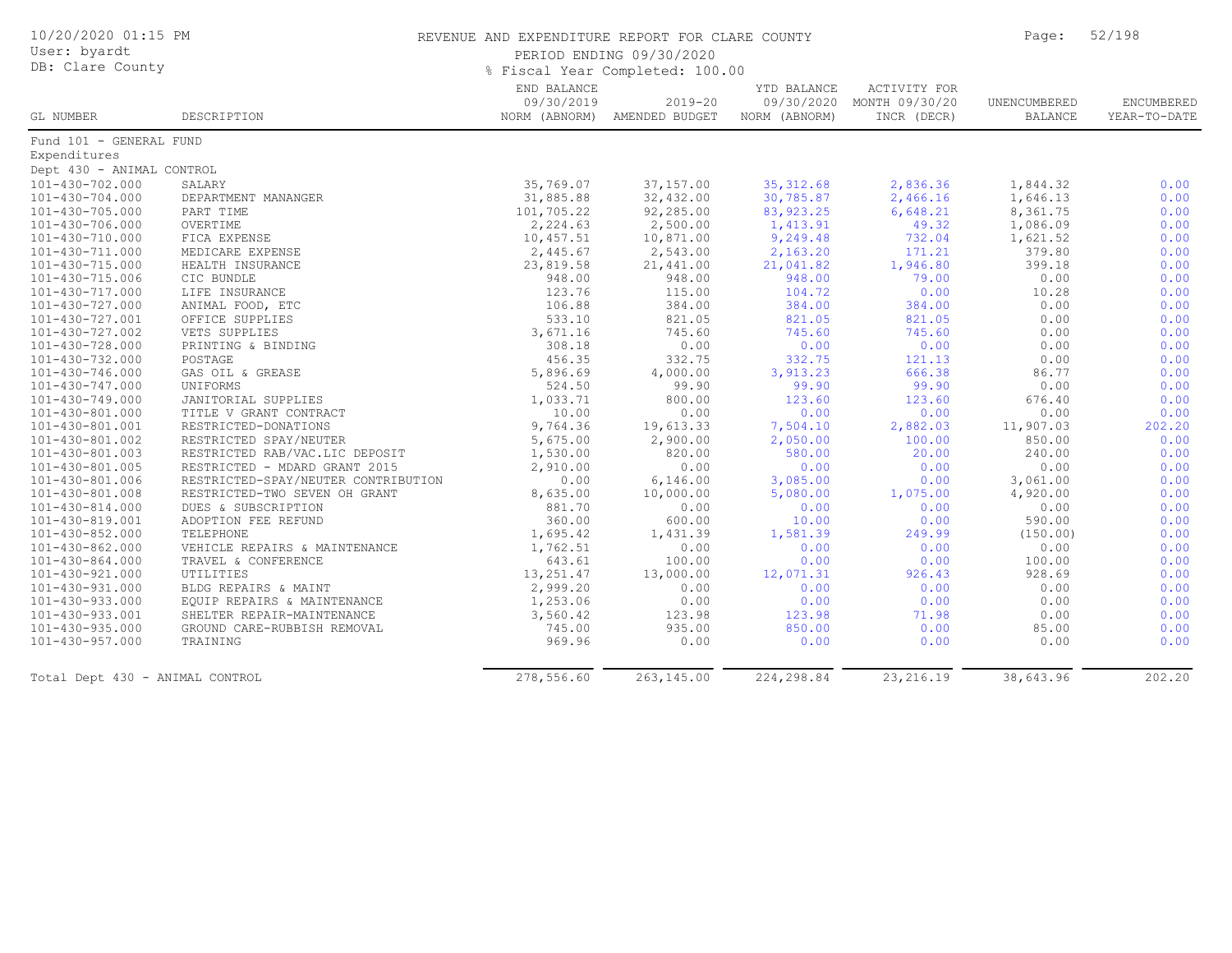REVENUE AND EXPENDITURE REPORT FOR CLARE COUNTY

PERIOD ENDING 09/30/2020

% Fiscal Year Completed: 100.00

Fund 101 - GENERAL FUND

Expenditures

Dept 430 - ANIMAL CONTROL

| GL NUMBER | DESCRIPTION | END BALANCE 09/30/2019 NORM (ABNORM) | 2019-20 AMENDED BUDGET | YTD BALANCE 09/30/2020 NORM (ABNORM) | ACTIVITY FOR MONTH 09/30/20 INCR (DECR) | UNENCUMBERED BALANCE | ENCUMBERED YEAR-TO-DATE |
|---|---|---|---|---|---|---|---|
| 101-430-702.000 | SALARY | 35,769.07 | 37,157.00 | 35,312.68 | 2,836.36 | 1,844.32 | 0.00 |
| 101-430-704.000 | DEPARTMENT MANANGER | 31,885.88 | 32,432.00 | 30,785.87 | 2,466.16 | 1,646.13 | 0.00 |
| 101-430-705.000 | PART TIME | 101,705.22 | 92,285.00 | 83,923.25 | 6,648.21 | 8,361.75 | 0.00 |
| 101-430-706.000 | OVERTIME | 2,224.63 | 2,500.00 | 1,413.91 | 49.32 | 1,086.09 | 0.00 |
| 101-430-710.000 | FICA EXPENSE | 10,457.51 | 10,871.00 | 9,249.48 | 732.04 | 1,621.52 | 0.00 |
| 101-430-711.000 | MEDICARE EXPENSE | 2,445.67 | 2,543.00 | 2,163.20 | 171.21 | 379.80 | 0.00 |
| 101-430-715.000 | HEALTH INSURANCE | 23,819.58 | 21,441.00 | 21,041.82 | 1,946.80 | 399.18 | 0.00 |
| 101-430-715.006 | CIC BUNDLE | 948.00 | 948.00 | 948.00 | 79.00 | 0.00 | 0.00 |
| 101-430-717.000 | LIFE INSURANCE | 123.76 | 115.00 | 104.72 | 0.00 | 10.28 | 0.00 |
| 101-430-727.000 | ANIMAL FOOD, ETC | 106.88 | 384.00 | 384.00 | 384.00 | 0.00 | 0.00 |
| 101-430-727.001 | OFFICE SUPPLIES | 533.10 | 821.05 | 821.05 | 821.05 | 0.00 | 0.00 |
| 101-430-727.002 | VETS SUPPLIES | 3,671.16 | 745.60 | 745.60 | 745.60 | 0.00 | 0.00 |
| 101-430-728.000 | PRINTING & BINDING | 308.18 | 0.00 | 0.00 | 0.00 | 0.00 | 0.00 |
| 101-430-732.000 | POSTAGE | 456.35 | 332.75 | 332.75 | 121.13 | 0.00 | 0.00 |
| 101-430-746.000 | GAS OIL & GREASE | 5,896.69 | 4,000.00 | 3,913.23 | 666.38 | 86.77 | 0.00 |
| 101-430-747.000 | UNIFORMS | 524.50 | 99.90 | 99.90 | 99.90 | 0.00 | 0.00 |
| 101-430-749.000 | JANITORIAL SUPPLIES | 1,033.71 | 800.00 | 123.60 | 123.60 | 676.40 | 0.00 |
| 101-430-801.000 | TITLE V GRANT CONTRACT | 10.00 | 0.00 | 0.00 | 0.00 | 0.00 | 0.00 |
| 101-430-801.001 | RESTRICTED-DONATIONS | 9,764.36 | 19,613.33 | 7,504.10 | 2,882.03 | 11,907.03 | 202.20 |
| 101-430-801.002 | RESTRICTED SPAY/NEUTER | 5,675.00 | 2,900.00 | 2,050.00 | 100.00 | 850.00 | 0.00 |
| 101-430-801.003 | RESTRICTED RAB/VAC.LIC DEPOSIT | 1,530.00 | 820.00 | 580.00 | 20.00 | 240.00 | 0.00 |
| 101-430-801.005 | RESTRICTED - MDARD GRANT 2015 | 2,910.00 | 0.00 | 0.00 | 0.00 | 0.00 | 0.00 |
| 101-430-801.006 | RESTRICTED-SPAY/NEUTER CONTRIBUTION | 0.00 | 6,146.00 | 3,085.00 | 0.00 | 3,061.00 | 0.00 |
| 101-430-801.008 | RESTRICTED-TWO SEVEN OH GRANT | 8,635.00 | 10,000.00 | 5,080.00 | 1,075.00 | 4,920.00 | 0.00 |
| 101-430-814.000 | DUES & SUBSCRIPTION | 881.70 | 0.00 | 0.00 | 0.00 | 0.00 | 0.00 |
| 101-430-819.001 | ADOPTION FEE REFUND | 360.00 | 600.00 | 10.00 | 0.00 | 590.00 | 0.00 |
| 101-430-852.000 | TELEPHONE | 1,695.42 | 1,431.39 | 1,581.39 | 249.99 | (150.00) | 0.00 |
| 101-430-862.000 | VEHICLE REPAIRS & MAINTENANCE | 1,762.51 | 0.00 | 0.00 | 0.00 | 0.00 | 0.00 |
| 101-430-864.000 | TRAVEL & CONFERENCE | 643.61 | 100.00 | 0.00 | 0.00 | 100.00 | 0.00 |
| 101-430-921.000 | UTILITIES | 13,251.47 | 13,000.00 | 12,071.31 | 926.43 | 928.69 | 0.00 |
| 101-430-931.000 | BLDG REPAIRS & MAINT | 2,999.20 | 0.00 | 0.00 | 0.00 | 0.00 | 0.00 |
| 101-430-933.000 | EQUIP REPAIRS & MAINTENANCE | 1,253.06 | 0.00 | 0.00 | 0.00 | 0.00 | 0.00 |
| 101-430-933.001 | SHELTER REPAIR-MAINTENANCE | 3,560.42 | 123.98 | 123.98 | 71.98 | 0.00 | 0.00 |
| 101-430-935.000 | GROUND CARE-RUBBISH REMOVAL | 745.00 | 935.00 | 850.00 | 0.00 | 85.00 | 0.00 |
| 101-430-957.000 | TRAINING | 969.96 | 0.00 | 0.00 | 0.00 | 0.00 | 0.00 |
| Total Dept 430 - ANIMAL CONTROL | | 278,556.60 | 263,145.00 | 224,298.84 | 23,216.19 | 38,643.96 | 202.20 |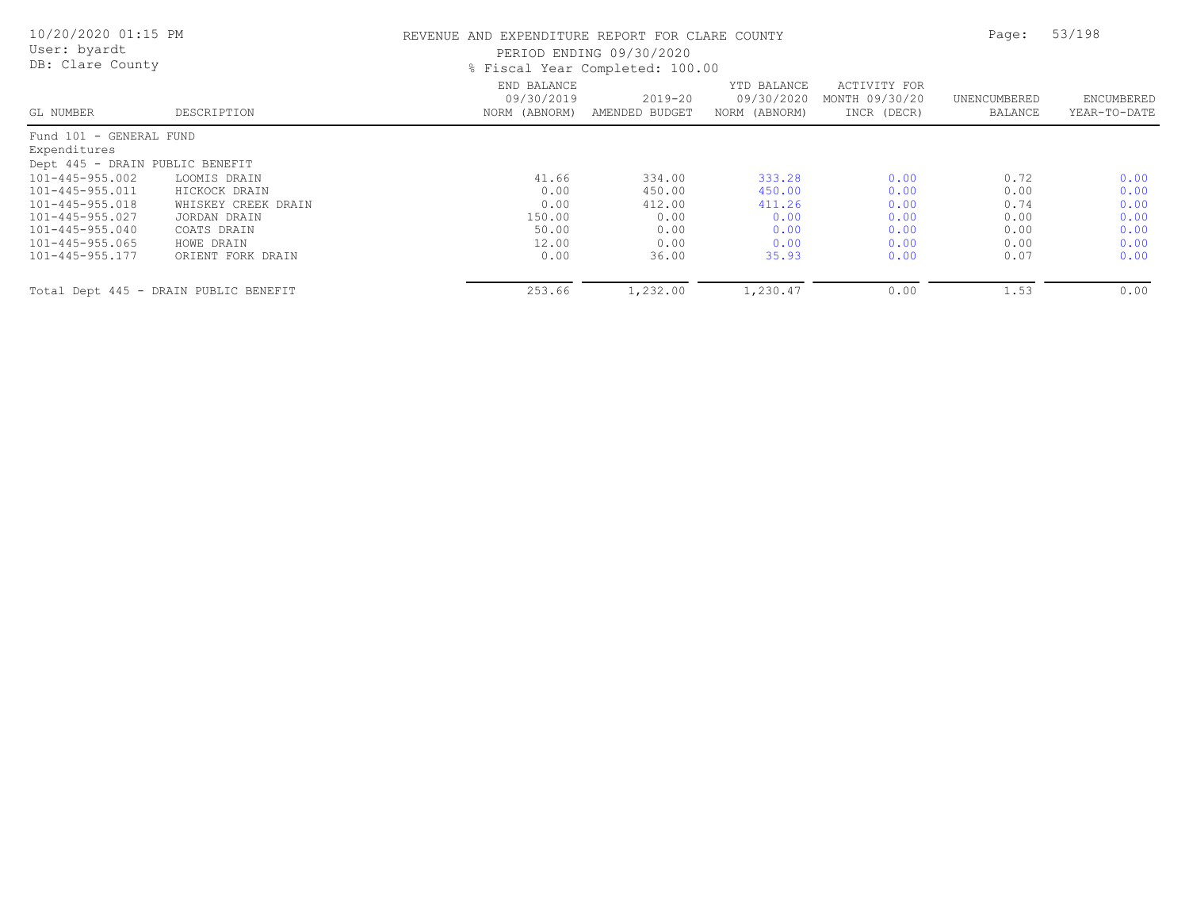# REVENUE AND EXPENDITURE REPORT FOR CLARE COUNTY

PERIOD ENDING 09/30/2020

% Fiscal Year Completed: 100.00

10/20/2020 01:15 PM
User: byardt
DB: Clare County

| GL NUMBER | DESCRIPTION | END BALANCE 09/30/2019 NORM (ABNORM) | 2019-20 AMENDED BUDGET | YTD BALANCE 09/30/2020 NORM (ABNORM) | ACTIVITY FOR MONTH 09/30/20 INCR (DECR) | UNENCUMBERED BALANCE | ENCUMBERED YEAR-TO-DATE |
|---|---|---|---|---|---|---|---|
| Fund 101 - GENERAL FUND | | | | | | | |
| Expenditures | | | | | | | |
| Dept 445 - DRAIN PUBLIC BENEFIT | | | | | | | |
| 101-445-955.002 | LOOMIS DRAIN | 41.66 | 334.00 | 333.28 | 0.00 | 0.72 | 0.00 |
| 101-445-955.011 | HICKOCK DRAIN | 0.00 | 450.00 | 450.00 | 0.00 | 0.00 | 0.00 |
| 101-445-955.018 | WHISKEY CREEK DRAIN | 0.00 | 412.00 | 411.26 | 0.00 | 0.74 | 0.00 |
| 101-445-955.027 | JORDAN DRAIN | 150.00 | 0.00 | 0.00 | 0.00 | 0.00 | 0.00 |
| 101-445-955.040 | COATS DRAIN | 50.00 | 0.00 | 0.00 | 0.00 | 0.00 | 0.00 |
| 101-445-955.065 | HOWE DRAIN | 12.00 | 0.00 | 0.00 | 0.00 | 0.00 | 0.00 |
| 101-445-955.177 | ORIENT FORK DRAIN | 0.00 | 36.00 | 35.93 | 0.00 | 0.07 | 0.00 |
| Total Dept 445 - DRAIN PUBLIC BENEFIT | | 253.66 | 1,232.00 | 1,230.47 | 0.00 | 1.53 | 0.00 |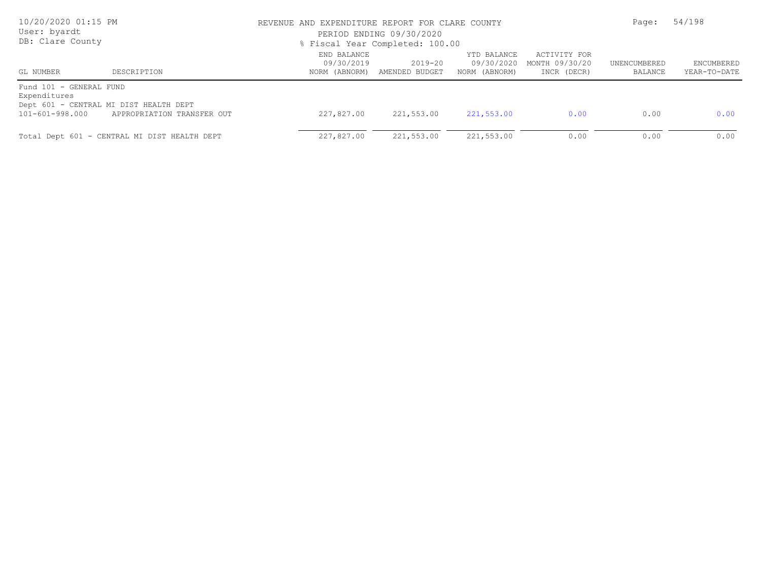# REVENUE AND EXPENDITURE REPORT FOR CLARE COUNTY

PERIOD ENDING 09/30/2020

% Fiscal Year Completed: 100.00

10/20/2020 01:15 PM
User: byardt
DB: Clare County

| GL NUMBER | DESCRIPTION | END BALANCE 09/30/2019 NORM (ABNORM) | 2019-20 AMENDED BUDGET | YTD BALANCE 09/30/2020 NORM (ABNORM) | ACTIVITY FOR MONTH 09/30/20 INCR (DECR) | UNENCUMBERED BALANCE | ENCUMBERED YEAR-TO-DATE |
|---|---|---|---|---|---|---|---|
| Fund 101 - GENERAL FUND | | | | | | | |
| Expenditures | | | | | | | |
| Dept 601 - CENTRAL MI DIST HEALTH DEPT | | | | | | | |
| 101-601-998.000 | APPROPRIATION TRANSFER OUT | 227,827.00 | 221,553.00 | 221,553.00 | 0.00 | 0.00 | 0.00 |
| Total Dept 601 - CENTRAL MI DIST HEALTH DEPT | | 227,827.00 | 221,553.00 | 221,553.00 | 0.00 | 0.00 | 0.00 |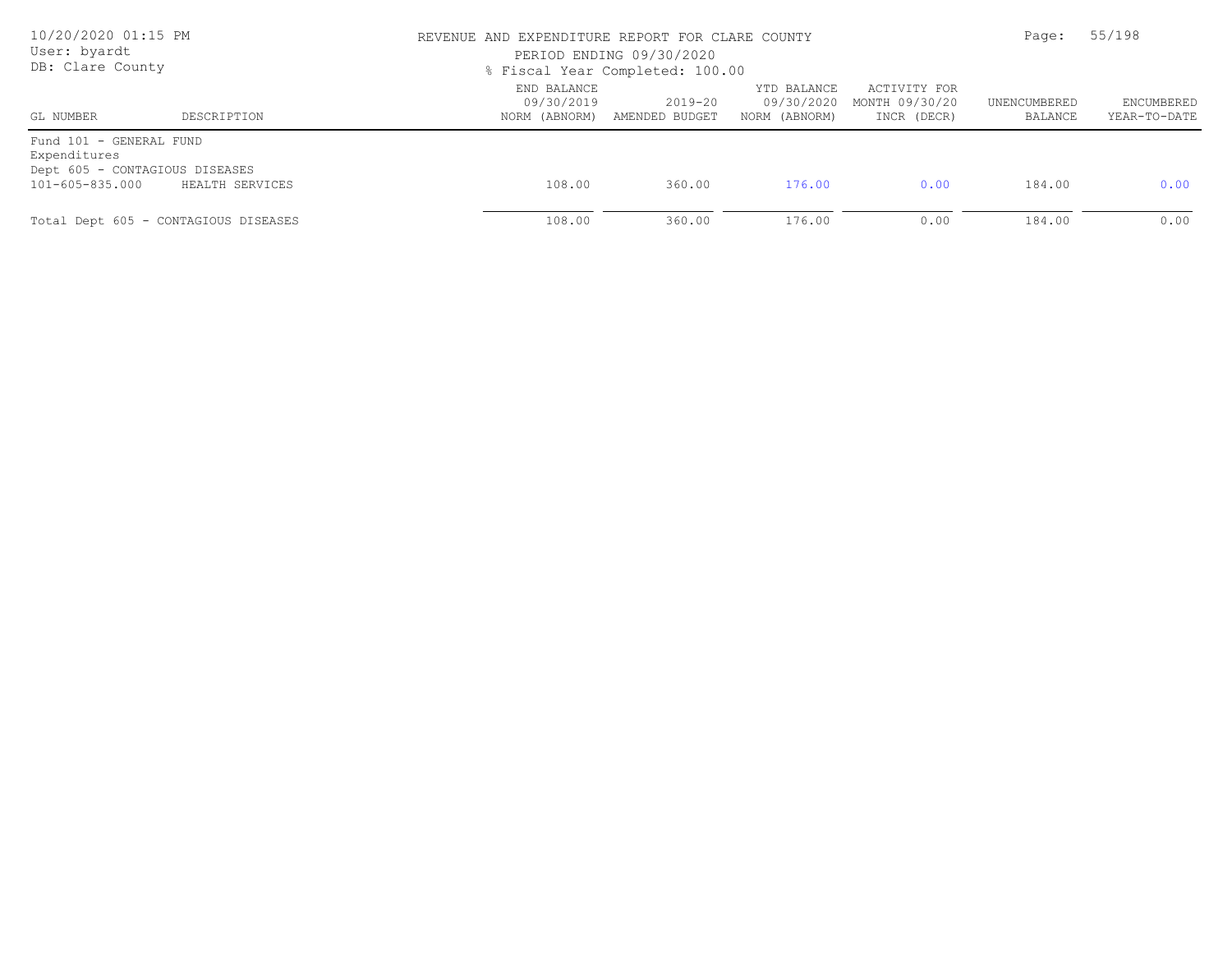REVENUE AND EXPENDITURE REPORT FOR CLARE COUNTY

PERIOD ENDING 09/30/2020

% Fiscal Year Completed: 100.00

| GL NUMBER | DESCRIPTION | END BALANCE 09/30/2019 NORM (ABNORM) | 2019-20 AMENDED BUDGET | YTD BALANCE 09/30/2020 NORM (ABNORM) | ACTIVITY FOR MONTH 09/30/20 INCR (DECR) | UNENCUMBERED BALANCE | ENCUMBERED YEAR-TO-DATE |
|---|---|---|---|---|---|---|---|
| Fund 101 - GENERAL FUND | | | | | | | |
| Expenditures | | | | | | | |
| Dept 605 - CONTAGIOUS DISEASES | | | | | | | |
| 101-605-835.000 | HEALTH SERVICES | 108.00 | 360.00 | 176.00 | 0.00 | 184.00 | 0.00 |
| Total Dept 605 - CONTAGIOUS DISEASES | | 108.00 | 360.00 | 176.00 | 0.00 | 184.00 | 0.00 |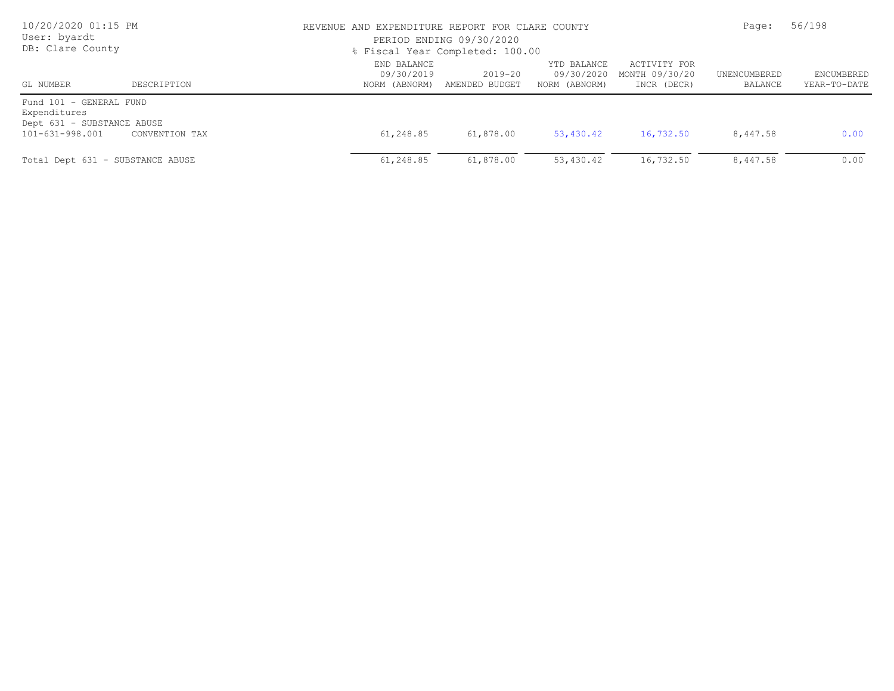REVENUE AND EXPENDITURE REPORT FOR CLARE COUNTY

PERIOD ENDING 09/30/2020

% Fiscal Year Completed: 100.00

| GL NUMBER | DESCRIPTION | END BALANCE 09/30/2019 NORM (ABNORM) | 2019-20 AMENDED BUDGET | YTD BALANCE 09/30/2020 NORM (ABNORM) | ACTIVITY FOR MONTH 09/30/20 INCR (DECR) | UNENCUMBERED BALANCE | ENCUMBERED YEAR-TO-DATE |
|---|---|---|---|---|---|---|---|
| Fund 101 - GENERAL FUND | | | | | | | |
| Expenditures | | | | | | | |
| Dept 631 - SUBSTANCE ABUSE | | | | | | | |
| 101-631-998.001 | CONVENTION TAX | 61,248.85 | 61,878.00 | 53,430.42 | 16,732.50 | 8,447.58 | 0.00 |
| Total Dept 631 - SUBSTANCE ABUSE | | 61,248.85 | 61,878.00 | 53,430.42 | 16,732.50 | 8,447.58 | 0.00 |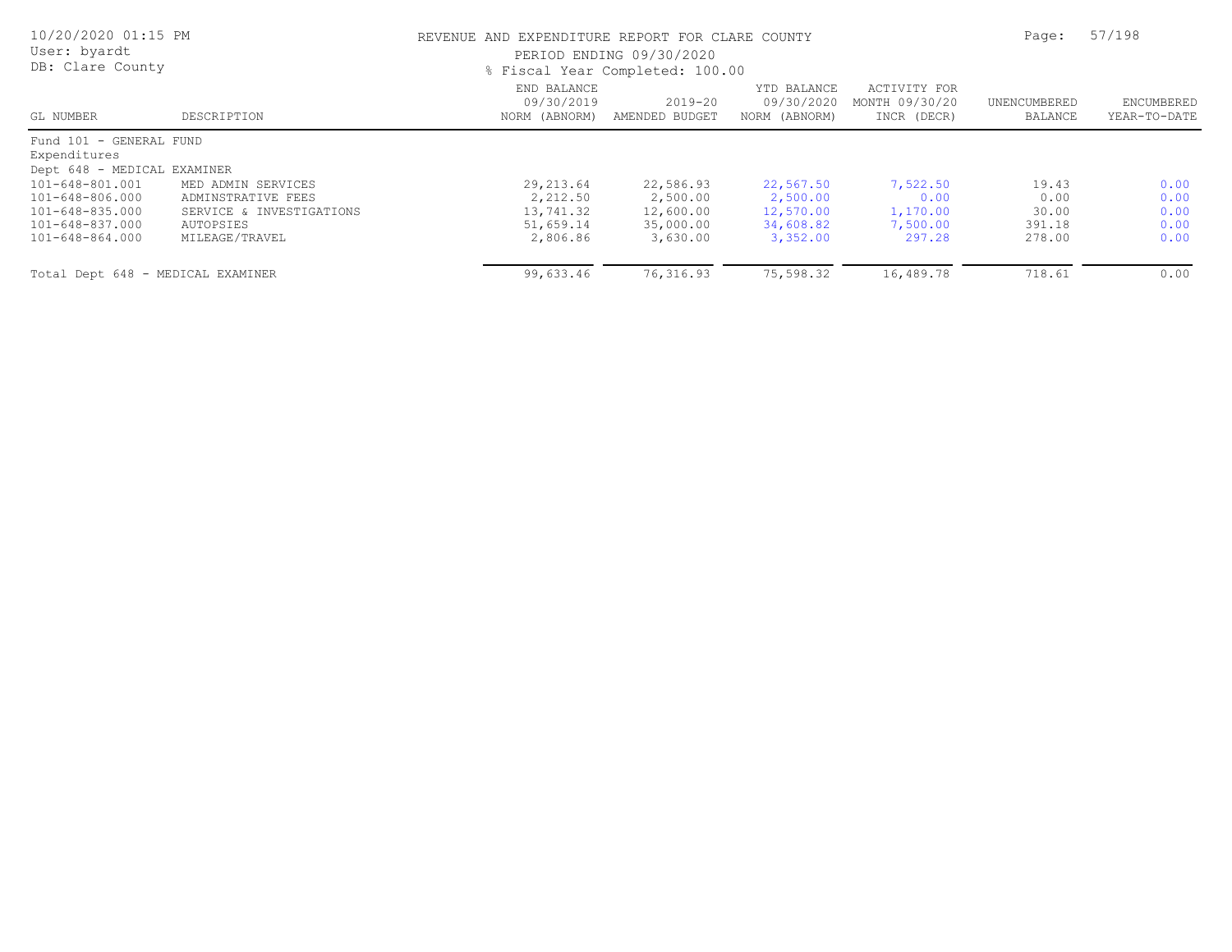REVENUE AND EXPENDITURE REPORT FOR CLARE COUNTY

PERIOD ENDING 09/30/2020

% Fiscal Year Completed: 100.00

10/20/2020 01:15 PM
User: byardt
DB: Clare County

| GL NUMBER | DESCRIPTION | END BALANCE 09/30/2019 NORM (ABNORM) | 2019-20 AMENDED BUDGET | YTD BALANCE 09/30/2020 NORM (ABNORM) | ACTIVITY FOR MONTH 09/30/20 INCR (DECR) | UNENCUMBERED BALANCE | ENCUMBERED YEAR-TO-DATE |
|---|---|---|---|---|---|---|---|
| Fund 101 - GENERAL FUND | | | | | | | |
| Expenditures | | | | | | | |
| Dept 648 - MEDICAL EXAMINER | | | | | | | |
| 101-648-801.001 | MED ADMIN SERVICES | 29,213.64 | 22,586.93 | 22,567.50 | 7,522.50 | 19.43 | 0.00 |
| 101-648-806.000 | ADMINSTRATIVE FEES | 2,212.50 | 2,500.00 | 2,500.00 | 0.00 | 0.00 | 0.00 |
| 101-648-835.000 | SERVICE & INVESTIGATIONS | 13,741.32 | 12,600.00 | 12,570.00 | 1,170.00 | 30.00 | 0.00 |
| 101-648-837.000 | AUTOPSIES | 51,659.14 | 35,000.00 | 34,608.82 | 7,500.00 | 391.18 | 0.00 |
| 101-648-864.000 | MILEAGE/TRAVEL | 2,806.86 | 3,630.00 | 3,352.00 | 297.28 | 278.00 | 0.00 |
| Total Dept 648 - MEDICAL EXAMINER | | 99,633.46 | 76,316.93 | 75,598.32 | 16,489.78 | 718.61 | 0.00 |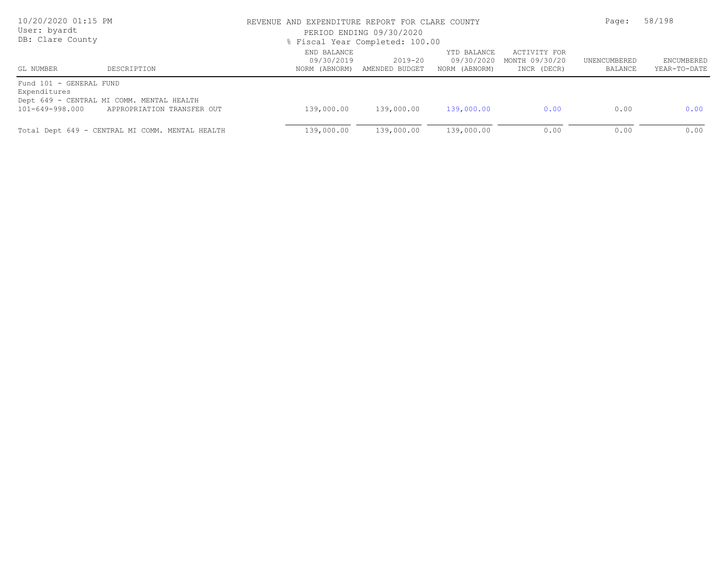REVENUE AND EXPENDITURE REPORT FOR CLARE COUNTY

PERIOD ENDING 09/30/2020

% Fiscal Year Completed: 100.00

| GL NUMBER | DESCRIPTION | END BALANCE 09/30/2019 NORM (ABNORM) | 2019-20 AMENDED BUDGET | YTD BALANCE 09/30/2020 NORM (ABNORM) | ACTIVITY FOR MONTH 09/30/20 INCR (DECR) | UNENCUMBERED BALANCE | ENCUMBERED YEAR-TO-DATE |
|---|---|---|---|---|---|---|---|
| Fund 101 - GENERAL FUND | | | | | | | |
| Expenditures | | | | | | | |
| Dept 649 - CENTRAL MI COMM. MENTAL HEALTH | | | | | | | |
| 101-649-998.000 | APPROPRIATION TRANSFER OUT | 139,000.00 | 139,000.00 | 139,000.00 | 0.00 | 0.00 | 0.00 |
| Total Dept 649 - CENTRAL MI COMM. MENTAL HEALTH | | 139,000.00 | 139,000.00 | 139,000.00 | 0.00 | 0.00 | 0.00 |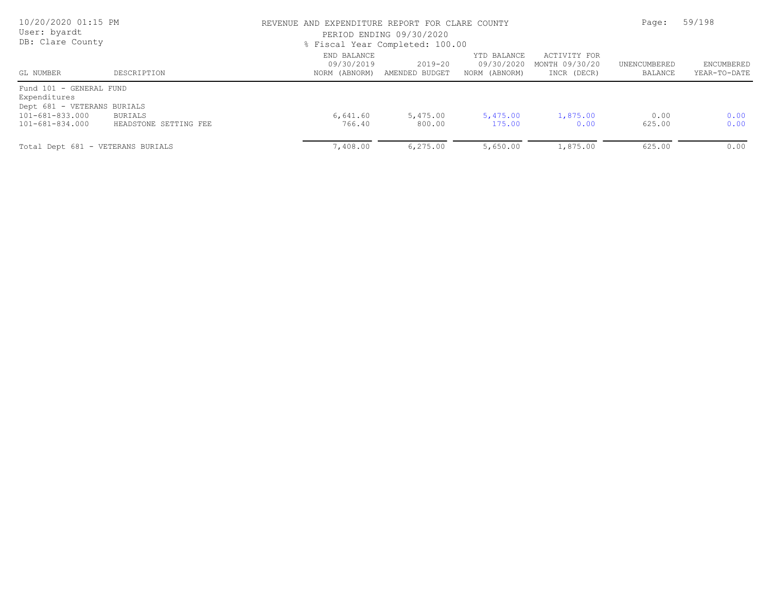REVENUE AND EXPENDITURE REPORT FOR CLARE COUNTY

PERIOD ENDING 09/30/2020

% Fiscal Year Completed: 100.00

10/20/2020 01:15 PM
User: byardt
DB: Clare County

| GL NUMBER | DESCRIPTION | END BALANCE 09/30/2019 NORM (ABNORM) | 2019-20 AMENDED BUDGET | YTD BALANCE 09/30/2020 NORM (ABNORM) | ACTIVITY FOR MONTH 09/30/20 INCR (DECR) | UNENCUMBERED BALANCE | ENCUMBERED YEAR-TO-DATE |
|---|---|---|---|---|---|---|---|
| Fund 101 - GENERAL FUND | | | | | | | |
| Expenditures | | | | | | | |
| Dept 681 - VETERANS BURIALS | | | | | | | |
| 101-681-833.000 | BURIALS | 6,641.60 | 5,475.00 | 5,475.00 | 1,875.00 | 0.00 | 0.00 |
| 101-681-834.000 | HEADSTONE SETTING FEE | 766.40 | 800.00 | 175.00 | 0.00 | 625.00 | 0.00 |
| Total Dept 681 - VETERANS BURIALS | | 7,408.00 | 6,275.00 | 5,650.00 | 1,875.00 | 625.00 | 0.00 |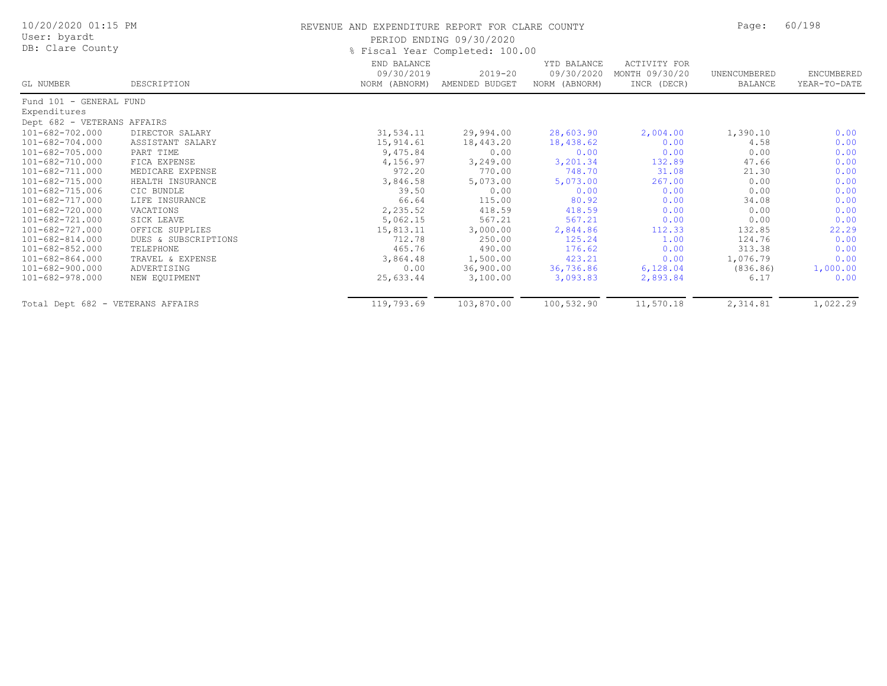# REVENUE AND EXPENDITURE REPORT FOR CLARE COUNTY

10/20/2020 01:15 PM
User: byardt
DB: Clare County

PERIOD ENDING 09/30/2020
% Fiscal Year Completed: 100.00

| GL NUMBER | DESCRIPTION | END BALANCE 09/30/2019 NORM (ABNORM) | 2019-20 AMENDED BUDGET | YTD BALANCE 09/30/2020 NORM (ABNORM) | ACTIVITY FOR MONTH 09/30/20 INCR (DECR) | UNENCUMBERED BALANCE | ENCUMBERED YEAR-TO-DATE |
|---|---|---|---|---|---|---|---|
| Fund 101 - GENERAL FUND | | | | | | | |
| Expenditures | | | | | | | |
| Dept 682 - VETERANS AFFAIRS | | | | | | | |
| 101-682-702.000 | DIRECTOR SALARY | 31,534.11 | 29,994.00 | 28,603.90 | 2,004.00 | 1,390.10 | 0.00 |
| 101-682-704.000 | ASSISTANT SALARY | 15,914.61 | 18,443.20 | 18,438.62 | 0.00 | 4.58 | 0.00 |
| 101-682-705.000 | PART TIME | 9,475.84 | 0.00 | 0.00 | 0.00 | 0.00 | 0.00 |
| 101-682-710.000 | FICA EXPENSE | 4,156.97 | 3,249.00 | 3,201.34 | 132.89 | 47.66 | 0.00 |
| 101-682-711.000 | MEDICARE EXPENSE | 972.20 | 770.00 | 748.70 | 31.08 | 21.30 | 0.00 |
| 101-682-715.000 | HEALTH INSURANCE | 3,846.58 | 5,073.00 | 5,073.00 | 267.00 | 0.00 | 0.00 |
| 101-682-715.006 | CIC BUNDLE | 39.50 | 0.00 | 0.00 | 0.00 | 0.00 | 0.00 |
| 101-682-717.000 | LIFE INSURANCE | 66.64 | 115.00 | 80.92 | 0.00 | 34.08 | 0.00 |
| 101-682-720.000 | VACATIONS | 2,235.52 | 418.59 | 418.59 | 0.00 | 0.00 | 0.00 |
| 101-682-721.000 | SICK LEAVE | 5,062.15 | 567.21 | 567.21 | 0.00 | 0.00 | 0.00 |
| 101-682-727.000 | OFFICE SUPPLIES | 15,813.11 | 3,000.00 | 2,844.86 | 112.33 | 132.85 | 22.29 |
| 101-682-814.000 | DUES & SUBSCRIPTIONS | 712.78 | 250.00 | 125.24 | 1.00 | 124.76 | 0.00 |
| 101-682-852.000 | TELEPHONE | 465.76 | 490.00 | 176.62 | 0.00 | 313.38 | 0.00 |
| 101-682-864.000 | TRAVEL & EXPENSE | 3,864.48 | 1,500.00 | 423.21 | 0.00 | 1,076.79 | 0.00 |
| 101-682-900.000 | ADVERTISING | 0.00 | 36,900.00 | 36,736.86 | 6,128.04 | (836.86) | 1,000.00 |
| 101-682-978.000 | NEW EQUIPMENT | 25,633.44 | 3,100.00 | 3,093.83 | 2,893.84 | 6.17 | 0.00 |
| Total Dept 682 - VETERANS AFFAIRS | | 119,793.69 | 103,870.00 | 100,532.90 | 11,570.18 | 2,314.81 | 1,022.29 |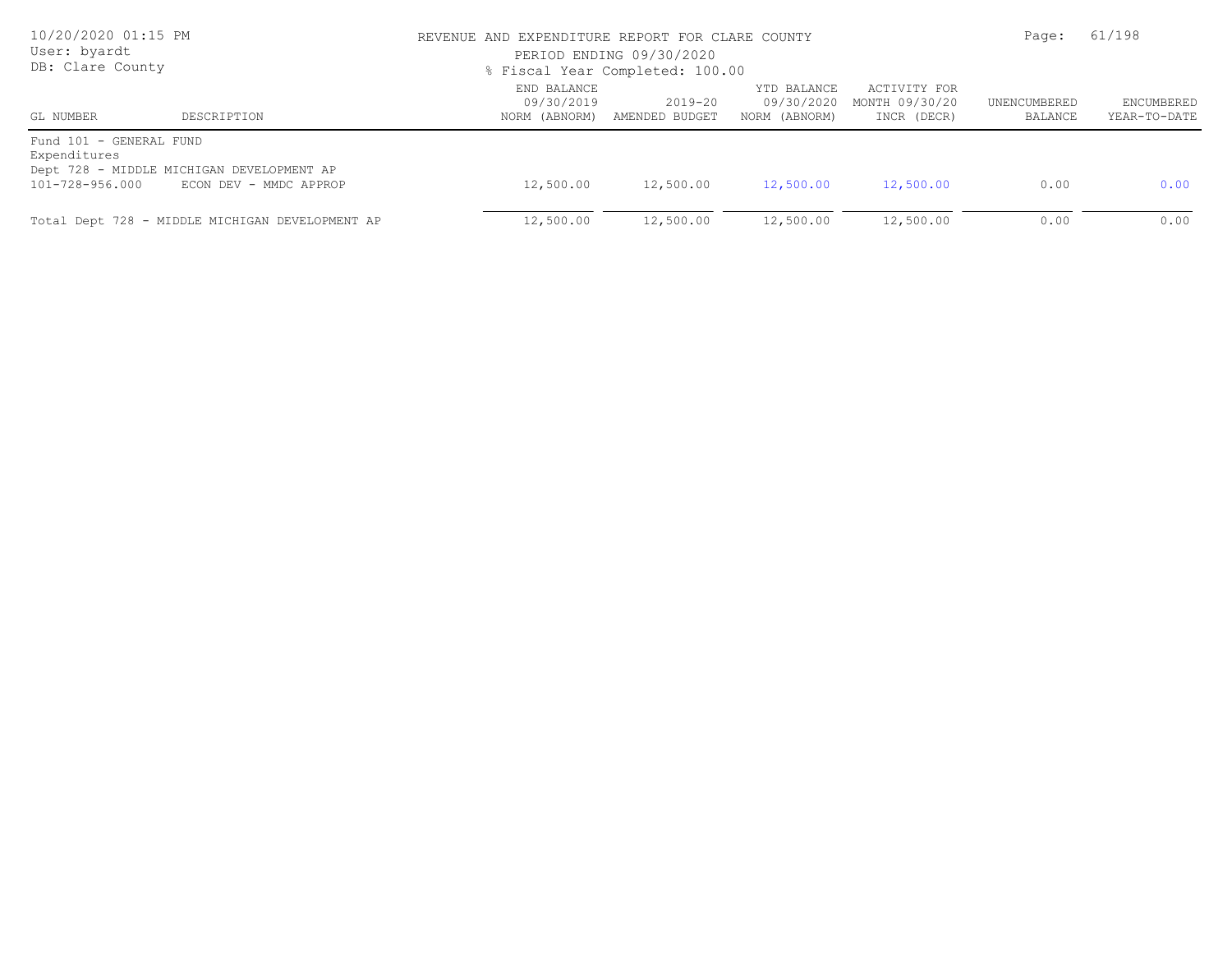REVENUE AND EXPENDITURE REPORT FOR CLARE COUNTY

PERIOD ENDING 09/30/2020

% Fiscal Year Completed: 100.00

10/20/2020 01:15 PM
User: byardt
DB: Clare County

| GL NUMBER | DESCRIPTION | END BALANCE 09/30/2019 NORM (ABNORM) | 2019-20 AMENDED BUDGET | YTD BALANCE 09/30/2020 NORM (ABNORM) | ACTIVITY FOR MONTH 09/30/20 INCR (DECR) | UNENCUMBERED BALANCE | ENCUMBERED YEAR-TO-DATE |
|---|---|---|---|---|---|---|---|
| Fund 101 - GENERAL FUND | | | | | | | |
| Expenditures | | | | | | | |
| Dept 728 - MIDDLE MICHIGAN DEVELOPMENT AP | | | | | | | |
| 101-728-956.000 | ECON DEV - MMDC APPROP | 12,500.00 | 12,500.00 | 12,500.00 | 12,500.00 | 0.00 | 0.00 |
| Total Dept 728 - MIDDLE MICHIGAN DEVELOPMENT AP | | 12,500.00 | 12,500.00 | 12,500.00 | 12,500.00 | 0.00 | 0.00 |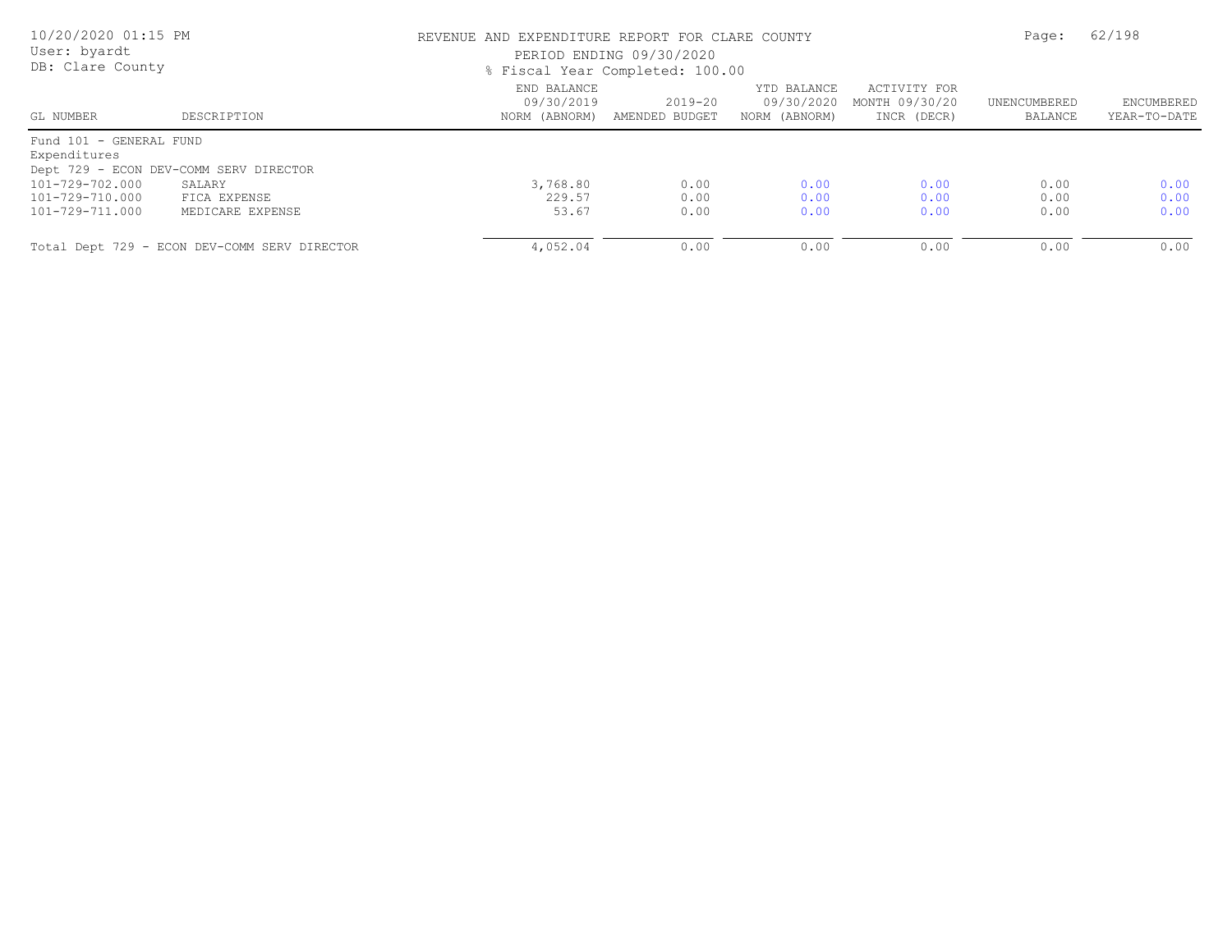REVENUE AND EXPENDITURE REPORT FOR CLARE COUNTY

PERIOD ENDING 09/30/2020

% Fiscal Year Completed: 100.00

| GL NUMBER | DESCRIPTION | END BALANCE 09/30/2019 NORM (ABNORM) | 2019-20 AMENDED BUDGET | YTD BALANCE 09/30/2020 NORM (ABNORM) | ACTIVITY FOR MONTH 09/30/20 INCR (DECR) | UNENCUMBERED BALANCE | ENCUMBERED YEAR-TO-DATE |
|---|---|---|---|---|---|---|---|
| Fund 101 - GENERAL FUND | | | | | | | |
| Expenditures | | | | | | | |
| Dept 729 - ECON DEV-COMM SERV DIRECTOR | | | | | | | |
| 101-729-702.000 | SALARY | 3,768.80 | 0.00 | 0.00 | 0.00 | 0.00 | 0.00 |
| 101-729-710.000 | FICA EXPENSE | 229.57 | 0.00 | 0.00 | 0.00 | 0.00 | 0.00 |
| 101-729-711.000 | MEDICARE EXPENSE | 53.67 | 0.00 | 0.00 | 0.00 | 0.00 | 0.00 |
| Total Dept 729 - ECON DEV-COMM SERV DIRECTOR | | 4,052.04 | 0.00 | 0.00 | 0.00 | 0.00 | 0.00 |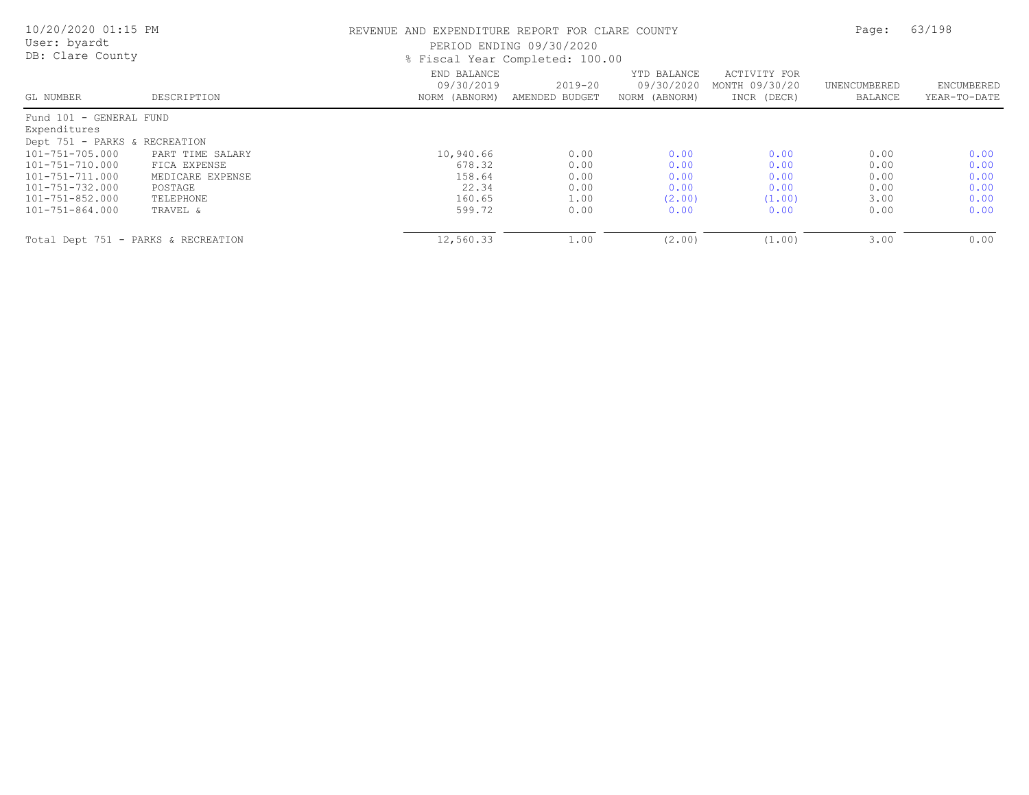# REVENUE AND EXPENDITURE REPORT FOR CLARE COUNTY

PERIOD ENDING 09/30/2020

% Fiscal Year Completed: 100.00

User: byardt
DB: Clare County

| GL NUMBER | DESCRIPTION | END BALANCE 09/30/2019 NORM (ABNORM) | 2019-20 AMENDED BUDGET | YTD BALANCE 09/30/2020 NORM (ABNORM) | ACTIVITY FOR MONTH 09/30/20 INCR (DECR) | UNENCUMBERED BALANCE | ENCUMBERED YEAR-TO-DATE |
|---|---|---|---|---|---|---|---|
| Fund 101 - GENERAL FUND | | | | | | | |
| Expenditures | | | | | | | |
| Dept 751 - PARKS & RECREATION | | | | | | | |
| 101-751-705.000 | PART TIME SALARY | 10,940.66 | 0.00 | 0.00 | 0.00 | 0.00 | 0.00 |
| 101-751-710.000 | FICA EXPENSE | 678.32 | 0.00 | 0.00 | 0.00 | 0.00 | 0.00 |
| 101-751-711.000 | MEDICARE EXPENSE | 158.64 | 0.00 | 0.00 | 0.00 | 0.00 | 0.00 |
| 101-751-732.000 | POSTAGE | 22.34 | 0.00 | 0.00 | 0.00 | 0.00 | 0.00 |
| 101-751-852.000 | TELEPHONE | 160.65 | 1.00 | (2.00) | (1.00) | 3.00 | 0.00 |
| 101-751-864.000 | TRAVEL & | 599.72 | 0.00 | 0.00 | 0.00 | 0.00 | 0.00 |
| Total Dept 751 - PARKS & RECREATION | | 12,560.33 | 1.00 | (2.00) | (1.00) | 3.00 | 0.00 |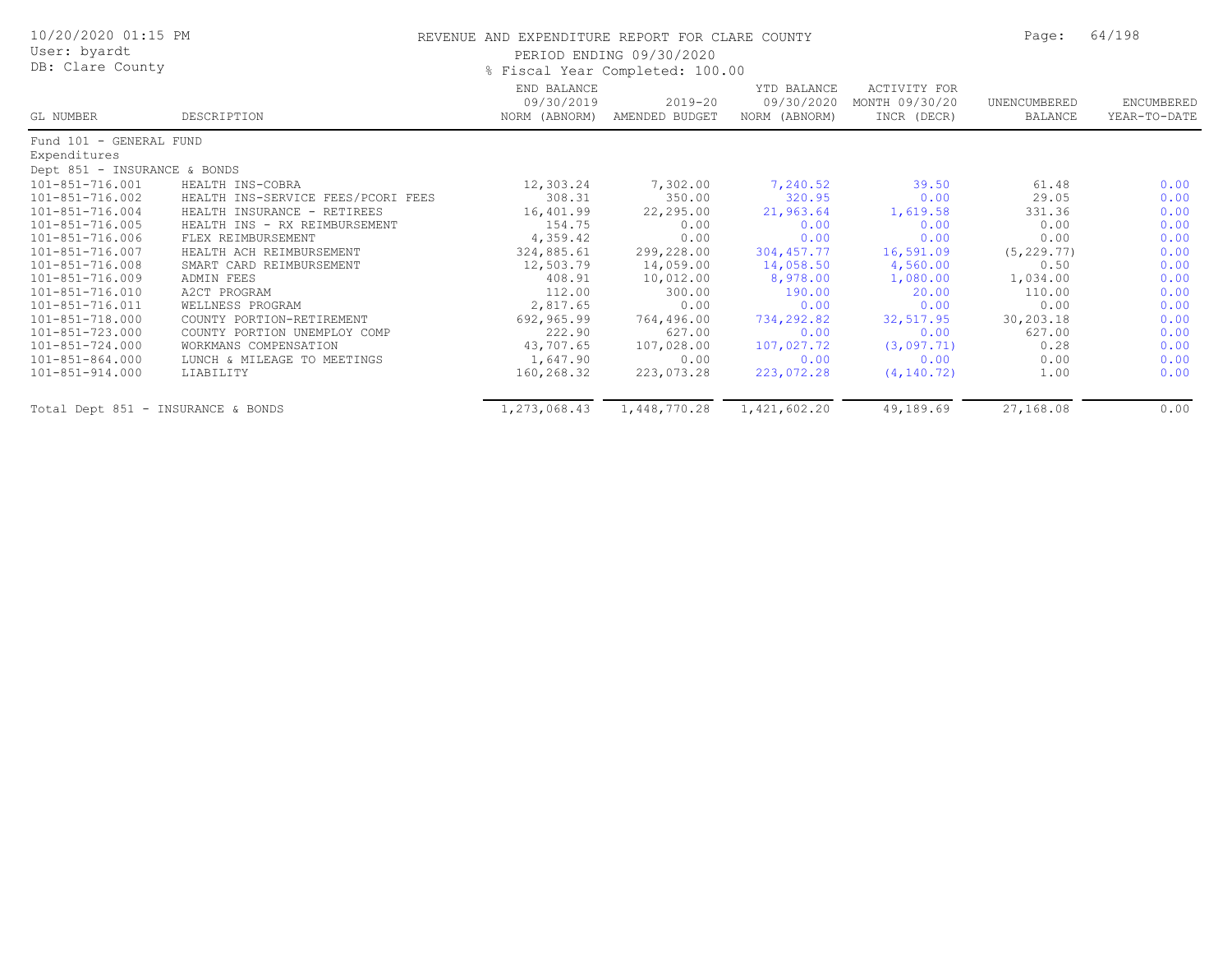REVENUE AND EXPENDITURE REPORT FOR CLARE COUNTY

PERIOD ENDING 09/30/2020

% Fiscal Year Completed: 100.00

| GL NUMBER | DESCRIPTION | END BALANCE 09/30/2019 NORM (ABNORM) | 2019-20 AMENDED BUDGET | YTD BALANCE 09/30/2020 NORM (ABNORM) | ACTIVITY FOR MONTH 09/30/20 INCR (DECR) | UNENCUMBERED BALANCE | ENCUMBERED YEAR-TO-DATE |
|---|---|---|---|---|---|---|---|
| Fund 101 - GENERAL FUND | | | | | | | |
| Expenditures | | | | | | | |
| Dept 851 - INSURANCE & BONDS | | | | | | | |
| 101-851-716.001 | HEALTH INS-COBRA | 12,303.24 | 7,302.00 | 7,240.52 | 39.50 | 61.48 | 0.00 |
| 101-851-716.002 | HEALTH INS-SERVICE FEES/PCORI FEES | 308.31 | 350.00 | 320.95 | 0.00 | 29.05 | 0.00 |
| 101-851-716.004 | HEALTH INSURANCE - RETIREES | 16,401.99 | 22,295.00 | 21,963.64 | 1,619.58 | 331.36 | 0.00 |
| 101-851-716.005 | HEALTH INS - RX REIMBURSEMENT | 154.75 | 0.00 | 0.00 | 0.00 | 0.00 | 0.00 |
| 101-851-716.006 | FLEX REIMBURSEMENT | 4,359.42 | 0.00 | 0.00 | 0.00 | 0.00 | 0.00 |
| 101-851-716.007 | HEALTH ACH REIMBURSEMENT | 324,885.61 | 299,228.00 | 304,457.77 | 16,591.09 | (5,229.77) | 0.00 |
| 101-851-716.008 | SMART CARD REIMBURSEMENT | 12,503.79 | 14,059.00 | 14,058.50 | 4,560.00 | 0.50 | 0.00 |
| 101-851-716.009 | ADMIN FEES | 408.91 | 10,012.00 | 8,978.00 | 1,080.00 | 1,034.00 | 0.00 |
| 101-851-716.010 | A2CT PROGRAM | 112.00 | 300.00 | 190.00 | 20.00 | 110.00 | 0.00 |
| 101-851-716.011 | WELLNESS PROGRAM | 2,817.65 | 0.00 | 0.00 | 0.00 | 0.00 | 0.00 |
| 101-851-718.000 | COUNTY PORTION-RETIREMENT | 692,965.99 | 764,496.00 | 734,292.82 | 32,517.95 | 30,203.18 | 0.00 |
| 101-851-723.000 | COUNTY PORTION UNEMPLOY COMP | 222.90 | 627.00 | 0.00 | 0.00 | 627.00 | 0.00 |
| 101-851-724.000 | WORKMANS COMPENSATION | 43,707.65 | 107,028.00 | 107,027.72 | (3,097.71) | 0.28 | 0.00 |
| 101-851-864.000 | LUNCH & MILEAGE TO MEETINGS | 1,647.90 | 0.00 | 0.00 | 0.00 | 0.00 | 0.00 |
| 101-851-914.000 | LIABILITY | 160,268.32 | 223,073.28 | 223,072.28 | (4,140.72) | 1.00 | 0.00 |
| Total Dept 851 - INSURANCE & BONDS | | 1,273,068.43 | 1,448,770.28 | 1,421,602.20 | 49,189.69 | 27,168.08 | 0.00 |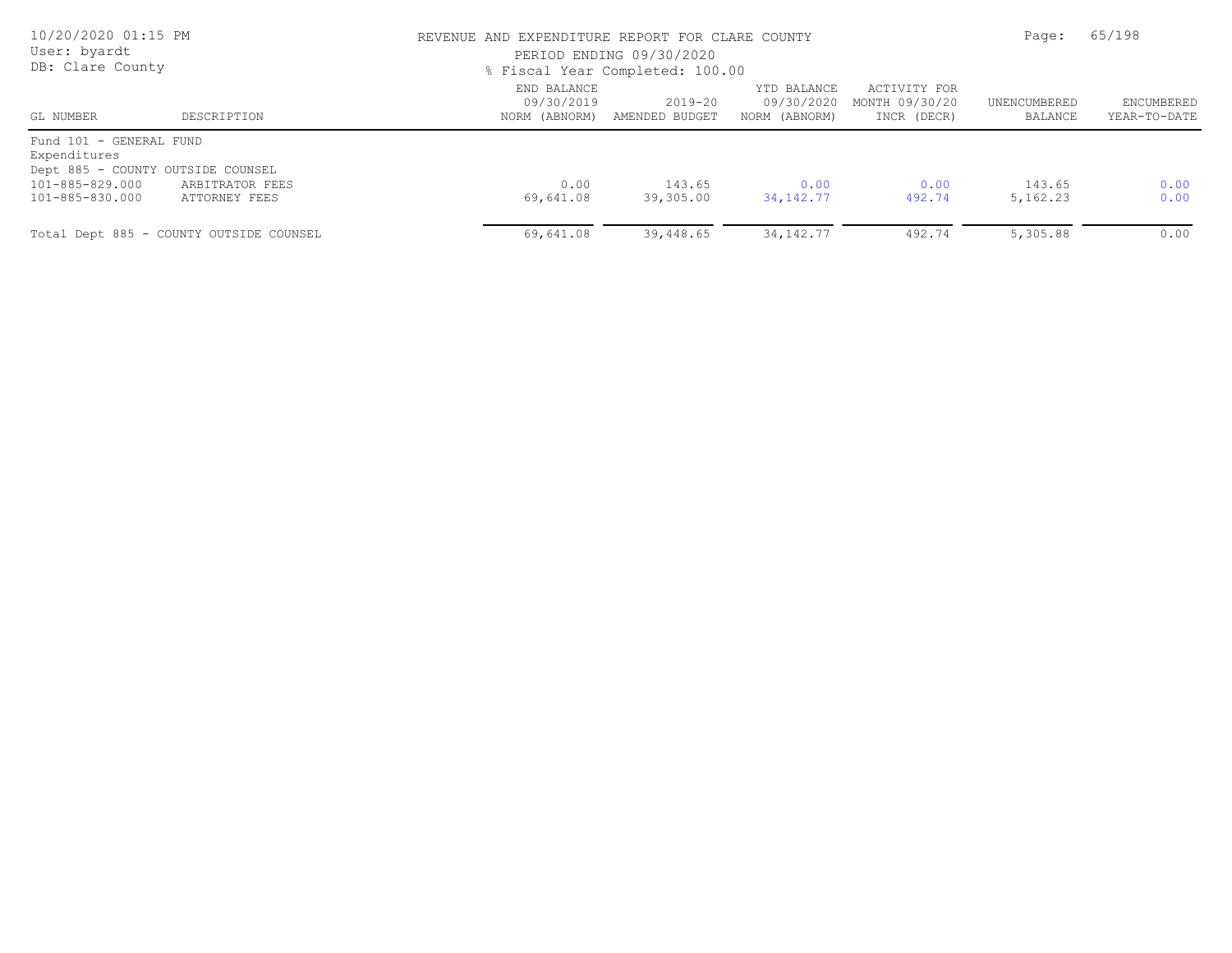# REVENUE AND EXPENDITURE REPORT FOR CLARE COUNTY

PERIOD ENDING 09/30/2020

% Fiscal Year Completed: 100.00

| GL NUMBER | DESCRIPTION | END BALANCE 09/30/2019 NORM (ABNORM) | 2019-20 AMENDED BUDGET | YTD BALANCE 09/30/2020 NORM (ABNORM) | ACTIVITY FOR MONTH 09/30/20 INCR (DECR) | UNENCUMBERED BALANCE | ENCUMBERED YEAR-TO-DATE |
|---|---|---|---|---|---|---|---|
| Fund 101 - GENERAL FUND | | | | | | | |
| Expenditures | | | | | | | |
| Dept 885 - COUNTY OUTSIDE COUNSEL | | | | | | | |
| 101-885-829.000 | ARBITRATOR FEES | 0.00 | 143.65 | 0.00 | 0.00 | 143.65 | 0.00 |
| 101-885-830.000 | ATTORNEY FEES | 69,641.08 | 39,305.00 | 34,142.77 | 492.74 | 5,162.23 | 0.00 |
| Total Dept 885 - COUNTY OUTSIDE COUNSEL | | 69,641.08 | 39,448.65 | 34,142.77 | 492.74 | 5,305.88 | 0.00 |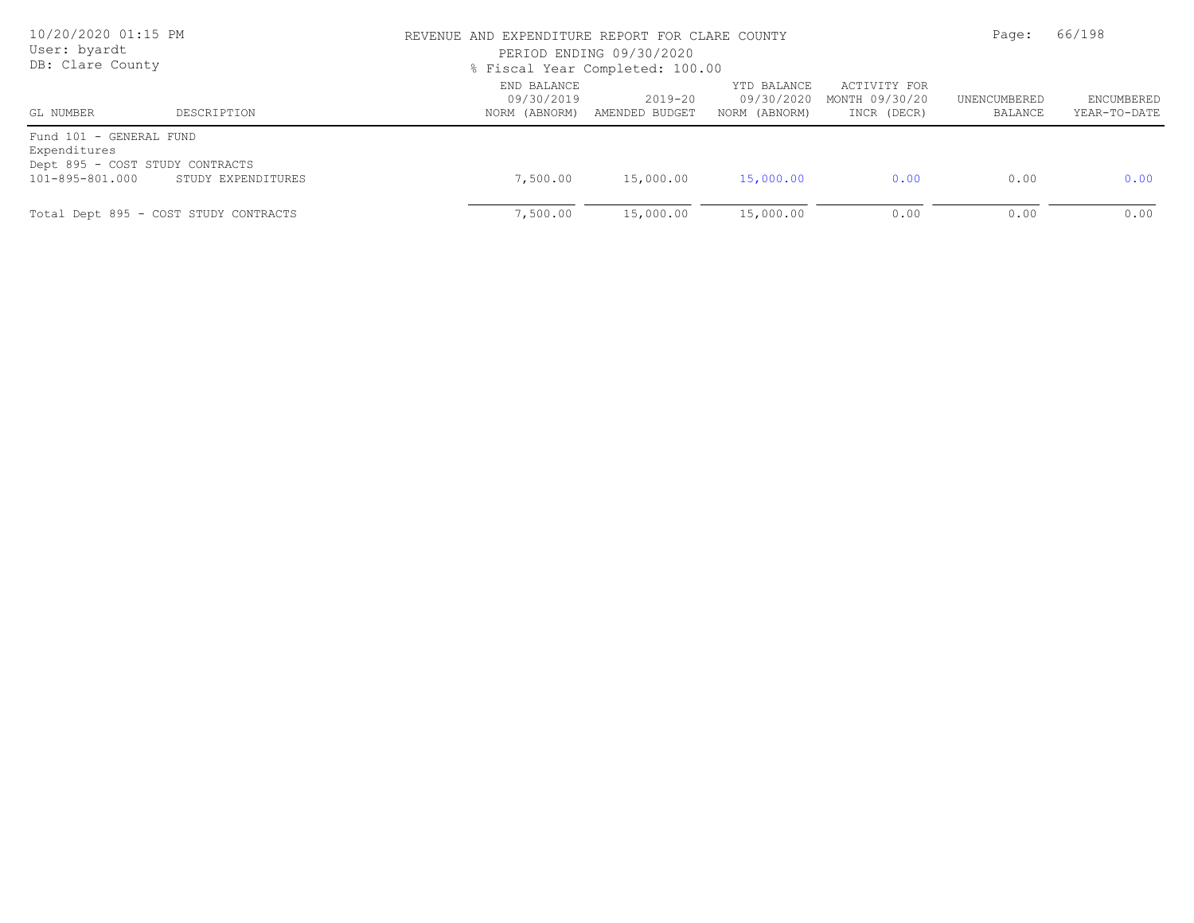REVENUE AND EXPENDITURE REPORT FOR CLARE COUNTY

PERIOD ENDING 09/30/2020

% Fiscal Year Completed: 100.00

10/20/2020 01:15 PM
User: byardt
DB: Clare County

| GL NUMBER | DESCRIPTION | END BALANCE 09/30/2019 NORM (ABNORM) | 2019-20 AMENDED BUDGET | YTD BALANCE 09/30/2020 NORM (ABNORM) | ACTIVITY FOR MONTH 09/30/20 INCR (DECR) | UNENCUMBERED BALANCE | ENCUMBERED YEAR-TO-DATE |
|---|---|---|---|---|---|---|---|
| Fund 101 - GENERAL FUND | | | | | | | |
| Expenditures | | | | | | | |
| Dept 895 - COST STUDY CONTRACTS | | | | | | | |
| 101-895-801.000 | STUDY EXPENDITURES | 7,500.00 | 15,000.00 | 15,000.00 | 0.00 | 0.00 | 0.00 |
| Total Dept 895 - COST STUDY CONTRACTS | | 7,500.00 | 15,000.00 | 15,000.00 | 0.00 | 0.00 | 0.00 |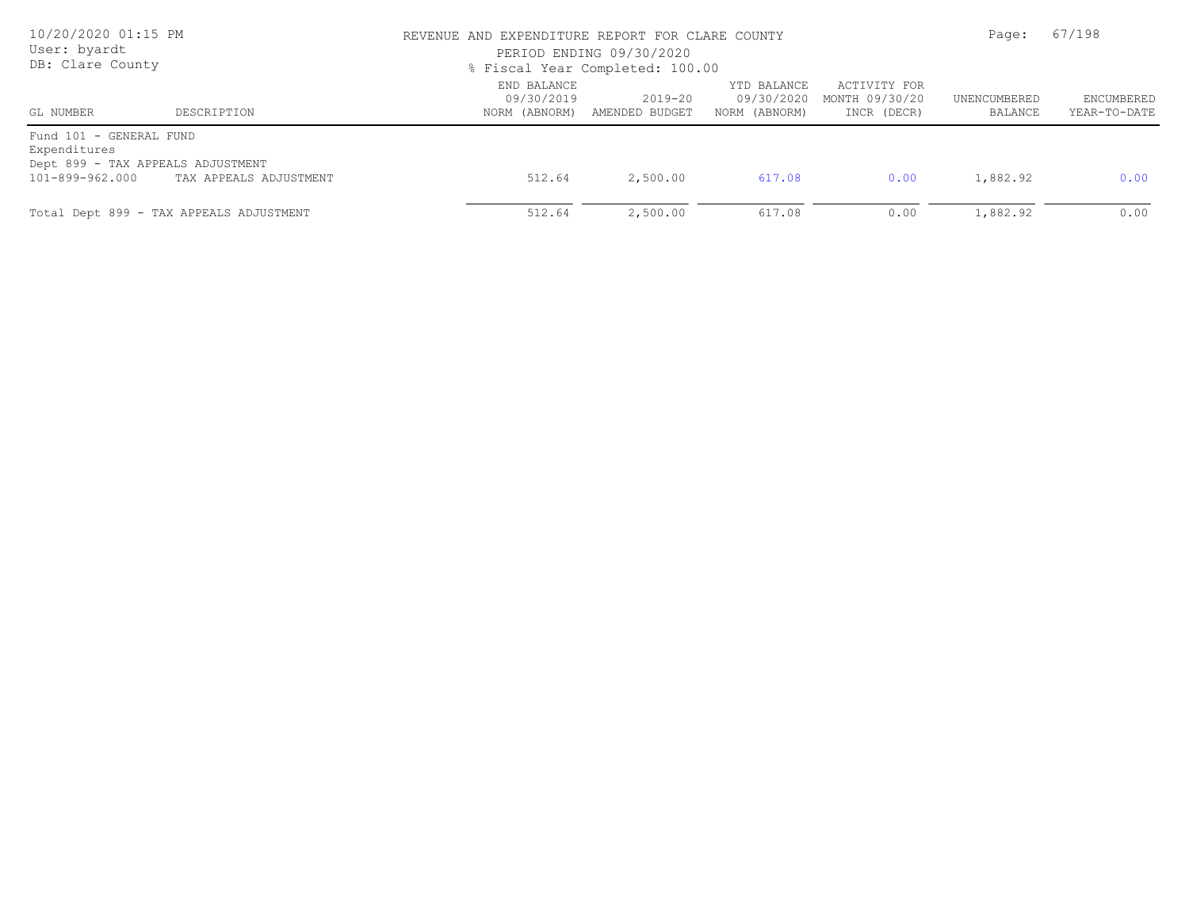REVENUE AND EXPENDITURE REPORT FOR CLARE COUNTY

PERIOD ENDING 09/30/2020

% Fiscal Year Completed: 100.00

| GL NUMBER | DESCRIPTION | END BALANCE 09/30/2019 NORM (ABNORM) | 2019-20 AMENDED BUDGET | YTD BALANCE 09/30/2020 NORM (ABNORM) | ACTIVITY FOR MONTH 09/30/20 INCR (DECR) | UNENCUMBERED BALANCE | ENCUMBERED YEAR-TO-DATE |
|---|---|---|---|---|---|---|---|
| Fund 101 - GENERAL FUND | | | | | | | |
| Expenditures | | | | | | | |
| Dept 899 - TAX APPEALS ADJUSTMENT | | | | | | | |
| 101-899-962.000 | TAX APPEALS ADJUSTMENT | 512.64 | 2,500.00 | 617.08 | 0.00 | 1,882.92 | 0.00 |
| Total Dept 899 - TAX APPEALS ADJUSTMENT | | 512.64 | 2,500.00 | 617.08 | 0.00 | 1,882.92 | 0.00 |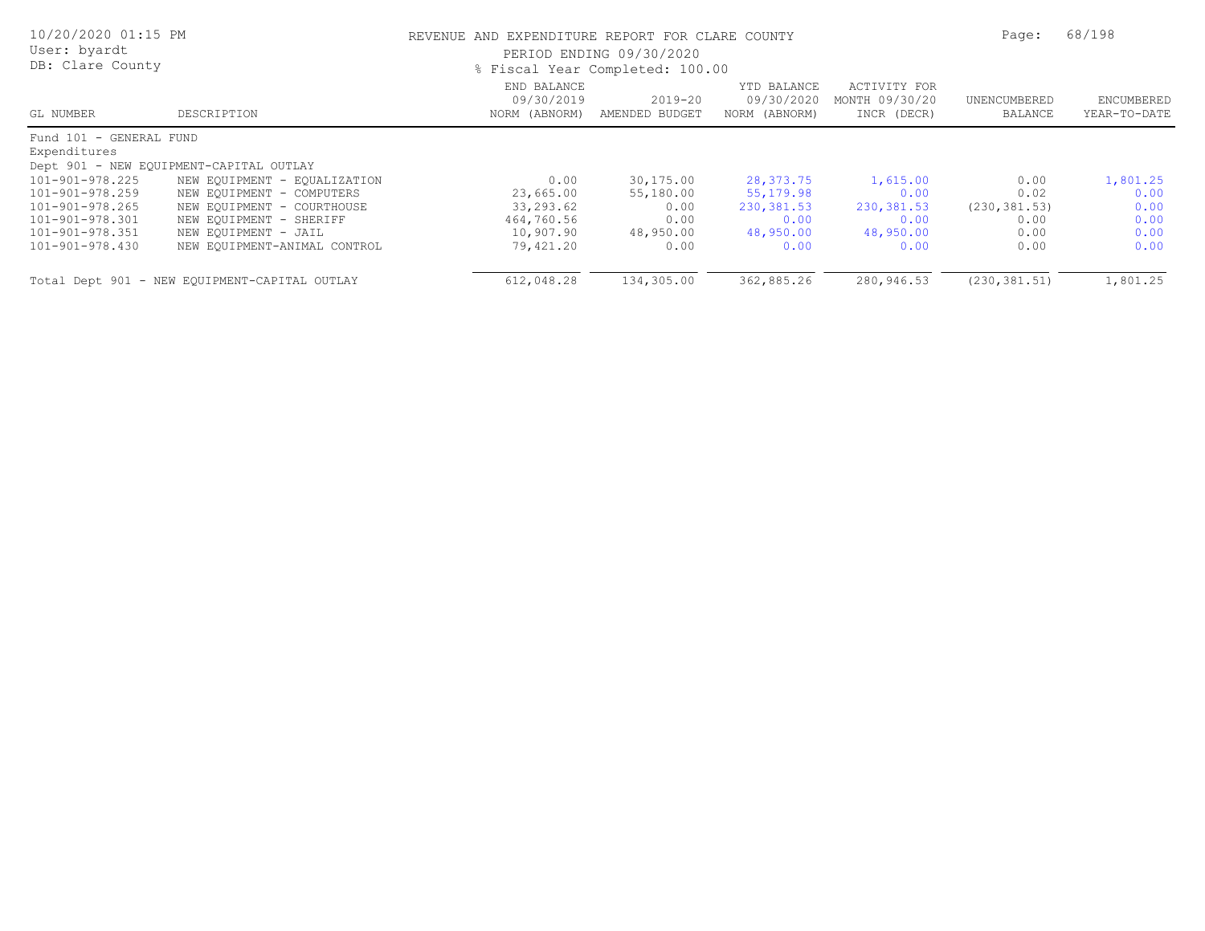REVENUE AND EXPENDITURE REPORT FOR CLARE COUNTY

PERIOD ENDING 09/30/2020

% Fiscal Year Completed: 100.00

| GL NUMBER | DESCRIPTION | END BALANCE 09/30/2019 NORM (ABNORM) | 2019-20 AMENDED BUDGET | YTD BALANCE 09/30/2020 NORM (ABNORM) | ACTIVITY FOR MONTH 09/30/20 INCR (DECR) | UNENCUMBERED BALANCE | ENCUMBERED YEAR-TO-DATE |
|---|---|---|---|---|---|---|---|
| Fund 101 - GENERAL FUND | | | | | | | |
| Expenditures | | | | | | | |
| Dept 901 - NEW EQUIPMENT-CAPITAL OUTLAY | | | | | | | |
| 101-901-978.225 | NEW EQUIPMENT - EQUALIZATION | 0.00 | 30,175.00 | 28,373.75 | 1,615.00 | 0.00 | 1,801.25 |
| 101-901-978.259 | NEW EQUIPMENT - COMPUTERS | 23,665.00 | 55,180.00 | 55,179.98 | 0.00 | 0.02 | 0.00 |
| 101-901-978.265 | NEW EQUIPMENT - COURTHOUSE | 33,293.62 | 0.00 | 230,381.53 | 230,381.53 | (230,381.53) | 0.00 |
| 101-901-978.301 | NEW EQUIPMENT - SHERIFF | 464,760.56 | 0.00 | 0.00 | 0.00 | 0.00 | 0.00 |
| 101-901-978.351 | NEW EQUIPMENT - JAIL | 10,907.90 | 48,950.00 | 48,950.00 | 48,950.00 | 0.00 | 0.00 |
| 101-901-978.430 | NEW EQUIPMENT-ANIMAL CONTROL | 79,421.20 | 0.00 | 0.00 | 0.00 | 0.00 | 0.00 |
| Total Dept 901 - NEW EQUIPMENT-CAPITAL OUTLAY | | 612,048.28 | 134,305.00 | 362,885.26 | 280,946.53 | (230,381.51) | 1,801.25 |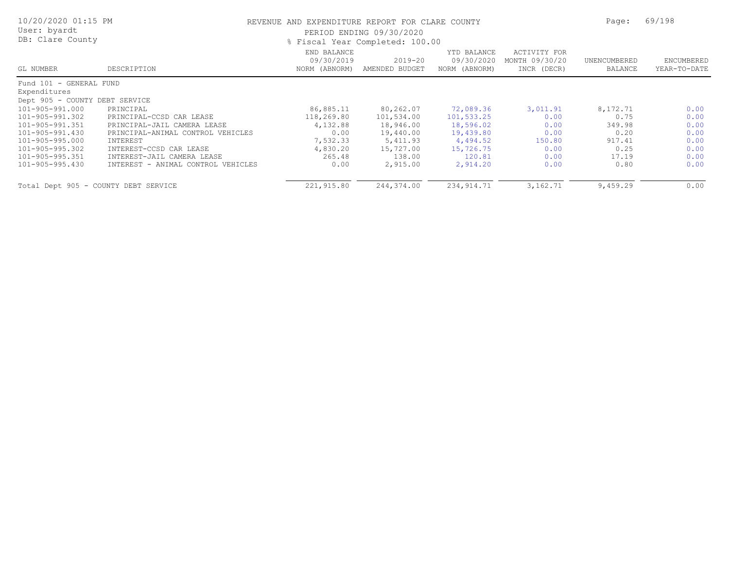REVENUE AND EXPENDITURE REPORT FOR CLARE COUNTY

PERIOD ENDING 09/30/2020

% Fiscal Year Completed: 100.00

User: byardt
DB: Clare County

| GL NUMBER | DESCRIPTION | END BALANCE 09/30/2019 NORM (ABNORM) | 2019-20 AMENDED BUDGET | YTD BALANCE 09/30/2020 NORM (ABNORM) | ACTIVITY FOR MONTH 09/30/20 INCR (DECR) | UNENCUMBERED BALANCE | ENCUMBERED YEAR-TO-DATE |
|---|---|---|---|---|---|---|---|
| Fund 101 - GENERAL FUND | | | | | | | |
| Expenditures | | | | | | | |
| Dept 905 - COUNTY DEBT SERVICE | | | | | | | |
| 101-905-991.000 | PRINCIPAL | 86,885.11 | 80,262.07 | 72,089.36 | 3,011.91 | 8,172.71 | 0.00 |
| 101-905-991.302 | PRINCIPAL-CCSD CAR LEASE | 118,269.80 | 101,534.00 | 101,533.25 | 0.00 | 0.75 | 0.00 |
| 101-905-991.351 | PRINCIPAL-JAIL CAMERA LEASE | 4,132.88 | 18,946.00 | 18,596.02 | 0.00 | 349.98 | 0.00 |
| 101-905-991.430 | PRINCIPAL-ANIMAL CONTROL VEHICLES | 0.00 | 19,440.00 | 19,439.80 | 0.00 | 0.20 | 0.00 |
| 101-905-995.000 | INTEREST | 7,532.33 | 5,411.93 | 4,494.52 | 150.80 | 917.41 | 0.00 |
| 101-905-995.302 | INTEREST-CCSD CAR LEASE | 4,830.20 | 15,727.00 | 15,726.75 | 0.00 | 0.25 | 0.00 |
| 101-905-995.351 | INTEREST-JAIL CAMERA LEASE | 265.48 | 138.00 | 120.81 | 0.00 | 17.19 | 0.00 |
| 101-905-995.430 | INTEREST - ANIMAL CONTROL VEHICLES | 0.00 | 2,915.00 | 2,914.20 | 0.00 | 0.80 | 0.00 |
| Total Dept 905 - COUNTY DEBT SERVICE | | 221,915.80 | 244,374.00 | 234,914.71 | 3,162.71 | 9,459.29 | 0.00 |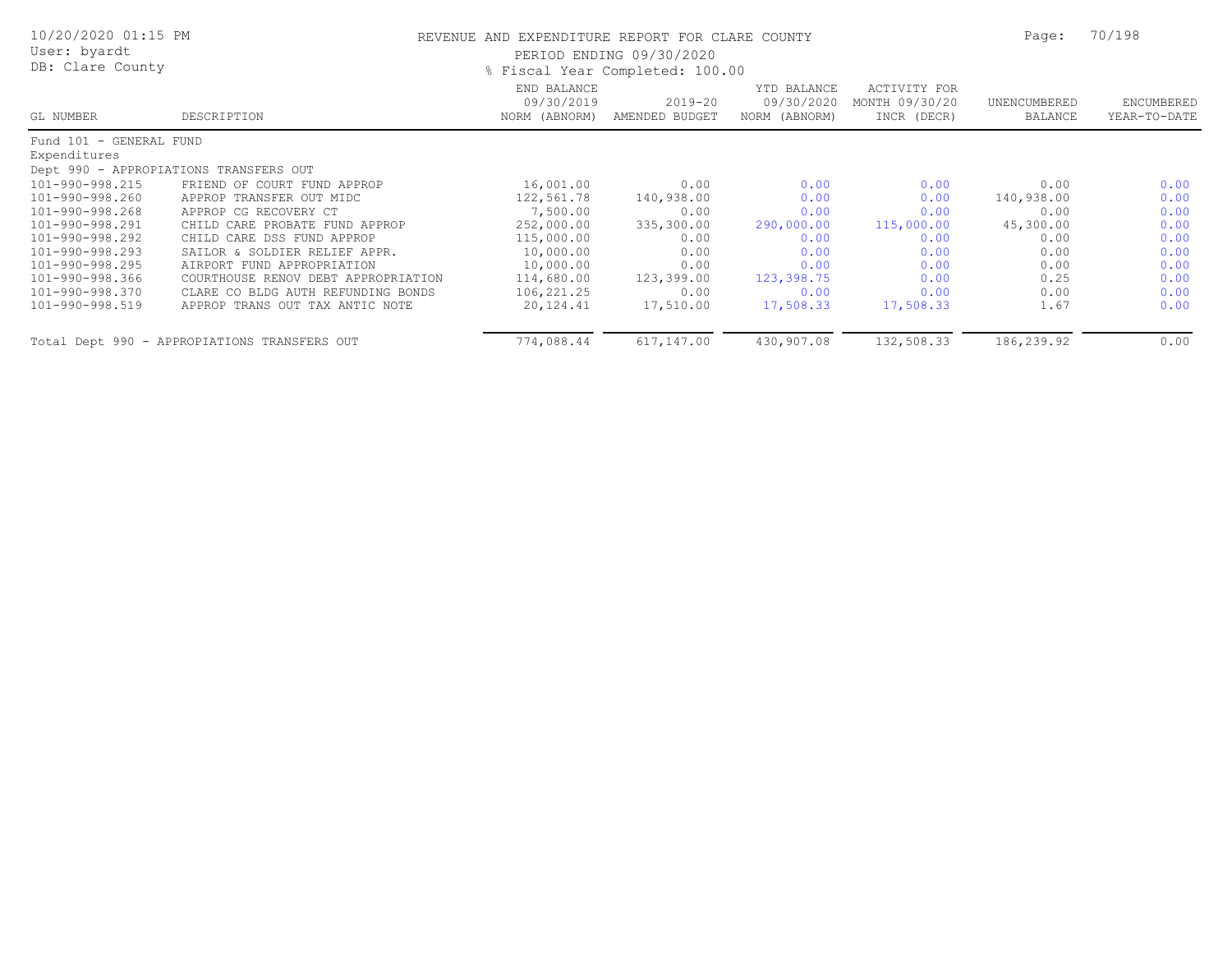REVENUE AND EXPENDITURE REPORT FOR CLARE COUNTY

PERIOD ENDING 09/30/2020

% Fiscal Year Completed: 100.00

| GL NUMBER | DESCRIPTION | END BALANCE 09/30/2019 NORM (ABNORM) | 2019-20 AMENDED BUDGET | YTD BALANCE 09/30/2020 NORM (ABNORM) | ACTIVITY FOR MONTH 09/30/20 INCR (DECR) | UNENCUMBERED BALANCE | ENCUMBERED YEAR-TO-DATE |
|---|---|---|---|---|---|---|---|
| Fund 101 - GENERAL FUND | | | | | | | |
| Expenditures | | | | | | | |
| Dept 990 - APPROPIATIONS TRANSFERS OUT | | | | | | | |
| 101-990-998.215 | FRIEND OF COURT FUND APPROP | 16,001.00 | 0.00 | 0.00 | 0.00 | 0.00 | 0.00 |
| 101-990-998.260 | APPROP TRANSFER OUT MIDC | 122,561.78 | 140,938.00 | 0.00 | 0.00 | 140,938.00 | 0.00 |
| 101-990-998.268 | APPROP CG RECOVERY CT | 7,500.00 | 0.00 | 0.00 | 0.00 | 0.00 | 0.00 |
| 101-990-998.291 | CHILD CARE PROBATE FUND APPROP | 252,000.00 | 335,300.00 | 290,000.00 | 115,000.00 | 45,300.00 | 0.00 |
| 101-990-998.292 | CHILD CARE DSS FUND APPROP | 115,000.00 | 0.00 | 0.00 | 0.00 | 0.00 | 0.00 |
| 101-990-998.293 | SAILOR & SOLDIER RELIEF APPR. | 10,000.00 | 0.00 | 0.00 | 0.00 | 0.00 | 0.00 |
| 101-990-998.295 | AIRPORT FUND APPROPRIATION | 10,000.00 | 0.00 | 0.00 | 0.00 | 0.00 | 0.00 |
| 101-990-998.366 | COURTHOUSE RENOV DEBT APPROPRIATION | 114,680.00 | 123,399.00 | 123,398.75 | 0.00 | 0.25 | 0.00 |
| 101-990-998.370 | CLARE CO BLDG AUTH REFUNDING BONDS | 106,221.25 | 0.00 | 0.00 | 0.00 | 0.00 | 0.00 |
| 101-990-998.519 | APPROP TRANS OUT TAX ANTIC NOTE | 20,124.41 | 17,510.00 | 17,508.33 | 17,508.33 | 1.67 | 0.00 |
| Total Dept 990 - APPROPIATIONS TRANSFERS OUT | | 774,088.44 | 617,147.00 | 430,907.08 | 132,508.33 | 186,239.92 | 0.00 |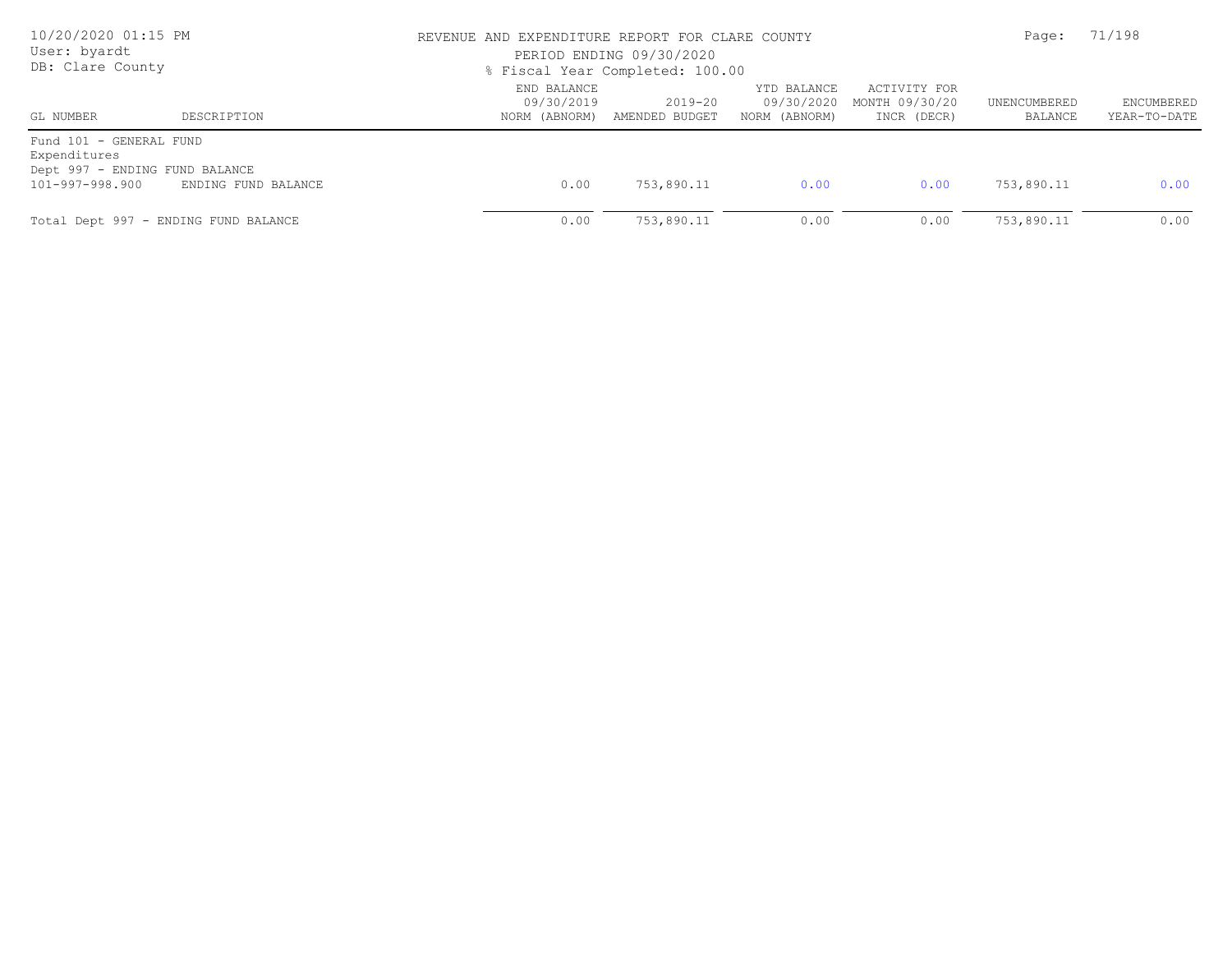REVENUE AND EXPENDITURE REPORT FOR CLARE COUNTY

PERIOD ENDING 09/30/2020

% Fiscal Year Completed: 100.00

| GL NUMBER | DESCRIPTION | END BALANCE 09/30/2019 NORM (ABNORM) | 2019-20 AMENDED BUDGET | YTD BALANCE 09/30/2020 NORM (ABNORM) | ACTIVITY FOR MONTH 09/30/20 INCR (DECR) | UNENCUMBERED BALANCE | ENCUMBERED YEAR-TO-DATE |
|---|---|---|---|---|---|---|---|
| Fund 101 - GENERAL FUND | | | | | | | |
| Expenditures | | | | | | | |
| Dept 997 - ENDING FUND BALANCE | | | | | | | |
| 101-997-998.900 | ENDING FUND BALANCE | 0.00 | 753,890.11 | 0.00 | 0.00 | 753,890.11 | 0.00 |
| Total Dept 997 - ENDING FUND BALANCE | | 0.00 | 753,890.11 | 0.00 | 0.00 | 753,890.11 | 0.00 |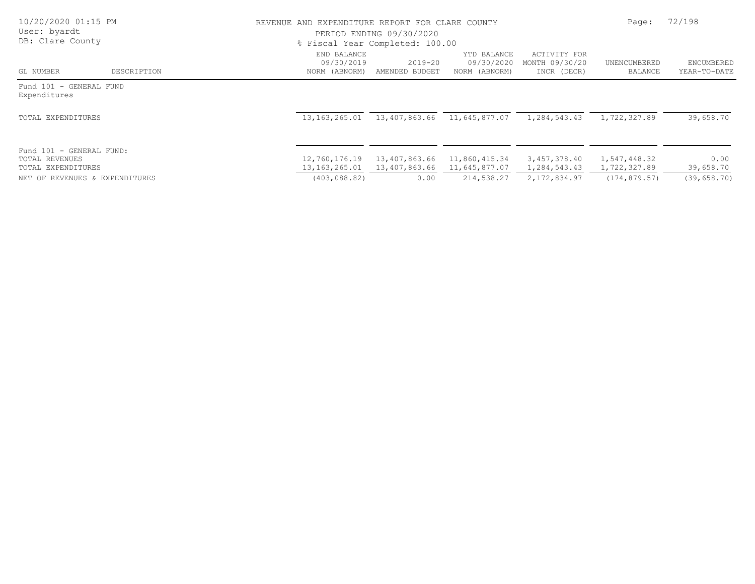REVENUE AND EXPENDITURE REPORT FOR CLARE COUNTY

PERIOD ENDING 09/30/2020

% Fiscal Year Completed: 100.00

| GL NUMBER | DESCRIPTION | END BALANCE 09/30/2019 NORM (ABNORM) | 2019-20 AMENDED BUDGET | YTD BALANCE 09/30/2020 NORM (ABNORM) | ACTIVITY FOR MONTH 09/30/20 INCR (DECR) | UNENCUMBERED BALANCE | ENCUMBERED YEAR-TO-DATE |
|---|---|---|---|---|---|---|---|
| Fund 101 - GENERAL FUND | | | | | | | |
| Expenditures | | | | | | | |
| TOTAL EXPENDITURES | | 13,163,265.01 | 13,407,863.66 | 11,645,877.07 | 1,284,543.43 | 1,722,327.89 | 39,658.70 |
| Fund 101 - GENERAL FUND: | | | | | | | |
| TOTAL REVENUES | | 12,760,176.19 | 13,407,863.66 | 11,860,415.34 | 3,457,378.40 | 1,547,448.32 | 0.00 |
| TOTAL EXPENDITURES | | 13,163,265.01 | 13,407,863.66 | 11,645,877.07 | 1,284,543.43 | 1,722,327.89 | 39,658.70 |
| NET OF REVENUES & EXPENDITURES | | (403,088.82) | 0.00 | 214,538.27 | 2,172,834.97 | (174,879.57) | (39,658.70) |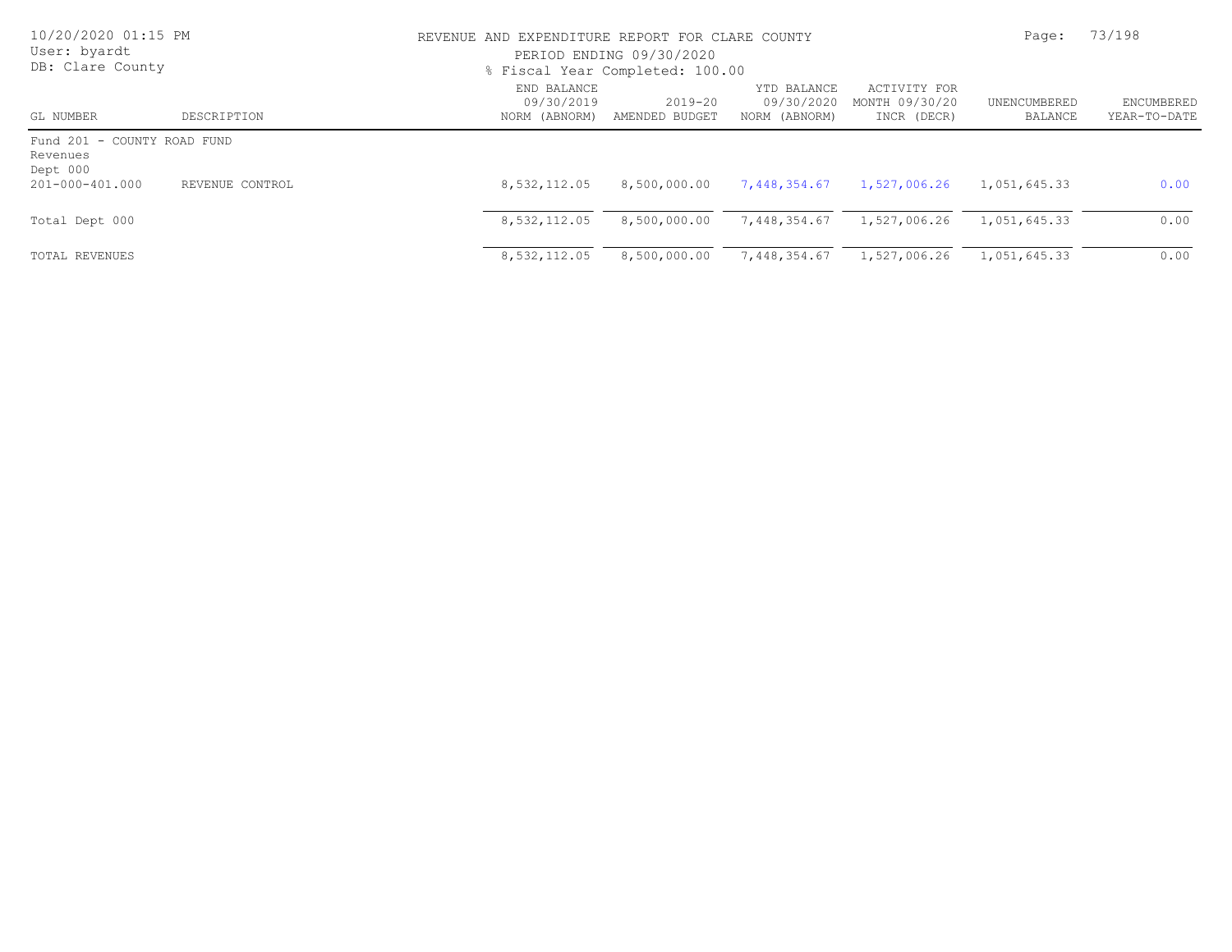REVENUE AND EXPENDITURE REPORT FOR CLARE COUNTY

PERIOD ENDING 09/30/2020

% Fiscal Year Completed: 100.00

10/20/2020 01:15 PM
User: byardt
DB: Clare County

| GL NUMBER | DESCRIPTION | END BALANCE 09/30/2019 NORM (ABNORM) | 2019-20 AMENDED BUDGET | YTD BALANCE 09/30/2020 NORM (ABNORM) | ACTIVITY FOR MONTH 09/30/20 INCR (DECR) | UNENCUMBERED BALANCE | ENCUMBERED YEAR-TO-DATE |
|---|---|---|---|---|---|---|---|
| Fund 201 - COUNTY ROAD FUND | | | | | | | |
| Revenues | | | | | | | |
| Dept 000 | | | | | | | |
| 201-000-401.000 | REVENUE CONTROL | 8,532,112.05 | 8,500,000.00 | 7,448,354.67 | 1,527,006.26 | 1,051,645.33 | 0.00 |
| Total Dept 000 | | 8,532,112.05 | 8,500,000.00 | 7,448,354.67 | 1,527,006.26 | 1,051,645.33 | 0.00 |
| TOTAL REVENUES | | 8,532,112.05 | 8,500,000.00 | 7,448,354.67 | 1,527,006.26 | 1,051,645.33 | 0.00 |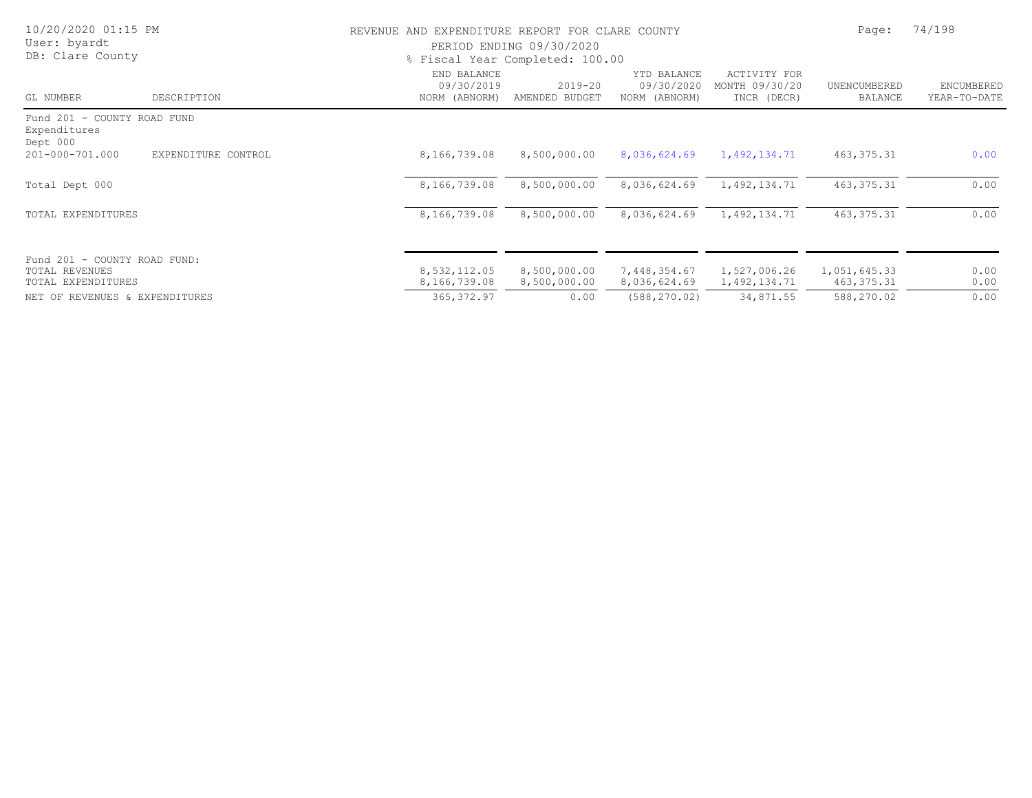REVENUE AND EXPENDITURE REPORT FOR CLARE COUNTY
PERIOD ENDING 09/30/2020
% Fiscal Year Completed: 100.00

| GL NUMBER | DESCRIPTION | END BALANCE 09/30/2019 NORM (ABNORM) | 2019-20 AMENDED BUDGET | YTD BALANCE 09/30/2020 NORM (ABNORM) | ACTIVITY FOR MONTH 09/30/20 INCR (DECR) | UNENCUMBERED BALANCE | ENCUMBERED YEAR-TO-DATE |
|---|---|---|---|---|---|---|---|
| Fund 201 - COUNTY ROAD FUND | | | | | | | |
| Expenditures | | | | | | | |
| Dept 000 | | | | | | | |
| 201-000-701.000 | EXPENDITURE CONTROL | 8,166,739.08 | 8,500,000.00 | 8,036,624.69 | 1,492,134.71 | 463,375.31 | 0.00 |
| Total Dept 000 | | 8,166,739.08 | 8,500,000.00 | 8,036,624.69 | 1,492,134.71 | 463,375.31 | 0.00 |
| TOTAL EXPENDITURES | | 8,166,739.08 | 8,500,000.00 | 8,036,624.69 | 1,492,134.71 | 463,375.31 | 0.00 |
| Fund 201 - COUNTY ROAD FUND: | | | | | | | |
| TOTAL REVENUES | | 8,532,112.05 | 8,500,000.00 | 7,448,354.67 | 1,527,006.26 | 1,051,645.33 | 0.00 |
| TOTAL EXPENDITURES | | 8,166,739.08 | 8,500,000.00 | 8,036,624.69 | 1,492,134.71 | 463,375.31 | 0.00 |
| NET OF REVENUES & EXPENDITURES | | 365,372.97 | 0.00 | (588,270.02) | 34,871.55 | 588,270.02 | 0.00 |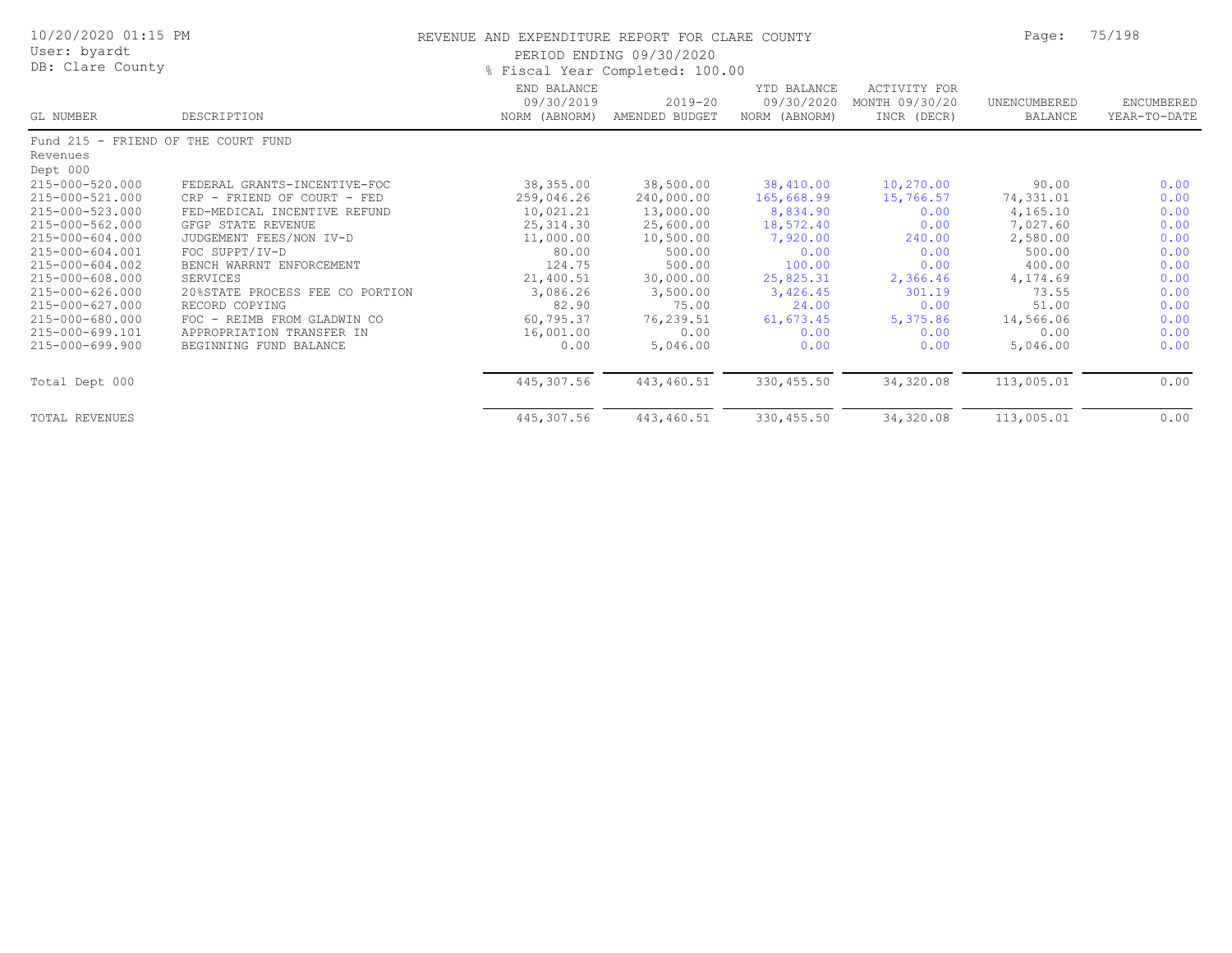REVENUE AND EXPENDITURE REPORT FOR CLARE COUNTY

PERIOD ENDING 09/30/2020

% Fiscal Year Completed: 100.00

10/20/2020 01:15 PM
User: byardt
DB: Clare County

| GL NUMBER | DESCRIPTION | END BALANCE 09/30/2019 NORM (ABNORM) | 2019-20 AMENDED BUDGET | YTD BALANCE 09/30/2020 NORM (ABNORM) | ACTIVITY FOR MONTH 09/30/20 INCR (DECR) | UNENCUMBERED BALANCE | ENCUMBERED YEAR-TO-DATE |
|---|---|---|---|---|---|---|---|
| Fund 215 - FRIEND OF THE COURT FUND | | | | | | | |
| Revenues | | | | | | | |
| Dept 000 | | | | | | | |
| 215-000-520.000 | FEDERAL GRANTS-INCENTIVE-FOC | 38,355.00 | 38,500.00 | 38,410.00 | 10,270.00 | 90.00 | 0.00 |
| 215-000-521.000 | CRP - FRIEND OF COURT - FED | 259,046.26 | 240,000.00 | 165,668.99 | 15,766.57 | 74,331.01 | 0.00 |
| 215-000-523.000 | FED-MEDICAL INCENTIVE REFUND | 10,021.21 | 13,000.00 | 8,834.90 | 0.00 | 4,165.10 | 0.00 |
| 215-000-562.000 | GFGP STATE REVENUE | 25,314.30 | 25,600.00 | 18,572.40 | 0.00 | 7,027.60 | 0.00 |
| 215-000-604.000 | JUDGEMENT FEES/NON IV-D | 11,000.00 | 10,500.00 | 7,920.00 | 240.00 | 2,580.00 | 0.00 |
| 215-000-604.001 | FOC SUPPT/IV-D | 80.00 | 500.00 | 0.00 | 0.00 | 500.00 | 0.00 |
| 215-000-604.002 | BENCH WARRNT ENFORCEMENT | 124.75 | 500.00 | 100.00 | 0.00 | 400.00 | 0.00 |
| 215-000-608.000 | SERVICES | 21,400.51 | 30,000.00 | 25,825.31 | 2,366.46 | 4,174.69 | 0.00 |
| 215-000-626.000 | 20%STATE PROCESS FEE CO PORTION | 3,086.26 | 3,500.00 | 3,426.45 | 301.19 | 73.55 | 0.00 |
| 215-000-627.000 | RECORD COPYING | 82.90 | 75.00 | 24.00 | 0.00 | 51.00 | 0.00 |
| 215-000-680.000 | FOC - REIMB FROM GLADWIN CO | 60,795.37 | 76,239.51 | 61,673.45 | 5,375.86 | 14,566.06 | 0.00 |
| 215-000-699.101 | APPROPRIATION TRANSFER IN | 16,001.00 | 0.00 | 0.00 | 0.00 | 0.00 | 0.00 |
| 215-000-699.900 | BEGINNING FUND BALANCE | 0.00 | 5,046.00 | 0.00 | 0.00 | 5,046.00 | 0.00 |
| Total Dept 000 | | 445,307.56 | 443,460.51 | 330,455.50 | 34,320.08 | 113,005.01 | 0.00 |
| TOTAL REVENUES | | 445,307.56 | 443,460.51 | 330,455.50 | 34,320.08 | 113,005.01 | 0.00 |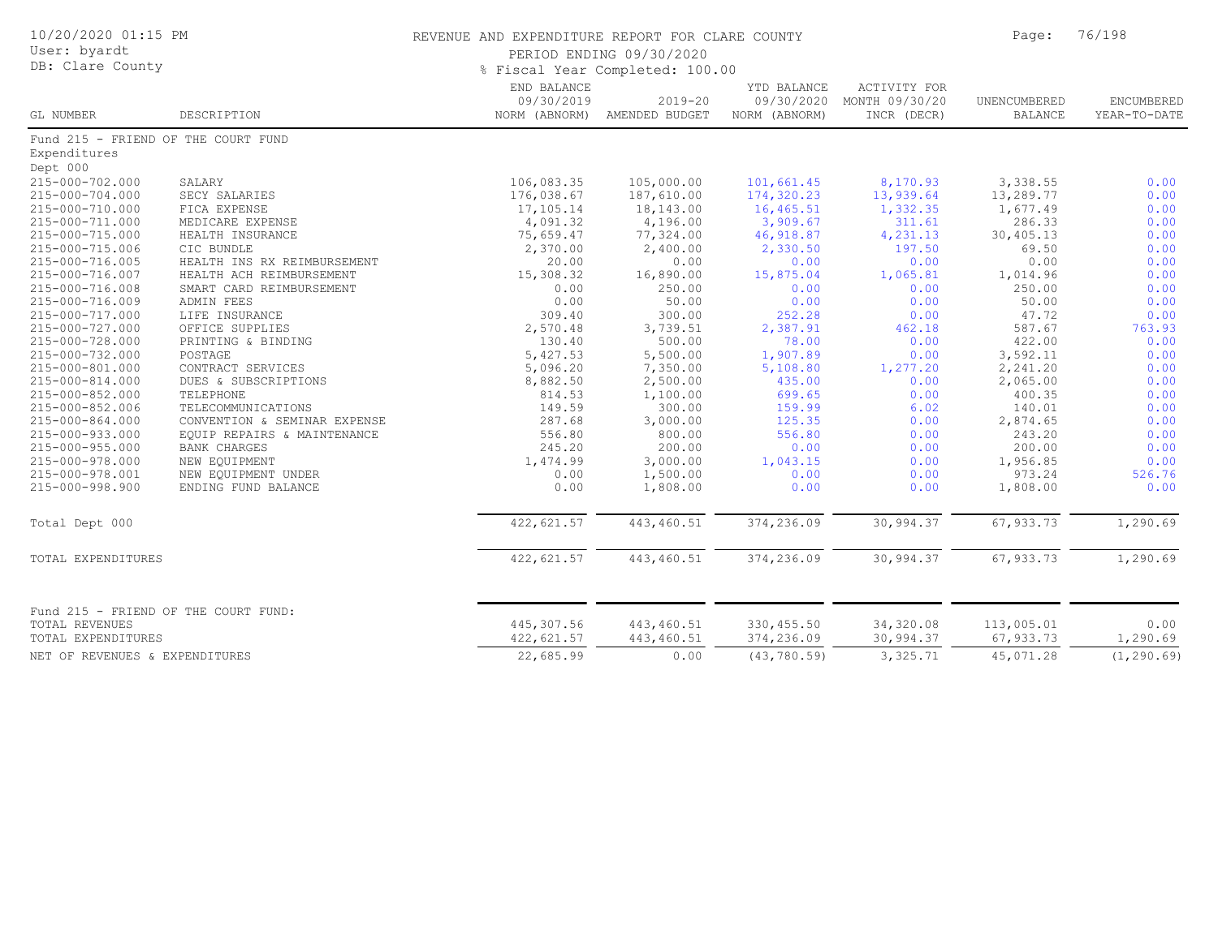REVENUE AND EXPENDITURE REPORT FOR CLARE COUNTY

PERIOD ENDING 09/30/2020

% Fiscal Year Completed: 100.00

| GL NUMBER | DESCRIPTION | END BALANCE 09/30/2019 NORM (ABNORM) | 2019-20 AMENDED BUDGET | YTD BALANCE 09/30/2020 NORM (ABNORM) | ACTIVITY FOR MONTH 09/30/20 INCR (DECR) | UNENCUMBERED BALANCE | ENCUMBERED YEAR-TO-DATE |
|---|---|---|---|---|---|---|---|
| Fund 215 - FRIEND OF THE COURT FUND | | | | | | | |
| Expenditures | | | | | | | |
| Dept 000 | | | | | | | |
| 215-000-702.000 | SALARY | 106,083.35 | 105,000.00 | 101,661.45 | 8,170.93 | 3,338.55 | 0.00 |
| 215-000-704.000 | SECY SALARIES | 176,038.67 | 187,610.00 | 174,320.23 | 13,939.64 | 13,289.77 | 0.00 |
| 215-000-710.000 | FICA EXPENSE | 17,105.14 | 18,143.00 | 16,465.51 | 1,332.35 | 1,677.49 | 0.00 |
| 215-000-711.000 | MEDICARE EXPENSE | 4,091.32 | 4,196.00 | 3,909.67 | 311.61 | 286.33 | 0.00 |
| 215-000-715.000 | HEALTH INSURANCE | 75,659.47 | 77,324.00 | 46,918.87 | 4,231.13 | 30,405.13 | 0.00 |
| 215-000-715.006 | CIC BUNDLE | 2,370.00 | 2,400.00 | 2,330.50 | 197.50 | 69.50 | 0.00 |
| 215-000-716.005 | HEALTH INS RX REIMBURSEMENT | 20.00 | 0.00 | 0.00 | 0.00 | 0.00 | 0.00 |
| 215-000-716.007 | HEALTH ACH REIMBURSEMENT | 15,308.32 | 16,890.00 | 15,875.04 | 1,065.81 | 1,014.96 | 0.00 |
| 215-000-716.008 | SMART CARD REIMBURSEMENT | 0.00 | 250.00 | 0.00 | 0.00 | 250.00 | 0.00 |
| 215-000-716.009 | ADMIN FEES | 0.00 | 50.00 | 0.00 | 0.00 | 50.00 | 0.00 |
| 215-000-717.000 | LIFE INSURANCE | 309.40 | 300.00 | 252.28 | 0.00 | 47.72 | 0.00 |
| 215-000-727.000 | OFFICE SUPPLIES | 2,570.48 | 3,739.51 | 2,387.91 | 462.18 | 587.67 | 763.93 |
| 215-000-728.000 | PRINTING & BINDING | 130.40 | 500.00 | 78.00 | 0.00 | 422.00 | 0.00 |
| 215-000-732.000 | POSTAGE | 5,427.53 | 5,500.00 | 1,907.89 | 0.00 | 3,592.11 | 0.00 |
| 215-000-801.000 | CONTRACT SERVICES | 5,096.20 | 7,350.00 | 5,108.80 | 1,277.20 | 2,241.20 | 0.00 |
| 215-000-814.000 | DUES & SUBSCRIPTIONS | 8,882.50 | 2,500.00 | 435.00 | 0.00 | 2,065.00 | 0.00 |
| 215-000-852.000 | TELEPHONE | 814.53 | 1,100.00 | 699.65 | 0.00 | 400.35 | 0.00 |
| 215-000-852.006 | TELECOMMUNICATIONS | 149.59 | 300.00 | 159.99 | 6.02 | 140.01 | 0.00 |
| 215-000-864.000 | CONVENTION & SEMINAR EXPENSE | 287.68 | 3,000.00 | 125.35 | 0.00 | 2,874.65 | 0.00 |
| 215-000-933.000 | EQUIP REPAIRS & MAINTENANCE | 556.80 | 800.00 | 556.80 | 0.00 | 243.20 | 0.00 |
| 215-000-955.000 | BANK CHARGES | 245.20 | 200.00 | 0.00 | 0.00 | 200.00 | 0.00 |
| 215-000-978.000 | NEW EQUIPMENT | 1,474.99 | 3,000.00 | 1,043.15 | 0.00 | 1,956.85 | 0.00 |
| 215-000-978.001 | NEW EQUIPMENT UNDER | 0.00 | 1,500.00 | 0.00 | 0.00 | 973.24 | 526.76 |
| 215-000-998.900 | ENDING FUND BALANCE | 0.00 | 1,808.00 | 0.00 | 0.00 | 1,808.00 | 0.00 |
| Total Dept 000 | | 422,621.57 | 443,460.51 | 374,236.09 | 30,994.37 | 67,933.73 | 1,290.69 |
| TOTAL EXPENDITURES | | 422,621.57 | 443,460.51 | 374,236.09 | 30,994.37 | 67,933.73 | 1,290.69 |
| Fund 215 - FRIEND OF THE COURT FUND: | | | | | | | |
| TOTAL REVENUES | | 445,307.56 | 443,460.51 | 330,455.50 | 34,320.08 | 113,005.01 | 0.00 |
| TOTAL EXPENDITURES | | 422,621.57 | 443,460.51 | 374,236.09 | 30,994.37 | 67,933.73 | 1,290.69 |
| NET OF REVENUES & EXPENDITURES | | 22,685.99 | 0.00 | (43,780.59) | 3,325.71 | 45,071.28 | (1,290.69) |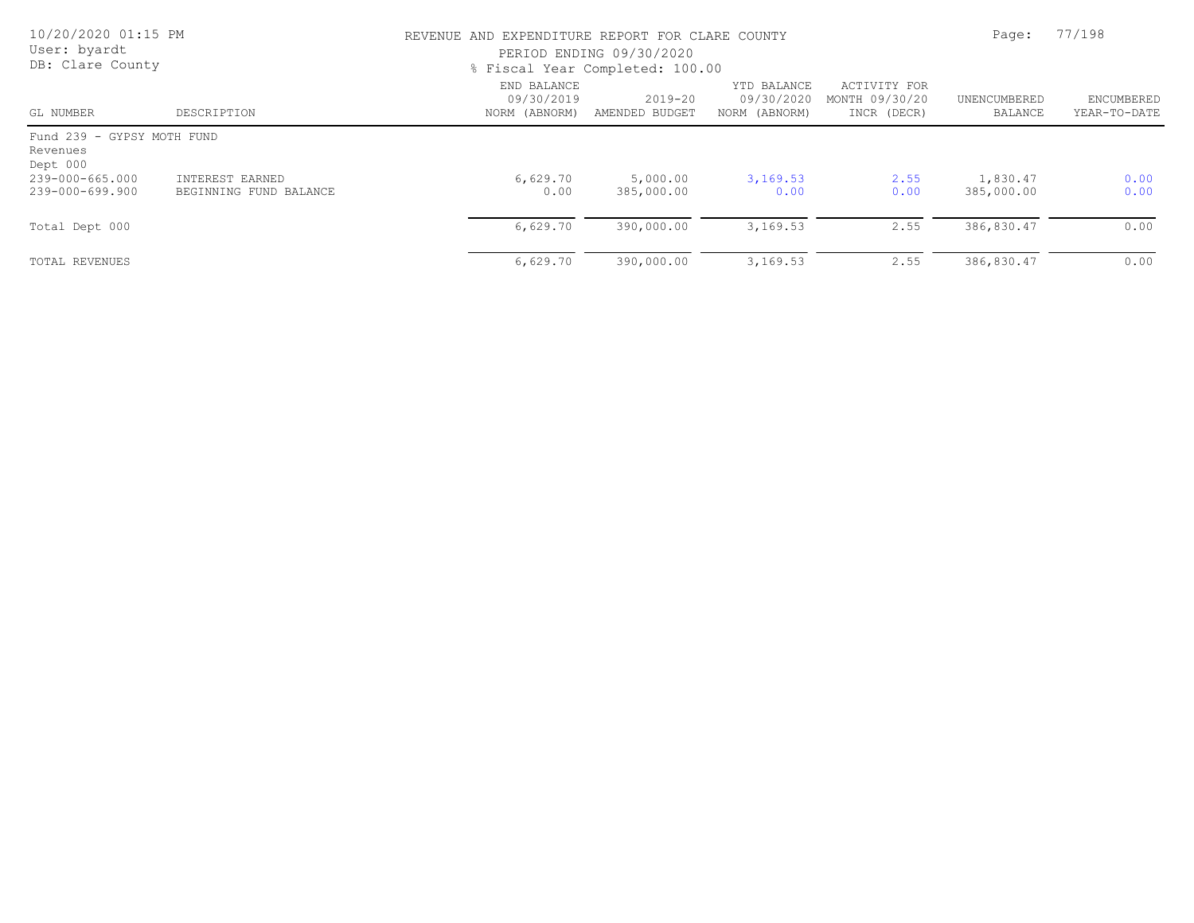REVENUE AND EXPENDITURE REPORT FOR CLARE COUNTY

PERIOD ENDING 09/30/2020

% Fiscal Year Completed: 100.00

| GL NUMBER | DESCRIPTION | END BALANCE 09/30/2019 NORM (ABNORM) | 2019-20 AMENDED BUDGET | YTD BALANCE 09/30/2020 NORM (ABNORM) | ACTIVITY FOR MONTH 09/30/20 INCR (DECR) | UNENCUMBERED BALANCE | ENCUMBERED YEAR-TO-DATE |
|---|---|---|---|---|---|---|---|
| Fund 239 - GYPSY MOTH FUND | | | | | | | |
| Revenues | | | | | | | |
| Dept 000 | | | | | | | |
| 239-000-665.000 | INTEREST EARNED | 6,629.70 | 5,000.00 | 3,169.53 | 2.55 | 1,830.47 | 0.00 |
| 239-000-699.900 | BEGINNING FUND BALANCE | 0.00 | 385,000.00 | 0.00 | 0.00 | 385,000.00 | 0.00 |
| Total Dept 000 | | 6,629.70 | 390,000.00 | 3,169.53 | 2.55 | 386,830.47 | 0.00 |
| TOTAL REVENUES | | 6,629.70 | 390,000.00 | 3,169.53 | 2.55 | 386,830.47 | 0.00 |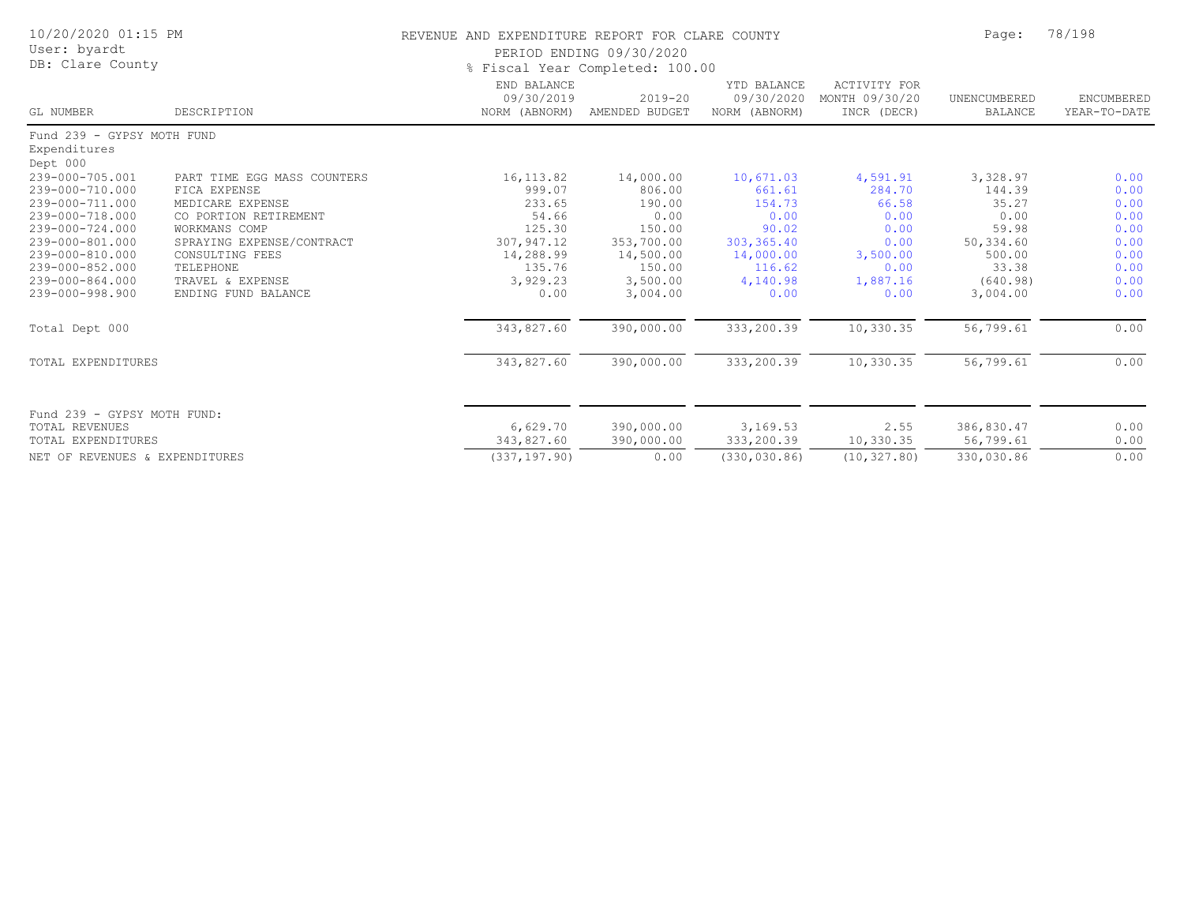REVENUE AND EXPENDITURE REPORT FOR CLARE COUNTY

PERIOD ENDING 09/30/2020

% Fiscal Year Completed: 100.00

| GL NUMBER | DESCRIPTION | END BALANCE 09/30/2019 NORM (ABNORM) | 2019-20 AMENDED BUDGET | YTD BALANCE 09/30/2020 NORM (ABNORM) | ACTIVITY FOR MONTH 09/30/20 INCR (DECR) | UNENCUMBERED BALANCE | ENCUMBERED YEAR-TO-DATE |
|---|---|---|---|---|---|---|---|
| Fund 239 - GYPSY MOTH FUND | | | | | | | |
| Expenditures | | | | | | | |
| Dept 000 | | | | | | | |
| 239-000-705.001 | PART TIME EGG MASS COUNTERS | 16,113.82 | 14,000.00 | 10,671.03 | 4,591.91 | 3,328.97 | 0.00 |
| 239-000-710.000 | FICA EXPENSE | 999.07 | 806.00 | 661.61 | 284.70 | 144.39 | 0.00 |
| 239-000-711.000 | MEDICARE EXPENSE | 233.65 | 190.00 | 154.73 | 66.58 | 35.27 | 0.00 |
| 239-000-718.000 | CO PORTION RETIREMENT | 54.66 | 0.00 | 0.00 | 0.00 | 0.00 | 0.00 |
| 239-000-724.000 | WORKMANS COMP | 125.30 | 150.00 | 90.02 | 0.00 | 59.98 | 0.00 |
| 239-000-801.000 | SPRAYING EXPENSE/CONTRACT | 307,947.12 | 353,700.00 | 303,365.40 | 0.00 | 50,334.60 | 0.00 |
| 239-000-810.000 | CONSULTING FEES | 14,288.99 | 14,500.00 | 14,000.00 | 3,500.00 | 500.00 | 0.00 |
| 239-000-852.000 | TELEPHONE | 135.76 | 150.00 | 116.62 | 0.00 | 33.38 | 0.00 |
| 239-000-864.000 | TRAVEL & EXPENSE | 3,929.23 | 3,500.00 | 4,140.98 | 1,887.16 | (640.98) | 0.00 |
| 239-000-998.900 | ENDING FUND BALANCE | 0.00 | 3,004.00 | 0.00 | 0.00 | 3,004.00 | 0.00 |
| Total Dept 000 | | 343,827.60 | 390,000.00 | 333,200.39 | 10,330.35 | 56,799.61 | 0.00 |
| TOTAL EXPENDITURES | | 343,827.60 | 390,000.00 | 333,200.39 | 10,330.35 | 56,799.61 | 0.00 |
| Fund 239 - GYPSY MOTH FUND: | | | | | | | |
| TOTAL REVENUES | | 6,629.70 | 390,000.00 | 3,169.53 | 2.55 | 386,830.47 | 0.00 |
| TOTAL EXPENDITURES | | 343,827.60 | 390,000.00 | 333,200.39 | 10,330.35 | 56,799.61 | 0.00 |
| NET OF REVENUES & EXPENDITURES | | (337,197.90) | 0.00 | (330,030.86) | (10,327.80) | 330,030.86 | 0.00 |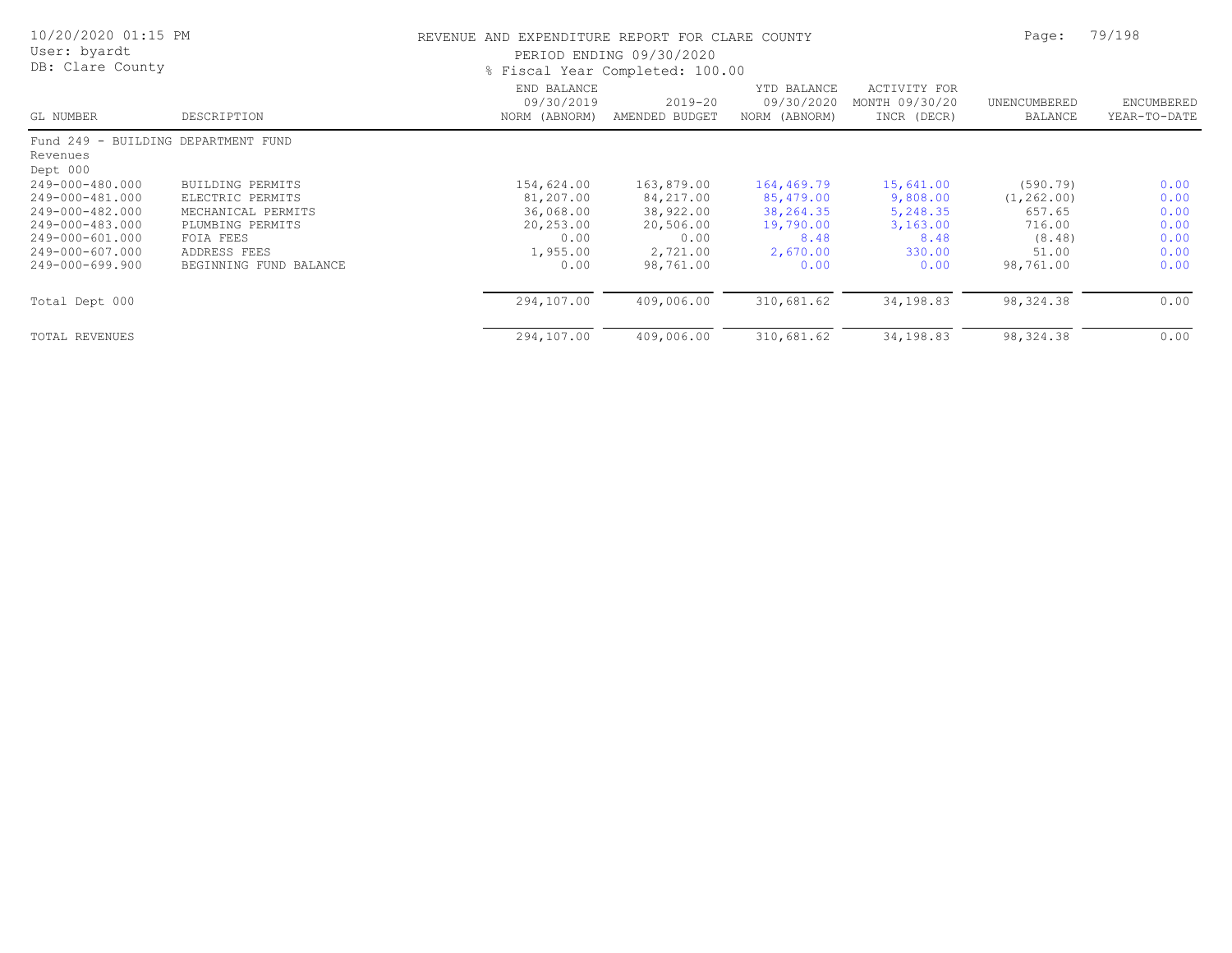REVENUE AND EXPENDITURE REPORT FOR CLARE COUNTY

PERIOD ENDING 09/30/2020

% Fiscal Year Completed: 100.00

| GL NUMBER | DESCRIPTION | END BALANCE 09/30/2019 NORM (ABNORM) | 2019-20 AMENDED BUDGET | YTD BALANCE 09/30/2020 NORM (ABNORM) | ACTIVITY FOR MONTH 09/30/20 INCR (DECR) | UNENCUMBERED BALANCE | ENCUMBERED YEAR-TO-DATE |
|---|---|---|---|---|---|---|---|
| Fund 249 - BUILDING DEPARTMENT FUND | | | | | | | |
| Revenues | | | | | | | |
| Dept 000 | | | | | | | |
| 249-000-480.000 | BUILDING PERMITS | 154,624.00 | 163,879.00 | 164,469.79 | 15,641.00 | (590.79) | 0.00 |
| 249-000-481.000 | ELECTRIC PERMITS | 81,207.00 | 84,217.00 | 85,479.00 | 9,808.00 | (1,262.00) | 0.00 |
| 249-000-482.000 | MECHANICAL PERMITS | 36,068.00 | 38,922.00 | 38,264.35 | 5,248.35 | 657.65 | 0.00 |
| 249-000-483.000 | PLUMBING PERMITS | 20,253.00 | 20,506.00 | 19,790.00 | 3,163.00 | 716.00 | 0.00 |
| 249-000-601.000 | FOIA FEES | 0.00 | 0.00 | 8.48 | 8.48 | (8.48) | 0.00 |
| 249-000-607.000 | ADDRESS FEES | 1,955.00 | 2,721.00 | 2,670.00 | 330.00 | 51.00 | 0.00 |
| 249-000-699.900 | BEGINNING FUND BALANCE | 0.00 | 98,761.00 | 0.00 | 0.00 | 98,761.00 | 0.00 |
| Total Dept 000 | | 294,107.00 | 409,006.00 | 310,681.62 | 34,198.83 | 98,324.38 | 0.00 |
| TOTAL REVENUES | | 294,107.00 | 409,006.00 | 310,681.62 | 34,198.83 | 98,324.38 | 0.00 |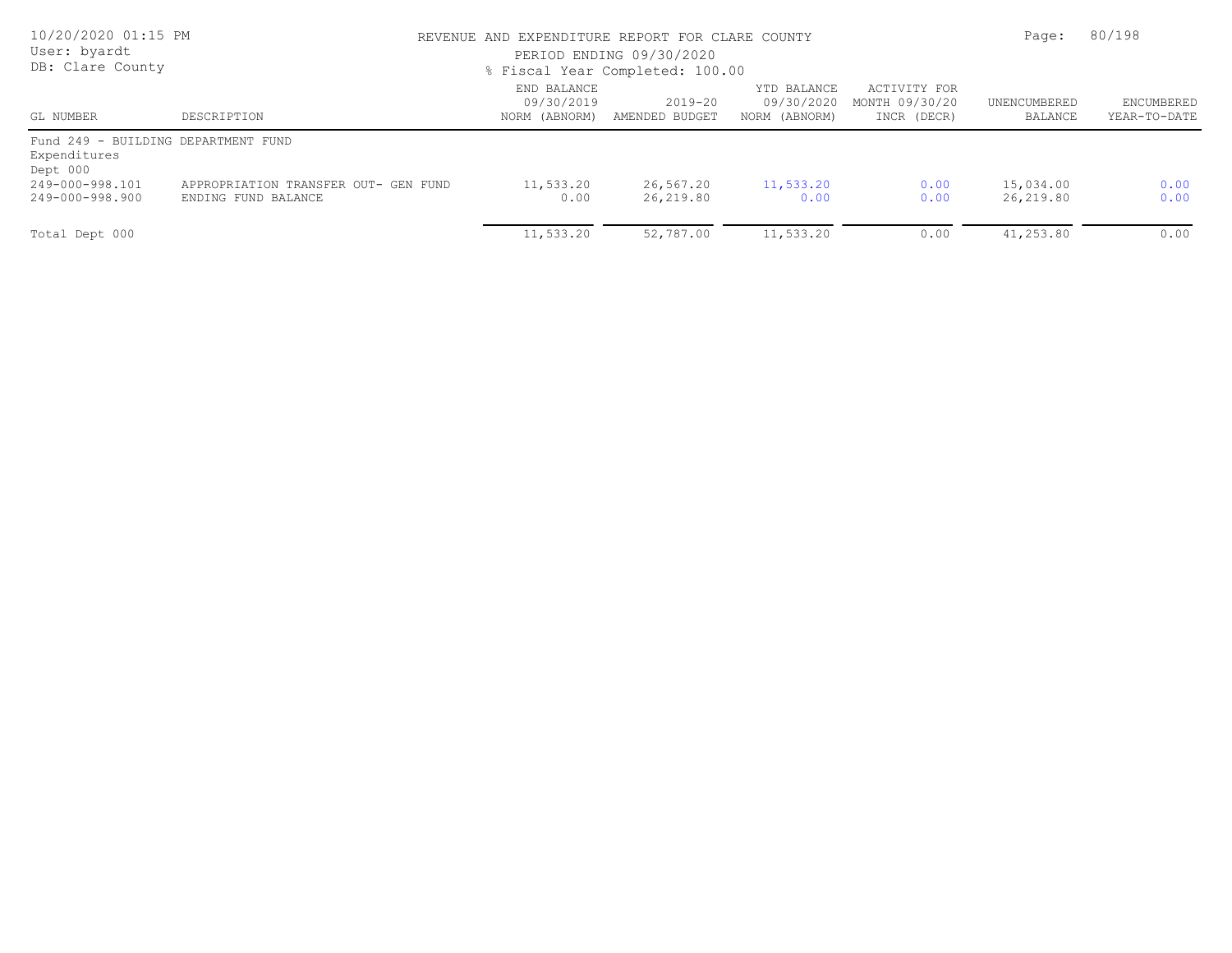REVENUE AND EXPENDITURE REPORT FOR CLARE COUNTY

PERIOD ENDING 09/30/2020

% Fiscal Year Completed: 100.00

| GL NUMBER | DESCRIPTION | END BALANCE 09/30/2019 NORM (ABNORM) | 2019-20 AMENDED BUDGET | YTD BALANCE 09/30/2020 NORM (ABNORM) | ACTIVITY FOR MONTH 09/30/20 INCR (DECR) | UNENCUMBERED BALANCE | ENCUMBERED YEAR-TO-DATE |
|---|---|---|---|---|---|---|---|
| Fund 249 - BUILDING DEPARTMENT FUND | | | | | | | |
| Expenditures | | | | | | | |
| Dept 000 | | | | | | | |
| 249-000-998.101 | APPROPRIATION TRANSFER OUT- GEN FUND | 11,533.20 | 26,567.20 | 11,533.20 | 0.00 | 15,034.00 | 0.00 |
| 249-000-998.900 | ENDING FUND BALANCE | 0.00 | 26,219.80 | 0.00 | 0.00 | 26,219.80 | 0.00 |
| Total Dept 000 | | 11,533.20 | 52,787.00 | 11,533.20 | 0.00 | 41,253.80 | 0.00 |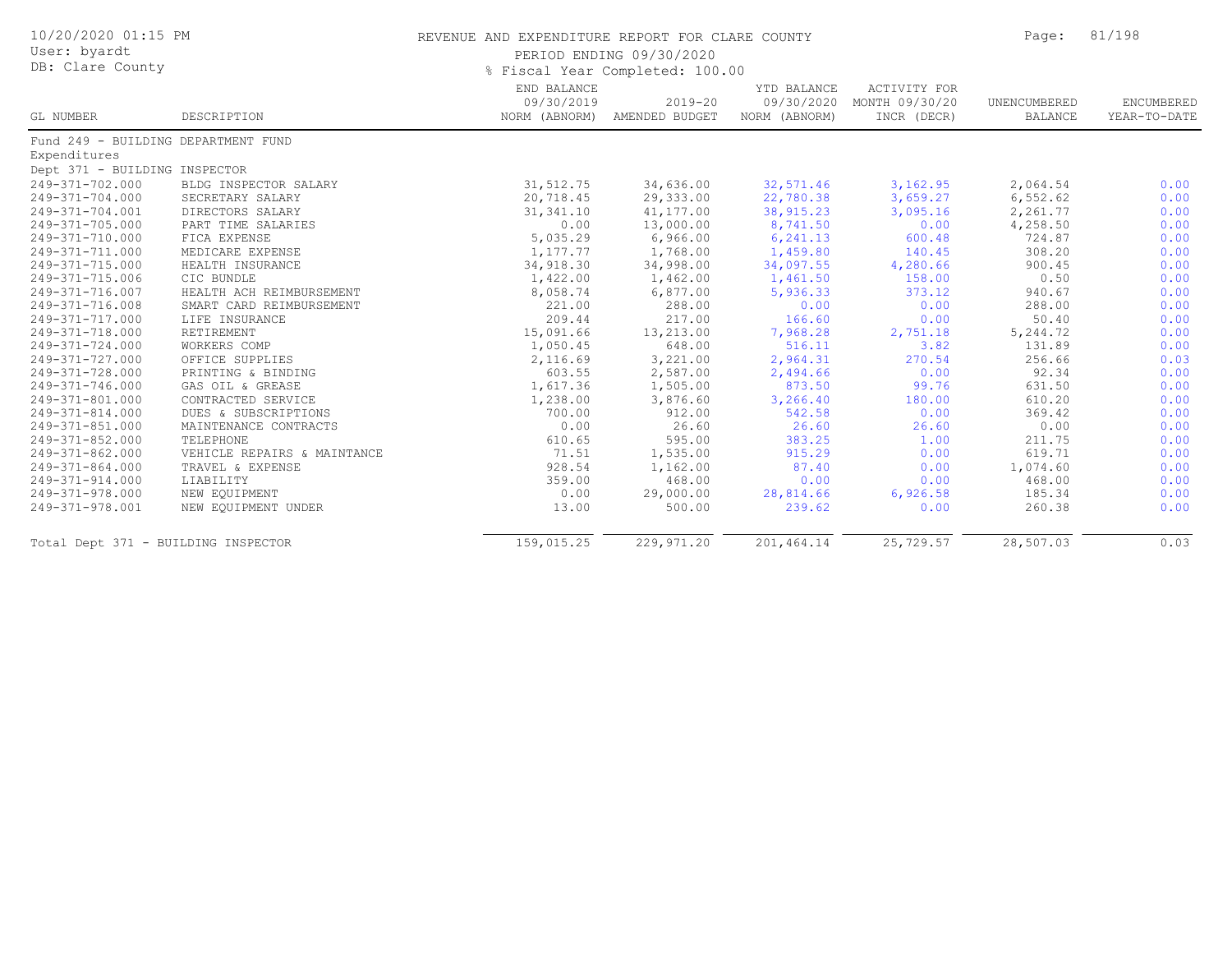# REVENUE AND EXPENDITURE REPORT FOR CLARE COUNTY

PERIOD ENDING 09/30/2020

% Fiscal Year Completed: 100.00

10/20/2020 01:15 PM
User: byardt
DB: Clare County

| GL NUMBER | DESCRIPTION | END BALANCE 09/30/2019 NORM (ABNORM) | 2019-20 AMENDED BUDGET | YTD BALANCE 09/30/2020 NORM (ABNORM) | ACTIVITY FOR MONTH 09/30/20 INCR (DECR) | UNENCUMBERED BALANCE | ENCUMBERED YEAR-TO-DATE |
|---|---|---|---|---|---|---|---|
| Fund 249 - BUILDING DEPARTMENT FUND | | | | | | | |
| Expenditures | | | | | | | |
| Dept 371 - BUILDING INSPECTOR | | | | | | | |
| 249-371-702.000 | BLDG INSPECTOR SALARY | 31,512.75 | 34,636.00 | 32,571.46 | 3,162.95 | 2,064.54 | 0.00 |
| 249-371-704.000 | SECRETARY SALARY | 20,718.45 | 29,333.00 | 22,780.38 | 3,659.27 | 6,552.62 | 0.00 |
| 249-371-704.001 | DIRECTORS SALARY | 31,341.10 | 41,177.00 | 38,915.23 | 3,095.16 | 2,261.77 | 0.00 |
| 249-371-705.000 | PART TIME SALARIES | 0.00 | 13,000.00 | 8,741.50 | 0.00 | 4,258.50 | 0.00 |
| 249-371-710.000 | FICA EXPENSE | 5,035.29 | 6,966.00 | 6,241.13 | 600.48 | 724.87 | 0.00 |
| 249-371-711.000 | MEDICARE EXPENSE | 1,177.77 | 1,768.00 | 1,459.80 | 140.45 | 308.20 | 0.00 |
| 249-371-715.000 | HEALTH INSURANCE | 34,918.30 | 34,998.00 | 34,097.55 | 4,280.66 | 900.45 | 0.00 |
| 249-371-715.006 | CIC BUNDLE | 1,422.00 | 1,462.00 | 1,461.50 | 158.00 | 0.50 | 0.00 |
| 249-371-716.007 | HEALTH ACH REIMBURSEMENT | 8,058.74 | 6,877.00 | 5,936.33 | 373.12 | 940.67 | 0.00 |
| 249-371-716.008 | SMART CARD REIMBURSEMENT | 221.00 | 288.00 | 0.00 | 0.00 | 288.00 | 0.00 |
| 249-371-717.000 | LIFE INSURANCE | 209.44 | 217.00 | 166.60 | 0.00 | 50.40 | 0.00 |
| 249-371-718.000 | RETIREMENT | 15,091.66 | 13,213.00 | 7,968.28 | 2,751.18 | 5,244.72 | 0.00 |
| 249-371-724.000 | WORKERS COMP | 1,050.45 | 648.00 | 516.11 | 3.82 | 131.89 | 0.00 |
| 249-371-727.000 | OFFICE SUPPLIES | 2,116.69 | 3,221.00 | 2,964.31 | 270.54 | 256.66 | 0.03 |
| 249-371-728.000 | PRINTING & BINDING | 603.55 | 2,587.00 | 2,494.66 | 0.00 | 92.34 | 0.00 |
| 249-371-746.000 | GAS OIL & GREASE | 1,617.36 | 1,505.00 | 873.50 | 99.76 | 631.50 | 0.00 |
| 249-371-801.000 | CONTRACTED SERVICE | 1,238.00 | 3,876.60 | 3,266.40 | 180.00 | 610.20 | 0.00 |
| 249-371-814.000 | DUES & SUBSCRIPTIONS | 700.00 | 912.00 | 542.58 | 0.00 | 369.42 | 0.00 |
| 249-371-851.000 | MAINTENANCE CONTRACTS | 0.00 | 26.60 | 26.60 | 26.60 | 0.00 | 0.00 |
| 249-371-852.000 | TELEPHONE | 610.65 | 595.00 | 383.25 | 1.00 | 211.75 | 0.00 |
| 249-371-862.000 | VEHICLE REPAIRS & MAINTANCE | 71.51 | 1,535.00 | 915.29 | 0.00 | 619.71 | 0.00 |
| 249-371-864.000 | TRAVEL & EXPENSE | 928.54 | 1,162.00 | 87.40 | 0.00 | 1,074.60 | 0.00 |
| 249-371-914.000 | LIABILITY | 359.00 | 468.00 | 0.00 | 0.00 | 468.00 | 0.00 |
| 249-371-978.000 | NEW EQUIPMENT | 0.00 | 29,000.00 | 28,814.66 | 6,926.58 | 185.34 | 0.00 |
| 249-371-978.001 | NEW EQUIPMENT UNDER | 13.00 | 500.00 | 239.62 | 0.00 | 260.38 | 0.00 |
| Total Dept 371 - BUILDING INSPECTOR | | 159,015.25 | 229,971.20 | 201,464.14 | 25,729.57 | 28,507.03 | 0.03 |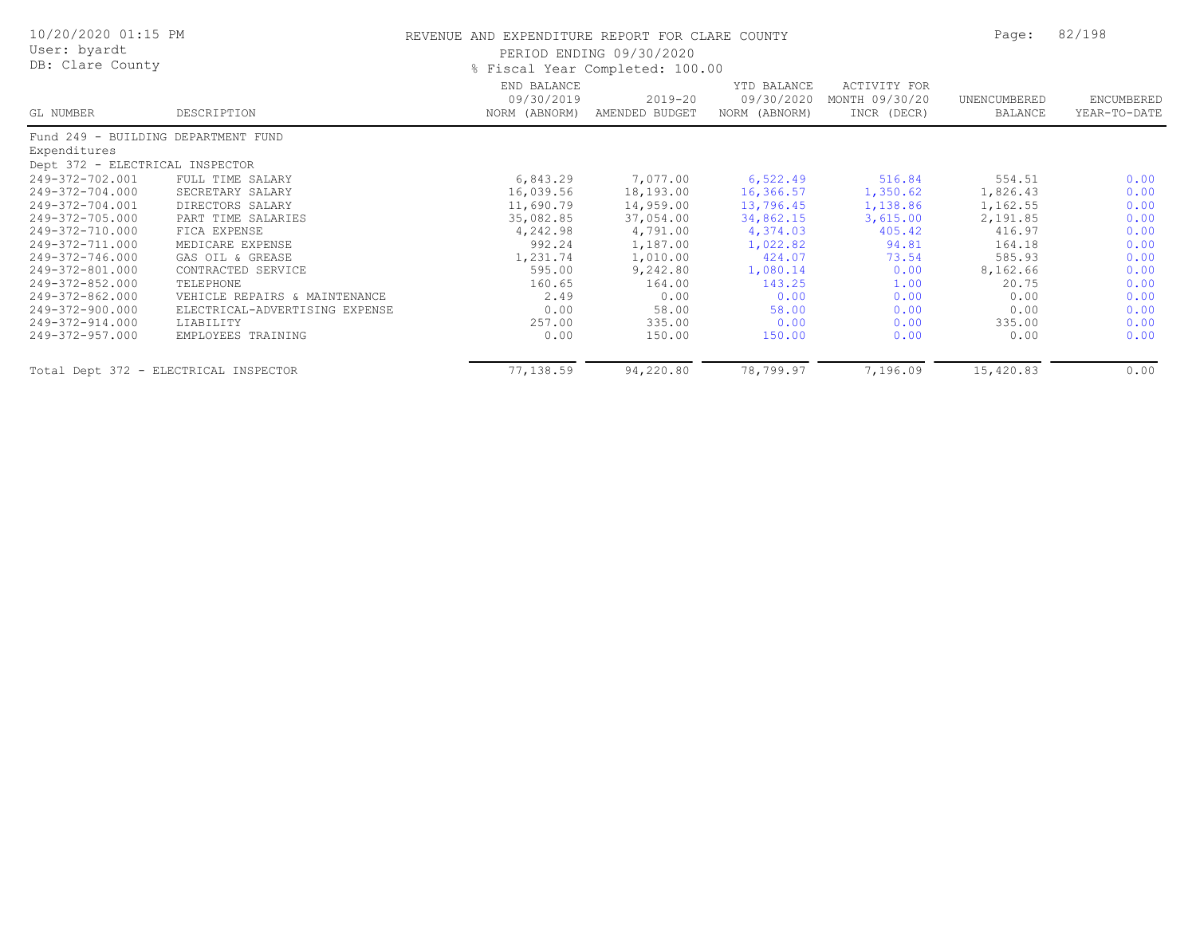REVENUE AND EXPENDITURE REPORT FOR CLARE COUNTY

PERIOD ENDING 09/30/2020

% Fiscal Year Completed: 100.00

User: byardt
DB: Clare County

| GL NUMBER | DESCRIPTION | END BALANCE 09/30/2019 NORM (ABNORM) | 2019-20 AMENDED BUDGET | YTD BALANCE 09/30/2020 NORM (ABNORM) | ACTIVITY FOR MONTH 09/30/20 INCR (DECR) | UNENCUMBERED BALANCE | ENCUMBERED YEAR-TO-DATE |
|---|---|---|---|---|---|---|---|
| Fund 249 - BUILDING DEPARTMENT FUND | | | | | | | |
| Expenditures | | | | | | | |
| Dept 372 - ELECTRICAL INSPECTOR | | | | | | | |
| 249-372-702.001 | FULL TIME SALARY | 6,843.29 | 7,077.00 | 6,522.49 | 516.84 | 554.51 | 0.00 |
| 249-372-704.000 | SECRETARY SALARY | 16,039.56 | 18,193.00 | 16,366.57 | 1,350.62 | 1,826.43 | 0.00 |
| 249-372-704.001 | DIRECTORS SALARY | 11,690.79 | 14,959.00 | 13,796.45 | 1,138.86 | 1,162.55 | 0.00 |
| 249-372-705.000 | PART TIME SALARIES | 35,082.85 | 37,054.00 | 34,862.15 | 3,615.00 | 2,191.85 | 0.00 |
| 249-372-710.000 | FICA EXPENSE | 4,242.98 | 4,791.00 | 4,374.03 | 405.42 | 416.97 | 0.00 |
| 249-372-711.000 | MEDICARE EXPENSE | 992.24 | 1,187.00 | 1,022.82 | 94.81 | 164.18 | 0.00 |
| 249-372-746.000 | GAS OIL & GREASE | 1,231.74 | 1,010.00 | 424.07 | 73.54 | 585.93 | 0.00 |
| 249-372-801.000 | CONTRACTED SERVICE | 595.00 | 9,242.80 | 1,080.14 | 0.00 | 8,162.66 | 0.00 |
| 249-372-852.000 | TELEPHONE | 160.65 | 164.00 | 143.25 | 1.00 | 20.75 | 0.00 |
| 249-372-862.000 | VEHICLE REPAIRS & MAINTENANCE | 2.49 | 0.00 | 0.00 | 0.00 | 0.00 | 0.00 |
| 249-372-900.000 | ELECTRICAL-ADVERTISING EXPENSE | 0.00 | 58.00 | 58.00 | 0.00 | 0.00 | 0.00 |
| 249-372-914.000 | LIABILITY | 257.00 | 335.00 | 0.00 | 0.00 | 335.00 | 0.00 |
| 249-372-957.000 | EMPLOYEES TRAINING | 0.00 | 150.00 | 150.00 | 0.00 | 0.00 | 0.00 |
| Total Dept 372 - ELECTRICAL INSPECTOR | | 77,138.59 | 94,220.80 | 78,799.97 | 7,196.09 | 15,420.83 | 0.00 |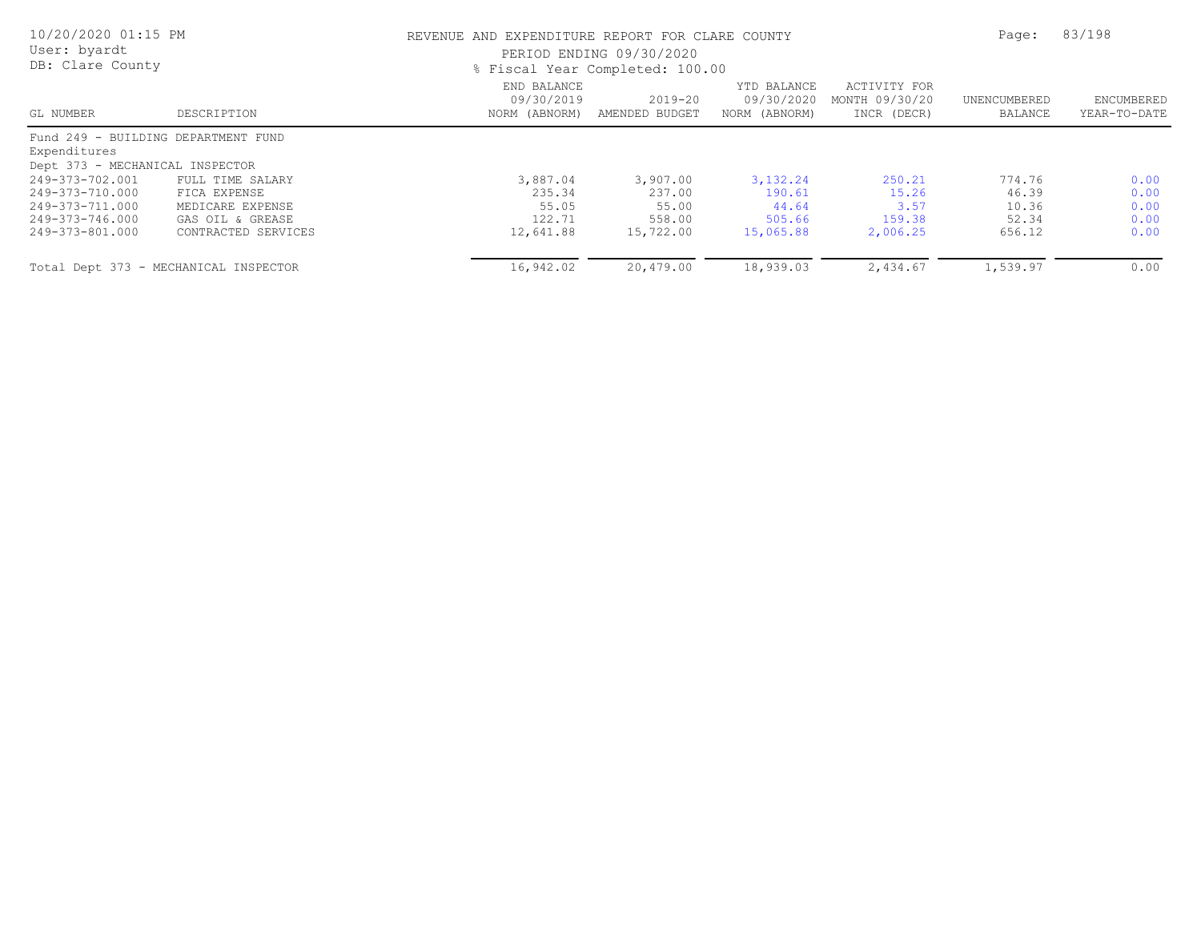REVENUE AND EXPENDITURE REPORT FOR CLARE COUNTY

PERIOD ENDING 09/30/2020

% Fiscal Year Completed: 100.00

| GL NUMBER | DESCRIPTION | END BALANCE 09/30/2019 NORM (ABNORM) | 2019-20 AMENDED BUDGET | YTD BALANCE 09/30/2020 NORM (ABNORM) | ACTIVITY FOR MONTH 09/30/20 INCR (DECR) | UNENCUMBERED BALANCE | ENCUMBERED YEAR-TO-DATE |
|---|---|---|---|---|---|---|---|
| Fund 249 - BUILDING DEPARTMENT FUND | | | | | | | |
| Expenditures | | | | | | | |
| Dept 373 - MECHANICAL INSPECTOR | | | | | | | |
| 249-373-702.001 | FULL TIME SALARY | 3,887.04 | 3,907.00 | 3,132.24 | 250.21 | 774.76 | 0.00 |
| 249-373-710.000 | FICA EXPENSE | 235.34 | 237.00 | 190.61 | 15.26 | 46.39 | 0.00 |
| 249-373-711.000 | MEDICARE EXPENSE | 55.05 | 55.00 | 44.64 | 3.57 | 10.36 | 0.00 |
| 249-373-746.000 | GAS OIL & GREASE | 122.71 | 558.00 | 505.66 | 159.38 | 52.34 | 0.00 |
| 249-373-801.000 | CONTRACTED SERVICES | 12,641.88 | 15,722.00 | 15,065.88 | 2,006.25 | 656.12 | 0.00 |
| Total Dept 373 - MECHANICAL INSPECTOR | | 16,942.02 | 20,479.00 | 18,939.03 | 2,434.67 | 1,539.97 | 0.00 |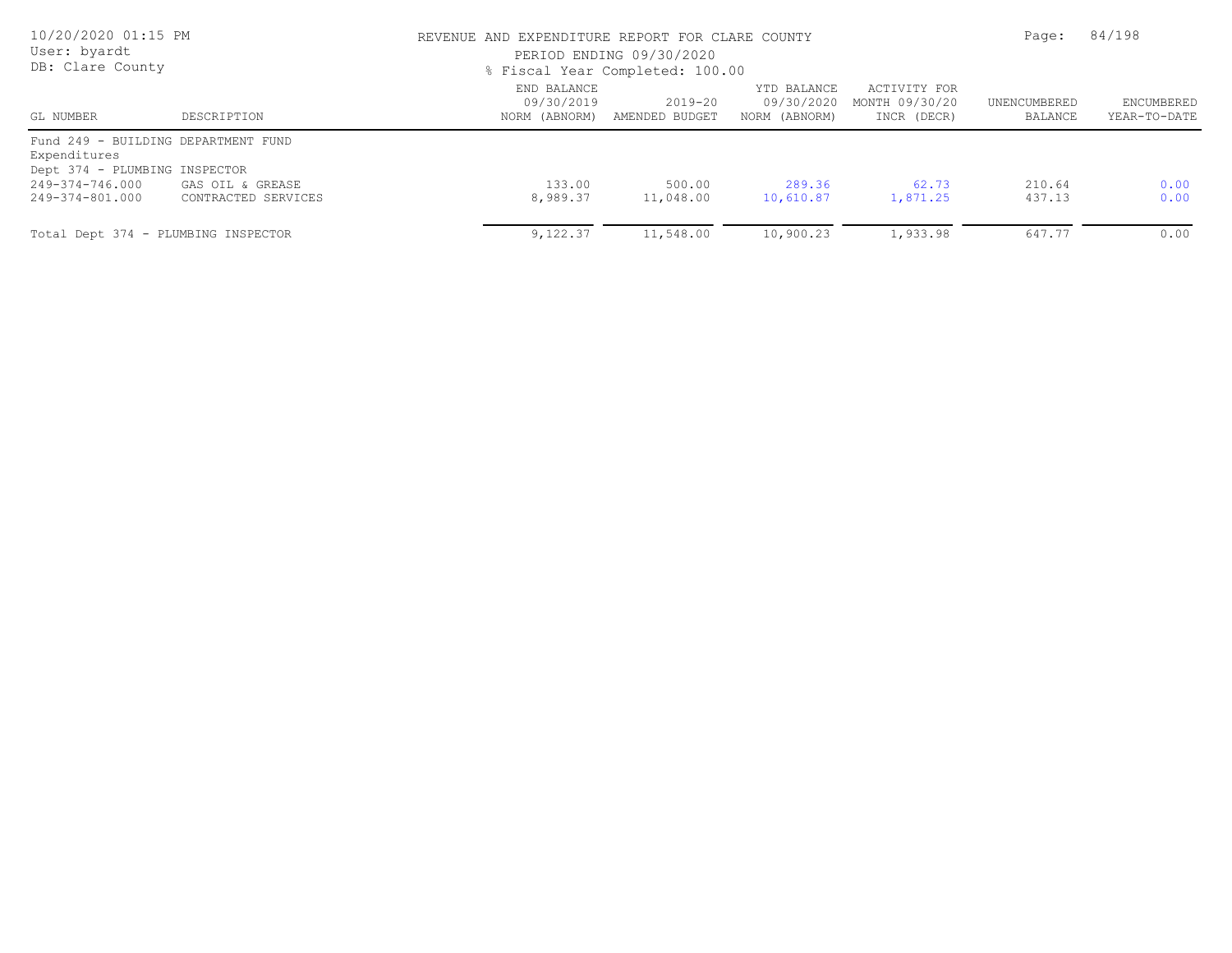REVENUE AND EXPENDITURE REPORT FOR CLARE COUNTY

PERIOD ENDING 09/30/2020

% Fiscal Year Completed: 100.00

User: byardt

DB: Clare County

| GL NUMBER | DESCRIPTION | END BALANCE 09/30/2019 NORM (ABNORM) | 2019-20 AMENDED BUDGET | YTD BALANCE 09/30/2020 NORM (ABNORM) | ACTIVITY FOR MONTH 09/30/20 INCR (DECR) | UNENCUMBERED BALANCE | ENCUMBERED YEAR-TO-DATE |
|---|---|---|---|---|---|---|---|
| Fund 249 - BUILDING DEPARTMENT FUND | | | | | | | |
| Expenditures | | | | | | | |
| Dept 374 - PLUMBING INSPECTOR | | | | | | | |
| 249-374-746.000 | GAS OIL & GREASE | 133.00 | 500.00 | 289.36 | 62.73 | 210.64 | 0.00 |
| 249-374-801.000 | CONTRACTED SERVICES | 8,989.37 | 11,048.00 | 10,610.87 | 1,871.25 | 437.13 | 0.00 |
| Total Dept 374 - PLUMBING INSPECTOR | | 9,122.37 | 11,548.00 | 10,900.23 | 1,933.98 | 647.77 | 0.00 |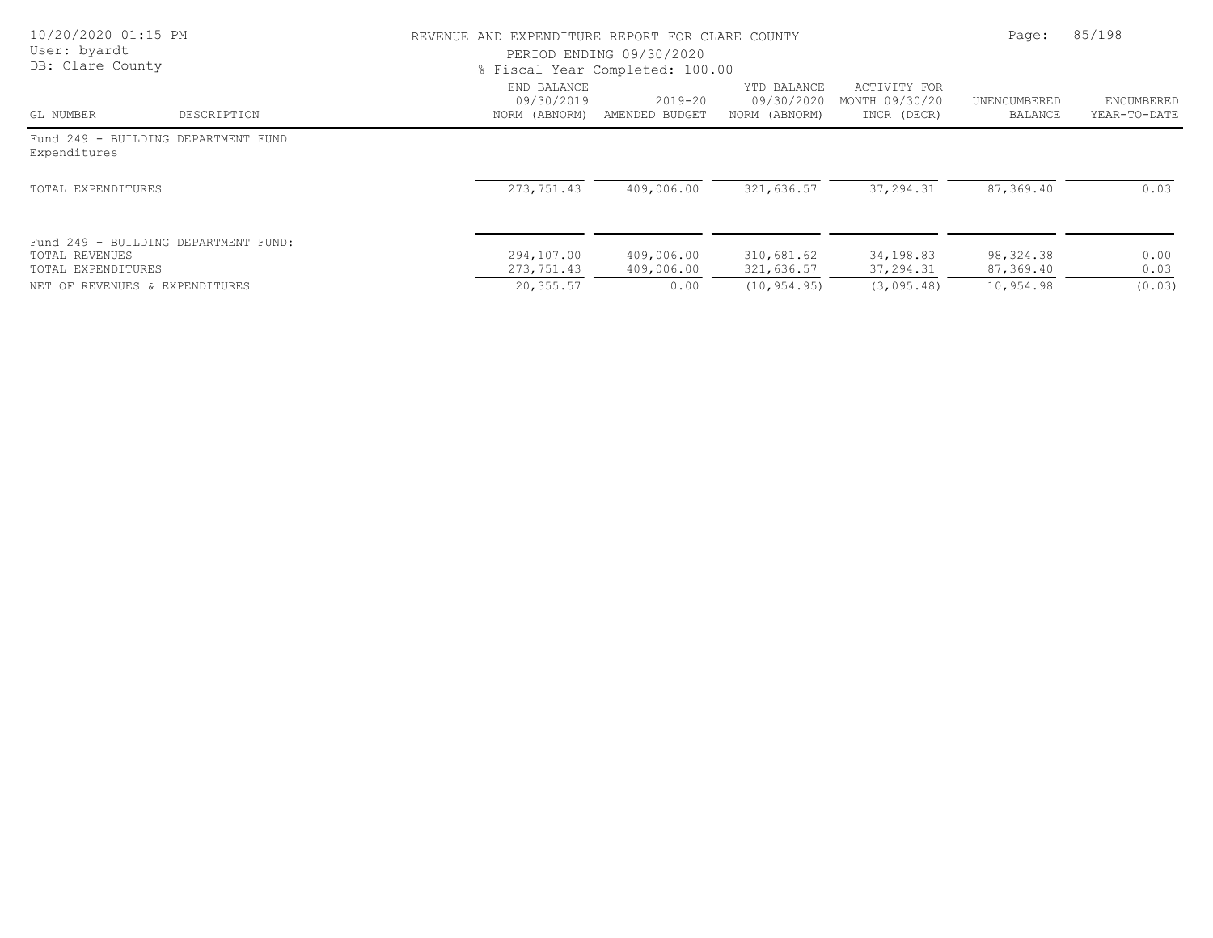REVENUE AND EXPENDITURE REPORT FOR CLARE COUNTY

PERIOD ENDING 09/30/2020

% Fiscal Year Completed: 100.00

| GL NUMBER | DESCRIPTION | END BALANCE 09/30/2019 NORM (ABNORM) | 2019-20 AMENDED BUDGET | YTD BALANCE 09/30/2020 NORM (ABNORM) | ACTIVITY FOR MONTH 09/30/20 INCR (DECR) | UNENCUMBERED BALANCE | ENCUMBERED YEAR-TO-DATE |
|---|---|---|---|---|---|---|---|
| Fund 249 - BUILDING DEPARTMENT FUND | | | | | | | |
| Expenditures | | | | | | | |
| TOTAL EXPENDITURES | | 273,751.43 | 409,006.00 | 321,636.57 | 37,294.31 | 87,369.40 | 0.03 |
| Fund 249 - BUILDING DEPARTMENT FUND: | | | | | | | |
| TOTAL REVENUES | | 294,107.00 | 409,006.00 | 310,681.62 | 34,198.83 | 98,324.38 | 0.00 |
| TOTAL EXPENDITURES | | 273,751.43 | 409,006.00 | 321,636.57 | 37,294.31 | 87,369.40 | 0.03 |
| NET OF REVENUES & EXPENDITURES | | 20,355.57 | 0.00 | (10,954.95) | (3,095.48) | 10,954.98 | (0.03) |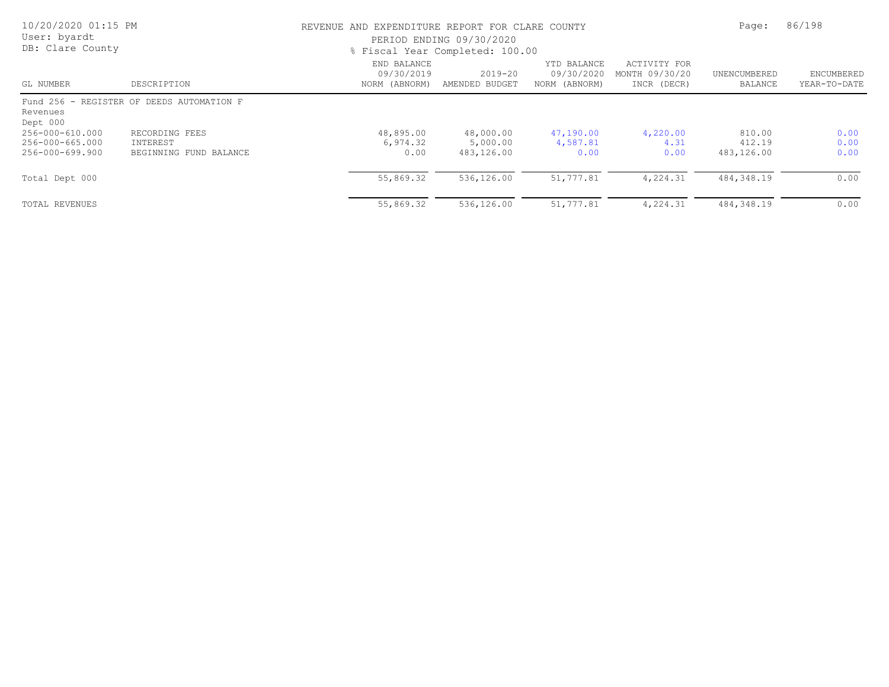10/20/2020 01:15 PM
User: byardt
DB: Clare County

REVENUE AND EXPENDITURE REPORT FOR CLARE COUNTY
PERIOD ENDING 09/30/2020
% Fiscal Year Completed: 100.00

| GL NUMBER | DESCRIPTION | END BALANCE 09/30/2019 NORM (ABNORM) | 2019-20 AMENDED BUDGET | YTD BALANCE 09/30/2020 NORM (ABNORM) | ACTIVITY FOR MONTH 09/30/20 INCR (DECR) | UNENCUMBERED BALANCE | ENCUMBERED YEAR-TO-DATE |
|---|---|---|---|---|---|---|---|
| Fund 256 - REGISTER OF DEEDS AUTOMATION F | | | | | | | |
| Revenues | | | | | | | |
| Dept 000 | | | | | | | |
| 256-000-610.000 | RECORDING FEES | 48,895.00 | 48,000.00 | 47,190.00 | 4,220.00 | 810.00 | 0.00 |
| 256-000-665.000 | INTEREST | 6,974.32 | 5,000.00 | 4,587.81 | 4.31 | 412.19 | 0.00 |
| 256-000-699.900 | BEGINNING FUND BALANCE | 0.00 | 483,126.00 | 0.00 | 0.00 | 483,126.00 | 0.00 |
| Total Dept 000 | | 55,869.32 | 536,126.00 | 51,777.81 | 4,224.31 | 484,348.19 | 0.00 |
| TOTAL REVENUES | | 55,869.32 | 536,126.00 | 51,777.81 | 4,224.31 | 484,348.19 | 0.00 |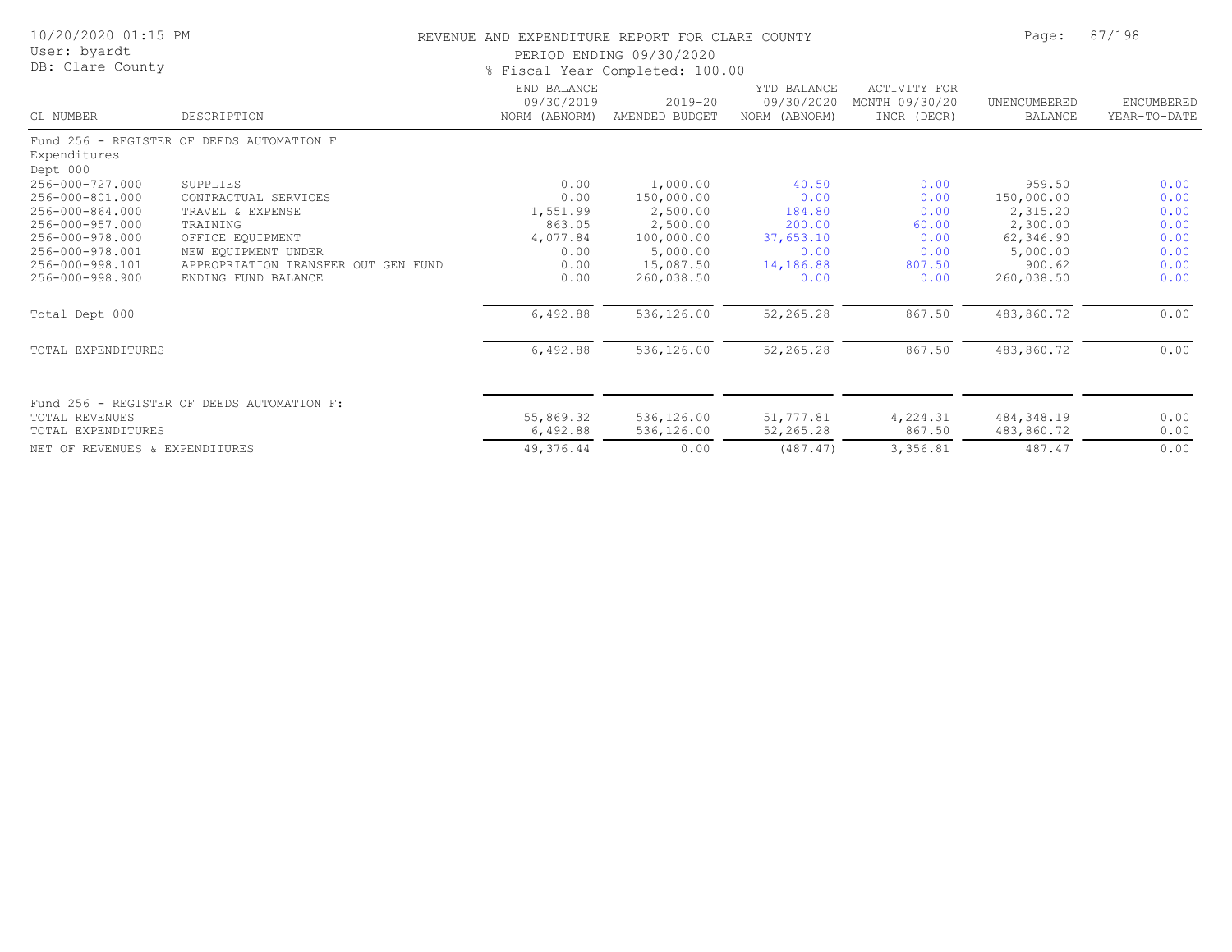# REVENUE AND EXPENDITURE REPORT FOR CLARE COUNTY

PERIOD ENDING 09/30/2020

% Fiscal Year Completed: 100.00

| GL NUMBER | DESCRIPTION | END BALANCE 09/30/2019 NORM (ABNORM) | 2019-20 AMENDED BUDGET | YTD BALANCE 09/30/2020 NORM (ABNORM) | ACTIVITY FOR MONTH 09/30/20 INCR (DECR) | UNENCUMBERED BALANCE | ENCUMBERED YEAR-TO-DATE |
|---|---|---|---|---|---|---|---|
| Fund 256 - REGISTER OF DEEDS AUTOMATION F | | | | | | | |
| Expenditures | | | | | | | |
| Dept 000 | | | | | | | |
| 256-000-727.000 | SUPPLIES | 0.00 | 1,000.00 | 40.50 | 0.00 | 959.50 | 0.00 |
| 256-000-801.000 | CONTRACTUAL SERVICES | 0.00 | 150,000.00 | 0.00 | 0.00 | 150,000.00 | 0.00 |
| 256-000-864.000 | TRAVEL & EXPENSE | 1,551.99 | 2,500.00 | 184.80 | 0.00 | 2,315.20 | 0.00 |
| 256-000-957.000 | TRAINING | 863.05 | 2,500.00 | 200.00 | 60.00 | 2,300.00 | 0.00 |
| 256-000-978.000 | OFFICE EQUIPMENT | 4,077.84 | 100,000.00 | 37,653.10 | 0.00 | 62,346.90 | 0.00 |
| 256-000-978.001 | NEW EQUIPMENT UNDER | 0.00 | 5,000.00 | 0.00 | 0.00 | 5,000.00 | 0.00 |
| 256-000-998.101 | APPROPRIATION TRANSFER OUT GEN FUND | 0.00 | 15,087.50 | 14,186.88 | 807.50 | 900.62 | 0.00 |
| 256-000-998.900 | ENDING FUND BALANCE | 0.00 | 260,038.50 | 0.00 | 0.00 | 260,038.50 | 0.00 |
| Total Dept 000 | | 6,492.88 | 536,126.00 | 52,265.28 | 867.50 | 483,860.72 | 0.00 |
| TOTAL EXPENDITURES | | 6,492.88 | 536,126.00 | 52,265.28 | 867.50 | 483,860.72 | 0.00 |
| Fund 256 - REGISTER OF DEEDS AUTOMATION F: | | | | | | | |
| TOTAL REVENUES | | 55,869.32 | 536,126.00 | 51,777.81 | 4,224.31 | 484,348.19 | 0.00 |
| TOTAL EXPENDITURES | | 6,492.88 | 536,126.00 | 52,265.28 | 867.50 | 483,860.72 | 0.00 |
| NET OF REVENUES & EXPENDITURES | | 49,376.44 | 0.00 | (487.47) | 3,356.81 | 487.47 | 0.00 |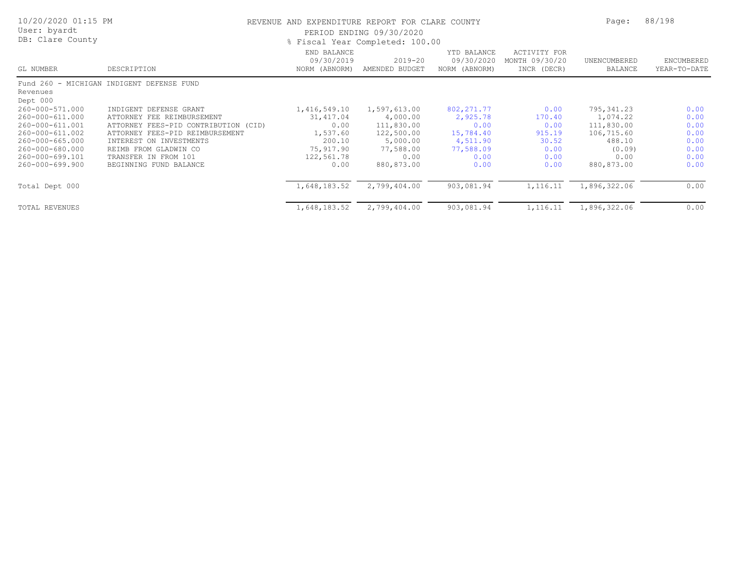# REVENUE AND EXPENDITURE REPORT FOR CLARE COUNTY

PERIOD ENDING 09/30/2020

% Fiscal Year Completed: 100.00

10/20/2020 01:15 PM
User: byardt
DB: Clare County

| GL NUMBER | DESCRIPTION | END BALANCE 09/30/2019 NORM (ABNORM) | 2019-20 AMENDED BUDGET | YTD BALANCE 09/30/2020 NORM (ABNORM) | ACTIVITY FOR MONTH 09/30/20 INCR (DECR) | UNENCUMBERED BALANCE | ENCUMBERED YEAR-TO-DATE |
|---|---|---|---|---|---|---|---|
| Fund 260 - MICHIGAN INDIGENT DEFENSE FUND | | | | | | | |
| Revenues | | | | | | | |
| Dept 000 | | | | | | | |
| 260-000-571.000 | INDIGENT DEFENSE GRANT | 1,416,549.10 | 1,597,613.00 | 802,271.77 | 0.00 | 795,341.23 | 0.00 |
| 260-000-611.000 | ATTORNEY FEE REIMBURSEMENT | 31,417.04 | 4,000.00 | 2,925.78 | 170.40 | 1,074.22 | 0.00 |
| 260-000-611.001 | ATTORNEY FEES-PID CONTRIBUTION (CID) | 0.00 | 111,830.00 | 0.00 | 0.00 | 111,830.00 | 0.00 |
| 260-000-611.002 | ATTORNEY FEES-PID REIMBURSEMENT | 1,537.60 | 122,500.00 | 15,784.40 | 915.19 | 106,715.60 | 0.00 |
| 260-000-665.000 | INTEREST ON INVESTMENTS | 200.10 | 5,000.00 | 4,511.90 | 30.52 | 488.10 | 0.00 |
| 260-000-680.000 | REIMB FROM GLADWIN CO | 75,917.90 | 77,588.00 | 77,588.09 | 0.00 | (0.09) | 0.00 |
| 260-000-699.101 | TRANSFER IN FROM 101 | 122,561.78 | 0.00 | 0.00 | 0.00 | 0.00 | 0.00 |
| 260-000-699.900 | BEGINNING FUND BALANCE | 0.00 | 880,873.00 | 0.00 | 0.00 | 880,873.00 | 0.00 |
| Total Dept 000 | | 1,648,183.52 | 2,799,404.00 | 903,081.94 | 1,116.11 | 1,896,322.06 | 0.00 |
| TOTAL REVENUES | | 1,648,183.52 | 2,799,404.00 | 903,081.94 | 1,116.11 | 1,896,322.06 | 0.00 |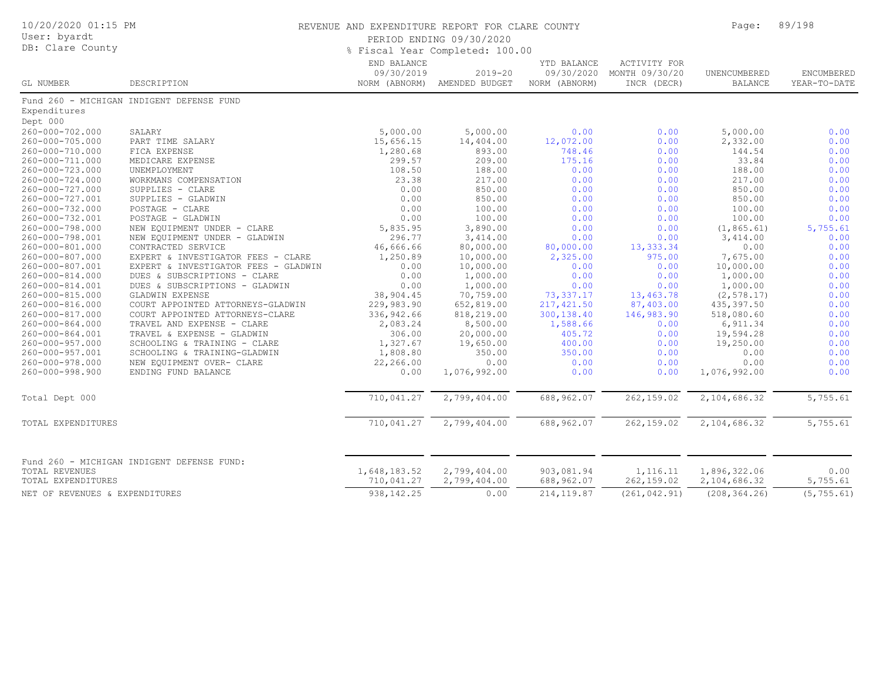# REVENUE AND EXPENDITURE REPORT FOR CLARE COUNTY

PERIOD ENDING 09/30/2020

% Fiscal Year Completed: 100.00

| GL NUMBER | DESCRIPTION | END BALANCE 09/30/2019 NORM (ABNORM) | 2019-20 AMENDED BUDGET | YTD BALANCE 09/30/2020 NORM (ABNORM) | ACTIVITY FOR MONTH 09/30/20 INCR (DECR) | UNENCUMBERED BALANCE | ENCUMBERED YEAR-TO-DATE |
|---|---|---|---|---|---|---|---|
| Fund 260 - MICHIGAN INDIGENT DEFENSE FUND | | | | | | | |
| Expenditures | | | | | | | |
| Dept 000 | | | | | | | |
| 260-000-702.000 | SALARY | 5,000.00 | 5,000.00 | 0.00 | 0.00 | 5,000.00 | 0.00 |
| 260-000-705.000 | PART TIME SALARY | 15,656.15 | 14,404.00 | 12,072.00 | 0.00 | 2,332.00 | 0.00 |
| 260-000-710.000 | FICA EXPENSE | 1,280.68 | 893.00 | 748.46 | 0.00 | 144.54 | 0.00 |
| 260-000-711.000 | MEDICARE EXPENSE | 299.57 | 209.00 | 175.16 | 0.00 | 33.84 | 0.00 |
| 260-000-723.000 | UNEMPLOYMENT | 108.50 | 188.00 | 0.00 | 0.00 | 188.00 | 0.00 |
| 260-000-724.000 | WORKMANS COMPENSATION | 23.38 | 217.00 | 0.00 | 0.00 | 217.00 | 0.00 |
| 260-000-727.000 | SUPPLIES - CLARE | 0.00 | 850.00 | 0.00 | 0.00 | 850.00 | 0.00 |
| 260-000-727.001 | SUPPLIES - GLADWIN | 0.00 | 850.00 | 0.00 | 0.00 | 850.00 | 0.00 |
| 260-000-732.000 | POSTAGE - CLARE | 0.00 | 100.00 | 0.00 | 0.00 | 100.00 | 0.00 |
| 260-000-732.001 | POSTAGE - GLADWIN | 0.00 | 100.00 | 0.00 | 0.00 | 100.00 | 0.00 |
| 260-000-798.000 | NEW EQUIPMENT UNDER - CLARE | 5,835.95 | 3,890.00 | 0.00 | 0.00 | (1,865.61) | 5,755.61 |
| 260-000-798.001 | NEW EQUIPMENT UNDER - GLADWIN | 296.77 | 3,414.00 | 0.00 | 0.00 | 3,414.00 | 0.00 |
| 260-000-801.000 | CONTRACTED SERVICE | 46,666.66 | 80,000.00 | 80,000.00 | 13,333.34 | 0.00 | 0.00 |
| 260-000-807.000 | EXPERT & INVESTIGATOR FEES - CLARE | 1,250.89 | 10,000.00 | 2,325.00 | 975.00 | 7,675.00 | 0.00 |
| 260-000-807.001 | EXPERT & INVESTIGATOR FEES - GLADWIN | 0.00 | 10,000.00 | 0.00 | 0.00 | 10,000.00 | 0.00 |
| 260-000-814.000 | DUES & SUBSCRIPTIONS - CLARE | 0.00 | 1,000.00 | 0.00 | 0.00 | 1,000.00 | 0.00 |
| 260-000-814.001 | DUES & SUBSCRIPTIONS - GLADWIN | 0.00 | 1,000.00 | 0.00 | 0.00 | 1,000.00 | 0.00 |
| 260-000-815.000 | GLADWIN EXPENSE | 38,904.45 | 70,759.00 | 73,337.17 | 13,463.78 | (2,578.17) | 0.00 |
| 260-000-816.000 | COURT APPOINTED ATTORNEYS-GLADWIN | 229,983.90 | 652,819.00 | 217,421.50 | 87,403.00 | 435,397.50 | 0.00 |
| 260-000-817.000 | COURT APPOINTED ATTORNEYS-CLARE | 336,942.66 | 818,219.00 | 300,138.40 | 146,983.90 | 518,080.60 | 0.00 |
| 260-000-864.000 | TRAVEL AND EXPENSE - CLARE | 2,083.24 | 8,500.00 | 1,588.66 | 0.00 | 6,911.34 | 0.00 |
| 260-000-864.001 | TRAVEL & EXPENSE - GLADWIN | 306.00 | 20,000.00 | 405.72 | 0.00 | 19,594.28 | 0.00 |
| 260-000-957.000 | SCHOOLING & TRAINING - CLARE | 1,327.67 | 19,650.00 | 400.00 | 0.00 | 19,250.00 | 0.00 |
| 260-000-957.001 | SCHOOLING & TRAINING-GLADWIN | 1,808.80 | 350.00 | 350.00 | 0.00 | 0.00 | 0.00 |
| 260-000-978.000 | NEW EQUIPMENT OVER- CLARE | 22,266.00 | 0.00 | 0.00 | 0.00 | 0.00 | 0.00 |
| 260-000-998.900 | ENDING FUND BALANCE | 0.00 | 1,076,992.00 | 0.00 | 0.00 | 1,076,992.00 | 0.00 |
| Total Dept 000 | | 710,041.27 | 2,799,404.00 | 688,962.07 | 262,159.02 | 2,104,686.32 | 5,755.61 |
| TOTAL EXPENDITURES | | 710,041.27 | 2,799,404.00 | 688,962.07 | 262,159.02 | 2,104,686.32 | 5,755.61 |
| Fund 260 - MICHIGAN INDIGENT DEFENSE FUND: | | | | | | | |
| TOTAL REVENUES | | 1,648,183.52 | 2,799,404.00 | 903,081.94 | 1,116.11 | 1,896,322.06 | 0.00 |
| TOTAL EXPENDITURES | | 710,041.27 | 2,799,404.00 | 688,962.07 | 262,159.02 | 2,104,686.32 | 5,755.61 |
| NET OF REVENUES & EXPENDITURES | | 938,142.25 | 0.00 | 214,119.87 | (261,042.91) | (208,364.26) | (5,755.61) |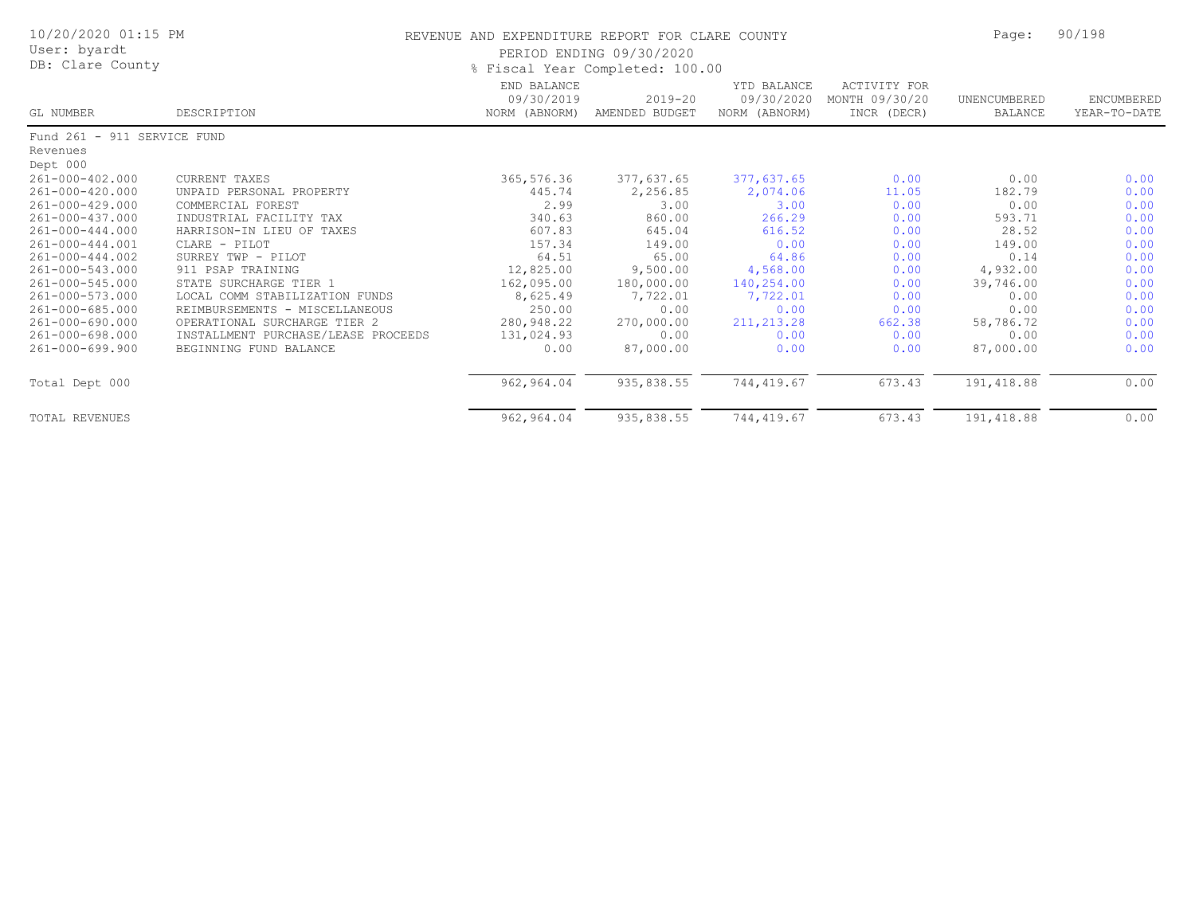# REVENUE AND EXPENDITURE REPORT FOR CLARE COUNTY

10/20/2020 01:15 PM
User: byardt
DB: Clare County

PERIOD ENDING 09/30/2020
% Fiscal Year Completed: 100.00

| GL NUMBER | DESCRIPTION | END BALANCE 09/30/2019 NORM (ABNORM) | 2019-20 AMENDED BUDGET | YTD BALANCE 09/30/2020 NORM (ABNORM) | ACTIVITY FOR MONTH 09/30/20 INCR (DECR) | UNENCUMBERED BALANCE | ENCUMBERED YEAR-TO-DATE |
|---|---|---|---|---|---|---|---|
| Fund 261 - 911 SERVICE FUND | | | | | | | |
| Revenues | | | | | | | |
| Dept 000 | | | | | | | |
| 261-000-402.000 | CURRENT TAXES | 365,576.36 | 377,637.65 | 377,637.65 | 0.00 | 0.00 | 0.00 |
| 261-000-420.000 | UNPAID PERSONAL PROPERTY | 445.74 | 2,256.85 | 2,074.06 | 11.05 | 182.79 | 0.00 |
| 261-000-429.000 | COMMERCIAL FOREST | 2.99 | 3.00 | 3.00 | 0.00 | 0.00 | 0.00 |
| 261-000-437.000 | INDUSTRIAL FACILITY TAX | 340.63 | 860.00 | 266.29 | 0.00 | 593.71 | 0.00 |
| 261-000-444.000 | HARRISON-IN LIEU OF TAXES | 607.83 | 645.04 | 616.52 | 0.00 | 28.52 | 0.00 |
| 261-000-444.001 | CLARE - PILOT | 157.34 | 149.00 | 0.00 | 0.00 | 149.00 | 0.00 |
| 261-000-444.002 | SURREY TWP - PILOT | 64.51 | 65.00 | 64.86 | 0.00 | 0.14 | 0.00 |
| 261-000-543.000 | 911 PSAP TRAINING | 12,825.00 | 9,500.00 | 4,568.00 | 0.00 | 4,932.00 | 0.00 |
| 261-000-545.000 | STATE SURCHARGE TIER 1 | 162,095.00 | 180,000.00 | 140,254.00 | 0.00 | 39,746.00 | 0.00 |
| 261-000-573.000 | LOCAL COMM STABILIZATION FUNDS | 8,625.49 | 7,722.01 | 7,722.01 | 0.00 | 0.00 | 0.00 |
| 261-000-685.000 | REIMBURSEMENTS - MISCELLANEOUS | 250.00 | 0.00 | 0.00 | 0.00 | 0.00 | 0.00 |
| 261-000-690.000 | OPERATIONAL SURCHARGE TIER 2 | 280,948.22 | 270,000.00 | 211,213.28 | 662.38 | 58,786.72 | 0.00 |
| 261-000-698.000 | INSTALLMENT PURCHASE/LEASE PROCEEDS | 131,024.93 | 0.00 | 0.00 | 0.00 | 0.00 | 0.00 |
| 261-000-699.900 | BEGINNING FUND BALANCE | 0.00 | 87,000.00 | 0.00 | 0.00 | 87,000.00 | 0.00 |
| Total Dept 000 | | 962,964.04 | 935,838.55 | 744,419.67 | 673.43 | 191,418.88 | 0.00 |
| TOTAL REVENUES | | 962,964.04 | 935,838.55 | 744,419.67 | 673.43 | 191,418.88 | 0.00 |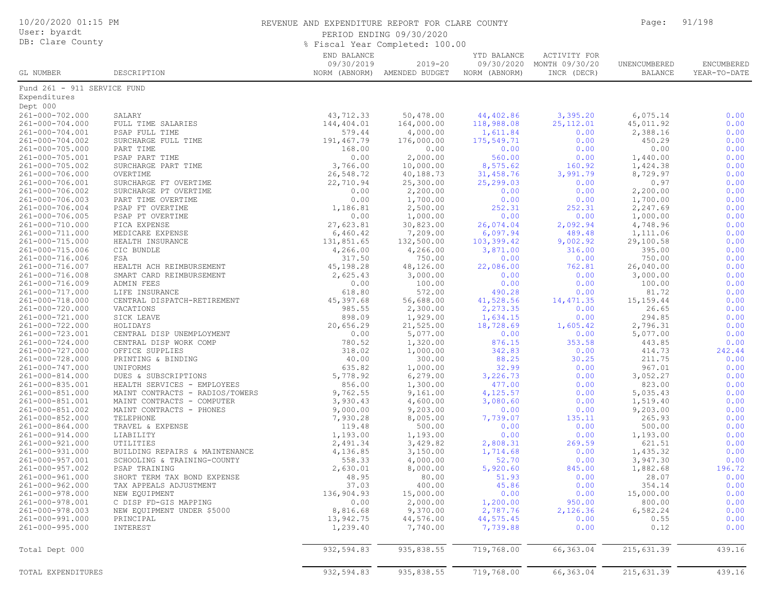REVENUE AND EXPENDITURE REPORT FOR CLARE COUNTY

PERIOD ENDING 09/30/2020

% Fiscal Year Completed: 100.00

User: byardt
DB: Clare County

| GL NUMBER | DESCRIPTION | END BALANCE 09/30/2019 NORM (ABNORM) | 2019-20 AMENDED BUDGET | YTD BALANCE 09/30/2020 NORM (ABNORM) | ACTIVITY FOR MONTH 09/30/20 INCR (DECR) | UNENCUMBERED BALANCE | ENCUMBERED YEAR-TO-DATE |
|---|---|---|---|---|---|---|---|
| Fund 261 - 911 SERVICE FUND | | | | | | | |
| Expenditures | | | | | | | |
| Dept 000 | | | | | | | |
| 261-000-702.000 | SALARY | 43,712.33 | 50,478.00 | 44,402.86 | 3,395.20 | 6,075.14 | 0.00 |
| 261-000-704.000 | FULL TIME SALARIES | 144,404.01 | 164,000.00 | 118,988.08 | 25,112.01 | 45,011.92 | 0.00 |
| 261-000-704.001 | PSAP FULL TIME | 579.44 | 4,000.00 | 1,611.84 | 0.00 | 2,388.16 | 0.00 |
| 261-000-704.002 | SURCHARGE FULL TIME | 191,467.79 | 176,000.00 | 175,549.71 | 0.00 | 450.29 | 0.00 |
| 261-000-705.000 | PART TIME | 168.00 | 0.00 | 0.00 | 0.00 | 0.00 | 0.00 |
| 261-000-705.001 | PSAP PART TIME | 0.00 | 2,000.00 | 560.00 | 0.00 | 1,440.00 | 0.00 |
| 261-000-705.002 | SURCHARGE PART TIME | 3,766.00 | 10,000.00 | 8,575.62 | 160.92 | 1,424.38 | 0.00 |
| 261-000-706.000 | OVERTIME | 26,548.72 | 40,188.73 | 31,458.76 | 3,991.79 | 8,729.97 | 0.00 |
| 261-000-706.001 | SURCHARGE FT OVERTIME | 22,710.94 | 25,300.00 | 25,299.03 | 0.00 | 0.97 | 0.00 |
| 261-000-706.002 | SURCHARGE PT OVERTIME | 0.00 | 2,200.00 | 0.00 | 0.00 | 2,200.00 | 0.00 |
| 261-000-706.003 | PART TIME OVERTIME | 0.00 | 1,700.00 | 0.00 | 0.00 | 1,700.00 | 0.00 |
| 261-000-706.004 | PSAP FT OVERTIME | 1,186.81 | 2,500.00 | 252.31 | 252.31 | 2,247.69 | 0.00 |
| 261-000-706.005 | PSAP PT OVERTIME | 0.00 | 1,000.00 | 0.00 | 0.00 | 1,000.00 | 0.00 |
| 261-000-710.000 | FICA EXPENSE | 27,623.81 | 30,823.00 | 26,074.04 | 2,092.94 | 4,748.96 | 0.00 |
| 261-000-711.000 | MEDICARE EXPENSE | 6,460.42 | 7,209.00 | 6,097.94 | 489.48 | 1,111.06 | 0.00 |
| 261-000-715.000 | HEALTH INSURANCE | 131,851.65 | 132,500.00 | 103,399.42 | 9,002.92 | 29,100.58 | 0.00 |
| 261-000-715.006 | CIC BUNDLE | 4,266.00 | 4,266.00 | 3,871.00 | 316.00 | 395.00 | 0.00 |
| 261-000-716.006 | FSA | 317.50 | 750.00 | 0.00 | 0.00 | 750.00 | 0.00 |
| 261-000-716.007 | HEALTH ACH REIMBURSEMENT | 45,198.28 | 48,126.00 | 22,086.00 | 762.81 | 26,040.00 | 0.00 |
| 261-000-716.008 | SMART CARD REIMBURSEMENT | 2,625.43 | 3,000.00 | 0.00 | 0.00 | 3,000.00 | 0.00 |
| 261-000-716.009 | ADMIN FEES | 0.00 | 100.00 | 0.00 | 0.00 | 100.00 | 0.00 |
| 261-000-717.000 | LIFE INSURANCE | 618.80 | 572.00 | 490.28 | 0.00 | 81.72 | 0.00 |
| 261-000-718.000 | CENTRAL DISPATCH-RETIREMENT | 45,397.68 | 56,688.00 | 41,528.56 | 14,471.35 | 15,159.44 | 0.00 |
| 261-000-720.000 | VACATIONS | 985.55 | 2,300.00 | 2,273.35 | 0.00 | 26.65 | 0.00 |
| 261-000-721.000 | SICK LEAVE | 898.09 | 1,929.00 | 1,634.15 | 0.00 | 294.85 | 0.00 |
| 261-000-722.000 | HOLIDAYS | 20,656.29 | 21,525.00 | 18,728.69 | 1,605.42 | 2,796.31 | 0.00 |
| 261-000-723.001 | CENTRAL DISP UNEMPLOYMENT | 0.00 | 5,077.00 | 0.00 | 0.00 | 5,077.00 | 0.00 |
| 261-000-724.000 | CENTRAL DISP WORK COMP | 780.52 | 1,320.00 | 876.15 | 353.58 | 443.85 | 0.00 |
| 261-000-727.000 | OFFICE SUPPLIES | 318.02 | 1,000.00 | 342.83 | 0.00 | 414.73 | 242.44 |
| 261-000-728.000 | PRINTING & BINDING | 40.00 | 300.00 | 88.25 | 30.25 | 211.75 | 0.00 |
| 261-000-747.000 | UNIFORMS | 635.82 | 1,000.00 | 32.99 | 0.00 | 967.01 | 0.00 |
| 261-000-814.000 | DUES & SUBSCRIPTIONS | 5,778.92 | 6,279.00 | 3,226.73 | 0.00 | 3,052.27 | 0.00 |
| 261-000-835.001 | HEALTH SERVICES - EMPLOYEES | 856.00 | 1,300.00 | 477.00 | 0.00 | 823.00 | 0.00 |
| 261-000-851.000 | MAINT CONTRACTS - RADIOS/TOWERS | 9,762.55 | 9,161.00 | 4,125.57 | 0.00 | 5,035.43 | 0.00 |
| 261-000-851.001 | MAINT CONTRACTS - COMPUTER | 3,930.43 | 4,600.00 | 3,080.60 | 0.00 | 1,519.40 | 0.00 |
| 261-000-851.002 | MAINT CONTRACTS - PHONES | 9,000.00 | 9,203.00 | 0.00 | 0.00 | 9,203.00 | 0.00 |
| 261-000-852.000 | TELEPHONE | 7,930.28 | 8,005.00 | 7,739.07 | 135.11 | 265.93 | 0.00 |
| 261-000-864.000 | TRAVEL & EXPENSE | 119.48 | 500.00 | 0.00 | 0.00 | 500.00 | 0.00 |
| 261-000-914.000 | LIABILITY | 1,193.00 | 1,193.00 | 0.00 | 0.00 | 1,193.00 | 0.00 |
| 261-000-921.000 | UTILITIES | 2,491.34 | 3,429.82 | 2,808.31 | 269.59 | 621.51 | 0.00 |
| 261-000-931.000 | BUILDING REPAIRS & MAINTENANCE | 4,136.85 | 3,150.00 | 1,714.68 | 0.00 | 1,435.32 | 0.00 |
| 261-000-957.001 | SCHOOLING & TRAINING-COUNTY | 558.33 | 4,000.00 | 52.70 | 0.00 | 3,947.30 | 0.00 |
| 261-000-957.002 | PSAP TRAINING | 2,630.01 | 8,000.00 | 5,920.60 | 845.00 | 1,882.68 | 196.72 |
| 261-000-961.000 | SHORT TERM TAX BOND EXPENSE | 48.95 | 80.00 | 51.93 | 0.00 | 28.07 | 0.00 |
| 261-000-962.000 | TAX APPEALS ADJUSTMENT | 37.03 | 400.00 | 45.86 | 0.00 | 354.14 | 0.00 |
| 261-000-978.000 | NEW EQUIPMENT | 136,904.93 | 15,000.00 | 0.00 | 0.00 | 15,000.00 | 0.00 |
| 261-000-978.001 | C DISP FD-GIS MAPPING | 0.00 | 2,000.00 | 1,200.00 | 950.00 | 800.00 | 0.00 |
| 261-000-978.003 | NEW EQUIPMENT UNDER $5000 | 8,816.68 | 9,370.00 | 2,787.76 | 2,126.36 | 6,582.24 | 0.00 |
| 261-000-991.000 | PRINCIPAL | 13,942.75 | 44,576.00 | 44,575.45 | 0.00 | 0.55 | 0.00 |
| 261-000-995.000 | INTEREST | 1,239.40 | 7,740.00 | 7,739.88 | 0.00 | 0.12 | 0.00 |
| Total Dept 000 | | 932,594.83 | 935,838.55 | 719,768.00 | 66,363.04 | 215,631.39 | 439.16 |
| TOTAL EXPENDITURES | | 932,594.83 | 935,838.55 | 719,768.00 | 66,363.04 | 215,631.39 | 439.16 |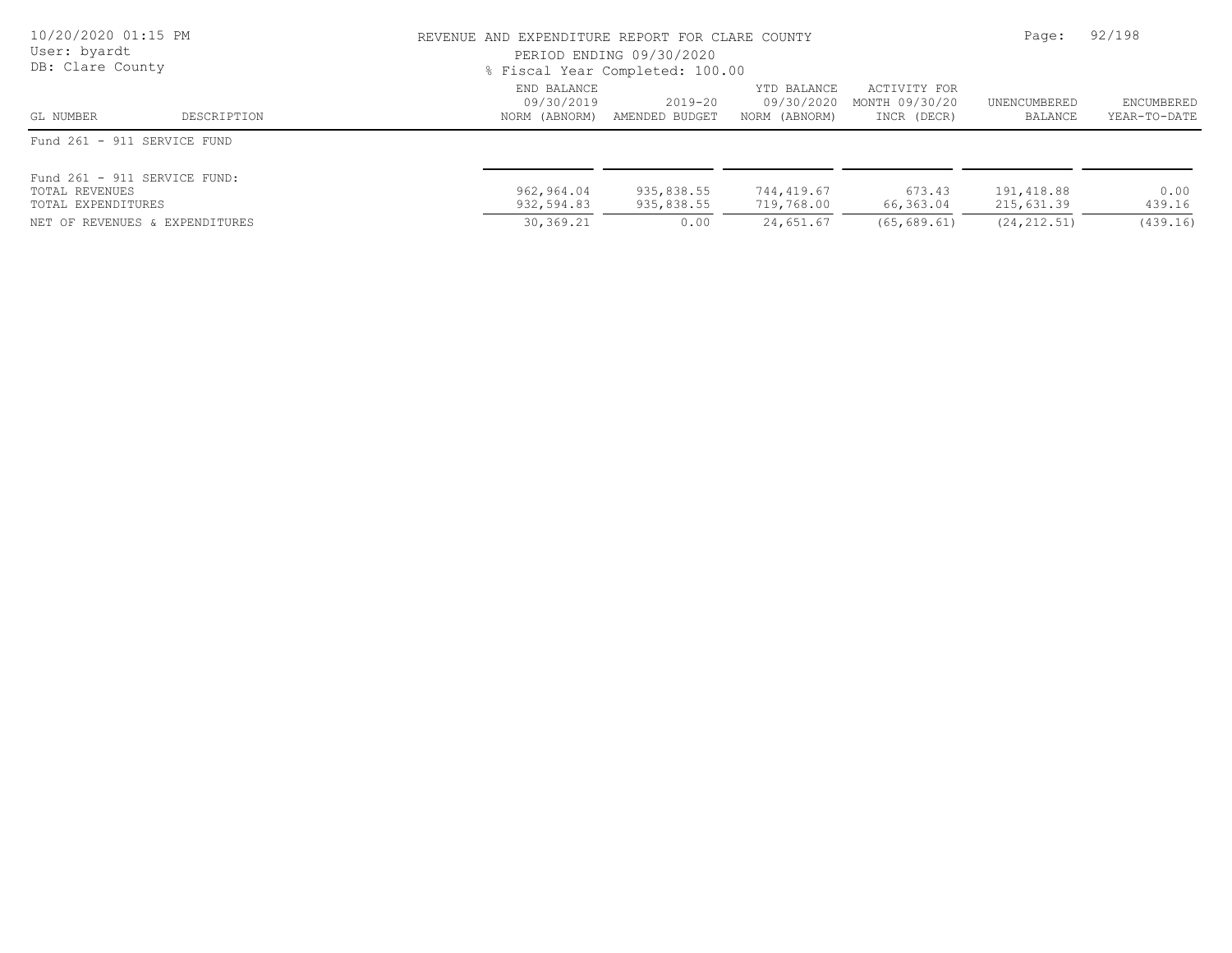REVENUE AND EXPENDITURE REPORT FOR CLARE COUNTY

PERIOD ENDING 09/30/2020

% Fiscal Year Completed: 100.00

| GL NUMBER | DESCRIPTION | END BALANCE 09/30/2019 NORM (ABNORM) | 2019-20 AMENDED BUDGET | YTD BALANCE 09/30/2020 NORM (ABNORM) | ACTIVITY FOR MONTH 09/30/20 INCR (DECR) | UNENCUMBERED BALANCE | ENCUMBERED YEAR-TO-DATE |
|---|---|---|---|---|---|---|---|
| Fund 261 - 911 SERVICE FUND | | | | | | | |
| Fund 261 - 911 SERVICE FUND: | | | | | | | |
| TOTAL REVENUES | | 962,964.04 | 935,838.55 | 744,419.67 | 673.43 | 191,418.88 | 0.00 |
| TOTAL EXPENDITURES | | 932,594.83 | 935,838.55 | 719,768.00 | 66,363.04 | 215,631.39 | 439.16 |
| NET OF REVENUES & EXPENDITURES | | 30,369.21 | 0.00 | 24,651.67 | (65,689.61) | (24,212.51) | (439.16) |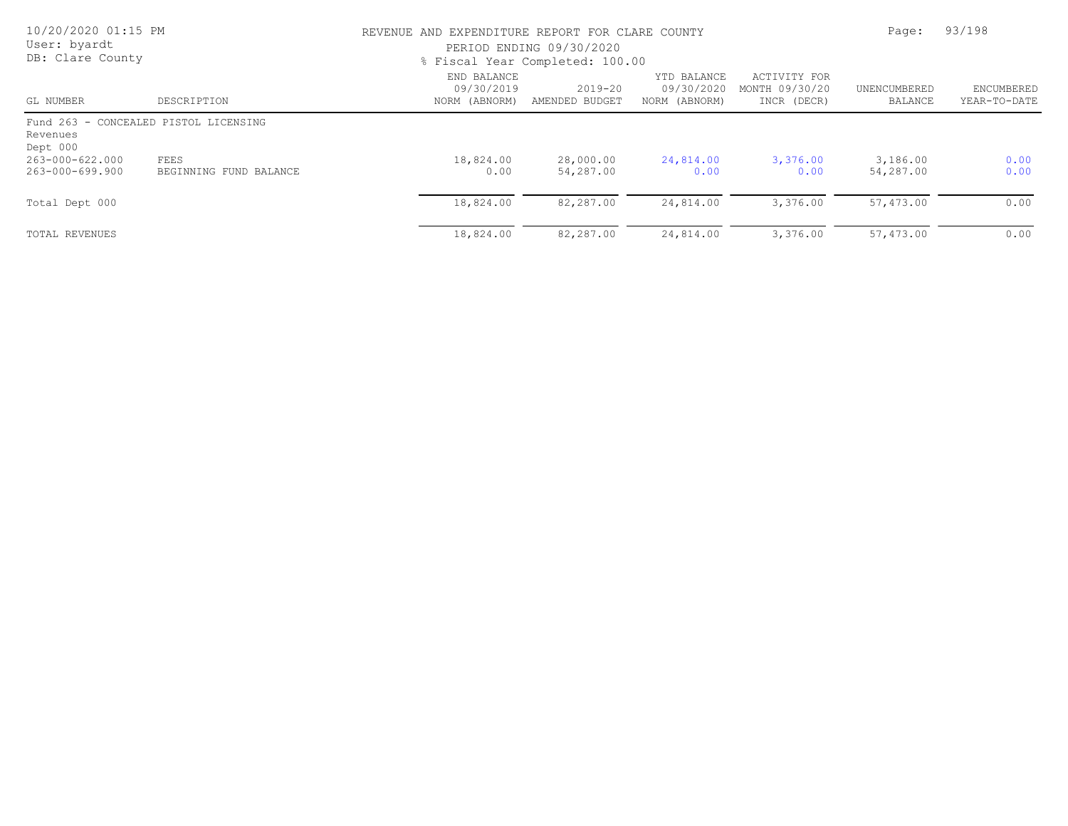# REVENUE AND EXPENDITURE REPORT FOR CLARE COUNTY

PERIOD ENDING 09/30/2020

% Fiscal Year Completed: 100.00

| GL NUMBER | DESCRIPTION | END BALANCE 09/30/2019 NORM (ABNORM) | 2019-20 AMENDED BUDGET | YTD BALANCE 09/30/2020 NORM (ABNORM) | ACTIVITY FOR MONTH 09/30/20 INCR (DECR) | UNENCUMBERED BALANCE | ENCUMBERED YEAR-TO-DATE |
|---|---|---|---|---|---|---|---|
| Fund 263 - CONCEALED PISTOL LICENSING | | | | | | | |
| Revenues | | | | | | | |
| Dept 000 | | | | | | | |
| 263-000-622.000 | FEES | 18,824.00 | 28,000.00 | 24,814.00 | 3,376.00 | 3,186.00 | 0.00 |
| 263-000-699.900 | BEGINNING FUND BALANCE | 0.00 | 54,287.00 | 0.00 | 0.00 | 54,287.00 | 0.00 |
| Total Dept 000 | | 18,824.00 | 82,287.00 | 24,814.00 | 3,376.00 | 57,473.00 | 0.00 |
| TOTAL REVENUES | | 18,824.00 | 82,287.00 | 24,814.00 | 3,376.00 | 57,473.00 | 0.00 |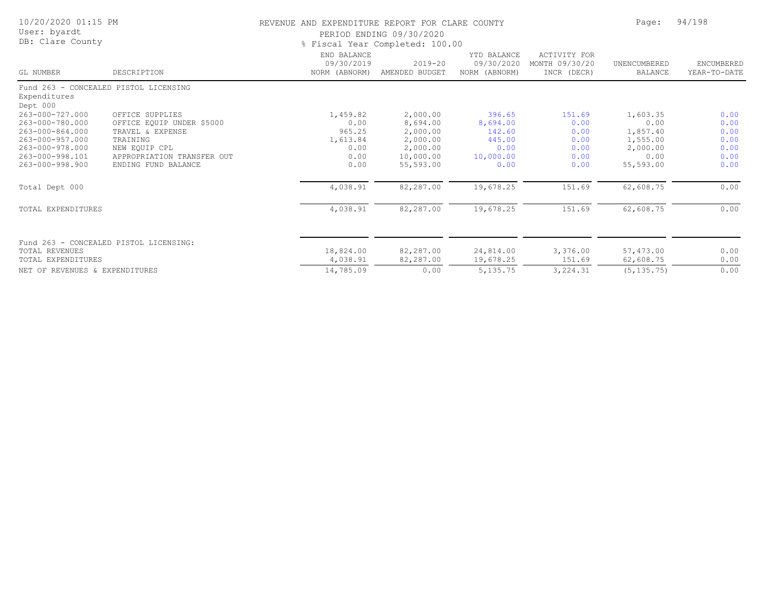REVENUE AND EXPENDITURE REPORT FOR CLARE COUNTY

PERIOD ENDING 09/30/2020

% Fiscal Year Completed: 100.00

| GL NUMBER | DESCRIPTION | END BALANCE 09/30/2019 NORM (ABNORM) | 2019-20 AMENDED BUDGET | YTD BALANCE 09/30/2020 NORM (ABNORM) | ACTIVITY FOR MONTH 09/30/20 INCR (DECR) | UNENCUMBERED BALANCE | ENCUMBERED YEAR-TO-DATE |
|---|---|---|---|---|---|---|---|
| Fund 263 - CONCEALED PISTOL LICENSING | | | | | | | |
| Expenditures | | | | | | | |
| Dept 000 | | | | | | | |
| 263-000-727.000 | OFFICE SUPPLIES | 1,459.82 | 2,000.00 | 396.65 | 151.69 | 1,603.35 | 0.00 |
| 263-000-780.000 | OFFICE EQUIP UNDER $5000 | 0.00 | 8,694.00 | 8,694.00 | 0.00 | 0.00 | 0.00 |
| 263-000-864.000 | TRAVEL & EXPENSE | 965.25 | 2,000.00 | 142.60 | 0.00 | 1,857.40 | 0.00 |
| 263-000-957.000 | TRAINING | 1,613.84 | 2,000.00 | 445.00 | 0.00 | 1,555.00 | 0.00 |
| 263-000-978.000 | NEW EQUIP CPL | 0.00 | 2,000.00 | 0.00 | 0.00 | 2,000.00 | 0.00 |
| 263-000-998.101 | APPROPRIATION TRANSFER OUT | 0.00 | 10,000.00 | 10,000.00 | 0.00 | 0.00 | 0.00 |
| 263-000-998.900 | ENDING FUND BALANCE | 0.00 | 55,593.00 | 0.00 | 0.00 | 55,593.00 | 0.00 |
| Total Dept 000 | | 4,038.91 | 82,287.00 | 19,678.25 | 151.69 | 62,608.75 | 0.00 |
| TOTAL EXPENDITURES | | 4,038.91 | 82,287.00 | 19,678.25 | 151.69 | 62,608.75 | 0.00 |
| Fund 263 - CONCEALED PISTOL LICENSING: | | | | | | | |
| TOTAL REVENUES | | 18,824.00 | 82,287.00 | 24,814.00 | 3,376.00 | 57,473.00 | 0.00 |
| TOTAL EXPENDITURES | | 4,038.91 | 82,287.00 | 19,678.25 | 151.69 | 62,608.75 | 0.00 |
| NET OF REVENUES & EXPENDITURES | | 14,785.09 | 0.00 | 5,135.75 | 3,224.31 | (5,135.75) | 0.00 |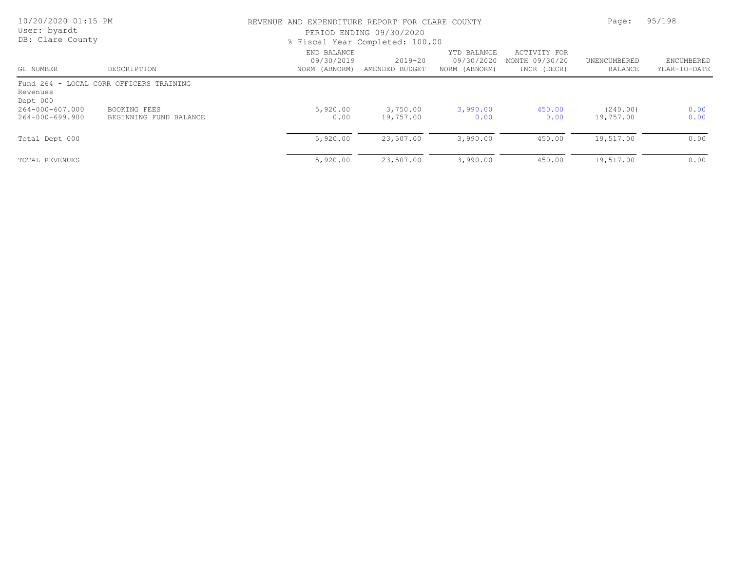REVENUE AND EXPENDITURE REPORT FOR CLARE COUNTY

PERIOD ENDING 09/30/2020

% Fiscal Year Completed: 100.00

| GL NUMBER | DESCRIPTION | END BALANCE 09/30/2019 NORM (ABNORM) | 2019-20 AMENDED BUDGET | YTD BALANCE 09/30/2020 NORM (ABNORM) | ACTIVITY FOR MONTH 09/30/20 INCR (DECR) | UNENCUMBERED BALANCE | ENCUMBERED YEAR-TO-DATE |
|---|---|---|---|---|---|---|---|
| Fund 264 - LOCAL CORR OFFICERS TRAINING | | | | | | | |
| Revenues | | | | | | | |
| Dept 000 | | | | | | | |
| 264-000-607.000 | BOOKING FEES | 5,920.00 | 3,750.00 | 3,990.00 | 450.00 | (240.00) | 0.00 |
| 264-000-699.900 | BEGINNING FUND BALANCE | 0.00 | 19,757.00 | 0.00 | 0.00 | 19,757.00 | 0.00 |
| Total Dept 000 | | 5,920.00 | 23,507.00 | 3,990.00 | 450.00 | 19,517.00 | 0.00 |
| TOTAL REVENUES | | 5,920.00 | 23,507.00 | 3,990.00 | 450.00 | 19,517.00 | 0.00 |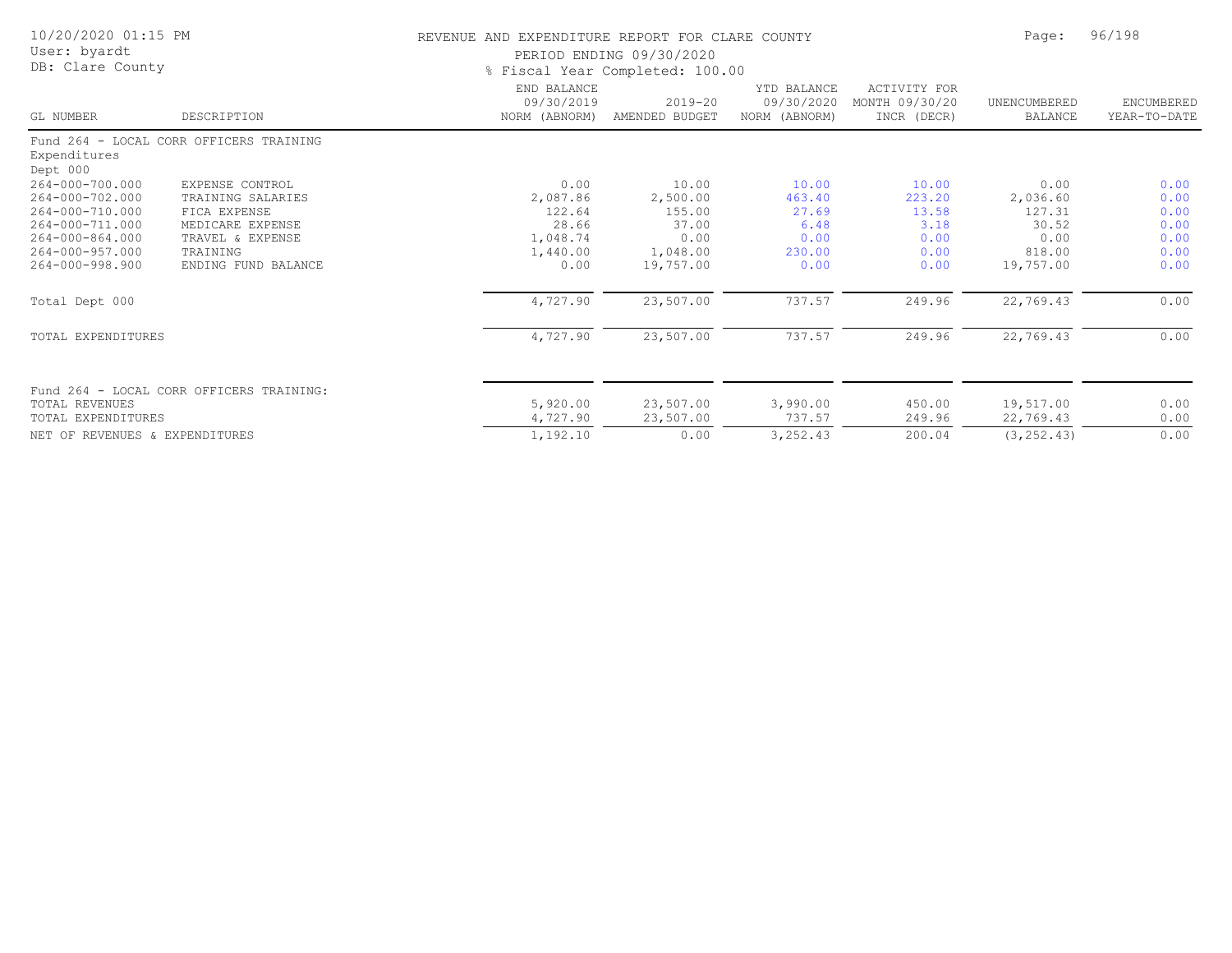REVENUE AND EXPENDITURE REPORT FOR CLARE COUNTY

PERIOD ENDING 09/30/2020

% Fiscal Year Completed: 100.00

User: byardt

DB: Clare County

| GL NUMBER | DESCRIPTION | END BALANCE 09/30/2019 NORM (ABNORM) | 2019-20 AMENDED BUDGET | YTD BALANCE 09/30/2020 NORM (ABNORM) | ACTIVITY FOR MONTH 09/30/20 INCR (DECR) | UNENCUMBERED BALANCE | ENCUMBERED YEAR-TO-DATE |
|---|---|---|---|---|---|---|---|
| Fund 264 - LOCAL CORR OFFICERS TRAINING | | | | | | | |
| Expenditures | | | | | | | |
| Dept 000 | | | | | | | |
| 264-000-700.000 | EXPENSE CONTROL | 0.00 | 10.00 | 10.00 | 10.00 | 0.00 | 0.00 |
| 264-000-702.000 | TRAINING SALARIES | 2,087.86 | 2,500.00 | 463.40 | 223.20 | 2,036.60 | 0.00 |
| 264-000-710.000 | FICA EXPENSE | 122.64 | 155.00 | 27.69 | 13.58 | 127.31 | 0.00 |
| 264-000-711.000 | MEDICARE EXPENSE | 28.66 | 37.00 | 6.48 | 3.18 | 30.52 | 0.00 |
| 264-000-864.000 | TRAVEL & EXPENSE | 1,048.74 | 0.00 | 0.00 | 0.00 | 0.00 | 0.00 |
| 264-000-957.000 | TRAINING | 1,440.00 | 1,048.00 | 230.00 | 0.00 | 818.00 | 0.00 |
| 264-000-998.900 | ENDING FUND BALANCE | 0.00 | 19,757.00 | 0.00 | 0.00 | 19,757.00 | 0.00 |
| Total Dept 000 | | 4,727.90 | 23,507.00 | 737.57 | 249.96 | 22,769.43 | 0.00 |
| TOTAL EXPENDITURES | | 4,727.90 | 23,507.00 | 737.57 | 249.96 | 22,769.43 | 0.00 |
| Fund 264 - LOCAL CORR OFFICERS TRAINING: | | | | | | | |
| TOTAL REVENUES | | 5,920.00 | 23,507.00 | 3,990.00 | 450.00 | 19,517.00 | 0.00 |
| TOTAL EXPENDITURES | | 4,727.90 | 23,507.00 | 737.57 | 249.96 | 22,769.43 | 0.00 |
| NET OF REVENUES & EXPENDITURES | | 1,192.10 | 0.00 | 3,252.43 | 200.04 | (3,252.43) | 0.00 |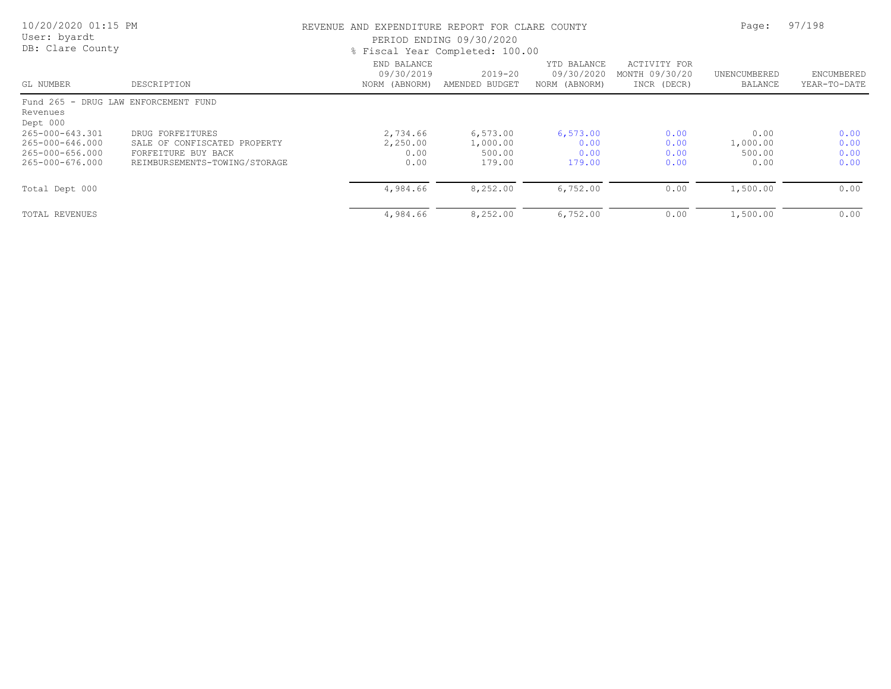# REVENUE AND EXPENDITURE REPORT FOR CLARE COUNTY

10/20/2020 01:15 PM
User: byardt
DB: Clare County

PERIOD ENDING 09/30/2020
% Fiscal Year Completed: 100.00

| GL NUMBER | DESCRIPTION | END BALANCE 09/30/2019 NORM (ABNORM) | 2019-20 AMENDED BUDGET | YTD BALANCE 09/30/2020 NORM (ABNORM) | ACTIVITY FOR MONTH 09/30/20 INCR (DECR) | UNENCUMBERED BALANCE | ENCUMBERED YEAR-TO-DATE |
|---|---|---|---|---|---|---|---|
| Fund 265 - DRUG LAW ENFORCEMENT FUND | | | | | | | |
| Revenues | | | | | | | |
| Dept 000 | | | | | | | |
| 265-000-643.301 | DRUG FORFEITURES | 2,734.66 | 6,573.00 | 6,573.00 | 0.00 | 0.00 | 0.00 |
| 265-000-646.000 | SALE OF CONFISCATED PROPERTY | 2,250.00 | 1,000.00 | 0.00 | 0.00 | 1,000.00 | 0.00 |
| 265-000-656.000 | FORFEITURE BUY BACK | 0.00 | 500.00 | 0.00 | 0.00 | 500.00 | 0.00 |
| 265-000-676.000 | REIMBURSEMENTS-TOWING/STORAGE | 0.00 | 179.00 | 179.00 | 0.00 | 0.00 | 0.00 |
| Total Dept 000 | | 4,984.66 | 8,252.00 | 6,752.00 | 0.00 | 1,500.00 | 0.00 |
| TOTAL REVENUES | | 4,984.66 | 8,252.00 | 6,752.00 | 0.00 | 1,500.00 | 0.00 |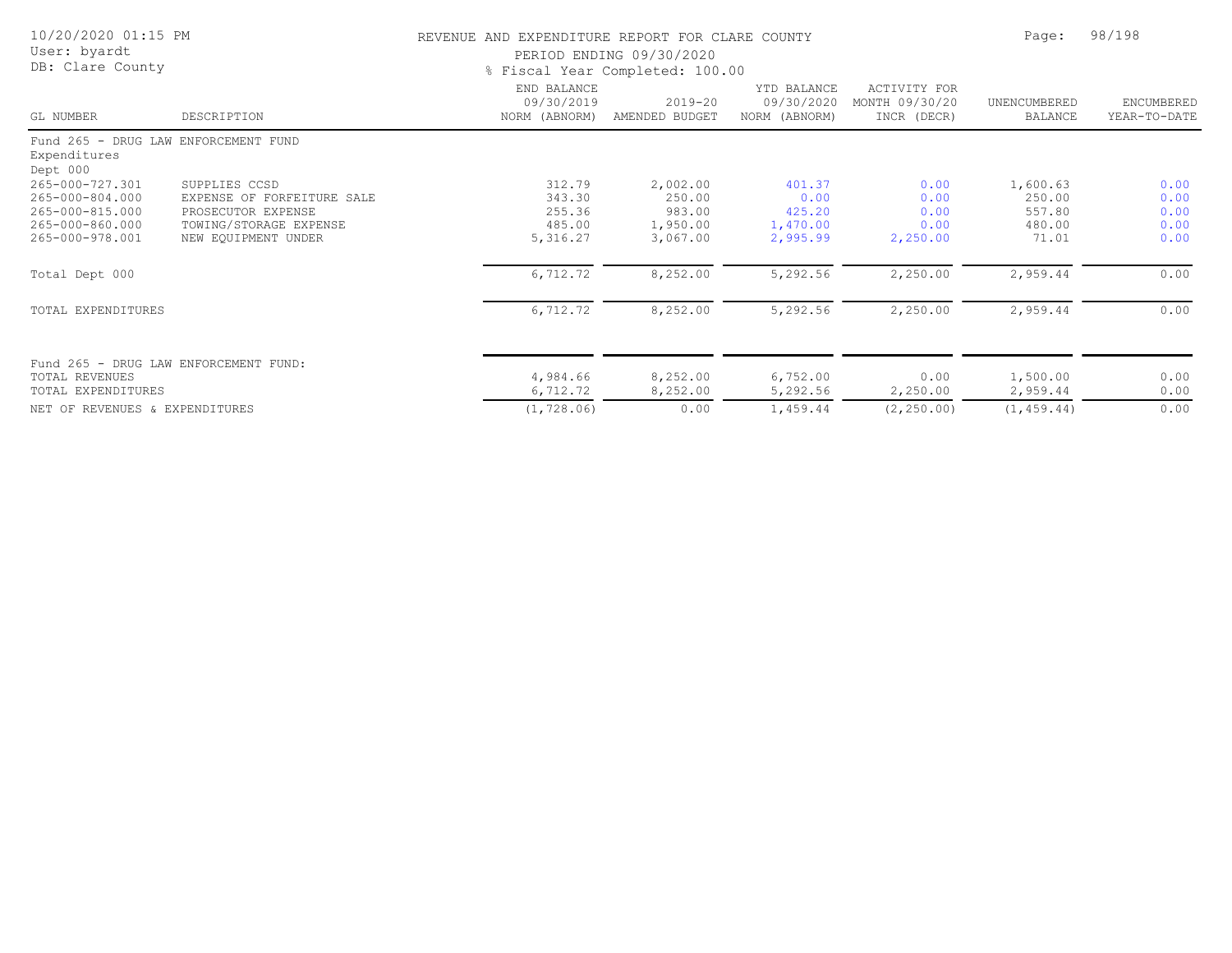REVENUE AND EXPENDITURE REPORT FOR CLARE COUNTY

PERIOD ENDING 09/30/2020

% Fiscal Year Completed: 100.00

| GL NUMBER | DESCRIPTION | END BALANCE 09/30/2019 NORM (ABNORM) | 2019-20 AMENDED BUDGET | YTD BALANCE 09/30/2020 NORM (ABNORM) | ACTIVITY FOR MONTH 09/30/20 INCR (DECR) | UNENCUMBERED BALANCE | ENCUMBERED YEAR-TO-DATE |
|---|---|---|---|---|---|---|---|
| Fund 265 - DRUG LAW ENFORCEMENT FUND | | | | | | | |
| Expenditures | | | | | | | |
| Dept 000 | | | | | | | |
| 265-000-727.301 | SUPPLIES CCSD | 312.79 | 2,002.00 | 401.37 | 0.00 | 1,600.63 | 0.00 |
| 265-000-804.000 | EXPENSE OF FORFEITURE SALE | 343.30 | 250.00 | 0.00 | 0.00 | 250.00 | 0.00 |
| 265-000-815.000 | PROSECUTOR EXPENSE | 255.36 | 983.00 | 425.20 | 0.00 | 557.80 | 0.00 |
| 265-000-860.000 | TOWING/STORAGE EXPENSE | 485.00 | 1,950.00 | 1,470.00 | 0.00 | 480.00 | 0.00 |
| 265-000-978.001 | NEW EQUIPMENT UNDER | 5,316.27 | 3,067.00 | 2,995.99 | 2,250.00 | 71.01 | 0.00 |
| Total Dept 000 | | 6,712.72 | 8,252.00 | 5,292.56 | 2,250.00 | 2,959.44 | 0.00 |
| TOTAL EXPENDITURES | | 6,712.72 | 8,252.00 | 5,292.56 | 2,250.00 | 2,959.44 | 0.00 |
| Fund 265 - DRUG LAW ENFORCEMENT FUND: | | | | | | | |
| TOTAL REVENUES | | 4,984.66 | 8,252.00 | 6,752.00 | 0.00 | 1,500.00 | 0.00 |
| TOTAL EXPENDITURES | | 6,712.72 | 8,252.00 | 5,292.56 | 2,250.00 | 2,959.44 | 0.00 |
| NET OF REVENUES & EXPENDITURES | | (1,728.06) | 0.00 | 1,459.44 | (2,250.00) | (1,459.44) | 0.00 |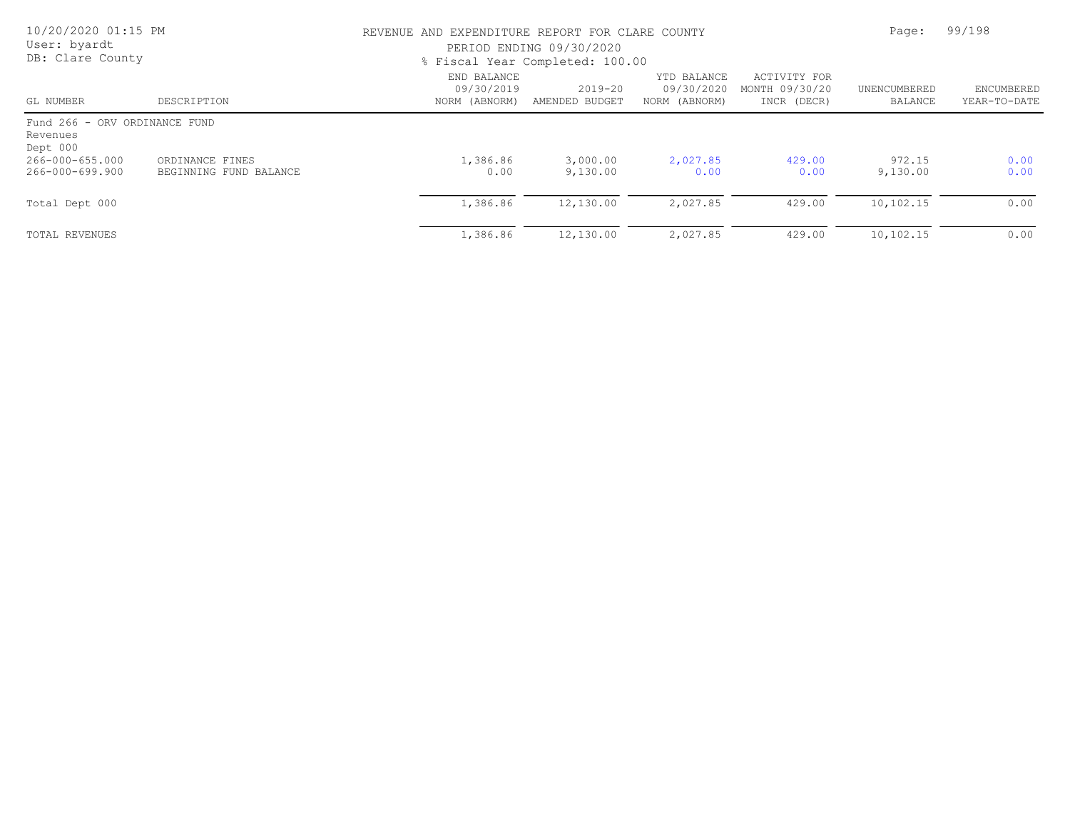REVENUE AND EXPENDITURE REPORT FOR CLARE COUNTY

PERIOD ENDING 09/30/2020

% Fiscal Year Completed: 100.00

| GL NUMBER | DESCRIPTION | END BALANCE 09/30/2019 NORM (ABNORM) | 2019-20 AMENDED BUDGET | YTD BALANCE 09/30/2020 NORM (ABNORM) | ACTIVITY FOR MONTH 09/30/20 INCR (DECR) | UNENCUMBERED BALANCE | ENCUMBERED YEAR-TO-DATE |
|---|---|---|---|---|---|---|---|
| Fund 266 - ORV ORDINANCE FUND | | | | | | | |
| Revenues | | | | | | | |
| Dept 000 | | | | | | | |
| 266-000-655.000 | ORDINANCE FINES | 1,386.86 | 3,000.00 | 2,027.85 | 429.00 | 972.15 | 0.00 |
| 266-000-699.900 | BEGINNING FUND BALANCE | 0.00 | 9,130.00 | 0.00 | 0.00 | 9,130.00 | 0.00 |
| Total Dept 000 | | 1,386.86 | 12,130.00 | 2,027.85 | 429.00 | 10,102.15 | 0.00 |
| TOTAL REVENUES | | 1,386.86 | 12,130.00 | 2,027.85 | 429.00 | 10,102.15 | 0.00 |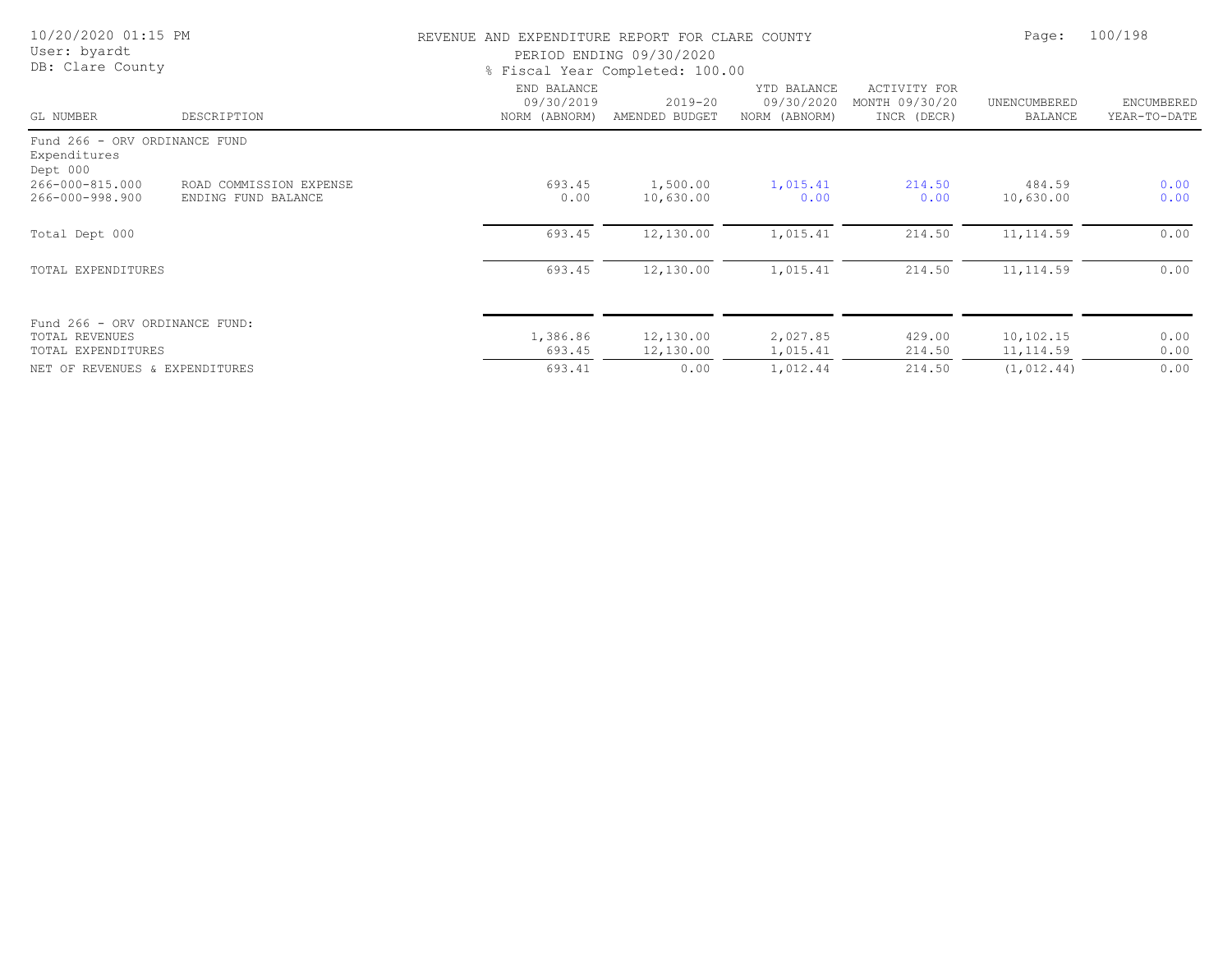REVENUE AND EXPENDITURE REPORT FOR CLARE COUNTY
PERIOD ENDING 09/30/2020
% Fiscal Year Completed: 100.00

| GL NUMBER | DESCRIPTION | END BALANCE 09/30/2019 NORM (ABNORM) | 2019-20 AMENDED BUDGET | YTD BALANCE 09/30/2020 NORM (ABNORM) | ACTIVITY FOR MONTH 09/30/20 INCR (DECR) | UNENCUMBERED BALANCE | ENCUMBERED YEAR-TO-DATE |
|---|---|---|---|---|---|---|---|
| Fund 266 - ORV ORDINANCE FUND | | | | | | | |
| Expenditures | | | | | | | |
| Dept 000 | | | | | | | |
| 266-000-815.000 | ROAD COMMISSION EXPENSE | 693.45 | 1,500.00 | 1,015.41 | 214.50 | 484.59 | 0.00 |
| 266-000-998.900 | ENDING FUND BALANCE | 0.00 | 10,630.00 | 0.00 | 0.00 | 10,630.00 | 0.00 |
| Total Dept 000 | | 693.45 | 12,130.00 | 1,015.41 | 214.50 | 11,114.59 | 0.00 |
| TOTAL EXPENDITURES | | 693.45 | 12,130.00 | 1,015.41 | 214.50 | 11,114.59 | 0.00 |
| Fund 266 - ORV ORDINANCE FUND: | | | | | | | |
| TOTAL REVENUES | | 1,386.86 | 12,130.00 | 2,027.85 | 429.00 | 10,102.15 | 0.00 |
| TOTAL EXPENDITURES | | 693.45 | 12,130.00 | 1,015.41 | 214.50 | 11,114.59 | 0.00 |
| NET OF REVENUES & EXPENDITURES | | 693.41 | 0.00 | 1,012.44 | 214.50 | (1,012.44) | 0.00 |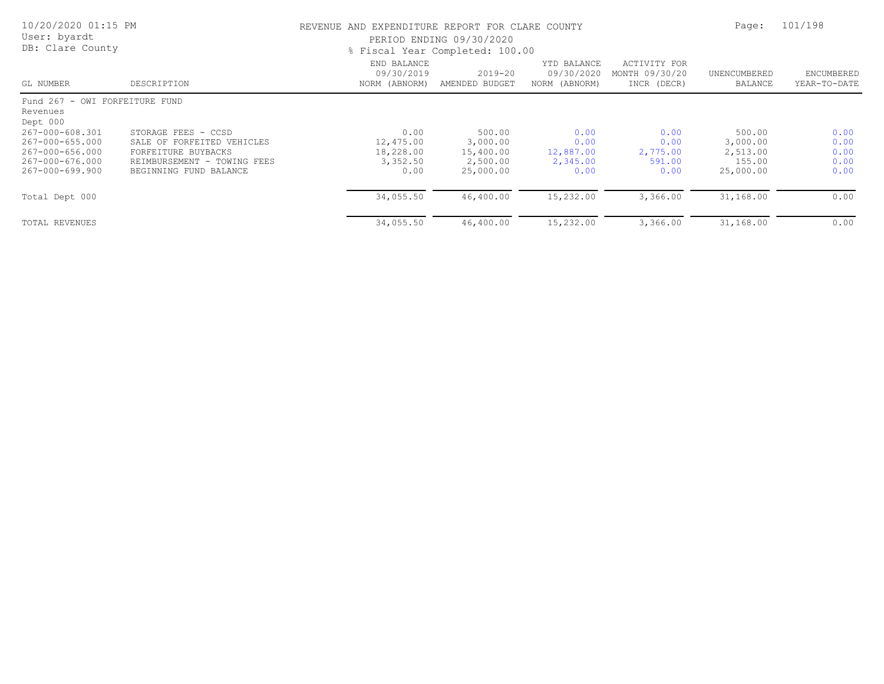REVENUE AND EXPENDITURE REPORT FOR CLARE COUNTY
PERIOD ENDING 09/30/2020
% Fiscal Year Completed: 100.00

| GL NUMBER | DESCRIPTION | END BALANCE 09/30/2019 NORM (ABNORM) | 2019-20 AMENDED BUDGET | YTD BALANCE 09/30/2020 NORM (ABNORM) | ACTIVITY FOR MONTH 09/30/20 INCR (DECR) | UNENCUMBERED BALANCE | ENCUMBERED YEAR-TO-DATE |
|---|---|---|---|---|---|---|---|
| Fund 267 - OWI FORFEITURE FUND | | | | | | | |
| Revenues | | | | | | | |
| Dept 000 | | | | | | | |
| 267-000-608.301 | STORAGE FEES - CCSD | 0.00 | 500.00 | 0.00 | 0.00 | 500.00 | 0.00 |
| 267-000-655.000 | SALE OF FORFEITED VEHICLES | 12,475.00 | 3,000.00 | 0.00 | 0.00 | 3,000.00 | 0.00 |
| 267-000-656.000 | FORFEITURE BUYBACKS | 18,228.00 | 15,400.00 | 12,887.00 | 2,775.00 | 2,513.00 | 0.00 |
| 267-000-676.000 | REIMBURSEMENT - TOWING FEES | 3,352.50 | 2,500.00 | 2,345.00 | 591.00 | 155.00 | 0.00 |
| 267-000-699.900 | BEGINNING FUND BALANCE | 0.00 | 25,000.00 | 0.00 | 0.00 | 25,000.00 | 0.00 |
| Total Dept 000 | | 34,055.50 | 46,400.00 | 15,232.00 | 3,366.00 | 31,168.00 | 0.00 |
| TOTAL REVENUES | | 34,055.50 | 46,400.00 | 15,232.00 | 3,366.00 | 31,168.00 | 0.00 |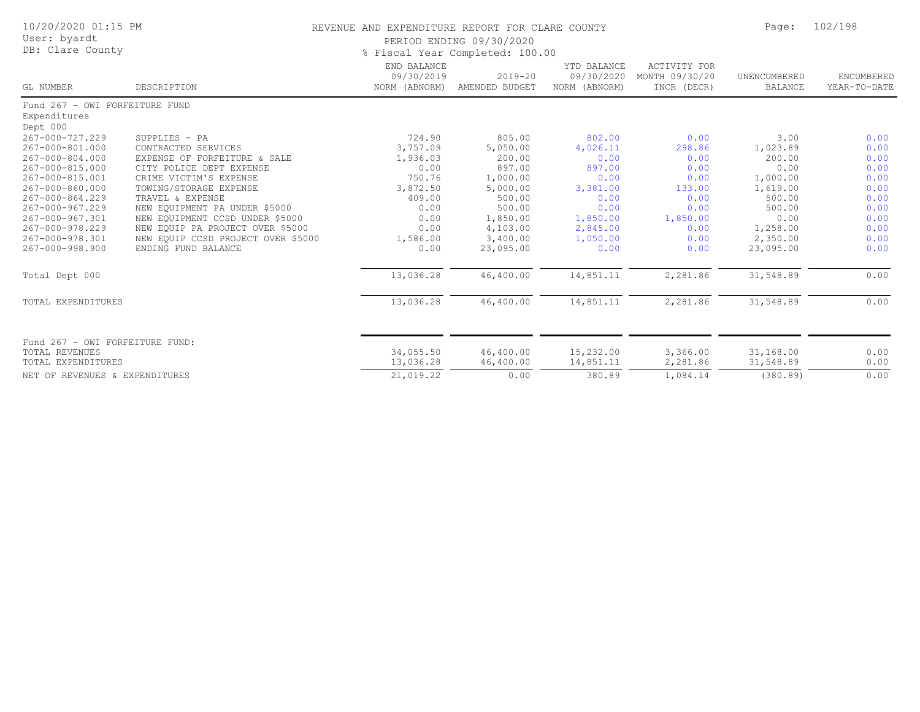# REVENUE AND EXPENDITURE REPORT FOR CLARE COUNTY

PERIOD ENDING 09/30/2020

% Fiscal Year Completed: 100.00

| GL NUMBER | DESCRIPTION | END BALANCE 09/30/2019 NORM (ABNORM) | 2019-20 AMENDED BUDGET | YTD BALANCE 09/30/2020 NORM (ABNORM) | ACTIVITY FOR MONTH 09/30/20 INCR (DECR) | UNENCUMBERED BALANCE | ENCUMBERED YEAR-TO-DATE |
|---|---|---|---|---|---|---|---|
| Fund 267 - OWI FORFEITURE FUND | | | | | | | |
| Expenditures | | | | | | | |
| Dept 000 | | | | | | | |
| 267-000-727.229 | SUPPLIES - PA | 724.90 | 805.00 | 802.00 | 0.00 | 3.00 | 0.00 |
| 267-000-801.000 | CONTRACTED SERVICES | 3,757.09 | 5,050.00 | 4,026.11 | 298.86 | 1,023.89 | 0.00 |
| 267-000-804.000 | EXPENSE OF FORFEITURE & SALE | 1,936.03 | 200.00 | 0.00 | 0.00 | 200.00 | 0.00 |
| 267-000-815.000 | CITY POLICE DEPT EXPENSE | 0.00 | 897.00 | 897.00 | 0.00 | 0.00 | 0.00 |
| 267-000-815.001 | CRIME VICTIM'S EXPENSE | 750.76 | 1,000.00 | 0.00 | 0.00 | 1,000.00 | 0.00 |
| 267-000-860.000 | TOWING/STORAGE EXPENSE | 3,872.50 | 5,000.00 | 3,381.00 | 133.00 | 1,619.00 | 0.00 |
| 267-000-864.229 | TRAVEL & EXPENSE | 409.00 | 500.00 | 0.00 | 0.00 | 500.00 | 0.00 |
| 267-000-967.229 | NEW EQUIPMENT PA UNDER $5000 | 0.00 | 500.00 | 0.00 | 0.00 | 500.00 | 0.00 |
| 267-000-967.301 | NEW EQUIPMENT CCSD UNDER $5000 | 0.00 | 1,850.00 | 1,850.00 | 1,850.00 | 0.00 | 0.00 |
| 267-000-978.229 | NEW EQUIP PA PROJECT OVER $5000 | 0.00 | 4,103.00 | 2,845.00 | 0.00 | 1,258.00 | 0.00 |
| 267-000-978.301 | NEW EQUIP CCSD PROJECT OVER $5000 | 1,586.00 | 3,400.00 | 1,050.00 | 0.00 | 2,350.00 | 0.00 |
| 267-000-998.900 | ENDING FUND BALANCE | 0.00 | 23,095.00 | 0.00 | 0.00 | 23,095.00 | 0.00 |
| Total Dept 000 | | 13,036.28 | 46,400.00 | 14,851.11 | 2,281.86 | 31,548.89 | 0.00 |
| TOTAL EXPENDITURES | | 13,036.28 | 46,400.00 | 14,851.11 | 2,281.86 | 31,548.89 | 0.00 |
| Fund 267 - OWI FORFEITURE FUND: | | | | | | | |
| TOTAL REVENUES | | 34,055.50 | 46,400.00 | 15,232.00 | 3,366.00 | 31,168.00 | 0.00 |
| TOTAL EXPENDITURES | | 13,036.28 | 46,400.00 | 14,851.11 | 2,281.86 | 31,548.89 | 0.00 |
| NET OF REVENUES & EXPENDITURES | | 21,019.22 | 0.00 | 380.89 | 1,084.14 | (380.89) | 0.00 |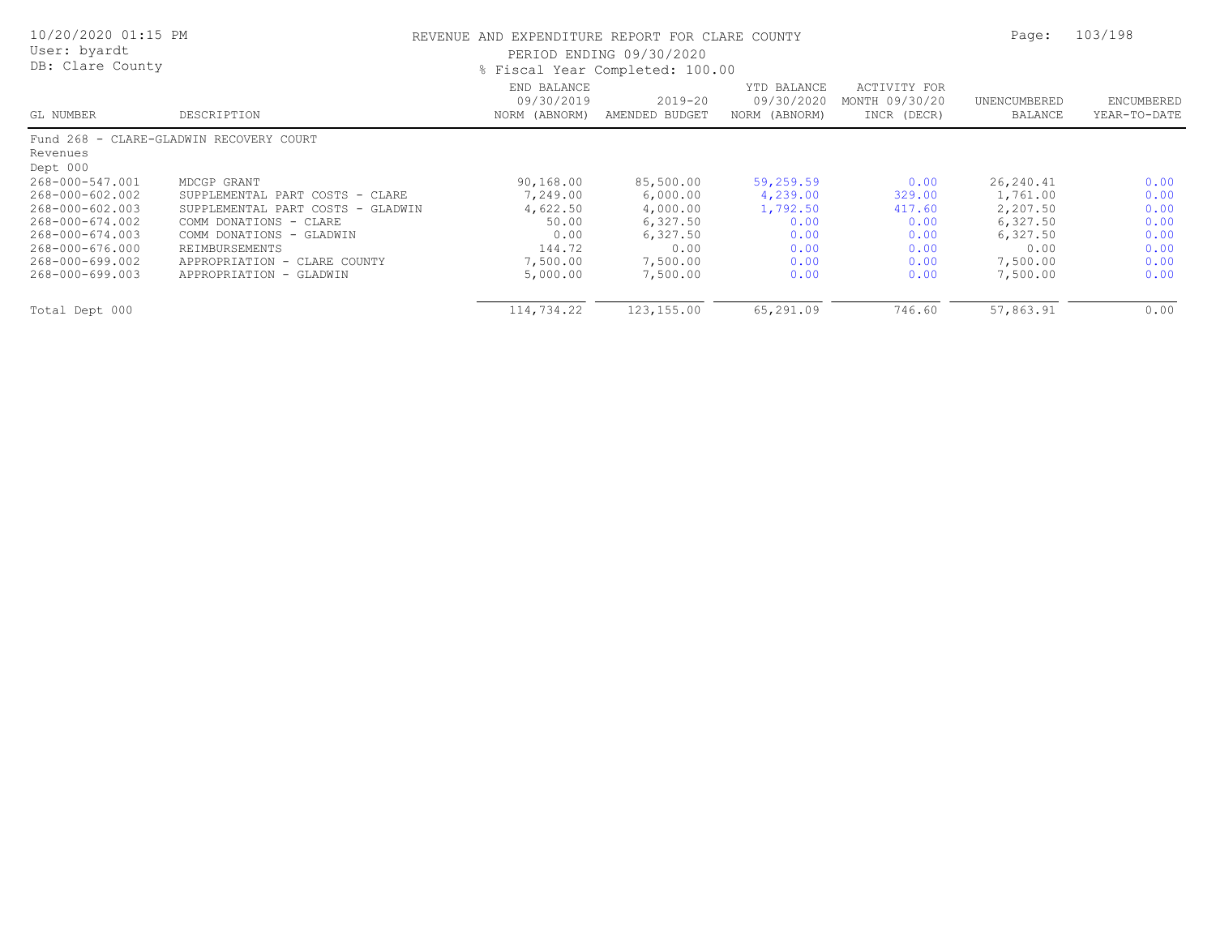# REVENUE AND EXPENDITURE REPORT FOR CLARE COUNTY

PERIOD ENDING 09/30/2020

% Fiscal Year Completed: 100.00

| GL NUMBER | DESCRIPTION | END BALANCE 09/30/2019 NORM (ABNORM) | 2019-20 AMENDED BUDGET | YTD BALANCE 09/30/2020 NORM (ABNORM) | ACTIVITY FOR MONTH 09/30/20 INCR (DECR) | UNENCUMBERED BALANCE | ENCUMBERED YEAR-TO-DATE |
|---|---|---|---|---|---|---|---|
| Fund 268 - CLARE-GLADWIN RECOVERY COURT | | | | | | | |
| Revenues | | | | | | | |
| Dept 000 | | | | | | | |
| 268-000-547.001 | MDCGP GRANT | 90,168.00 | 85,500.00 | 59,259.59 | 0.00 | 26,240.41 | 0.00 |
| 268-000-602.002 | SUPPLEMENTAL PART COSTS - CLARE | 7,249.00 | 6,000.00 | 4,239.00 | 329.00 | 1,761.00 | 0.00 |
| 268-000-602.003 | SUPPLEMENTAL PART COSTS - GLADWIN | 4,622.50 | 4,000.00 | 1,792.50 | 417.60 | 2,207.50 | 0.00 |
| 268-000-674.002 | COMM DONATIONS - CLARE | 50.00 | 6,327.50 | 0.00 | 0.00 | 6,327.50 | 0.00 |
| 268-000-674.003 | COMM DONATIONS - GLADWIN | 0.00 | 6,327.50 | 0.00 | 0.00 | 6,327.50 | 0.00 |
| 268-000-676.000 | REIMBURSEMENTS | 144.72 | 0.00 | 0.00 | 0.00 | 0.00 | 0.00 |
| 268-000-699.002 | APPROPRIATION - CLARE COUNTY | 7,500.00 | 7,500.00 | 0.00 | 0.00 | 7,500.00 | 0.00 |
| 268-000-699.003 | APPROPRIATION - GLADWIN | 5,000.00 | 7,500.00 | 0.00 | 0.00 | 7,500.00 | 0.00 |
| Total Dept 000 | | 114,734.22 | 123,155.00 | 65,291.09 | 746.60 | 57,863.91 | 0.00 |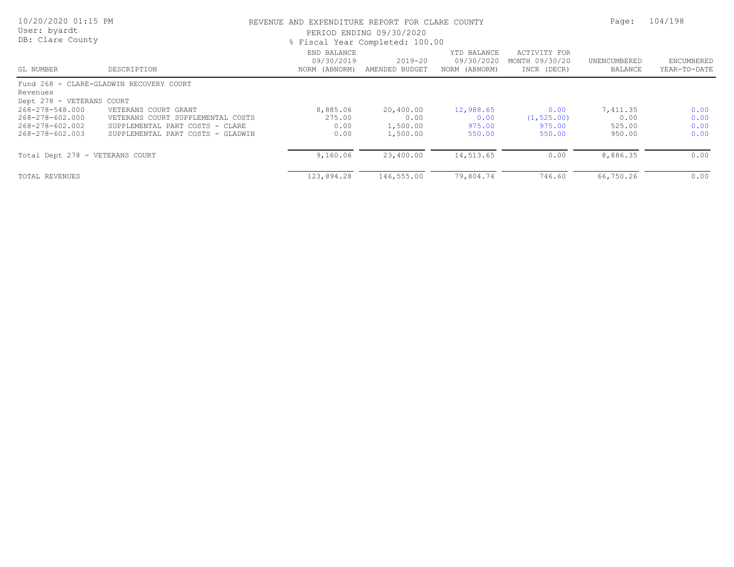REVENUE AND EXPENDITURE REPORT FOR CLARE COUNTY

PERIOD ENDING 09/30/2020

% Fiscal Year Completed: 100.00

| GL NUMBER | DESCRIPTION | END BALANCE 09/30/2019 NORM (ABNORM) | 2019-20 AMENDED BUDGET | YTD BALANCE 09/30/2020 NORM (ABNORM) | ACTIVITY FOR MONTH 09/30/20 INCR (DECR) | UNENCUMBERED BALANCE | ENCUMBERED YEAR-TO-DATE |
|---|---|---|---|---|---|---|---|
| Fund 268 - CLARE-GLADWIN RECOVERY COURT | | | | | | | |
| Revenues | | | | | | | |
| Dept 278 - VETERANS COURT | | | | | | | |
| 268-278-548.000 | VETERANS COURT GRANT | 8,885.06 | 20,400.00 | 12,988.65 | 0.00 | 7,411.35 | 0.00 |
| 268-278-602.000 | VETERANS COURT SUPPLEMENTAL COSTS | 275.00 | 0.00 | 0.00 | (1,525.00) | 0.00 | 0.00 |
| 268-278-602.002 | SUPPLEMENTAL PART COSTS - CLARE | 0.00 | 1,500.00 | 975.00 | 975.00 | 525.00 | 0.00 |
| 268-278-602.003 | SUPPLEMENTAL PART COSTS - GLADWIN | 0.00 | 1,500.00 | 550.00 | 550.00 | 950.00 | 0.00 |
| Total Dept 278 - VETERANS COURT | | 9,160.06 | 23,400.00 | 14,513.65 | 0.00 | 8,886.35 | 0.00 |
| TOTAL REVENUES | | 123,894.28 | 146,555.00 | 79,804.74 | 746.60 | 66,750.26 | 0.00 |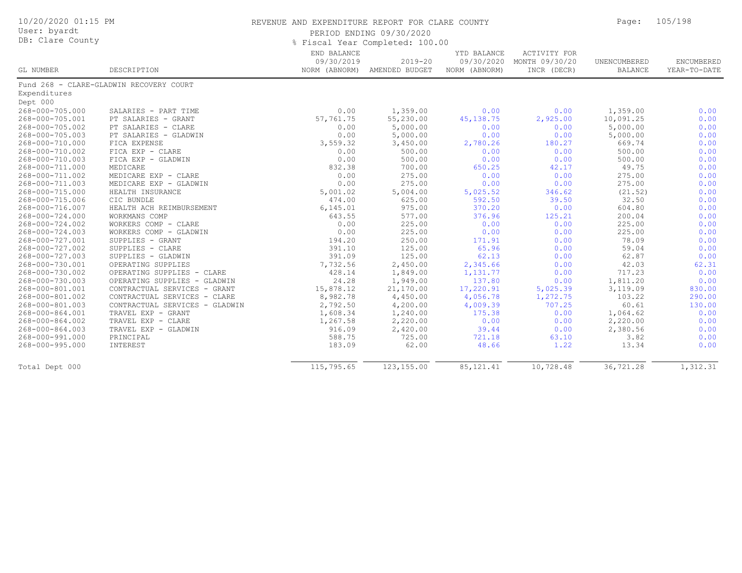REVENUE AND EXPENDITURE REPORT FOR CLARE COUNTY

PERIOD ENDING 09/30/2020

% Fiscal Year Completed: 100.00

10/20/2020 01:15 PM
User: byardt
DB: Clare County

| GL NUMBER | DESCRIPTION | END BALANCE 09/30/2019 NORM (ABNORM) | 2019-20 AMENDED BUDGET | YTD BALANCE 09/30/2020 NORM (ABNORM) | ACTIVITY FOR MONTH 09/30/20 INCR (DECR) | UNENCUMBERED BALANCE | ENCUMBERED YEAR-TO-DATE |
|---|---|---|---|---|---|---|---|
| Fund 268 - CLARE-GLADWIN RECOVERY COURT | | | | | | | |
| Expenditures | | | | | | | |
| Dept 000 | | | | | | | |
| 268-000-705.000 | SALARIES - PART TIME | 0.00 | 1,359.00 | 0.00 | 0.00 | 1,359.00 | 0.00 |
| 268-000-705.001 | PT SALARIES - GRANT | 57,761.75 | 55,230.00 | 45,138.75 | 2,925.00 | 10,091.25 | 0.00 |
| 268-000-705.002 | PT SALARIES - CLARE | 0.00 | 5,000.00 | 0.00 | 0.00 | 5,000.00 | 0.00 |
| 268-000-705.003 | PT SALARIES - GLADWIN | 0.00 | 5,000.00 | 0.00 | 0.00 | 5,000.00 | 0.00 |
| 268-000-710.000 | FICA EXPENSE | 3,559.32 | 3,450.00 | 2,780.26 | 180.27 | 669.74 | 0.00 |
| 268-000-710.002 | FICA EXP - CLARE | 0.00 | 500.00 | 0.00 | 0.00 | 500.00 | 0.00 |
| 268-000-710.003 | FICA EXP - GLADWIN | 0.00 | 500.00 | 0.00 | 0.00 | 500.00 | 0.00 |
| 268-000-711.000 | MEDICARE | 832.38 | 700.00 | 650.25 | 42.17 | 49.75 | 0.00 |
| 268-000-711.002 | MEDICARE EXP - CLARE | 0.00 | 275.00 | 0.00 | 0.00 | 275.00 | 0.00 |
| 268-000-711.003 | MEDICARE EXP - GLADWIN | 0.00 | 275.00 | 0.00 | 0.00 | 275.00 | 0.00 |
| 268-000-715.000 | HEALTH INSURANCE | 5,001.02 | 5,004.00 | 5,025.52 | 346.62 | (21.52) | 0.00 |
| 268-000-715.006 | CIC BUNDLE | 474.00 | 625.00 | 592.50 | 39.50 | 32.50 | 0.00 |
| 268-000-716.007 | HEALTH ACH REIMBURSEMENT | 6,145.01 | 975.00 | 370.20 | 0.00 | 604.80 | 0.00 |
| 268-000-724.000 | WORKMANS COMP | 643.55 | 577.00 | 376.96 | 125.21 | 200.04 | 0.00 |
| 268-000-724.002 | WORKERS COMP - CLARE | 0.00 | 225.00 | 0.00 | 0.00 | 225.00 | 0.00 |
| 268-000-724.003 | WORKERS COMP - GLADWIN | 0.00 | 225.00 | 0.00 | 0.00 | 225.00 | 0.00 |
| 268-000-727.001 | SUPPLIES - GRANT | 194.20 | 250.00 | 171.91 | 0.00 | 78.09 | 0.00 |
| 268-000-727.002 | SUPPLIES - CLARE | 391.10 | 125.00 | 65.96 | 0.00 | 59.04 | 0.00 |
| 268-000-727.003 | SUPPLIES - GLADWIN | 391.09 | 125.00 | 62.13 | 0.00 | 62.87 | 0.00 |
| 268-000-730.001 | OPERATING SUPPLIES | 7,732.56 | 2,450.00 | 2,345.66 | 0.00 | 42.03 | 62.31 |
| 268-000-730.002 | OPERATING SUPPLIES - CLARE | 428.14 | 1,849.00 | 1,131.77 | 0.00 | 717.23 | 0.00 |
| 268-000-730.003 | OPERATING SUPPLIES - GLADWIN | 24.28 | 1,949.00 | 137.80 | 0.00 | 1,811.20 | 0.00 |
| 268-000-801.001 | CONTRACTUAL SERVICES - GRANT | 15,878.12 | 21,170.00 | 17,220.91 | 5,025.39 | 3,119.09 | 830.00 |
| 268-000-801.002 | CONTRACTUAL SERVICES - CLARE | 8,982.78 | 4,450.00 | 4,056.78 | 1,272.75 | 103.22 | 290.00 |
| 268-000-801.003 | CONTRACTUAL SERVICES - GLADWIN | 2,792.50 | 4,200.00 | 4,009.39 | 707.25 | 60.61 | 130.00 |
| 268-000-864.001 | TRAVEL EXP - GRANT | 1,608.34 | 1,240.00 | 175.38 | 0.00 | 1,064.62 | 0.00 |
| 268-000-864.002 | TRAVEL EXP - CLARE | 1,267.58 | 2,220.00 | 0.00 | 0.00 | 2,220.00 | 0.00 |
| 268-000-864.003 | TRAVEL EXP - GLADWIN | 916.09 | 2,420.00 | 39.44 | 0.00 | 2,380.56 | 0.00 |
| 268-000-991.000 | PRINCIPAL | 588.75 | 725.00 | 721.18 | 63.10 | 3.82 | 0.00 |
| 268-000-995.000 | INTEREST | 183.09 | 62.00 | 48.66 | 1.22 | 13.34 | 0.00 |
| Total Dept 000 | | 115,795.65 | 123,155.00 | 85,121.41 | 10,728.48 | 36,721.28 | 1,312.31 |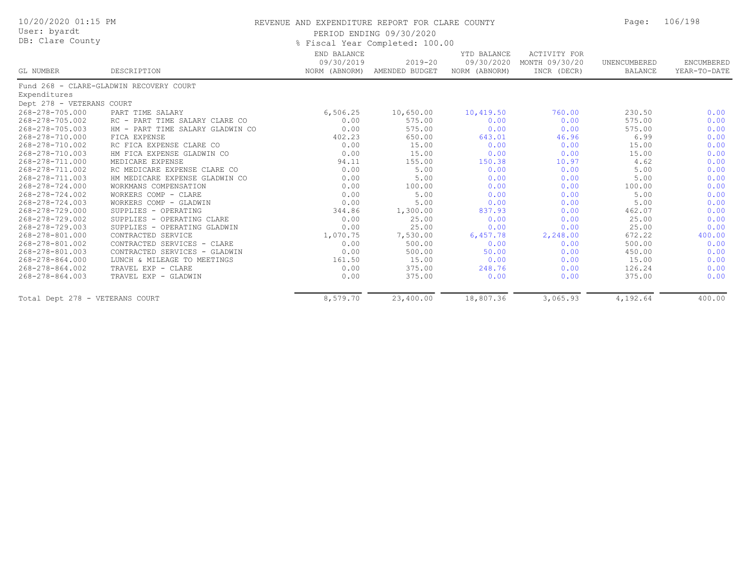REVENUE AND EXPENDITURE REPORT FOR CLARE COUNTY

PERIOD ENDING 09/30/2020

% Fiscal Year Completed: 100.00

| GL NUMBER | DESCRIPTION | END BALANCE 09/30/2019 NORM (ABNORM) | 2019-20 AMENDED BUDGET | YTD BALANCE 09/30/2020 NORM (ABNORM) | ACTIVITY FOR MONTH 09/30/20 INCR (DECR) | UNENCUMBERED BALANCE | ENCUMBERED YEAR-TO-DATE |
|---|---|---|---|---|---|---|---|
| Fund 268 - CLARE-GLADWIN RECOVERY COURT | | | | | | | |
| Expenditures | | | | | | | |
| Dept 278 - VETERANS COURT | | | | | | | |
| 268-278-705.000 | PART TIME SALARY | 6,506.25 | 10,650.00 | 10,419.50 | 760.00 | 230.50 | 0.00 |
| 268-278-705.002 | RC - PART TIME SALARY CLARE CO | 0.00 | 575.00 | 0.00 | 0.00 | 575.00 | 0.00 |
| 268-278-705.003 | HM - PART TIME SALARY GLADWIN CO | 0.00 | 575.00 | 0.00 | 0.00 | 575.00 | 0.00 |
| 268-278-710.000 | FICA EXPENSE | 402.23 | 650.00 | 643.01 | 46.96 | 6.99 | 0.00 |
| 268-278-710.002 | RC FICA EXPENSE CLARE CO | 0.00 | 15.00 | 0.00 | 0.00 | 15.00 | 0.00 |
| 268-278-710.003 | HM FICA EXPENSE GLADWIN CO | 0.00 | 15.00 | 0.00 | 0.00 | 15.00 | 0.00 |
| 268-278-711.000 | MEDICARE EXPENSE | 94.11 | 155.00 | 150.38 | 10.97 | 4.62 | 0.00 |
| 268-278-711.002 | RC MEDICARE EXPENSE CLARE CO | 0.00 | 5.00 | 0.00 | 0.00 | 5.00 | 0.00 |
| 268-278-711.003 | HM MEDICARE EXPENSE GLADWIN CO | 0.00 | 5.00 | 0.00 | 0.00 | 5.00 | 0.00 |
| 268-278-724.000 | WORKMANS COMPENSATION | 0.00 | 100.00 | 0.00 | 0.00 | 100.00 | 0.00 |
| 268-278-724.002 | WORKERS COMP - CLARE | 0.00 | 5.00 | 0.00 | 0.00 | 5.00 | 0.00 |
| 268-278-724.003 | WORKERS COMP - GLADWIN | 0.00 | 5.00 | 0.00 | 0.00 | 5.00 | 0.00 |
| 268-278-729.000 | SUPPLIES - OPERATING | 344.86 | 1,300.00 | 837.93 | 0.00 | 462.07 | 0.00 |
| 268-278-729.002 | SUPPLIES - OPERATING CLARE | 0.00 | 25.00 | 0.00 | 0.00 | 25.00 | 0.00 |
| 268-278-729.003 | SUPPLIES - OPERATING GLADWIN | 0.00 | 25.00 | 0.00 | 0.00 | 25.00 | 0.00 |
| 268-278-801.000 | CONTRACTED SERVICE | 1,070.75 | 7,530.00 | 6,457.78 | 2,248.00 | 672.22 | 400.00 |
| 268-278-801.002 | CONTRACTED SERVICES - CLARE | 0.00 | 500.00 | 0.00 | 0.00 | 500.00 | 0.00 |
| 268-278-801.003 | CONTRACTED SERVICES - GLADWIN | 0.00 | 500.00 | 50.00 | 0.00 | 450.00 | 0.00 |
| 268-278-864.000 | LUNCH & MILEAGE TO MEETINGS | 161.50 | 15.00 | 0.00 | 0.00 | 15.00 | 0.00 |
| 268-278-864.002 | TRAVEL EXP - CLARE | 0.00 | 375.00 | 248.76 | 0.00 | 126.24 | 0.00 |
| 268-278-864.003 | TRAVEL EXP - GLADWIN | 0.00 | 375.00 | 0.00 | 0.00 | 375.00 | 0.00 |
| Total Dept 278 - VETERANS COURT | | 8,579.70 | 23,400.00 | 18,807.36 | 3,065.93 | 4,192.64 | 400.00 |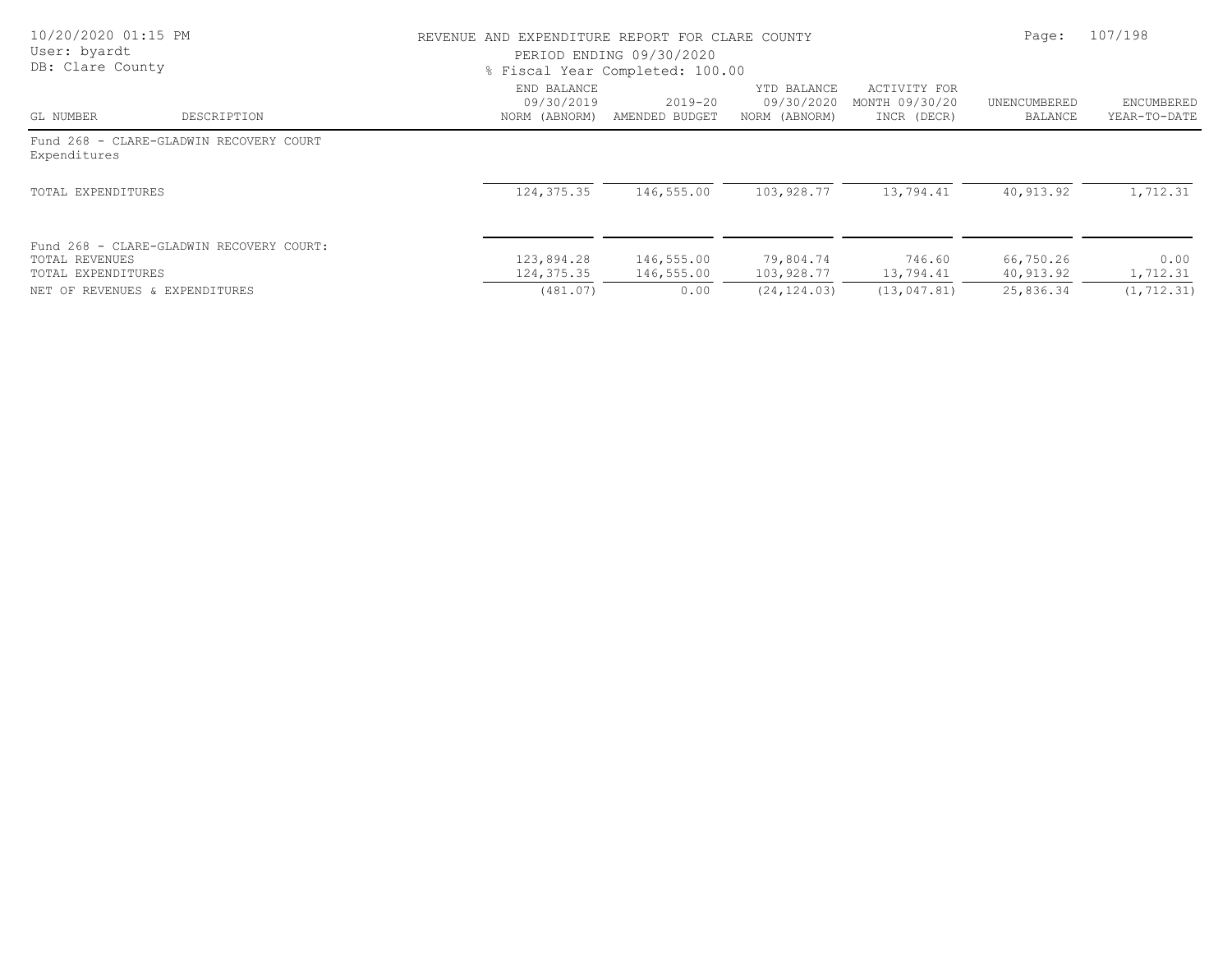REVENUE AND EXPENDITURE REPORT FOR CLARE COUNTY
PERIOD ENDING 09/30/2020
% Fiscal Year Completed: 100.00

| GL NUMBER | DESCRIPTION | END BALANCE 09/30/2019 NORM (ABNORM) | 2019-20 AMENDED BUDGET | YTD BALANCE 09/30/2020 NORM (ABNORM) | ACTIVITY FOR MONTH 09/30/20 INCR (DECR) | UNENCUMBERED BALANCE | ENCUMBERED YEAR-TO-DATE |
|---|---|---|---|---|---|---|---|
| Fund 268 - CLARE-GLADWIN RECOVERY COURT | | | | | | | |
| Expenditures | | | | | | | |
| TOTAL EXPENDITURES | | 124,375.35 | 146,555.00 | 103,928.77 | 13,794.41 | 40,913.92 | 1,712.31 |
| Fund 268 - CLARE-GLADWIN RECOVERY COURT: | | | | | | | |
| TOTAL REVENUES | | 123,894.28 | 146,555.00 | 79,804.74 | 746.60 | 66,750.26 | 0.00 |
| TOTAL EXPENDITURES | | 124,375.35 | 146,555.00 | 103,928.77 | 13,794.41 | 40,913.92 | 1,712.31 |
| NET OF REVENUES & EXPENDITURES | | (481.07) | 0.00 | (24,124.03) | (13,047.81) | 25,836.34 | (1,712.31) |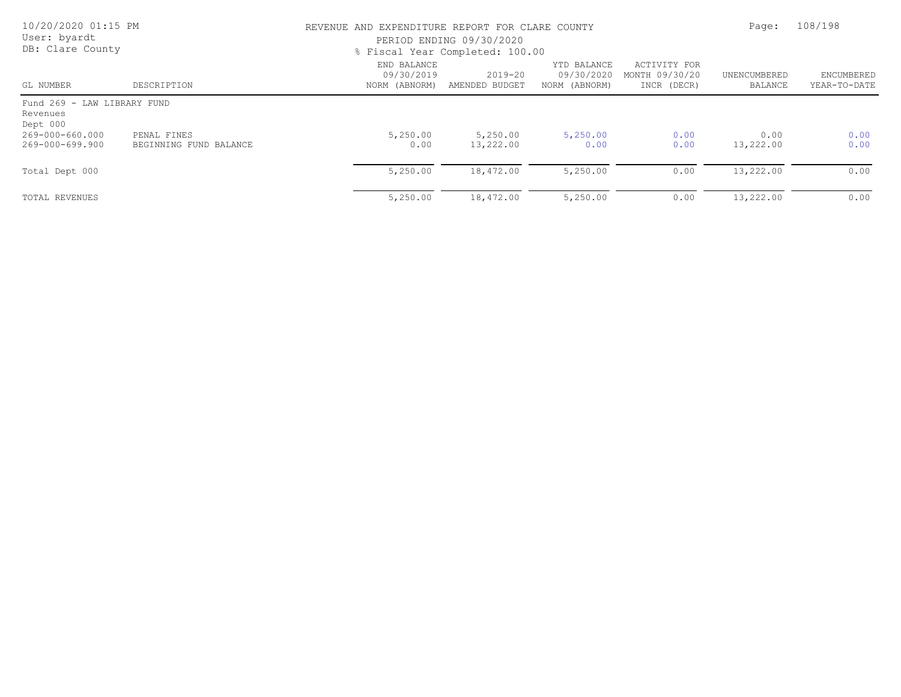REVENUE AND EXPENDITURE REPORT FOR CLARE COUNTY

PERIOD ENDING 09/30/2020

% Fiscal Year Completed: 100.00

| GL NUMBER | DESCRIPTION | END BALANCE 09/30/2019 NORM (ABNORM) | 2019-20 AMENDED BUDGET | YTD BALANCE 09/30/2020 NORM (ABNORM) | ACTIVITY FOR MONTH 09/30/20 INCR (DECR) | UNENCUMBERED BALANCE | ENCUMBERED YEAR-TO-DATE |
|---|---|---|---|---|---|---|---|
| Fund 269 - LAW LIBRARY FUND | | | | | | | |
| Revenues | | | | | | | |
| Dept 000 | | | | | | | |
| 269-000-660.000 | PENAL FINES | 5,250.00 | 5,250.00 | 5,250.00 | 0.00 | 0.00 | 0.00 |
| 269-000-699.900 | BEGINNING FUND BALANCE | 0.00 | 13,222.00 | 0.00 | 0.00 | 13,222.00 | 0.00 |
| Total Dept 000 | | 5,250.00 | 18,472.00 | 5,250.00 | 0.00 | 13,222.00 | 0.00 |
| TOTAL REVENUES | | 5,250.00 | 18,472.00 | 5,250.00 | 0.00 | 13,222.00 | 0.00 |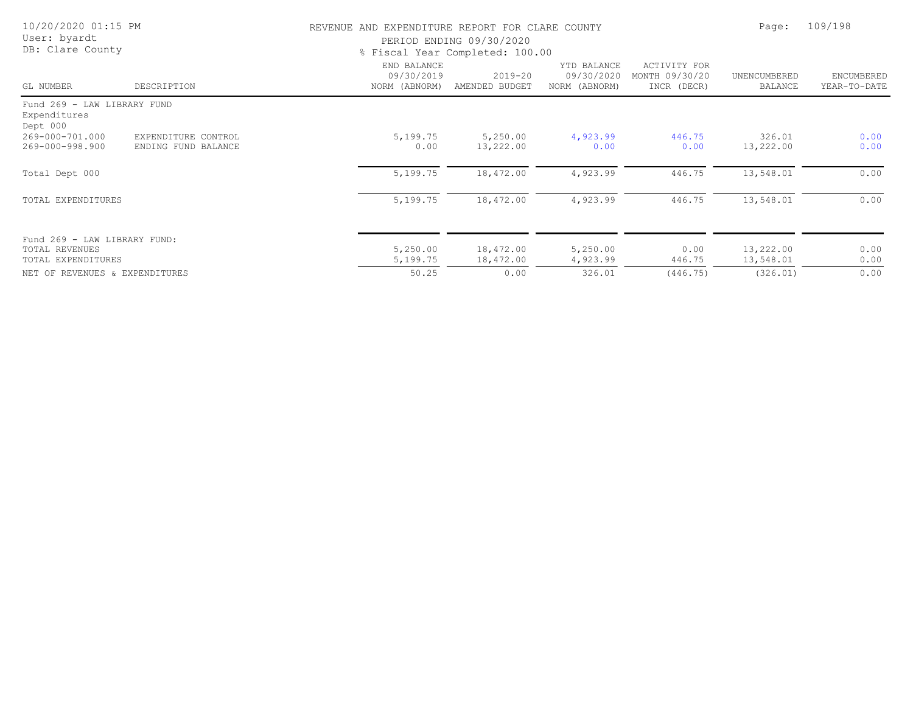REVENUE AND EXPENDITURE REPORT FOR CLARE COUNTY

PERIOD ENDING 09/30/2020

% Fiscal Year Completed: 100.00

| GL NUMBER | DESCRIPTION | END BALANCE 09/30/2019 NORM (ABNORM) | 2019-20 AMENDED BUDGET | YTD BALANCE 09/30/2020 NORM (ABNORM) | ACTIVITY FOR MONTH 09/30/20 INCR (DECR) | UNENCUMBERED BALANCE | ENCUMBERED YEAR-TO-DATE |
|---|---|---|---|---|---|---|---|
| Fund 269 - LAW LIBRARY FUND | | | | | | | |
| Expenditures | | | | | | | |
| Dept 000 | | | | | | | |
| 269-000-701.000 | EXPENDITURE CONTROL | 5,199.75 | 5,250.00 | 4,923.99 | 446.75 | 326.01 | 0.00 |
| 269-000-998.900 | ENDING FUND BALANCE | 0.00 | 13,222.00 | 0.00 | 0.00 | 13,222.00 | 0.00 |
| Total Dept 000 | | 5,199.75 | 18,472.00 | 4,923.99 | 446.75 | 13,548.01 | 0.00 |
| TOTAL EXPENDITURES | | 5,199.75 | 18,472.00 | 4,923.99 | 446.75 | 13,548.01 | 0.00 |
| Fund 269 - LAW LIBRARY FUND: | | | | | | | |
| TOTAL REVENUES | | 5,250.00 | 18,472.00 | 5,250.00 | 0.00 | 13,222.00 | 0.00 |
| TOTAL EXPENDITURES | | 5,199.75 | 18,472.00 | 4,923.99 | 446.75 | 13,548.01 | 0.00 |
| NET OF REVENUES & EXPENDITURES | | 50.25 | 0.00 | 326.01 | (446.75) | (326.01) | 0.00 |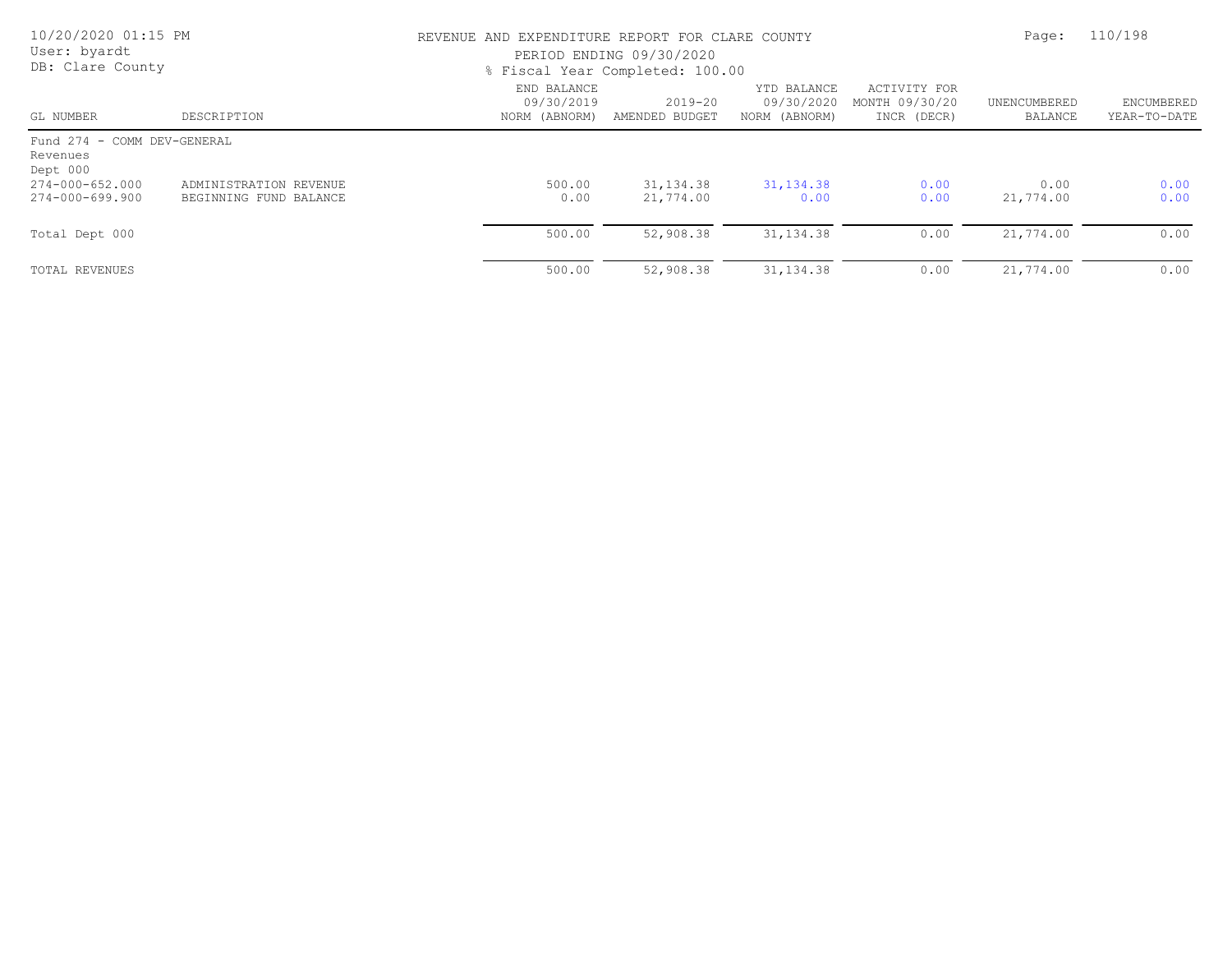REVENUE AND EXPENDITURE REPORT FOR CLARE COUNTY

PERIOD ENDING 09/30/2020

% Fiscal Year Completed: 100.00

| GL NUMBER | DESCRIPTION | END BALANCE 09/30/2019 NORM (ABNORM) | 2019-20 AMENDED BUDGET | YTD BALANCE 09/30/2020 NORM (ABNORM) | ACTIVITY FOR MONTH 09/30/20 INCR (DECR) | UNENCUMBERED BALANCE | ENCUMBERED YEAR-TO-DATE |
|---|---|---|---|---|---|---|---|
| Fund 274 - COMM DEV-GENERAL | | | | | | | |
| Revenues | | | | | | | |
| Dept 000 | | | | | | | |
| 274-000-652.000 | ADMINISTRATION REVENUE | 500.00 | 31,134.38 | 31,134.38 | 0.00 | 0.00 | 0.00 |
| 274-000-699.900 | BEGINNING FUND BALANCE | 0.00 | 21,774.00 | 0.00 | 0.00 | 21,774.00 | 0.00 |
| Total Dept 000 | | 500.00 | 52,908.38 | 31,134.38 | 0.00 | 21,774.00 | 0.00 |
| TOTAL REVENUES | | 500.00 | 52,908.38 | 31,134.38 | 0.00 | 21,774.00 | 0.00 |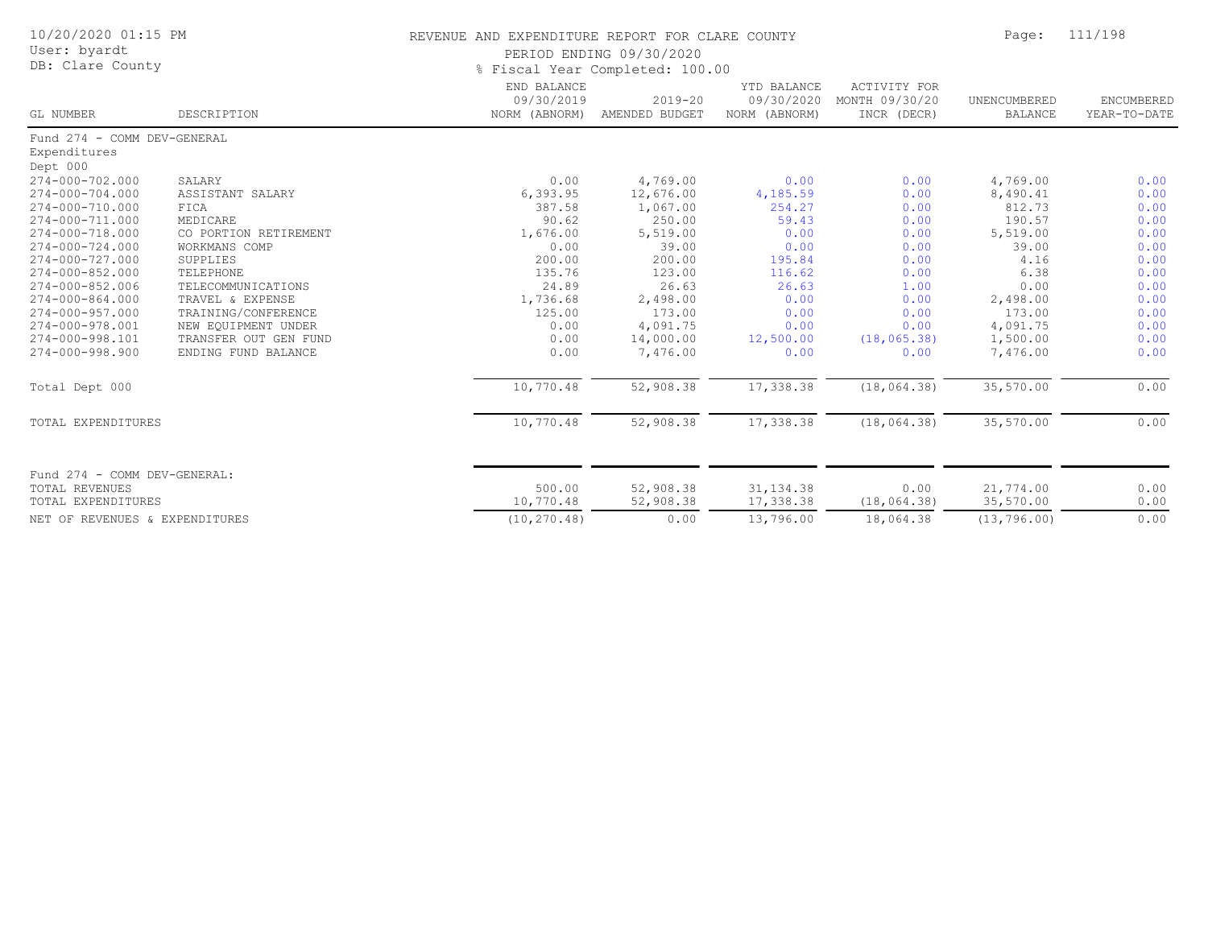# REVENUE AND EXPENDITURE REPORT FOR CLARE COUNTY

PERIOD ENDING 09/30/2020

% Fiscal Year Completed: 100.00

10/20/2020 01:15 PM
User: byardt
DB: Clare County

| GL NUMBER | DESCRIPTION | END BALANCE 09/30/2019 NORM (ABNORM) | 2019-20 AMENDED BUDGET | YTD BALANCE 09/30/2020 NORM (ABNORM) | ACTIVITY FOR MONTH 09/30/20 INCR (DECR) | UNENCUMBERED BALANCE | ENCUMBERED YEAR-TO-DATE |
|---|---|---|---|---|---|---|---|
| Fund 274 - COMM DEV-GENERAL | | | | | | | |
| Expenditures | | | | | | | |
| Dept 000 | | | | | | | |
| 274-000-702.000 | SALARY | 0.00 | 4,769.00 | 0.00 | 0.00 | 4,769.00 | 0.00 |
| 274-000-704.000 | ASSISTANT SALARY | 6,393.95 | 12,676.00 | 4,185.59 | 0.00 | 8,490.41 | 0.00 |
| 274-000-710.000 | FICA | 387.58 | 1,067.00 | 254.27 | 0.00 | 812.73 | 0.00 |
| 274-000-711.000 | MEDICARE | 90.62 | 250.00 | 59.43 | 0.00 | 190.57 | 0.00 |
| 274-000-718.000 | CO PORTION RETIREMENT | 1,676.00 | 5,519.00 | 0.00 | 0.00 | 5,519.00 | 0.00 |
| 274-000-724.000 | WORKMANS COMP | 0.00 | 39.00 | 0.00 | 0.00 | 39.00 | 0.00 |
| 274-000-727.000 | SUPPLIES | 200.00 | 200.00 | 195.84 | 0.00 | 4.16 | 0.00 |
| 274-000-852.000 | TELEPHONE | 135.76 | 123.00 | 116.62 | 0.00 | 6.38 | 0.00 |
| 274-000-852.006 | TELECOMMUNICATIONS | 24.89 | 26.63 | 26.63 | 1.00 | 0.00 | 0.00 |
| 274-000-864.000 | TRAVEL & EXPENSE | 1,736.68 | 2,498.00 | 0.00 | 0.00 | 2,498.00 | 0.00 |
| 274-000-957.000 | TRAINING/CONFERENCE | 125.00 | 173.00 | 0.00 | 0.00 | 173.00 | 0.00 |
| 274-000-978.001 | NEW EQUIPMENT UNDER | 0.00 | 4,091.75 | 0.00 | 0.00 | 4,091.75 | 0.00 |
| 274-000-998.101 | TRANSFER OUT GEN FUND | 0.00 | 14,000.00 | 12,500.00 | (18,065.38) | 1,500.00 | 0.00 |
| 274-000-998.900 | ENDING FUND BALANCE | 0.00 | 7,476.00 | 0.00 | 0.00 | 7,476.00 | 0.00 |
| Total Dept 000 | | 10,770.48 | 52,908.38 | 17,338.38 | (18,064.38) | 35,570.00 | 0.00 |
| TOTAL EXPENDITURES | | 10,770.48 | 52,908.38 | 17,338.38 | (18,064.38) | 35,570.00 | 0.00 |
| Fund 274 - COMM DEV-GENERAL: | | | | | | | |
| TOTAL REVENUES | | 500.00 | 52,908.38 | 31,134.38 | 0.00 | 21,774.00 | 0.00 |
| TOTAL EXPENDITURES | | 10,770.48 | 52,908.38 | 17,338.38 | (18,064.38) | 35,570.00 | 0.00 |
| NET OF REVENUES & EXPENDITURES | | (10,270.48) | 0.00 | 13,796.00 | 18,064.38 | (13,796.00) | 0.00 |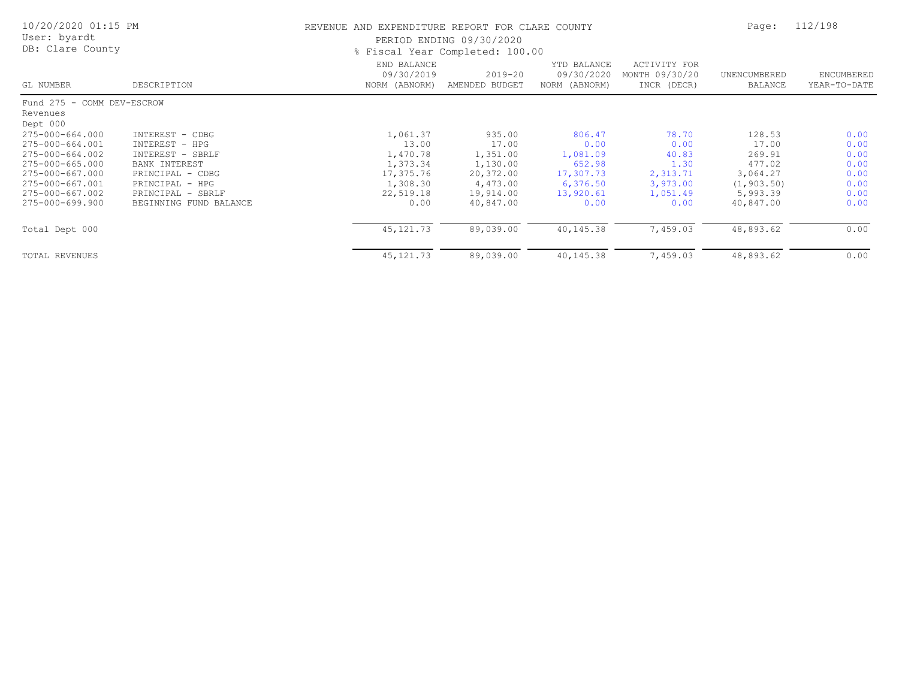# REVENUE AND EXPENDITURE REPORT FOR CLARE COUNTY

PERIOD ENDING 09/30/2020

% Fiscal Year Completed: 100.00

10/20/2020 01:15 PM
User: byardt
DB: Clare County

| GL NUMBER | DESCRIPTION | END BALANCE 09/30/2019 NORM (ABNORM) | 2019-20 AMENDED BUDGET | YTD BALANCE 09/30/2020 NORM (ABNORM) | ACTIVITY FOR MONTH 09/30/20 INCR (DECR) | UNENCUMBERED BALANCE | ENCUMBERED YEAR-TO-DATE |
|---|---|---|---|---|---|---|---|
| Fund 275 - COMM DEV-ESCROW | | | | | | | |
| Revenues | | | | | | | |
| Dept 000 | | | | | | | |
| 275-000-664.000 | INTEREST - CDBG | 1,061.37 | 935.00 | 806.47 | 78.70 | 128.53 | 0.00 |
| 275-000-664.001 | INTEREST - HPG | 13.00 | 17.00 | 0.00 | 0.00 | 17.00 | 0.00 |
| 275-000-664.002 | INTEREST - SBRLF | 1,470.78 | 1,351.00 | 1,081.09 | 40.83 | 269.91 | 0.00 |
| 275-000-665.000 | BANK INTEREST | 1,373.34 | 1,130.00 | 652.98 | 1.30 | 477.02 | 0.00 |
| 275-000-667.000 | PRINCIPAL - CDBG | 17,375.76 | 20,372.00 | 17,307.73 | 2,313.71 | 3,064.27 | 0.00 |
| 275-000-667.001 | PRINCIPAL - HPG | 1,308.30 | 4,473.00 | 6,376.50 | 3,973.00 | (1,903.50) | 0.00 |
| 275-000-667.002 | PRINCIPAL - SBRLF | 22,519.18 | 19,914.00 | 13,920.61 | 1,051.49 | 5,993.39 | 0.00 |
| 275-000-699.900 | BEGINNING FUND BALANCE | 0.00 | 40,847.00 | 0.00 | 0.00 | 40,847.00 | 0.00 |
| Total Dept 000 | | 45,121.73 | 89,039.00 | 40,145.38 | 7,459.03 | 48,893.62 | 0.00 |
| TOTAL REVENUES | | 45,121.73 | 89,039.00 | 40,145.38 | 7,459.03 | 48,893.62 | 0.00 |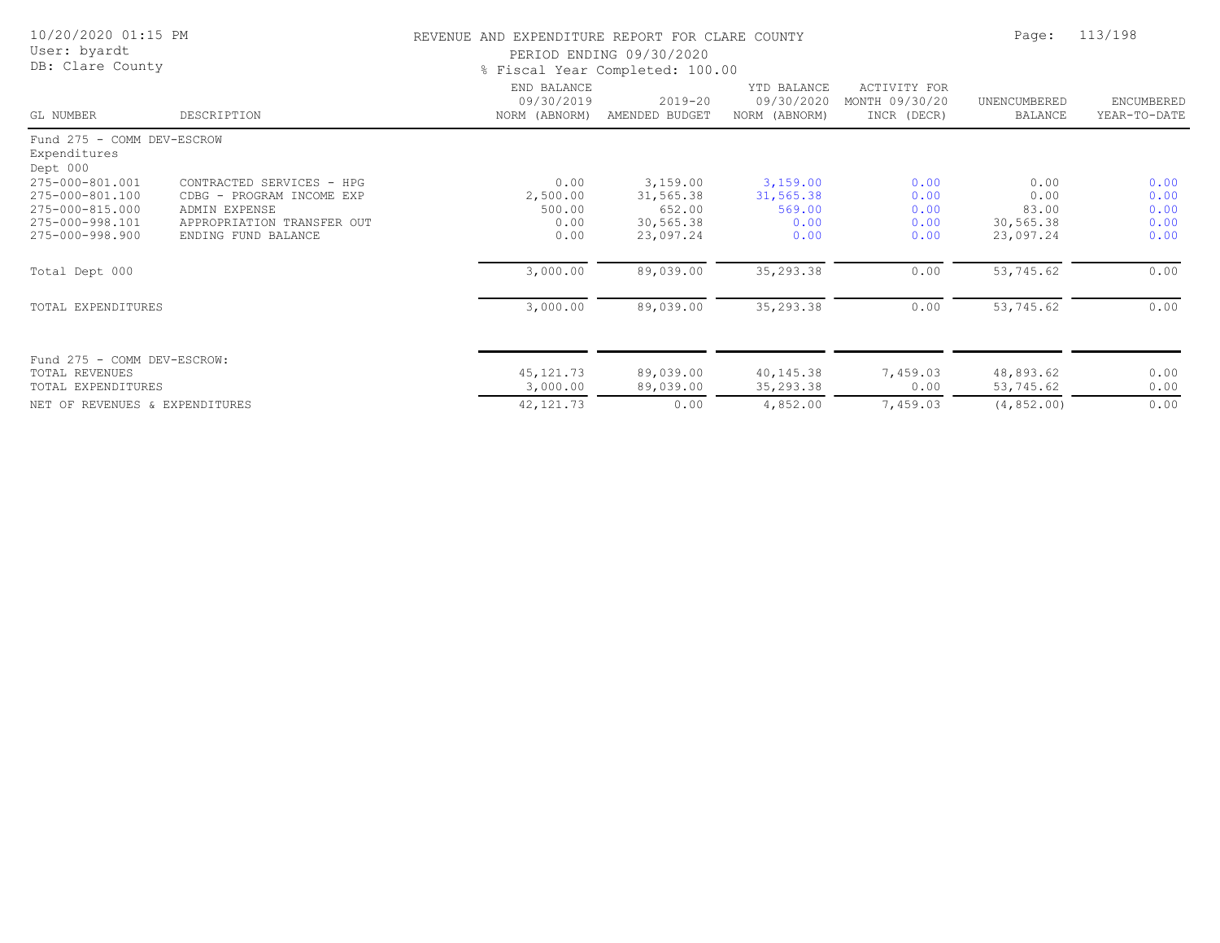REVENUE AND EXPENDITURE REPORT FOR CLARE COUNTY

PERIOD ENDING 09/30/2020

% Fiscal Year Completed: 100.00

10/20/2020 01:15 PM
User: byardt
DB: Clare County

| GL NUMBER | DESCRIPTION | END BALANCE 09/30/2019 NORM (ABNORM) | 2019-20 AMENDED BUDGET | YTD BALANCE 09/30/2020 NORM (ABNORM) | ACTIVITY FOR MONTH 09/30/20 INCR (DECR) | UNENCUMBERED BALANCE | ENCUMBERED YEAR-TO-DATE |
|---|---|---|---|---|---|---|---|
| Fund 275 - COMM DEV-ESCROW | | | | | | | |
| Expenditures | | | | | | | |
| Dept 000 | | | | | | | |
| 275-000-801.001 | CONTRACTED SERVICES - HPG | 0.00 | 3,159.00 | 3,159.00 | 0.00 | 0.00 | 0.00 |
| 275-000-801.100 | CDBG - PROGRAM INCOME EXP | 2,500.00 | 31,565.38 | 31,565.38 | 0.00 | 0.00 | 0.00 |
| 275-000-815.000 | ADMIN EXPENSE | 500.00 | 652.00 | 569.00 | 0.00 | 83.00 | 0.00 |
| 275-000-998.101 | APPROPRIATION TRANSFER OUT | 0.00 | 30,565.38 | 0.00 | 0.00 | 30,565.38 | 0.00 |
| 275-000-998.900 | ENDING FUND BALANCE | 0.00 | 23,097.24 | 0.00 | 0.00 | 23,097.24 | 0.00 |
| Total Dept 000 | | 3,000.00 | 89,039.00 | 35,293.38 | 0.00 | 53,745.62 | 0.00 |
| TOTAL EXPENDITURES | | 3,000.00 | 89,039.00 | 35,293.38 | 0.00 | 53,745.62 | 0.00 |
| Fund 275 - COMM DEV-ESCROW: | | | | | | | |
| TOTAL REVENUES | | 45,121.73 | 89,039.00 | 40,145.38 | 7,459.03 | 48,893.62 | 0.00 |
| TOTAL EXPENDITURES | | 3,000.00 | 89,039.00 | 35,293.38 | 0.00 | 53,745.62 | 0.00 |
| NET OF REVENUES & EXPENDITURES | | 42,121.73 | 0.00 | 4,852.00 | 7,459.03 | (4,852.00) | 0.00 |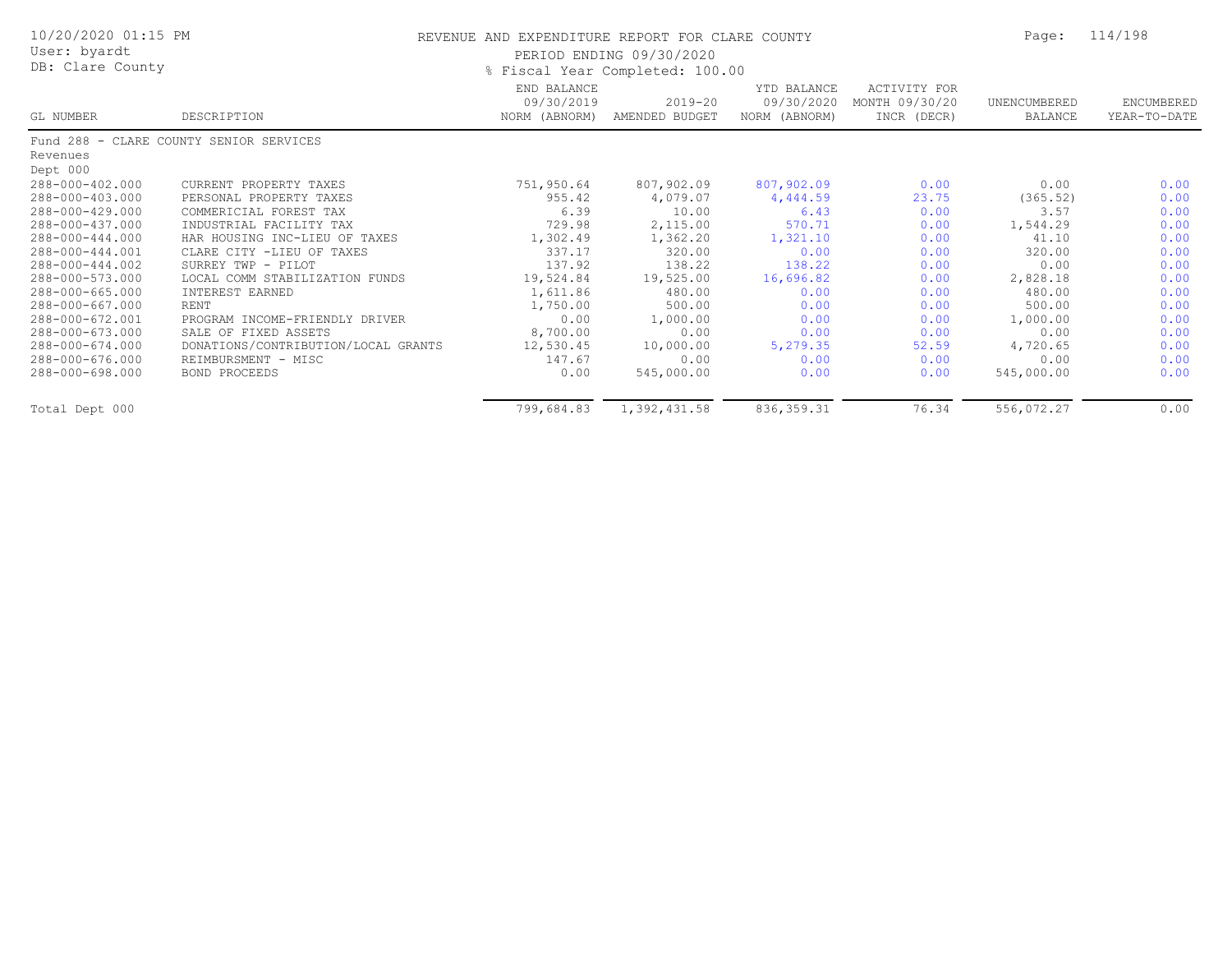REVENUE AND EXPENDITURE REPORT FOR CLARE COUNTY

PERIOD ENDING 09/30/2020

% Fiscal Year Completed: 100.00

| GL NUMBER | DESCRIPTION | END BALANCE 09/30/2019 NORM (ABNORM) | 2019-20 AMENDED BUDGET | YTD BALANCE 09/30/2020 NORM (ABNORM) | ACTIVITY FOR MONTH 09/30/20 INCR (DECR) | UNENCUMBERED BALANCE | ENCUMBERED YEAR-TO-DATE |
|---|---|---|---|---|---|---|---|
| Fund 288 - CLARE COUNTY SENIOR SERVICES | | | | | | | |
| Revenues | | | | | | | |
| Dept 000 | | | | | | | |
| 288-000-402.000 | CURRENT PROPERTY TAXES | 751,950.64 | 807,902.09 | 807,902.09 | 0.00 | 0.00 | 0.00 |
| 288-000-403.000 | PERSONAL PROPERTY TAXES | 955.42 | 4,079.07 | 4,444.59 | 23.75 | (365.52) | 0.00 |
| 288-000-429.000 | COMMERICIAL FOREST TAX | 6.39 | 10.00 | 6.43 | 0.00 | 3.57 | 0.00 |
| 288-000-437.000 | INDUSTRIAL FACILITY TAX | 729.98 | 2,115.00 | 570.71 | 0.00 | 1,544.29 | 0.00 |
| 288-000-444.000 | HAR HOUSING INC-LIEU OF TAXES | 1,302.49 | 1,362.20 | 1,321.10 | 0.00 | 41.10 | 0.00 |
| 288-000-444.001 | CLARE CITY -LIEU OF TAXES | 337.17 | 320.00 | 0.00 | 0.00 | 320.00 | 0.00 |
| 288-000-444.002 | SURREY TWP - PILOT | 137.92 | 138.22 | 138.22 | 0.00 | 0.00 | 0.00 |
| 288-000-573.000 | LOCAL COMM STABILIZATION FUNDS | 19,524.84 | 19,525.00 | 16,696.82 | 0.00 | 2,828.18 | 0.00 |
| 288-000-665.000 | INTEREST EARNED | 1,611.86 | 480.00 | 0.00 | 0.00 | 480.00 | 0.00 |
| 288-000-667.000 | RENT | 1,750.00 | 500.00 | 0.00 | 0.00 | 500.00 | 0.00 |
| 288-000-672.001 | PROGRAM INCOME-FRIENDLY DRIVER | 0.00 | 1,000.00 | 0.00 | 0.00 | 1,000.00 | 0.00 |
| 288-000-673.000 | SALE OF FIXED ASSETS | 8,700.00 | 0.00 | 0.00 | 0.00 | 0.00 | 0.00 |
| 288-000-674.000 | DONATIONS/CONTRIBUTION/LOCAL GRANTS | 12,530.45 | 10,000.00 | 5,279.35 | 52.59 | 4,720.65 | 0.00 |
| 288-000-676.000 | REIMBURSMENT - MISC | 147.67 | 0.00 | 0.00 | 0.00 | 0.00 | 0.00 |
| 288-000-698.000 | BOND PROCEEDS | 0.00 | 545,000.00 | 0.00 | 0.00 | 545,000.00 | 0.00 |
| Total Dept 000 | | 799,684.83 | 1,392,431.58 | 836,359.31 | 76.34 | 556,072.27 | 0.00 |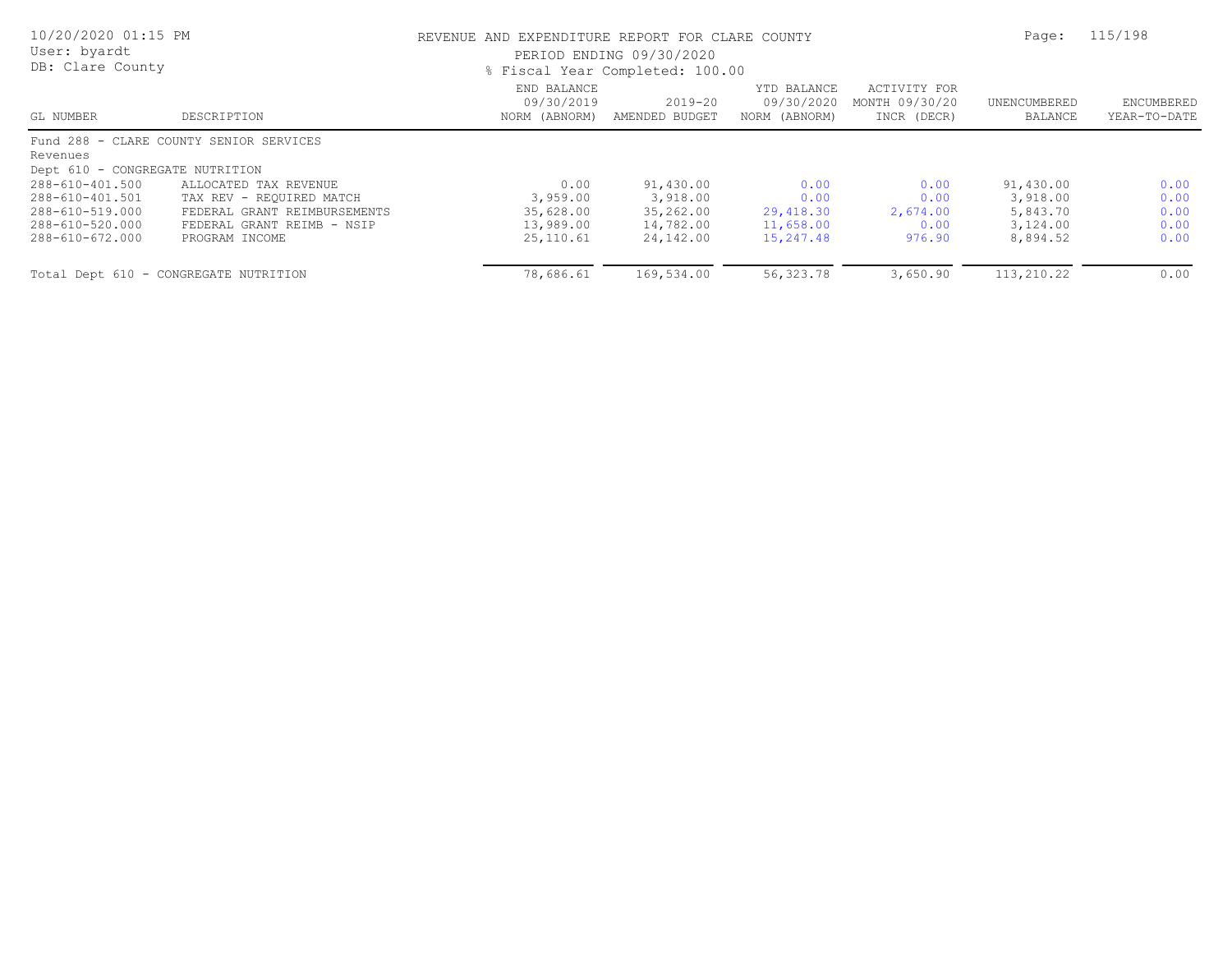REVENUE AND EXPENDITURE REPORT FOR CLARE COUNTY

PERIOD ENDING 09/30/2020

% Fiscal Year Completed: 100.00

| GL NUMBER | DESCRIPTION | END BALANCE 09/30/2019 NORM (ABNORM) | 2019-20 AMENDED BUDGET | YTD BALANCE 09/30/2020 NORM (ABNORM) | ACTIVITY FOR MONTH 09/30/20 INCR (DECR) | UNENCUMBERED BALANCE | ENCUMBERED YEAR-TO-DATE |
|---|---|---|---|---|---|---|---|
| Fund 288 - CLARE COUNTY SENIOR SERVICES | | | | | | | |
| Revenues | | | | | | | |
| Dept 610 - CONGREGATE NUTRITION | | | | | | | |
| 288-610-401.500 | ALLOCATED TAX REVENUE | 0.00 | 91,430.00 | 0.00 | 0.00 | 91,430.00 | 0.00 |
| 288-610-401.501 | TAX REV - REQUIRED MATCH | 3,959.00 | 3,918.00 | 0.00 | 0.00 | 3,918.00 | 0.00 |
| 288-610-519.000 | FEDERAL GRANT REIMBURSEMENTS | 35,628.00 | 35,262.00 | 29,418.30 | 2,674.00 | 5,843.70 | 0.00 |
| 288-610-520.000 | FEDERAL GRANT REIMB - NSIP | 13,989.00 | 14,782.00 | 11,658.00 | 0.00 | 3,124.00 | 0.00 |
| 288-610-672.000 | PROGRAM INCOME | 25,110.61 | 24,142.00 | 15,247.48 | 976.90 | 8,894.52 | 0.00 |
| Total Dept 610 - CONGREGATE NUTRITION | | 78,686.61 | 169,534.00 | 56,323.78 | 3,650.90 | 113,210.22 | 0.00 |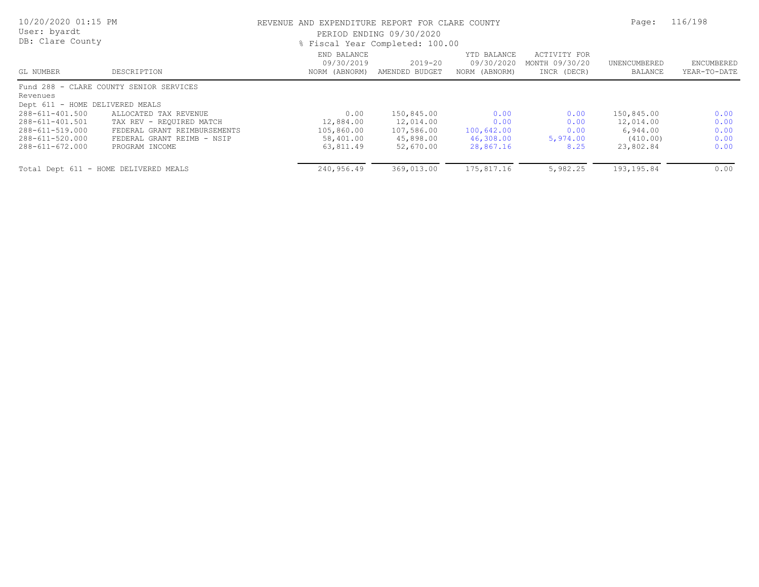REVENUE AND EXPENDITURE REPORT FOR CLARE COUNTY

PERIOD ENDING 09/30/2020

% Fiscal Year Completed: 100.00

10/20/2020 01:15 PM
User: byardt
DB: Clare County

| GL NUMBER | DESCRIPTION | END BALANCE 09/30/2019 NORM (ABNORM) | 2019-20 AMENDED BUDGET | YTD BALANCE 09/30/2020 NORM (ABNORM) | ACTIVITY FOR MONTH 09/30/20 INCR (DECR) | UNENCUMBERED BALANCE | ENCUMBERED YEAR-TO-DATE |
|---|---|---|---|---|---|---|---|
| Fund 288 - CLARE COUNTY SENIOR SERVICES | | | | | | | |
| Revenues | | | | | | | |
| Dept 611 - HOME DELIVERED MEALS | | | | | | | |
| 288-611-401.500 | ALLOCATED TAX REVENUE | 0.00 | 150,845.00 | 0.00 | 0.00 | 150,845.00 | 0.00 |
| 288-611-401.501 | TAX REV - REQUIRED MATCH | 12,884.00 | 12,014.00 | 0.00 | 0.00 | 12,014.00 | 0.00 |
| 288-611-519.000 | FEDERAL GRANT REIMBURSEMENTS | 105,860.00 | 107,586.00 | 100,642.00 | 0.00 | 6,944.00 | 0.00 |
| 288-611-520.000 | FEDERAL GRANT REIMB - NSIP | 58,401.00 | 45,898.00 | 46,308.00 | 5,974.00 | (410.00) | 0.00 |
| 288-611-672.000 | PROGRAM INCOME | 63,811.49 | 52,670.00 | 28,867.16 | 8.25 | 23,802.84 | 0.00 |
| Total Dept 611 - HOME DELIVERED MEALS | | 240,956.49 | 369,013.00 | 175,817.16 | 5,982.25 | 193,195.84 | 0.00 |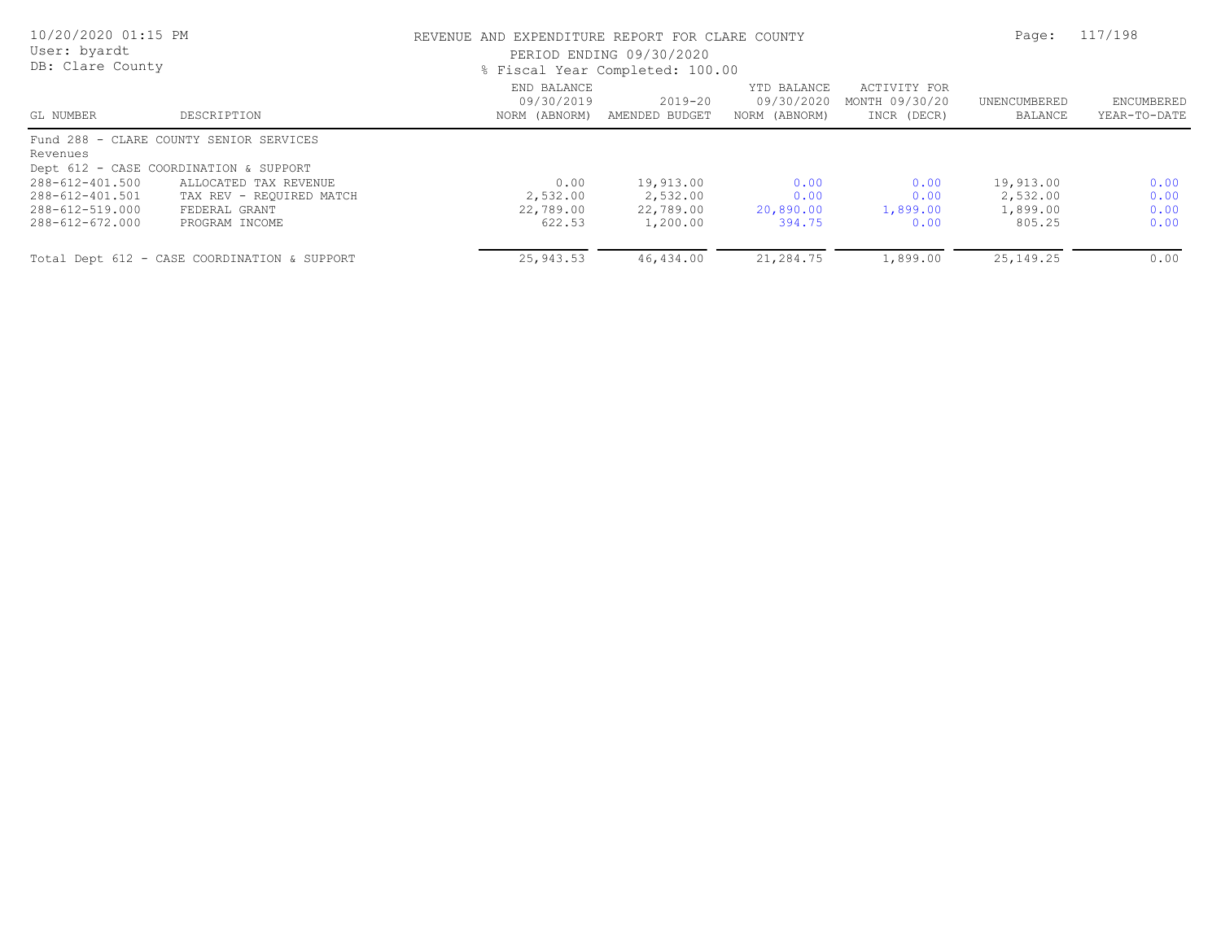# REVENUE AND EXPENDITURE REPORT FOR CLARE COUNTY

PERIOD ENDING 09/30/2020

% Fiscal Year Completed: 100.00

| GL NUMBER | DESCRIPTION | END BALANCE 09/30/2019 NORM (ABNORM) | 2019-20 AMENDED BUDGET | YTD BALANCE 09/30/2020 NORM (ABNORM) | ACTIVITY FOR MONTH 09/30/20 INCR (DECR) | UNENCUMBERED BALANCE | ENCUMBERED YEAR-TO-DATE |
|---|---|---|---|---|---|---|---|
| Fund 288 - CLARE COUNTY SENIOR SERVICES | | | | | | | |
| Revenues | | | | | | | |
| Dept 612 - CASE COORDINATION & SUPPORT | | | | | | | |
| 288-612-401.500 | ALLOCATED TAX REVENUE | 0.00 | 19,913.00 | 0.00 | 0.00 | 19,913.00 | 0.00 |
| 288-612-401.501 | TAX REV - REQUIRED MATCH | 2,532.00 | 2,532.00 | 0.00 | 0.00 | 2,532.00 | 0.00 |
| 288-612-519.000 | FEDERAL GRANT | 22,789.00 | 22,789.00 | 20,890.00 | 1,899.00 | 1,899.00 | 0.00 |
| 288-612-672.000 | PROGRAM INCOME | 622.53 | 1,200.00 | 394.75 | 0.00 | 805.25 | 0.00 |
| Total Dept 612 - CASE COORDINATION & SUPPORT | | 25,943.53 | 46,434.00 | 21,284.75 | 1,899.00 | 25,149.25 | 0.00 |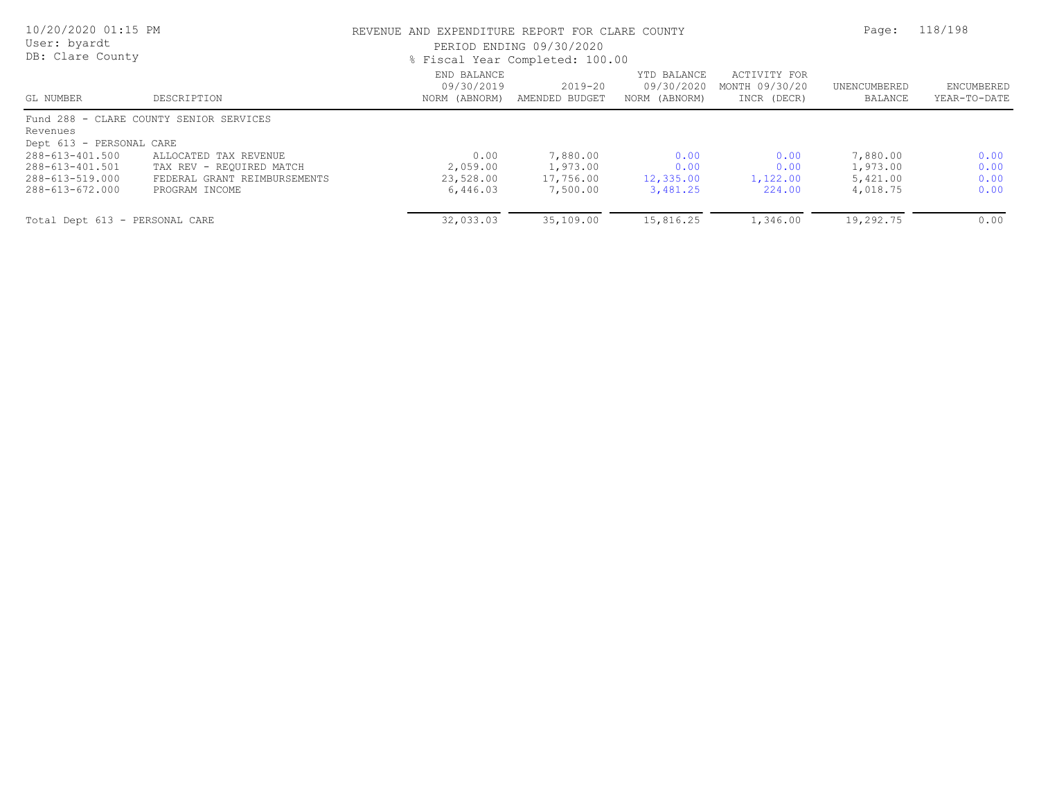REVENUE AND EXPENDITURE REPORT FOR CLARE COUNTY

PERIOD ENDING 09/30/2020

% Fiscal Year Completed: 100.00

| GL NUMBER | DESCRIPTION | END BALANCE 09/30/2019 NORM (ABNORM) | 2019-20 AMENDED BUDGET | YTD BALANCE 09/30/2020 NORM (ABNORM) | ACTIVITY FOR MONTH 09/30/20 INCR (DECR) | UNENCUMBERED BALANCE | ENCUMBERED YEAR-TO-DATE |
|---|---|---|---|---|---|---|---|
| Fund 288 - CLARE COUNTY SENIOR SERVICES | | | | | | | |
| Revenues | | | | | | | |
| Dept 613 - PERSONAL CARE | | | | | | | |
| 288-613-401.500 | ALLOCATED TAX REVENUE | 0.00 | 7,880.00 | 0.00 | 0.00 | 7,880.00 | 0.00 |
| 288-613-401.501 | TAX REV - REQUIRED MATCH | 2,059.00 | 1,973.00 | 0.00 | 0.00 | 1,973.00 | 0.00 |
| 288-613-519.000 | FEDERAL GRANT REIMBURSEMENTS | 23,528.00 | 17,756.00 | 12,335.00 | 1,122.00 | 5,421.00 | 0.00 |
| 288-613-672.000 | PROGRAM INCOME | 6,446.03 | 7,500.00 | 3,481.25 | 224.00 | 4,018.75 | 0.00 |
| Total Dept 613 - PERSONAL CARE | | 32,033.03 | 35,109.00 | 15,816.25 | 1,346.00 | 19,292.75 | 0.00 |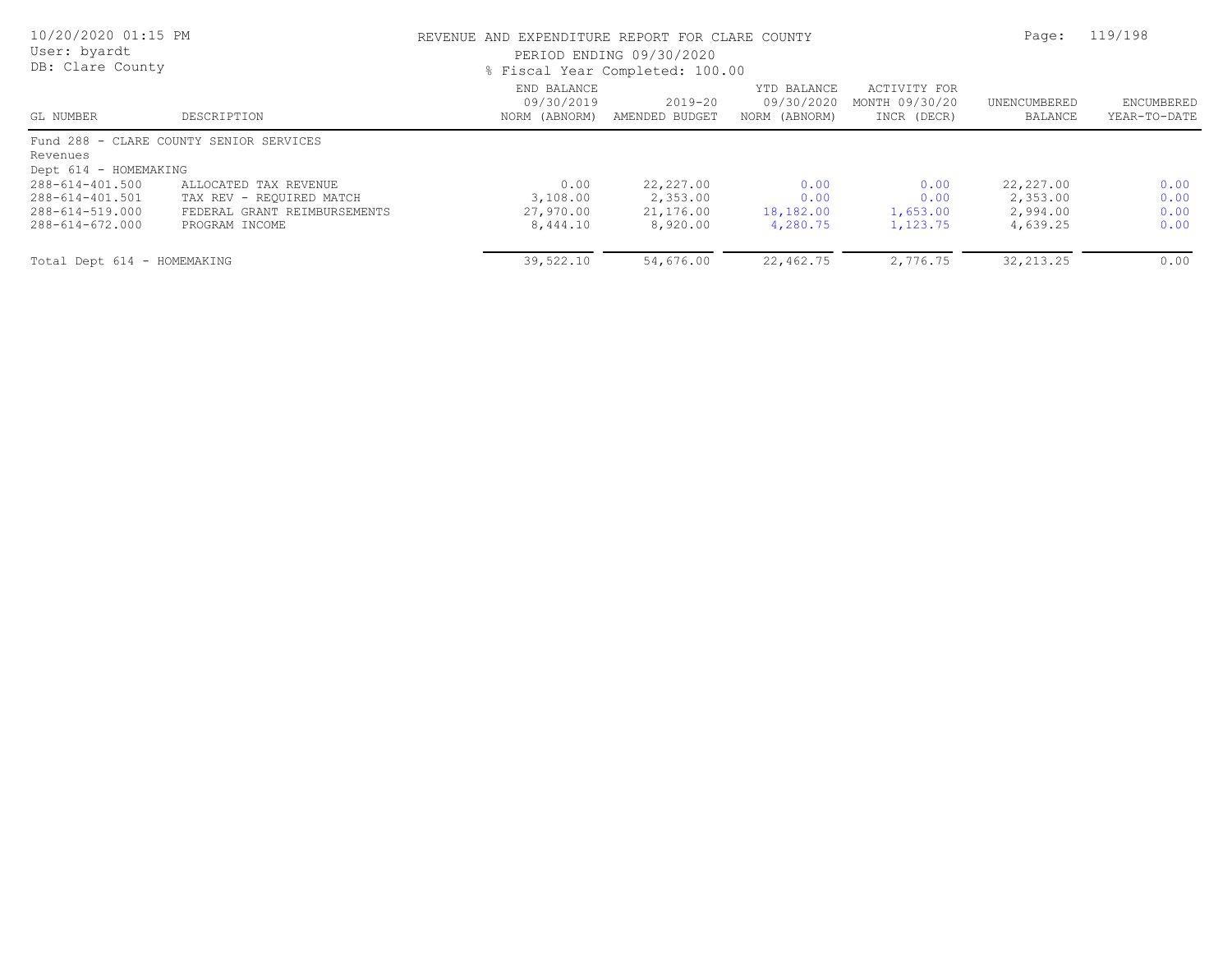REVENUE AND EXPENDITURE REPORT FOR CLARE COUNTY

PERIOD ENDING 09/30/2020

% Fiscal Year Completed: 100.00

| GL NUMBER | DESCRIPTION | END BALANCE 09/30/2019 NORM (ABNORM) | 2019-20 AMENDED BUDGET | YTD BALANCE 09/30/2020 NORM (ABNORM) | ACTIVITY FOR MONTH 09/30/20 INCR (DECR) | UNENCUMBERED BALANCE | ENCUMBERED YEAR-TO-DATE |
|---|---|---|---|---|---|---|---|
| Fund 288 - CLARE COUNTY SENIOR SERVICES | | | | | | | |
| Revenues | | | | | | | |
| Dept 614 - HOMEMAKING | | | | | | | |
| 288-614-401.500 | ALLOCATED TAX REVENUE | 0.00 | 22,227.00 | 0.00 | 0.00 | 22,227.00 | 0.00 |
| 288-614-401.501 | TAX REV - REQUIRED MATCH | 3,108.00 | 2,353.00 | 0.00 | 0.00 | 2,353.00 | 0.00 |
| 288-614-519.000 | FEDERAL GRANT REIMBURSEMENTS | 27,970.00 | 21,176.00 | 18,182.00 | 1,653.00 | 2,994.00 | 0.00 |
| 288-614-672.000 | PROGRAM INCOME | 8,444.10 | 8,920.00 | 4,280.75 | 1,123.75 | 4,639.25 | 0.00 |
| Total Dept 614 - HOMEMAKING | | 39,522.10 | 54,676.00 | 22,462.75 | 2,776.75 | 32,213.25 | 0.00 |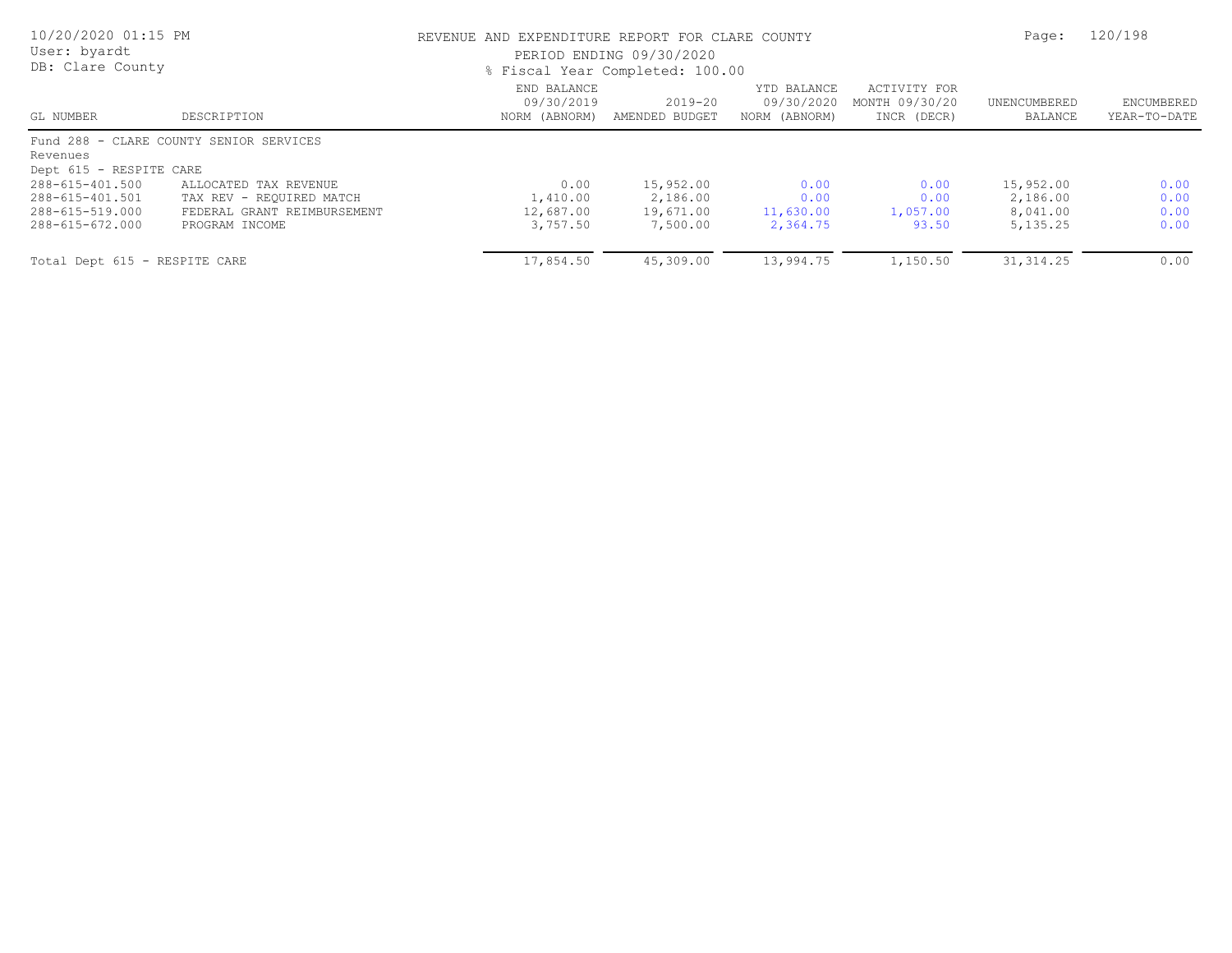REVENUE AND EXPENDITURE REPORT FOR CLARE COUNTY

PERIOD ENDING 09/30/2020

% Fiscal Year Completed: 100.00

User: byardt
DB: Clare County

| GL NUMBER | DESCRIPTION | END BALANCE 09/30/2019 NORM (ABNORM) | 2019-20 AMENDED BUDGET | YTD BALANCE 09/30/2020 NORM (ABNORM) | ACTIVITY FOR MONTH 09/30/20 INCR (DECR) | UNENCUMBERED BALANCE | ENCUMBERED YEAR-TO-DATE |
|---|---|---|---|---|---|---|---|
| Fund 288 - CLARE COUNTY SENIOR SERVICES | | | | | | | |
| Revenues | | | | | | | |
| Dept 615 - RESPITE CARE | | | | | | | |
| 288-615-401.500 | ALLOCATED TAX REVENUE | 0.00 | 15,952.00 | 0.00 | 0.00 | 15,952.00 | 0.00 |
| 288-615-401.501 | TAX REV - REQUIRED MATCH | 1,410.00 | 2,186.00 | 0.00 | 0.00 | 2,186.00 | 0.00 |
| 288-615-519.000 | FEDERAL GRANT REIMBURSEMENT | 12,687.00 | 19,671.00 | 11,630.00 | 1,057.00 | 8,041.00 | 0.00 |
| 288-615-672.000 | PROGRAM INCOME | 3,757.50 | 7,500.00 | 2,364.75 | 93.50 | 5,135.25 | 0.00 |
| Total Dept 615 - RESPITE CARE | | 17,854.50 | 45,309.00 | 13,994.75 | 1,150.50 | 31,314.25 | 0.00 |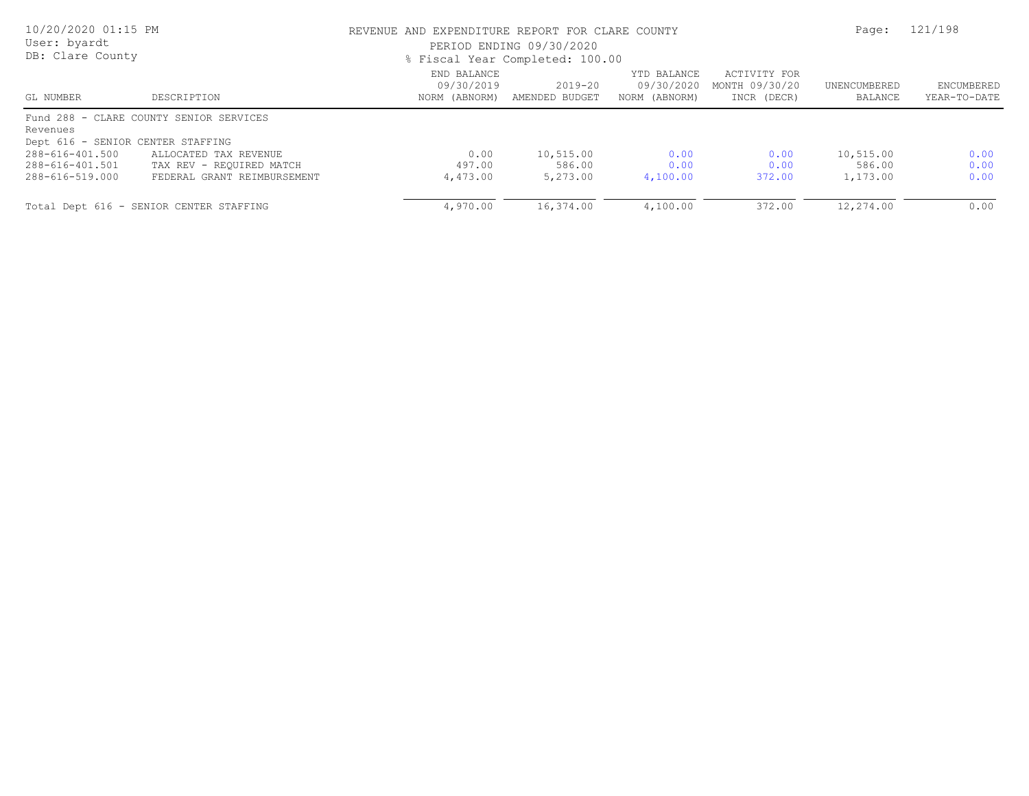# REVENUE AND EXPENDITURE REPORT FOR CLARE COUNTY

PERIOD ENDING 09/30/2020

% Fiscal Year Completed: 100.00

10/20/2020 01:15 PM
User: byardt
DB: Clare County

| GL NUMBER | DESCRIPTION | END BALANCE 09/30/2019 NORM (ABNORM) | 2019-20 AMENDED BUDGET | YTD BALANCE 09/30/2020 NORM (ABNORM) | ACTIVITY FOR MONTH 09/30/20 INCR (DECR) | UNENCUMBERED BALANCE | ENCUMBERED YEAR-TO-DATE |
|---|---|---|---|---|---|---|---|
| Fund 288 - CLARE COUNTY SENIOR SERVICES | | | | | | | |
| Revenues | | | | | | | |
| Dept 616 - SENIOR CENTER STAFFING | | | | | | | |
| 288-616-401.500 | ALLOCATED TAX REVENUE | 0.00 | 10,515.00 | 0.00 | 0.00 | 10,515.00 | 0.00 |
| 288-616-401.501 | TAX REV - REQUIRED MATCH | 497.00 | 586.00 | 0.00 | 0.00 | 586.00 | 0.00 |
| 288-616-519.000 | FEDERAL GRANT REIMBURSEMENT | 4,473.00 | 5,273.00 | 4,100.00 | 372.00 | 1,173.00 | 0.00 |
| Total Dept 616 - SENIOR CENTER STAFFING | | 4,970.00 | 16,374.00 | 4,100.00 | 372.00 | 12,274.00 | 0.00 |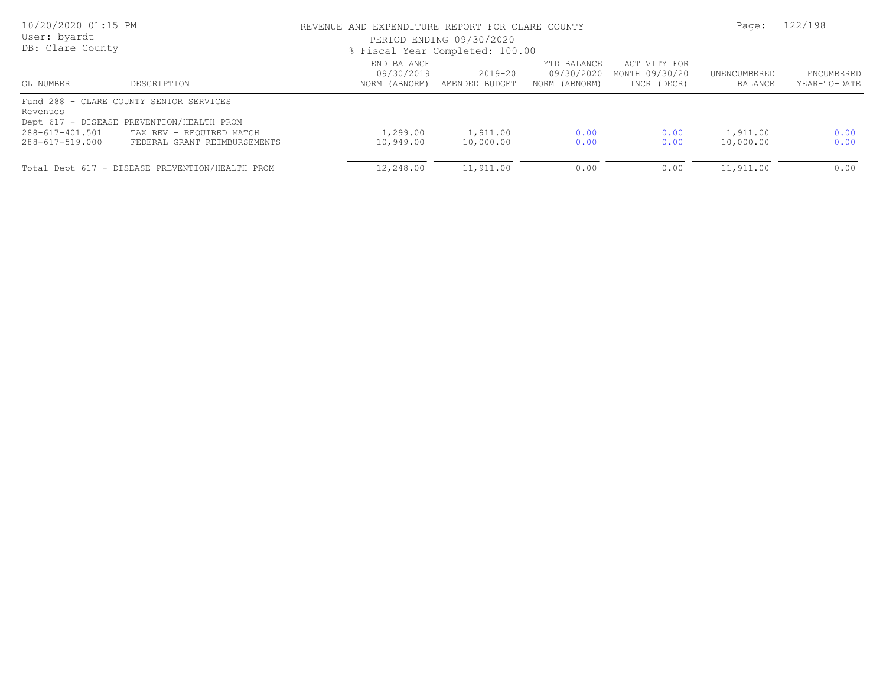REVENUE AND EXPENDITURE REPORT FOR CLARE COUNTY

PERIOD ENDING 09/30/2020

% Fiscal Year Completed: 100.00

| GL NUMBER | DESCRIPTION | END BALANCE 09/30/2019 NORM (ABNORM) | 2019-20 AMENDED BUDGET | YTD BALANCE 09/30/2020 NORM (ABNORM) | ACTIVITY FOR MONTH 09/30/20 INCR (DECR) | UNENCUMBERED BALANCE | ENCUMBERED YEAR-TO-DATE |
|---|---|---|---|---|---|---|---|
| Fund 288 - CLARE COUNTY SENIOR SERVICES | | | | | | | |
| Revenues | | | | | | | |
| Dept 617 - DISEASE PREVENTION/HEALTH PROM | | | | | | | |
| 288-617-401.501 | TAX REV - REQUIRED MATCH | 1,299.00 | 1,911.00 | 0.00 | 0.00 | 1,911.00 | 0.00 |
| 288-617-519.000 | FEDERAL GRANT REIMBURSEMENTS | 10,949.00 | 10,000.00 | 0.00 | 0.00 | 10,000.00 | 0.00 |
| Total Dept 617 - DISEASE PREVENTION/HEALTH PROM | | 12,248.00 | 11,911.00 | 0.00 | 0.00 | 11,911.00 | 0.00 |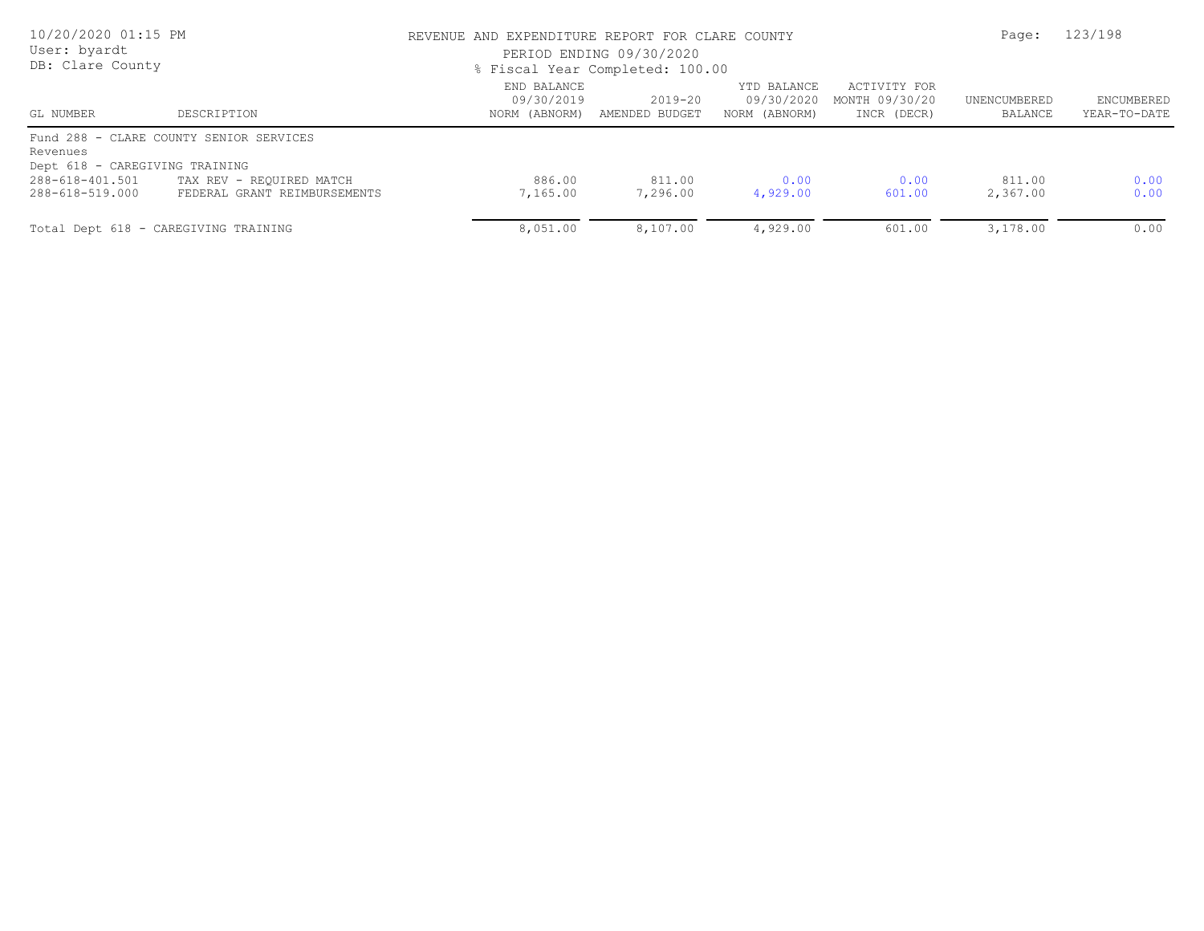REVENUE AND EXPENDITURE REPORT FOR CLARE COUNTY

PERIOD ENDING 09/30/2020

% Fiscal Year Completed: 100.00

| GL NUMBER | DESCRIPTION | END BALANCE 09/30/2019 NORM (ABNORM) | 2019-20 AMENDED BUDGET | YTD BALANCE 09/30/2020 NORM (ABNORM) | ACTIVITY FOR MONTH 09/30/20 INCR (DECR) | UNENCUMBERED BALANCE | ENCUMBERED YEAR-TO-DATE |
|---|---|---|---|---|---|---|---|
| Fund 288 - CLARE COUNTY SENIOR SERVICES | | | | | | | |
| Revenues | | | | | | | |
| Dept 618 - CAREGIVING TRAINING | | | | | | | |
| 288-618-401.501 | TAX REV - REQUIRED MATCH | 886.00 | 811.00 | 0.00 | 0.00 | 811.00 | 0.00 |
| 288-618-519.000 | FEDERAL GRANT REIMBURSEMENTS | 7,165.00 | 7,296.00 | 4,929.00 | 601.00 | 2,367.00 | 0.00 |
| Total Dept 618 - CAREGIVING TRAINING | | 8,051.00 | 8,107.00 | 4,929.00 | 601.00 | 3,178.00 | 0.00 |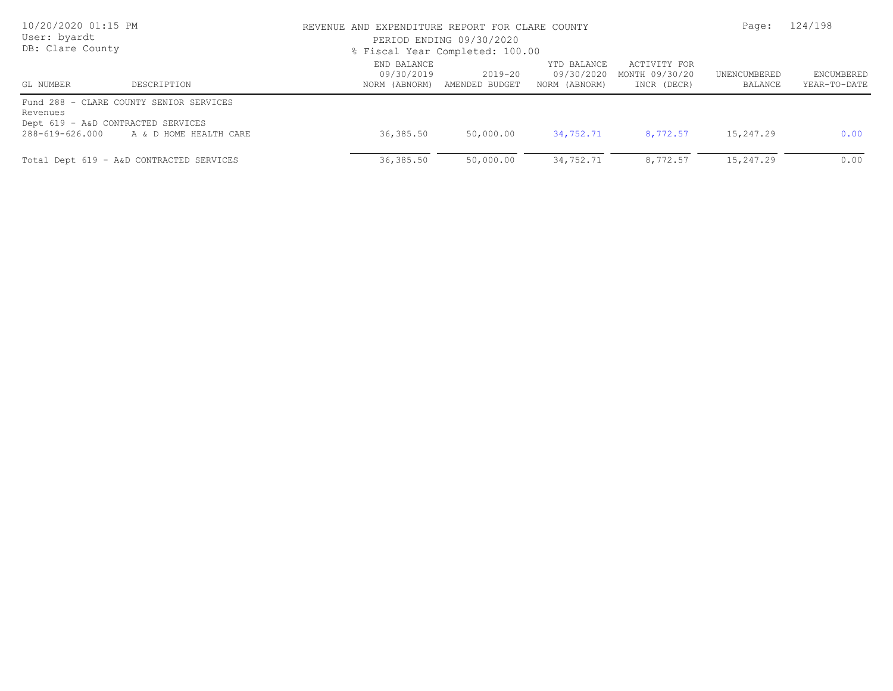REVENUE AND EXPENDITURE REPORT FOR CLARE COUNTY
PERIOD ENDING 09/30/2020
% Fiscal Year Completed: 100.00

| GL NUMBER | DESCRIPTION | END BALANCE 09/30/2019 NORM (ABNORM) | 2019-20 AMENDED BUDGET | YTD BALANCE 09/30/2020 NORM (ABNORM) | ACTIVITY FOR MONTH 09/30/20 INCR (DECR) | UNENCUMBERED BALANCE | ENCUMBERED YEAR-TO-DATE |
|---|---|---|---|---|---|---|---|
| Fund 288 - CLARE COUNTY SENIOR SERVICES | | | | | | | |
| Revenues | | | | | | | |
| Dept 619 - A&D CONTRACTED SERVICES | | | | | | | |
| 288-619-626.000 | A & D HOME HEALTH CARE | 36,385.50 | 50,000.00 | 34,752.71 | 8,772.57 | 15,247.29 | 0.00 |
| Total Dept 619 - A&D CONTRACTED SERVICES | | 36,385.50 | 50,000.00 | 34,752.71 | 8,772.57 | 15,247.29 | 0.00 |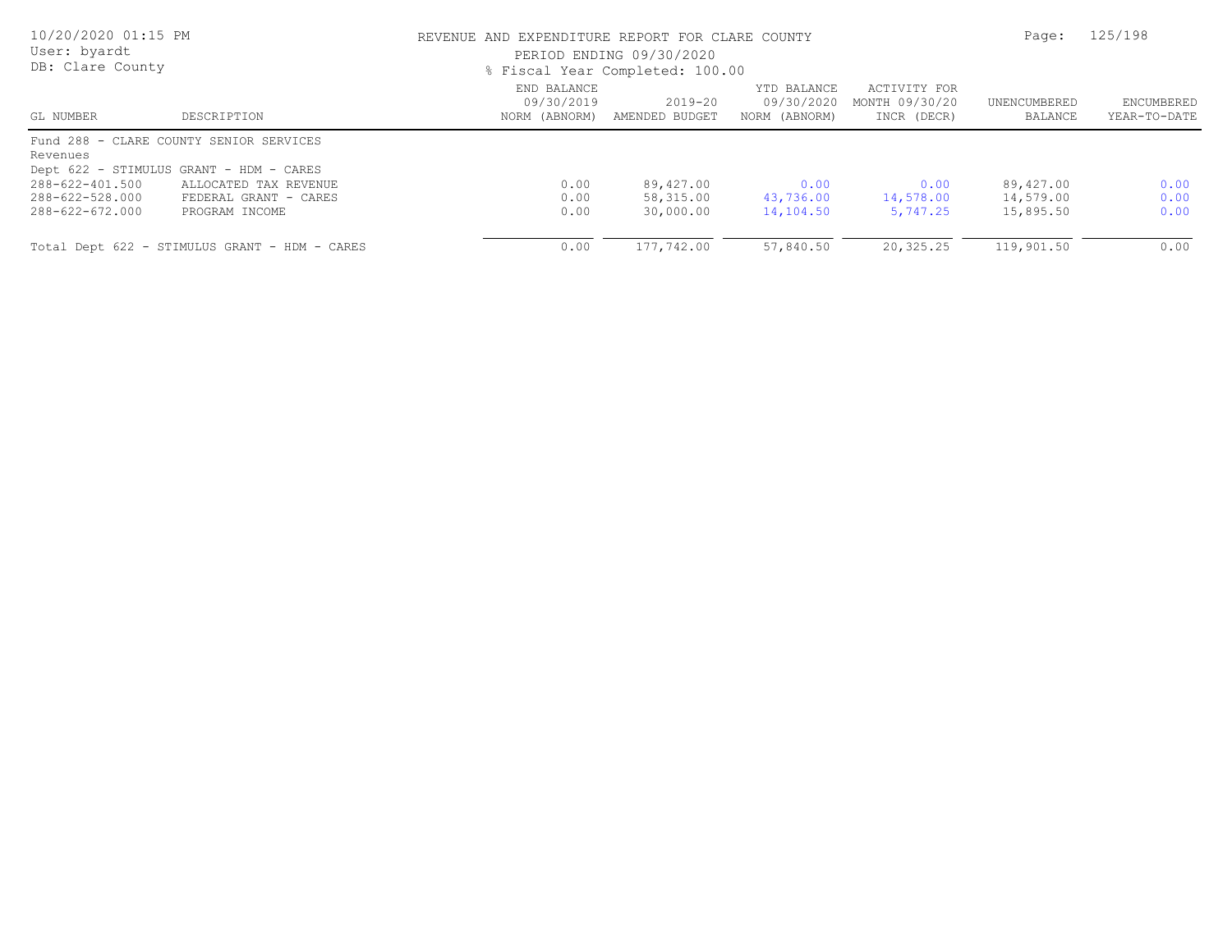REVENUE AND EXPENDITURE REPORT FOR CLARE COUNTY

PERIOD ENDING 09/30/2020

% Fiscal Year Completed: 100.00

| GL NUMBER | DESCRIPTION | END BALANCE 09/30/2019 NORM (ABNORM) | 2019-20 AMENDED BUDGET | YTD BALANCE 09/30/2020 NORM (ABNORM) | ACTIVITY FOR MONTH 09/30/20 INCR (DECR) | UNENCUMBERED BALANCE | ENCUMBERED YEAR-TO-DATE |
|---|---|---|---|---|---|---|---|
| Fund 288 - CLARE COUNTY SENIOR SERVICES | | | | | | | |
| Revenues | | | | | | | |
| Dept 622 - STIMULUS GRANT - HDM - CARES | | | | | | | |
| 288-622-401.500 | ALLOCATED TAX REVENUE | 0.00 | 89,427.00 | 0.00 | 0.00 | 89,427.00 | 0.00 |
| 288-622-528.000 | FEDERAL GRANT - CARES | 0.00 | 58,315.00 | 43,736.00 | 14,578.00 | 14,579.00 | 0.00 |
| 288-622-672.000 | PROGRAM INCOME | 0.00 | 30,000.00 | 14,104.50 | 5,747.25 | 15,895.50 | 0.00 |
| Total Dept 622 - STIMULUS GRANT - HDM - CARES | | 0.00 | 177,742.00 | 57,840.50 | 20,325.25 | 119,901.50 | 0.00 |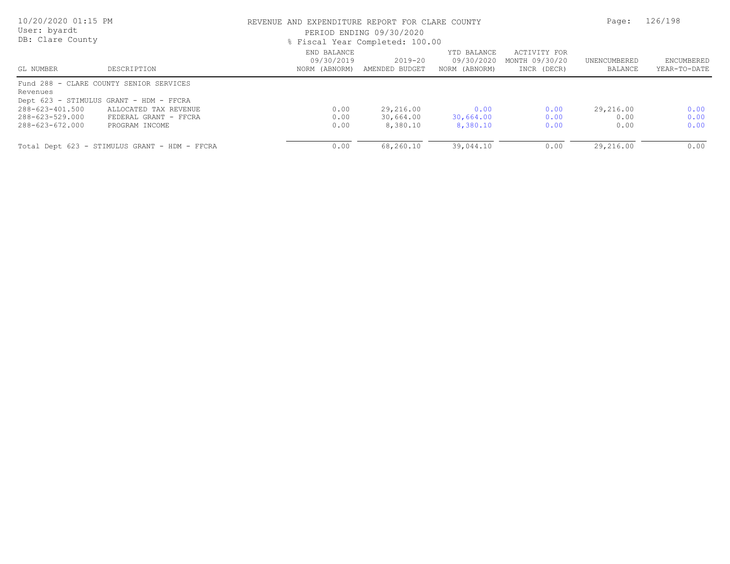REVENUE AND EXPENDITURE REPORT FOR CLARE COUNTY

PERIOD ENDING 09/30/2020

% Fiscal Year Completed: 100.00

10/20/2020 01:15 PM
User: byardt
DB: Clare County

| GL NUMBER | DESCRIPTION | END BALANCE 09/30/2019 NORM (ABNORM) | 2019-20 AMENDED BUDGET | YTD BALANCE 09/30/2020 NORM (ABNORM) | ACTIVITY FOR MONTH 09/30/20 INCR (DECR) | UNENCUMBERED BALANCE | ENCUMBERED YEAR-TO-DATE |
|---|---|---|---|---|---|---|---|
| Fund 288 - CLARE COUNTY SENIOR SERVICES | | | | | | | |
| Revenues | | | | | | | |
| Dept 623 - STIMULUS GRANT - HDM - FFCRA | | | | | | | |
| 288-623-401.500 | ALLOCATED TAX REVENUE | 0.00 | 29,216.00 | 0.00 | 0.00 | 29,216.00 | 0.00 |
| 288-623-529.000 | FEDERAL GRANT - FFCRA | 0.00 | 30,664.00 | 30,664.00 | 0.00 | 0.00 | 0.00 |
| 288-623-672.000 | PROGRAM INCOME | 0.00 | 8,380.10 | 8,380.10 | 0.00 | 0.00 | 0.00 |
| Total Dept 623 - STIMULUS GRANT - HDM - FFCRA | | 0.00 | 68,260.10 | 39,044.10 | 0.00 | 29,216.00 | 0.00 |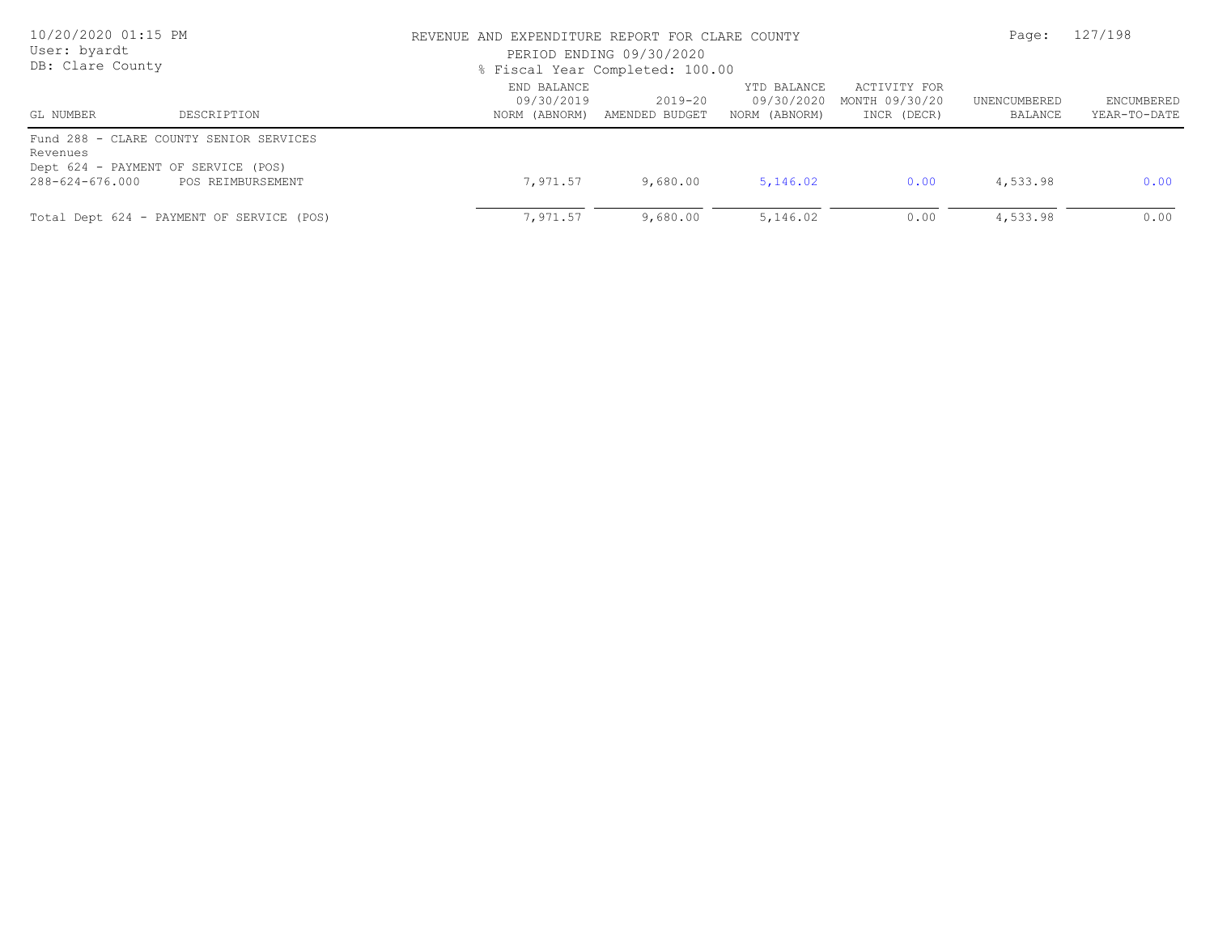REVENUE AND EXPENDITURE REPORT FOR CLARE COUNTY

PERIOD ENDING 09/30/2020

% Fiscal Year Completed: 100.00

| GL NUMBER | DESCRIPTION | END BALANCE 09/30/2019 NORM (ABNORM) | 2019-20 AMENDED BUDGET | YTD BALANCE 09/30/2020 NORM (ABNORM) | ACTIVITY FOR MONTH 09/30/20 INCR (DECR) | UNENCUMBERED BALANCE | ENCUMBERED YEAR-TO-DATE |
|---|---|---|---|---|---|---|---|
| Fund 288 - CLARE COUNTY SENIOR SERVICES | | | | | | | |
| Revenues | | | | | | | |
| Dept 624 - PAYMENT OF SERVICE (POS) | | | | | | | |
| 288-624-676.000 | POS REIMBURSEMENT | 7,971.57 | 9,680.00 | 5,146.02 | 0.00 | 4,533.98 | 0.00 |
| Total Dept 624 - PAYMENT OF SERVICE (POS) | | 7,971.57 | 9,680.00 | 5,146.02 | 0.00 | 4,533.98 | 0.00 |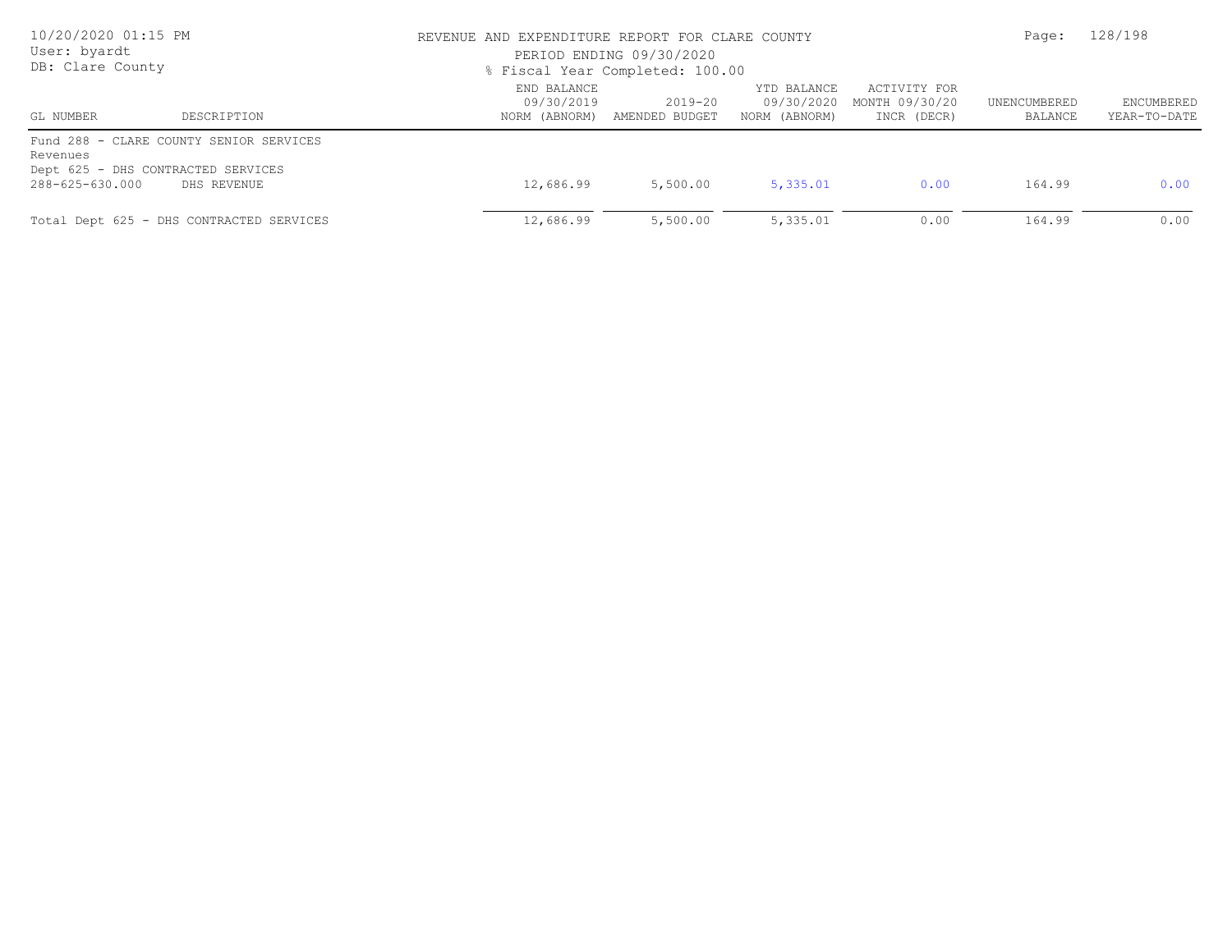REVENUE AND EXPENDITURE REPORT FOR CLARE COUNTY

PERIOD ENDING 09/30/2020

% Fiscal Year Completed: 100.00

| GL NUMBER | DESCRIPTION | END BALANCE 09/30/2019 NORM (ABNORM) | 2019-20 AMENDED BUDGET | YTD BALANCE 09/30/2020 NORM (ABNORM) | ACTIVITY FOR MONTH 09/30/20 INCR (DECR) | UNENCUMBERED BALANCE | ENCUMBERED YEAR-TO-DATE |
|---|---|---|---|---|---|---|---|
| Fund 288 - CLARE COUNTY SENIOR SERVICES | | | | | | | |
| Revenues | | | | | | | |
| Dept 625 - DHS CONTRACTED SERVICES | | | | | | | |
| 288-625-630.000 | DHS REVENUE | 12,686.99 | 5,500.00 | 5,335.01 | 0.00 | 164.99 | 0.00 |
| Total Dept 625 - DHS CONTRACTED SERVICES | | 12,686.99 | 5,500.00 | 5,335.01 | 0.00 | 164.99 | 0.00 |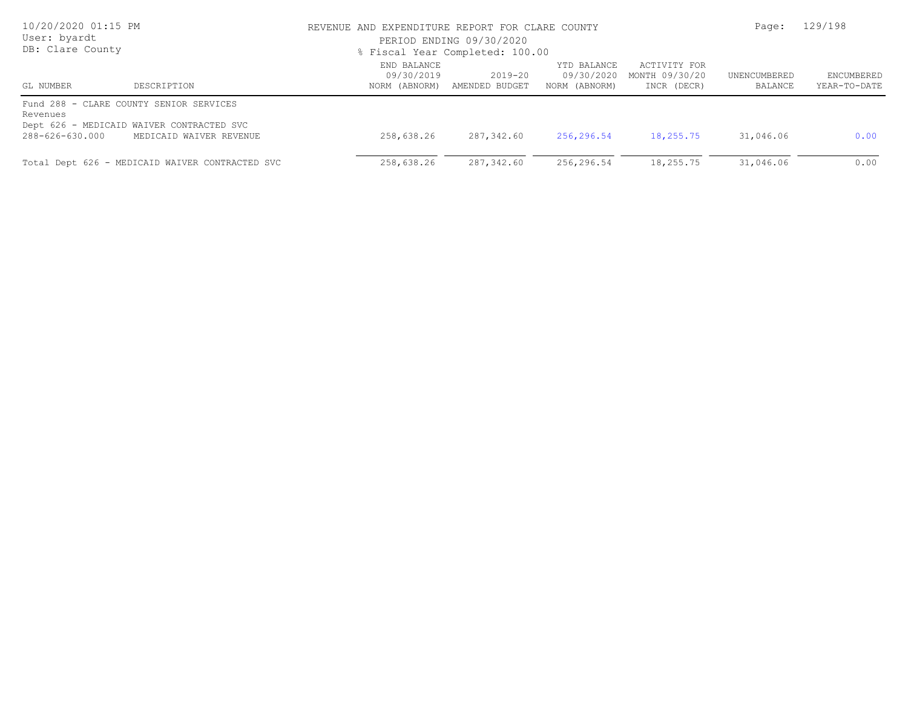REVENUE AND EXPENDITURE REPORT FOR CLARE COUNTY

PERIOD ENDING 09/30/2020

% Fiscal Year Completed: 100.00

| GL NUMBER | DESCRIPTION | END BALANCE 09/30/2019 NORM (ABNORM) | 2019-20 AMENDED BUDGET | YTD BALANCE 09/30/2020 NORM (ABNORM) | ACTIVITY FOR MONTH 09/30/20 INCR (DECR) | UNENCUMBERED BALANCE | ENCUMBERED YEAR-TO-DATE |
|---|---|---|---|---|---|---|---|
| Fund 288 - CLARE COUNTY SENIOR SERVICES | | | | | | | |
| Revenues | | | | | | | |
| Dept 626 - MEDICAID WAIVER CONTRACTED SVC | | | | | | | |
| 288-626-630.000 | MEDICAID WAIVER REVENUE | 258,638.26 | 287,342.60 | 256,296.54 | 18,255.75 | 31,046.06 | 0.00 |
| Total Dept 626 - MEDICAID WAIVER CONTRACTED SVC | | 258,638.26 | 287,342.60 | 256,296.54 | 18,255.75 | 31,046.06 | 0.00 |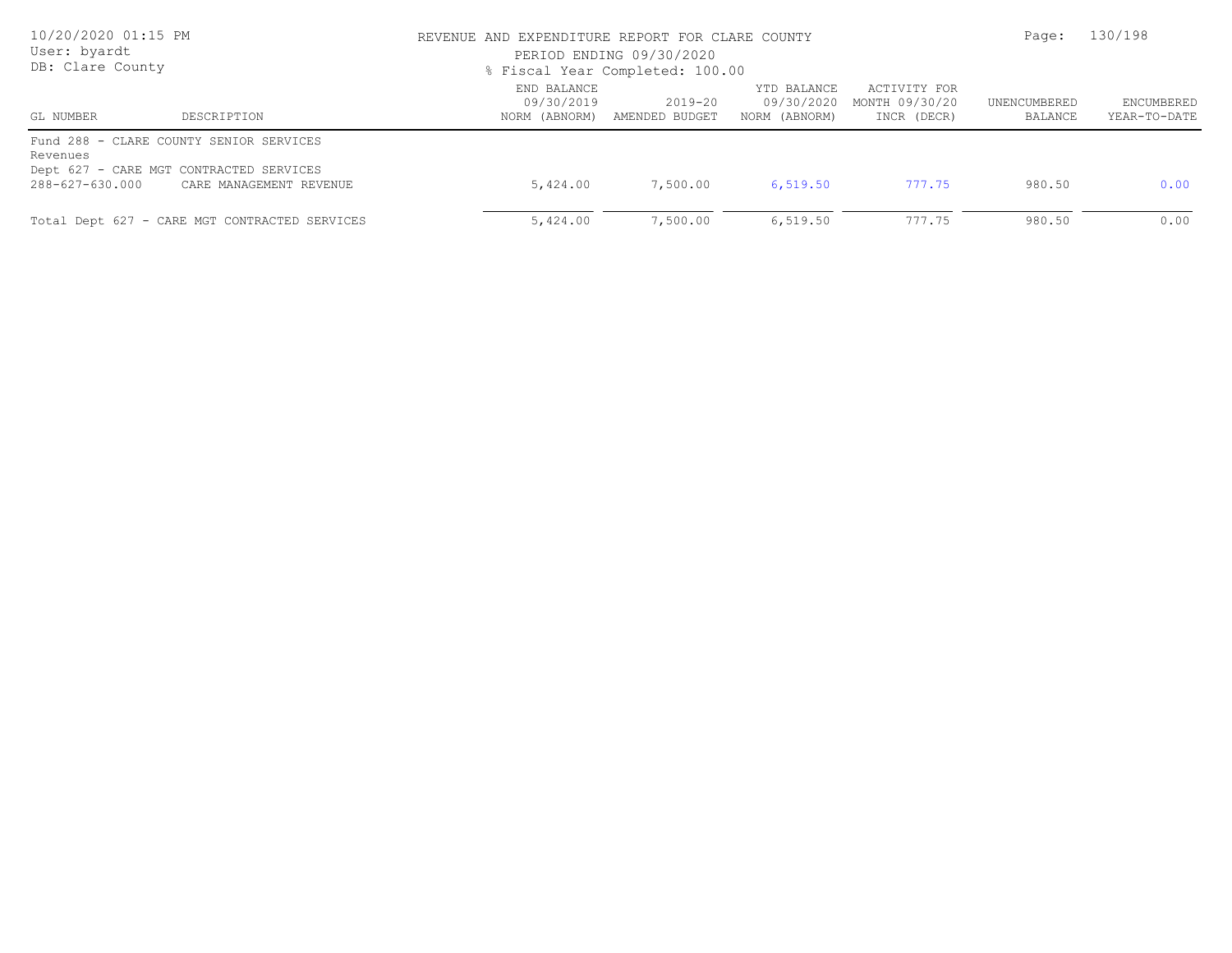REVENUE AND EXPENDITURE REPORT FOR CLARE COUNTY

PERIOD ENDING 09/30/2020

% Fiscal Year Completed: 100.00

| GL NUMBER | DESCRIPTION | END BALANCE 09/30/2019 NORM (ABNORM) | 2019-20 AMENDED BUDGET | YTD BALANCE 09/30/2020 NORM (ABNORM) | ACTIVITY FOR MONTH 09/30/20 INCR (DECR) | UNENCUMBERED BALANCE | ENCUMBERED YEAR-TO-DATE |
|---|---|---|---|---|---|---|---|
| Fund 288 - CLARE COUNTY SENIOR SERVICES | | | | | | | |
| Revenues | | | | | | | |
| Dept 627 - CARE MGT CONTRACTED SERVICES | | | | | | | |
| 288-627-630.000 | CARE MANAGEMENT REVENUE | 5,424.00 | 7,500.00 | 6,519.50 | 777.75 | 980.50 | 0.00 |
| Total Dept 627 - CARE MGT CONTRACTED SERVICES | | 5,424.00 | 7,500.00 | 6,519.50 | 777.75 | 980.50 | 0.00 |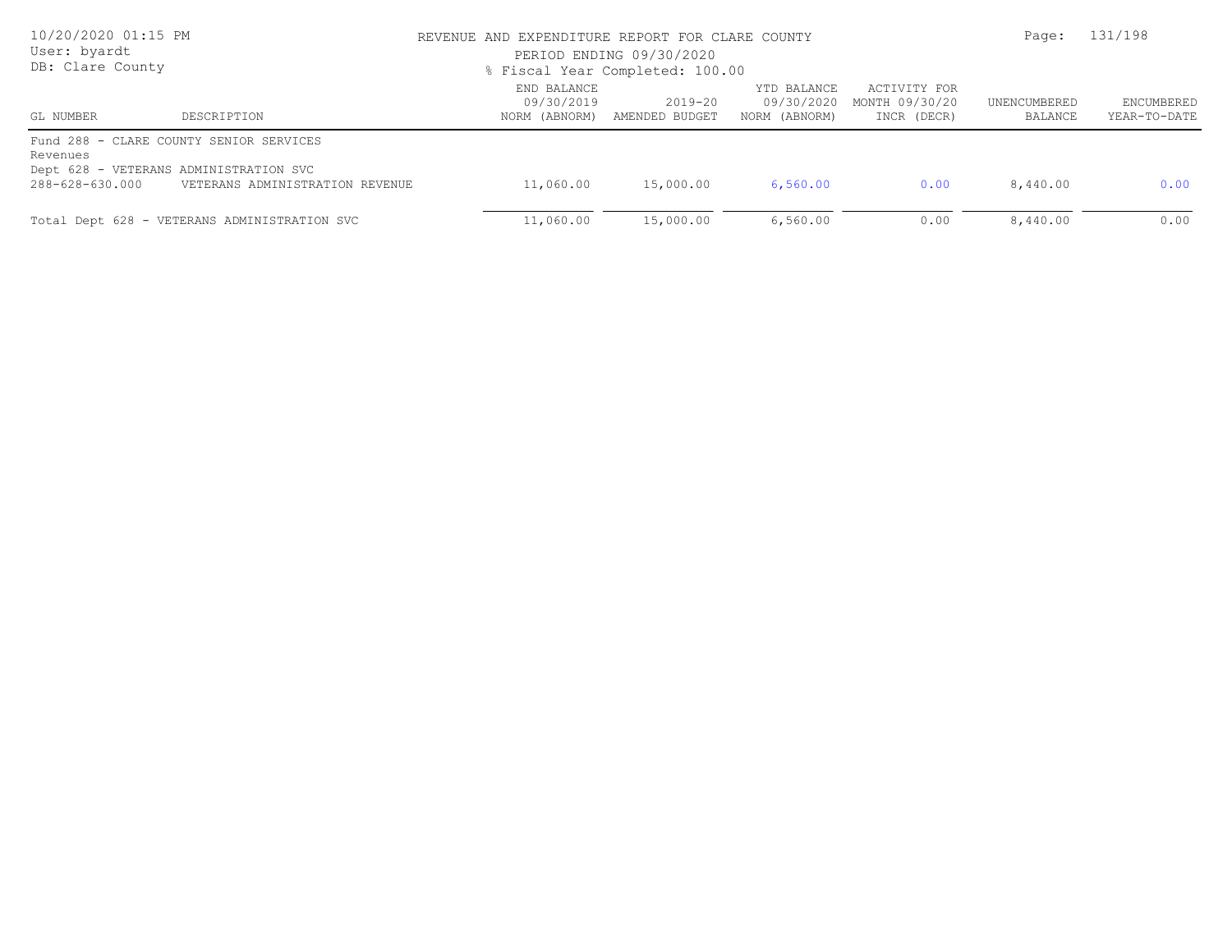REVENUE AND EXPENDITURE REPORT FOR CLARE COUNTY

PERIOD ENDING 09/30/2020

% Fiscal Year Completed: 100.00

| GL NUMBER | DESCRIPTION | END BALANCE 09/30/2019 NORM (ABNORM) | 2019-20 AMENDED BUDGET | YTD BALANCE 09/30/2020 NORM (ABNORM) | ACTIVITY FOR MONTH 09/30/20 INCR (DECR) | UNENCUMBERED BALANCE | ENCUMBERED YEAR-TO-DATE |
|---|---|---|---|---|---|---|---|
| Fund 288 - CLARE COUNTY SENIOR SERVICES | | | | | | | |
| Revenues | | | | | | | |
| Dept 628 - VETERANS ADMINISTRATION SVC | | | | | | | |
| 288-628-630.000 | VETERANS ADMINISTRATION REVENUE | 11,060.00 | 15,000.00 | 6,560.00 | 0.00 | 8,440.00 | 0.00 |
| Total Dept 628 - VETERANS ADMINISTRATION SVC | | 11,060.00 | 15,000.00 | 6,560.00 | 0.00 | 8,440.00 | 0.00 |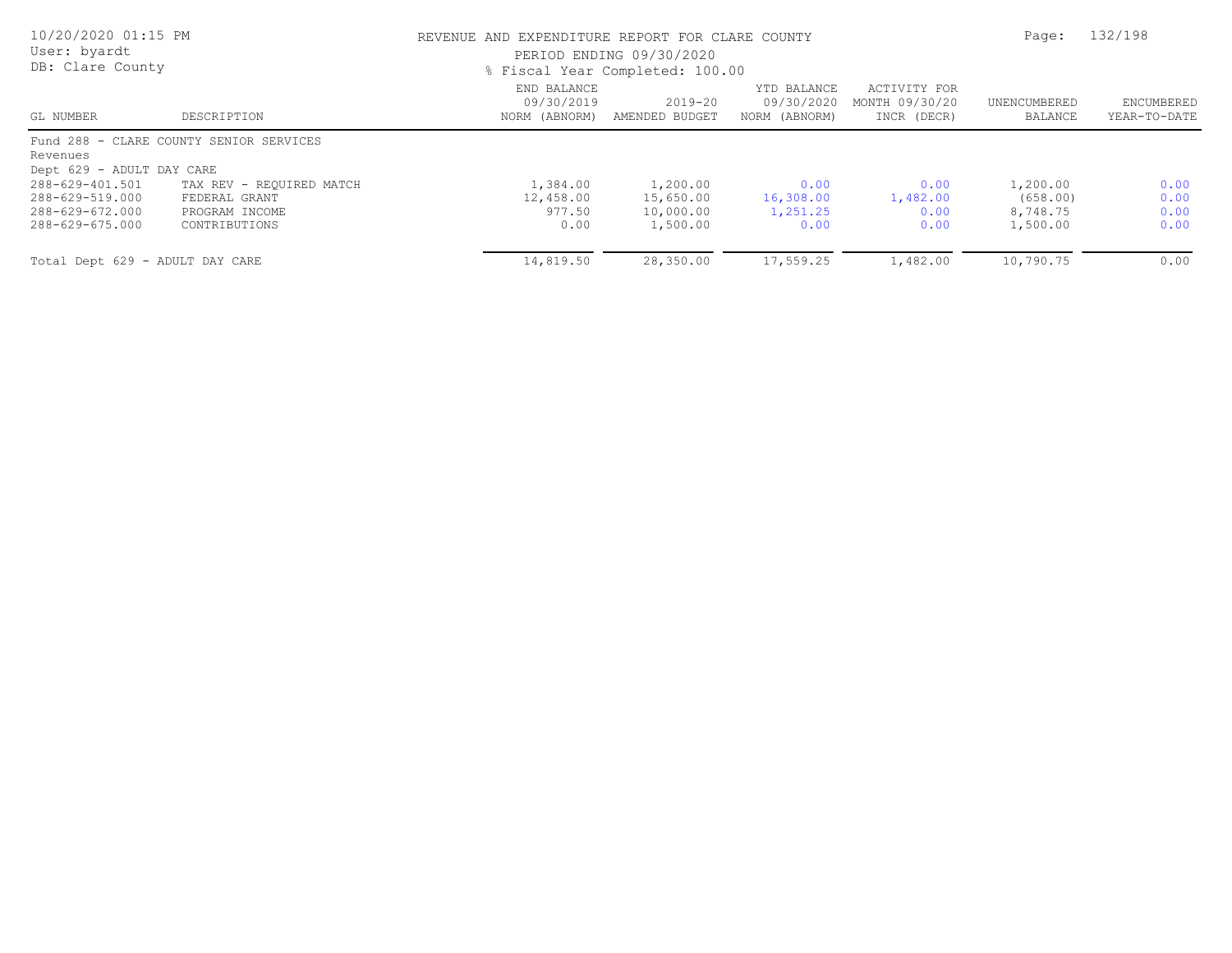REVENUE AND EXPENDITURE REPORT FOR CLARE COUNTY

PERIOD ENDING 09/30/2020

% Fiscal Year Completed: 100.00

| GL NUMBER | DESCRIPTION | END BALANCE 09/30/2019 NORM (ABNORM) | 2019-20 AMENDED BUDGET | YTD BALANCE 09/30/2020 NORM (ABNORM) | ACTIVITY FOR MONTH 09/30/20 INCR (DECR) | UNENCUMBERED BALANCE | ENCUMBERED YEAR-TO-DATE |
|---|---|---|---|---|---|---|---|
| Fund 288 - CLARE COUNTY SENIOR SERVICES | | | | | | | |
| Revenues | | | | | | | |
| Dept 629 - ADULT DAY CARE | | | | | | | |
| 288-629-401.501 | TAX REV - REQUIRED MATCH | 1,384.00 | 1,200.00 | 0.00 | 0.00 | 1,200.00 | 0.00 |
| 288-629-519.000 | FEDERAL GRANT | 12,458.00 | 15,650.00 | 16,308.00 | 1,482.00 | (658.00) | 0.00 |
| 288-629-672.000 | PROGRAM INCOME | 977.50 | 10,000.00 | 1,251.25 | 0.00 | 8,748.75 | 0.00 |
| 288-629-675.000 | CONTRIBUTIONS | 0.00 | 1,500.00 | 0.00 | 0.00 | 1,500.00 | 0.00 |
| Total Dept 629 - ADULT DAY CARE | | 14,819.50 | 28,350.00 | 17,559.25 | 1,482.00 | 10,790.75 | 0.00 |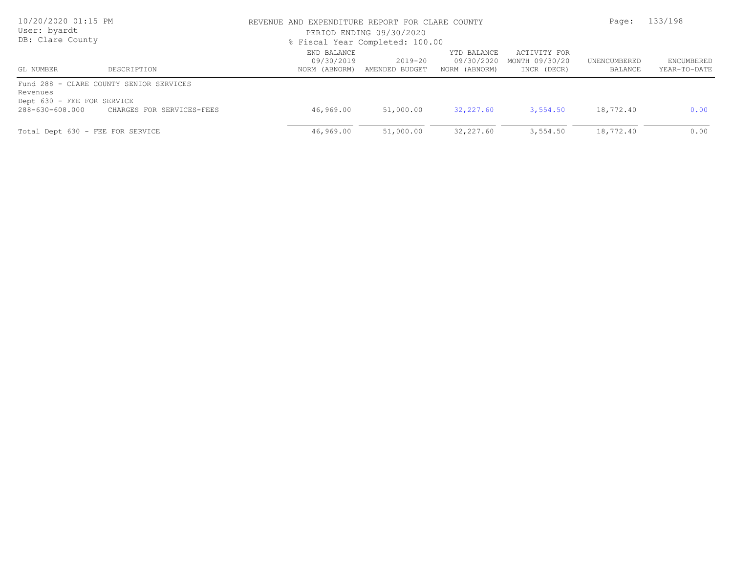REVENUE AND EXPENDITURE REPORT FOR CLARE COUNTY
PERIOD ENDING 09/30/2020
% Fiscal Year Completed: 100.00

10/20/2020 01:15 PM
User: byardt
DB: Clare County

| GL NUMBER | DESCRIPTION | END BALANCE 09/30/2019 NORM (ABNORM) | 2019-20 AMENDED BUDGET | YTD BALANCE 09/30/2020 NORM (ABNORM) | ACTIVITY FOR MONTH 09/30/20 INCR (DECR) | UNENCUMBERED BALANCE | ENCUMBERED YEAR-TO-DATE |
|---|---|---|---|---|---|---|---|
| Fund 288 - CLARE COUNTY SENIOR SERVICES | | | | | | | |
| Revenues | | | | | | | |
| Dept 630 - FEE FOR SERVICE | | | | | | | |
| 288-630-608.000 | CHARGES FOR SERVICES-FEES | 46,969.00 | 51,000.00 | 32,227.60 | 3,554.50 | 18,772.40 | 0.00 |
| Total Dept 630 - FEE FOR SERVICE | | 46,969.00 | 51,000.00 | 32,227.60 | 3,554.50 | 18,772.40 | 0.00 |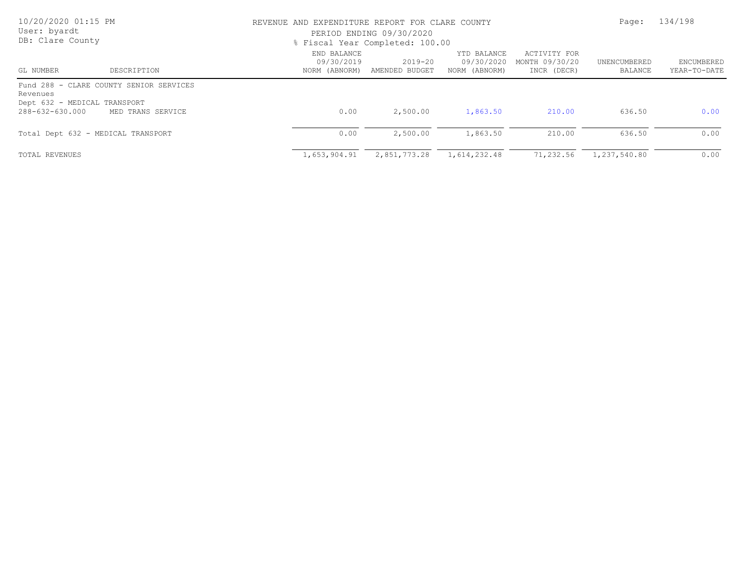REVENUE AND EXPENDITURE REPORT FOR CLARE COUNTY

PERIOD ENDING 09/30/2020

% Fiscal Year Completed: 100.00

10/20/2020 01:15 PM
User: byardt
DB: Clare County

| GL NUMBER | DESCRIPTION | END BALANCE 09/30/2019 NORM (ABNORM) | 2019-20 AMENDED BUDGET | YTD BALANCE 09/30/2020 NORM (ABNORM) | ACTIVITY FOR MONTH 09/30/20 INCR (DECR) | UNENCUMBERED BALANCE | ENCUMBERED YEAR-TO-DATE |
|---|---|---|---|---|---|---|---|
| Fund 288 - CLARE COUNTY SENIOR SERVICES | | | | | | | |
| Revenues | | | | | | | |
| Dept 632 - MEDICAL TRANSPORT | | | | | | | |
| 288-632-630.000 | MED TRANS SERVICE | 0.00 | 2,500.00 | 1,863.50 | 210.00 | 636.50 | 0.00 |
| Total Dept 632 - MEDICAL TRANSPORT | | 0.00 | 2,500.00 | 1,863.50 | 210.00 | 636.50 | 0.00 |
| TOTAL REVENUES | | 1,653,904.91 | 2,851,773.28 | 1,614,232.48 | 71,232.56 | 1,237,540.80 | 0.00 |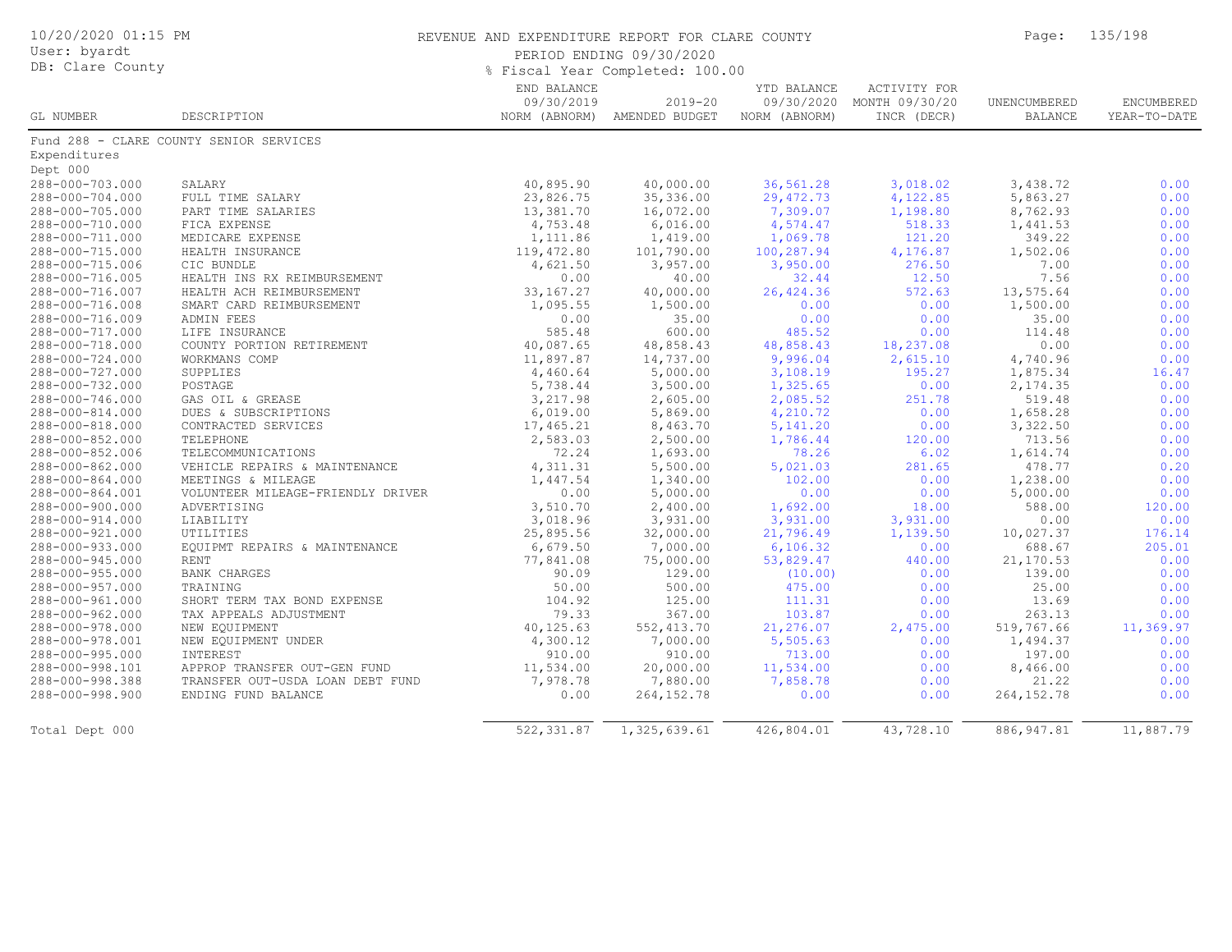REVENUE AND EXPENDITURE REPORT FOR CLARE COUNTY

PERIOD ENDING 09/30/2020

% Fiscal Year Completed: 100.00

| GL NUMBER | DESCRIPTION | END BALANCE 09/30/2019 NORM (ABNORM) | 2019-20 AMENDED BUDGET | YTD BALANCE 09/30/2020 NORM (ABNORM) | ACTIVITY FOR MONTH 09/30/20 INCR (DECR) | UNENCUMBERED BALANCE | ENCUMBERED YEAR-TO-DATE |
|---|---|---|---|---|---|---|---|
| Fund 288 - CLARE COUNTY SENIOR SERVICES | | | | | | | |
| Expenditures | | | | | | | |
| Dept 000 | | | | | | | |
| 288-000-703.000 | SALARY | 40,895.90 | 40,000.00 | 36,561.28 | 3,018.02 | 3,438.72 | 0.00 |
| 288-000-704.000 | FULL TIME SALARY | 23,826.75 | 35,336.00 | 29,472.73 | 4,122.85 | 5,863.27 | 0.00 |
| 288-000-705.000 | PART TIME SALARIES | 13,381.70 | 16,072.00 | 7,309.07 | 1,198.80 | 8,762.93 | 0.00 |
| 288-000-710.000 | FICA EXPENSE | 4,753.48 | 6,016.00 | 4,574.47 | 518.33 | 1,441.53 | 0.00 |
| 288-000-711.000 | MEDICARE EXPENSE | 1,111.86 | 1,419.00 | 1,069.78 | 121.20 | 349.22 | 0.00 |
| 288-000-715.000 | HEALTH INSURANCE | 119,472.80 | 101,790.00 | 100,287.94 | 4,176.87 | 1,502.06 | 0.00 |
| 288-000-715.006 | CIC BUNDLE | 4,621.50 | 3,957.00 | 3,950.00 | 276.50 | 7.00 | 0.00 |
| 288-000-716.005 | HEALTH INS RX REIMBURSEMENT | 0.00 | 40.00 | 32.44 | 12.50 | 7.56 | 0.00 |
| 288-000-716.007 | HEALTH ACH REIMBURSEMENT | 33,167.27 | 40,000.00 | 26,424.36 | 572.63 | 13,575.64 | 0.00 |
| 288-000-716.008 | SMART CARD REIMBURSEMENT | 1,095.55 | 1,500.00 | 0.00 | 0.00 | 1,500.00 | 0.00 |
| 288-000-716.009 | ADMIN FEES | 0.00 | 35.00 | 0.00 | 0.00 | 35.00 | 0.00 |
| 288-000-717.000 | LIFE INSURANCE | 585.48 | 600.00 | 485.52 | 0.00 | 114.48 | 0.00 |
| 288-000-718.000 | COUNTY PORTION RETIREMENT | 40,087.65 | 48,858.43 | 48,858.43 | 18,237.08 | 0.00 | 0.00 |
| 288-000-724.000 | WORKMANS COMP | 11,897.87 | 14,737.00 | 9,996.04 | 2,615.10 | 4,740.96 | 0.00 |
| 288-000-727.000 | SUPPLIES | 4,460.64 | 5,000.00 | 3,108.19 | 195.27 | 1,875.34 | 16.47 |
| 288-000-732.000 | POSTAGE | 5,738.44 | 3,500.00 | 1,325.65 | 0.00 | 2,174.35 | 0.00 |
| 288-000-746.000 | GAS OIL & GREASE | 3,217.98 | 2,605.00 | 2,085.52 | 251.78 | 519.48 | 0.00 |
| 288-000-814.000 | DUES & SUBSCRIPTIONS | 6,019.00 | 5,869.00 | 4,210.72 | 0.00 | 1,658.28 | 0.00 |
| 288-000-818.000 | CONTRACTED SERVICES | 17,465.21 | 8,463.70 | 5,141.20 | 0.00 | 3,322.50 | 0.00 |
| 288-000-852.000 | TELEPHONE | 2,583.03 | 2,500.00 | 1,786.44 | 120.00 | 713.56 | 0.00 |
| 288-000-852.006 | TELECOMMUNICATIONS | 72.24 | 1,693.00 | 78.26 | 6.02 | 1,614.74 | 0.00 |
| 288-000-862.000 | VEHICLE REPAIRS & MAINTENANCE | 4,311.31 | 5,500.00 | 5,021.03 | 281.65 | 478.77 | 0.20 |
| 288-000-864.000 | MEETINGS & MILEAGE | 1,447.54 | 1,340.00 | 102.00 | 0.00 | 1,238.00 | 0.00 |
| 288-000-864.001 | VOLUNTEER MILEAGE-FRIENDLY DRIVER | 0.00 | 5,000.00 | 0.00 | 0.00 | 5,000.00 | 0.00 |
| 288-000-900.000 | ADVERTISING | 3,510.70 | 2,400.00 | 1,692.00 | 18.00 | 588.00 | 120.00 |
| 288-000-914.000 | LIABILITY | 3,018.96 | 3,931.00 | 3,931.00 | 3,931.00 | 0.00 | 0.00 |
| 288-000-921.000 | UTILITIES | 25,895.56 | 32,000.00 | 21,796.49 | 1,139.50 | 10,027.37 | 176.14 |
| 288-000-933.000 | EQUIPMT REPAIRS & MAINTENANCE | 6,679.50 | 7,000.00 | 6,106.32 | 0.00 | 688.67 | 205.01 |
| 288-000-945.000 | RENT | 77,841.08 | 75,000.00 | 53,829.47 | 440.00 | 21,170.53 | 0.00 |
| 288-000-955.000 | BANK CHARGES | 90.09 | 129.00 | (10.00) | 0.00 | 139.00 | 0.00 |
| 288-000-957.000 | TRAINING | 50.00 | 500.00 | 475.00 | 0.00 | 25.00 | 0.00 |
| 288-000-961.000 | SHORT TERM TAX BOND EXPENSE | 104.92 | 125.00 | 111.31 | 0.00 | 13.69 | 0.00 |
| 288-000-962.000 | TAX APPEALS ADJUSTMENT | 79.33 | 367.00 | 103.87 | 0.00 | 263.13 | 0.00 |
| 288-000-978.000 | NEW EQUIPMENT | 40,125.63 | 552,413.70 | 21,276.07 | 2,475.00 | 519,767.66 | 11,369.97 |
| 288-000-978.001 | NEW EQUIPMENT UNDER | 4,300.12 | 7,000.00 | 5,505.63 | 0.00 | 1,494.37 | 0.00 |
| 288-000-995.000 | INTEREST | 910.00 | 910.00 | 713.00 | 0.00 | 197.00 | 0.00 |
| 288-000-998.101 | APPROP TRANSFER OUT-GEN FUND | 11,534.00 | 20,000.00 | 11,534.00 | 0.00 | 8,466.00 | 0.00 |
| 288-000-998.388 | TRANSFER OUT-USDA LOAN DEBT FUND | 7,978.78 | 7,880.00 | 7,858.78 | 0.00 | 21.22 | 0.00 |
| 288-000-998.900 | ENDING FUND BALANCE | 0.00 | 264,152.78 | 0.00 | 0.00 | 264,152.78 | 0.00 |
| Total Dept 000 | | 522,331.87 | 1,325,639.61 | 426,804.01 | 43,728.10 | 886,947.81 | 11,887.79 |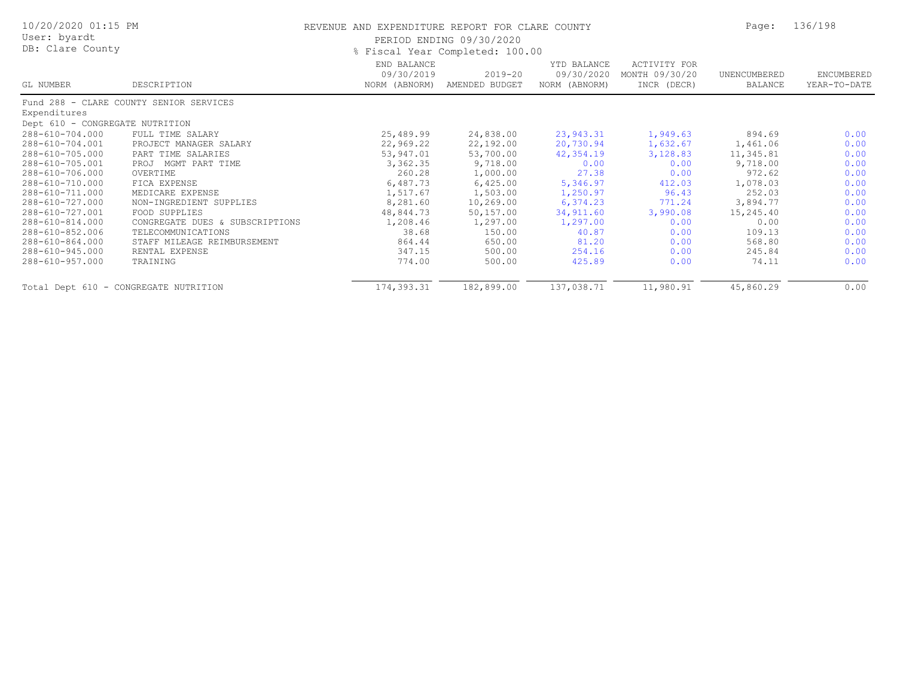REVENUE AND EXPENDITURE REPORT FOR CLARE COUNTY

PERIOD ENDING 09/30/2020

% Fiscal Year Completed: 100.00

| GL NUMBER | DESCRIPTION | END BALANCE 09/30/2019 NORM (ABNORM) | 2019-20 AMENDED BUDGET | YTD BALANCE 09/30/2020 NORM (ABNORM) | ACTIVITY FOR MONTH 09/30/20 INCR (DECR) | UNENCUMBERED BALANCE | ENCUMBERED YEAR-TO-DATE |
|---|---|---|---|---|---|---|---|
| Fund 288 - CLARE COUNTY SENIOR SERVICES | | | | | | | |
| Expenditures | | | | | | | |
| Dept 610 - CONGREGATE NUTRITION | | | | | | | |
| 288-610-704.000 | FULL TIME SALARY | 25,489.99 | 24,838.00 | 23,943.31 | 1,949.63 | 894.69 | 0.00 |
| 288-610-704.001 | PROJECT MANAGER SALARY | 22,969.22 | 22,192.00 | 20,730.94 | 1,632.67 | 1,461.06 | 0.00 |
| 288-610-705.000 | PART TIME SALARIES | 53,947.01 | 53,700.00 | 42,354.19 | 3,128.83 | 11,345.81 | 0.00 |
| 288-610-705.001 | PROJ MGMT PART TIME | 3,362.35 | 9,718.00 | 0.00 | 0.00 | 9,718.00 | 0.00 |
| 288-610-706.000 | OVERTIME | 260.28 | 1,000.00 | 27.38 | 0.00 | 972.62 | 0.00 |
| 288-610-710.000 | FICA EXPENSE | 6,487.73 | 6,425.00 | 5,346.97 | 412.03 | 1,078.03 | 0.00 |
| 288-610-711.000 | MEDICARE EXPENSE | 1,517.67 | 1,503.00 | 1,250.97 | 96.43 | 252.03 | 0.00 |
| 288-610-727.000 | NON-INGREDIENT SUPPLIES | 8,281.60 | 10,269.00 | 6,374.23 | 771.24 | 3,894.77 | 0.00 |
| 288-610-727.001 | FOOD SUPPLIES | 48,844.73 | 50,157.00 | 34,911.60 | 3,990.08 | 15,245.40 | 0.00 |
| 288-610-814.000 | CONGREGATE DUES & SUBSCRIPTIONS | 1,208.46 | 1,297.00 | 1,297.00 | 0.00 | 0.00 | 0.00 |
| 288-610-852.006 | TELECOMMUNICATIONS | 38.68 | 150.00 | 40.87 | 0.00 | 109.13 | 0.00 |
| 288-610-864.000 | STAFF MILEAGE REIMBURSEMENT | 864.44 | 650.00 | 81.20 | 0.00 | 568.80 | 0.00 |
| 288-610-945.000 | RENTAL EXPENSE | 347.15 | 500.00 | 254.16 | 0.00 | 245.84 | 0.00 |
| 288-610-957.000 | TRAINING | 774.00 | 500.00 | 425.89 | 0.00 | 74.11 | 0.00 |
| Total Dept 610 - CONGREGATE NUTRITION | | 174,393.31 | 182,899.00 | 137,038.71 | 11,980.91 | 45,860.29 | 0.00 |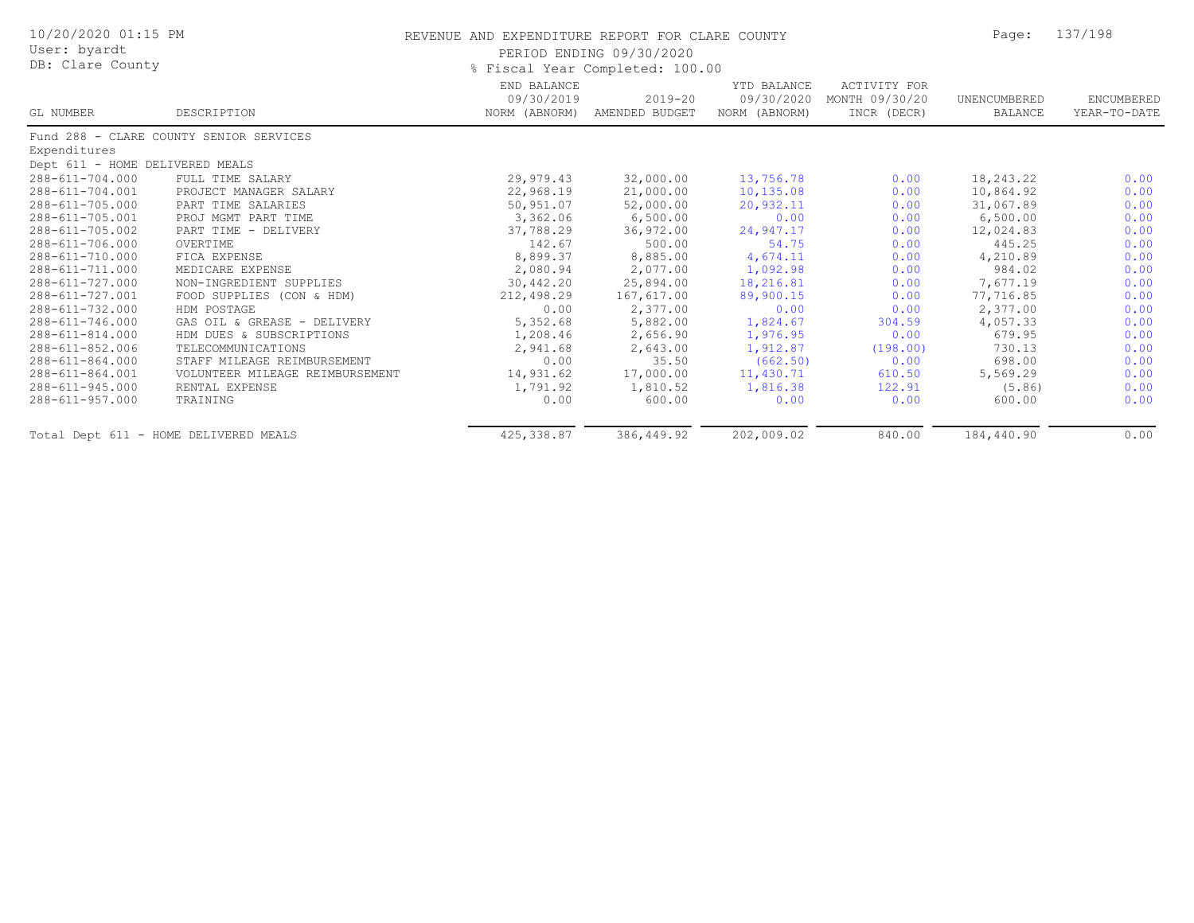# REVENUE AND EXPENDITURE REPORT FOR CLARE COUNTY

PERIOD ENDING 09/30/2020

% Fiscal Year Completed: 100.00

User: byardt
DB: Clare County

| GL NUMBER | DESCRIPTION | END BALANCE 09/30/2019 NORM (ABNORM) | 2019-20 AMENDED BUDGET | YTD BALANCE 09/30/2020 NORM (ABNORM) | ACTIVITY FOR MONTH 09/30/20 INCR (DECR) | UNENCUMBERED BALANCE | ENCUMBERED YEAR-TO-DATE |
|---|---|---|---|---|---|---|---|
| Fund 288 - CLARE COUNTY SENIOR SERVICES | | | | | | | |
| Expenditures | | | | | | | |
| Dept 611 - HOME DELIVERED MEALS | | | | | | | |
| 288-611-704.000 | FULL TIME SALARY | 29,979.43 | 32,000.00 | 13,756.78 | 0.00 | 18,243.22 | 0.00 |
| 288-611-704.001 | PROJECT MANAGER SALARY | 22,968.19 | 21,000.00 | 10,135.08 | 0.00 | 10,864.92 | 0.00 |
| 288-611-705.000 | PART TIME SALARIES | 50,951.07 | 52,000.00 | 20,932.11 | 0.00 | 31,067.89 | 0.00 |
| 288-611-705.001 | PROJ MGMT PART TIME | 3,362.06 | 6,500.00 | 0.00 | 0.00 | 6,500.00 | 0.00 |
| 288-611-705.002 | PART TIME - DELIVERY | 37,788.29 | 36,972.00 | 24,947.17 | 0.00 | 12,024.83 | 0.00 |
| 288-611-706.000 | OVERTIME | 142.67 | 500.00 | 54.75 | 0.00 | 445.25 | 0.00 |
| 288-611-710.000 | FICA EXPENSE | 8,899.37 | 8,885.00 | 4,674.11 | 0.00 | 4,210.89 | 0.00 |
| 288-611-711.000 | MEDICARE EXPENSE | 2,080.94 | 2,077.00 | 1,092.98 | 0.00 | 984.02 | 0.00 |
| 288-611-727.000 | NON-INGREDIENT SUPPLIES | 30,442.20 | 25,894.00 | 18,216.81 | 0.00 | 7,677.19 | 0.00 |
| 288-611-727.001 | FOOD SUPPLIES (CON & HDM) | 212,498.29 | 167,617.00 | 89,900.15 | 0.00 | 77,716.85 | 0.00 |
| 288-611-732.000 | HDM POSTAGE | 0.00 | 2,377.00 | 0.00 | 0.00 | 2,377.00 | 0.00 |
| 288-611-746.000 | GAS OIL & GREASE - DELIVERY | 5,352.68 | 5,882.00 | 1,824.67 | 304.59 | 4,057.33 | 0.00 |
| 288-611-814.000 | HDM DUES & SUBSCRIPTIONS | 1,208.46 | 2,656.90 | 1,976.95 | 0.00 | 679.95 | 0.00 |
| 288-611-852.006 | TELECOMMUNICATIONS | 2,941.68 | 2,643.00 | 1,912.87 | (198.00) | 730.13 | 0.00 |
| 288-611-864.000 | STAFF MILEAGE REIMBURSEMENT | 0.00 | 35.50 | (662.50) | 0.00 | 698.00 | 0.00 |
| 288-611-864.001 | VOLUNTEER MILEAGE REIMBURSEMENT | 14,931.62 | 17,000.00 | 11,430.71 | 610.50 | 5,569.29 | 0.00 |
| 288-611-945.000 | RENTAL EXPENSE | 1,791.92 | 1,810.52 | 1,816.38 | 122.91 | (5.86) | 0.00 |
| 288-611-957.000 | TRAINING | 0.00 | 600.00 | 0.00 | 0.00 | 600.00 | 0.00 |
| Total Dept 611 - HOME DELIVERED MEALS | | 425,338.87 | 386,449.92 | 202,009.02 | 840.00 | 184,440.90 | 0.00 |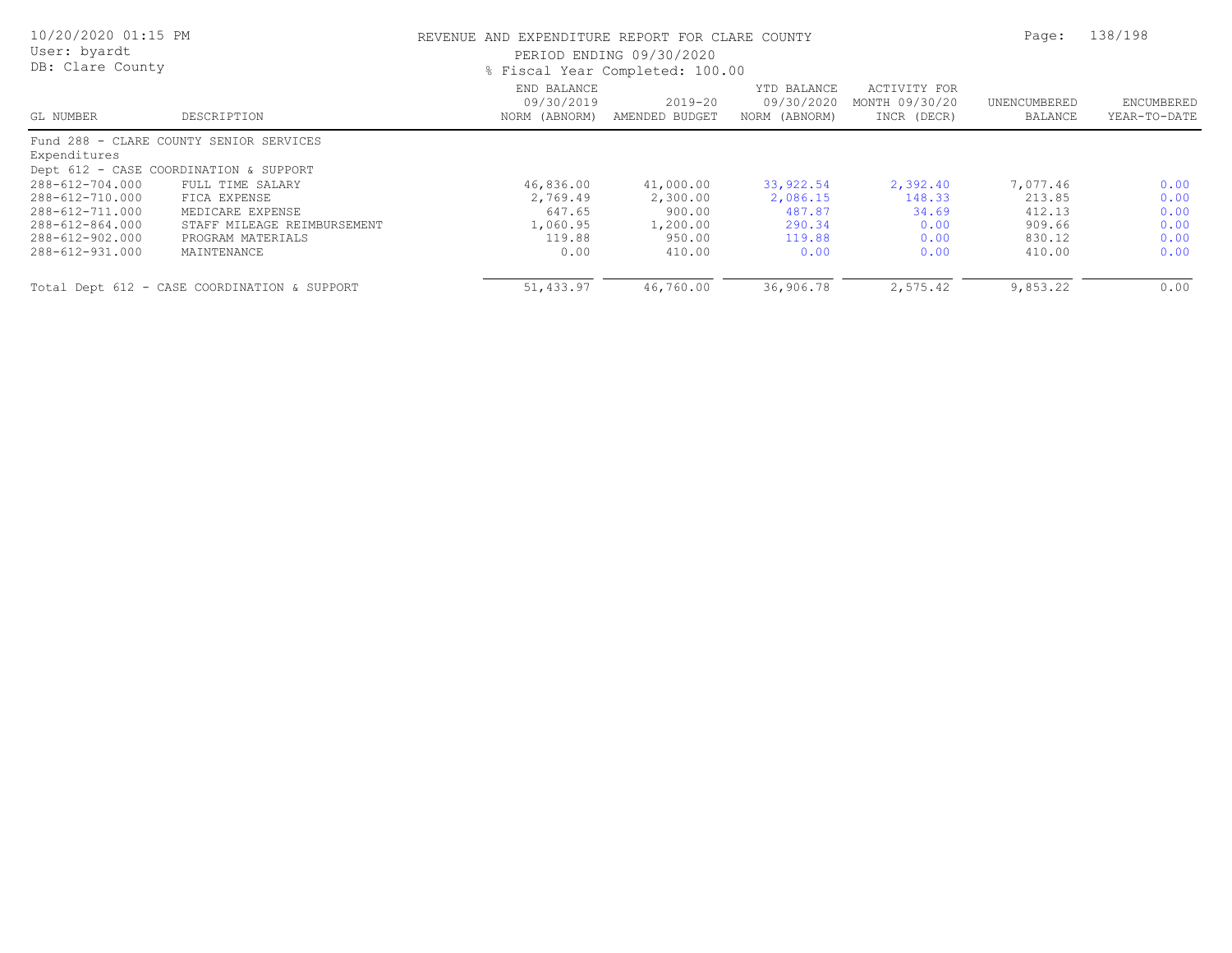REVENUE AND EXPENDITURE REPORT FOR CLARE COUNTY

PERIOD ENDING 09/30/2020

% Fiscal Year Completed: 100.00

| GL NUMBER | DESCRIPTION | END BALANCE 09/30/2019 NORM (ABNORM) | 2019-20 AMENDED BUDGET | YTD BALANCE 09/30/2020 NORM (ABNORM) | ACTIVITY FOR MONTH 09/30/20 INCR (DECR) | UNENCUMBERED BALANCE | ENCUMBERED YEAR-TO-DATE |
|---|---|---|---|---|---|---|---|
| Fund 288 - CLARE COUNTY SENIOR SERVICES | | | | | | | |
| Expenditures | | | | | | | |
| Dept 612 - CASE COORDINATION & SUPPORT | | | | | | | |
| 288-612-704.000 | FULL TIME SALARY | 46,836.00 | 41,000.00 | 33,922.54 | 2,392.40 | 7,077.46 | 0.00 |
| 288-612-710.000 | FICA EXPENSE | 2,769.49 | 2,300.00 | 2,086.15 | 148.33 | 213.85 | 0.00 |
| 288-612-711.000 | MEDICARE EXPENSE | 647.65 | 900.00 | 487.87 | 34.69 | 412.13 | 0.00 |
| 288-612-864.000 | STAFF MILEAGE REIMBURSEMENT | 1,060.95 | 1,200.00 | 290.34 | 0.00 | 909.66 | 0.00 |
| 288-612-902.000 | PROGRAM MATERIALS | 119.88 | 950.00 | 119.88 | 0.00 | 830.12 | 0.00 |
| 288-612-931.000 | MAINTENANCE | 0.00 | 410.00 | 0.00 | 0.00 | 410.00 | 0.00 |
| Total Dept 612 - CASE COORDINATION & SUPPORT | | 51,433.97 | 46,760.00 | 36,906.78 | 2,575.42 | 9,853.22 | 0.00 |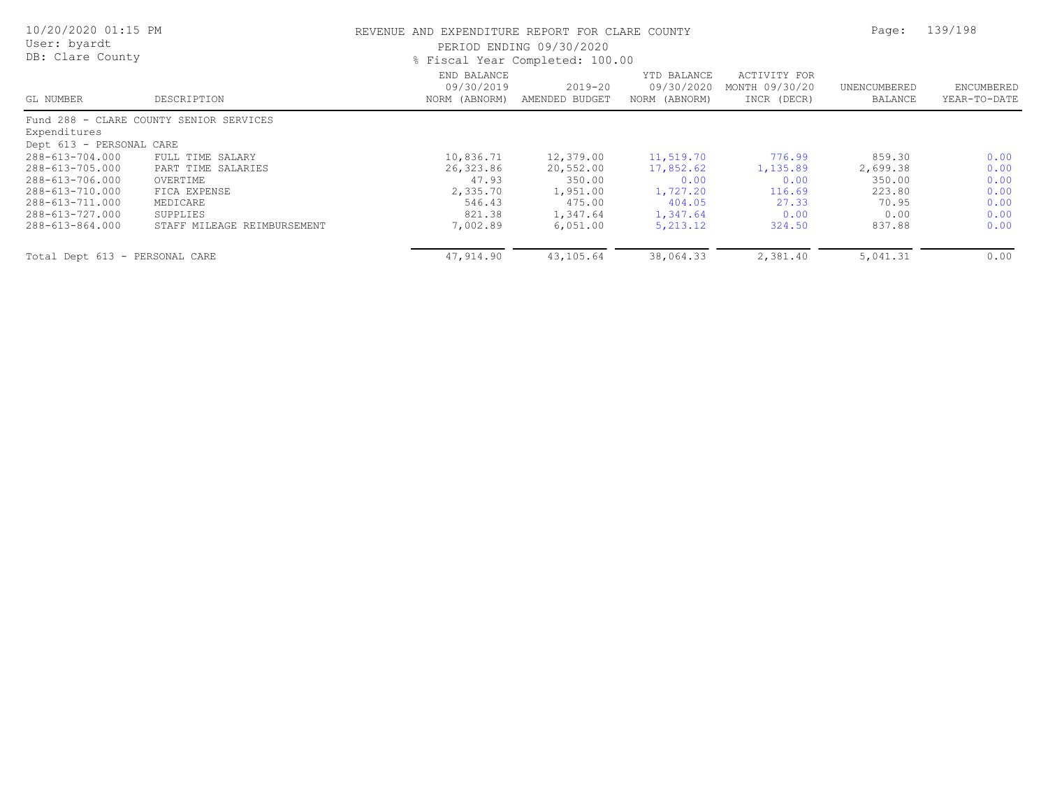REVENUE AND EXPENDITURE REPORT FOR CLARE COUNTY

PERIOD ENDING 09/30/2020

% Fiscal Year Completed: 100.00

10/20/2020 01:15 PM
User: byardt
DB: Clare County

| GL NUMBER | DESCRIPTION | END BALANCE 09/30/2019 NORM (ABNORM) | 2019-20 AMENDED BUDGET | YTD BALANCE 09/30/2020 NORM (ABNORM) | ACTIVITY FOR MONTH 09/30/20 INCR (DECR) | UNENCUMBERED BALANCE | ENCUMBERED YEAR-TO-DATE |
|---|---|---|---|---|---|---|---|
| Fund 288 - CLARE COUNTY SENIOR SERVICES | | | | | | | |
| Expenditures | | | | | | | |
| Dept 613 - PERSONAL CARE | | | | | | | |
| 288-613-704.000 | FULL TIME SALARY | 10,836.71 | 12,379.00 | 11,519.70 | 776.99 | 859.30 | 0.00 |
| 288-613-705.000 | PART TIME SALARIES | 26,323.86 | 20,552.00 | 17,852.62 | 1,135.89 | 2,699.38 | 0.00 |
| 288-613-706.000 | OVERTIME | 47.93 | 350.00 | 0.00 | 0.00 | 350.00 | 0.00 |
| 288-613-710.000 | FICA EXPENSE | 2,335.70 | 1,951.00 | 1,727.20 | 116.69 | 223.80 | 0.00 |
| 288-613-711.000 | MEDICARE | 546.43 | 475.00 | 404.05 | 27.33 | 70.95 | 0.00 |
| 288-613-727.000 | SUPPLIES | 821.38 | 1,347.64 | 1,347.64 | 0.00 | 0.00 | 0.00 |
| 288-613-864.000 | STAFF MILEAGE REIMBURSEMENT | 7,002.89 | 6,051.00 | 5,213.12 | 324.50 | 837.88 | 0.00 |
| Total Dept 613 - PERSONAL CARE | | 47,914.90 | 43,105.64 | 38,064.33 | 2,381.40 | 5,041.31 | 0.00 |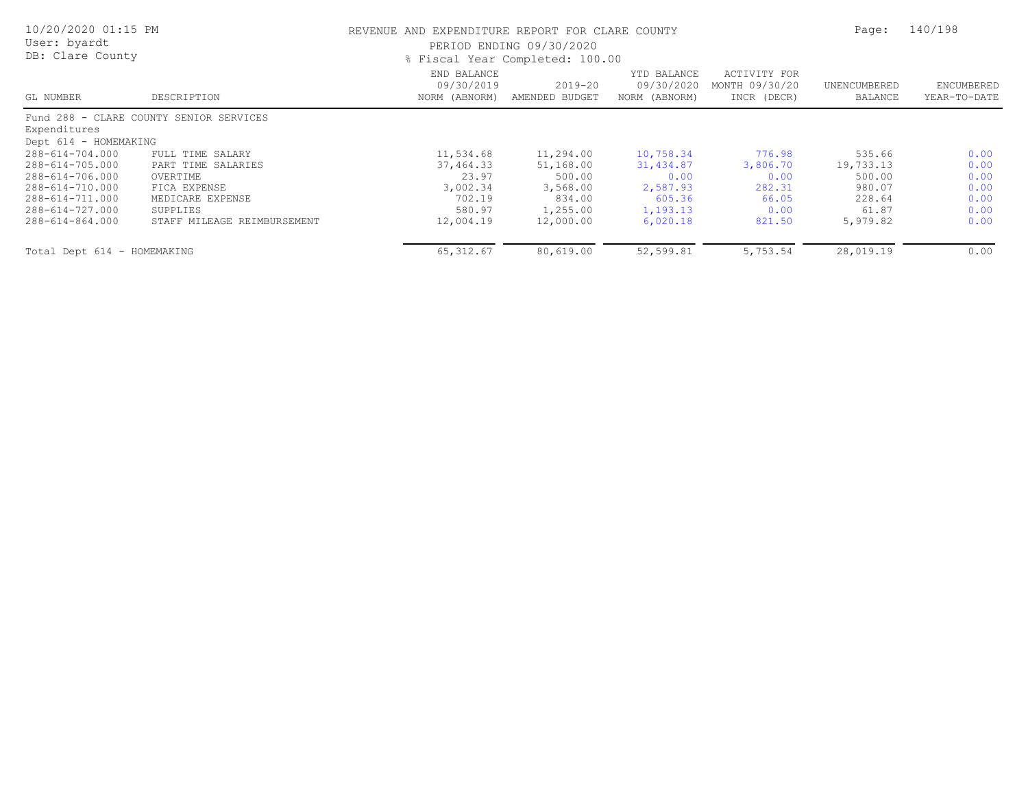REVENUE AND EXPENDITURE REPORT FOR CLARE COUNTY

PERIOD ENDING 09/30/2020

% Fiscal Year Completed: 100.00

| GL NUMBER | DESCRIPTION | END BALANCE 09/30/2019 NORM (ABNORM) | 2019-20 AMENDED BUDGET | YTD BALANCE 09/30/2020 NORM (ABNORM) | ACTIVITY FOR MONTH 09/30/20 INCR (DECR) | UNENCUMBERED BALANCE | ENCUMBERED YEAR-TO-DATE |
|---|---|---|---|---|---|---|---|
| Fund 288 - CLARE COUNTY SENIOR SERVICES | | | | | | | |
| Expenditures | | | | | | | |
| Dept 614 - HOMEMAKING | | | | | | | |
| 288-614-704.000 | FULL TIME SALARY | 11,534.68 | 11,294.00 | 10,758.34 | 776.98 | 535.66 | 0.00 |
| 288-614-705.000 | PART TIME SALARIES | 37,464.33 | 51,168.00 | 31,434.87 | 3,806.70 | 19,733.13 | 0.00 |
| 288-614-706.000 | OVERTIME | 23.97 | 500.00 | 0.00 | 0.00 | 500.00 | 0.00 |
| 288-614-710.000 | FICA EXPENSE | 3,002.34 | 3,568.00 | 2,587.93 | 282.31 | 980.07 | 0.00 |
| 288-614-711.000 | MEDICARE EXPENSE | 702.19 | 834.00 | 605.36 | 66.05 | 228.64 | 0.00 |
| 288-614-727.000 | SUPPLIES | 580.97 | 1,255.00 | 1,193.13 | 0.00 | 61.87 | 0.00 |
| 288-614-864.000 | STAFF MILEAGE REIMBURSEMENT | 12,004.19 | 12,000.00 | 6,020.18 | 821.50 | 5,979.82 | 0.00 |
| Total Dept 614 - HOMEMAKING | | 65,312.67 | 80,619.00 | 52,599.81 | 5,753.54 | 28,019.19 | 0.00 |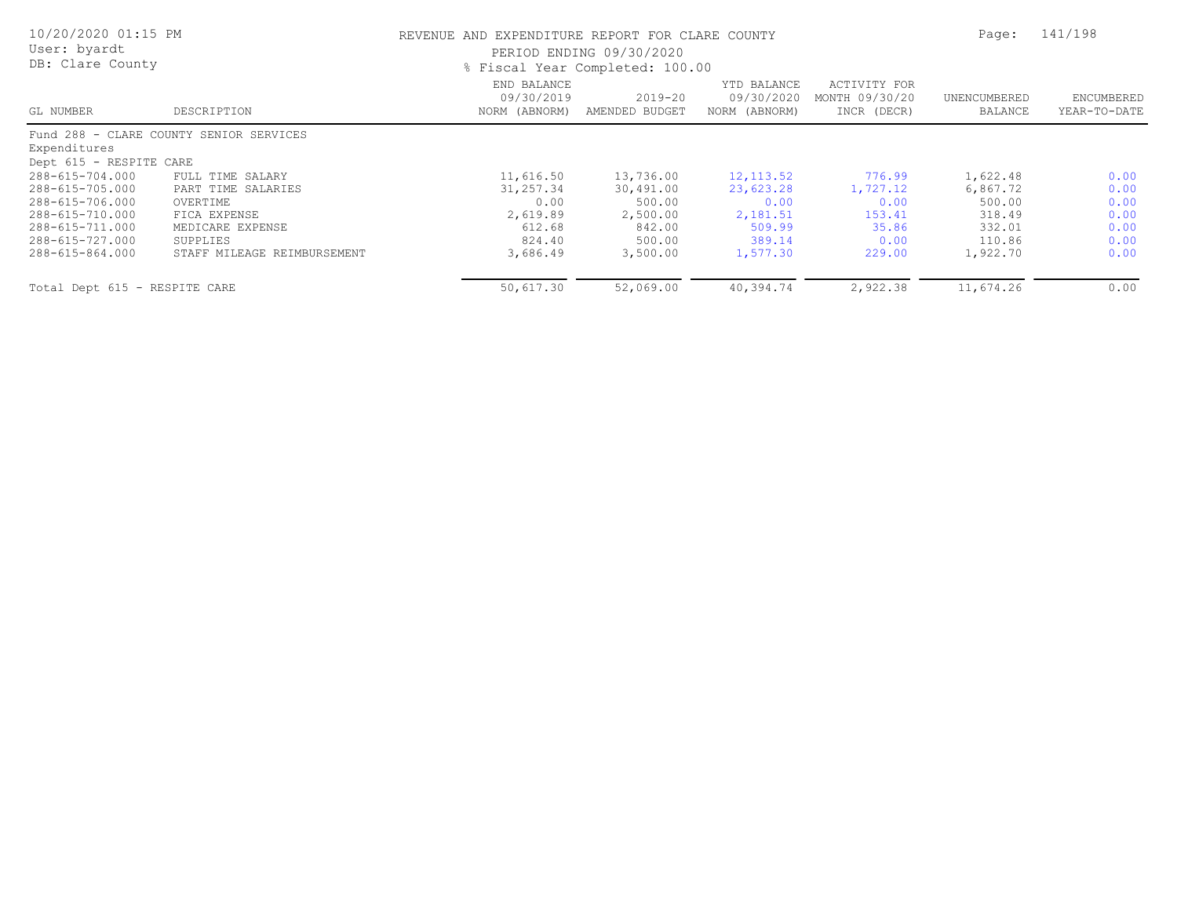REVENUE AND EXPENDITURE REPORT FOR CLARE COUNTY

PERIOD ENDING 09/30/2020

% Fiscal Year Completed: 100.00

| GL NUMBER | DESCRIPTION | END BALANCE 09/30/2019 NORM (ABNORM) | 2019-20 AMENDED BUDGET | YTD BALANCE 09/30/2020 NORM (ABNORM) | ACTIVITY FOR MONTH 09/30/20 INCR (DECR) | UNENCUMBERED BALANCE | ENCUMBERED YEAR-TO-DATE |
|---|---|---|---|---|---|---|---|
| Fund 288 - CLARE COUNTY SENIOR SERVICES | | | | | | | |
| Expenditures | | | | | | | |
| Dept 615 - RESPITE CARE | | | | | | | |
| 288-615-704.000 | FULL TIME SALARY | 11,616.50 | 13,736.00 | 12,113.52 | 776.99 | 1,622.48 | 0.00 |
| 288-615-705.000 | PART TIME SALARIES | 31,257.34 | 30,491.00 | 23,623.28 | 1,727.12 | 6,867.72 | 0.00 |
| 288-615-706.000 | OVERTIME | 0.00 | 500.00 | 0.00 | 0.00 | 500.00 | 0.00 |
| 288-615-710.000 | FICA EXPENSE | 2,619.89 | 2,500.00 | 2,181.51 | 153.41 | 318.49 | 0.00 |
| 288-615-711.000 | MEDICARE EXPENSE | 612.68 | 842.00 | 509.99 | 35.86 | 332.01 | 0.00 |
| 288-615-727.000 | SUPPLIES | 824.40 | 500.00 | 389.14 | 0.00 | 110.86 | 0.00 |
| 288-615-864.000 | STAFF MILEAGE REIMBURSEMENT | 3,686.49 | 3,500.00 | 1,577.30 | 229.00 | 1,922.70 | 0.00 |
| Total Dept 615 - RESPITE CARE | | 50,617.30 | 52,069.00 | 40,394.74 | 2,922.38 | 11,674.26 | 0.00 |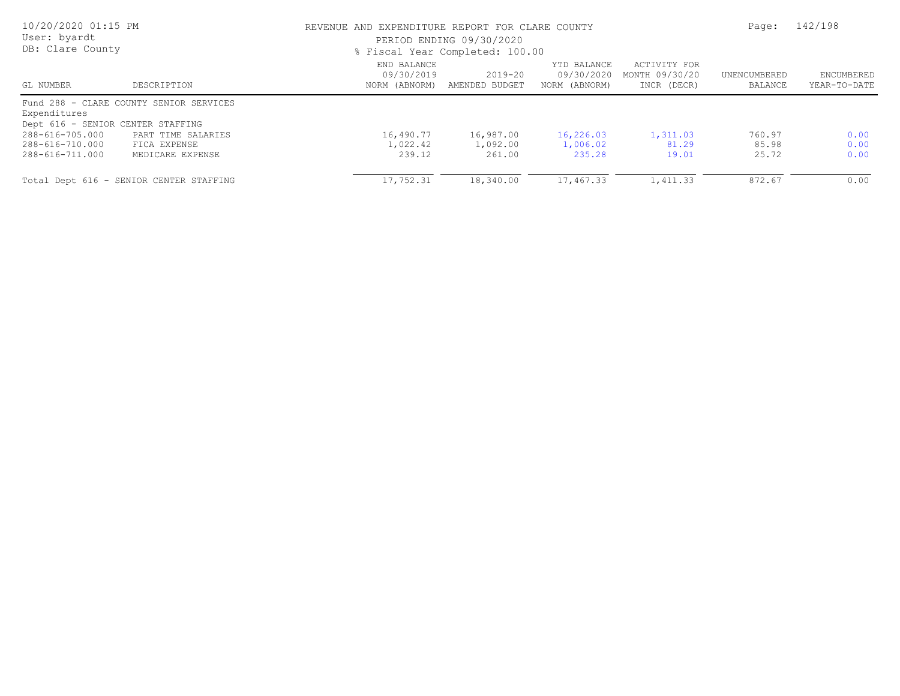REVENUE AND EXPENDITURE REPORT FOR CLARE COUNTY
PERIOD ENDING 09/30/2020
% Fiscal Year Completed: 100.00

| GL NUMBER | DESCRIPTION | END BALANCE 09/30/2019 NORM (ABNORM) | 2019-20 AMENDED BUDGET | YTD BALANCE 09/30/2020 NORM (ABNORM) | ACTIVITY FOR MONTH 09/30/20 INCR (DECR) | UNENCUMBERED BALANCE | ENCUMBERED YEAR-TO-DATE |
|---|---|---|---|---|---|---|---|
| Fund 288 - CLARE COUNTY SENIOR SERVICES | | | | | | | |
| Expenditures | | | | | | | |
| Dept 616 - SENIOR CENTER STAFFING | | | | | | | |
| 288-616-705.000 | PART TIME SALARIES | 16,490.77 | 16,987.00 | 16,226.03 | 1,311.03 | 760.97 | 0.00 |
| 288-616-710.000 | FICA EXPENSE | 1,022.42 | 1,092.00 | 1,006.02 | 81.29 | 85.98 | 0.00 |
| 288-616-711.000 | MEDICARE EXPENSE | 239.12 | 261.00 | 235.28 | 19.01 | 25.72 | 0.00 |
| Total Dept 616 - SENIOR CENTER STAFFING | | 17,752.31 | 18,340.00 | 17,467.33 | 1,411.33 | 872.67 | 0.00 |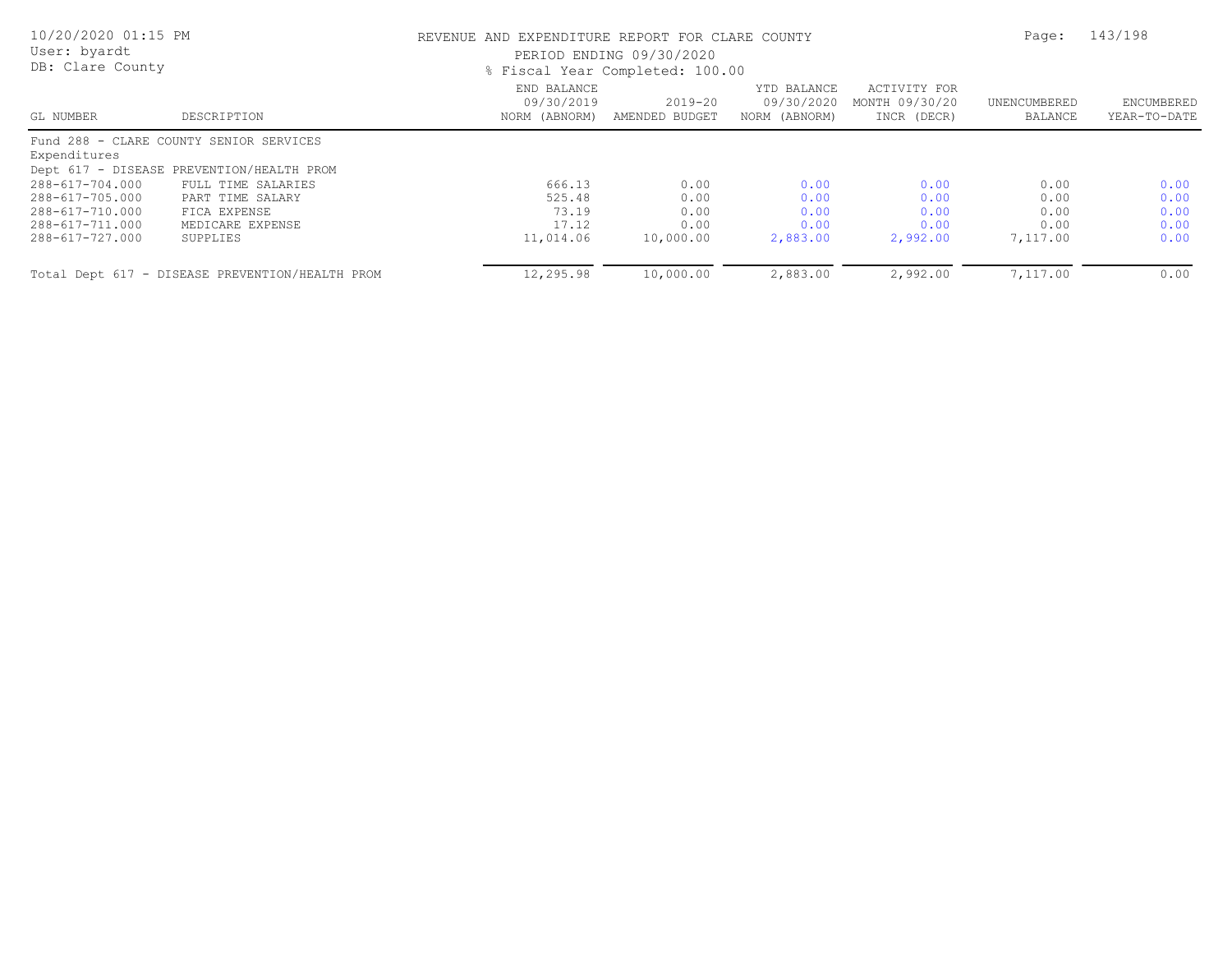REVENUE AND EXPENDITURE REPORT FOR CLARE COUNTY

PERIOD ENDING 09/30/2020

% Fiscal Year Completed: 100.00

| GL NUMBER | DESCRIPTION | END BALANCE 09/30/2019 NORM (ABNORM) | 2019-20 AMENDED BUDGET | YTD BALANCE 09/30/2020 NORM (ABNORM) | ACTIVITY FOR MONTH 09/30/20 INCR (DECR) | UNENCUMBERED BALANCE | ENCUMBERED YEAR-TO-DATE |
|---|---|---|---|---|---|---|---|
| Fund 288 - CLARE COUNTY SENIOR SERVICES | | | | | | | |
| Expenditures | | | | | | | |
| Dept 617 - DISEASE PREVENTION/HEALTH PROM | | | | | | | |
| 288-617-704.000 | FULL TIME SALARIES | 666.13 | 0.00 | 0.00 | 0.00 | 0.00 | 0.00 |
| 288-617-705.000 | PART TIME SALARY | 525.48 | 0.00 | 0.00 | 0.00 | 0.00 | 0.00 |
| 288-617-710.000 | FICA EXPENSE | 73.19 | 0.00 | 0.00 | 0.00 | 0.00 | 0.00 |
| 288-617-711.000 | MEDICARE EXPENSE | 17.12 | 0.00 | 0.00 | 0.00 | 0.00 | 0.00 |
| 288-617-727.000 | SUPPLIES | 11,014.06 | 10,000.00 | 2,883.00 | 2,992.00 | 7,117.00 | 0.00 |
| Total Dept 617 - DISEASE PREVENTION/HEALTH PROM | | 12,295.98 | 10,000.00 | 2,883.00 | 2,992.00 | 7,117.00 | 0.00 |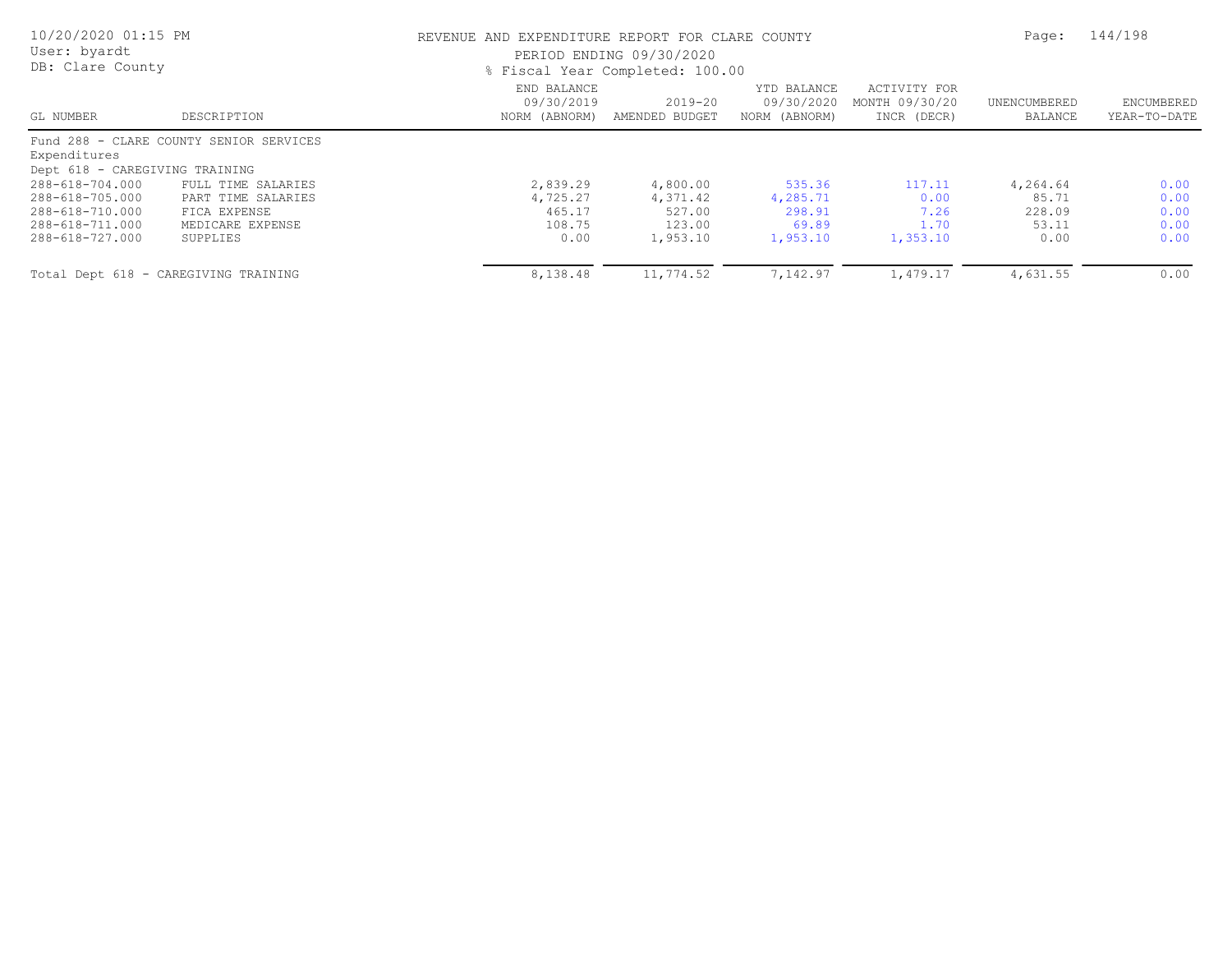REVENUE AND EXPENDITURE REPORT FOR CLARE COUNTY

PERIOD ENDING 09/30/2020

% Fiscal Year Completed: 100.00

| GL NUMBER | DESCRIPTION | END BALANCE 09/30/2019 NORM (ABNORM) | 2019-20 AMENDED BUDGET | YTD BALANCE 09/30/2020 NORM (ABNORM) | ACTIVITY FOR MONTH 09/30/20 INCR (DECR) | UNENCUMBERED BALANCE | ENCUMBERED YEAR-TO-DATE |
|---|---|---|---|---|---|---|---|
| Fund 288 - CLARE COUNTY SENIOR SERVICES | | | | | | | |
| Expenditures | | | | | | | |
| Dept 618 - CAREGIVING TRAINING | | | | | | | |
| 288-618-704.000 | FULL TIME SALARIES | 2,839.29 | 4,800.00 | 535.36 | 117.11 | 4,264.64 | 0.00 |
| 288-618-705.000 | PART TIME SALARIES | 4,725.27 | 4,371.42 | 4,285.71 | 0.00 | 85.71 | 0.00 |
| 288-618-710.000 | FICA EXPENSE | 465.17 | 527.00 | 298.91 | 7.26 | 228.09 | 0.00 |
| 288-618-711.000 | MEDICARE EXPENSE | 108.75 | 123.00 | 69.89 | 1.70 | 53.11 | 0.00 |
| 288-618-727.000 | SUPPLIES | 0.00 | 1,953.10 | 1,953.10 | 1,353.10 | 0.00 | 0.00 |
| Total Dept 618 - CAREGIVING TRAINING | | 8,138.48 | 11,774.52 | 7,142.97 | 1,479.17 | 4,631.55 | 0.00 |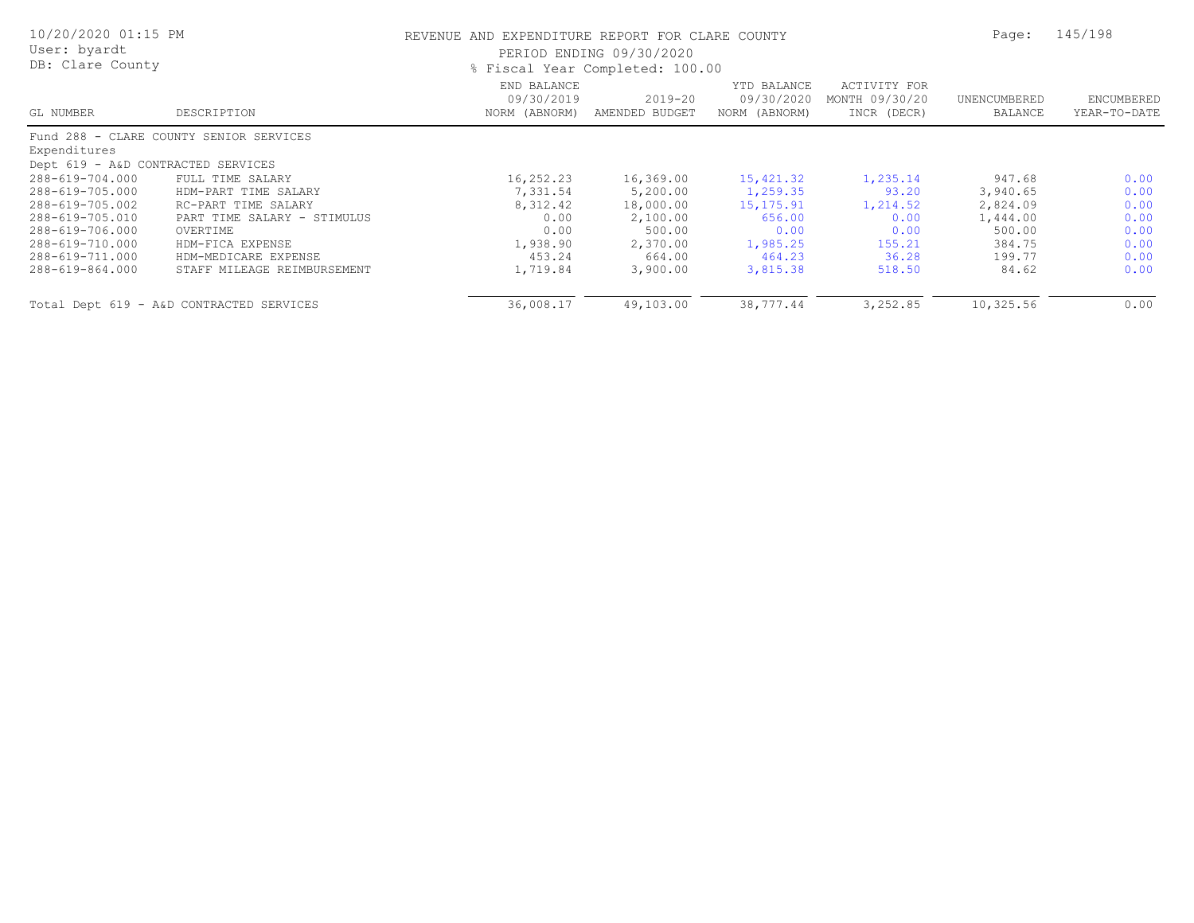# REVENUE AND EXPENDITURE REPORT FOR CLARE COUNTY

PERIOD ENDING 09/30/2020

% Fiscal Year Completed: 100.00

10/20/2020 01:15 PM
User: byardt
DB: Clare County

| GL NUMBER | DESCRIPTION | END BALANCE 09/30/2019 NORM (ABNORM) | 2019-20 AMENDED BUDGET | YTD BALANCE 09/30/2020 NORM (ABNORM) | ACTIVITY FOR MONTH 09/30/20 INCR (DECR) | UNENCUMBERED BALANCE | ENCUMBERED YEAR-TO-DATE |
|---|---|---|---|---|---|---|---|
| Fund 288 - CLARE COUNTY SENIOR SERVICES | | | | | | | |
| Expenditures | | | | | | | |
| Dept 619 - A&D CONTRACTED SERVICES | | | | | | | |
| 288-619-704.000 | FULL TIME SALARY | 16,252.23 | 16,369.00 | 15,421.32 | 1,235.14 | 947.68 | 0.00 |
| 288-619-705.000 | HDM-PART TIME SALARY | 7,331.54 | 5,200.00 | 1,259.35 | 93.20 | 3,940.65 | 0.00 |
| 288-619-705.002 | RC-PART TIME SALARY | 8,312.42 | 18,000.00 | 15,175.91 | 1,214.52 | 2,824.09 | 0.00 |
| 288-619-705.010 | PART TIME SALARY - STIMULUS | 0.00 | 2,100.00 | 656.00 | 0.00 | 1,444.00 | 0.00 |
| 288-619-706.000 | OVERTIME | 0.00 | 500.00 | 0.00 | 0.00 | 500.00 | 0.00 |
| 288-619-710.000 | HDM-FICA EXPENSE | 1,938.90 | 2,370.00 | 1,985.25 | 155.21 | 384.75 | 0.00 |
| 288-619-711.000 | HDM-MEDICARE EXPENSE | 453.24 | 664.00 | 464.23 | 36.28 | 199.77 | 0.00 |
| 288-619-864.000 | STAFF MILEAGE REIMBURSEMENT | 1,719.84 | 3,900.00 | 3,815.38 | 518.50 | 84.62 | 0.00 |
| Total Dept 619 - A&D CONTRACTED SERVICES | | 36,008.17 | 49,103.00 | 38,777.44 | 3,252.85 | 10,325.56 | 0.00 |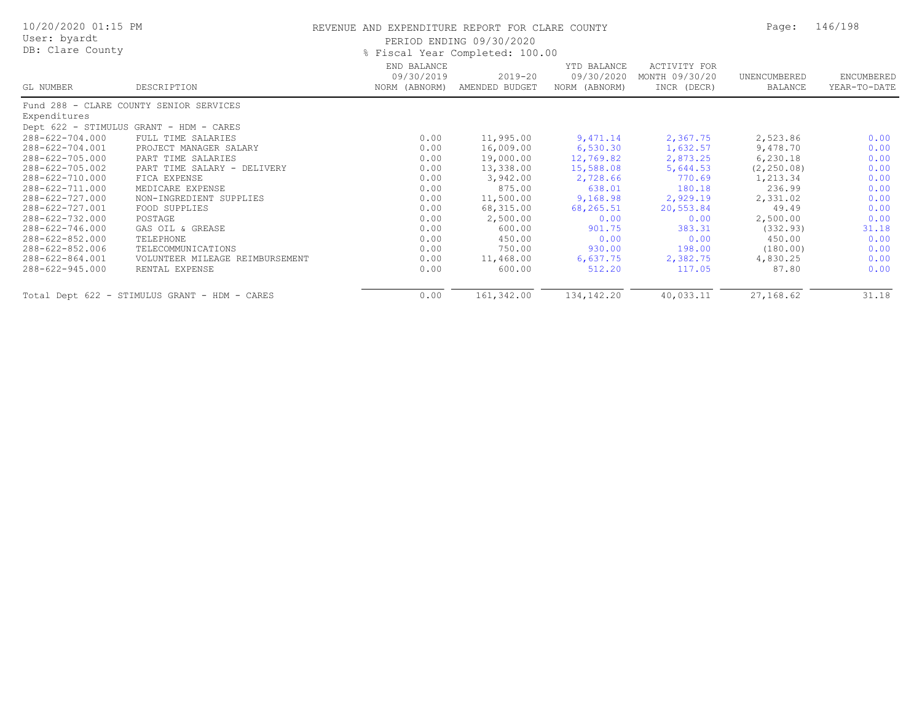REVENUE AND EXPENDITURE REPORT FOR CLARE COUNTY
PERIOD ENDING 09/30/2020
% Fiscal Year Completed: 100.00

| GL NUMBER | DESCRIPTION | END BALANCE 09/30/2019 NORM (ABNORM) | 2019-20 AMENDED BUDGET | YTD BALANCE 09/30/2020 NORM (ABNORM) | ACTIVITY FOR MONTH 09/30/20 INCR (DECR) | UNENCUMBERED BALANCE | ENCUMBERED YEAR-TO-DATE |
|---|---|---|---|---|---|---|---|
| Fund 288 - CLARE COUNTY SENIOR SERVICES | | | | | | | |
| Expenditures | | | | | | | |
| Dept 622 - STIMULUS GRANT - HDM - CARES | | | | | | | |
| 288-622-704.000 | FULL TIME SALARIES | 0.00 | 11,995.00 | 9,471.14 | 2,367.75 | 2,523.86 | 0.00 |
| 288-622-704.001 | PROJECT MANAGER SALARY | 0.00 | 16,009.00 | 6,530.30 | 1,632.57 | 9,478.70 | 0.00 |
| 288-622-705.000 | PART TIME SALARIES | 0.00 | 19,000.00 | 12,769.82 | 2,873.25 | 6,230.18 | 0.00 |
| 288-622-705.002 | PART TIME SALARY - DELIVERY | 0.00 | 13,338.00 | 15,588.08 | 5,644.53 | (2,250.08) | 0.00 |
| 288-622-710.000 | FICA EXPENSE | 0.00 | 3,942.00 | 2,728.66 | 770.69 | 1,213.34 | 0.00 |
| 288-622-711.000 | MEDICARE EXPENSE | 0.00 | 875.00 | 638.01 | 180.18 | 236.99 | 0.00 |
| 288-622-727.000 | NON-INGREDIENT SUPPLIES | 0.00 | 11,500.00 | 9,168.98 | 2,929.19 | 2,331.02 | 0.00 |
| 288-622-727.001 | FOOD SUPPLIES | 0.00 | 68,315.00 | 68,265.51 | 20,553.84 | 49.49 | 0.00 |
| 288-622-732.000 | POSTAGE | 0.00 | 2,500.00 | 0.00 | 0.00 | 2,500.00 | 0.00 |
| 288-622-746.000 | GAS OIL & GREASE | 0.00 | 600.00 | 901.75 | 383.31 | (332.93) | 31.18 |
| 288-622-852.000 | TELEPHONE | 0.00 | 450.00 | 0.00 | 0.00 | 450.00 | 0.00 |
| 288-622-852.006 | TELECOMMUNICATIONS | 0.00 | 750.00 | 930.00 | 198.00 | (180.00) | 0.00 |
| 288-622-864.001 | VOLUNTEER MILEAGE REIMBURSEMENT | 0.00 | 11,468.00 | 6,637.75 | 2,382.75 | 4,830.25 | 0.00 |
| 288-622-945.000 | RENTAL EXPENSE | 0.00 | 600.00 | 512.20 | 117.05 | 87.80 | 0.00 |
| Total Dept 622 - STIMULUS GRANT - HDM - CARES | | 0.00 | 161,342.00 | 134,142.20 | 40,033.11 | 27,168.62 | 31.18 |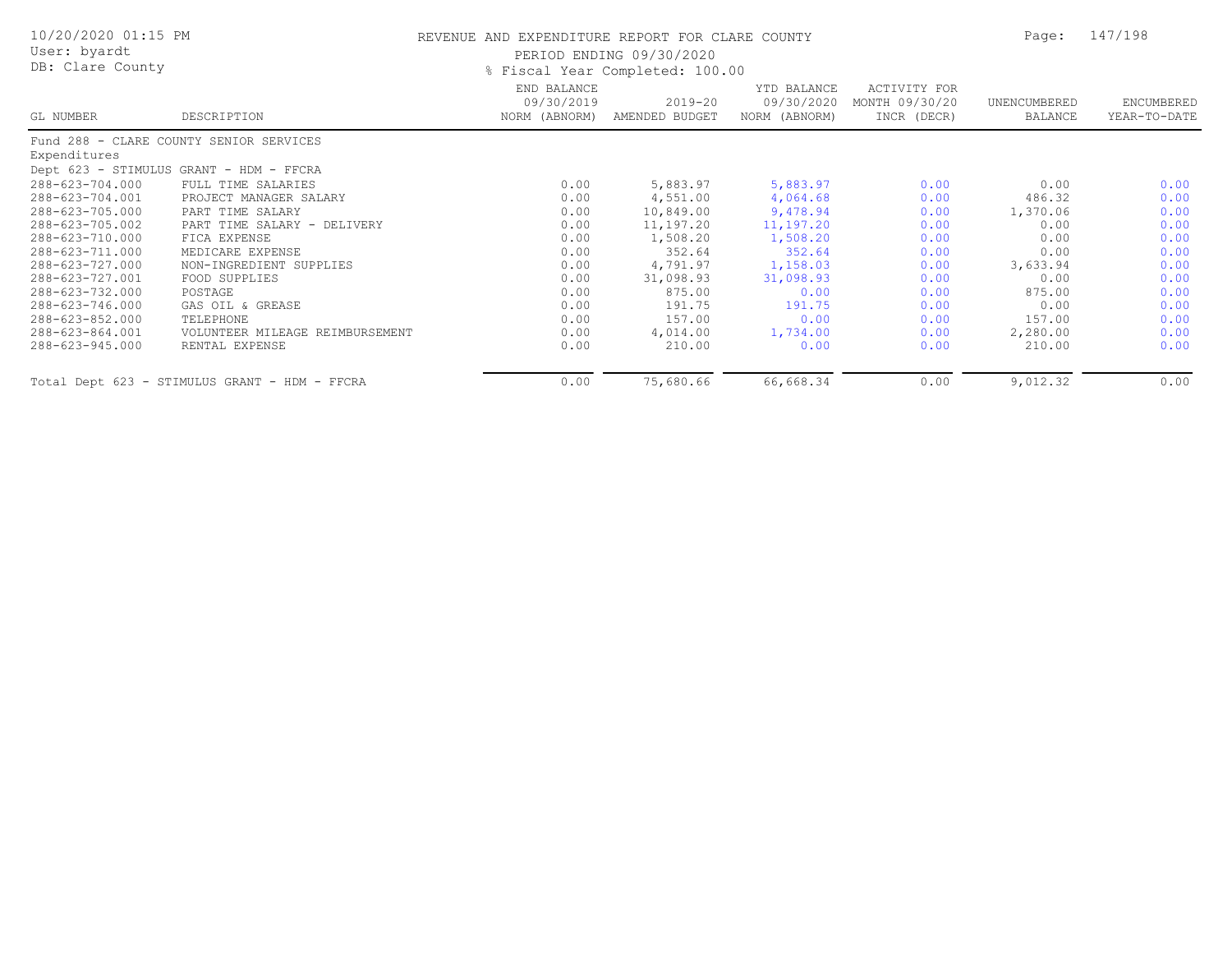REVENUE AND EXPENDITURE REPORT FOR CLARE COUNTY

PERIOD ENDING 09/30/2020

% Fiscal Year Completed: 100.00

| GL NUMBER | DESCRIPTION | END BALANCE 09/30/2019 NORM (ABNORM) | 2019-20 AMENDED BUDGET | YTD BALANCE 09/30/2020 NORM (ABNORM) | ACTIVITY FOR MONTH 09/30/20 INCR (DECR) | UNENCUMBERED BALANCE | ENCUMBERED YEAR-TO-DATE |
|---|---|---|---|---|---|---|---|
| Fund 288 - CLARE COUNTY SENIOR SERVICES | | | | | | | |
| Expenditures | | | | | | | |
| Dept 623 - STIMULUS GRANT - HDM - FFCRA | | | | | | | |
| 288-623-704.000 | FULL TIME SALARIES | 0.00 | 5,883.97 | 5,883.97 | 0.00 | 0.00 | 0.00 |
| 288-623-704.001 | PROJECT MANAGER SALARY | 0.00 | 4,551.00 | 4,064.68 | 0.00 | 486.32 | 0.00 |
| 288-623-705.000 | PART TIME SALARY | 0.00 | 10,849.00 | 9,478.94 | 0.00 | 1,370.06 | 0.00 |
| 288-623-705.002 | PART TIME SALARY - DELIVERY | 0.00 | 11,197.20 | 11,197.20 | 0.00 | 0.00 | 0.00 |
| 288-623-710.000 | FICA EXPENSE | 0.00 | 1,508.20 | 1,508.20 | 0.00 | 0.00 | 0.00 |
| 288-623-711.000 | MEDICARE EXPENSE | 0.00 | 352.64 | 352.64 | 0.00 | 0.00 | 0.00 |
| 288-623-727.000 | NON-INGREDIENT SUPPLIES | 0.00 | 4,791.97 | 1,158.03 | 0.00 | 3,633.94 | 0.00 |
| 288-623-727.001 | FOOD SUPPLIES | 0.00 | 31,098.93 | 31,098.93 | 0.00 | 0.00 | 0.00 |
| 288-623-732.000 | POSTAGE | 0.00 | 875.00 | 0.00 | 0.00 | 875.00 | 0.00 |
| 288-623-746.000 | GAS OIL & GREASE | 0.00 | 191.75 | 191.75 | 0.00 | 0.00 | 0.00 |
| 288-623-852.000 | TELEPHONE | 0.00 | 157.00 | 0.00 | 0.00 | 157.00 | 0.00 |
| 288-623-864.001 | VOLUNTEER MILEAGE REIMBURSEMENT | 0.00 | 4,014.00 | 1,734.00 | 0.00 | 2,280.00 | 0.00 |
| 288-623-945.000 | RENTAL EXPENSE | 0.00 | 210.00 | 0.00 | 0.00 | 210.00 | 0.00 |
| Total Dept 623 - STIMULUS GRANT - HDM - FFCRA | | 0.00 | 75,680.66 | 66,668.34 | 0.00 | 9,012.32 | 0.00 |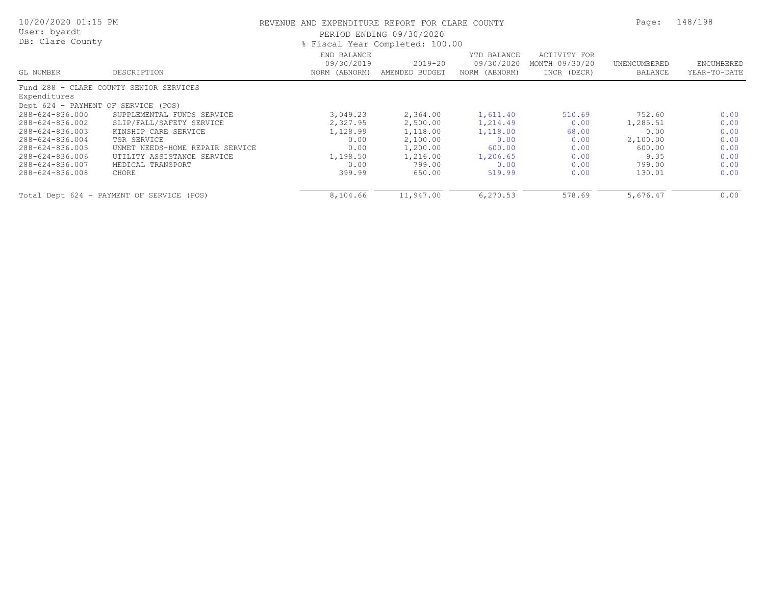REVENUE AND EXPENDITURE REPORT FOR CLARE COUNTY

PERIOD ENDING 09/30/2020

% Fiscal Year Completed: 100.00

| GL NUMBER | DESCRIPTION | END BALANCE 09/30/2019 NORM (ABNORM) | 2019-20 AMENDED BUDGET | YTD BALANCE 09/30/2020 NORM (ABNORM) | ACTIVITY FOR MONTH 09/30/20 INCR (DECR) | UNENCUMBERED BALANCE | ENCUMBERED YEAR-TO-DATE |
|---|---|---|---|---|---|---|---|
| Fund 288 - CLARE COUNTY SENIOR SERVICES | | | | | | | |
| Expenditures | | | | | | | |
| Dept 624 - PAYMENT OF SERVICE (POS) | | | | | | | |
| 288-624-836.000 | SUPPLEMENTAL FUNDS SERVICE | 3,049.23 | 2,364.00 | 1,611.40 | 510.69 | 752.60 | 0.00 |
| 288-624-836.002 | SLIP/FALL/SAFETY SERVICE | 2,327.95 | 2,500.00 | 1,214.49 | 0.00 | 1,285.51 | 0.00 |
| 288-624-836.003 | KINSHIP CARE SERVICE | 1,128.99 | 1,118.00 | 1,118.00 | 68.00 | 0.00 | 0.00 |
| 288-624-836.004 | TSR SERVICE | 0.00 | 2,100.00 | 0.00 | 0.00 | 2,100.00 | 0.00 |
| 288-624-836.005 | UNMET NEEDS-HOME REPAIR SERVICE | 0.00 | 1,200.00 | 600.00 | 0.00 | 600.00 | 0.00 |
| 288-624-836.006 | UTILITY ASSISTANCE SERVICE | 1,198.50 | 1,216.00 | 1,206.65 | 0.00 | 9.35 | 0.00 |
| 288-624-836.007 | MEDICAL TRANSPORT | 0.00 | 799.00 | 0.00 | 0.00 | 799.00 | 0.00 |
| 288-624-836.008 | CHORE | 399.99 | 650.00 | 519.99 | 0.00 | 130.01 | 0.00 |
| Total Dept 624 - PAYMENT OF SERVICE (POS) | | 8,104.66 | 11,947.00 | 6,270.53 | 578.69 | 5,676.47 | 0.00 |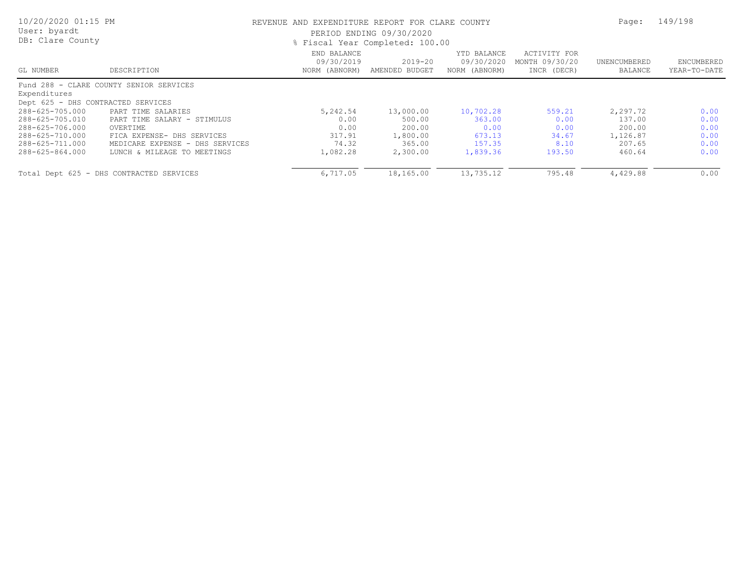REVENUE AND EXPENDITURE REPORT FOR CLARE COUNTY

PERIOD ENDING 09/30/2020

% Fiscal Year Completed: 100.00

| GL NUMBER | DESCRIPTION | END BALANCE 09/30/2019 NORM (ABNORM) | 2019-20 AMENDED BUDGET | YTD BALANCE 09/30/2020 NORM (ABNORM) | ACTIVITY FOR MONTH 09/30/20 INCR (DECR) | UNENCUMBERED BALANCE | ENCUMBERED YEAR-TO-DATE |
|---|---|---|---|---|---|---|---|
| Fund 288 - CLARE COUNTY SENIOR SERVICES | | | | | | | |
| Expenditures | | | | | | | |
| Dept 625 - DHS CONTRACTED SERVICES | | | | | | | |
| 288-625-705.000 | PART TIME SALARIES | 5,242.54 | 13,000.00 | 10,702.28 | 559.21 | 2,297.72 | 0.00 |
| 288-625-705.010 | PART TIME SALARY - STIMULUS | 0.00 | 500.00 | 363.00 | 0.00 | 137.00 | 0.00 |
| 288-625-706.000 | OVERTIME | 0.00 | 200.00 | 0.00 | 0.00 | 200.00 | 0.00 |
| 288-625-710.000 | FICA EXPENSE- DHS SERVICES | 317.91 | 1,800.00 | 673.13 | 34.67 | 1,126.87 | 0.00 |
| 288-625-711.000 | MEDICARE EXPENSE - DHS SERVICES | 74.32 | 365.00 | 157.35 | 8.10 | 207.65 | 0.00 |
| 288-625-864.000 | LUNCH & MILEAGE TO MEETINGS | 1,082.28 | 2,300.00 | 1,839.36 | 193.50 | 460.64 | 0.00 |
| Total Dept 625 - DHS CONTRACTED SERVICES | | 6,717.05 | 18,165.00 | 13,735.12 | 795.48 | 4,429.88 | 0.00 |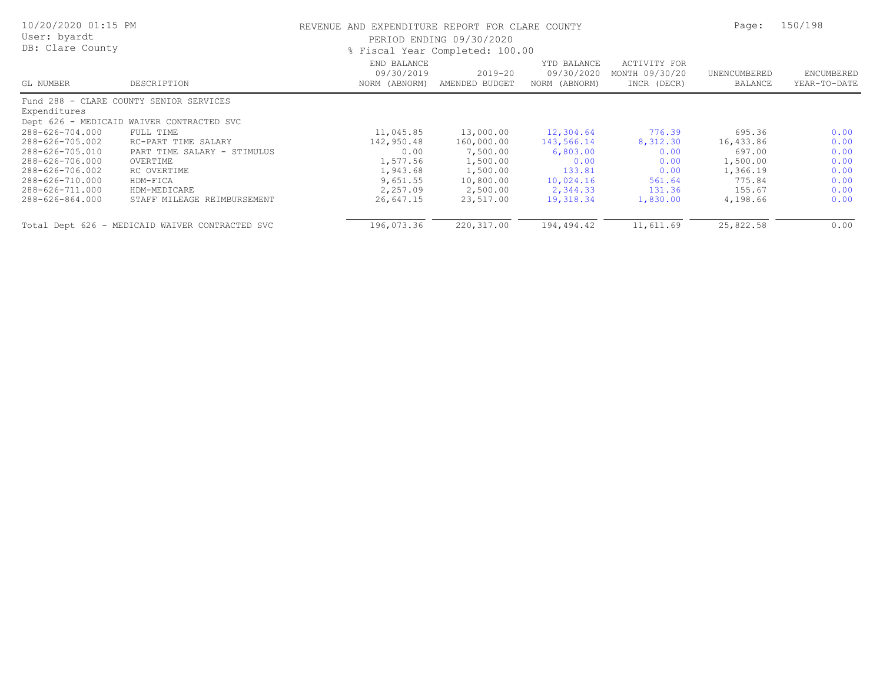# REVENUE AND EXPENDITURE REPORT FOR CLARE COUNTY

PERIOD ENDING 09/30/2020

% Fiscal Year Completed: 100.00

10/20/2020 01:15 PM
User: byardt
DB: Clare County

| GL NUMBER | DESCRIPTION | END BALANCE 09/30/2019 NORM (ABNORM) | 2019-20 AMENDED BUDGET | YTD BALANCE 09/30/2020 NORM (ABNORM) | ACTIVITY FOR MONTH 09/30/20 INCR (DECR) | UNENCUMBERED BALANCE | ENCUMBERED YEAR-TO-DATE |
|---|---|---|---|---|---|---|---|
| Fund 288 - CLARE COUNTY SENIOR SERVICES | | | | | | | |
| Expenditures | | | | | | | |
| Dept 626 - MEDICAID WAIVER CONTRACTED SVC | | | | | | | |
| 288-626-704.000 | FULL TIME | 11,045.85 | 13,000.00 | 12,304.64 | 776.39 | 695.36 | 0.00 |
| 288-626-705.002 | RC-PART TIME SALARY | 142,950.48 | 160,000.00 | 143,566.14 | 8,312.30 | 16,433.86 | 0.00 |
| 288-626-705.010 | PART TIME SALARY - STIMULUS | 0.00 | 7,500.00 | 6,803.00 | 0.00 | 697.00 | 0.00 |
| 288-626-706.000 | OVERTIME | 1,577.56 | 1,500.00 | 0.00 | 0.00 | 1,500.00 | 0.00 |
| 288-626-706.002 | RC OVERTIME | 1,943.68 | 1,500.00 | 133.81 | 0.00 | 1,366.19 | 0.00 |
| 288-626-710.000 | HDM-FICA | 9,651.55 | 10,800.00 | 10,024.16 | 561.64 | 775.84 | 0.00 |
| 288-626-711.000 | HDM-MEDICARE | 2,257.09 | 2,500.00 | 2,344.33 | 131.36 | 155.67 | 0.00 |
| 288-626-864.000 | STAFF MILEAGE REIMBURSEMENT | 26,647.15 | 23,517.00 | 19,318.34 | 1,830.00 | 4,198.66 | 0.00 |
| Total Dept 626 - MEDICAID WAIVER CONTRACTED SVC | | 196,073.36 | 220,317.00 | 194,494.42 | 11,611.69 | 25,822.58 | 0.00 |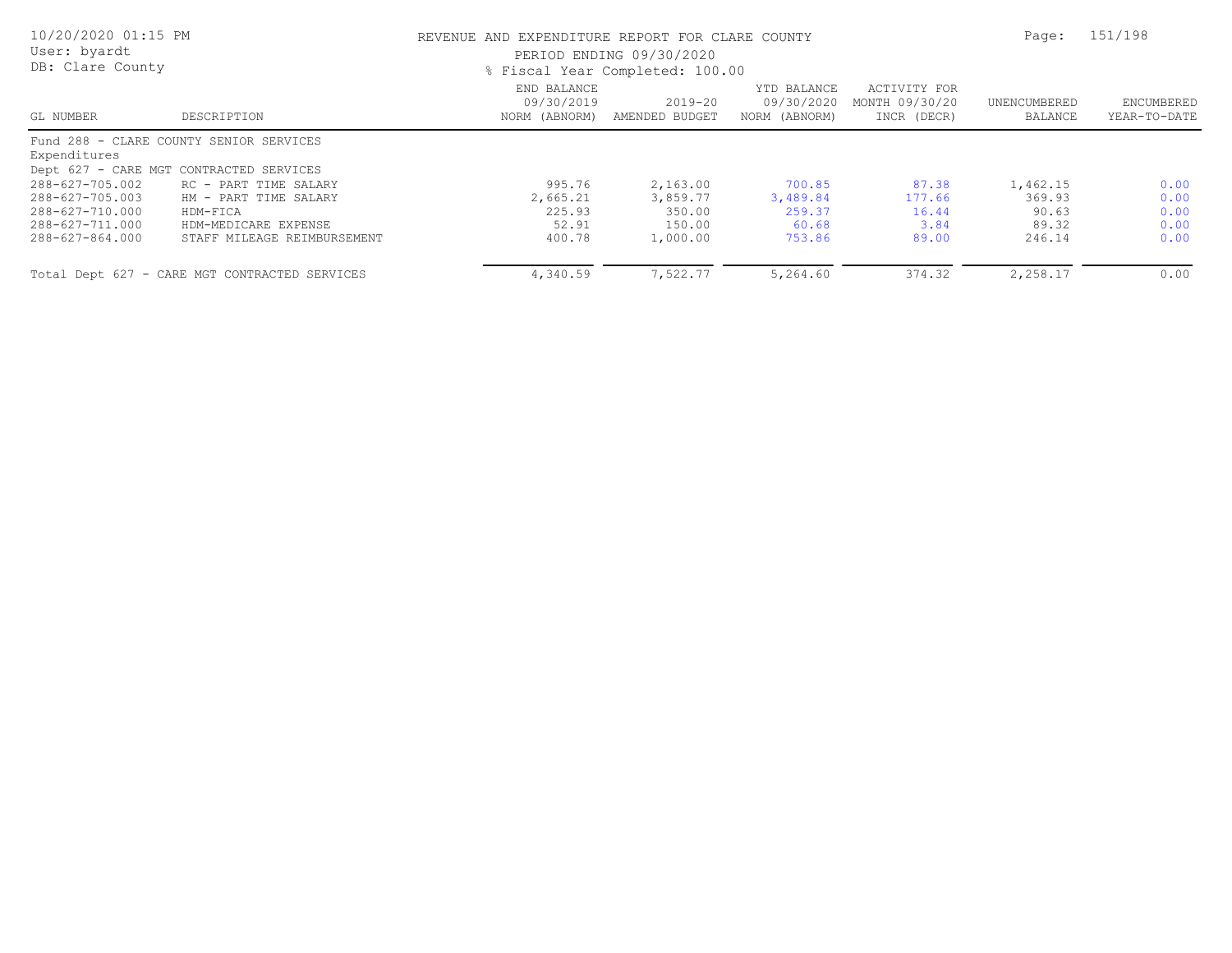REVENUE AND EXPENDITURE REPORT FOR CLARE COUNTY

PERIOD ENDING 09/30/2020

% Fiscal Year Completed: 100.00

| GL NUMBER | DESCRIPTION | END BALANCE 09/30/2019 NORM (ABNORM) | 2019-20 AMENDED BUDGET | YTD BALANCE 09/30/2020 NORM (ABNORM) | ACTIVITY FOR MONTH 09/30/20 INCR (DECR) | UNENCUMBERED BALANCE | ENCUMBERED YEAR-TO-DATE |
|---|---|---|---|---|---|---|---|
| Fund 288 - CLARE COUNTY SENIOR SERVICES | | | | | | | |
| Expenditures | | | | | | | |
| Dept 627 - CARE MGT CONTRACTED SERVICES | | | | | | | |
| 288-627-705.002 | RC - PART TIME SALARY | 995.76 | 2,163.00 | 700.85 | 87.38 | 1,462.15 | 0.00 |
| 288-627-705.003 | HM - PART TIME SALARY | 2,665.21 | 3,859.77 | 3,489.84 | 177.66 | 369.93 | 0.00 |
| 288-627-710.000 | HDM-FICA | 225.93 | 350.00 | 259.37 | 16.44 | 90.63 | 0.00 |
| 288-627-711.000 | HDM-MEDICARE EXPENSE | 52.91 | 150.00 | 60.68 | 3.84 | 89.32 | 0.00 |
| 288-627-864.000 | STAFF MILEAGE REIMBURSEMENT | 400.78 | 1,000.00 | 753.86 | 89.00 | 246.14 | 0.00 |
| Total Dept 627 - CARE MGT CONTRACTED SERVICES | | 4,340.59 | 7,522.77 | 5,264.60 | 374.32 | 2,258.17 | 0.00 |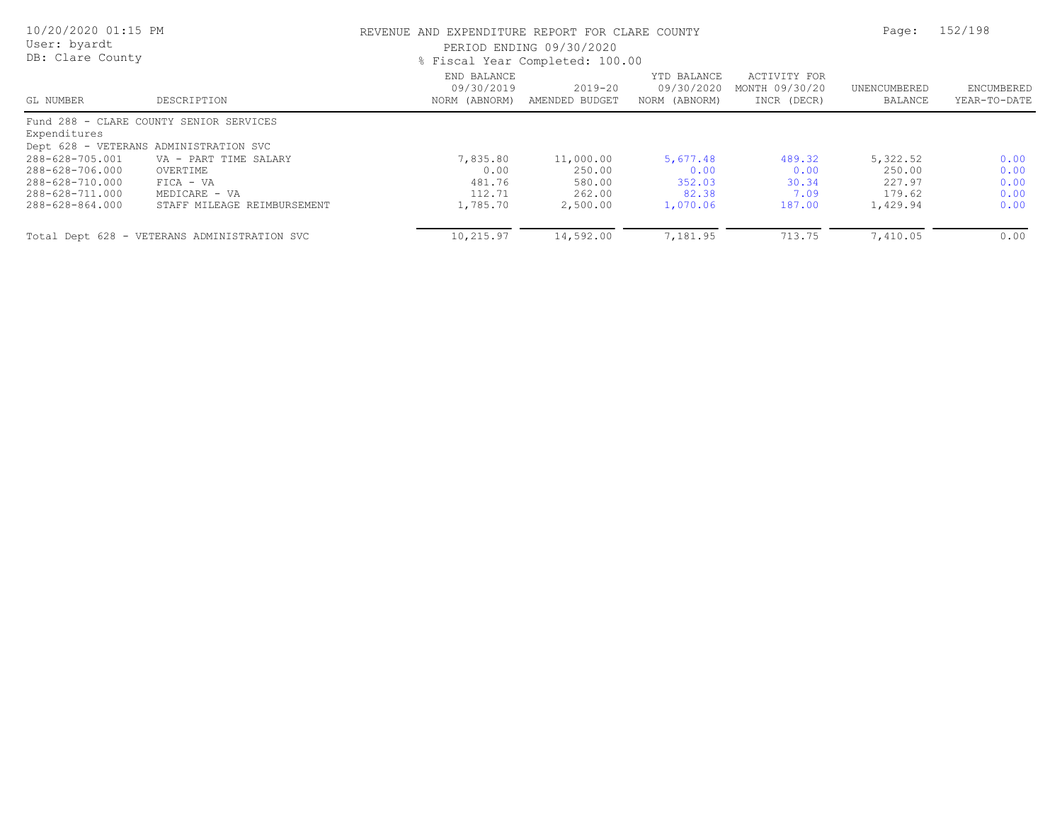REVENUE AND EXPENDITURE REPORT FOR CLARE COUNTY

PERIOD ENDING 09/30/2020

% Fiscal Year Completed: 100.00

User: byardt
DB: Clare County

| GL NUMBER | DESCRIPTION | END BALANCE 09/30/2019 NORM (ABNORM) | 2019-20 AMENDED BUDGET | YTD BALANCE 09/30/2020 NORM (ABNORM) | ACTIVITY FOR MONTH 09/30/20 INCR (DECR) | UNENCUMBERED BALANCE | ENCUMBERED YEAR-TO-DATE |
|---|---|---|---|---|---|---|---|
| Fund 288 - CLARE COUNTY SENIOR SERVICES | | | | | | | |
| Expenditures | | | | | | | |
| Dept 628 - VETERANS ADMINISTRATION SVC | | | | | | | |
| 288-628-705.001 | VA - PART TIME SALARY | 7,835.80 | 11,000.00 | 5,677.48 | 489.32 | 5,322.52 | 0.00 |
| 288-628-706.000 | OVERTIME | 0.00 | 250.00 | 0.00 | 0.00 | 250.00 | 0.00 |
| 288-628-710.000 | FICA - VA | 481.76 | 580.00 | 352.03 | 30.34 | 227.97 | 0.00 |
| 288-628-711.000 | MEDICARE - VA | 112.71 | 262.00 | 82.38 | 7.09 | 179.62 | 0.00 |
| 288-628-864.000 | STAFF MILEAGE REIMBURSEMENT | 1,785.70 | 2,500.00 | 1,070.06 | 187.00 | 1,429.94 | 0.00 |
| Total Dept 628 - VETERANS ADMINISTRATION SVC | | 10,215.97 | 14,592.00 | 7,181.95 | 713.75 | 7,410.05 | 0.00 |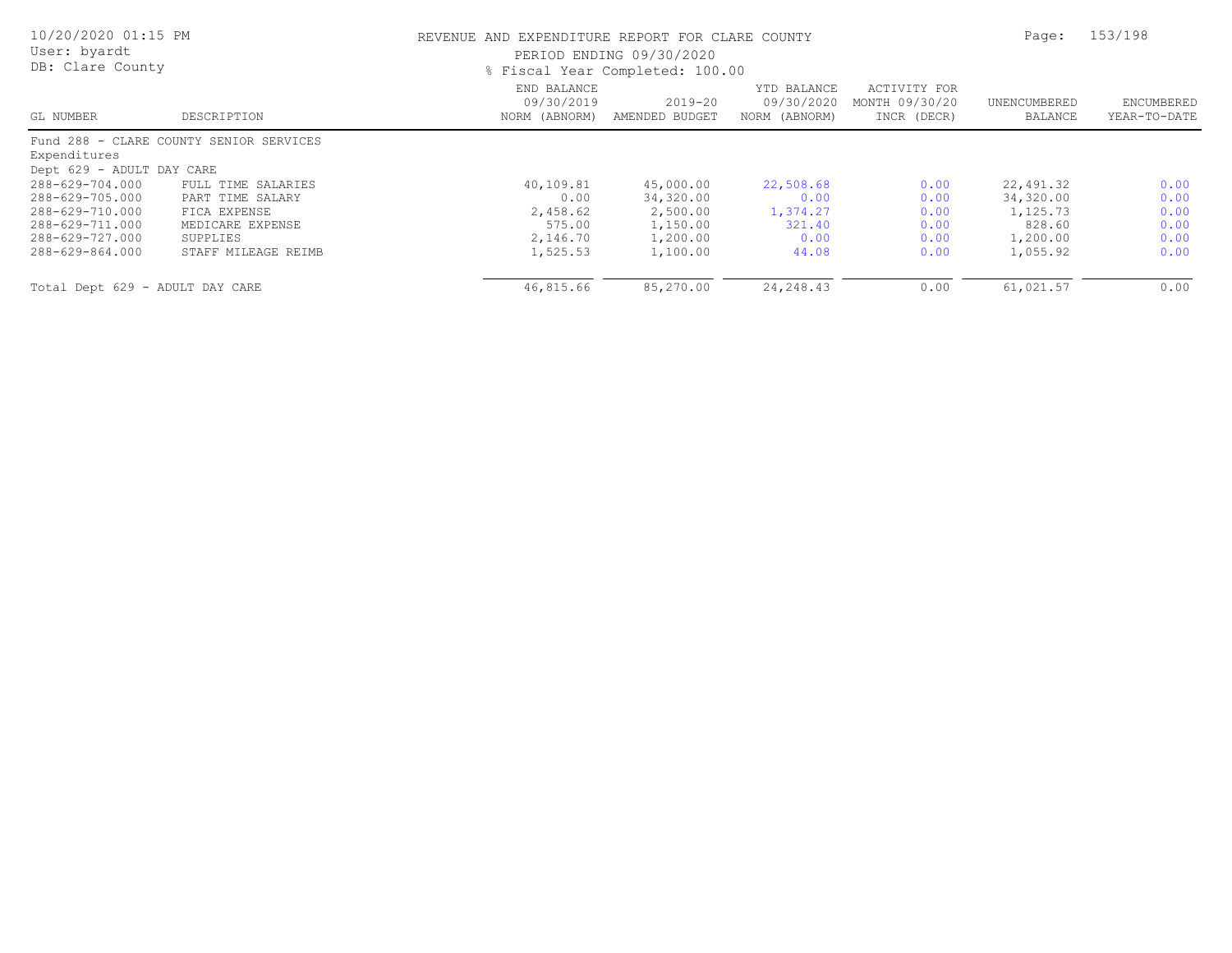REVENUE AND EXPENDITURE REPORT FOR CLARE COUNTY

PERIOD ENDING 09/30/2020

% Fiscal Year Completed: 100.00

| GL NUMBER | DESCRIPTION | END BALANCE 09/30/2019 NORM (ABNORM) | 2019-20 AMENDED BUDGET | YTD BALANCE 09/30/2020 NORM (ABNORM) | ACTIVITY FOR MONTH 09/30/20 INCR (DECR) | UNENCUMBERED BALANCE | ENCUMBERED YEAR-TO-DATE |
|---|---|---|---|---|---|---|---|
| Fund 288 - CLARE COUNTY SENIOR SERVICES | | | | | | | |
| Expenditures | | | | | | | |
| Dept 629 - ADULT DAY CARE | | | | | | | |
| 288-629-704.000 | FULL TIME SALARIES | 40,109.81 | 45,000.00 | 22,508.68 | 0.00 | 22,491.32 | 0.00 |
| 288-629-705.000 | PART TIME SALARY | 0.00 | 34,320.00 | 0.00 | 0.00 | 34,320.00 | 0.00 |
| 288-629-710.000 | FICA EXPENSE | 2,458.62 | 2,500.00 | 1,374.27 | 0.00 | 1,125.73 | 0.00 |
| 288-629-711.000 | MEDICARE EXPENSE | 575.00 | 1,150.00 | 321.40 | 0.00 | 828.60 | 0.00 |
| 288-629-727.000 | SUPPLIES | 2,146.70 | 1,200.00 | 0.00 | 0.00 | 1,200.00 | 0.00 |
| 288-629-864.000 | STAFF MILEAGE REIMB | 1,525.53 | 1,100.00 | 44.08 | 0.00 | 1,055.92 | 0.00 |
| Total Dept 629 - ADULT DAY CARE | | 46,815.66 | 85,270.00 | 24,248.43 | 0.00 | 61,021.57 | 0.00 |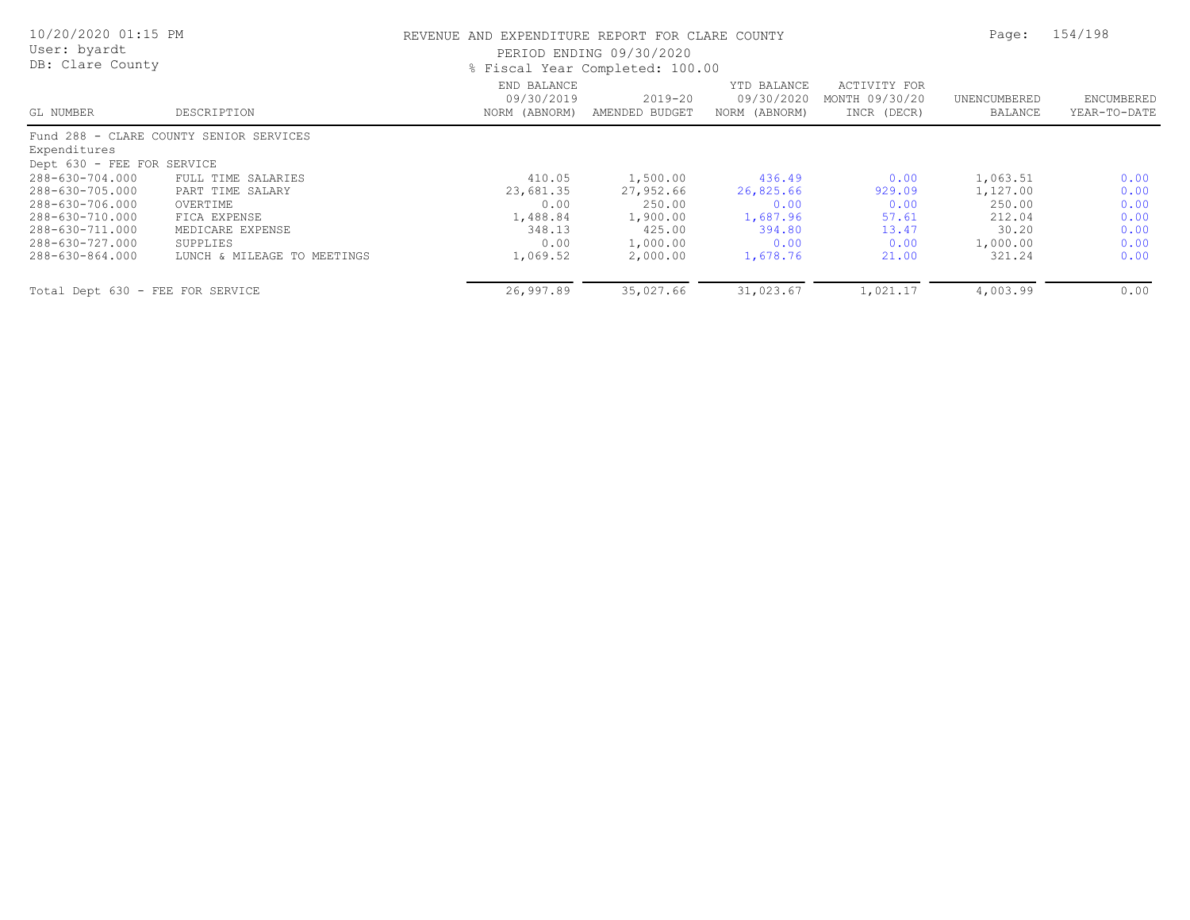REVENUE AND EXPENDITURE REPORT FOR CLARE COUNTY

PERIOD ENDING 09/30/2020

% Fiscal Year Completed: 100.00

| GL NUMBER | DESCRIPTION | END BALANCE 09/30/2019 NORM (ABNORM) | 2019-20 AMENDED BUDGET | YTD BALANCE 09/30/2020 NORM (ABNORM) | ACTIVITY FOR MONTH 09/30/20 INCR (DECR) | UNENCUMBERED BALANCE | ENCUMBERED YEAR-TO-DATE |
|---|---|---|---|---|---|---|---|
| Fund 288 - CLARE COUNTY SENIOR SERVICES | | | | | | | |
| Expenditures | | | | | | | |
| Dept 630 - FEE FOR SERVICE | | | | | | | |
| 288-630-704.000 | FULL TIME SALARIES | 410.05 | 1,500.00 | 436.49 | 0.00 | 1,063.51 | 0.00 |
| 288-630-705.000 | PART TIME SALARY | 23,681.35 | 27,952.66 | 26,825.66 | 929.09 | 1,127.00 | 0.00 |
| 288-630-706.000 | OVERTIME | 0.00 | 250.00 | 0.00 | 0.00 | 250.00 | 0.00 |
| 288-630-710.000 | FICA EXPENSE | 1,488.84 | 1,900.00 | 1,687.96 | 57.61 | 212.04 | 0.00 |
| 288-630-711.000 | MEDICARE EXPENSE | 348.13 | 425.00 | 394.80 | 13.47 | 30.20 | 0.00 |
| 288-630-727.000 | SUPPLIES | 0.00 | 1,000.00 | 0.00 | 0.00 | 1,000.00 | 0.00 |
| 288-630-864.000 | LUNCH & MILEAGE TO MEETINGS | 1,069.52 | 2,000.00 | 1,678.76 | 21.00 | 321.24 | 0.00 |
| Total Dept 630 - FEE FOR SERVICE | | 26,997.89 | 35,027.66 | 31,023.67 | 1,021.17 | 4,003.99 | 0.00 |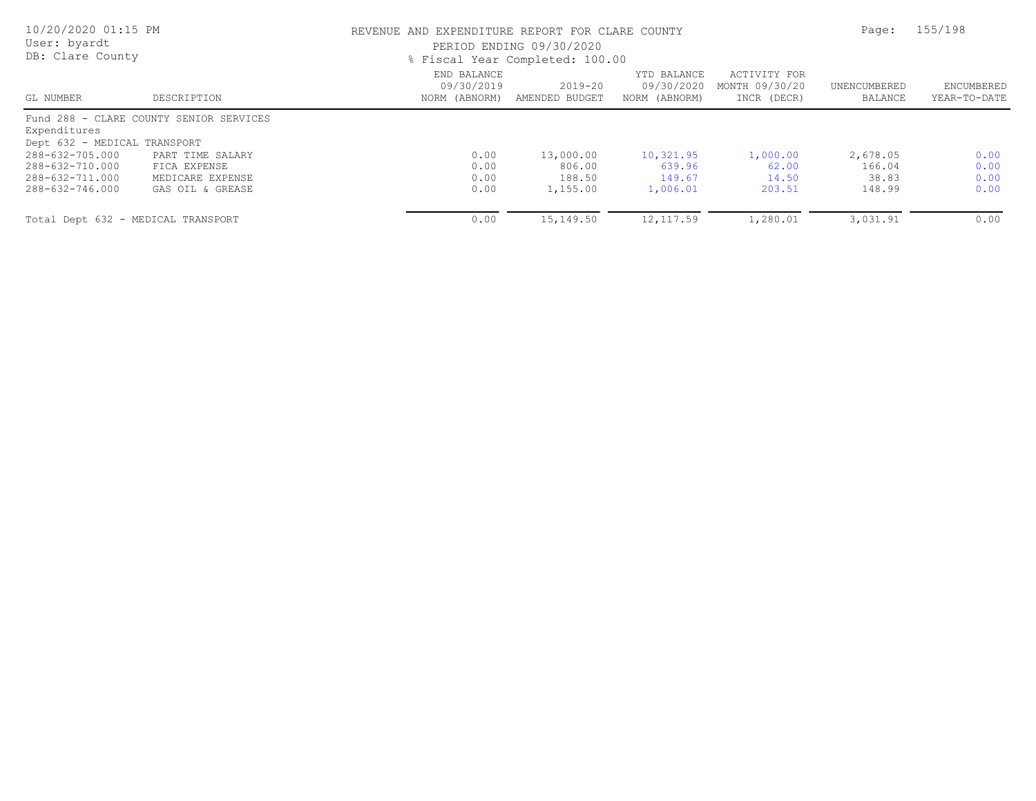REVENUE AND EXPENDITURE REPORT FOR CLARE COUNTY

PERIOD ENDING 09/30/2020

% Fiscal Year Completed: 100.00

| GL NUMBER | DESCRIPTION | END BALANCE 09/30/2019 NORM (ABNORM) | 2019-20 AMENDED BUDGET | YTD BALANCE 09/30/2020 NORM (ABNORM) | ACTIVITY FOR MONTH 09/30/20 INCR (DECR) | UNENCUMBERED BALANCE | ENCUMBERED YEAR-TO-DATE |
|---|---|---|---|---|---|---|---|
| Fund 288 - CLARE COUNTY SENIOR SERVICES | | | | | | | |
| Expenditures | | | | | | | |
| Dept 632 - MEDICAL TRANSPORT | | | | | | | |
| 288-632-705.000 | PART TIME SALARY | 0.00 | 13,000.00 | 10,321.95 | 1,000.00 | 2,678.05 | 0.00 |
| 288-632-710.000 | FICA EXPENSE | 0.00 | 806.00 | 639.96 | 62.00 | 166.04 | 0.00 |
| 288-632-711.000 | MEDICARE EXPENSE | 0.00 | 188.50 | 149.67 | 14.50 | 38.83 | 0.00 |
| 288-632-746.000 | GAS OIL & GREASE | 0.00 | 1,155.00 | 1,006.01 | 203.51 | 148.99 | 0.00 |
| Total Dept 632 - MEDICAL TRANSPORT | | 0.00 | 15,149.50 | 12,117.59 | 1,280.01 | 3,031.91 | 0.00 |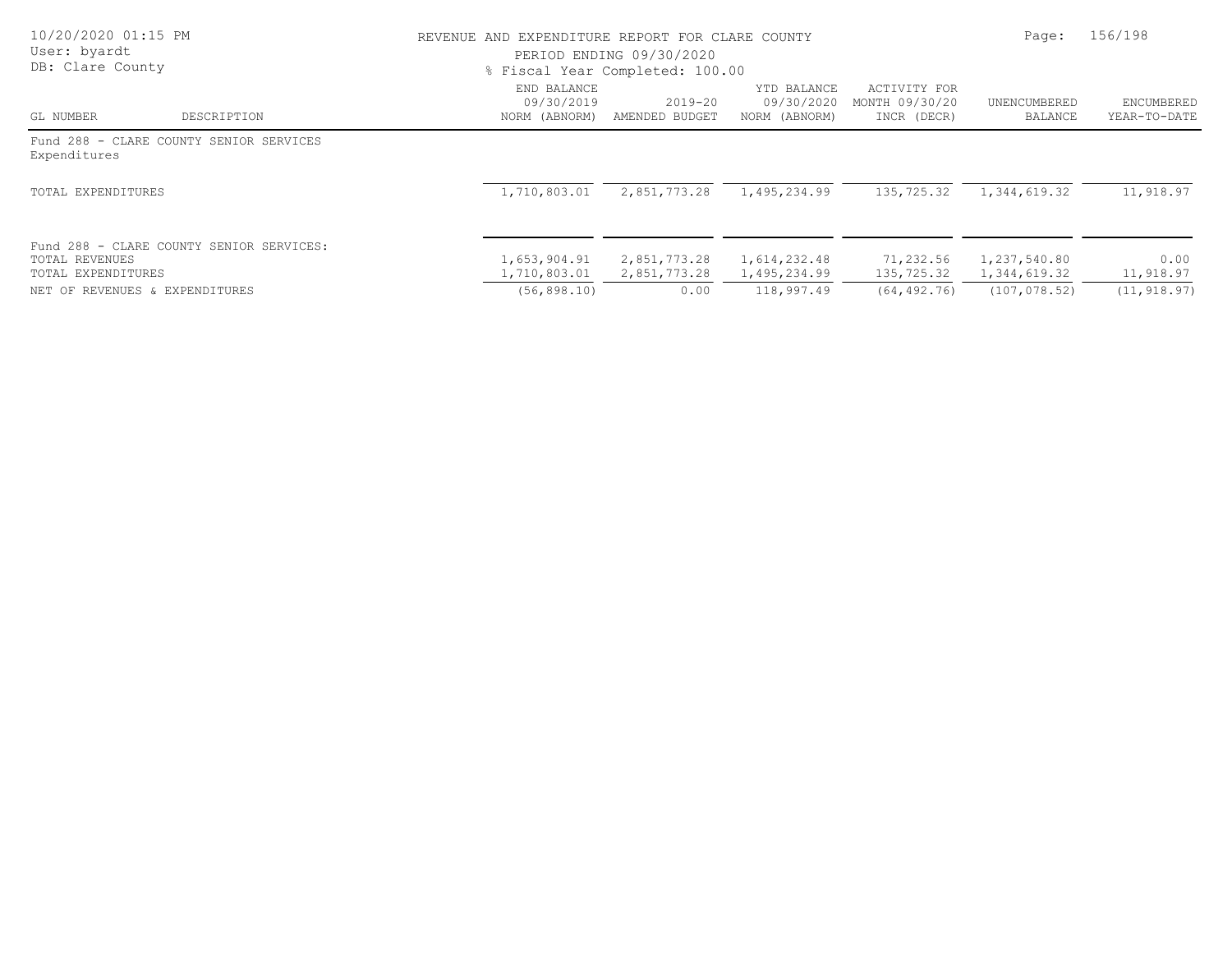REVENUE AND EXPENDITURE REPORT FOR CLARE COUNTY
PERIOD ENDING 09/30/2020
% Fiscal Year Completed: 100.00

| GL NUMBER | DESCRIPTION | END BALANCE 09/30/2019 NORM (ABNORM) | 2019-20 AMENDED BUDGET | YTD BALANCE 09/30/2020 NORM (ABNORM) | ACTIVITY FOR MONTH 09/30/20 INCR (DECR) | UNENCUMBERED BALANCE | ENCUMBERED YEAR-TO-DATE |
|---|---|---|---|---|---|---|---|
| Fund 288 - CLARE COUNTY SENIOR SERVICES | | | | | | | |
| Expenditures | | | | | | | |
| TOTAL EXPENDITURES | | 1,710,803.01 | 2,851,773.28 | 1,495,234.99 | 135,725.32 | 1,344,619.32 | 11,918.97 |
| Fund 288 - CLARE COUNTY SENIOR SERVICES: | | | | | | | |
| TOTAL REVENUES | | 1,653,904.91 | 2,851,773.28 | 1,614,232.48 | 71,232.56 | 1,237,540.80 | 0.00 |
| TOTAL EXPENDITURES | | 1,710,803.01 | 2,851,773.28 | 1,495,234.99 | 135,725.32 | 1,344,619.32 | 11,918.97 |
| NET OF REVENUES & EXPENDITURES | | (56,898.10) | 0.00 | 118,997.49 | (64,492.76) | (107,078.52) | (11,918.97) |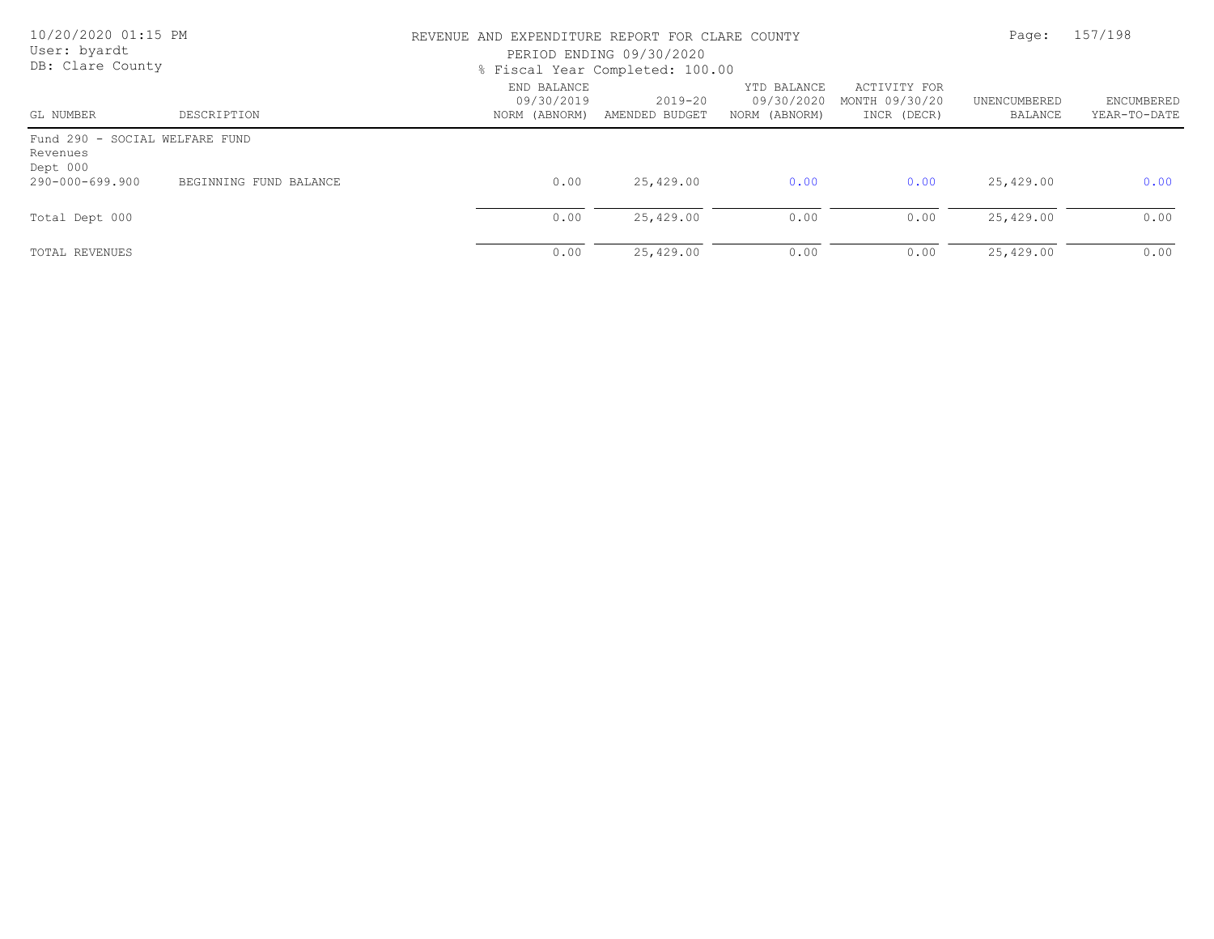REVENUE AND EXPENDITURE REPORT FOR CLARE COUNTY

PERIOD ENDING 09/30/2020

% Fiscal Year Completed: 100.00

10/20/2020 01:15 PM
User: byardt
DB: Clare County

| GL NUMBER | DESCRIPTION | END BALANCE 09/30/2019 NORM (ABNORM) | 2019-20 AMENDED BUDGET | YTD BALANCE 09/30/2020 NORM (ABNORM) | ACTIVITY FOR MONTH 09/30/20 INCR (DECR) | UNENCUMBERED BALANCE | ENCUMBERED YEAR-TO-DATE |
|---|---|---|---|---|---|---|---|
| Fund 290 - SOCIAL WELFARE FUND | | | | | | | |
| Revenues | | | | | | | |
| Dept 000 | | | | | | | |
| 290-000-699.900 | BEGINNING FUND BALANCE | 0.00 | 25,429.00 | 0.00 | 0.00 | 25,429.00 | 0.00 |
| Total Dept 000 | | 0.00 | 25,429.00 | 0.00 | 0.00 | 25,429.00 | 0.00 |
| TOTAL REVENUES | | 0.00 | 25,429.00 | 0.00 | 0.00 | 25,429.00 | 0.00 |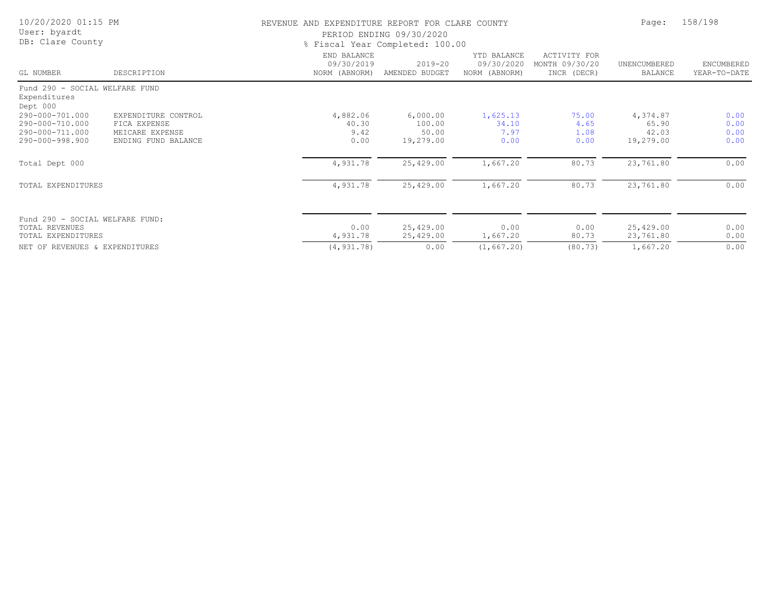REVENUE AND EXPENDITURE REPORT FOR CLARE COUNTY

PERIOD ENDING 09/30/2020

% Fiscal Year Completed: 100.00

User: byardt
DB: Clare County
10/20/2020 01:15 PM

| GL NUMBER | DESCRIPTION | END BALANCE 09/30/2019 NORM (ABNORM) | 2019-20 AMENDED BUDGET | YTD BALANCE 09/30/2020 NORM (ABNORM) | ACTIVITY FOR MONTH 09/30/20 INCR (DECR) | UNENCUMBERED BALANCE | ENCUMBERED YEAR-TO-DATE |
|---|---|---|---|---|---|---|---|
| Fund 290 - SOCIAL WELFARE FUND | | | | | | | |
| Expenditures | | | | | | | |
| Dept 000 | | | | | | | |
| 290-000-701.000 | EXPENDITURE CONTROL | 4,882.06 | 6,000.00 | 1,625.13 | 75.00 | 4,374.87 | 0.00 |
| 290-000-710.000 | FICA EXPENSE | 40.30 | 100.00 | 34.10 | 4.65 | 65.90 | 0.00 |
| 290-000-711.000 | MEICARE EXPENSE | 9.42 | 50.00 | 7.97 | 1.08 | 42.03 | 0.00 |
| 290-000-998.900 | ENDING FUND BALANCE | 0.00 | 19,279.00 | 0.00 | 0.00 | 19,279.00 | 0.00 |
| Total Dept 000 | | 4,931.78 | 25,429.00 | 1,667.20 | 80.73 | 23,761.80 | 0.00 |
| TOTAL EXPENDITURES | | 4,931.78 | 25,429.00 | 1,667.20 | 80.73 | 23,761.80 | 0.00 |
| Fund 290 - SOCIAL WELFARE FUND: | | | | | | | |
| TOTAL REVENUES | | 0.00 | 25,429.00 | 0.00 | 0.00 | 25,429.00 | 0.00 |
| TOTAL EXPENDITURES | | 4,931.78 | 25,429.00 | 1,667.20 | 80.73 | 23,761.80 | 0.00 |
| NET OF REVENUES & EXPENDITURES | | (4,931.78) | 0.00 | (1,667.20) | (80.73) | 1,667.20 | 0.00 |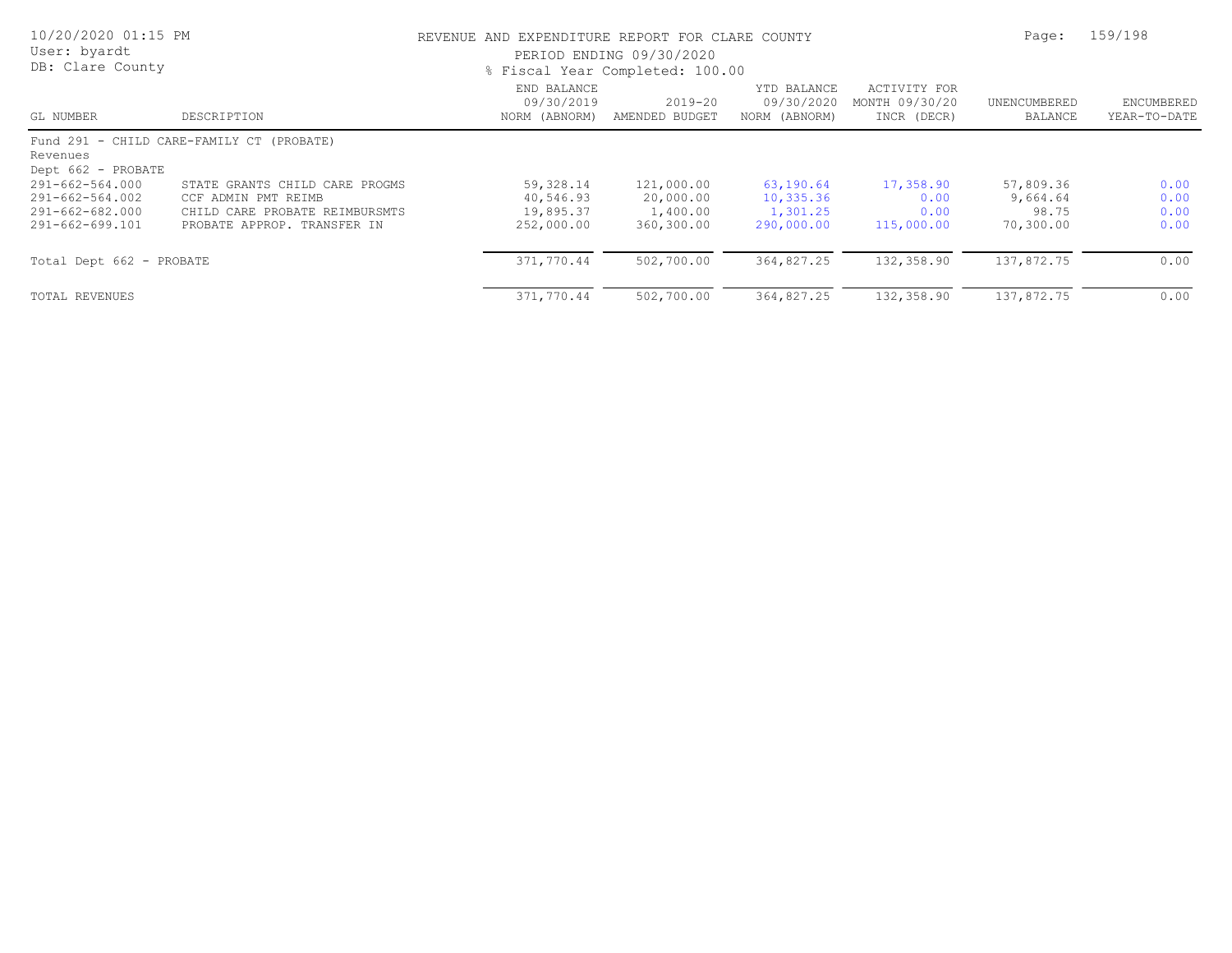10/20/2020 01:15 PM
User: byardt
DB: Clare County

REVENUE AND EXPENDITURE REPORT FOR CLARE COUNTY
PERIOD ENDING 09/30/2020
% Fiscal Year Completed: 100.00

| GL NUMBER | DESCRIPTION | END BALANCE 09/30/2019 NORM (ABNORM) | 2019-20 AMENDED BUDGET | YTD BALANCE 09/30/2020 NORM (ABNORM) | ACTIVITY FOR MONTH 09/30/20 INCR (DECR) | UNENCUMBERED BALANCE | ENCUMBERED YEAR-TO-DATE |
|---|---|---|---|---|---|---|---|
| Fund 291 - CHILD CARE-FAMILY CT (PROBATE) | | | | | | | |
| Revenues | | | | | | | |
| Dept 662 - PROBATE | | | | | | | |
| 291-662-564.000 | STATE GRANTS CHILD CARE PROGMS | 59,328.14 | 121,000.00 | 63,190.64 | 17,358.90 | 57,809.36 | 0.00 |
| 291-662-564.002 | CCF ADMIN PMT REIMB | 40,546.93 | 20,000.00 | 10,335.36 | 0.00 | 9,664.64 | 0.00 |
| 291-662-682.000 | CHILD CARE PROBATE REIMBURSMTS | 19,895.37 | 1,400.00 | 1,301.25 | 0.00 | 98.75 | 0.00 |
| 291-662-699.101 | PROBATE APPROP. TRANSFER IN | 252,000.00 | 360,300.00 | 290,000.00 | 115,000.00 | 70,300.00 | 0.00 |
| Total Dept 662 - PROBATE | | 371,770.44 | 502,700.00 | 364,827.25 | 132,358.90 | 137,872.75 | 0.00 |
| TOTAL REVENUES | | 371,770.44 | 502,700.00 | 364,827.25 | 132,358.90 | 137,872.75 | 0.00 |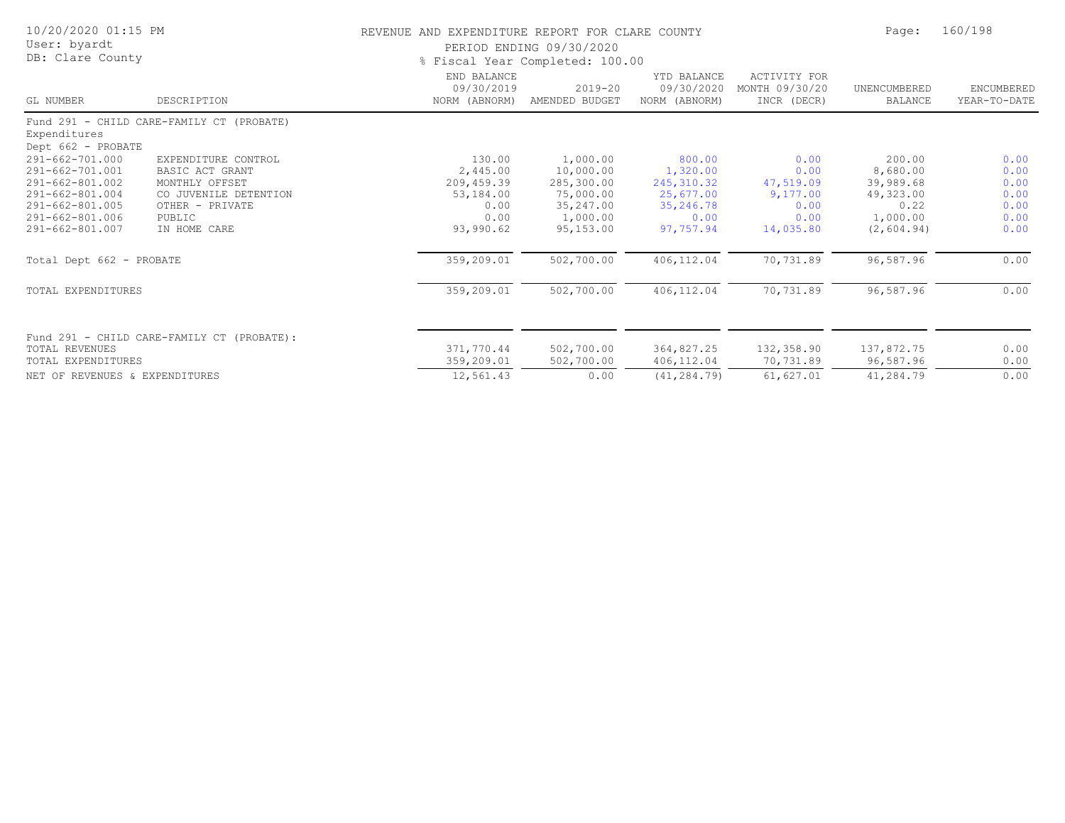# REVENUE AND EXPENDITURE REPORT FOR CLARE COUNTY

PERIOD ENDING 09/30/2020

% Fiscal Year Completed: 100.00

10/20/2020 01:15 PM
User: byardt
DB: Clare County

| GL NUMBER | DESCRIPTION | END BALANCE 09/30/2019 NORM (ABNORM) | 2019-20 AMENDED BUDGET | YTD BALANCE 09/30/2020 NORM (ABNORM) | ACTIVITY FOR MONTH 09/30/20 INCR (DECR) | UNENCUMBERED BALANCE | ENCUMBERED YEAR-TO-DATE |
|---|---|---|---|---|---|---|---|
| Fund 291 - CHILD CARE-FAMILY CT (PROBATE) | | | | | | | |
| Expenditures | | | | | | | |
| Dept 662 - PROBATE | | | | | | | |
| 291-662-701.000 | EXPENDITURE CONTROL | 130.00 | 1,000.00 | 800.00 | 0.00 | 200.00 | 0.00 |
| 291-662-701.001 | BASIC ACT GRANT | 2,445.00 | 10,000.00 | 1,320.00 | 0.00 | 8,680.00 | 0.00 |
| 291-662-801.002 | MONTHLY OFFSET | 209,459.39 | 285,300.00 | 245,310.32 | 47,519.09 | 39,989.68 | 0.00 |
| 291-662-801.004 | CO JUVENILE DETENTION | 53,184.00 | 75,000.00 | 25,677.00 | 9,177.00 | 49,323.00 | 0.00 |
| 291-662-801.005 | OTHER - PRIVATE | 0.00 | 35,247.00 | 35,246.78 | 0.00 | 0.22 | 0.00 |
| 291-662-801.006 | PUBLIC | 0.00 | 1,000.00 | 0.00 | 0.00 | 1,000.00 | 0.00 |
| 291-662-801.007 | IN HOME CARE | 93,990.62 | 95,153.00 | 97,757.94 | 14,035.80 | (2,604.94) | 0.00 |
| Total Dept 662 - PROBATE | | 359,209.01 | 502,700.00 | 406,112.04 | 70,731.89 | 96,587.96 | 0.00 |
| TOTAL EXPENDITURES | | 359,209.01 | 502,700.00 | 406,112.04 | 70,731.89 | 96,587.96 | 0.00 |
| Fund 291 - CHILD CARE-FAMILY CT (PROBATE): | | | | | | | |
| TOTAL REVENUES | | 371,770.44 | 502,700.00 | 364,827.25 | 132,358.90 | 137,872.75 | 0.00 |
| TOTAL EXPENDITURES | | 359,209.01 | 502,700.00 | 406,112.04 | 70,731.89 | 96,587.96 | 0.00 |
| NET OF REVENUES & EXPENDITURES | | 12,561.43 | 0.00 | (41,284.79) | 61,627.01 | 41,284.79 | 0.00 |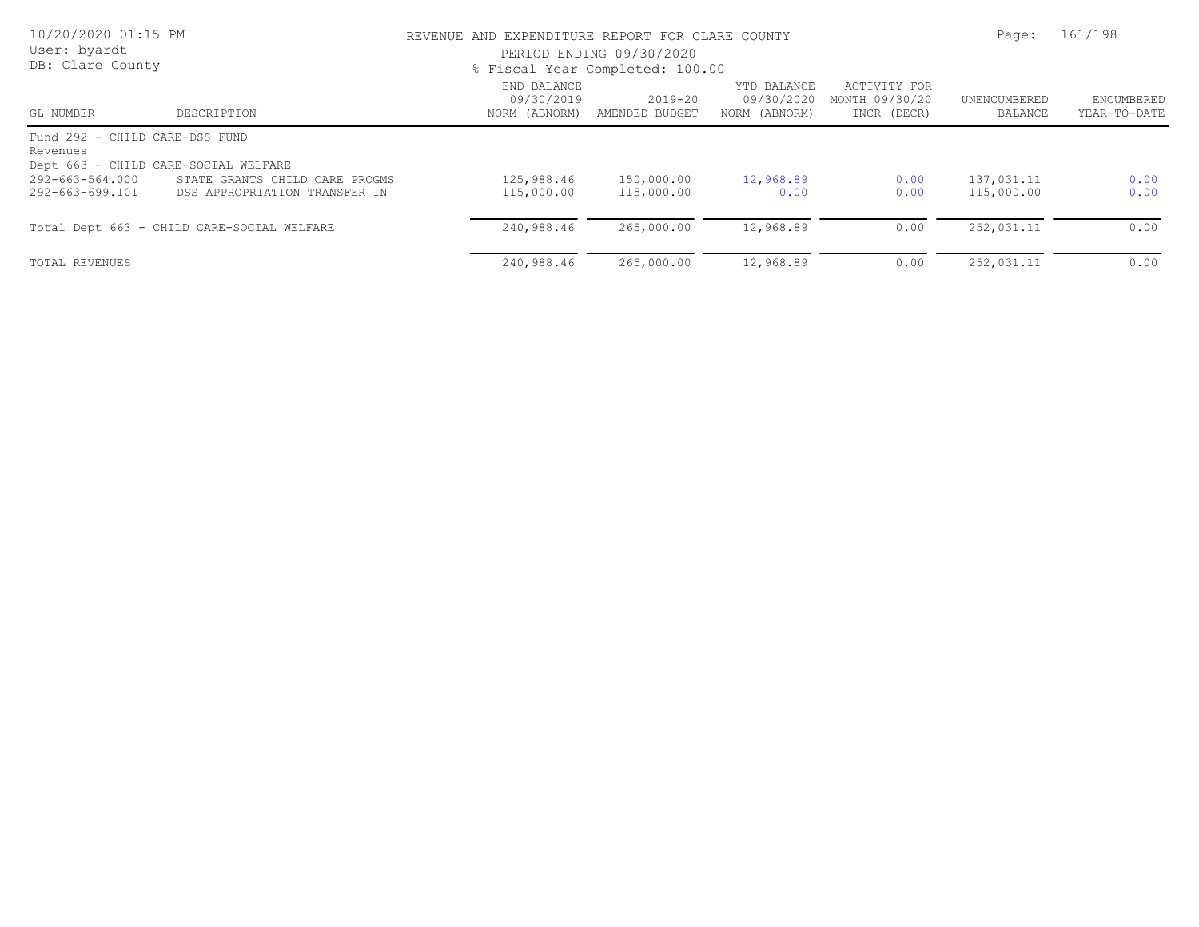# REVENUE AND EXPENDITURE REPORT FOR CLARE COUNTY

PERIOD ENDING 09/30/2020

% Fiscal Year Completed: 100.00

10/20/2020 01:15 PM
User: byardt
DB: Clare County

| GL NUMBER | DESCRIPTION | END BALANCE 09/30/2019 NORM (ABNORM) | 2019-20 AMENDED BUDGET | YTD BALANCE 09/30/2020 NORM (ABNORM) | ACTIVITY FOR MONTH 09/30/20 INCR (DECR) | UNENCUMBERED BALANCE | ENCUMBERED YEAR-TO-DATE |
|---|---|---|---|---|---|---|---|
| Fund 292 - CHILD CARE-DSS FUND | | | | | | | |
| Revenues | | | | | | | |
| Dept 663 - CHILD CARE-SOCIAL WELFARE | | | | | | | |
| 292-663-564.000 | STATE GRANTS CHILD CARE PROGMS | 125,988.46 | 150,000.00 | 12,968.89 | 0.00 | 137,031.11 | 0.00 |
| 292-663-699.101 | DSS APPROPRIATION TRANSFER IN | 115,000.00 | 115,000.00 | 0.00 | 0.00 | 115,000.00 | 0.00 |
| Total Dept 663 - CHILD CARE-SOCIAL WELFARE | | 240,988.46 | 265,000.00 | 12,968.89 | 0.00 | 252,031.11 | 0.00 |
| TOTAL REVENUES | | 240,988.46 | 265,000.00 | 12,968.89 | 0.00 | 252,031.11 | 0.00 |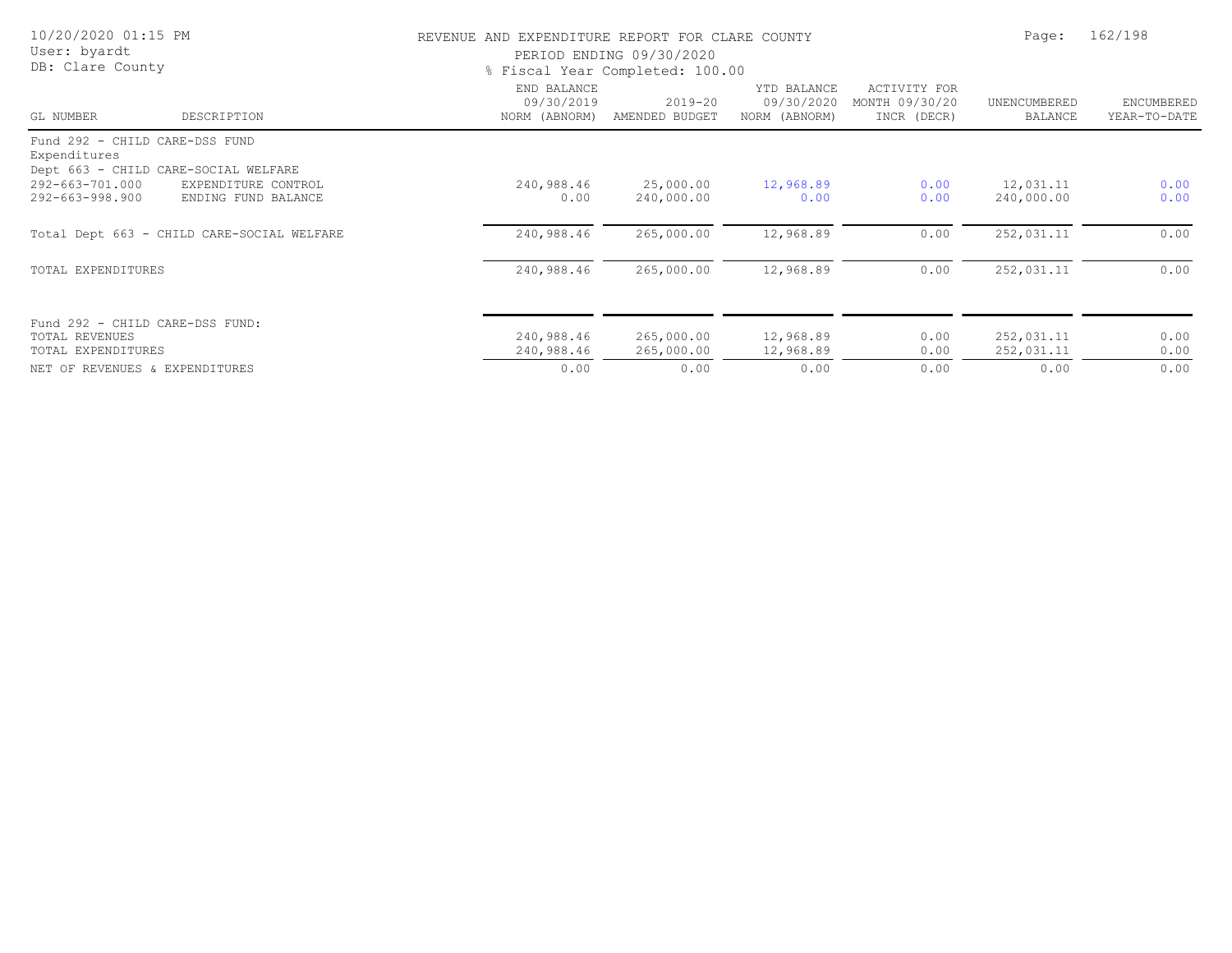REVENUE AND EXPENDITURE REPORT FOR CLARE COUNTY
PERIOD ENDING 09/30/2020
% Fiscal Year Completed: 100.00

| GL NUMBER | DESCRIPTION | END BALANCE 09/30/2019 NORM (ABNORM) | 2019-20 AMENDED BUDGET | YTD BALANCE 09/30/2020 NORM (ABNORM) | ACTIVITY FOR MONTH 09/30/20 INCR (DECR) | UNENCUMBERED BALANCE | ENCUMBERED YEAR-TO-DATE |
|---|---|---|---|---|---|---|---|
| Fund 292 - CHILD CARE-DSS FUND | | | | | | | |
| Expenditures | | | | | | | |
| Dept 663 - CHILD CARE-SOCIAL WELFARE | | | | | | | |
| 292-663-701.000 | EXPENDITURE CONTROL | 240,988.46 | 25,000.00 | 12,968.89 | 0.00 | 12,031.11 | 0.00 |
| 292-663-998.900 | ENDING FUND BALANCE | 0.00 | 240,000.00 | 0.00 | 0.00 | 240,000.00 | 0.00 |
| Total Dept 663 - CHILD CARE-SOCIAL WELFARE | | 240,988.46 | 265,000.00 | 12,968.89 | 0.00 | 252,031.11 | 0.00 |
| TOTAL EXPENDITURES | | 240,988.46 | 265,000.00 | 12,968.89 | 0.00 | 252,031.11 | 0.00 |
| Fund 292 - CHILD CARE-DSS FUND: | | | | | | | |
| TOTAL REVENUES | | 240,988.46 | 265,000.00 | 12,968.89 | 0.00 | 252,031.11 | 0.00 |
| TOTAL EXPENDITURES | | 240,988.46 | 265,000.00 | 12,968.89 | 0.00 | 252,031.11 | 0.00 |
| NET OF REVENUES & EXPENDITURES | | 0.00 | 0.00 | 0.00 | 0.00 | 0.00 | 0.00 |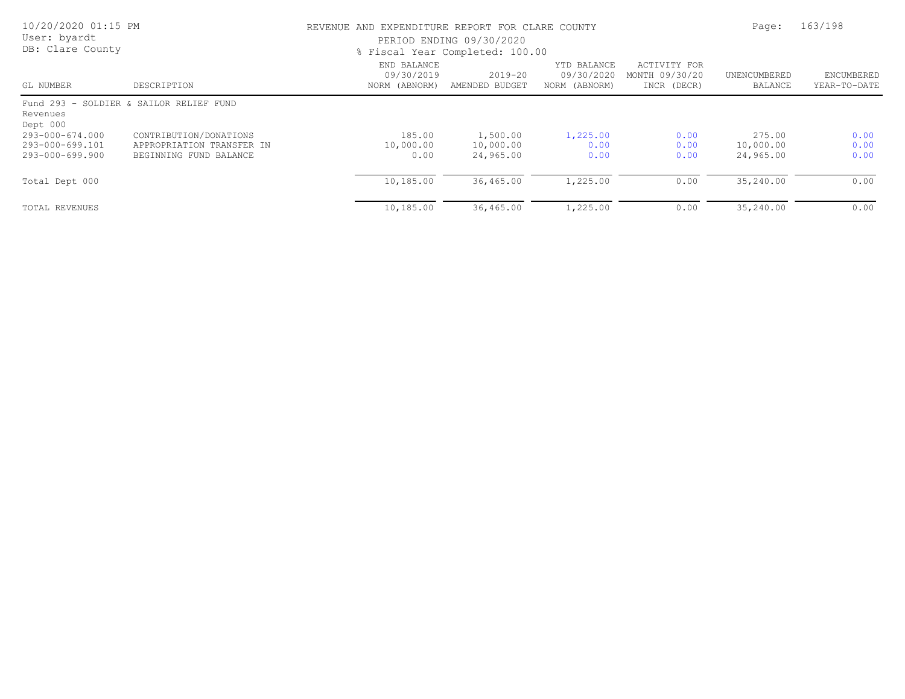REVENUE AND EXPENDITURE REPORT FOR CLARE COUNTY

PERIOD ENDING 09/30/2020

% Fiscal Year Completed: 100.00

User: byardt
DB: Clare County

| GL NUMBER | DESCRIPTION | END BALANCE 09/30/2019 NORM (ABNORM) | 2019-20 AMENDED BUDGET | YTD BALANCE 09/30/2020 NORM (ABNORM) | ACTIVITY FOR MONTH 09/30/20 INCR (DECR) | UNENCUMBERED BALANCE | ENCUMBERED YEAR-TO-DATE |
|---|---|---|---|---|---|---|---|
| Fund 293 - SOLDIER & SAILOR RELIEF FUND | | | | | | | |
| Revenues | | | | | | | |
| Dept 000 | | | | | | | |
| 293-000-674.000 | CONTRIBUTION/DONATIONS | 185.00 | 1,500.00 | 1,225.00 | 0.00 | 275.00 | 0.00 |
| 293-000-699.101 | APPROPRIATION TRANSFER IN | 10,000.00 | 10,000.00 | 0.00 | 0.00 | 10,000.00 | 0.00 |
| 293-000-699.900 | BEGINNING FUND BALANCE | 0.00 | 24,965.00 | 0.00 | 0.00 | 24,965.00 | 0.00 |
| Total Dept 000 | | 10,185.00 | 36,465.00 | 1,225.00 | 0.00 | 35,240.00 | 0.00 |
| TOTAL REVENUES | | 10,185.00 | 36,465.00 | 1,225.00 | 0.00 | 35,240.00 | 0.00 |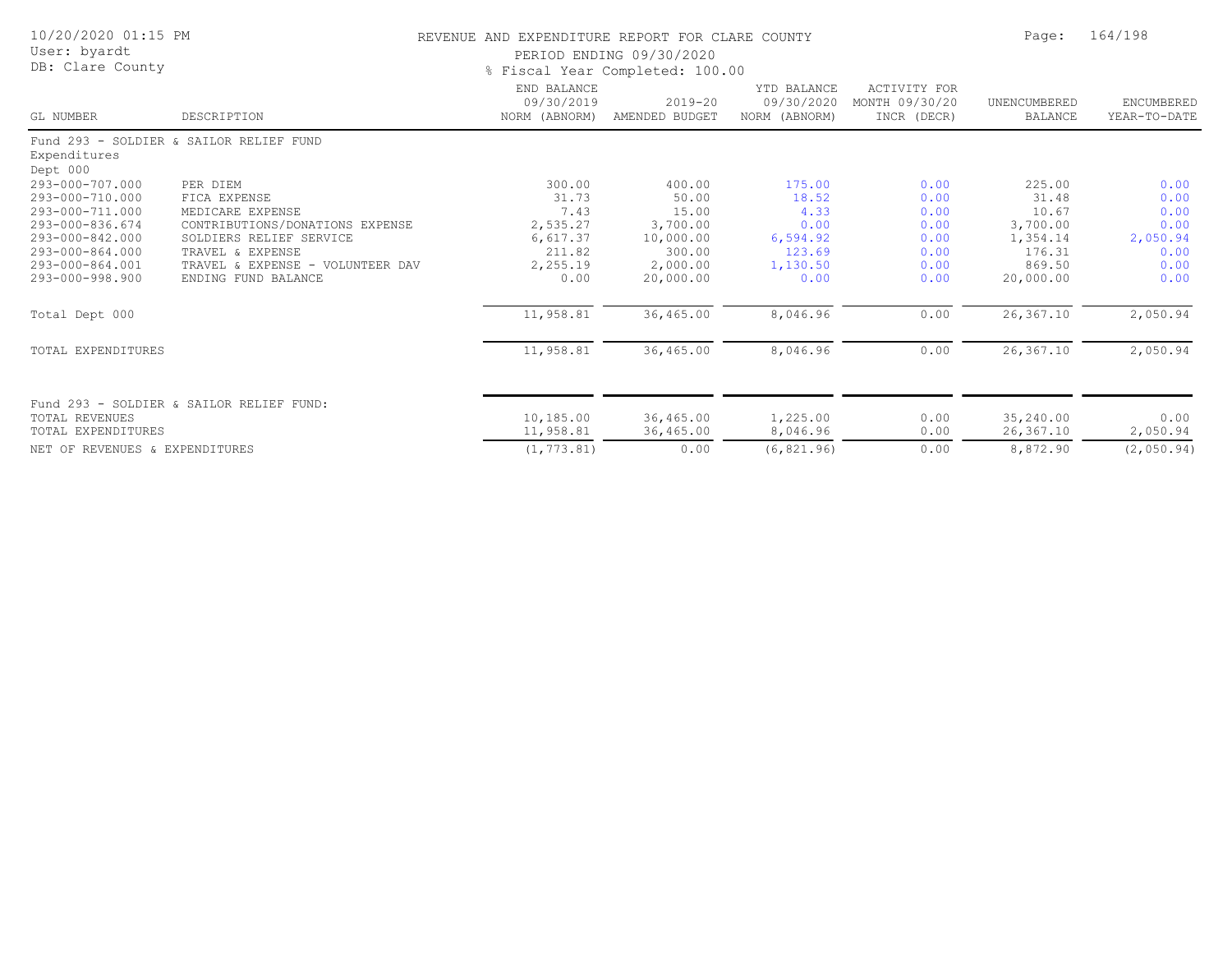REVENUE AND EXPENDITURE REPORT FOR CLARE COUNTY

PERIOD ENDING 09/30/2020

% Fiscal Year Completed: 100.00

| GL NUMBER | DESCRIPTION | END BALANCE 09/30/2019 NORM (ABNORM) | 2019-20 AMENDED BUDGET | YTD BALANCE 09/30/2020 NORM (ABNORM) | ACTIVITY FOR MONTH 09/30/20 INCR (DECR) | UNENCUMBERED BALANCE | ENCUMBERED YEAR-TO-DATE |
|---|---|---|---|---|---|---|---|
| Fund 293 - SOLDIER & SAILOR RELIEF FUND | | | | | | | |
| Expenditures | | | | | | | |
| Dept 000 | | | | | | | |
| 293-000-707.000 | PER DIEM | 300.00 | 400.00 | 175.00 | 0.00 | 225.00 | 0.00 |
| 293-000-710.000 | FICA EXPENSE | 31.73 | 50.00 | 18.52 | 0.00 | 31.48 | 0.00 |
| 293-000-711.000 | MEDICARE EXPENSE | 7.43 | 15.00 | 4.33 | 0.00 | 10.67 | 0.00 |
| 293-000-836.674 | CONTRIBUTIONS/DONATIONS EXPENSE | 2,535.27 | 3,700.00 | 0.00 | 0.00 | 3,700.00 | 0.00 |
| 293-000-842.000 | SOLDIERS RELIEF SERVICE | 6,617.37 | 10,000.00 | 6,594.92 | 0.00 | 1,354.14 | 2,050.94 |
| 293-000-864.000 | TRAVEL & EXPENSE | 211.82 | 300.00 | 123.69 | 0.00 | 176.31 | 0.00 |
| 293-000-864.001 | TRAVEL & EXPENSE - VOLUNTEER DAV | 2,255.19 | 2,000.00 | 1,130.50 | 0.00 | 869.50 | 0.00 |
| 293-000-998.900 | ENDING FUND BALANCE | 0.00 | 20,000.00 | 0.00 | 0.00 | 20,000.00 | 0.00 |
| Total Dept 000 | | 11,958.81 | 36,465.00 | 8,046.96 | 0.00 | 26,367.10 | 2,050.94 |
| TOTAL EXPENDITURES | | 11,958.81 | 36,465.00 | 8,046.96 | 0.00 | 26,367.10 | 2,050.94 |
| Fund 293 - SOLDIER & SAILOR RELIEF FUND: | | | | | | | |
| TOTAL REVENUES | | 10,185.00 | 36,465.00 | 1,225.00 | 0.00 | 35,240.00 | 0.00 |
| TOTAL EXPENDITURES | | 11,958.81 | 36,465.00 | 8,046.96 | 0.00 | 26,367.10 | 2,050.94 |
| NET OF REVENUES & EXPENDITURES | | (1,773.81) | 0.00 | (6,821.96) | 0.00 | 8,872.90 | (2,050.94) |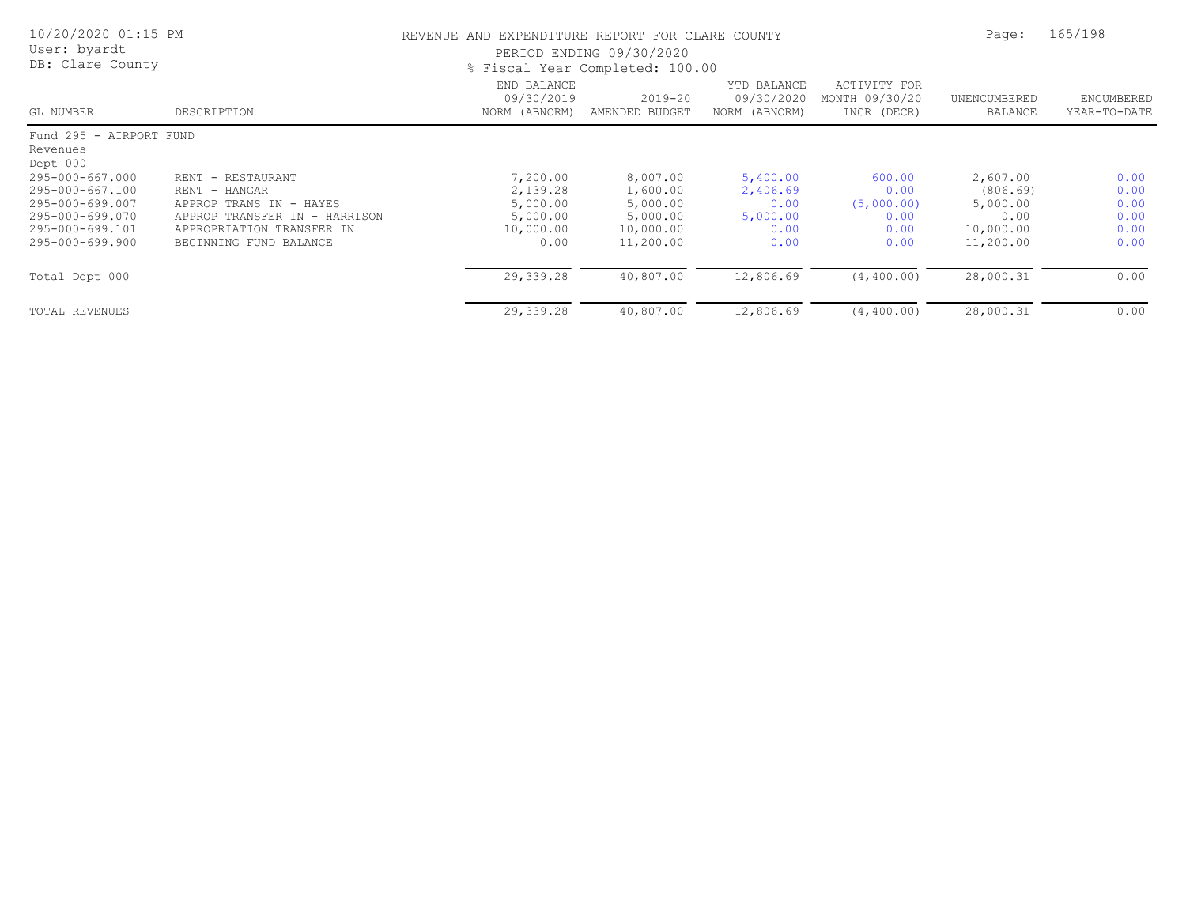# REVENUE AND EXPENDITURE REPORT FOR CLARE COUNTY

PERIOD ENDING 09/30/2020

% Fiscal Year Completed: 100.00

10/20/2020 01:15 PM
User: byardt
DB: Clare County

| GL NUMBER | DESCRIPTION | END BALANCE 09/30/2019 NORM (ABNORM) | 2019-20 AMENDED BUDGET | YTD BALANCE 09/30/2020 NORM (ABNORM) | ACTIVITY FOR MONTH 09/30/20 INCR (DECR) | UNENCUMBERED BALANCE | ENCUMBERED YEAR-TO-DATE |
|---|---|---|---|---|---|---|---|
| Fund 295 - AIRPORT FUND | | | | | | | |
| Revenues | | | | | | | |
| Dept 000 | | | | | | | |
| 295-000-667.000 | RENT - RESTAURANT | 7,200.00 | 8,007.00 | 5,400.00 | 600.00 | 2,607.00 | 0.00 |
| 295-000-667.100 | RENT - HANGAR | 2,139.28 | 1,600.00 | 2,406.69 | 0.00 | (806.69) | 0.00 |
| 295-000-699.007 | APPROP TRANS IN - HAYES | 5,000.00 | 5,000.00 | 0.00 | (5,000.00) | 5,000.00 | 0.00 |
| 295-000-699.070 | APPROP TRANSFER IN - HARRISON | 5,000.00 | 5,000.00 | 5,000.00 | 0.00 | 0.00 | 0.00 |
| 295-000-699.101 | APPROPRIATION TRANSFER IN | 10,000.00 | 10,000.00 | 0.00 | 0.00 | 10,000.00 | 0.00 |
| 295-000-699.900 | BEGINNING FUND BALANCE | 0.00 | 11,200.00 | 0.00 | 0.00 | 11,200.00 | 0.00 |
| Total Dept 000 | | 29,339.28 | 40,807.00 | 12,806.69 | (4,400.00) | 28,000.31 | 0.00 |
| TOTAL REVENUES | | 29,339.28 | 40,807.00 | 12,806.69 | (4,400.00) | 28,000.31 | 0.00 |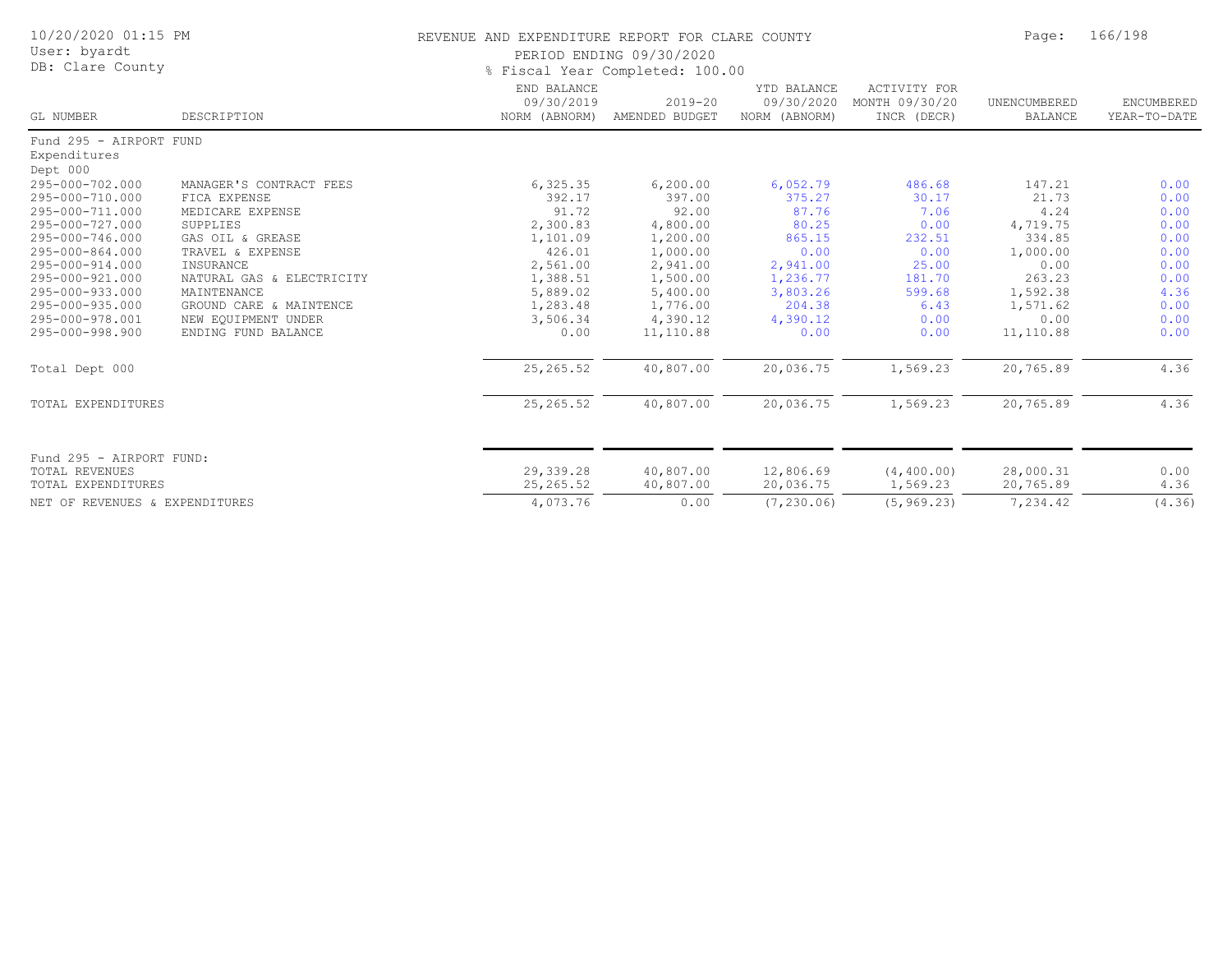REVENUE AND EXPENDITURE REPORT FOR CLARE COUNTY

PERIOD ENDING 09/30/2020

% Fiscal Year Completed: 100.00

| GL NUMBER | DESCRIPTION | END BALANCE 09/30/2019 NORM (ABNORM) | 2019-20 AMENDED BUDGET | YTD BALANCE 09/30/2020 NORM (ABNORM) | ACTIVITY FOR MONTH 09/30/20 INCR (DECR) | UNENCUMBERED BALANCE | ENCUMBERED YEAR-TO-DATE |
|---|---|---|---|---|---|---|---|
| Fund 295 - AIRPORT FUND | | | | | | | |
| Expenditures | | | | | | | |
| Dept 000 | | | | | | | |
| 295-000-702.000 | MANAGER'S CONTRACT FEES | 6,325.35 | 6,200.00 | 6,052.79 | 486.68 | 147.21 | 0.00 |
| 295-000-710.000 | FICA EXPENSE | 392.17 | 397.00 | 375.27 | 30.17 | 21.73 | 0.00 |
| 295-000-711.000 | MEDICARE EXPENSE | 91.72 | 92.00 | 87.76 | 7.06 | 4.24 | 0.00 |
| 295-000-727.000 | SUPPLIES | 2,300.83 | 4,800.00 | 80.25 | 0.00 | 4,719.75 | 0.00 |
| 295-000-746.000 | GAS OIL & GREASE | 1,101.09 | 1,200.00 | 865.15 | 232.51 | 334.85 | 0.00 |
| 295-000-864.000 | TRAVEL & EXPENSE | 426.01 | 1,000.00 | 0.00 | 0.00 | 1,000.00 | 0.00 |
| 295-000-914.000 | INSURANCE | 2,561.00 | 2,941.00 | 2,941.00 | 25.00 | 0.00 | 0.00 |
| 295-000-921.000 | NATURAL GAS & ELECTRICITY | 1,388.51 | 1,500.00 | 1,236.77 | 181.70 | 263.23 | 0.00 |
| 295-000-933.000 | MAINTENANCE | 5,889.02 | 5,400.00 | 3,803.26 | 599.68 | 1,592.38 | 4.36 |
| 295-000-935.000 | GROUND CARE & MAINTENCE | 1,283.48 | 1,776.00 | 204.38 | 6.43 | 1,571.62 | 0.00 |
| 295-000-978.001 | NEW EQUIPMENT UNDER | 3,506.34 | 4,390.12 | 4,390.12 | 0.00 | 0.00 | 0.00 |
| 295-000-998.900 | ENDING FUND BALANCE | 0.00 | 11,110.88 | 0.00 | 0.00 | 11,110.88 | 0.00 |
| Total Dept 000 | | 25,265.52 | 40,807.00 | 20,036.75 | 1,569.23 | 20,765.89 | 4.36 |
| TOTAL EXPENDITURES | | 25,265.52 | 40,807.00 | 20,036.75 | 1,569.23 | 20,765.89 | 4.36 |
| Fund 295 - AIRPORT FUND: | | | | | | | |
| TOTAL REVENUES | | 29,339.28 | 40,807.00 | 12,806.69 | (4,400.00) | 28,000.31 | 0.00 |
| TOTAL EXPENDITURES | | 25,265.52 | 40,807.00 | 20,036.75 | 1,569.23 | 20,765.89 | 4.36 |
| NET OF REVENUES & EXPENDITURES | | 4,073.76 | 0.00 | (7,230.06) | (5,969.23) | 7,234.42 | (4.36) |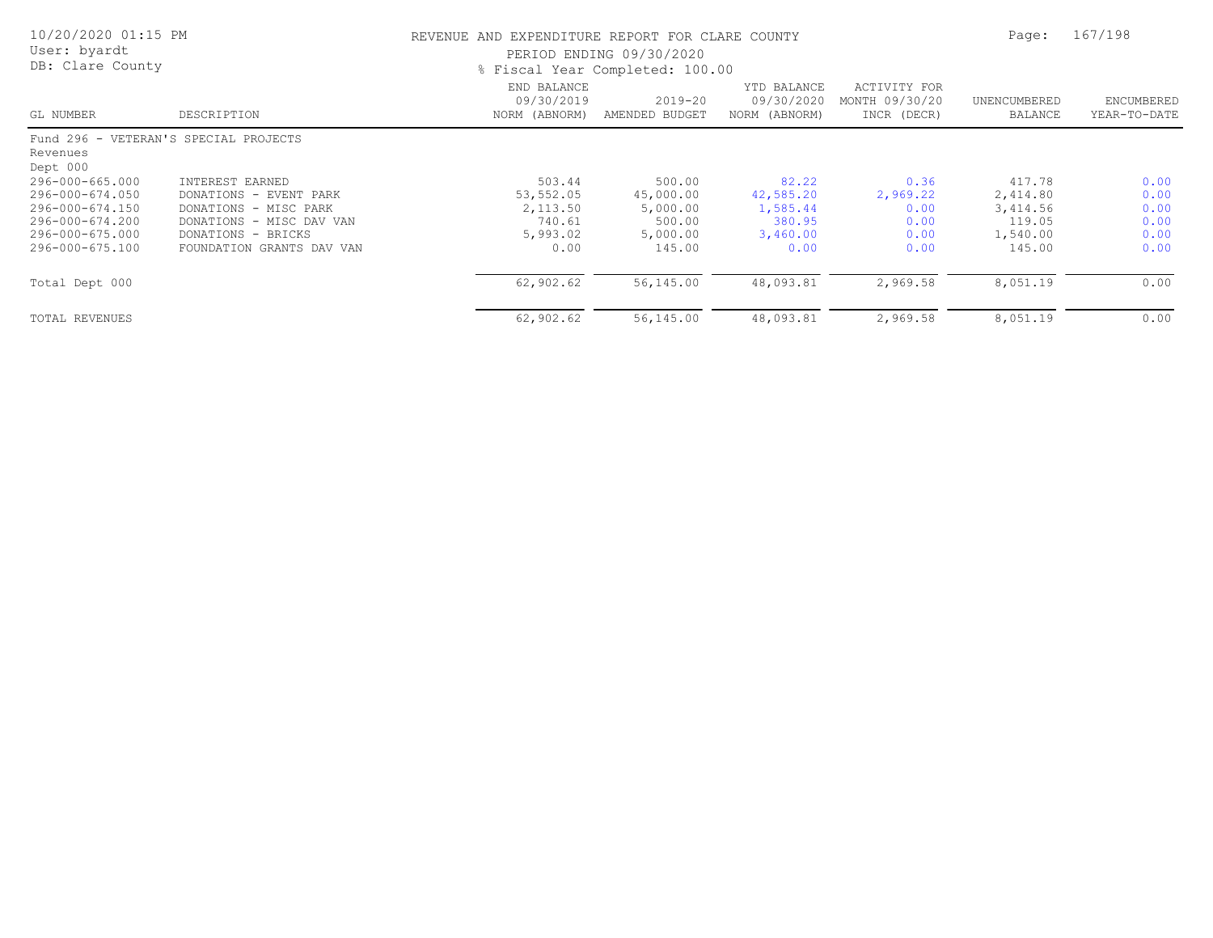REVENUE AND EXPENDITURE REPORT FOR CLARE COUNTY

PERIOD ENDING 09/30/2020

% Fiscal Year Completed: 100.00

| GL NUMBER | DESCRIPTION | END BALANCE 09/30/2019 NORM (ABNORM) | 2019-20 AMENDED BUDGET | YTD BALANCE 09/30/2020 NORM (ABNORM) | ACTIVITY FOR MONTH 09/30/20 INCR (DECR) | UNENCUMBERED BALANCE | ENCUMBERED YEAR-TO-DATE |
|---|---|---|---|---|---|---|---|
| Fund 296 - VETERAN'S SPECIAL PROJECTS | | | | | | | |
| Revenues | | | | | | | |
| Dept 000 | | | | | | | |
| 296-000-665.000 | INTEREST EARNED | 503.44 | 500.00 | 82.22 | 0.36 | 417.78 | 0.00 |
| 296-000-674.050 | DONATIONS - EVENT PARK | 53,552.05 | 45,000.00 | 42,585.20 | 2,969.22 | 2,414.80 | 0.00 |
| 296-000-674.150 | DONATIONS - MISC PARK | 2,113.50 | 5,000.00 | 1,585.44 | 0.00 | 3,414.56 | 0.00 |
| 296-000-674.200 | DONATIONS - MISC DAV VAN | 740.61 | 500.00 | 380.95 | 0.00 | 119.05 | 0.00 |
| 296-000-675.000 | DONATIONS - BRICKS | 5,993.02 | 5,000.00 | 3,460.00 | 0.00 | 1,540.00 | 0.00 |
| 296-000-675.100 | FOUNDATION GRANTS DAV VAN | 0.00 | 145.00 | 0.00 | 0.00 | 145.00 | 0.00 |
| Total Dept 000 | | 62,902.62 | 56,145.00 | 48,093.81 | 2,969.58 | 8,051.19 | 0.00 |
| TOTAL REVENUES | | 62,902.62 | 56,145.00 | 48,093.81 | 2,969.58 | 8,051.19 | 0.00 |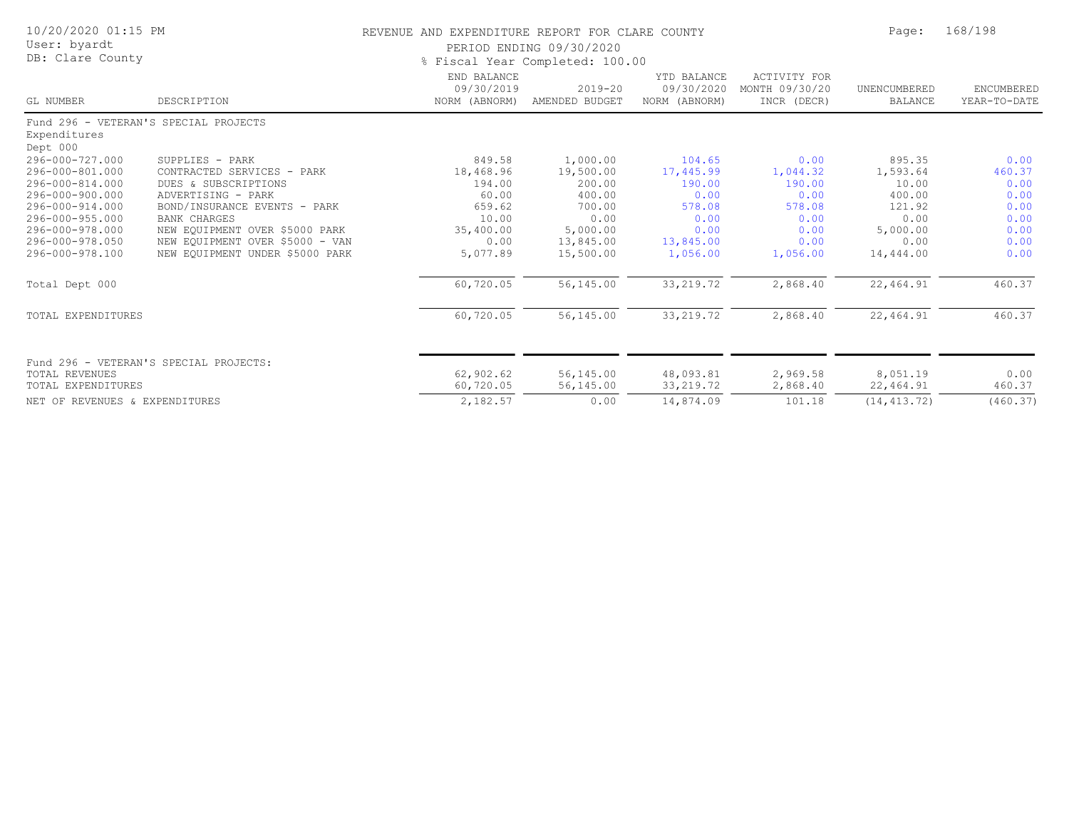REVENUE AND EXPENDITURE REPORT FOR CLARE COUNTY

PERIOD ENDING 09/30/2020

% Fiscal Year Completed: 100.00

10/20/2020 01:15 PM
User: byardt
DB: Clare County

| GL NUMBER | DESCRIPTION | END BALANCE 09/30/2019 NORM (ABNORM) | 2019-20 AMENDED BUDGET | YTD BALANCE 09/30/2020 NORM (ABNORM) | ACTIVITY FOR MONTH 09/30/20 INCR (DECR) | UNENCUMBERED BALANCE | ENCUMBERED YEAR-TO-DATE |
|---|---|---|---|---|---|---|---|
| Fund 296 - VETERAN'S SPECIAL PROJECTS | | | | | | | |
| Expenditures | | | | | | | |
| Dept 000 | | | | | | | |
| 296-000-727.000 | SUPPLIES - PARK | 849.58 | 1,000.00 | 104.65 | 0.00 | 895.35 | 0.00 |
| 296-000-801.000 | CONTRACTED SERVICES - PARK | 18,468.96 | 19,500.00 | 17,445.99 | 1,044.32 | 1,593.64 | 460.37 |
| 296-000-814.000 | DUES & SUBSCRIPTIONS | 194.00 | 200.00 | 190.00 | 190.00 | 10.00 | 0.00 |
| 296-000-900.000 | ADVERTISING - PARK | 60.00 | 400.00 | 0.00 | 0.00 | 400.00 | 0.00 |
| 296-000-914.000 | BOND/INSURANCE EVENTS - PARK | 659.62 | 700.00 | 578.08 | 578.08 | 121.92 | 0.00 |
| 296-000-955.000 | BANK CHARGES | 10.00 | 0.00 | 0.00 | 0.00 | 0.00 | 0.00 |
| 296-000-978.000 | NEW EQUIPMENT OVER $5000 PARK | 35,400.00 | 5,000.00 | 0.00 | 0.00 | 5,000.00 | 0.00 |
| 296-000-978.050 | NEW EQUIPMENT OVER $5000 - VAN | 0.00 | 13,845.00 | 13,845.00 | 0.00 | 0.00 | 0.00 |
| 296-000-978.100 | NEW EQUIPMENT UNDER $5000 PARK | 5,077.89 | 15,500.00 | 1,056.00 | 1,056.00 | 14,444.00 | 0.00 |
| Total Dept 000 | | 60,720.05 | 56,145.00 | 33,219.72 | 2,868.40 | 22,464.91 | 460.37 |
| TOTAL EXPENDITURES | | 60,720.05 | 56,145.00 | 33,219.72 | 2,868.40 | 22,464.91 | 460.37 |
| Fund 296 - VETERAN'S SPECIAL PROJECTS: | | | | | | | |
| TOTAL REVENUES | | 62,902.62 | 56,145.00 | 48,093.81 | 2,969.58 | 8,051.19 | 0.00 |
| TOTAL EXPENDITURES | | 60,720.05 | 56,145.00 | 33,219.72 | 2,868.40 | 22,464.91 | 460.37 |
| NET OF REVENUES & EXPENDITURES | | 2,182.57 | 0.00 | 14,874.09 | 101.18 | (14,413.72) | (460.37) |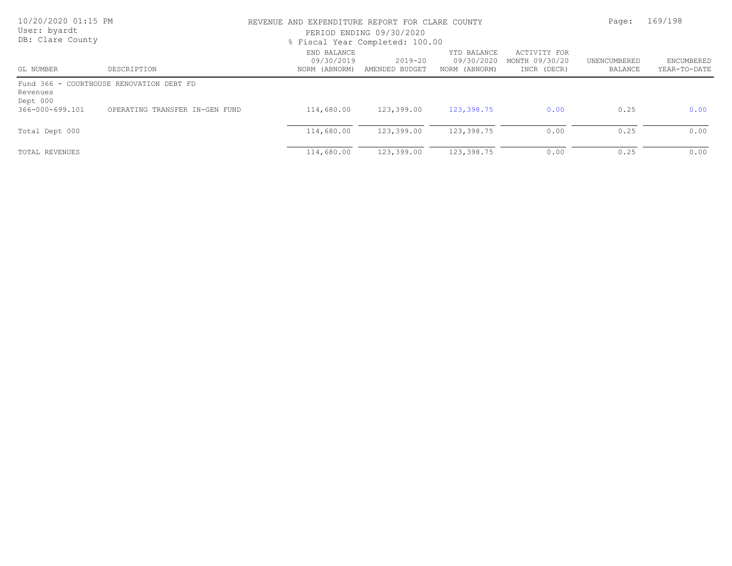REVENUE AND EXPENDITURE REPORT FOR CLARE COUNTY

PERIOD ENDING 09/30/2020

% Fiscal Year Completed: 100.00

10/20/2020 01:15 PM
User: byardt
DB: Clare County

| GL NUMBER | DESCRIPTION | END BALANCE 09/30/2019 NORM (ABNORM) | 2019-20 AMENDED BUDGET | YTD BALANCE 09/30/2020 NORM (ABNORM) | ACTIVITY FOR MONTH 09/30/20 INCR (DECR) | UNENCUMBERED BALANCE | ENCUMBERED YEAR-TO-DATE |
|---|---|---|---|---|---|---|---|
| Fund 366 - COURTHOUSE RENOVATION DEBT FD | | | | | | | |
| Revenues | | | | | | | |
| Dept 000 | | | | | | | |
| 366-000-699.101 | OPERATING TRANSFER IN-GEN FUND | 114,680.00 | 123,399.00 | 123,398.75 | 0.00 | 0.25 | 0.00 |
| Total Dept 000 | | 114,680.00 | 123,399.00 | 123,398.75 | 0.00 | 0.25 | 0.00 |
| TOTAL REVENUES | | 114,680.00 | 123,399.00 | 123,398.75 | 0.00 | 0.25 | 0.00 |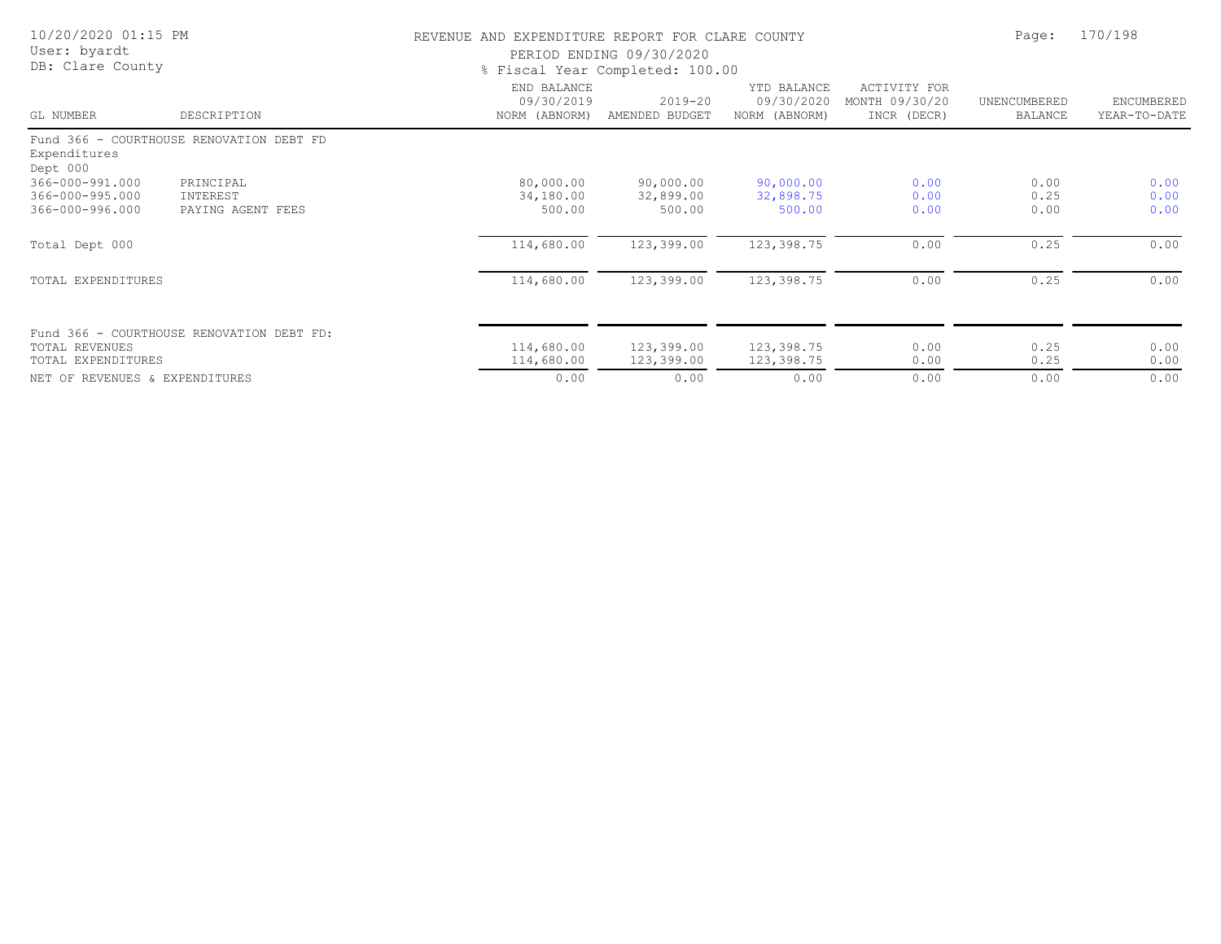REVENUE AND EXPENDITURE REPORT FOR CLARE COUNTY

PERIOD ENDING 09/30/2020

% Fiscal Year Completed: 100.00

10/20/2020 01:15 PM
User: byardt
DB: Clare County

| GL NUMBER | DESCRIPTION | END BALANCE 09/30/2019 NORM (ABNORM) | 2019-20 AMENDED BUDGET | YTD BALANCE 09/30/2020 NORM (ABNORM) | ACTIVITY FOR MONTH 09/30/20 INCR (DECR) | UNENCUMBERED BALANCE | ENCUMBERED YEAR-TO-DATE |
|---|---|---|---|---|---|---|---|
| Fund 366 - COURTHOUSE RENOVATION DEBT FD | | | | | | | |
| Expenditures | | | | | | | |
| Dept 000 | | | | | | | |
| 366-000-991.000 | PRINCIPAL | 80,000.00 | 90,000.00 | 90,000.00 | 0.00 | 0.00 | 0.00 |
| 366-000-995.000 | INTEREST | 34,180.00 | 32,899.00 | 32,898.75 | 0.00 | 0.25 | 0.00 |
| 366-000-996.000 | PAYING AGENT FEES | 500.00 | 500.00 | 500.00 | 0.00 | 0.00 | 0.00 |
| Total Dept 000 | | 114,680.00 | 123,399.00 | 123,398.75 | 0.00 | 0.25 | 0.00 |
| TOTAL EXPENDITURES | | 114,680.00 | 123,399.00 | 123,398.75 | 0.00 | 0.25 | 0.00 |
| Fund 366 - COURTHOUSE RENOVATION DEBT FD: | | | | | | | |
| TOTAL REVENUES | | 114,680.00 | 123,399.00 | 123,398.75 | 0.00 | 0.25 | 0.00 |
| TOTAL EXPENDITURES | | 114,680.00 | 123,399.00 | 123,398.75 | 0.00 | 0.25 | 0.00 |
| NET OF REVENUES & EXPENDITURES | | 0.00 | 0.00 | 0.00 | 0.00 | 0.00 | 0.00 |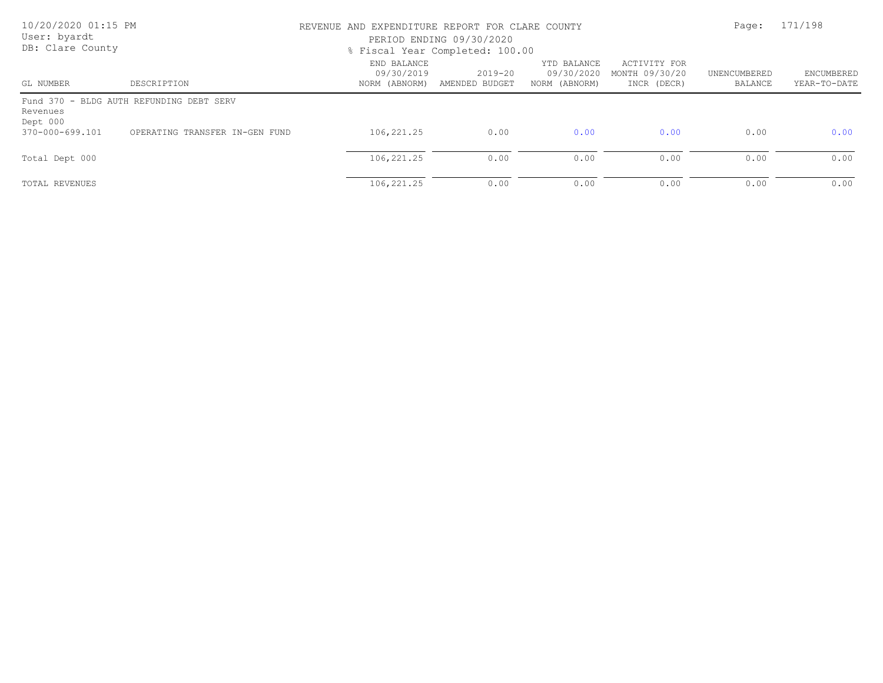REVENUE AND EXPENDITURE REPORT FOR CLARE COUNTY

PERIOD ENDING 09/30/2020

% Fiscal Year Completed: 100.00

| GL NUMBER | DESCRIPTION | END BALANCE 09/30/2019 NORM (ABNORM) | 2019-20 AMENDED BUDGET | YTD BALANCE 09/30/2020 NORM (ABNORM) | ACTIVITY FOR MONTH 09/30/20 INCR (DECR) | UNENCUMBERED BALANCE | ENCUMBERED YEAR-TO-DATE |
|---|---|---|---|---|---|---|---|
| Fund 370 - BLDG AUTH REFUNDING DEBT SERV | | | | | | | |
| Revenues | | | | | | | |
| Dept 000 | | | | | | | |
| 370-000-699.101 | OPERATING TRANSFER IN-GEN FUND | 106,221.25 | 0.00 | 0.00 | 0.00 | 0.00 | 0.00 |
| Total Dept 000 | | 106,221.25 | 0.00 | 0.00 | 0.00 | 0.00 | 0.00 |
| TOTAL REVENUES | | 106,221.25 | 0.00 | 0.00 | 0.00 | 0.00 | 0.00 |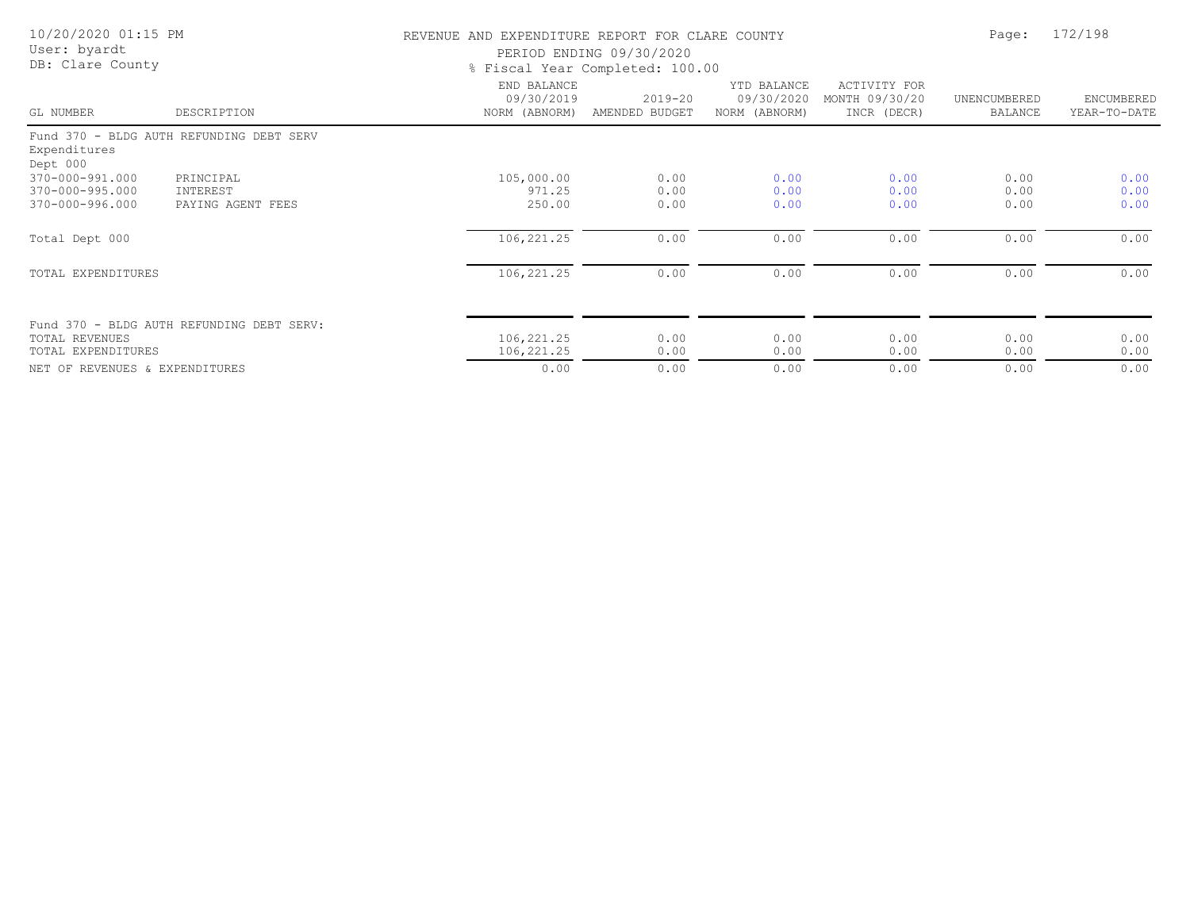REVENUE AND EXPENDITURE REPORT FOR CLARE COUNTY

PERIOD ENDING 09/30/2020

% Fiscal Year Completed: 100.00

10/20/2020 01:15 PM
User: byardt
DB: Clare County

| GL NUMBER | DESCRIPTION | END BALANCE 09/30/2019 NORM (ABNORM) | 2019-20 AMENDED BUDGET | YTD BALANCE 09/30/2020 NORM (ABNORM) | ACTIVITY FOR MONTH 09/30/20 INCR (DECR) | UNENCUMBERED BALANCE | ENCUMBERED YEAR-TO-DATE |
|---|---|---|---|---|---|---|---|
| Fund 370 - BLDG AUTH REFUNDING DEBT SERV | | | | | | | |
| Expenditures | | | | | | | |
| Dept 000 | | | | | | | |
| 370-000-991.000 | PRINCIPAL | 105,000.00 | 0.00 | 0.00 | 0.00 | 0.00 | 0.00 |
| 370-000-995.000 | INTEREST | 971.25 | 0.00 | 0.00 | 0.00 | 0.00 | 0.00 |
| 370-000-996.000 | PAYING AGENT FEES | 250.00 | 0.00 | 0.00 | 0.00 | 0.00 | 0.00 |
| Total Dept 000 | | 106,221.25 | 0.00 | 0.00 | 0.00 | 0.00 | 0.00 |
| TOTAL EXPENDITURES | | 106,221.25 | 0.00 | 0.00 | 0.00 | 0.00 | 0.00 |
| Fund 370 - BLDG AUTH REFUNDING DEBT SERV: | | | | | | | |
| TOTAL REVENUES | | 106,221.25 | 0.00 | 0.00 | 0.00 | 0.00 | 0.00 |
| TOTAL EXPENDITURES | | 106,221.25 | 0.00 | 0.00 | 0.00 | 0.00 | 0.00 |
| NET OF REVENUES & EXPENDITURES | | 0.00 | 0.00 | 0.00 | 0.00 | 0.00 | 0.00 |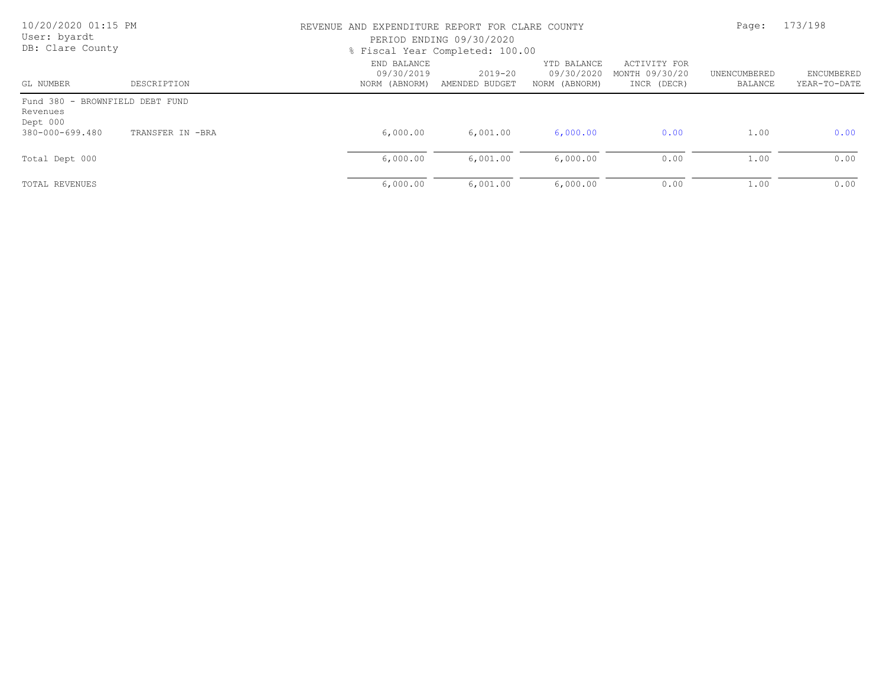REVENUE AND EXPENDITURE REPORT FOR CLARE COUNTY

PERIOD ENDING 09/30/2020

% Fiscal Year Completed: 100.00

| GL NUMBER | DESCRIPTION | END BALANCE 09/30/2019 NORM (ABNORM) | 2019-20 AMENDED BUDGET | YTD BALANCE 09/30/2020 NORM (ABNORM) | ACTIVITY FOR MONTH 09/30/20 INCR (DECR) | UNENCUMBERED BALANCE | ENCUMBERED YEAR-TO-DATE |
|---|---|---|---|---|---|---|---|
| Fund 380 - BROWNFIELD DEBT FUND | | | | | | | |
| Revenues | | | | | | | |
| Dept 000 | | | | | | | |
| 380-000-699.480 | TRANSFER IN -BRA | 6,000.00 | 6,001.00 | 6,000.00 | 0.00 | 1.00 | 0.00 |
| Total Dept 000 | | 6,000.00 | 6,001.00 | 6,000.00 | 0.00 | 1.00 | 0.00 |
| TOTAL REVENUES | | 6,000.00 | 6,001.00 | 6,000.00 | 0.00 | 1.00 | 0.00 |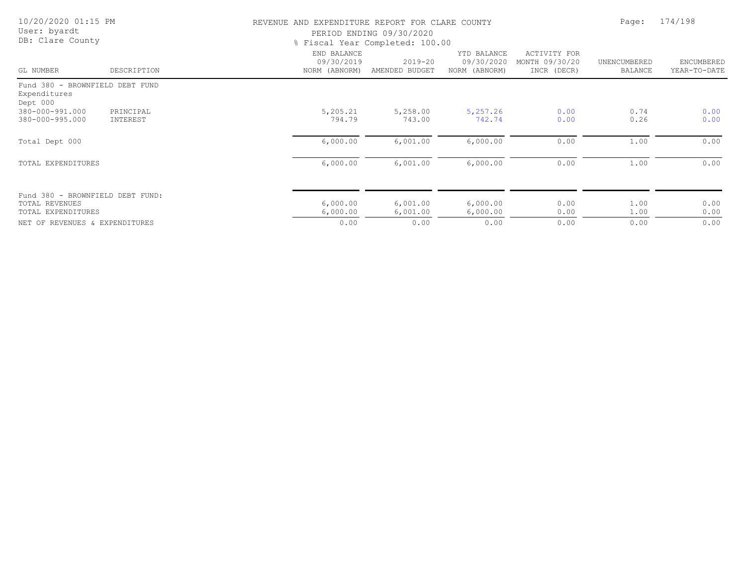10/20/2020 01:15 PM
User: byardt
DB: Clare County

REVENUE AND EXPENDITURE REPORT FOR CLARE COUNTY
PERIOD ENDING 09/30/2020
% Fiscal Year Completed: 100.00

| GL NUMBER | DESCRIPTION | END BALANCE 09/30/2019 NORM (ABNORM) | 2019-20 AMENDED BUDGET | YTD BALANCE 09/30/2020 NORM (ABNORM) | ACTIVITY FOR MONTH 09/30/20 INCR (DECR) | UNENCUMBERED BALANCE | ENCUMBERED YEAR-TO-DATE |
|---|---|---|---|---|---|---|---|
| Fund 380 - BROWNFIELD DEBT FUND | | | | | | | |
| Expenditures | | | | | | | |
| Dept 000 | | | | | | | |
| 380-000-991.000 | PRINCIPAL | 5,205.21 | 5,258.00 | 5,257.26 | 0.00 | 0.74 | 0.00 |
| 380-000-995.000 | INTEREST | 794.79 | 743.00 | 742.74 | 0.00 | 0.26 | 0.00 |
| Total Dept 000 | | 6,000.00 | 6,001.00 | 6,000.00 | 0.00 | 1.00 | 0.00 |
| TOTAL EXPENDITURES | | 6,000.00 | 6,001.00 | 6,000.00 | 0.00 | 1.00 | 0.00 |
| Fund 380 - BROWNFIELD DEBT FUND: | | | | | | | |
| TOTAL REVENUES | | 6,000.00 | 6,001.00 | 6,000.00 | 0.00 | 1.00 | 0.00 |
| TOTAL EXPENDITURES | | 6,000.00 | 6,001.00 | 6,000.00 | 0.00 | 1.00 | 0.00 |
| NET OF REVENUES & EXPENDITURES | | 0.00 | 0.00 | 0.00 | 0.00 | 0.00 | 0.00 |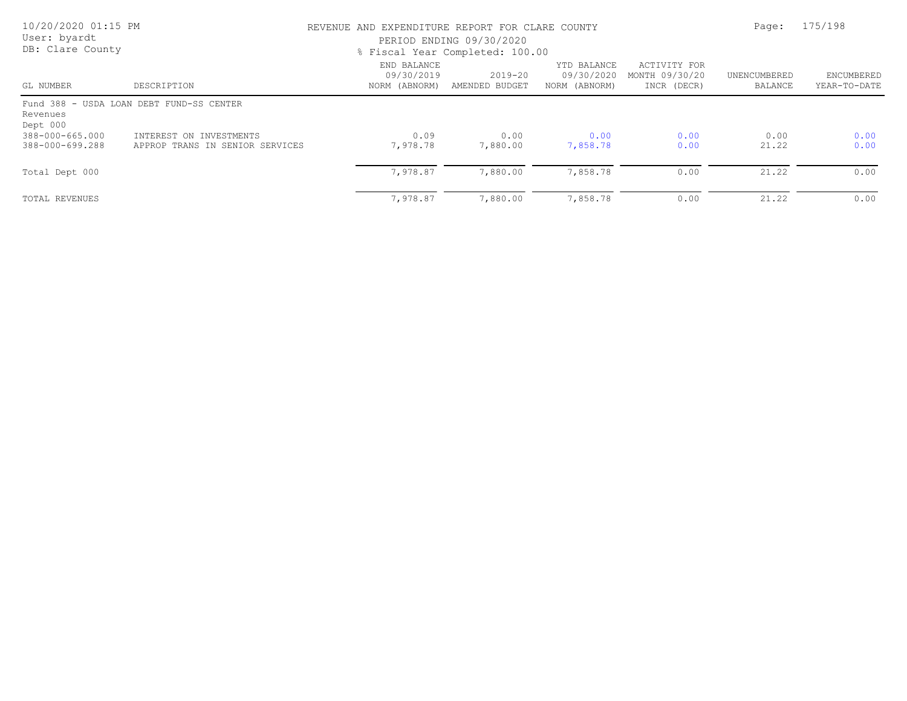REVENUE AND EXPENDITURE REPORT FOR CLARE COUNTY

PERIOD ENDING 09/30/2020

% Fiscal Year Completed: 100.00

| GL NUMBER | DESCRIPTION | END BALANCE 09/30/2019 NORM (ABNORM) | 2019-20 AMENDED BUDGET | YTD BALANCE 09/30/2020 NORM (ABNORM) | ACTIVITY FOR MONTH 09/30/20 INCR (DECR) | UNENCUMBERED BALANCE | ENCUMBERED YEAR-TO-DATE |
|---|---|---|---|---|---|---|---|
| Fund 388 - USDA LOAN DEBT FUND-SS CENTER | | | | | | | |
| Revenues | | | | | | | |
| Dept 000 | | | | | | | |
| 388-000-665.000 | INTEREST ON INVESTMENTS | 0.09 | 0.00 | 0.00 | 0.00 | 0.00 | 0.00 |
| 388-000-699.288 | APPROP TRANS IN SENIOR SERVICES | 7,978.78 | 7,880.00 | 7,858.78 | 0.00 | 21.22 | 0.00 |
| Total Dept 000 | | 7,978.87 | 7,880.00 | 7,858.78 | 0.00 | 21.22 | 0.00 |
| TOTAL REVENUES | | 7,978.87 | 7,880.00 | 7,858.78 | 0.00 | 21.22 | 0.00 |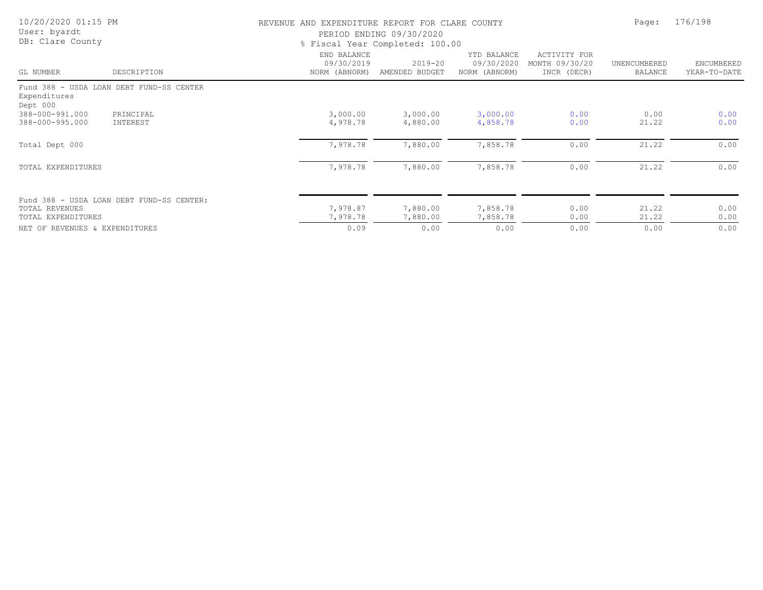REVENUE AND EXPENDITURE REPORT FOR CLARE COUNTY

PERIOD ENDING 09/30/2020

% Fiscal Year Completed: 100.00

10/20/2020 01:15 PM
User: byardt
DB: Clare County

| GL NUMBER | DESCRIPTION | END BALANCE 09/30/2019 NORM (ABNORM) | 2019-20 AMENDED BUDGET | YTD BALANCE 09/30/2020 NORM (ABNORM) | ACTIVITY FOR MONTH 09/30/20 INCR (DECR) | UNENCUMBERED BALANCE | ENCUMBERED YEAR-TO-DATE |
|---|---|---|---|---|---|---|---|
| Fund 388 - USDA LOAN DEBT FUND-SS CENTER | | | | | | | |
| Expenditures | | | | | | | |
| Dept 000 | | | | | | | |
| 388-000-991.000 | PRINCIPAL | 3,000.00 | 3,000.00 | 3,000.00 | 0.00 | 0.00 | 0.00 |
| 388-000-995.000 | INTEREST | 4,978.78 | 4,880.00 | 4,858.78 | 0.00 | 21.22 | 0.00 |
| Total Dept 000 | | 7,978.78 | 7,880.00 | 7,858.78 | 0.00 | 21.22 | 0.00 |
| TOTAL EXPENDITURES | | 7,978.78 | 7,880.00 | 7,858.78 | 0.00 | 21.22 | 0.00 |
| Fund 388 - USDA LOAN DEBT FUND-SS CENTER: | | | | | | | |
| TOTAL REVENUES | | 7,978.87 | 7,880.00 | 7,858.78 | 0.00 | 21.22 | 0.00 |
| TOTAL EXPENDITURES | | 7,978.78 | 7,880.00 | 7,858.78 | 0.00 | 21.22 | 0.00 |
| NET OF REVENUES & EXPENDITURES | | 0.09 | 0.00 | 0.00 | 0.00 | 0.00 | 0.00 |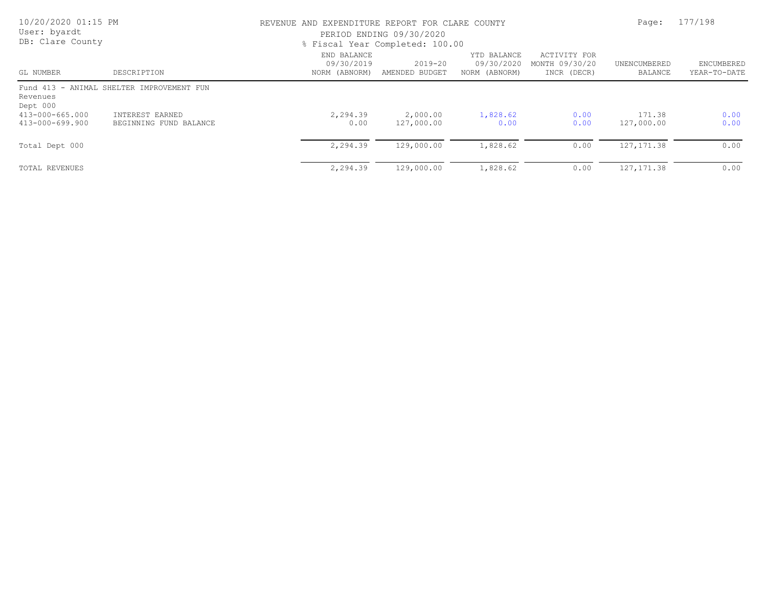REVENUE AND EXPENDITURE REPORT FOR CLARE COUNTY

PERIOD ENDING 09/30/2020

% Fiscal Year Completed: 100.00

User: byardt
DB: Clare County

| GL NUMBER | DESCRIPTION | END BALANCE 09/30/2019 NORM (ABNORM) | 2019-20 AMENDED BUDGET | YTD BALANCE 09/30/2020 NORM (ABNORM) | ACTIVITY FOR MONTH 09/30/20 INCR (DECR) | UNENCUMBERED BALANCE | ENCUMBERED YEAR-TO-DATE |
|---|---|---|---|---|---|---|---|
| Fund 413 - ANIMAL SHELTER IMPROVEMENT FUN | | | | | | | |
| Revenues | | | | | | | |
| Dept 000 | | | | | | | |
| 413-000-665.000 | INTEREST EARNED | 2,294.39 | 2,000.00 | 1,828.62 | 0.00 | 171.38 | 0.00 |
| 413-000-699.900 | BEGINNING FUND BALANCE | 0.00 | 127,000.00 | 0.00 | 0.00 | 127,000.00 | 0.00 |
| Total Dept 000 | | 2,294.39 | 129,000.00 | 1,828.62 | 0.00 | 127,171.38 | 0.00 |
| TOTAL REVENUES | | 2,294.39 | 129,000.00 | 1,828.62 | 0.00 | 127,171.38 | 0.00 |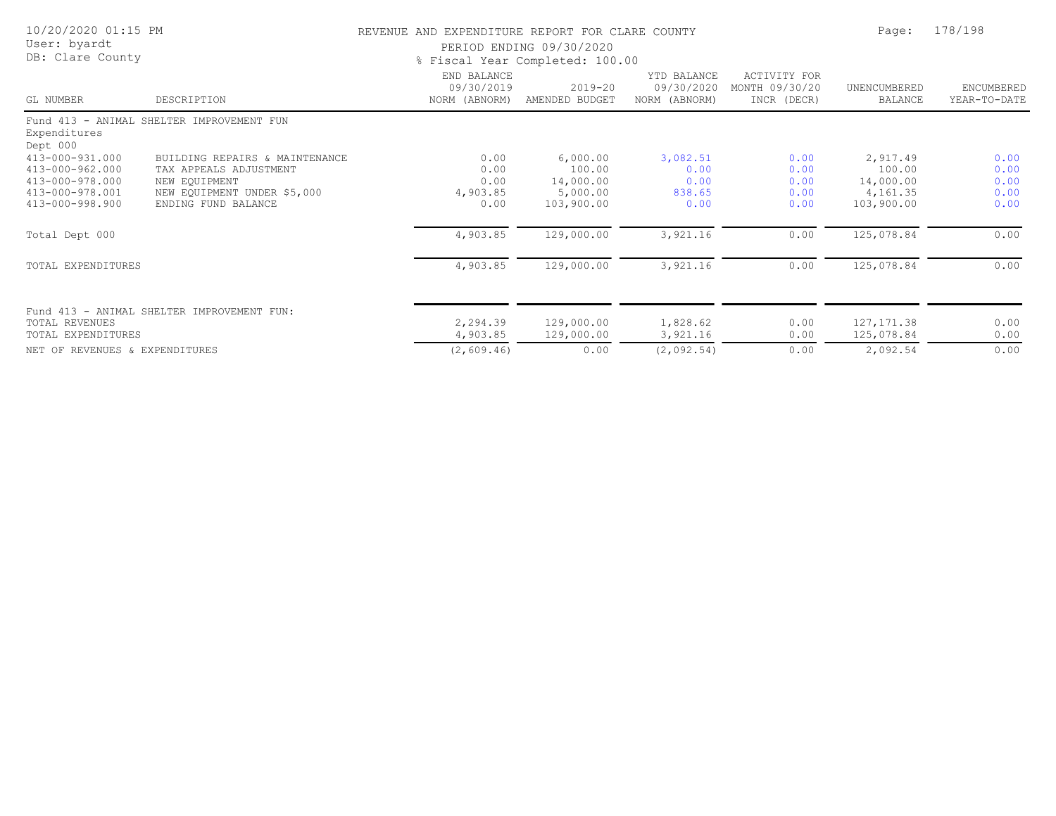# REVENUE AND EXPENDITURE REPORT FOR CLARE COUNTY

PERIOD ENDING 09/30/2020

% Fiscal Year Completed: 100.00

| GL NUMBER | DESCRIPTION | END BALANCE 09/30/2019 NORM (ABNORM) | 2019-20 AMENDED BUDGET | YTD BALANCE 09/30/2020 NORM (ABNORM) | ACTIVITY FOR MONTH 09/30/20 INCR (DECR) | UNENCUMBERED BALANCE | ENCUMBERED YEAR-TO-DATE |
|---|---|---|---|---|---|---|---|
| Fund 413 - ANIMAL SHELTER IMPROVEMENT FUN | | | | | | | |
| Expenditures | | | | | | | |
| Dept 000 | | | | | | | |
| 413-000-931.000 | BUILDING REPAIRS & MAINTENANCE | 0.00 | 6,000.00 | 3,082.51 | 0.00 | 2,917.49 | 0.00 |
| 413-000-962.000 | TAX APPEALS ADJUSTMENT | 0.00 | 100.00 | 0.00 | 0.00 | 100.00 | 0.00 |
| 413-000-978.000 | NEW EQUIPMENT | 0.00 | 14,000.00 | 0.00 | 0.00 | 14,000.00 | 0.00 |
| 413-000-978.001 | NEW EQUIPMENT UNDER $5,000 | 4,903.85 | 5,000.00 | 838.65 | 0.00 | 4,161.35 | 0.00 |
| 413-000-998.900 | ENDING FUND BALANCE | 0.00 | 103,900.00 | 0.00 | 0.00 | 103,900.00 | 0.00 |
| Total Dept 000 | | 4,903.85 | 129,000.00 | 3,921.16 | 0.00 | 125,078.84 | 0.00 |
| TOTAL EXPENDITURES | | 4,903.85 | 129,000.00 | 3,921.16 | 0.00 | 125,078.84 | 0.00 |
| Fund 413 - ANIMAL SHELTER IMPROVEMENT FUN: | | | | | | | |
| TOTAL REVENUES | | 2,294.39 | 129,000.00 | 1,828.62 | 0.00 | 127,171.38 | 0.00 |
| TOTAL EXPENDITURES | | 4,903.85 | 129,000.00 | 3,921.16 | 0.00 | 125,078.84 | 0.00 |
| NET OF REVENUES & EXPENDITURES | | (2,609.46) | 0.00 | (2,092.54) | 0.00 | 2,092.54 | 0.00 |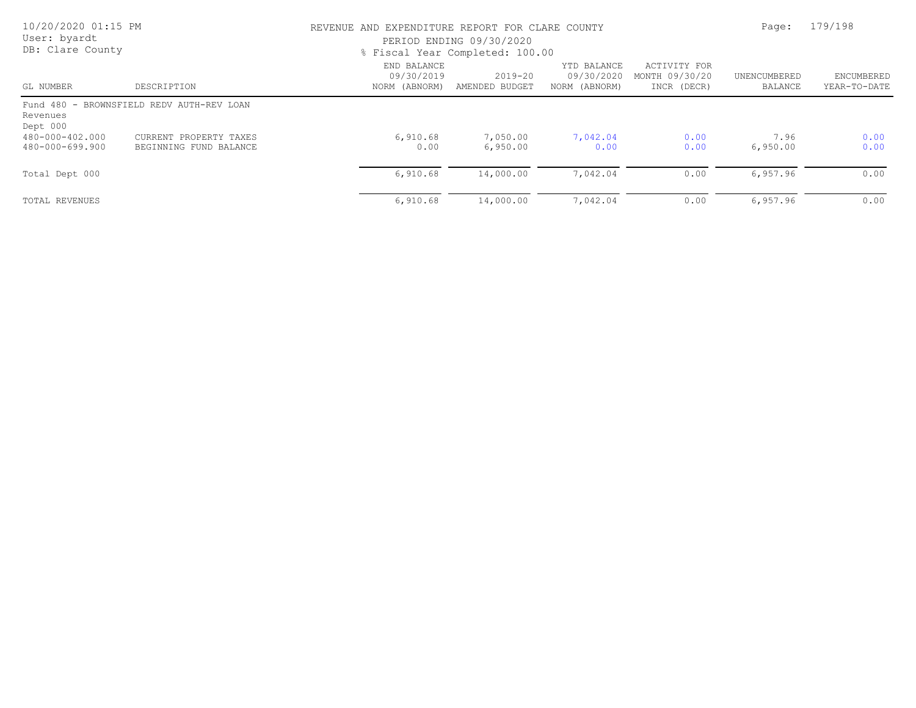REVENUE AND EXPENDITURE REPORT FOR CLARE COUNTY

PERIOD ENDING 09/30/2020

% Fiscal Year Completed: 100.00

| GL NUMBER | DESCRIPTION | END BALANCE 09/30/2019 NORM (ABNORM) | 2019-20 AMENDED BUDGET | YTD BALANCE 09/30/2020 NORM (ABNORM) | ACTIVITY FOR MONTH 09/30/20 INCR (DECR) | UNENCUMBERED BALANCE | ENCUMBERED YEAR-TO-DATE |
|---|---|---|---|---|---|---|---|
| Fund 480 - BROWNSFIELD REDV AUTH-REV LOAN | | | | | | | |
| Revenues | | | | | | | |
| Dept 000 | | | | | | | |
| 480-000-402.000 | CURRENT PROPERTY TAXES | 6,910.68 | 7,050.00 | 7,042.04 | 0.00 | 7.96 | 0.00 |
| 480-000-699.900 | BEGINNING FUND BALANCE | 0.00 | 6,950.00 | 0.00 | 0.00 | 6,950.00 | 0.00 |
| Total Dept 000 | | 6,910.68 | 14,000.00 | 7,042.04 | 0.00 | 6,957.96 | 0.00 |
| TOTAL REVENUES | | 6,910.68 | 14,000.00 | 7,042.04 | 0.00 | 6,957.96 | 0.00 |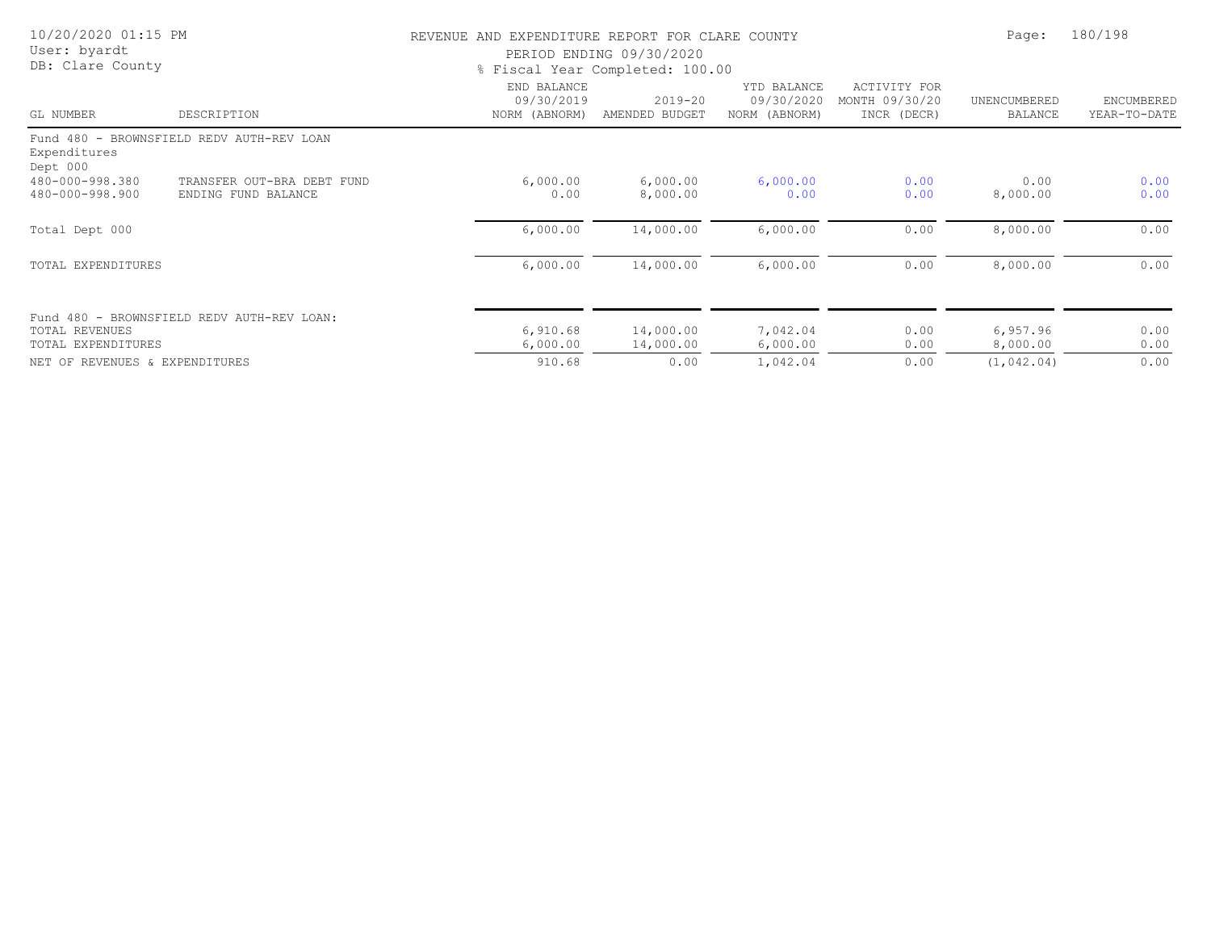REVENUE AND EXPENDITURE REPORT FOR CLARE COUNTY

PERIOD ENDING 09/30/2020

% Fiscal Year Completed: 100.00

| GL NUMBER | DESCRIPTION | END BALANCE 09/30/2019 NORM (ABNORM) | 2019-20 AMENDED BUDGET | YTD BALANCE 09/30/2020 NORM (ABNORM) | ACTIVITY FOR MONTH 09/30/20 INCR (DECR) | UNENCUMBERED BALANCE | ENCUMBERED YEAR-TO-DATE |
|---|---|---|---|---|---|---|---|
| Fund 480 - BROWNSFIELD REDV AUTH-REV LOAN | | | | | | | |
| Expenditures | | | | | | | |
| Dept 000 | | | | | | | |
| 480-000-998.380 | TRANSFER OUT-BRA DEBT FUND | 6,000.00 | 6,000.00 | 6,000.00 | 0.00 | 0.00 | 0.00 |
| 480-000-998.900 | ENDING FUND BALANCE | 0.00 | 8,000.00 | 0.00 | 0.00 | 8,000.00 | 0.00 |
| Total Dept 000 | | 6,000.00 | 14,000.00 | 6,000.00 | 0.00 | 8,000.00 | 0.00 |
| TOTAL EXPENDITURES | | 6,000.00 | 14,000.00 | 6,000.00 | 0.00 | 8,000.00 | 0.00 |
| Fund 480 - BROWNSFIELD REDV AUTH-REV LOAN: | | | | | | | |
| TOTAL REVENUES | | 6,910.68 | 14,000.00 | 7,042.04 | 0.00 | 6,957.96 | 0.00 |
| TOTAL EXPENDITURES | | 6,000.00 | 14,000.00 | 6,000.00 | 0.00 | 8,000.00 | 0.00 |
| NET OF REVENUES & EXPENDITURES | | 910.68 | 0.00 | 1,042.04 | 0.00 | (1,042.04) | 0.00 |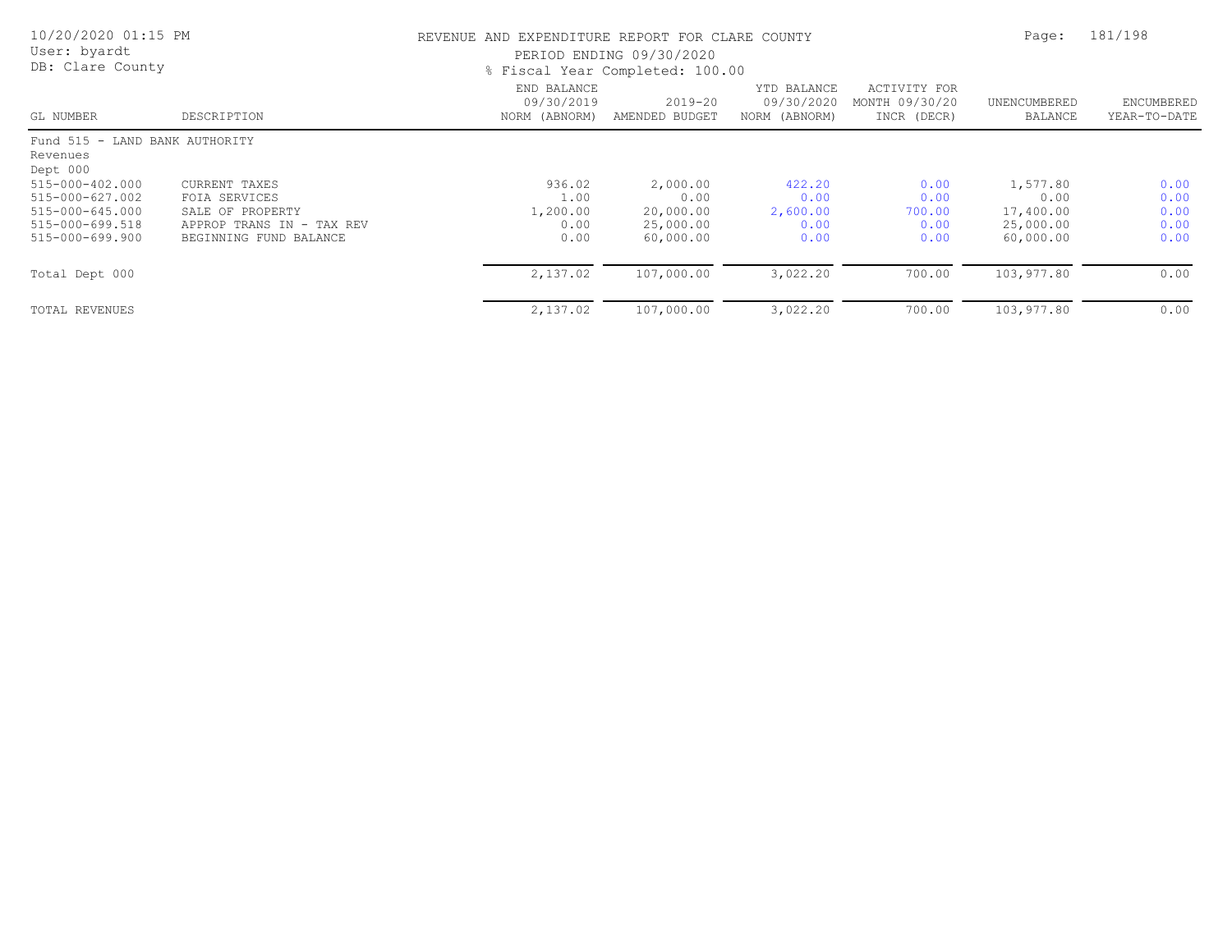# REVENUE AND EXPENDITURE REPORT FOR CLARE COUNTY

PERIOD ENDING 09/30/2020

% Fiscal Year Completed: 100.00

10/20/2020 01:15 PM
User: byardt
DB: Clare County

| GL NUMBER | DESCRIPTION | END BALANCE 09/30/2019 NORM (ABNORM) | 2019-20 AMENDED BUDGET | YTD BALANCE 09/30/2020 NORM (ABNORM) | ACTIVITY FOR MONTH 09/30/20 INCR (DECR) | UNENCUMBERED BALANCE | ENCUMBERED YEAR-TO-DATE |
|---|---|---|---|---|---|---|---|
| Fund 515 - LAND BANK AUTHORITY | | | | | | | |
| Revenues | | | | | | | |
| Dept 000 | | | | | | | |
| 515-000-402.000 | CURRENT TAXES | 936.02 | 2,000.00 | 422.20 | 0.00 | 1,577.80 | 0.00 |
| 515-000-627.002 | FOIA SERVICES | 1.00 | 0.00 | 0.00 | 0.00 | 0.00 | 0.00 |
| 515-000-645.000 | SALE OF PROPERTY | 1,200.00 | 20,000.00 | 2,600.00 | 700.00 | 17,400.00 | 0.00 |
| 515-000-699.518 | APPROP TRANS IN - TAX REV | 0.00 | 25,000.00 | 0.00 | 0.00 | 25,000.00 | 0.00 |
| 515-000-699.900 | BEGINNING FUND BALANCE | 0.00 | 60,000.00 | 0.00 | 0.00 | 60,000.00 | 0.00 |
| Total Dept 000 | | 2,137.02 | 107,000.00 | 3,022.20 | 700.00 | 103,977.80 | 0.00 |
| TOTAL REVENUES | | 2,137.02 | 107,000.00 | 3,022.20 | 700.00 | 103,977.80 | 0.00 |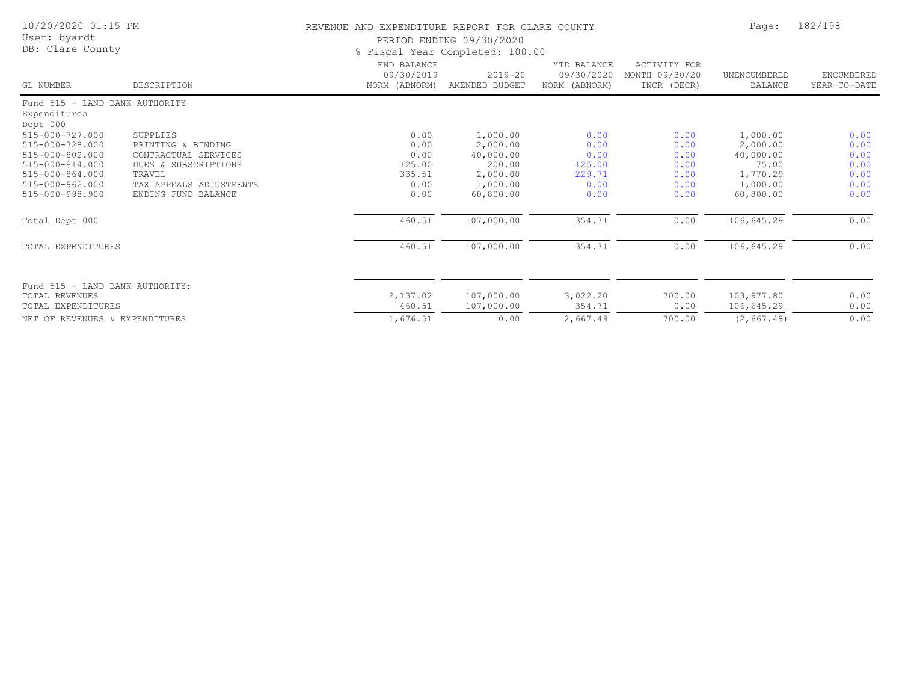# REVENUE AND EXPENDITURE REPORT FOR CLARE COUNTY

PERIOD ENDING 09/30/2020

% Fiscal Year Completed: 100.00

| GL NUMBER | DESCRIPTION | END BALANCE 09/30/2019 NORM (ABNORM) | 2019-20 AMENDED BUDGET | YTD BALANCE 09/30/2020 NORM (ABNORM) | ACTIVITY FOR MONTH 09/30/20 INCR (DECR) | UNENCUMBERED BALANCE | ENCUMBERED YEAR-TO-DATE |
|---|---|---|---|---|---|---|---|
| Fund 515 - LAND BANK AUTHORITY | | | | | | | |
| Expenditures | | | | | | | |
| Dept 000 | | | | | | | |
| 515-000-727.000 | SUPPLIES | 0.00 | 1,000.00 | 0.00 | 0.00 | 1,000.00 | 0.00 |
| 515-000-728.000 | PRINTING & BINDING | 0.00 | 2,000.00 | 0.00 | 0.00 | 2,000.00 | 0.00 |
| 515-000-802.000 | CONTRACTUAL SERVICES | 0.00 | 40,000.00 | 0.00 | 0.00 | 40,000.00 | 0.00 |
| 515-000-814.000 | DUES & SUBSCRIPTIONS | 125.00 | 200.00 | 125.00 | 0.00 | 75.00 | 0.00 |
| 515-000-864.000 | TRAVEL | 335.51 | 2,000.00 | 229.71 | 0.00 | 1,770.29 | 0.00 |
| 515-000-962.000 | TAX APPEALS ADJUSTMENTS | 0.00 | 1,000.00 | 0.00 | 0.00 | 1,000.00 | 0.00 |
| 515-000-998.900 | ENDING FUND BALANCE | 0.00 | 60,800.00 | 0.00 | 0.00 | 60,800.00 | 0.00 |
| Total Dept 000 | | 460.51 | 107,000.00 | 354.71 | 0.00 | 106,645.29 | 0.00 |
| TOTAL EXPENDITURES | | 460.51 | 107,000.00 | 354.71 | 0.00 | 106,645.29 | 0.00 |
| Fund 515 - LAND BANK AUTHORITY: | | | | | | | |
| TOTAL REVENUES | | 2,137.02 | 107,000.00 | 3,022.20 | 700.00 | 103,977.80 | 0.00 |
| TOTAL EXPENDITURES | | 460.51 | 107,000.00 | 354.71 | 0.00 | 106,645.29 | 0.00 |
| NET OF REVENUES & EXPENDITURES | | 1,676.51 | 0.00 | 2,667.49 | 700.00 | (2,667.49) | 0.00 |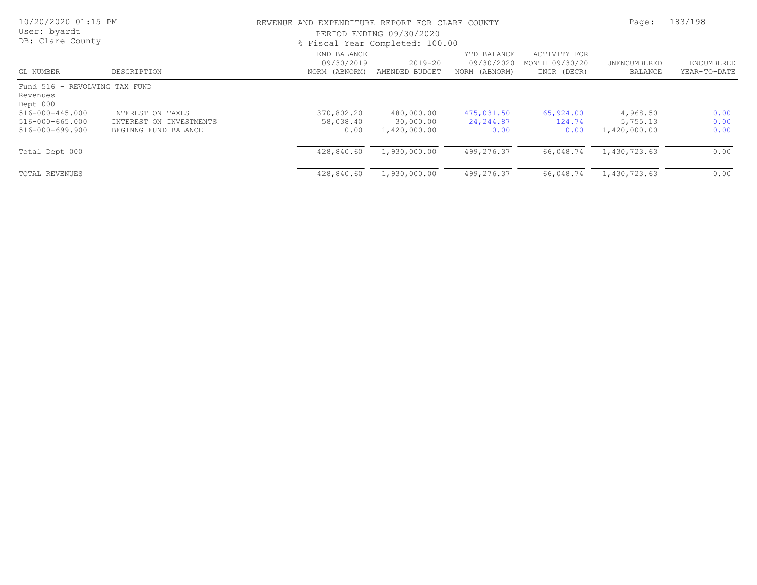# REVENUE AND EXPENDITURE REPORT FOR CLARE COUNTY

PERIOD ENDING 09/30/2020

% Fiscal Year Completed: 100.00

10/20/2020 01:15 PM
User: byardt
DB: Clare County

| GL NUMBER | DESCRIPTION | END BALANCE 09/30/2019 NORM (ABNORM) | 2019-20 AMENDED BUDGET | YTD BALANCE 09/30/2020 NORM (ABNORM) | ACTIVITY FOR MONTH 09/30/20 INCR (DECR) | UNENCUMBERED BALANCE | ENCUMBERED YEAR-TO-DATE |
|---|---|---|---|---|---|---|---|
| Fund 516 - REVOLVING TAX FUND | | | | | | | |
| Revenues | | | | | | | |
| Dept 000 | | | | | | | |
| 516-000-445.000 | INTEREST ON TAXES | 370,802.20 | 480,000.00 | 475,031.50 | 65,924.00 | 4,968.50 | 0.00 |
| 516-000-665.000 | INTEREST ON INVESTMENTS | 58,038.40 | 30,000.00 | 24,244.87 | 124.74 | 5,755.13 | 0.00 |
| 516-000-699.900 | BEGINNG FUND BALANCE | 0.00 | 1,420,000.00 | 0.00 | 0.00 | 1,420,000.00 | 0.00 |
| Total Dept 000 | | 428,840.60 | 1,930,000.00 | 499,276.37 | 66,048.74 | 1,430,723.63 | 0.00 |
| TOTAL REVENUES | | 428,840.60 | 1,930,000.00 | 499,276.37 | 66,048.74 | 1,430,723.63 | 0.00 |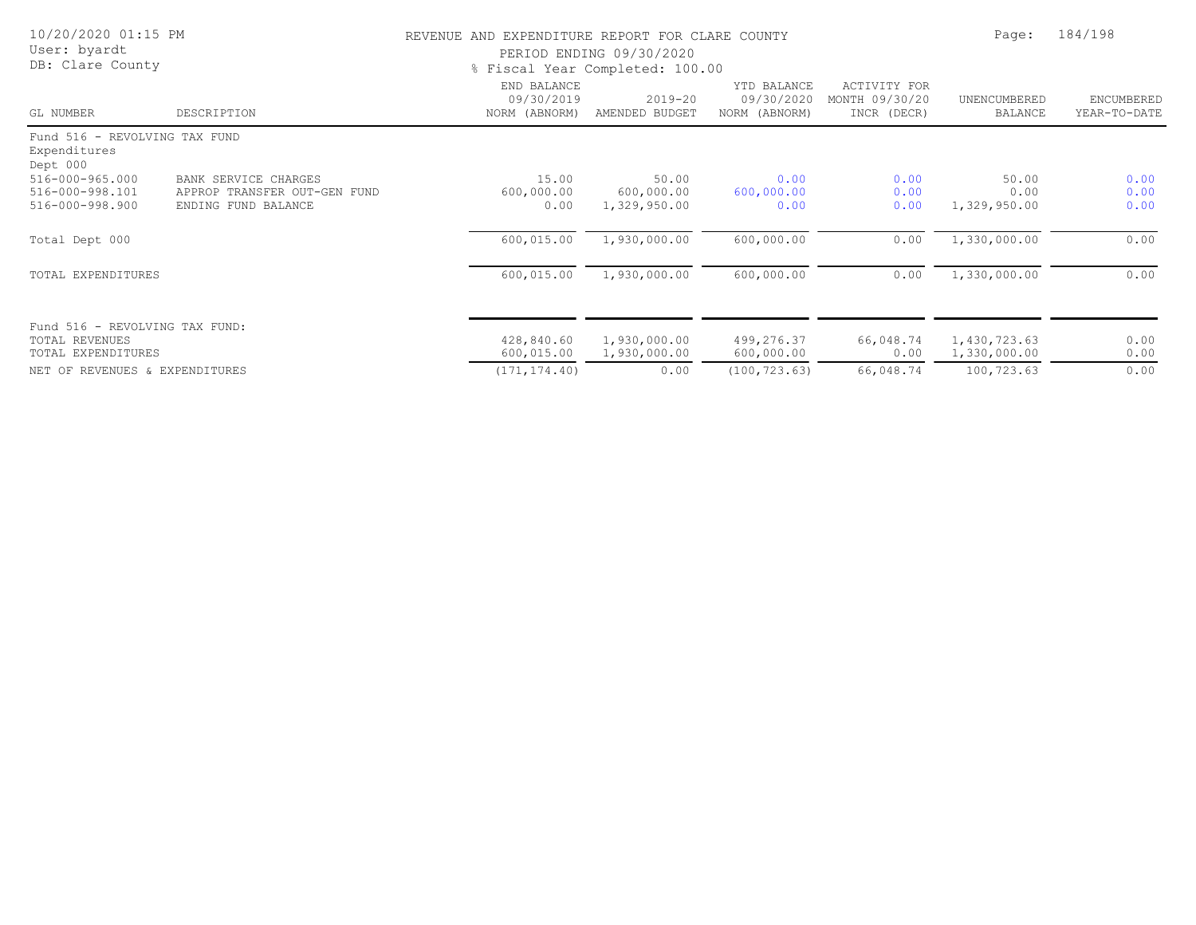REVENUE AND EXPENDITURE REPORT FOR CLARE COUNTY

PERIOD ENDING 09/30/2020

% Fiscal Year Completed: 100.00

| GL NUMBER | DESCRIPTION | END BALANCE 09/30/2019 NORM (ABNORM) | 2019-20 AMENDED BUDGET | YTD BALANCE 09/30/2020 NORM (ABNORM) | ACTIVITY FOR MONTH 09/30/20 INCR (DECR) | UNENCUMBERED BALANCE | ENCUMBERED YEAR-TO-DATE |
|---|---|---|---|---|---|---|---|
| Fund 516 - REVOLVING TAX FUND | | | | | | | |
| Expenditures | | | | | | | |
| Dept 000 | | | | | | | |
| 516-000-965.000 | BANK SERVICE CHARGES | 15.00 | 50.00 | 0.00 | 0.00 | 50.00 | 0.00 |
| 516-000-998.101 | APPROP TRANSFER OUT-GEN FUND | 600,000.00 | 600,000.00 | 600,000.00 | 0.00 | 0.00 | 0.00 |
| 516-000-998.900 | ENDING FUND BALANCE | 0.00 | 1,329,950.00 | 0.00 | 0.00 | 1,329,950.00 | 0.00 |
| Total Dept 000 | | 600,015.00 | 1,930,000.00 | 600,000.00 | 0.00 | 1,330,000.00 | 0.00 |
| TOTAL EXPENDITURES | | 600,015.00 | 1,930,000.00 | 600,000.00 | 0.00 | 1,330,000.00 | 0.00 |
| Fund 516 - REVOLVING TAX FUND: | | | | | | | |
| TOTAL REVENUES | | 428,840.60 | 1,930,000.00 | 499,276.37 | 66,048.74 | 1,430,723.63 | 0.00 |
| TOTAL EXPENDITURES | | 600,015.00 | 1,930,000.00 | 600,000.00 | 0.00 | 1,330,000.00 | 0.00 |
| NET OF REVENUES & EXPENDITURES | | (171,174.40) | 0.00 | (100,723.63) | 66,048.74 | 100,723.63 | 0.00 |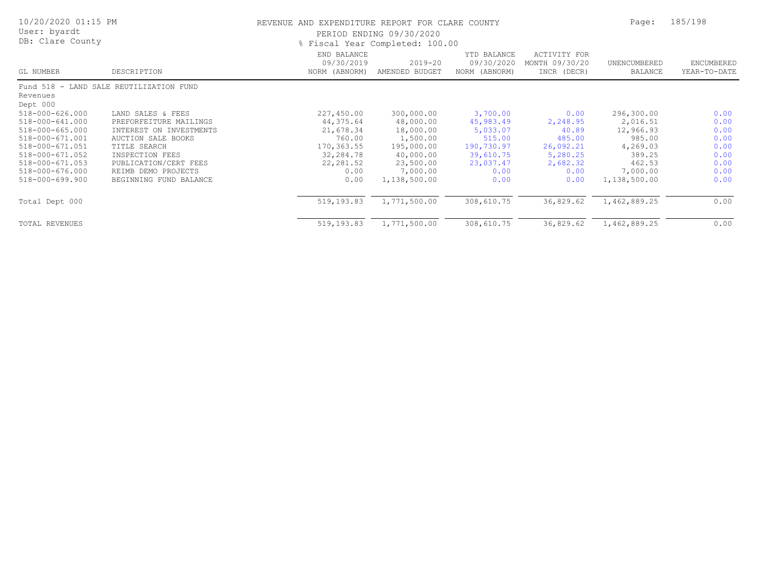REVENUE AND EXPENDITURE REPORT FOR CLARE COUNTY

PERIOD ENDING 09/30/2020

% Fiscal Year Completed: 100.00

| GL NUMBER | DESCRIPTION | END BALANCE 09/30/2019 NORM (ABNORM) | 2019-20 AMENDED BUDGET | YTD BALANCE 09/30/2020 NORM (ABNORM) | ACTIVITY FOR MONTH 09/30/20 INCR (DECR) | UNENCUMBERED BALANCE | ENCUMBERED YEAR-TO-DATE |
|---|---|---|---|---|---|---|---|
| Fund 518 - LAND SALE REUTILIZATION FUND | | | | | | | |
| Revenues | | | | | | | |
| Dept 000 | | | | | | | |
| 518-000-626.000 | LAND SALES & FEES | 227,450.00 | 300,000.00 | 3,700.00 | 0.00 | 296,300.00 | 0.00 |
| 518-000-641.000 | PREFORFEITURE MAILINGS | 44,375.64 | 48,000.00 | 45,983.49 | 2,248.95 | 2,016.51 | 0.00 |
| 518-000-665.000 | INTEREST ON INVESTMENTS | 21,678.34 | 18,000.00 | 5,033.07 | 40.89 | 12,966.93 | 0.00 |
| 518-000-671.001 | AUCTION SALE BOOKS | 760.00 | 1,500.00 | 515.00 | 485.00 | 985.00 | 0.00 |
| 518-000-671.051 | TITLE SEARCH | 170,363.55 | 195,000.00 | 190,730.97 | 26,092.21 | 4,269.03 | 0.00 |
| 518-000-671.052 | INSPECTION FEES | 32,284.78 | 40,000.00 | 39,610.75 | 5,280.25 | 389.25 | 0.00 |
| 518-000-671.053 | PUBLICATION/CERT FEES | 22,281.52 | 23,500.00 | 23,037.47 | 2,682.32 | 462.53 | 0.00 |
| 518-000-676.000 | REIMB DEMO PROJECTS | 0.00 | 7,000.00 | 0.00 | 0.00 | 7,000.00 | 0.00 |
| 518-000-699.900 | BEGINNING FUND BALANCE | 0.00 | 1,138,500.00 | 0.00 | 0.00 | 1,138,500.00 | 0.00 |
| Total Dept 000 | | 519,193.83 | 1,771,500.00 | 308,610.75 | 36,829.62 | 1,462,889.25 | 0.00 |
| TOTAL REVENUES | | 519,193.83 | 1,771,500.00 | 308,610.75 | 36,829.62 | 1,462,889.25 | 0.00 |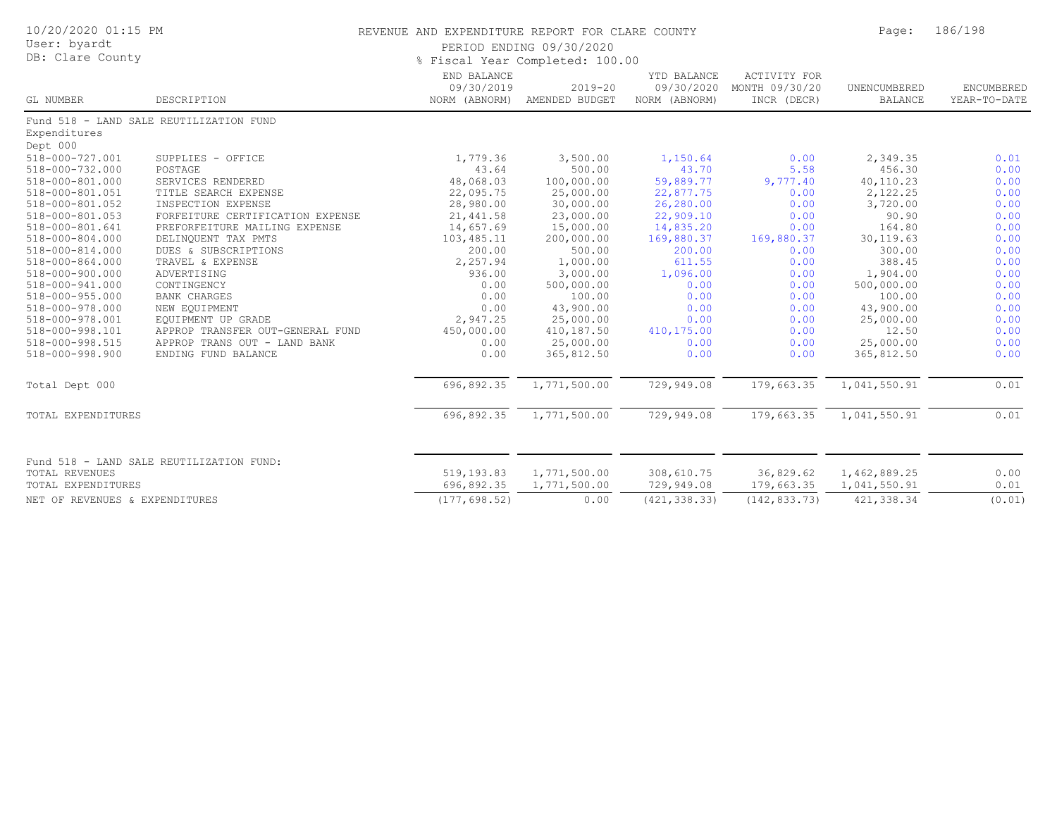REVENUE AND EXPENDITURE REPORT FOR CLARE COUNTY

PERIOD ENDING 09/30/2020

% Fiscal Year Completed: 100.00

| GL NUMBER | DESCRIPTION | END BALANCE 09/30/2019 NORM (ABNORM) | 2019-20 AMENDED BUDGET | YTD BALANCE 09/30/2020 NORM (ABNORM) | ACTIVITY FOR MONTH 09/30/20 INCR (DECR) | UNENCUMBERED BALANCE | ENCUMBERED YEAR-TO-DATE |
|---|---|---|---|---|---|---|---|
| Fund 518 - LAND SALE REUTILIZATION FUND | | | | | | | |
| Expenditures | | | | | | | |
| Dept 000 | | | | | | | |
| 518-000-727.001 | SUPPLIES - OFFICE | 1,779.36 | 3,500.00 | 1,150.64 | 0.00 | 2,349.35 | 0.01 |
| 518-000-732.000 | POSTAGE | 43.64 | 500.00 | 43.70 | 5.58 | 456.30 | 0.00 |
| 518-000-801.000 | SERVICES RENDERED | 48,068.03 | 100,000.00 | 59,889.77 | 9,777.40 | 40,110.23 | 0.00 |
| 518-000-801.051 | TITLE SEARCH EXPENSE | 22,095.75 | 25,000.00 | 22,877.75 | 0.00 | 2,122.25 | 0.00 |
| 518-000-801.052 | INSPECTION EXPENSE | 28,980.00 | 30,000.00 | 26,280.00 | 0.00 | 3,720.00 | 0.00 |
| 518-000-801.053 | FORFEITURE CERTIFICATION EXPENSE | 21,441.58 | 23,000.00 | 22,909.10 | 0.00 | 90.90 | 0.00 |
| 518-000-801.641 | PREFORFEITURE MAILING EXPENSE | 14,657.69 | 15,000.00 | 14,835.20 | 0.00 | 164.80 | 0.00 |
| 518-000-804.000 | DELINQUENT TAX PMTS | 103,485.11 | 200,000.00 | 169,880.37 | 169,880.37 | 30,119.63 | 0.00 |
| 518-000-814.000 | DUES & SUBSCRIPTIONS | 200.00 | 500.00 | 200.00 | 0.00 | 300.00 | 0.00 |
| 518-000-864.000 | TRAVEL & EXPENSE | 2,257.94 | 1,000.00 | 611.55 | 0.00 | 388.45 | 0.00 |
| 518-000-900.000 | ADVERTISING | 936.00 | 3,000.00 | 1,096.00 | 0.00 | 1,904.00 | 0.00 |
| 518-000-941.000 | CONTINGENCY | 0.00 | 500,000.00 | 0.00 | 0.00 | 500,000.00 | 0.00 |
| 518-000-955.000 | BANK CHARGES | 0.00 | 100.00 | 0.00 | 0.00 | 100.00 | 0.00 |
| 518-000-978.000 | NEW EQUIPMENT | 0.00 | 43,900.00 | 0.00 | 0.00 | 43,900.00 | 0.00 |
| 518-000-978.001 | EQUIPMENT UP GRADE | 2,947.25 | 25,000.00 | 0.00 | 0.00 | 25,000.00 | 0.00 |
| 518-000-998.101 | APPROP TRANSFER OUT-GENERAL FUND | 450,000.00 | 410,187.50 | 410,175.00 | 0.00 | 12.50 | 0.00 |
| 518-000-998.515 | APPROP TRANS OUT - LAND BANK | 0.00 | 25,000.00 | 0.00 | 0.00 | 25,000.00 | 0.00 |
| 518-000-998.900 | ENDING FUND BALANCE | 0.00 | 365,812.50 | 0.00 | 0.00 | 365,812.50 | 0.00 |
| Total Dept 000 | | 696,892.35 | 1,771,500.00 | 729,949.08 | 179,663.35 | 1,041,550.91 | 0.01 |
| TOTAL EXPENDITURES | | 696,892.35 | 1,771,500.00 | 729,949.08 | 179,663.35 | 1,041,550.91 | 0.01 |
| Fund 518 - LAND SALE REUTILIZATION FUND: | | | | | | | |
| TOTAL REVENUES | | 519,193.83 | 1,771,500.00 | 308,610.75 | 36,829.62 | 1,462,889.25 | 0.00 |
| TOTAL EXPENDITURES | | 696,892.35 | 1,771,500.00 | 729,949.08 | 179,663.35 | 1,041,550.91 | 0.01 |
| NET OF REVENUES & EXPENDITURES | | (177,698.52) | 0.00 | (421,338.33) | (142,833.73) | 421,338.34 | (0.01) |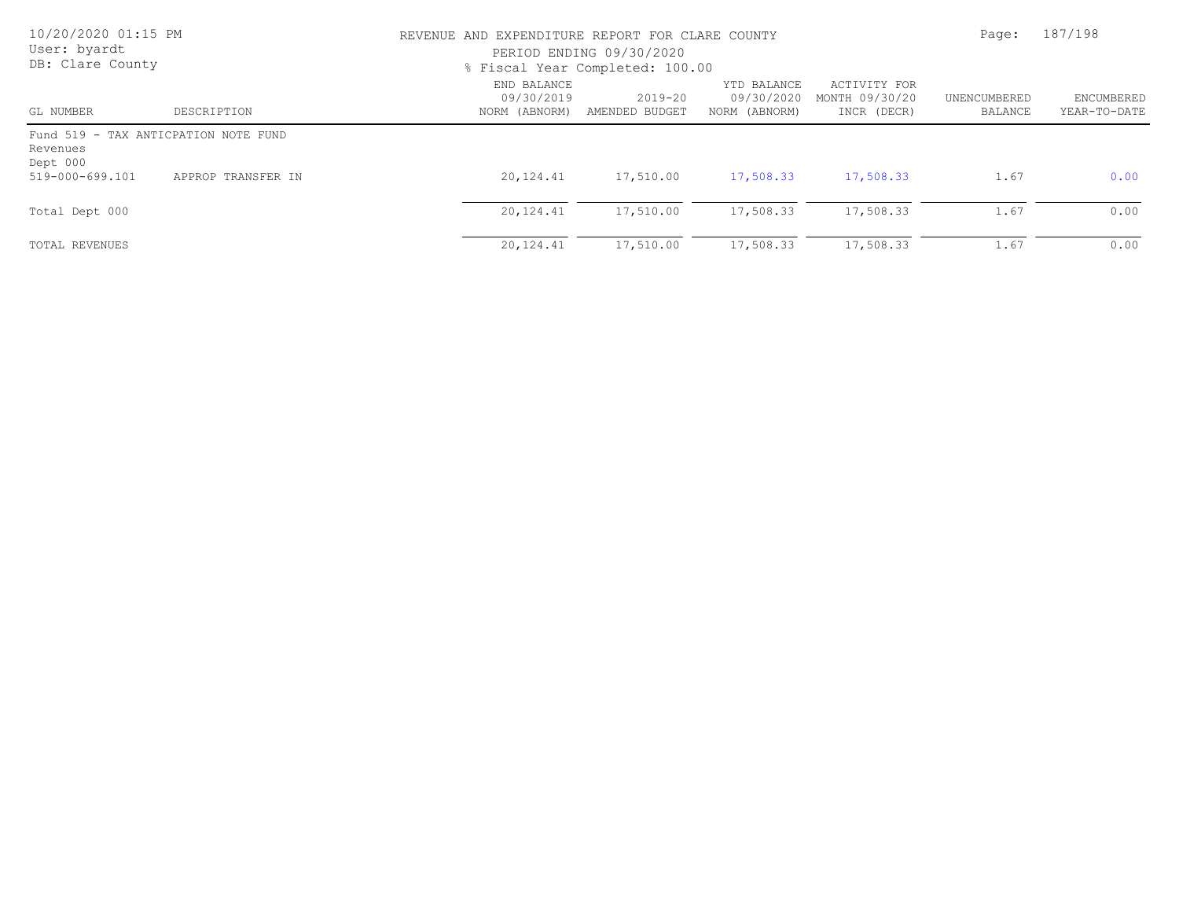REVENUE AND EXPENDITURE REPORT FOR CLARE COUNTY

PERIOD ENDING 09/30/2020

% Fiscal Year Completed: 100.00

10/20/2020 01:15 PM
User: byardt
DB: Clare County

| GL NUMBER | DESCRIPTION | END BALANCE 09/30/2019 NORM (ABNORM) | 2019-20 AMENDED BUDGET | YTD BALANCE 09/30/2020 NORM (ABNORM) | ACTIVITY FOR MONTH 09/30/20 INCR (DECR) | UNENCUMBERED BALANCE | ENCUMBERED YEAR-TO-DATE |
|---|---|---|---|---|---|---|---|
| Fund 519 - TAX ANTICPATION NOTE FUND | | | | | | | |
| Revenues | | | | | | | |
| Dept 000 | | | | | | | |
| 519-000-699.101 | APPROP TRANSFER IN | 20,124.41 | 17,510.00 | 17,508.33 | 17,508.33 | 1.67 | 0.00 |
| Total Dept 000 | | 20,124.41 | 17,510.00 | 17,508.33 | 17,508.33 | 1.67 | 0.00 |
| TOTAL REVENUES | | 20,124.41 | 17,510.00 | 17,508.33 | 17,508.33 | 1.67 | 0.00 |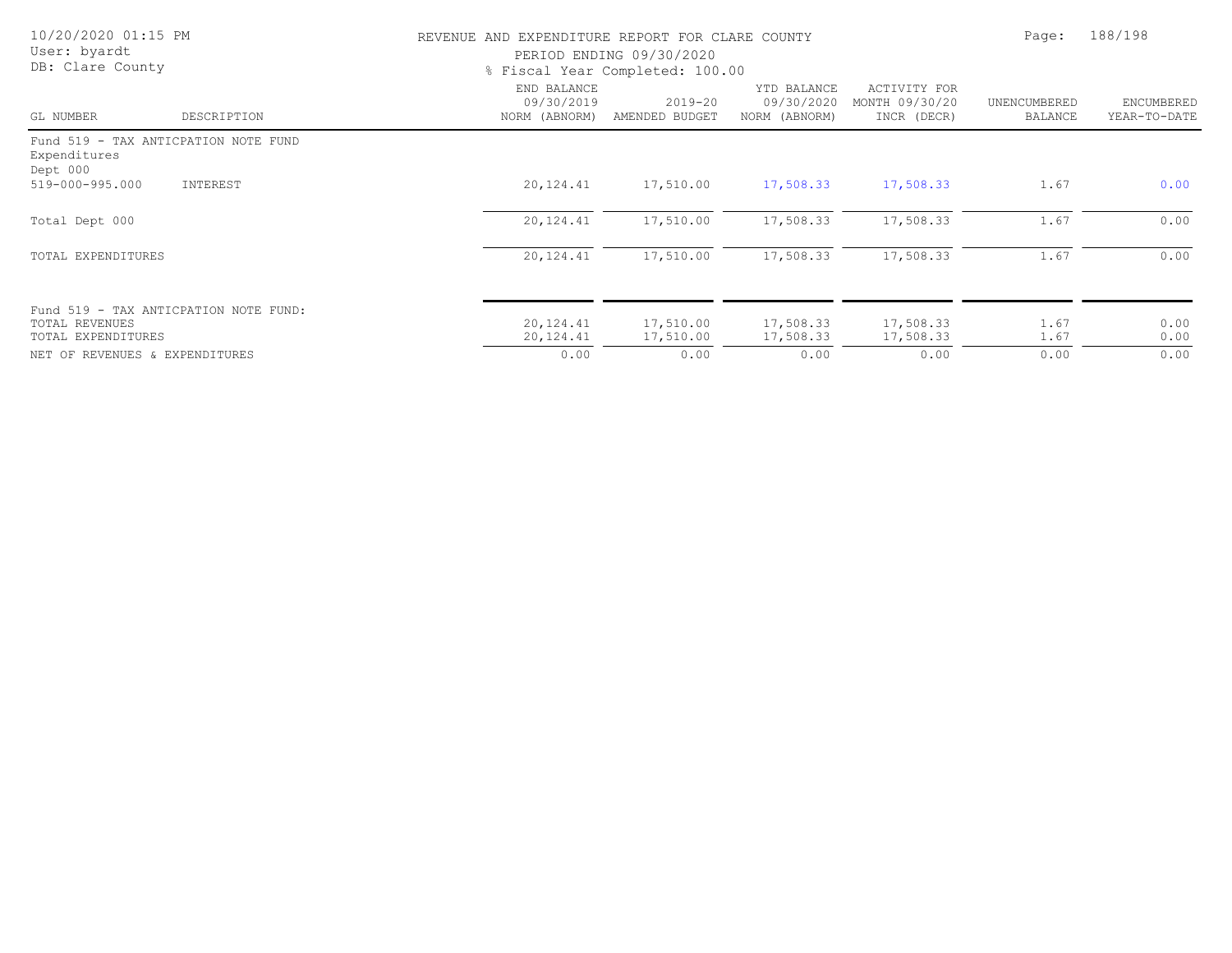REVENUE AND EXPENDITURE REPORT FOR CLARE COUNTY

PERIOD ENDING 09/30/2020

% Fiscal Year Completed: 100.00

10/20/2020 01:15 PM
User: byardt
DB: Clare County

| GL NUMBER | DESCRIPTION | END BALANCE 09/30/2019 NORM (ABNORM) | 2019-20 AMENDED BUDGET | YTD BALANCE 09/30/2020 NORM (ABNORM) | ACTIVITY FOR MONTH 09/30/20 INCR (DECR) | UNENCUMBERED BALANCE | ENCUMBERED YEAR-TO-DATE |
|---|---|---|---|---|---|---|---|
| Fund 519 - TAX ANTICPATION NOTE FUND | | | | | | | |
| Expenditures | | | | | | | |
| Dept 000 | | | | | | | |
| 519-000-995.000 | INTEREST | 20,124.41 | 17,510.00 | 17,508.33 | 17,508.33 | 1.67 | 0.00 |
| Total Dept 000 | | 20,124.41 | 17,510.00 | 17,508.33 | 17,508.33 | 1.67 | 0.00 |
| TOTAL EXPENDITURES | | 20,124.41 | 17,510.00 | 17,508.33 | 17,508.33 | 1.67 | 0.00 |
| Fund 519 - TAX ANTICPATION NOTE FUND: | | | | | | | |
| TOTAL REVENUES | | 20,124.41 | 17,510.00 | 17,508.33 | 17,508.33 | 1.67 | 0.00 |
| TOTAL EXPENDITURES | | 20,124.41 | 17,510.00 | 17,508.33 | 17,508.33 | 1.67 | 0.00 |
| NET OF REVENUES & EXPENDITURES | | 0.00 | 0.00 | 0.00 | 0.00 | 0.00 | 0.00 |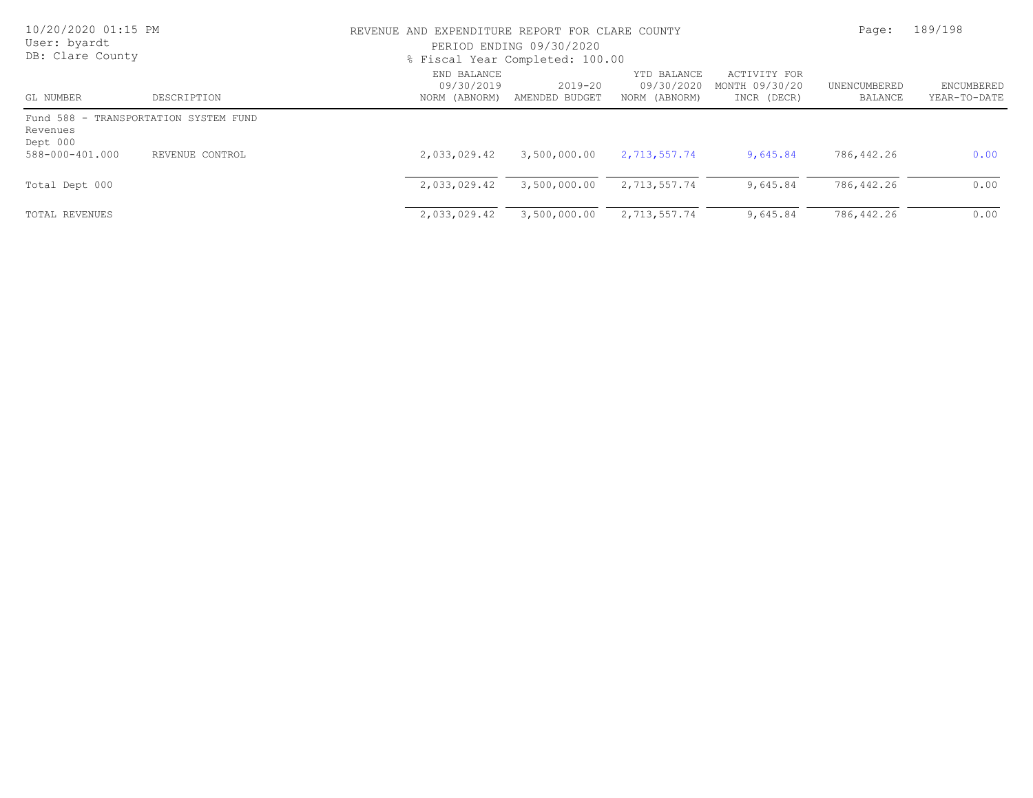REVENUE AND EXPENDITURE REPORT FOR CLARE COUNTY

PERIOD ENDING 09/30/2020

% Fiscal Year Completed: 100.00

| GL NUMBER | DESCRIPTION | END BALANCE 09/30/2019 NORM (ABNORM) | 2019-20 AMENDED BUDGET | YTD BALANCE 09/30/2020 NORM (ABNORM) | ACTIVITY FOR MONTH 09/30/20 INCR (DECR) | UNENCUMBERED BALANCE | ENCUMBERED YEAR-TO-DATE |
|---|---|---|---|---|---|---|---|
| Fund 588 - TRANSPORTATION SYSTEM FUND | | | | | | | |
| Revenues | | | | | | | |
| Dept 000 | | | | | | | |
| 588-000-401.000 | REVENUE CONTROL | 2,033,029.42 | 3,500,000.00 | 2,713,557.74 | 9,645.84 | 786,442.26 | 0.00 |
| Total Dept 000 | | 2,033,029.42 | 3,500,000.00 | 2,713,557.74 | 9,645.84 | 786,442.26 | 0.00 |
| TOTAL REVENUES | | 2,033,029.42 | 3,500,000.00 | 2,713,557.74 | 9,645.84 | 786,442.26 | 0.00 |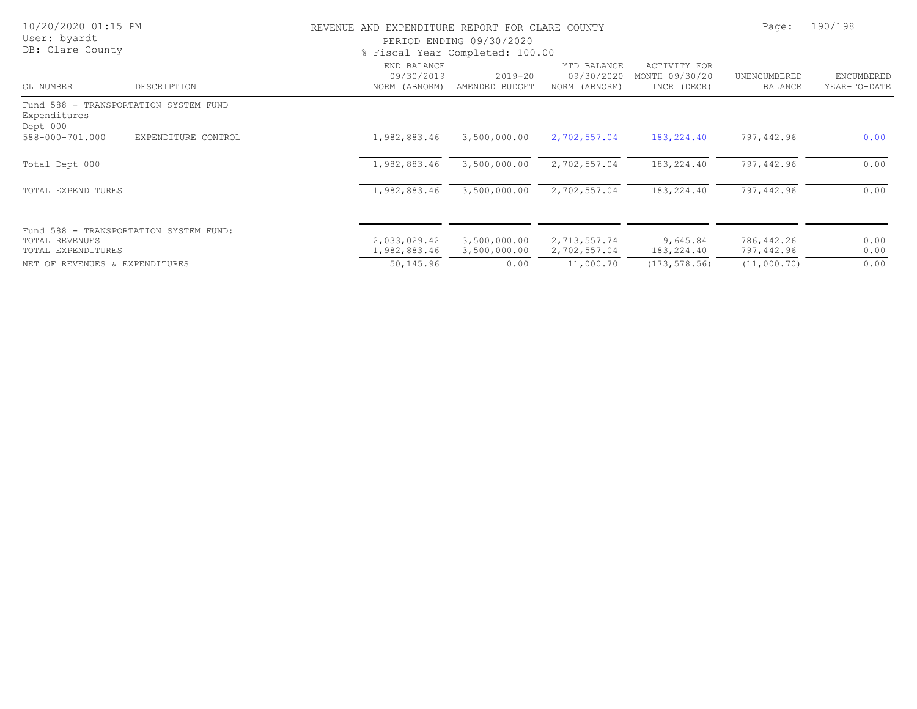REVENUE AND EXPENDITURE REPORT FOR CLARE COUNTY

PERIOD ENDING 09/30/2020

% Fiscal Year Completed: 100.00

| GL NUMBER | DESCRIPTION | END BALANCE 09/30/2019 NORM (ABNORM) | 2019-20 AMENDED BUDGET | YTD BALANCE 09/30/2020 NORM (ABNORM) | ACTIVITY FOR MONTH 09/30/20 INCR (DECR) | UNENCUMBERED BALANCE | ENCUMBERED YEAR-TO-DATE |
|---|---|---|---|---|---|---|---|
| Fund 588 - TRANSPORTATION SYSTEM FUND | | | | | | | |
| Expenditures | | | | | | | |
| Dept 000 | | | | | | | |
| 588-000-701.000 | EXPENDITURE CONTROL | 1,982,883.46 | 3,500,000.00 | 2,702,557.04 | 183,224.40 | 797,442.96 | 0.00 |
| Total Dept 000 | | 1,982,883.46 | 3,500,000.00 | 2,702,557.04 | 183,224.40 | 797,442.96 | 0.00 |
| TOTAL EXPENDITURES | | 1,982,883.46 | 3,500,000.00 | 2,702,557.04 | 183,224.40 | 797,442.96 | 0.00 |
| Fund 588 - TRANSPORTATION SYSTEM FUND: | | | | | | | |
| TOTAL REVENUES | | 2,033,029.42 | 3,500,000.00 | 2,713,557.74 | 9,645.84 | 786,442.26 | 0.00 |
| TOTAL EXPENDITURES | | 1,982,883.46 | 3,500,000.00 | 2,702,557.04 | 183,224.40 | 797,442.96 | 0.00 |
| NET OF REVENUES & EXPENDITURES | | 50,145.96 | 0.00 | 11,000.70 | (173,578.56) | (11,000.70) | 0.00 |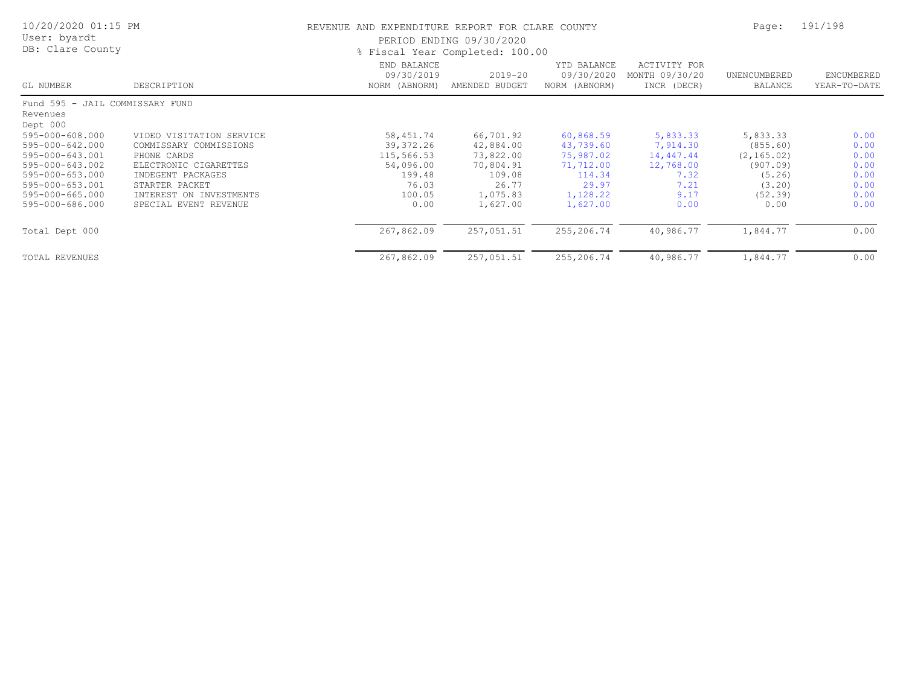REVENUE AND EXPENDITURE REPORT FOR CLARE COUNTY

PERIOD ENDING 09/30/2020

% Fiscal Year Completed: 100.00

| GL NUMBER | DESCRIPTION | END BALANCE 09/30/2019 NORM (ABNORM) | 2019-20 AMENDED BUDGET | YTD BALANCE 09/30/2020 NORM (ABNORM) | ACTIVITY FOR MONTH 09/30/20 INCR (DECR) | UNENCUMBERED BALANCE | ENCUMBERED YEAR-TO-DATE |
|---|---|---|---|---|---|---|---|
| Fund 595 - JAIL COMMISSARY FUND | | | | | | | |
| Revenues | | | | | | | |
| Dept 000 | | | | | | | |
| 595-000-608.000 | VIDEO VISITATION SERVICE | 58,451.74 | 66,701.92 | 60,868.59 | 5,833.33 | 5,833.33 | 0.00 |
| 595-000-642.000 | COMMISSARY COMMISSIONS | 39,372.26 | 42,884.00 | 43,739.60 | 7,914.30 | (855.60) | 0.00 |
| 595-000-643.001 | PHONE CARDS | 115,566.53 | 73,822.00 | 75,987.02 | 14,447.44 | (2,165.02) | 0.00 |
| 595-000-643.002 | ELECTRONIC CIGARETTES | 54,096.00 | 70,804.91 | 71,712.00 | 12,768.00 | (907.09) | 0.00 |
| 595-000-653.000 | INDEGENT PACKAGES | 199.48 | 109.08 | 114.34 | 7.32 | (5.26) | 0.00 |
| 595-000-653.001 | STARTER PACKET | 76.03 | 26.77 | 29.97 | 7.21 | (3.20) | 0.00 |
| 595-000-665.000 | INTEREST ON INVESTMENTS | 100.05 | 1,075.83 | 1,128.22 | 9.17 | (52.39) | 0.00 |
| 595-000-686.000 | SPECIAL EVENT REVENUE | 0.00 | 1,627.00 | 1,627.00 | 0.00 | 0.00 | 0.00 |
| Total Dept 000 | | 267,862.09 | 257,051.51 | 255,206.74 | 40,986.77 | 1,844.77 | 0.00 |
| TOTAL REVENUES | | 267,862.09 | 257,051.51 | 255,206.74 | 40,986.77 | 1,844.77 | 0.00 |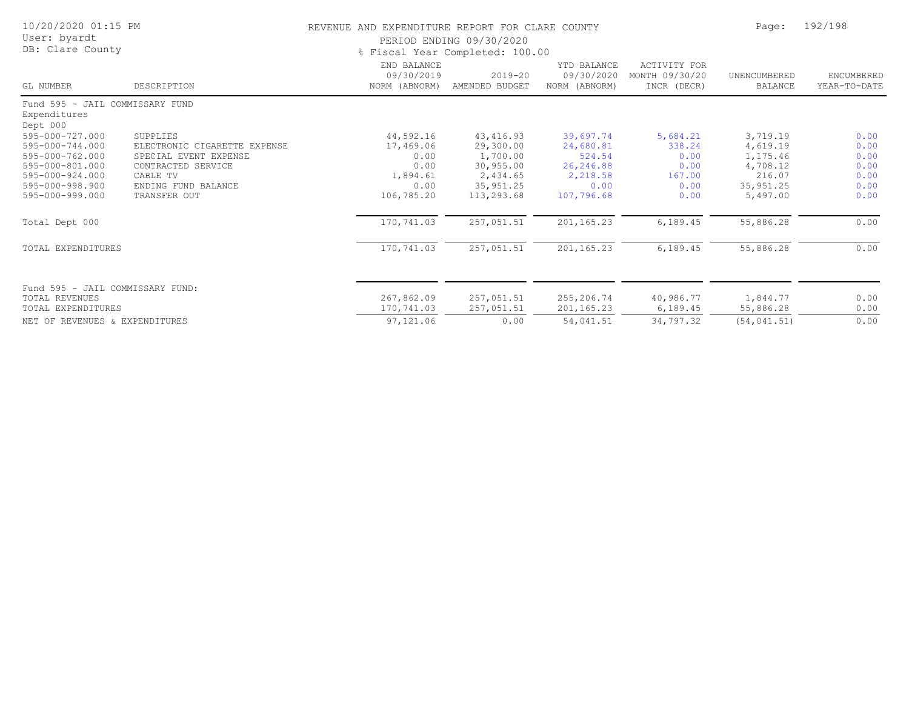REVENUE AND EXPENDITURE REPORT FOR CLARE COUNTY

PERIOD ENDING 09/30/2020

% Fiscal Year Completed: 100.00

| GL NUMBER | DESCRIPTION | END BALANCE 09/30/2019 NORM (ABNORM) | 2019-20 AMENDED BUDGET | YTD BALANCE 09/30/2020 NORM (ABNORM) | ACTIVITY FOR MONTH 09/30/20 INCR (DECR) | UNENCUMBERED BALANCE | ENCUMBERED YEAR-TO-DATE |
|---|---|---|---|---|---|---|---|
| Fund 595 - JAIL COMMISSARY FUND | | | | | | | |
| Expenditures | | | | | | | |
| Dept 000 | | | | | | | |
| 595-000-727.000 | SUPPLIES | 44,592.16 | 43,416.93 | 39,697.74 | 5,684.21 | 3,719.19 | 0.00 |
| 595-000-744.000 | ELECTRONIC CIGARETTE EXPENSE | 17,469.06 | 29,300.00 | 24,680.81 | 338.24 | 4,619.19 | 0.00 |
| 595-000-762.000 | SPECIAL EVENT EXPENSE | 0.00 | 1,700.00 | 524.54 | 0.00 | 1,175.46 | 0.00 |
| 595-000-801.000 | CONTRACTED SERVICE | 0.00 | 30,955.00 | 26,246.88 | 0.00 | 4,708.12 | 0.00 |
| 595-000-924.000 | CABLE TV | 1,894.61 | 2,434.65 | 2,218.58 | 167.00 | 216.07 | 0.00 |
| 595-000-998.900 | ENDING FUND BALANCE | 0.00 | 35,951.25 | 0.00 | 0.00 | 35,951.25 | 0.00 |
| 595-000-999.000 | TRANSFER OUT | 106,785.20 | 113,293.68 | 107,796.68 | 0.00 | 5,497.00 | 0.00 |
| Total Dept 000 | | 170,741.03 | 257,051.51 | 201,165.23 | 6,189.45 | 55,886.28 | 0.00 |
| TOTAL EXPENDITURES | | 170,741.03 | 257,051.51 | 201,165.23 | 6,189.45 | 55,886.28 | 0.00 |
| Fund 595 - JAIL COMMISSARY FUND: | | | | | | | |
| TOTAL REVENUES | | 267,862.09 | 257,051.51 | 255,206.74 | 40,986.77 | 1,844.77 | 0.00 |
| TOTAL EXPENDITURES | | 170,741.03 | 257,051.51 | 201,165.23 | 6,189.45 | 55,886.28 | 0.00 |
| NET OF REVENUES & EXPENDITURES | | 97,121.06 | 0.00 | 54,041.51 | 34,797.32 | (54,041.51) | 0.00 |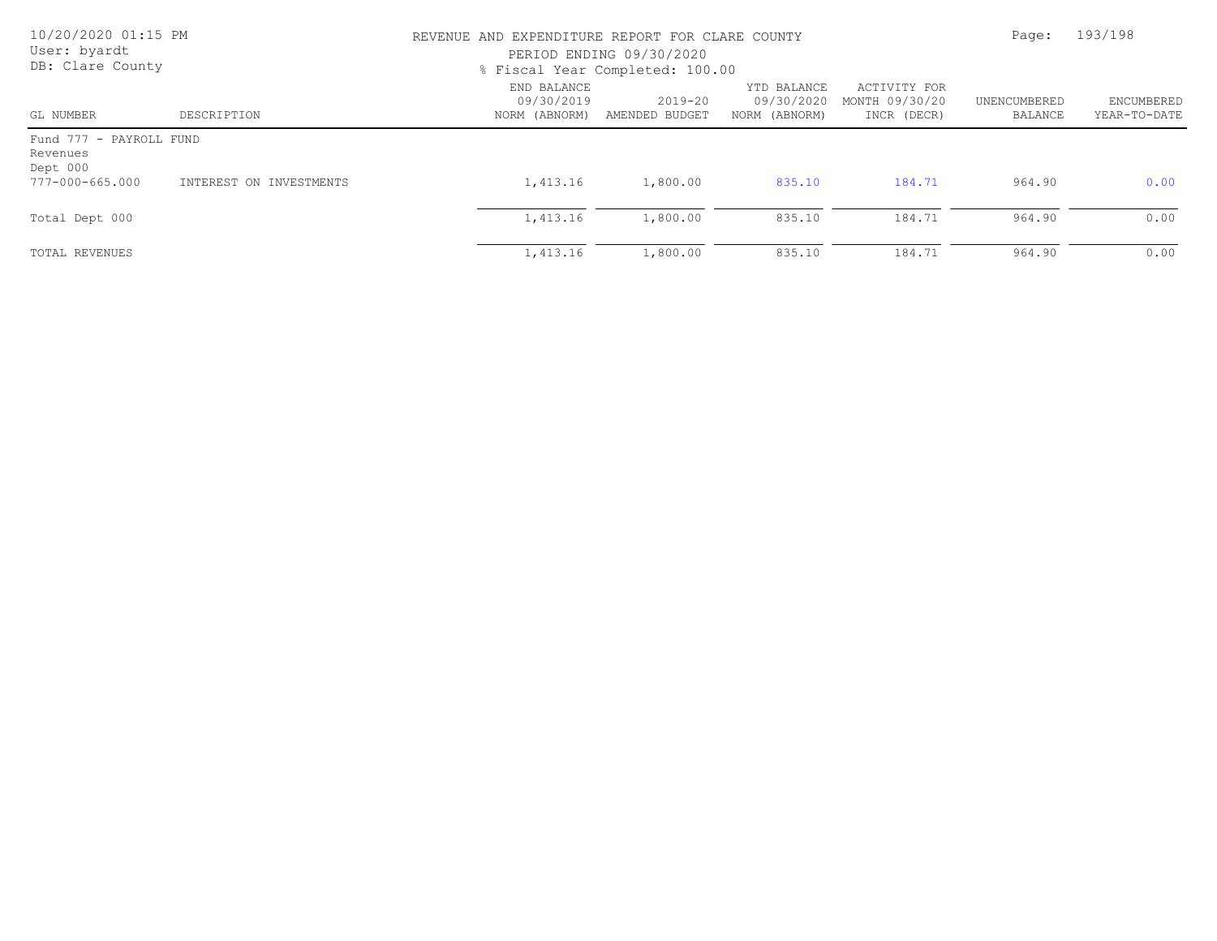REVENUE AND EXPENDITURE REPORT FOR CLARE COUNTY

PERIOD ENDING 09/30/2020

% Fiscal Year Completed: 100.00

10/20/2020 01:15 PM
User: byardt
DB: Clare County

| GL NUMBER | DESCRIPTION | END BALANCE 09/30/2019 NORM (ABNORM) | 2019-20 AMENDED BUDGET | YTD BALANCE 09/30/2020 NORM (ABNORM) | ACTIVITY FOR MONTH 09/30/20 INCR (DECR) | UNENCUMBERED BALANCE | ENCUMBERED YEAR-TO-DATE |
|---|---|---|---|---|---|---|---|
| Fund 777 - PAYROLL FUND | | | | | | | |
| Revenues | | | | | | | |
| Dept 000 | | | | | | | |
| 777-000-665.000 | INTEREST ON INVESTMENTS | 1,413.16 | 1,800.00 | 835.10 | 184.71 | 964.90 | 0.00 |
| Total Dept 000 | | 1,413.16 | 1,800.00 | 835.10 | 184.71 | 964.90 | 0.00 |
| TOTAL REVENUES | | 1,413.16 | 1,800.00 | 835.10 | 184.71 | 964.90 | 0.00 |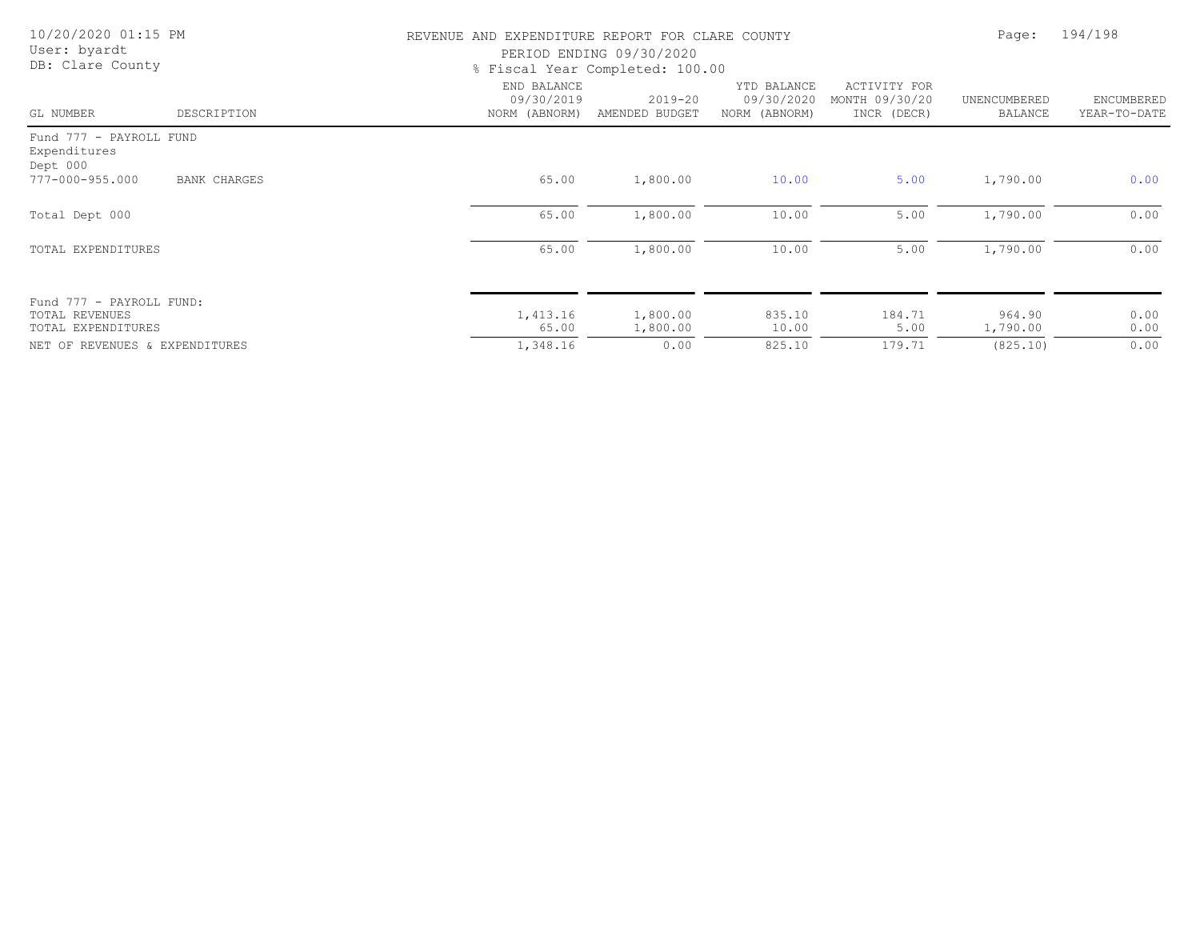REVENUE AND EXPENDITURE REPORT FOR CLARE COUNTY

PERIOD ENDING 09/30/2020

% Fiscal Year Completed: 100.00

10/20/2020 01:15 PM
User: byardt
DB: Clare County

| GL NUMBER | DESCRIPTION | END BALANCE 09/30/2019 NORM (ABNORM) | 2019-20 AMENDED BUDGET | YTD BALANCE 09/30/2020 NORM (ABNORM) | ACTIVITY FOR MONTH 09/30/20 INCR (DECR) | UNENCUMBERED BALANCE | ENCUMBERED YEAR-TO-DATE |
|---|---|---|---|---|---|---|---|
| Fund 777 - PAYROLL FUND | | | | | | | |
| Expenditures | | | | | | | |
| Dept 000 | | | | | | | |
| 777-000-955.000 | BANK CHARGES | 65.00 | 1,800.00 | 10.00 | 5.00 | 1,790.00 | 0.00 |
| Total Dept 000 | | 65.00 | 1,800.00 | 10.00 | 5.00 | 1,790.00 | 0.00 |
| TOTAL EXPENDITURES | | 65.00 | 1,800.00 | 10.00 | 5.00 | 1,790.00 | 0.00 |
| Fund 777 - PAYROLL FUND: | | | | | | | |
| TOTAL REVENUES | | 1,413.16 | 1,800.00 | 835.10 | 184.71 | 964.90 | 0.00 |
| TOTAL EXPENDITURES | | 65.00 | 1,800.00 | 10.00 | 5.00 | 1,790.00 | 0.00 |
| NET OF REVENUES & EXPENDITURES | | 1,348.16 | 0.00 | 825.10 | 179.71 | (825.10) | 0.00 |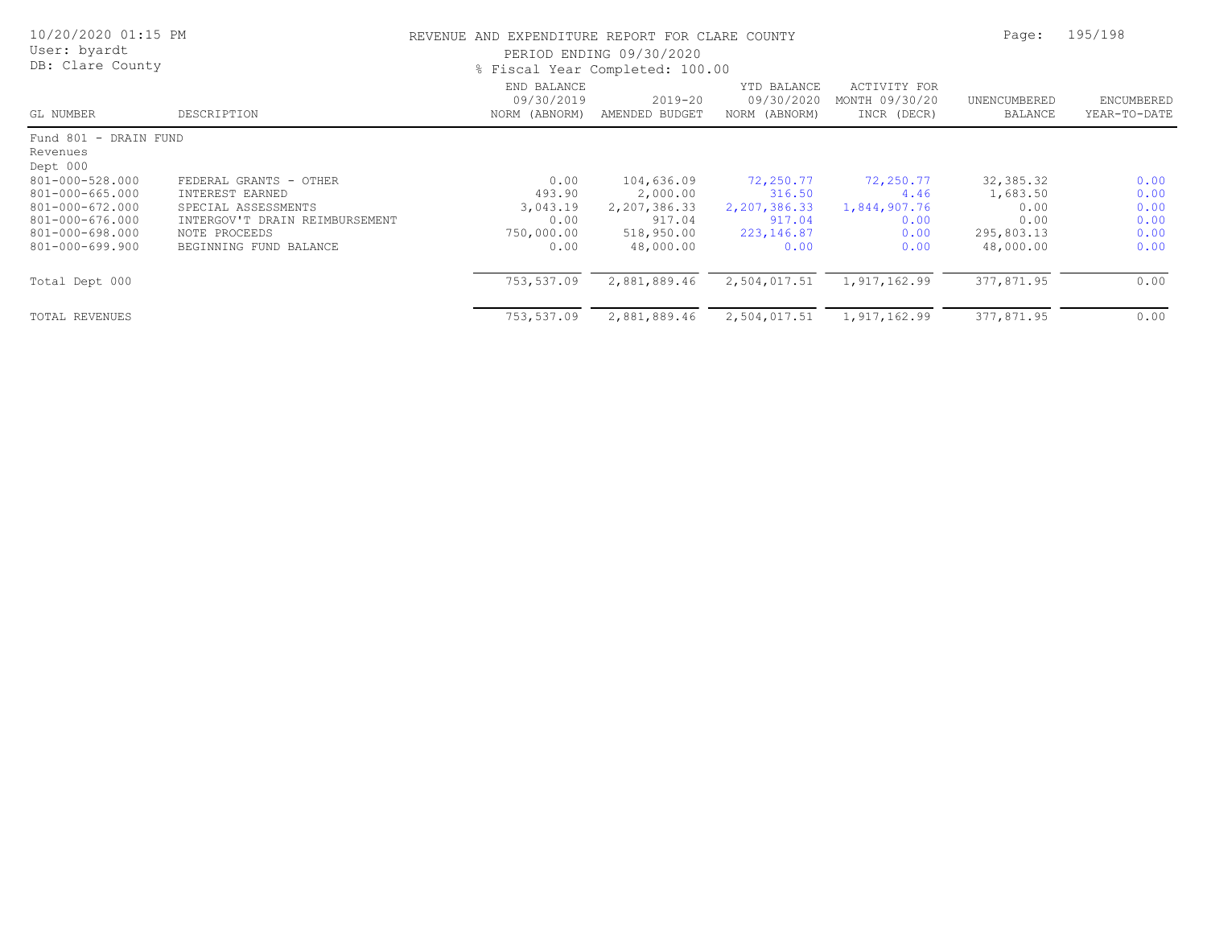REVENUE AND EXPENDITURE REPORT FOR CLARE COUNTY

PERIOD ENDING 09/30/2020

% Fiscal Year Completed: 100.00

| GL NUMBER | DESCRIPTION | END BALANCE 09/30/2019 NORM (ABNORM) | 2019-20 AMENDED BUDGET | YTD BALANCE 09/30/2020 NORM (ABNORM) | ACTIVITY FOR MONTH 09/30/20 INCR (DECR) | UNENCUMBERED BALANCE | ENCUMBERED YEAR-TO-DATE |
|---|---|---|---|---|---|---|---|
| Fund 801 - DRAIN FUND | | | | | | | |
| Revenues | | | | | | | |
| Dept 000 | | | | | | | |
| 801-000-528.000 | FEDERAL GRANTS - OTHER | 0.00 | 104,636.09 | 72,250.77 | 72,250.77 | 32,385.32 | 0.00 |
| 801-000-665.000 | INTEREST EARNED | 493.90 | 2,000.00 | 316.50 | 4.46 | 1,683.50 | 0.00 |
| 801-000-672.000 | SPECIAL ASSESSMENTS | 3,043.19 | 2,207,386.33 | 2,207,386.33 | 1,844,907.76 | 0.00 | 0.00 |
| 801-000-676.000 | INTERGOV'T DRAIN REIMBURSEMENT | 0.00 | 917.04 | 917.04 | 0.00 | 0.00 | 0.00 |
| 801-000-698.000 | NOTE PROCEEDS | 750,000.00 | 518,950.00 | 223,146.87 | 0.00 | 295,803.13 | 0.00 |
| 801-000-699.900 | BEGINNING FUND BALANCE | 0.00 | 48,000.00 | 0.00 | 0.00 | 48,000.00 | 0.00 |
| Total Dept 000 | | 753,537.09 | 2,881,889.46 | 2,504,017.51 | 1,917,162.99 | 377,871.95 | 0.00 |
| TOTAL REVENUES | | 753,537.09 | 2,881,889.46 | 2,504,017.51 | 1,917,162.99 | 377,871.95 | 0.00 |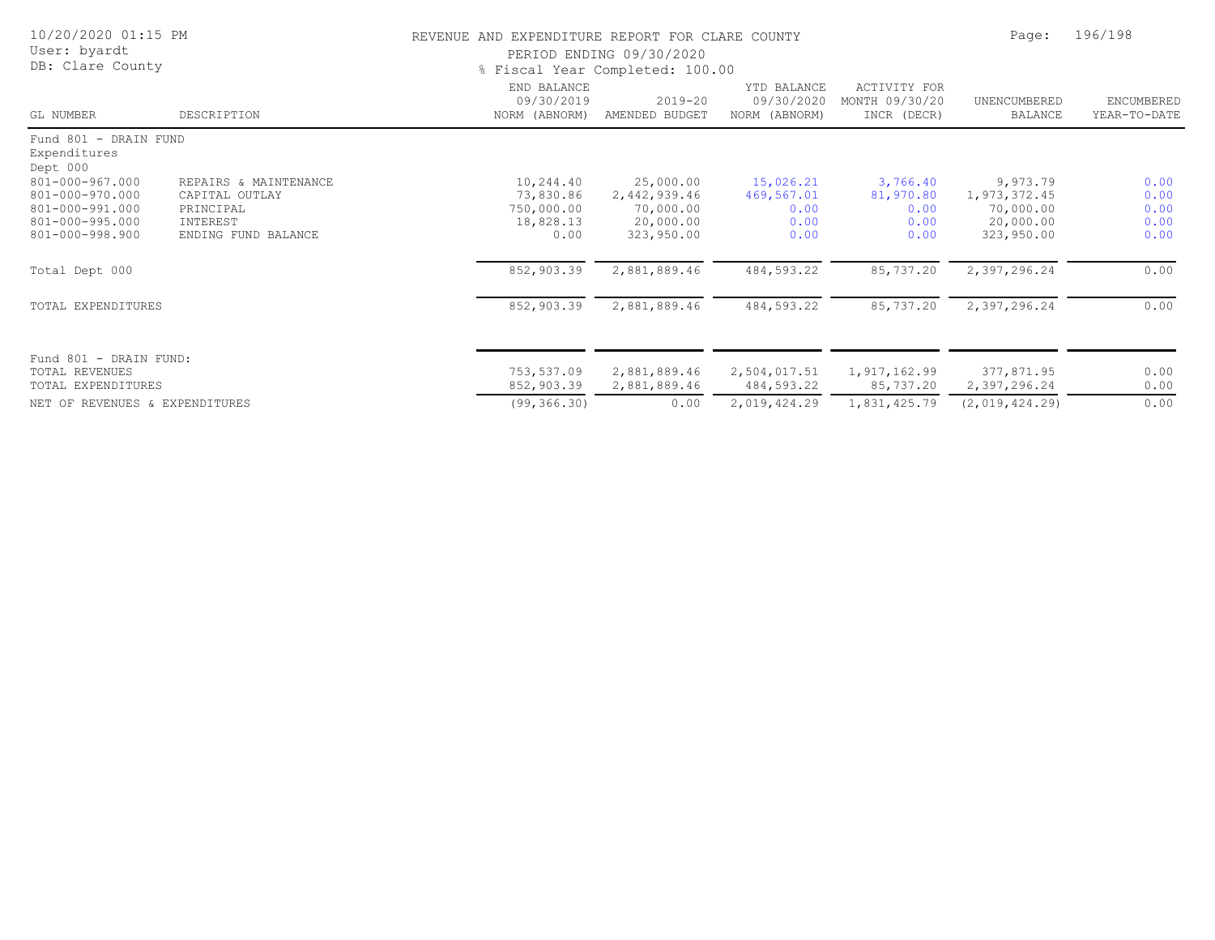REVENUE AND EXPENDITURE REPORT FOR CLARE COUNTY

PERIOD ENDING 09/30/2020

% Fiscal Year Completed: 100.00

| GL NUMBER | DESCRIPTION | END BALANCE 09/30/2019 NORM (ABNORM) | 2019-20 AMENDED BUDGET | YTD BALANCE 09/30/2020 NORM (ABNORM) | ACTIVITY FOR MONTH 09/30/20 INCR (DECR) | UNENCUMBERED BALANCE | ENCUMBERED YEAR-TO-DATE |
|---|---|---|---|---|---|---|---|
| Fund 801 - DRAIN FUND | | | | | | | |
| Expenditures | | | | | | | |
| Dept 000 | | | | | | | |
| 801-000-967.000 | REPAIRS & MAINTENANCE | 10,244.40 | 25,000.00 | 15,026.21 | 3,766.40 | 9,973.79 | 0.00 |
| 801-000-970.000 | CAPITAL OUTLAY | 73,830.86 | 2,442,939.46 | 469,567.01 | 81,970.80 | 1,973,372.45 | 0.00 |
| 801-000-991.000 | PRINCIPAL | 750,000.00 | 70,000.00 | 0.00 | 0.00 | 70,000.00 | 0.00 |
| 801-000-995.000 | INTEREST | 18,828.13 | 20,000.00 | 0.00 | 0.00 | 20,000.00 | 0.00 |
| 801-000-998.900 | ENDING FUND BALANCE | 0.00 | 323,950.00 | 0.00 | 0.00 | 323,950.00 | 0.00 |
| Total Dept 000 | | 852,903.39 | 2,881,889.46 | 484,593.22 | 85,737.20 | 2,397,296.24 | 0.00 |
| TOTAL EXPENDITURES | | 852,903.39 | 2,881,889.46 | 484,593.22 | 85,737.20 | 2,397,296.24 | 0.00 |
| Fund 801 - DRAIN FUND: | | | | | | | |
| TOTAL REVENUES | | 753,537.09 | 2,881,889.46 | 2,504,017.51 | 1,917,162.99 | 377,871.95 | 0.00 |
| TOTAL EXPENDITURES | | 852,903.39 | 2,881,889.46 | 484,593.22 | 85,737.20 | 2,397,296.24 | 0.00 |
| NET OF REVENUES & EXPENDITURES | | (99,366.30) | 0.00 | 2,019,424.29 | 1,831,425.79 | (2,019,424.29) | 0.00 |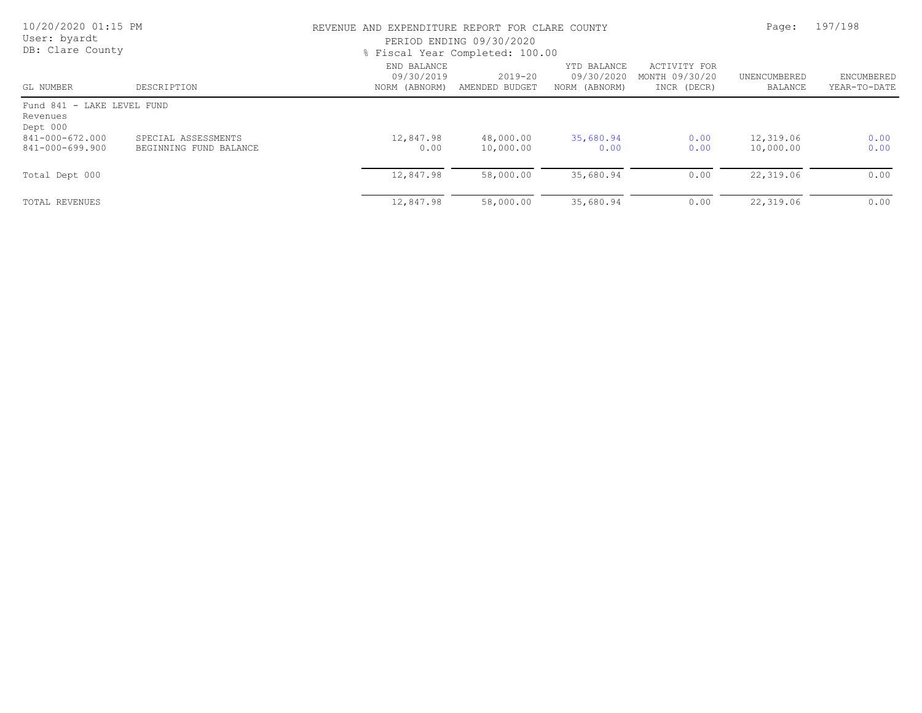REVENUE AND EXPENDITURE REPORT FOR CLARE COUNTY

PERIOD ENDING 09/30/2020

% Fiscal Year Completed: 100.00

| GL NUMBER | DESCRIPTION | END BALANCE 09/30/2019 NORM (ABNORM) | 2019-20 AMENDED BUDGET | YTD BALANCE 09/30/2020 NORM (ABNORM) | ACTIVITY FOR MONTH 09/30/20 INCR (DECR) | UNENCUMBERED BALANCE | ENCUMBERED YEAR-TO-DATE |
|---|---|---|---|---|---|---|---|
| Fund 841 - LAKE LEVEL FUND | | | | | | | |
| Revenues | | | | | | | |
| Dept 000 | | | | | | | |
| 841-000-672.000 | SPECIAL ASSESSMENTS | 12,847.98 | 48,000.00 | 35,680.94 | 0.00 | 12,319.06 | 0.00 |
| 841-000-699.900 | BEGINNING FUND BALANCE | 0.00 | 10,000.00 | 0.00 | 0.00 | 10,000.00 | 0.00 |
| Total Dept 000 | | 12,847.98 | 58,000.00 | 35,680.94 | 0.00 | 22,319.06 | 0.00 |
| TOTAL REVENUES | | 12,847.98 | 58,000.00 | 35,680.94 | 0.00 | 22,319.06 | 0.00 |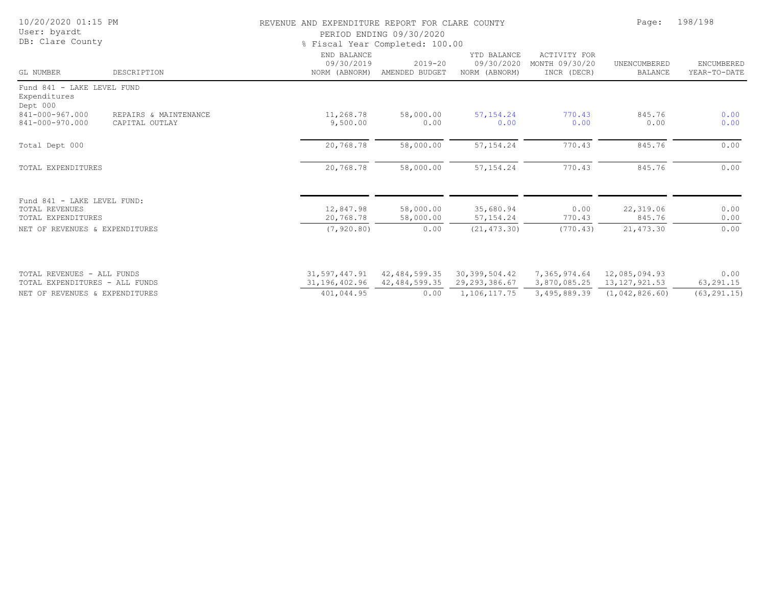# REVENUE AND EXPENDITURE REPORT FOR CLARE COUNTY

PERIOD ENDING 09/30/2020

% Fiscal Year Completed: 100.00

| GL NUMBER | DESCRIPTION | END BALANCE 09/30/2019 NORM (ABNORM) | 2019-20 AMENDED BUDGET | YTD BALANCE 09/30/2020 NORM (ABNORM) | ACTIVITY FOR MONTH 09/30/20 INCR (DECR) | UNENCUMBERED BALANCE | ENCUMBERED YEAR-TO-DATE |
|---|---|---|---|---|---|---|---|
| Fund 841 - LAKE LEVEL FUND | | | | | | | |
| Expenditures | | | | | | | |
| Dept 000 | | | | | | | |
| 841-000-967.000 | REPAIRS & MAINTENANCE | 11,268.78 | 58,000.00 | 57,154.24 | 770.43 | 845.76 | 0.00 |
| 841-000-970.000 | CAPITAL OUTLAY | 9,500.00 | 0.00 | 0.00 | 0.00 | 0.00 | 0.00 |
| Total Dept 000 | | 20,768.78 | 58,000.00 | 57,154.24 | 770.43 | 845.76 | 0.00 |
| TOTAL EXPENDITURES | | 20,768.78 | 58,000.00 | 57,154.24 | 770.43 | 845.76 | 0.00 |
| Fund 841 - LAKE LEVEL FUND: | | | | | | | |
| TOTAL REVENUES | | 12,847.98 | 58,000.00 | 35,680.94 | 0.00 | 22,319.06 | 0.00 |
| TOTAL EXPENDITURES | | 20,768.78 | 58,000.00 | 57,154.24 | 770.43 | 845.76 | 0.00 |
| NET OF REVENUES & EXPENDITURES | | (7,920.80) | 0.00 | (21,473.30) | (770.43) | 21,473.30 | 0.00 |
| TOTAL REVENUES - ALL FUNDS | | 31,597,447.91 | 42,484,599.35 | 30,399,504.42 | 7,365,974.64 | 12,085,094.93 | 0.00 |
| TOTAL EXPENDITURES - ALL FUNDS | | 31,196,402.96 | 42,484,599.35 | 29,293,386.67 | 3,870,085.25 | 13,127,921.53 | 63,291.15 |
| NET OF REVENUES & EXPENDITURES | | 401,044.95 | 0.00 | 1,106,117.75 | 3,495,889.39 | (1,042,826.60) | (63,291.15) |